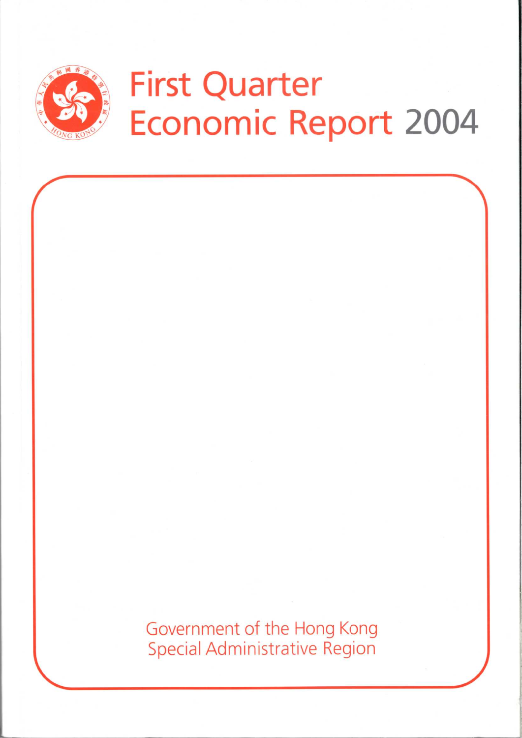# First Quarter Economic Report 2004

Government of the Hong Kong Special Administrative Region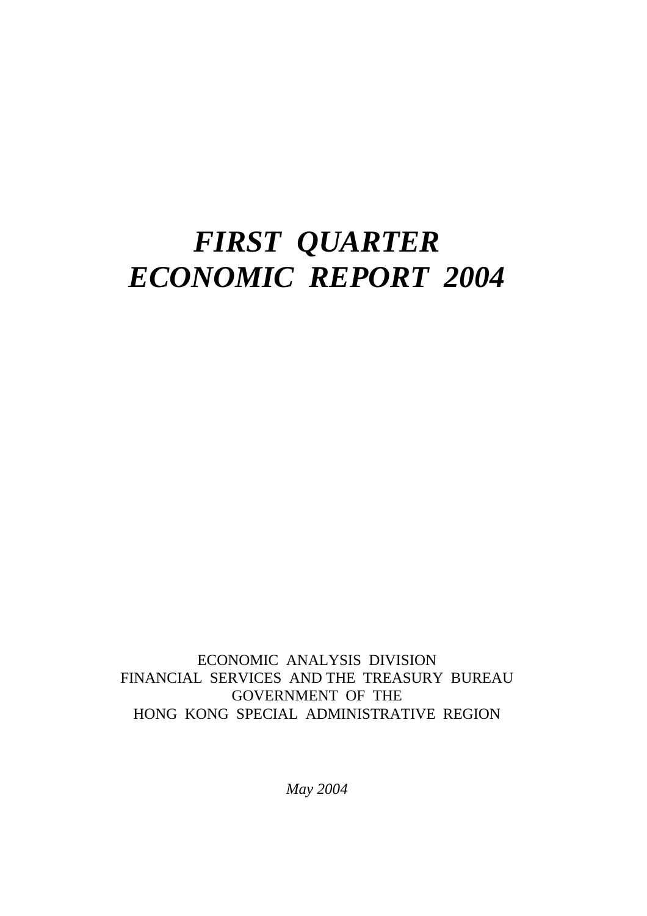# *FIRST QUARTER ECONOMIC REPORT 2004*

ECONOMIC ANALYSIS DIVISION
FINANCIAL SERVICES AND THE TREASURY BUREAU
GOVERNMENT OF THE
HONG KONG SPECIAL ADMINISTRATIVE REGION

*May 2004*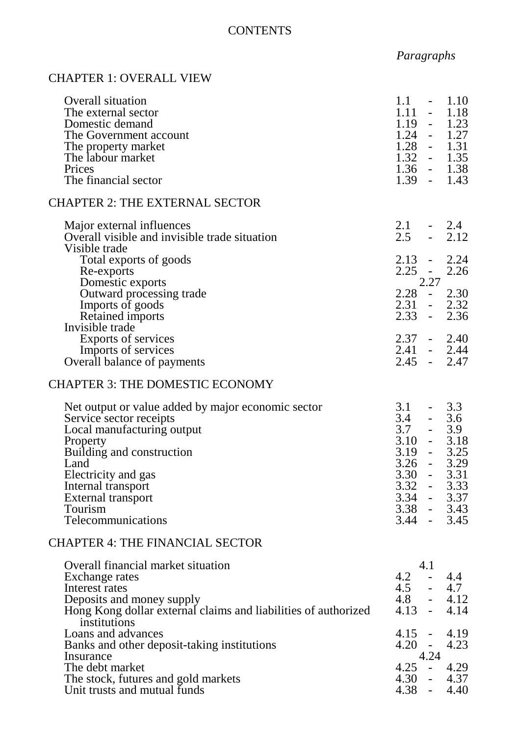# CONTENTS

| | *Paragraphs* |
|---|---|
| **CHAPTER 1: OVERALL VIEW** | |
| Overall situation | 1.1 - 1.10 |
| The external sector | 1.11 - 1.18 |
| Domestic demand | 1.19 - 1.23 |
| The Government account | 1.24 - 1.27 |
| The property market | 1.28 - 1.31 |
| The labour market | 1.32 - 1.35 |
| Prices | 1.36 - 1.38 |
| The financial sector | 1.39 - 1.43 |
| **CHAPTER 2: THE EXTERNAL SECTOR** | |
| Major external influences | 2.1 - 2.4 |
| Overall visible and invisible trade situation | 2.5 - 2.12 |
| Visible trade | |
| Total exports of goods | 2.13 - 2.24 |
| Re-exports | 2.25 - 2.26 |
| Domestic exports | 2.27 |
| Outward processing trade | 2.28 - 2.30 |
| Imports of goods | 2.31 - 2.32 |
| Retained imports | 2.33 - 2.36 |
| Invisible trade | |
| Exports of services | 2.37 - 2.40 |
| Imports of services | 2.41 - 2.44 |
| Overall balance of payments | 2.45 - 2.47 |
| **CHAPTER 3: THE DOMESTIC ECONOMY** | |
| Net output or value added by major economic sector | 3.1 - 3.3 |
| Service sector receipts | 3.4 - 3.6 |
| Local manufacturing output | 3.7 - 3.9 |
| Property | 3.10 - 3.18 |
| Building and construction | 3.19 - 3.25 |
| Land | 3.26 - 3.29 |
| Electricity and gas | 3.30 - 3.31 |
| Internal transport | 3.32 - 3.33 |
| External transport | 3.34 - 3.37 |
| Tourism | 3.38 - 3.43 |
| Telecommunications | 3.44 - 3.45 |
| **CHAPTER 4: THE FINANCIAL SECTOR** | |
| Overall financial market situation | 4.1 |
| Exchange rates | 4.2 - 4.4 |
| Interest rates | 4.5 - 4.7 |
| Deposits and money supply | 4.8 - 4.12 |
| Hong Kong dollar external claims and liabilities of authorized institutions | 4.13 - 4.14 |
| Loans and advances | 4.15 - 4.19 |
| Banks and other deposit-taking institutions | 4.20 - 4.23 |
| Insurance | 4.24 |
| The debt market | 4.25 - 4.29 |
| The stock, futures and gold markets | 4.30 - 4.37 |
| Unit trusts and mutual funds | 4.38 - 4.40 |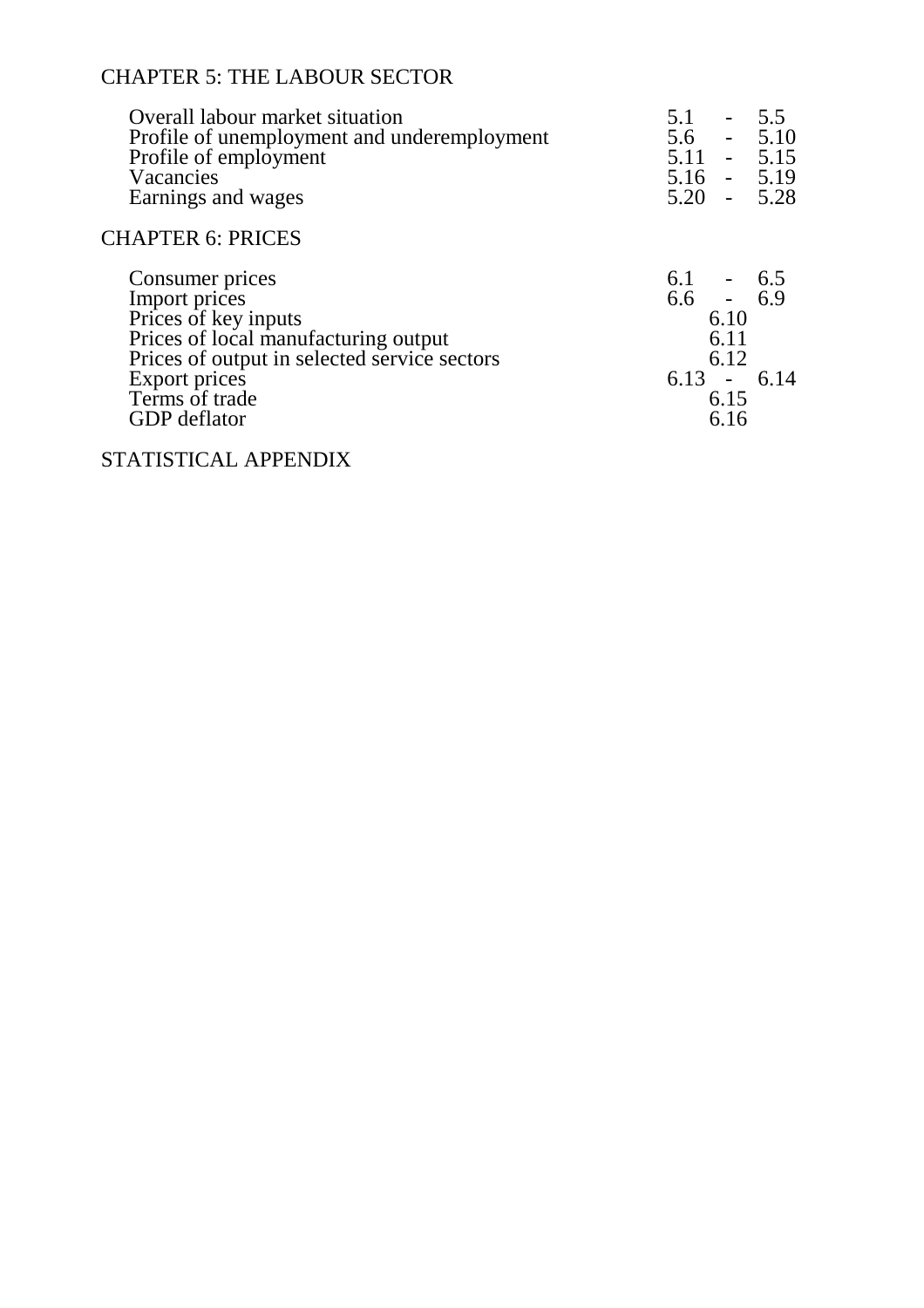## CHAPTER 5: THE LABOUR SECTOR

| | |
|---|---|
| Overall labour market situation | 5.1 - 5.5 |
| Profile of unemployment and underemployment | 5.6 - 5.10 |
| Profile of employment | 5.11 - 5.15 |
| Vacancies | 5.16 - 5.19 |
| Earnings and wages | 5.20 - 5.28 |

## CHAPTER 6: PRICES

| | |
|---|---|
| Consumer prices | 6.1 - 6.5 |
| Import prices | 6.6 - 6.9 |
| Prices of key inputs | 6.10 |
| Prices of local manufacturing output | 6.11 |
| Prices of output in selected service sectors | 6.12 |
| Export prices | 6.13 - 6.14 |
| Terms of trade | 6.15 |
| GDP deflator | 6.16 |

## STATISTICAL APPENDIX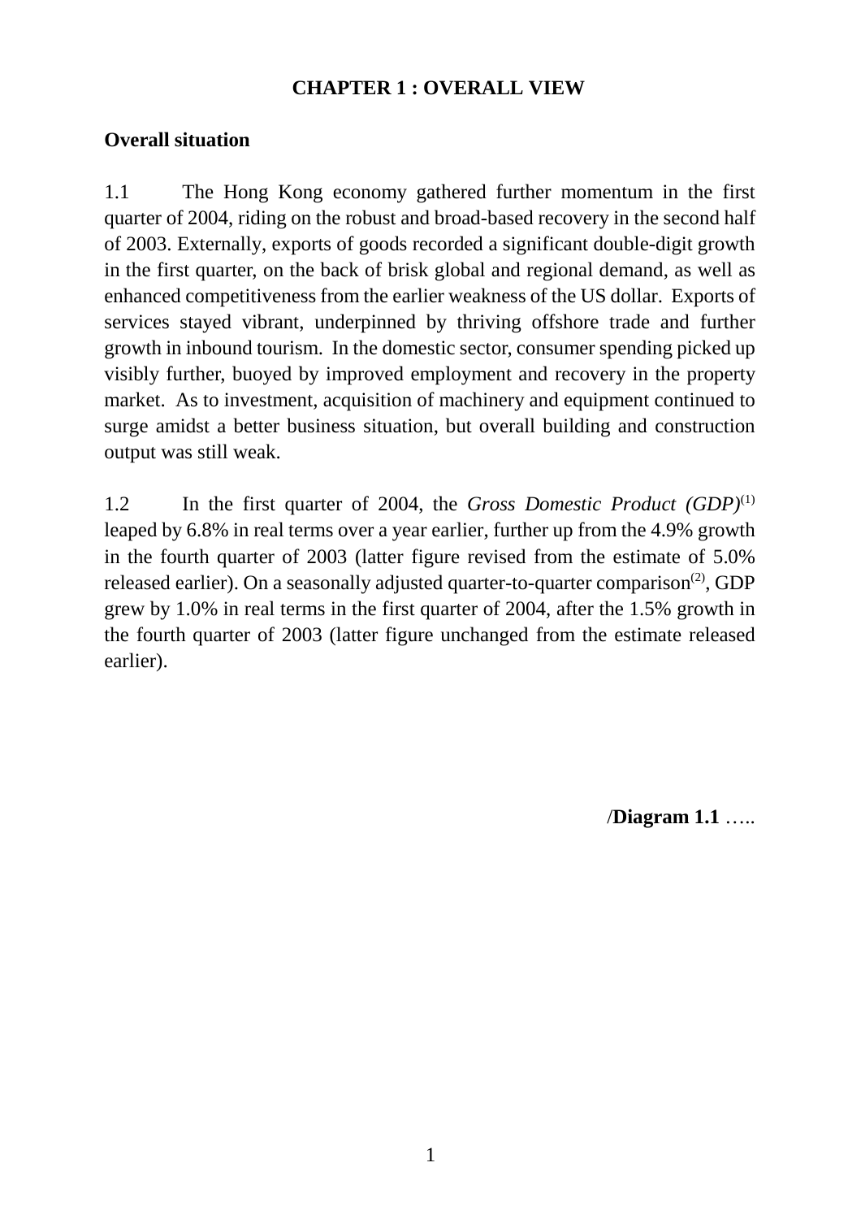# CHAPTER 1 : OVERALL VIEW

## Overall situation

1.1 The Hong Kong economy gathered further momentum in the first quarter of 2004, riding on the robust and broad-based recovery in the second half of 2003. Externally, exports of goods recorded a significant double-digit growth in the first quarter, on the back of brisk global and regional demand, as well as enhanced competitiveness from the earlier weakness of the US dollar. Exports of services stayed vibrant, underpinned by thriving offshore trade and further growth in inbound tourism. In the domestic sector, consumer spending picked up visibly further, buoyed by improved employment and recovery in the property market. As to investment, acquisition of machinery and equipment continued to surge amidst a better business situation, but overall building and construction output was still weak.

1.2 In the first quarter of 2004, the *Gross Domestic Product (GDP)*(1) leaped by 6.8% in real terms over a year earlier, further up from the 4.9% growth in the fourth quarter of 2003 (latter figure revised from the estimate of 5.0% released earlier). On a seasonally adjusted quarter-to-quarter comparison(2), GDP grew by 1.0% in real terms in the first quarter of 2004, after the 1.5% growth in the fourth quarter of 2003 (latter figure unchanged from the estimate released earlier).

/**Diagram 1.1** …..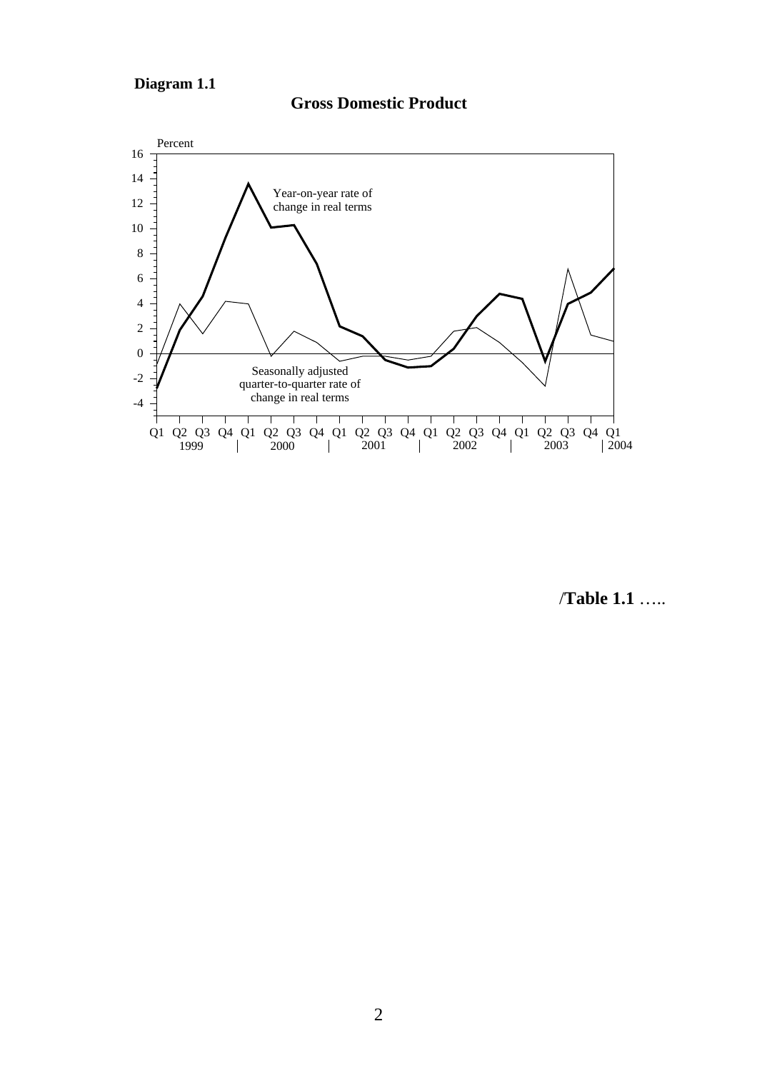**Diagram 1.1**

**Gross Domestic Product**

/**Table 1.1** …..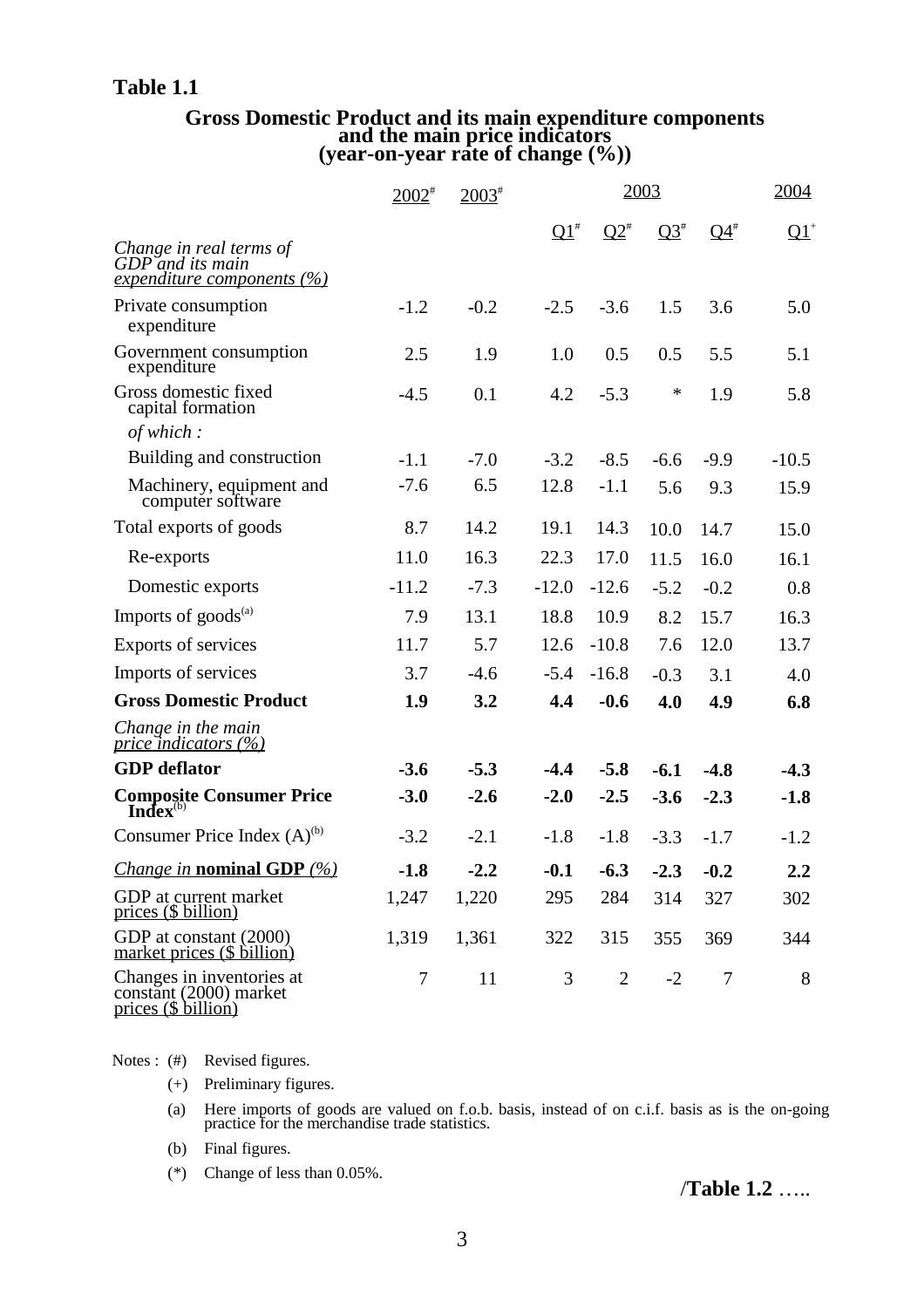**Table 1.1**

**Gross Domestic Product and its main expenditure components and the main price indicators (year-on-year rate of change (%))**

| | 2002# | 2003# | 2003 | | | | 2004 |
|---|---|---|---|---|---|---|---|
| | | | Q1# | Q2# | Q3# | Q4# | Q1+ |
| *Change in real terms of GDP and its main expenditure components (%)* | | | | | | | |
| Private consumption expenditure | -1.2 | -0.2 | -2.5 | -3.6 | 1.5 | 3.6 | 5.0 |
| Government consumption expenditure | 2.5 | 1.9 | 1.0 | 0.5 | 0.5 | 5.5 | 5.1 |
| Gross domestic fixed capital formation | -4.5 | 0.1 | 4.2 | -5.3 | * | 1.9 | 5.8 |
| *of which :* | | | | | | | |
| Building and construction | -1.1 | -7.0 | -3.2 | -8.5 | -6.6 | -9.9 | -10.5 |
| Machinery, equipment and computer software | -7.6 | 6.5 | 12.8 | -1.1 | 5.6 | 9.3 | 15.9 |
| Total exports of goods | 8.7 | 14.2 | 19.1 | 14.3 | 10.0 | 14.7 | 15.0 |
| Re-exports | 11.0 | 16.3 | 22.3 | 17.0 | 11.5 | 16.0 | 16.1 |
| Domestic exports | -11.2 | -7.3 | -12.0 | -12.6 | -5.2 | -0.2 | 0.8 |
| Imports of goods(a) | 7.9 | 13.1 | 18.8 | 10.9 | 8.2 | 15.7 | 16.3 |
| Exports of services | 11.7 | 5.7 | 12.6 | -10.8 | 7.6 | 12.0 | 13.7 |
| Imports of services | 3.7 | -4.6 | -5.4 | -16.8 | -0.3 | 3.1 | 4.0 |
| **Gross Domestic Product** | **1.9** | **3.2** | **4.4** | **-0.6** | **4.0** | **4.9** | **6.8** |
| *Change in the main price indicators (%)* | | | | | | | |
| **GDP deflator** | **-3.6** | **-5.3** | **-4.4** | **-5.8** | **-6.1** | **-4.8** | **-4.3** |
| **Composite Consumer Price Index**(b) | **-3.0** | **-2.6** | **-2.0** | **-2.5** | **-3.6** | **-2.3** | **-1.8** |
| Consumer Price Index (A)(b) | -3.2 | -2.1 | -1.8 | -1.8 | -3.3 | -1.7 | -1.2 |
| *Change in* **nominal GDP** *(%)* | **-1.8** | **-2.2** | **-0.1** | **-6.3** | **-2.3** | **-0.2** | **2.2** |
| GDP at current market prices ($ billion) | 1,247 | 1,220 | 295 | 284 | 314 | 327 | 302 |
| GDP at constant (2000) market prices ($ billion) | 1,319 | 1,361 | 322 | 315 | 355 | 369 | 344 |
| Changes in inventories at constant (2000) market prices ($ billion) | 7 | 11 | 3 | 2 | -2 | 7 | 8 |

Notes :
- (#) Revised figures.
- (+) Preliminary figures.
- (a) Here imports of goods are valued on f.o.b. basis, instead of on c.i.f. basis as is the on-going practice for the merchandise trade statistics.
- (b) Final figures.
- (*) Change of less than 0.05%.

/**Table 1.2** …..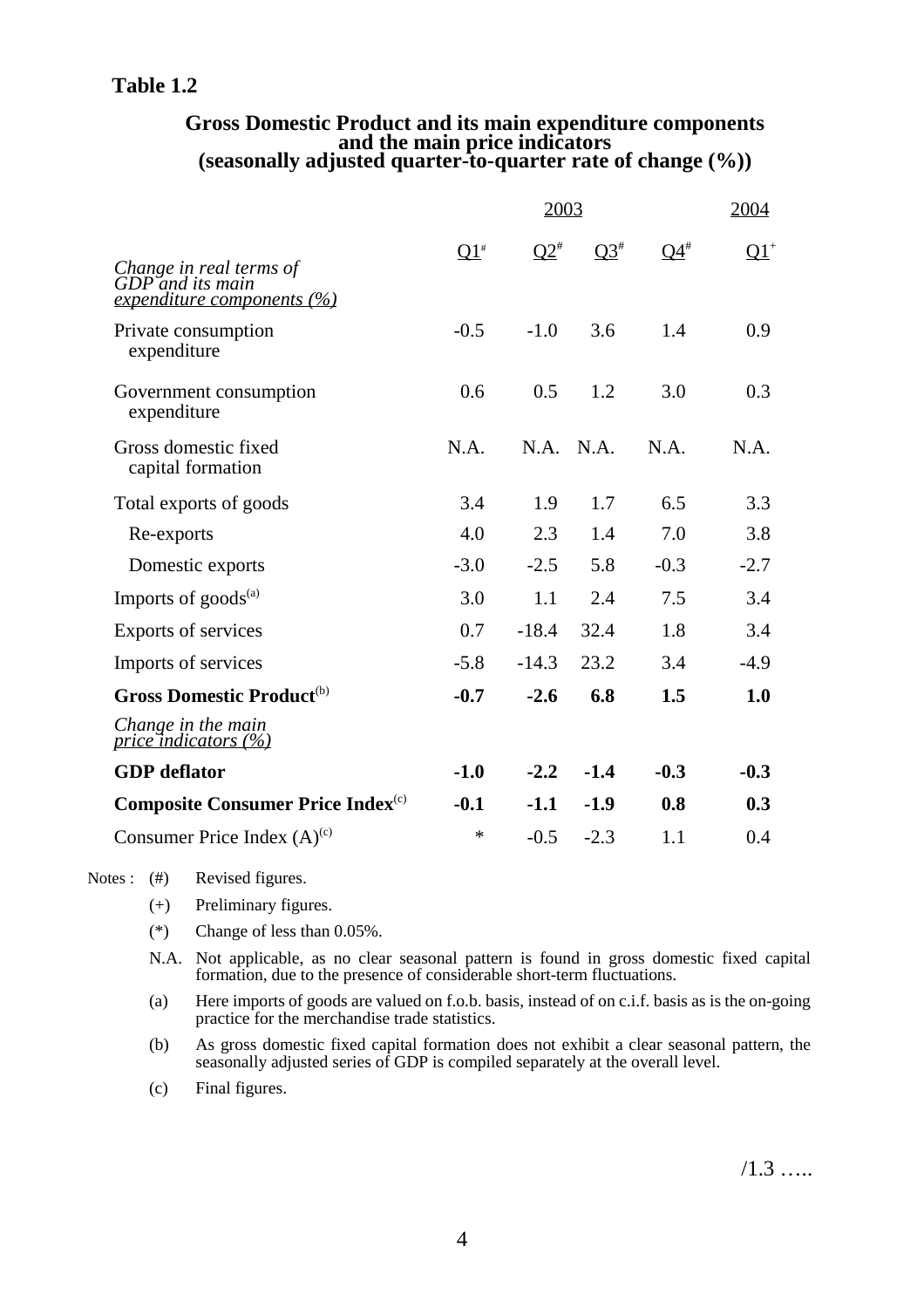**Table 1.2**

**Gross Domestic Product and its main expenditure components and the main price indicators (seasonally adjusted quarter-to-quarter rate of change (%))**

| | 2003 | | | | 2004 |
|---|---|---|---|---|---|
| | Q1# | Q2# | Q3# | Q4# | Q1+ |
| *Change in real terms of GDP and its main expenditure components (%)* | | | | | |
| Private consumption expenditure | -0.5 | -1.0 | 3.6 | 1.4 | 0.9 |
| Government consumption expenditure | 0.6 | 0.5 | 1.2 | 3.0 | 0.3 |
| Gross domestic fixed capital formation | N.A. | N.A. | N.A. | N.A. | N.A. |
| Total exports of goods | 3.4 | 1.9 | 1.7 | 6.5 | 3.3 |
| Re-exports | 4.0 | 2.3 | 1.4 | 7.0 | 3.8 |
| Domestic exports | -3.0 | -2.5 | 5.8 | -0.3 | -2.7 |
| Imports of goods[(a)] | 3.0 | 1.1 | 2.4 | 7.5 | 3.4 |
| Exports of services | 0.7 | -18.4 | 32.4 | 1.8 | 3.4 |
| Imports of services | -5.8 | -14.3 | 23.2 | 3.4 | -4.9 |
| **Gross Domestic Product[(b)]** | **-0.7** | **-2.6** | **6.8** | **1.5** | **1.0** |
| *Change in the main price indicators (%)* | | | | | |
| **GDP deflator** | **-1.0** | **-2.2** | **-1.4** | **-0.3** | **-0.3** |
| **Composite Consumer Price Index[(c)]** | **-0.1** | **-1.1** | **-1.9** | **0.8** | **0.3** |
| Consumer Price Index (A)[(c)] | * | -0.5 | -2.3 | 1.1 | 0.4 |

Notes :
- (#) Revised figures.
- (+) Preliminary figures.
- (*) Change of less than 0.05%.
- N.A. Not applicable, as no clear seasonal pattern is found in gross domestic fixed capital formation, due to the presence of considerable short-term fluctuations.
- (a) Here imports of goods are valued on f.o.b. basis, instead of on c.i.f. basis as is the on-going practice for the merchandise trade statistics.
- (b) As gross domestic fixed capital formation does not exhibit a clear seasonal pattern, the seasonally adjusted series of GDP is compiled separately at the overall level.
- (c) Final figures.

/1.3 …..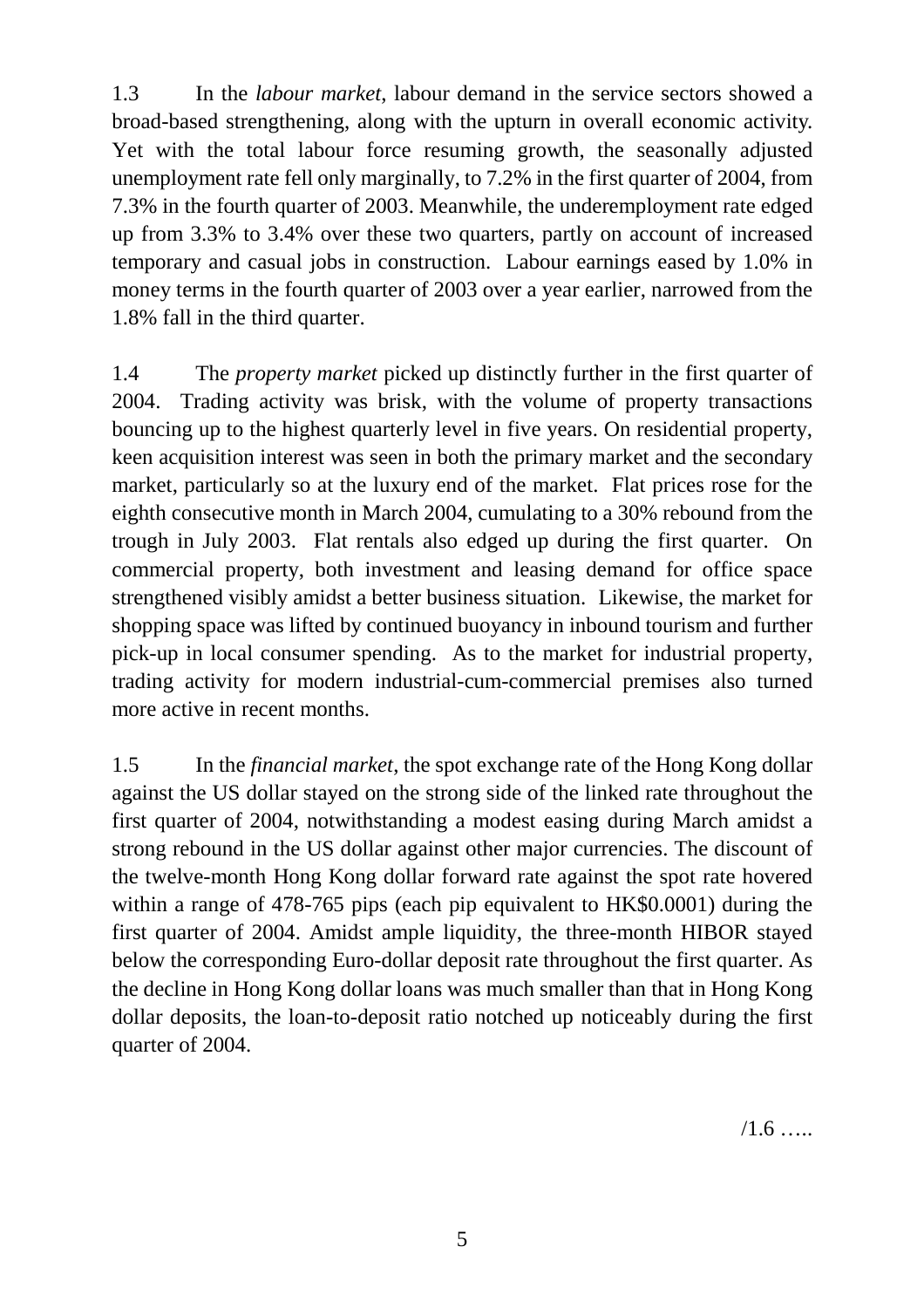1.3 In the *labour market*, labour demand in the service sectors showed a broad-based strengthening, along with the upturn in overall economic activity. Yet with the total labour force resuming growth, the seasonally adjusted unemployment rate fell only marginally, to 7.2% in the first quarter of 2004, from 7.3% in the fourth quarter of 2003. Meanwhile, the underemployment rate edged up from 3.3% to 3.4% over these two quarters, partly on account of increased temporary and casual jobs in construction. Labour earnings eased by 1.0% in money terms in the fourth quarter of 2003 over a year earlier, narrowed from the 1.8% fall in the third quarter.

1.4 The *property market* picked up distinctly further in the first quarter of 2004. Trading activity was brisk, with the volume of property transactions bouncing up to the highest quarterly level in five years. On residential property, keen acquisition interest was seen in both the primary market and the secondary market, particularly so at the luxury end of the market. Flat prices rose for the eighth consecutive month in March 2004, cumulating to a 30% rebound from the trough in July 2003. Flat rentals also edged up during the first quarter. On commercial property, both investment and leasing demand for office space strengthened visibly amidst a better business situation. Likewise, the market for shopping space was lifted by continued buoyancy in inbound tourism and further pick-up in local consumer spending. As to the market for industrial property, trading activity for modern industrial-cum-commercial premises also turned more active in recent months.

1.5 In the *financial market*, the spot exchange rate of the Hong Kong dollar against the US dollar stayed on the strong side of the linked rate throughout the first quarter of 2004, notwithstanding a modest easing during March amidst a strong rebound in the US dollar against other major currencies. The discount of the twelve-month Hong Kong dollar forward rate against the spot rate hovered within a range of 478-765 pips (each pip equivalent to HK$0.0001) during the first quarter of 2004. Amidst ample liquidity, the three-month HIBOR stayed below the corresponding Euro-dollar deposit rate throughout the first quarter. As the decline in Hong Kong dollar loans was much smaller than that in Hong Kong dollar deposits, the loan-to-deposit ratio notched up noticeably during the first quarter of 2004.

/1.6 …..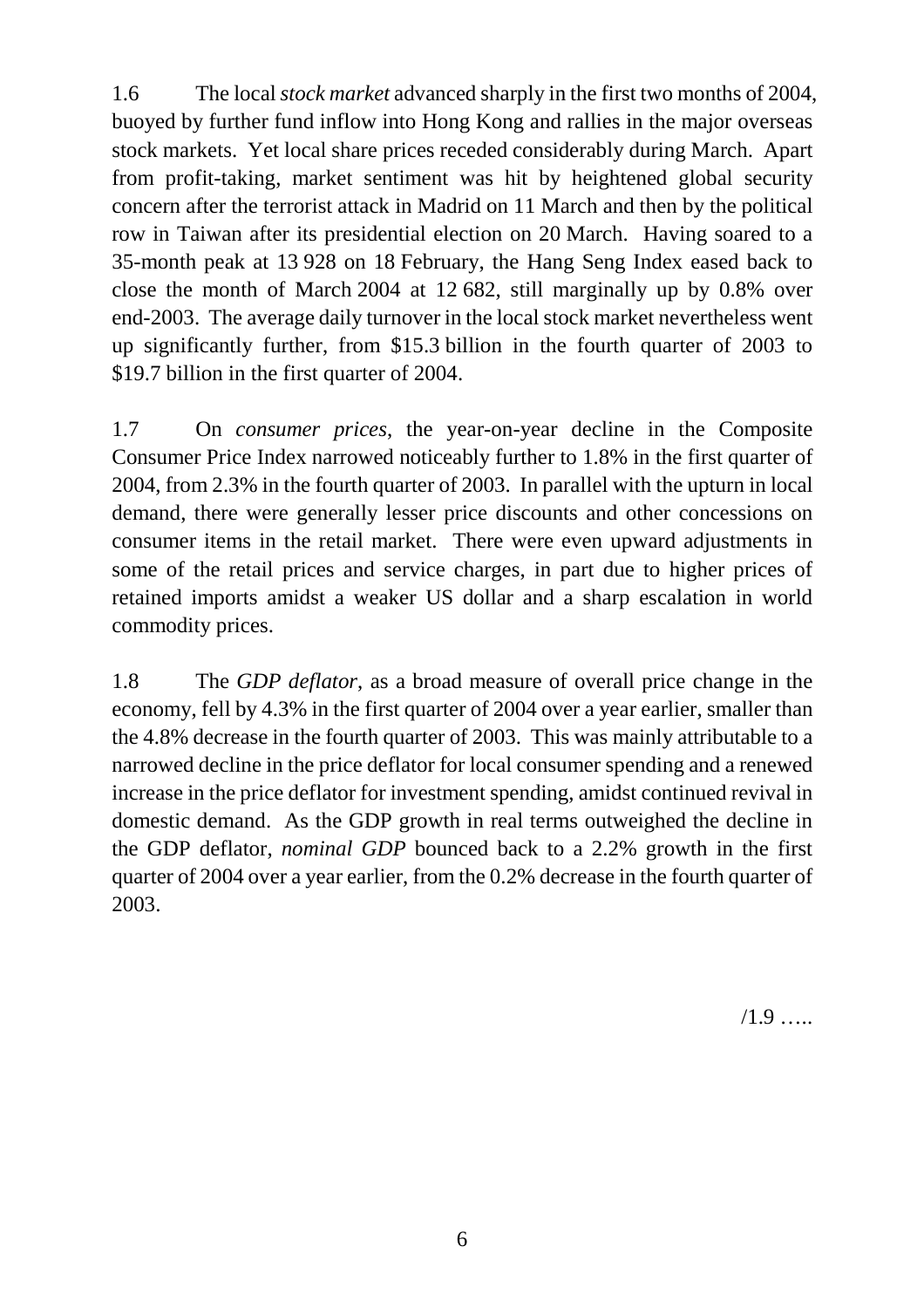1.6 The local *stock market* advanced sharply in the first two months of 2004, buoyed by further fund inflow into Hong Kong and rallies in the major overseas stock markets. Yet local share prices receded considerably during March. Apart from profit-taking, market sentiment was hit by heightened global security concern after the terrorist attack in Madrid on 11 March and then by the political row in Taiwan after its presidential election on 20 March. Having soared to a 35-month peak at 13 928 on 18 February, the Hang Seng Index eased back to close the month of March 2004 at 12 682, still marginally up by 0.8% over end-2003. The average daily turnover in the local stock market nevertheless went up significantly further, from $15.3 billion in the fourth quarter of 2003 to $19.7 billion in the first quarter of 2004.

1.7 On *consumer prices*, the year-on-year decline in the Composite Consumer Price Index narrowed noticeably further to 1.8% in the first quarter of 2004, from 2.3% in the fourth quarter of 2003. In parallel with the upturn in local demand, there were generally lesser price discounts and other concessions on consumer items in the retail market. There were even upward adjustments in some of the retail prices and service charges, in part due to higher prices of retained imports amidst a weaker US dollar and a sharp escalation in world commodity prices.

1.8 The *GDP deflator*, as a broad measure of overall price change in the economy, fell by 4.3% in the first quarter of 2004 over a year earlier, smaller than the 4.8% decrease in the fourth quarter of 2003. This was mainly attributable to a narrowed decline in the price deflator for local consumer spending and a renewed increase in the price deflator for investment spending, amidst continued revival in domestic demand. As the GDP growth in real terms outweighed the decline in the GDP deflator, *nominal GDP* bounced back to a 2.2% growth in the first quarter of 2004 over a year earlier, from the 0.2% decrease in the fourth quarter of 2003.

/1.9 …..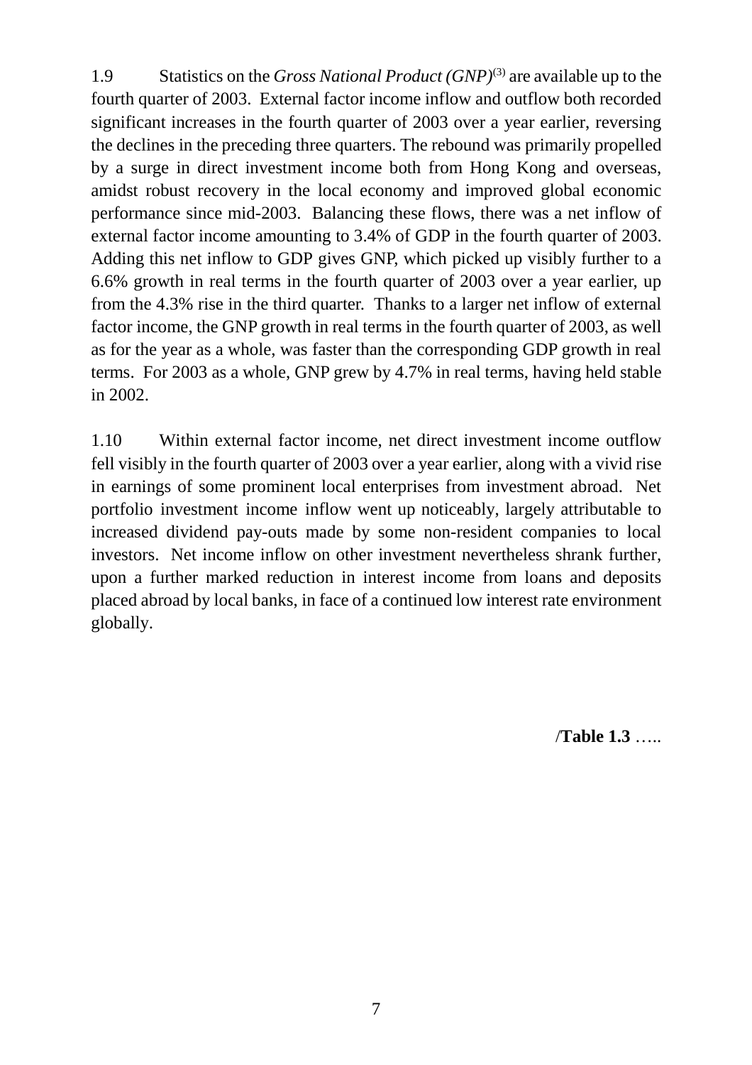1.9 Statistics on the *Gross National Product (GNP)*[3] are available up to the fourth quarter of 2003. External factor income inflow and outflow both recorded significant increases in the fourth quarter of 2003 over a year earlier, reversing the declines in the preceding three quarters. The rebound was primarily propelled by a surge in direct investment income both from Hong Kong and overseas, amidst robust recovery in the local economy and improved global economic performance since mid-2003. Balancing these flows, there was a net inflow of external factor income amounting to 3.4% of GDP in the fourth quarter of 2003. Adding this net inflow to GDP gives GNP, which picked up visibly further to a 6.6% growth in real terms in the fourth quarter of 2003 over a year earlier, up from the 4.3% rise in the third quarter. Thanks to a larger net inflow of external factor income, the GNP growth in real terms in the fourth quarter of 2003, as well as for the year as a whole, was faster than the corresponding GDP growth in real terms. For 2003 as a whole, GNP grew by 4.7% in real terms, having held stable in 2002.

1.10 Within external factor income, net direct investment income outflow fell visibly in the fourth quarter of 2003 over a year earlier, along with a vivid rise in earnings of some prominent local enterprises from investment abroad. Net portfolio investment income inflow went up noticeably, largely attributable to increased dividend pay-outs made by some non-resident companies to local investors. Net income inflow on other investment nevertheless shrank further, upon a further marked reduction in interest income from loans and deposits placed abroad by local banks, in face of a continued low interest rate environment globally.

/**Table 1.3** …..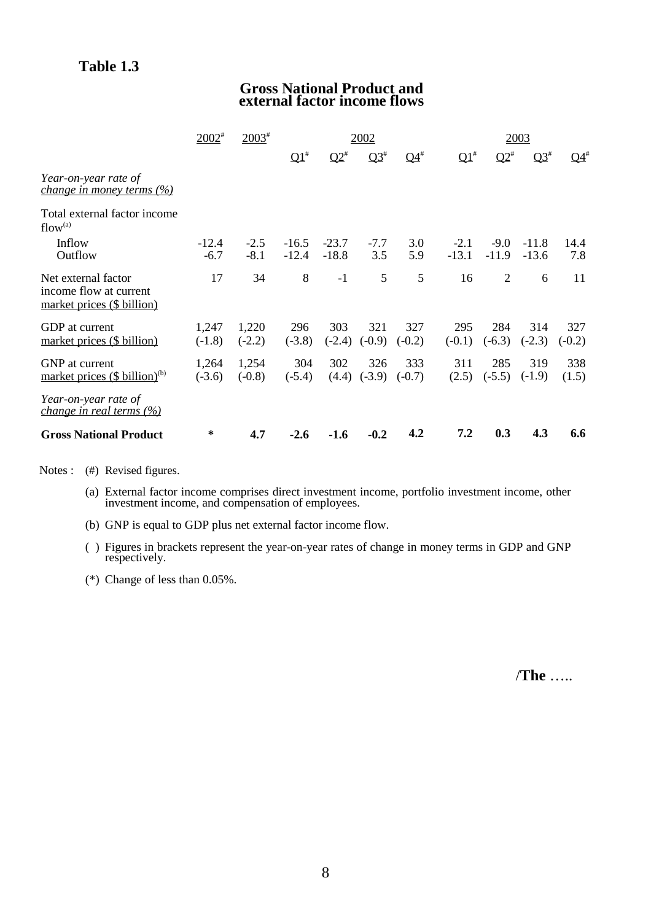**Table 1.3**

## Gross National Product and external factor income flows

| | $2002^{\#}$ | $2003^{\#}$ | 2002 | | | | 2003 | | | |
|---|---|---|---|---|---|---|---|---|---|---|
| | | | $Q1^{\#}$ | $Q2^{\#}$ | $Q3^{\#}$ | $Q4^{\#}$ | $Q1^{\#}$ | $Q2^{\#}$ | $Q3^{\#}$ | $Q4^{\#}$ |
| *Year-on-year rate of change in money terms (%)* | | | | | | | | | | |
| Total external factor income flow[(a)] | | | | | | | | | | |
| Inflow | -12.4 | -2.5 | -16.5 | -23.7 | -7.7 | 3.0 | -2.1 | -9.0 | -11.8 | 14.4 |
| Outflow | -6.7 | -8.1 | -12.4 | -18.8 | 3.5 | 5.9 | -13.1 | -11.9 | -13.6 | 7.8 |
| Net external factor income flow at current market prices ($ billion) | 17 | 34 | 8 | -1 | 5 | 5 | 16 | 2 | 6 | 11 |
| GDP at current market prices ($ billion) | 1,247 (-1.8) | 1,220 (-2.2) | 296 (-3.8) | 303 (-2.4) | 321 (-0.9) | 327 (-0.2) | 295 (-0.1) | 284 (-6.3) | 314 (-2.3) | 327 (-0.2) |
| GNP at current market prices ($ billion)[(b)] | 1,264 (-3.6) | 1,254 (-0.8) | 304 (-5.4) | 302 (4.4) | 326 (-3.9) | 333 (-0.7) | 311 (2.5) | 285 (-5.5) | 319 (-1.9) | 338 (1.5) |
| *Year-on-year rate of change in real terms (%)* | | | | | | | | | | |
| **Gross National Product** | **\*** | **4.7** | **-2.6** | **-1.6** | **-0.2** | **4.2** | **7.2** | **0.3** | **4.3** | **6.6** |

Notes : (#) Revised figures.

(a) External factor income comprises direct investment income, portfolio investment income, other investment income, and compensation of employees.

(b) GNP is equal to GDP plus net external factor income flow.

( ) Figures in brackets represent the year-on-year rates of change in money terms in GDP and GNP respectively.

(*) Change of less than 0.05%.

/**The** …..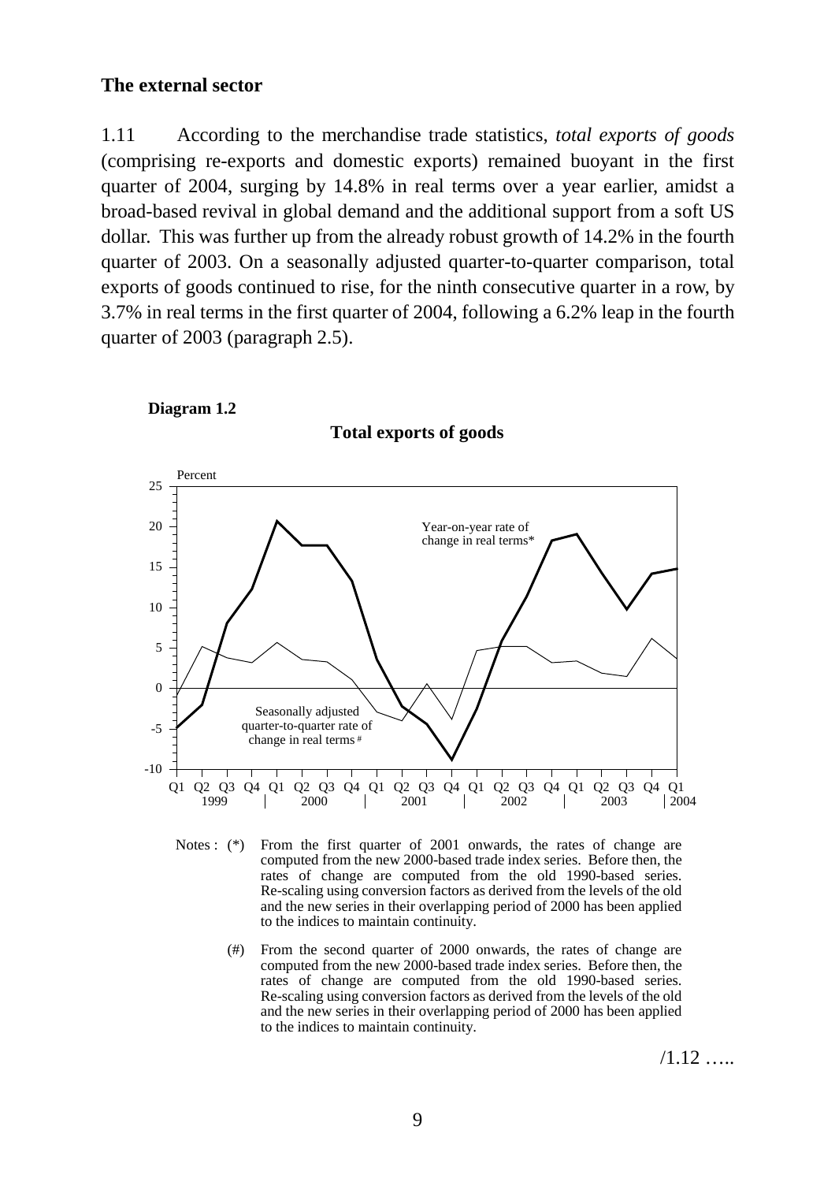## The external sector

1.11 According to the merchandise trade statistics, *total exports of goods* (comprising re-exports and domestic exports) remained buoyant in the first quarter of 2004, surging by 14.8% in real terms over a year earlier, amidst a broad-based revival in global demand and the additional support from a soft US dollar. This was further up from the already robust growth of 14.2% in the fourth quarter of 2003. On a seasonally adjusted quarter-to-quarter comparison, total exports of goods continued to rise, for the ninth consecutive quarter in a row, by 3.7% in real terms in the first quarter of 2004, following a 6.2% leap in the fourth quarter of 2003 (paragraph 2.5).

**Diagram 1.2**

**Total exports of goods**

Notes : (*) From the first quarter of 2001 onwards, the rates of change are computed from the new 2000-based trade index series. Before then, the rates of change are computed from the old 1990-based series. Re-scaling using conversion factors as derived from the levels of the old and the new series in their overlapping period of 2000 has been applied to the indices to maintain continuity.

(#) From the second quarter of 2000 onwards, the rates of change are computed from the new 2000-based trade index series. Before then, the rates of change are computed from the old 1990-based series. Re-scaling using conversion factors as derived from the levels of the old and the new series in their overlapping period of 2000 has been applied to the indices to maintain continuity.

/1.12 …..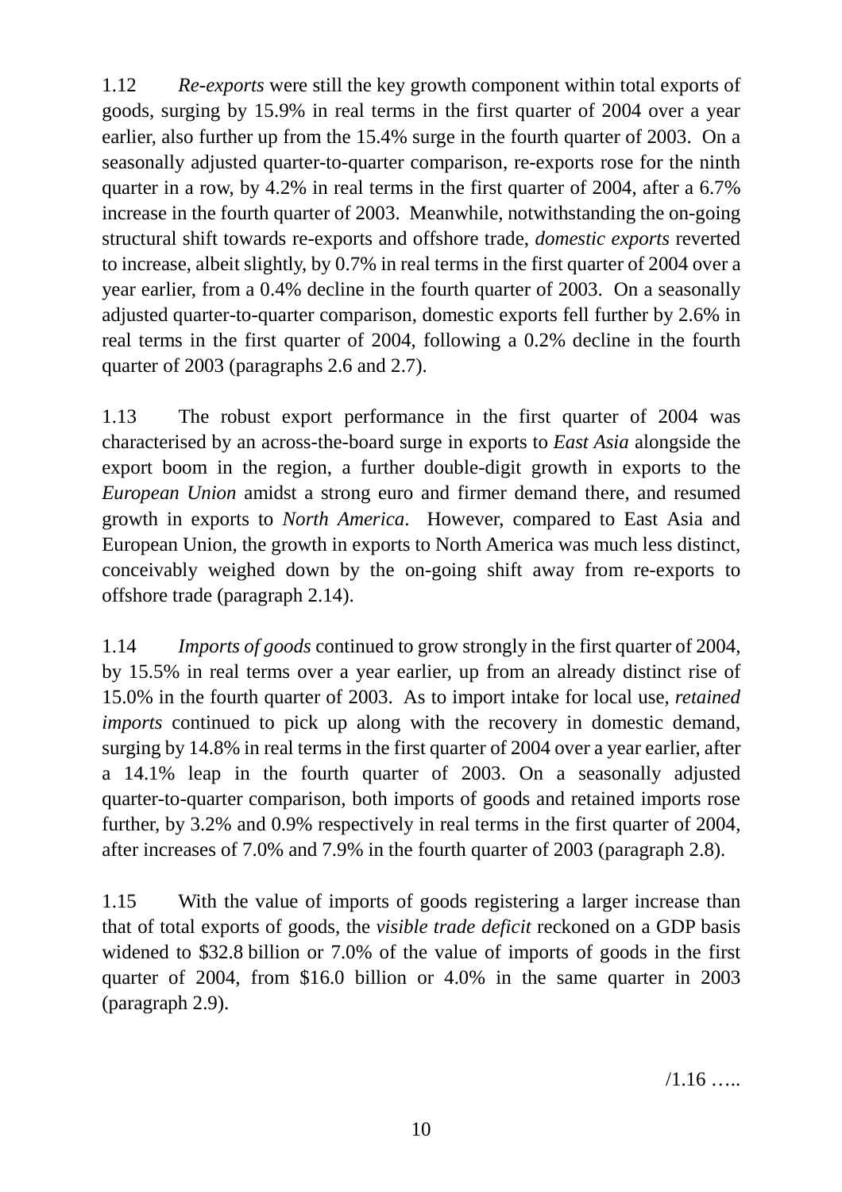1.12 *Re-exports* were still the key growth component within total exports of goods, surging by 15.9% in real terms in the first quarter of 2004 over a year earlier, also further up from the 15.4% surge in the fourth quarter of 2003. On a seasonally adjusted quarter-to-quarter comparison, re-exports rose for the ninth quarter in a row, by 4.2% in real terms in the first quarter of 2004, after a 6.7% increase in the fourth quarter of 2003. Meanwhile, notwithstanding the on-going structural shift towards re-exports and offshore trade, *domestic exports* reverted to increase, albeit slightly, by 0.7% in real terms in the first quarter of 2004 over a year earlier, from a 0.4% decline in the fourth quarter of 2003. On a seasonally adjusted quarter-to-quarter comparison, domestic exports fell further by 2.6% in real terms in the first quarter of 2004, following a 0.2% decline in the fourth quarter of 2003 (paragraphs 2.6 and 2.7).

1.13 The robust export performance in the first quarter of 2004 was characterised by an across-the-board surge in exports to *East Asia* alongside the export boom in the region, a further double-digit growth in exports to the *European Union* amidst a strong euro and firmer demand there, and resumed growth in exports to *North America*. However, compared to East Asia and European Union, the growth in exports to North America was much less distinct, conceivably weighed down by the on-going shift away from re-exports to offshore trade (paragraph 2.14).

1.14 *Imports of goods* continued to grow strongly in the first quarter of 2004, by 15.5% in real terms over a year earlier, up from an already distinct rise of 15.0% in the fourth quarter of 2003. As to import intake for local use, *retained imports* continued to pick up along with the recovery in domestic demand, surging by 14.8% in real terms in the first quarter of 2004 over a year earlier, after a 14.1% leap in the fourth quarter of 2003. On a seasonally adjusted quarter-to-quarter comparison, both imports of goods and retained imports rose further, by 3.2% and 0.9% respectively in real terms in the first quarter of 2004, after increases of 7.0% and 7.9% in the fourth quarter of 2003 (paragraph 2.8).

1.15 With the value of imports of goods registering a larger increase than that of total exports of goods, the *visible trade deficit* reckoned on a GDP basis widened to $32.8 billion or 7.0% of the value of imports of goods in the first quarter of 2004, from $16.0 billion or 4.0% in the same quarter in 2003 (paragraph 2.9).

/1.16 …..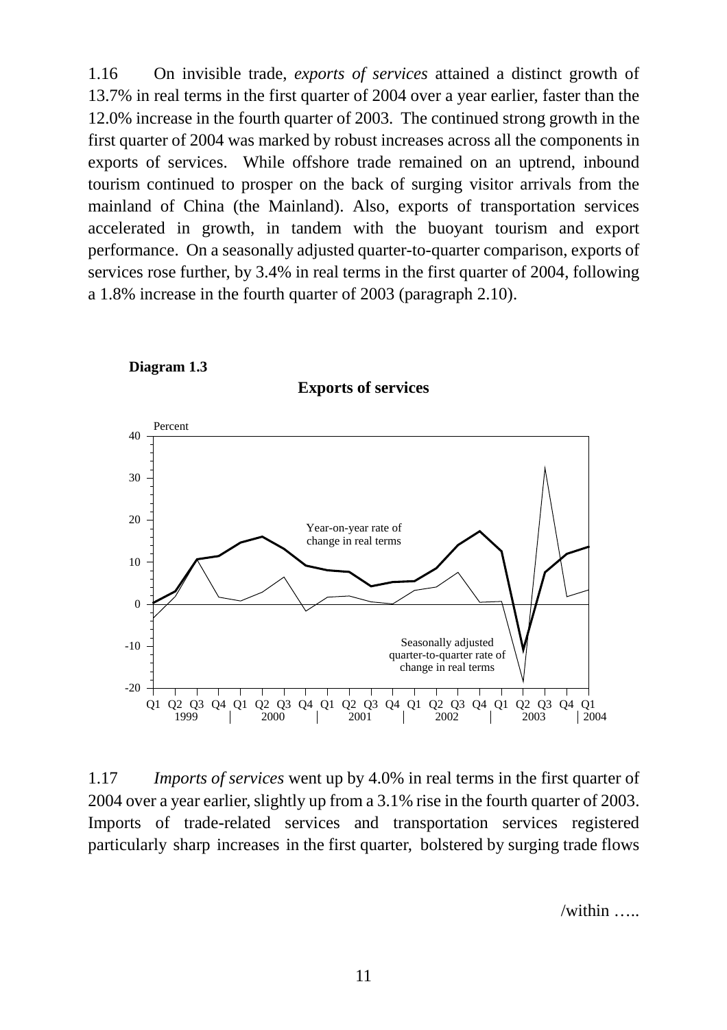1.16 On invisible trade, *exports of services* attained a distinct growth of 13.7% in real terms in the first quarter of 2004 over a year earlier, faster than the 12.0% increase in the fourth quarter of 2003. The continued strong growth in the first quarter of 2004 was marked by robust increases across all the components in exports of services. While offshore trade remained on an uptrend, inbound tourism continued to prosper on the back of surging visitor arrivals from the mainland of China (the Mainland). Also, exports of transportation services accelerated in growth, in tandem with the buoyant tourism and export performance. On a seasonally adjusted quarter-to-quarter comparison, exports of services rose further, by 3.4% in real terms in the first quarter of 2004, following a 1.8% increase in the fourth quarter of 2003 (paragraph 2.10).

**Diagram 1.3**

**Exports of services**

Percent

Year-on-year rate of change in real terms

Seasonally adjusted quarter-to-quarter rate of change in real terms

Q1 Q2 Q3 Q4 Q1 Q2 Q3 Q4 Q1 Q2 Q3 Q4 Q1 Q2 Q3 Q4 Q1 Q2 Q3 Q4 Q1
1999 | 2000 | 2001 | 2002 | 2003 | 2004

1.17 *Imports of services* went up by 4.0% in real terms in the first quarter of 2004 over a year earlier, slightly up from a 3.1% rise in the fourth quarter of 2003. Imports of trade-related services and transportation services registered particularly sharp increases in the first quarter, bolstered by surging trade flows

/within …..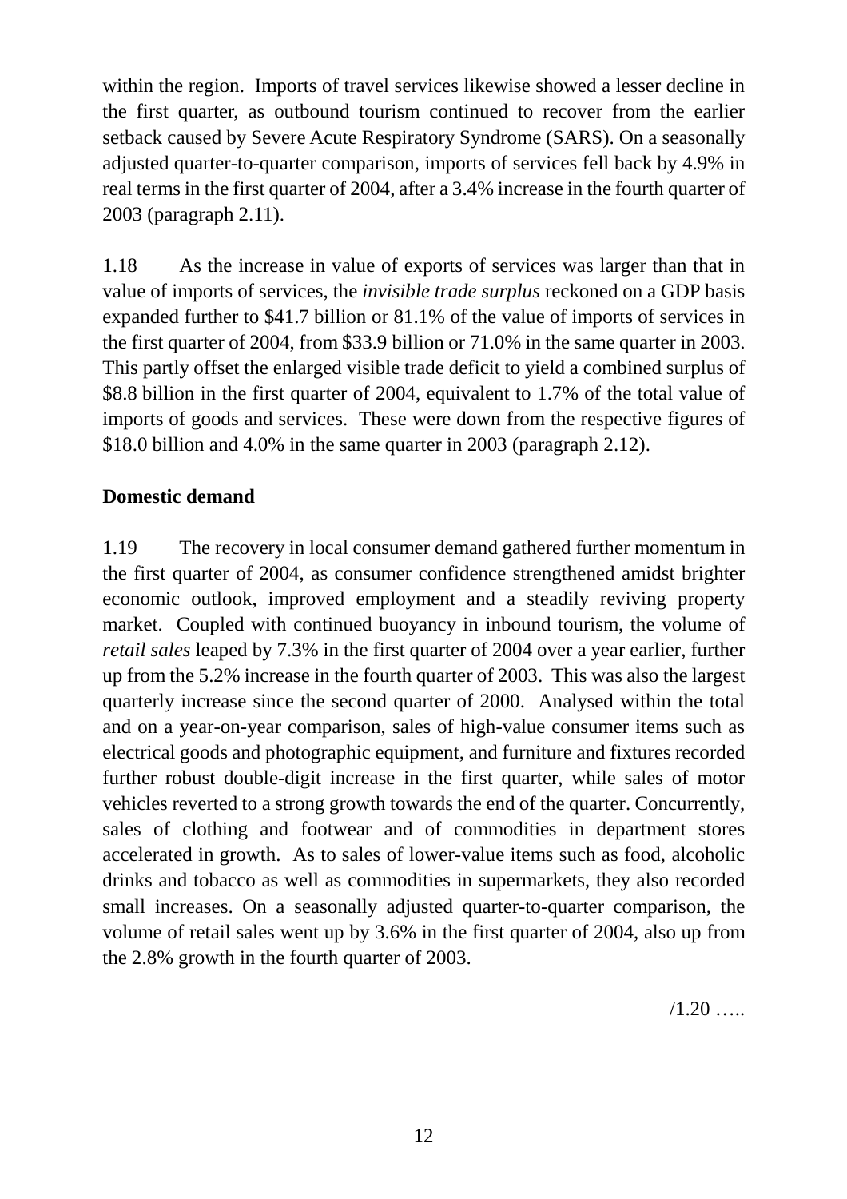within the region. Imports of travel services likewise showed a lesser decline in the first quarter, as outbound tourism continued to recover from the earlier setback caused by Severe Acute Respiratory Syndrome (SARS). On a seasonally adjusted quarter-to-quarter comparison, imports of services fell back by 4.9% in real terms in the first quarter of 2004, after a 3.4% increase in the fourth quarter of 2003 (paragraph 2.11).

1.18 As the increase in value of exports of services was larger than that in value of imports of services, the *invisible trade surplus* reckoned on a GDP basis expanded further to $41.7 billion or 81.1% of the value of imports of services in the first quarter of 2004, from $33.9 billion or 71.0% in the same quarter in 2003. This partly offset the enlarged visible trade deficit to yield a combined surplus of $8.8 billion in the first quarter of 2004, equivalent to 1.7% of the total value of imports of goods and services. These were down from the respective figures of $18.0 billion and 4.0% in the same quarter in 2003 (paragraph 2.12).

**Domestic demand**

1.19 The recovery in local consumer demand gathered further momentum in the first quarter of 2004, as consumer confidence strengthened amidst brighter economic outlook, improved employment and a steadily reviving property market. Coupled with continued buoyancy in inbound tourism, the volume of *retail sales* leaped by 7.3% in the first quarter of 2004 over a year earlier, further up from the 5.2% increase in the fourth quarter of 2003. This was also the largest quarterly increase since the second quarter of 2000. Analysed within the total and on a year-on-year comparison, sales of high-value consumer items such as electrical goods and photographic equipment, and furniture and fixtures recorded further robust double-digit increase in the first quarter, while sales of motor vehicles reverted to a strong growth towards the end of the quarter. Concurrently, sales of clothing and footwear and of commodities in department stores accelerated in growth. As to sales of lower-value items such as food, alcoholic drinks and tobacco as well as commodities in supermarkets, they also recorded small increases. On a seasonally adjusted quarter-to-quarter comparison, the volume of retail sales went up by 3.6% in the first quarter of 2004, also up from the 2.8% growth in the fourth quarter of 2003.

/1.20 …..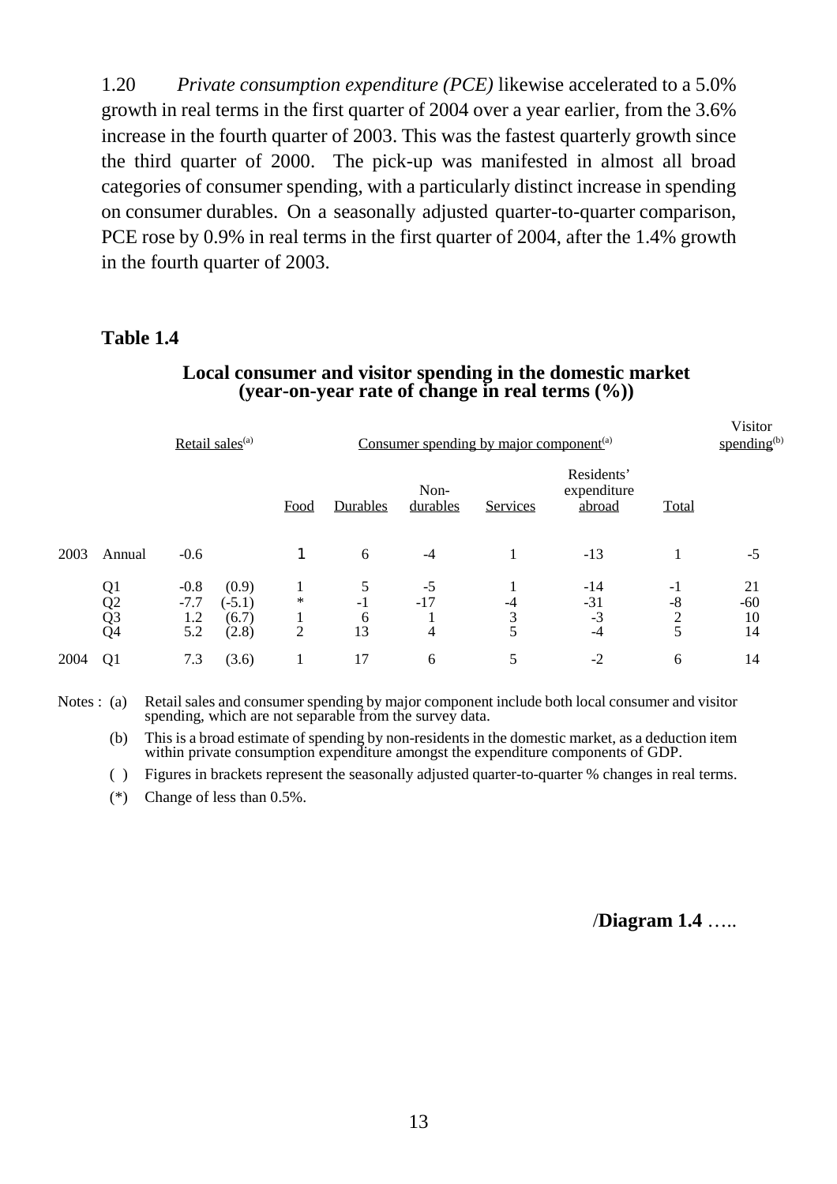1.20 *Private consumption expenditure (PCE)* likewise accelerated to a 5.0% growth in real terms in the first quarter of 2004 over a year earlier, from the 3.6% increase in the fourth quarter of 2003. This was the fastest quarterly growth since the third quarter of 2000. The pick-up was manifested in almost all broad categories of consumer spending, with a particularly distinct increase in spending on consumer durables. On a seasonally adjusted quarter-to-quarter comparison, PCE rose by 0.9% in real terms in the first quarter of 2004, after the 1.4% growth in the fourth quarter of 2003.

**Table 1.4**

**Local consumer and visitor spending in the domestic market (year-on-year rate of change in real terms (%))**

| | | Retail sales[(a)] | | Consumer spending by major component[(a)] | | | | | | Visitor spending[(b)] |
|---|---|---|---|---|---|---|---|---|---|---|
| | | | | Food | Durables | Non-durables | Services | Residents' expenditure abroad | Total | |
| 2003 | Annual | -0.6 | | 1 | 6 | -4 | 1 | -13 | 1 | -5 |
| | Q1 | -0.8 | (0.9) | 1 | 5 | -5 | 1 | -14 | -1 | 21 |
| | Q2 | -7.7 | (-5.1) | * | -1 | -17 | -4 | -31 | -8 | -60 |
| | Q3 | 1.2 | (6.7) | 1 | 6 | 1 | 3 | -3 | 2 | 10 |
| | Q4 | 5.2 | (2.8) | 2 | 13 | 4 | 5 | -4 | 5 | 14 |
| 2004 | Q1 | 7.3 | (3.6) | 1 | 17 | 6 | 5 | -2 | 6 | 14 |

Notes : (a) Retail sales and consumer spending by major component include both local consumer and visitor spending, which are not separable from the survey data.

(b) This is a broad estimate of spending by non-residents in the domestic market, as a deduction item within private consumption expenditure amongst the expenditure components of GDP.

( ) Figures in brackets represent the seasonally adjusted quarter-to-quarter % changes in real terms.

(*) Change of less than 0.5%.

/**Diagram 1.4** …..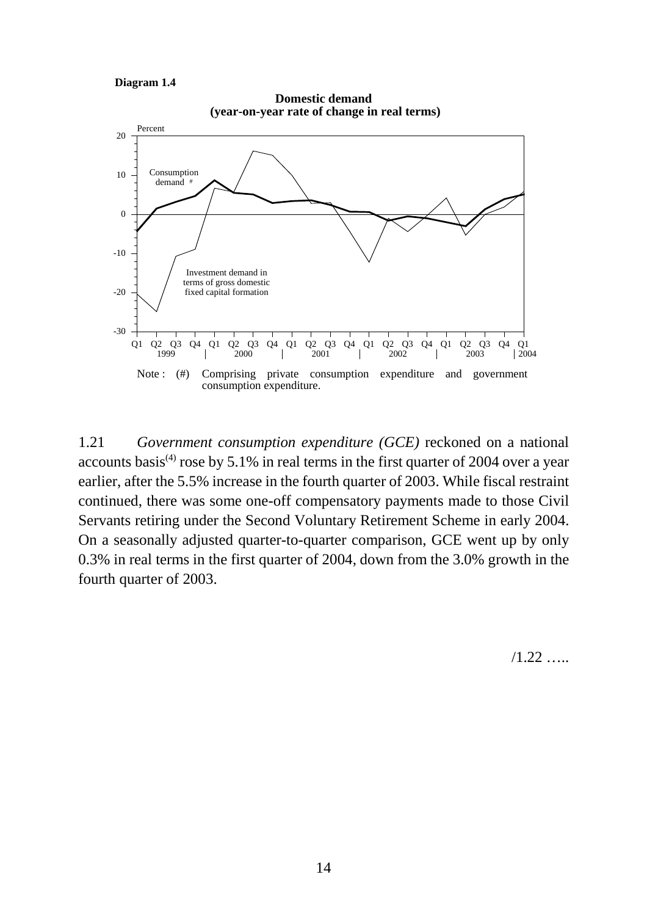**Diagram 1.4**

**Domestic demand**
**(year-on-year rate of change in real terms)**

Note : (#) Comprising private consumption expenditure and government consumption expenditure.

1.21 *Government consumption expenditure (GCE)* reckoned on a national accounts basis(4) rose by 5.1% in real terms in the first quarter of 2004 over a year earlier, after the 5.5% increase in the fourth quarter of 2003. While fiscal restraint continued, there was some one-off compensatory payments made to those Civil Servants retiring under the Second Voluntary Retirement Scheme in early 2004. On a seasonally adjusted quarter-to-quarter comparison, GCE went up by only 0.3% in real terms in the first quarter of 2004, down from the 3.0% growth in the fourth quarter of 2003.

/1.22 …..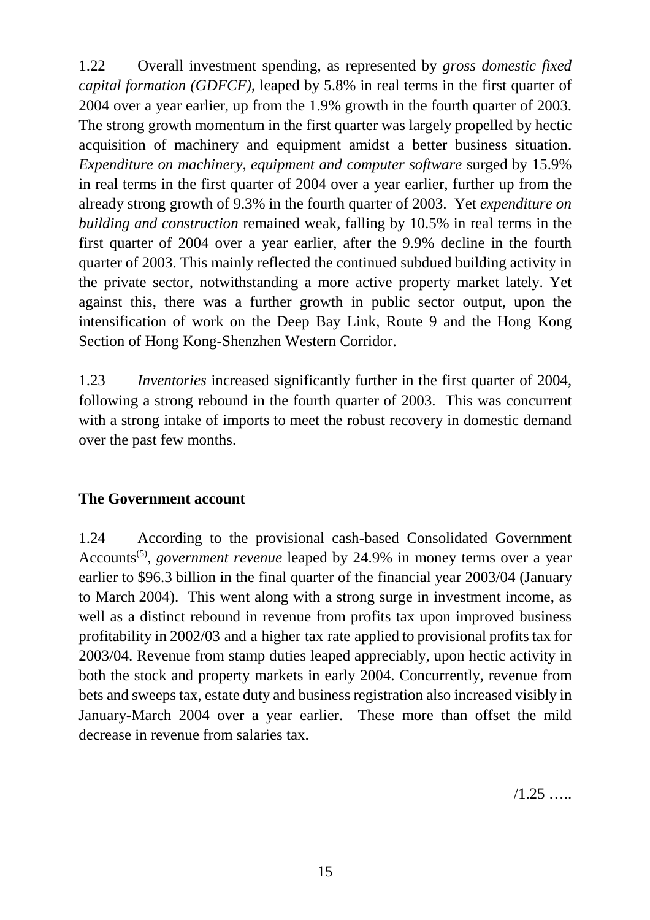1.22 Overall investment spending, as represented by *gross domestic fixed capital formation (GDFCF)*, leaped by 5.8% in real terms in the first quarter of 2004 over a year earlier, up from the 1.9% growth in the fourth quarter of 2003. The strong growth momentum in the first quarter was largely propelled by hectic acquisition of machinery and equipment amidst a better business situation. *Expenditure on machinery, equipment and computer software* surged by 15.9% in real terms in the first quarter of 2004 over a year earlier, further up from the already strong growth of 9.3% in the fourth quarter of 2003. Yet *expenditure on building and construction* remained weak, falling by 10.5% in real terms in the first quarter of 2004 over a year earlier, after the 9.9% decline in the fourth quarter of 2003. This mainly reflected the continued subdued building activity in the private sector, notwithstanding a more active property market lately. Yet against this, there was a further growth in public sector output, upon the intensification of work on the Deep Bay Link, Route 9 and the Hong Kong Section of Hong Kong-Shenzhen Western Corridor.

1.23 *Inventories* increased significantly further in the first quarter of 2004, following a strong rebound in the fourth quarter of 2003. This was concurrent with a strong intake of imports to meet the robust recovery in domestic demand over the past few months.

**The Government account**

1.24 According to the provisional cash-based Consolidated Government Accounts[(5)], *government revenue* leaped by 24.9% in money terms over a year earlier to $96.3 billion in the final quarter of the financial year 2003/04 (January to March 2004). This went along with a strong surge in investment income, as well as a distinct rebound in revenue from profits tax upon improved business profitability in 2002/03 and a higher tax rate applied to provisional profits tax for 2003/04. Revenue from stamp duties leaped appreciably, upon hectic activity in both the stock and property markets in early 2004. Concurrently, revenue from bets and sweeps tax, estate duty and business registration also increased visibly in January-March 2004 over a year earlier. These more than offset the mild decrease in revenue from salaries tax.

/1.25 …..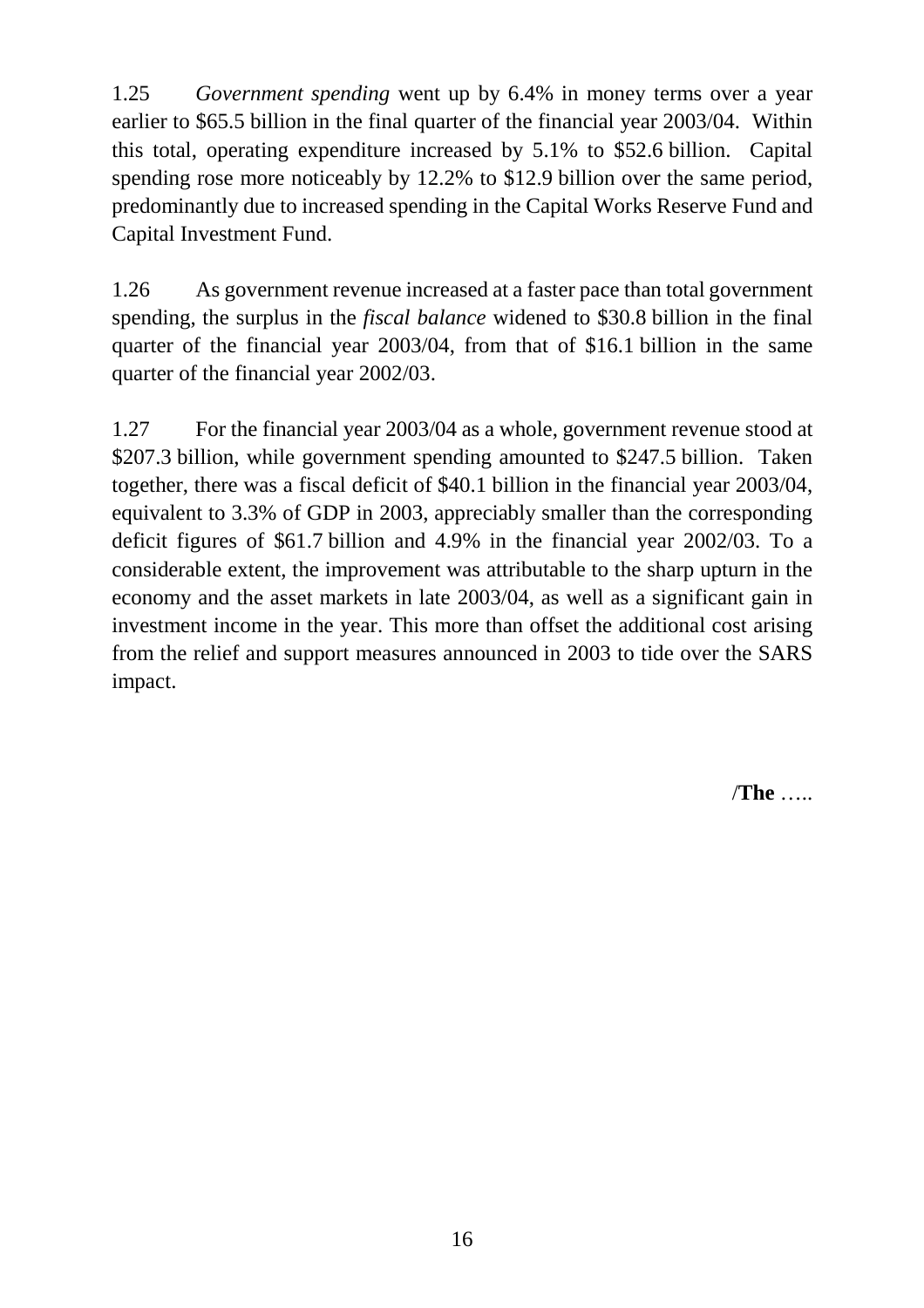1.25 *Government spending* went up by 6.4% in money terms over a year earlier to \$65.5 billion in the final quarter of the financial year 2003/04. Within this total, operating expenditure increased by 5.1% to \$52.6 billion. Capital spending rose more noticeably by 12.2% to \$12.9 billion over the same period, predominantly due to increased spending in the Capital Works Reserve Fund and Capital Investment Fund.

1.26 As government revenue increased at a faster pace than total government spending, the surplus in the *fiscal balance* widened to \$30.8 billion in the final quarter of the financial year 2003/04, from that of \$16.1 billion in the same quarter of the financial year 2002/03.

1.27 For the financial year 2003/04 as a whole, government revenue stood at \$207.3 billion, while government spending amounted to \$247.5 billion. Taken together, there was a fiscal deficit of \$40.1 billion in the financial year 2003/04, equivalent to 3.3% of GDP in 2003, appreciably smaller than the corresponding deficit figures of \$61.7 billion and 4.9% in the financial year 2002/03. To a considerable extent, the improvement was attributable to the sharp upturn in the economy and the asset markets in late 2003/04, as well as a significant gain in investment income in the year. This more than offset the additional cost arising from the relief and support measures announced in 2003 to tide over the SARS impact.

/**The** …..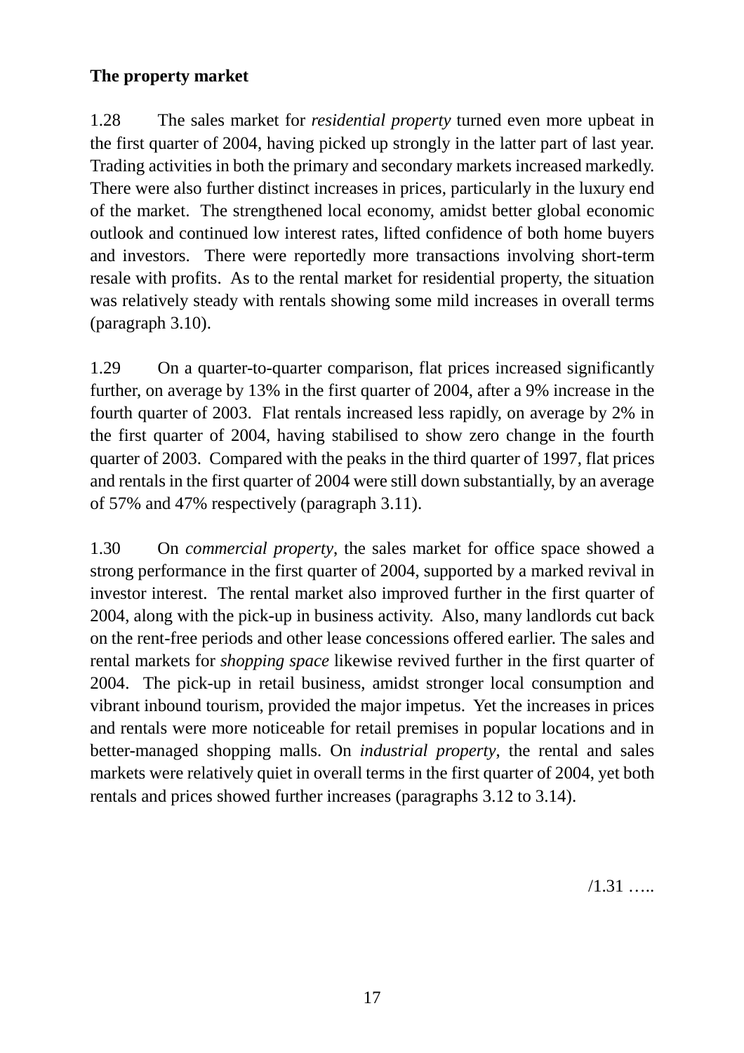**The property market**

1.28 The sales market for *residential property* turned even more upbeat in the first quarter of 2004, having picked up strongly in the latter part of last year. Trading activities in both the primary and secondary markets increased markedly. There were also further distinct increases in prices, particularly in the luxury end of the market. The strengthened local economy, amidst better global economic outlook and continued low interest rates, lifted confidence of both home buyers and investors. There were reportedly more transactions involving short-term resale with profits. As to the rental market for residential property, the situation was relatively steady with rentals showing some mild increases in overall terms (paragraph 3.10).

1.29 On a quarter-to-quarter comparison, flat prices increased significantly further, on average by 13% in the first quarter of 2004, after a 9% increase in the fourth quarter of 2003. Flat rentals increased less rapidly, on average by 2% in the first quarter of 2004, having stabilised to show zero change in the fourth quarter of 2003. Compared with the peaks in the third quarter of 1997, flat prices and rentals in the first quarter of 2004 were still down substantially, by an average of 57% and 47% respectively (paragraph 3.11).

1.30 On *commercial property*, the sales market for office space showed a strong performance in the first quarter of 2004, supported by a marked revival in investor interest. The rental market also improved further in the first quarter of 2004, along with the pick-up in business activity. Also, many landlords cut back on the rent-free periods and other lease concessions offered earlier. The sales and rental markets for *shopping space* likewise revived further in the first quarter of 2004. The pick-up in retail business, amidst stronger local consumption and vibrant inbound tourism, provided the major impetus. Yet the increases in prices and rentals were more noticeable for retail premises in popular locations and in better-managed shopping malls. On *industrial property*, the rental and sales markets were relatively quiet in overall terms in the first quarter of 2004, yet both rentals and prices showed further increases (paragraphs 3.12 to 3.14).

/1.31 …..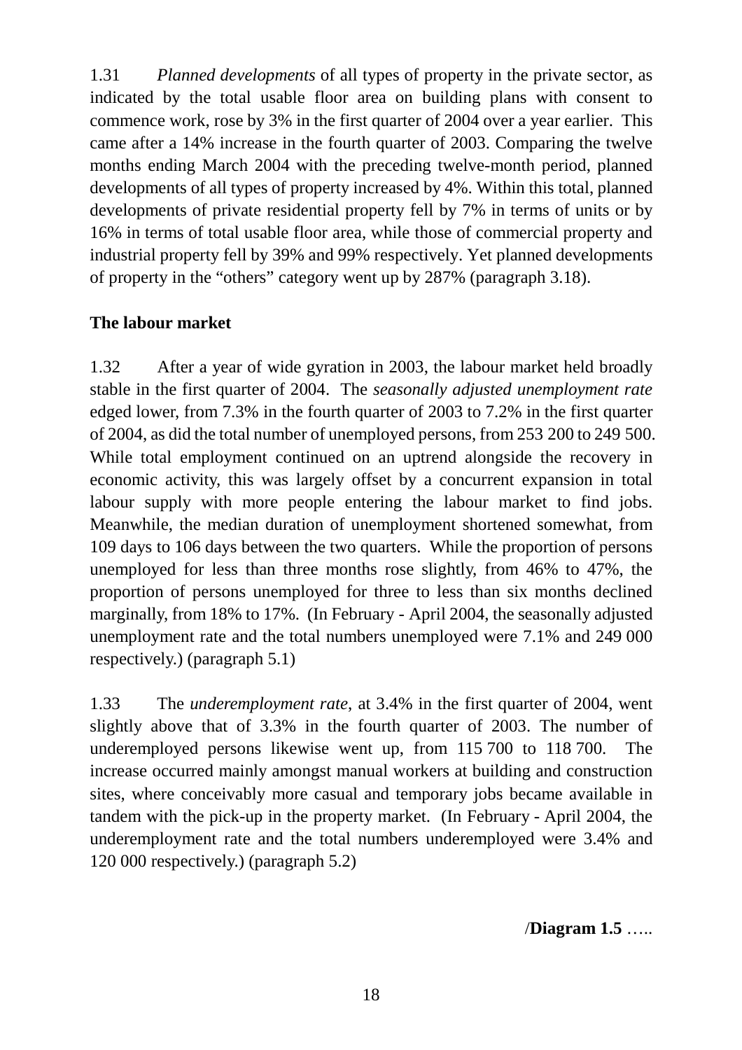1.31 *Planned developments* of all types of property in the private sector, as indicated by the total usable floor area on building plans with consent to commence work, rose by 3% in the first quarter of 2004 over a year earlier. This came after a 14% increase in the fourth quarter of 2003. Comparing the twelve months ending March 2004 with the preceding twelve-month period, planned developments of all types of property increased by 4%. Within this total, planned developments of private residential property fell by 7% in terms of units or by 16% in terms of total usable floor area, while those of commercial property and industrial property fell by 39% and 99% respectively. Yet planned developments of property in the "others" category went up by 287% (paragraph 3.18).

**The labour market**

1.32 After a year of wide gyration in 2003, the labour market held broadly stable in the first quarter of 2004. The *seasonally adjusted unemployment rate* edged lower, from 7.3% in the fourth quarter of 2003 to 7.2% in the first quarter of 2004, as did the total number of unemployed persons, from 253 200 to 249 500. While total employment continued on an uptrend alongside the recovery in economic activity, this was largely offset by a concurrent expansion in total labour supply with more people entering the labour market to find jobs. Meanwhile, the median duration of unemployment shortened somewhat, from 109 days to 106 days between the two quarters. While the proportion of persons unemployed for less than three months rose slightly, from 46% to 47%, the proportion of persons unemployed for three to less than six months declined marginally, from 18% to 17%. (In February - April 2004, the seasonally adjusted unemployment rate and the total numbers unemployed were 7.1% and 249 000 respectively.) (paragraph 5.1)

1.33 The *underemployment rate*, at 3.4% in the first quarter of 2004, went slightly above that of 3.3% in the fourth quarter of 2003. The number of underemployed persons likewise went up, from 115 700 to 118 700. The increase occurred mainly amongst manual workers at building and construction sites, where conceivably more casual and temporary jobs became available in tandem with the pick-up in the property market. (In February - April 2004, the underemployment rate and the total numbers underemployed were 3.4% and 120 000 respectively.) (paragraph 5.2)

/**Diagram 1.5** …..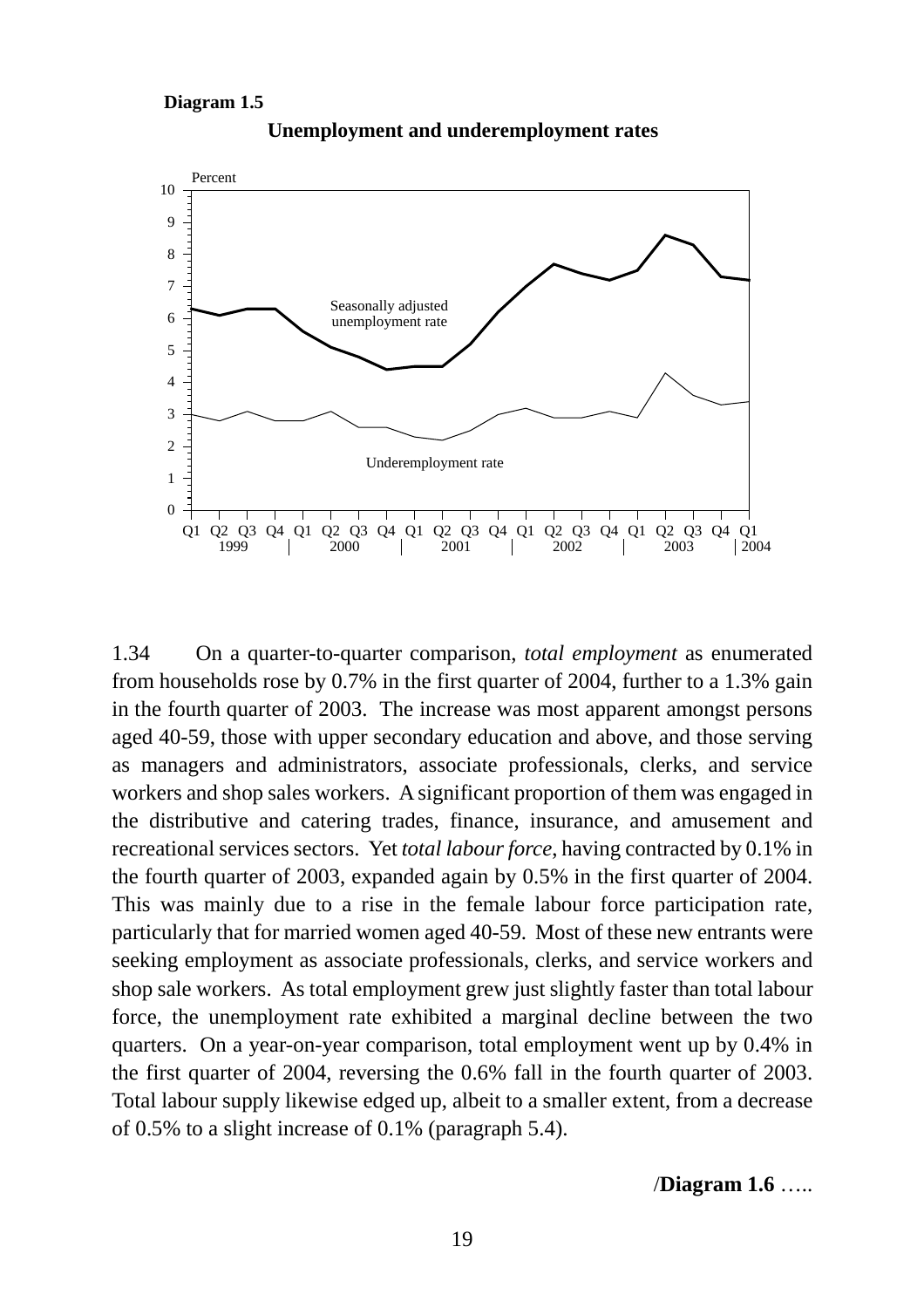**Diagram 1.5**

**Unemployment and underemployment rates**

1.34 On a quarter-to-quarter comparison, *total employment* as enumerated from households rose by 0.7% in the first quarter of 2004, further to a 1.3% gain in the fourth quarter of 2003. The increase was most apparent amongst persons aged 40-59, those with upper secondary education and above, and those serving as managers and administrators, associate professionals, clerks, and service workers and shop sales workers. A significant proportion of them was engaged in the distributive and catering trades, finance, insurance, and amusement and recreational services sectors. Yet *total labour force*, having contracted by 0.1% in the fourth quarter of 2003, expanded again by 0.5% in the first quarter of 2004. This was mainly due to a rise in the female labour force participation rate, particularly that for married women aged 40-59. Most of these new entrants were seeking employment as associate professionals, clerks, and service workers and shop sale workers. As total employment grew just slightly faster than total labour force, the unemployment rate exhibited a marginal decline between the two quarters. On a year-on-year comparison, total employment went up by 0.4% in the first quarter of 2004, reversing the 0.6% fall in the fourth quarter of 2003. Total labour supply likewise edged up, albeit to a smaller extent, from a decrease of 0.5% to a slight increase of 0.1% (paragraph 5.4).

/**Diagram 1.6** …..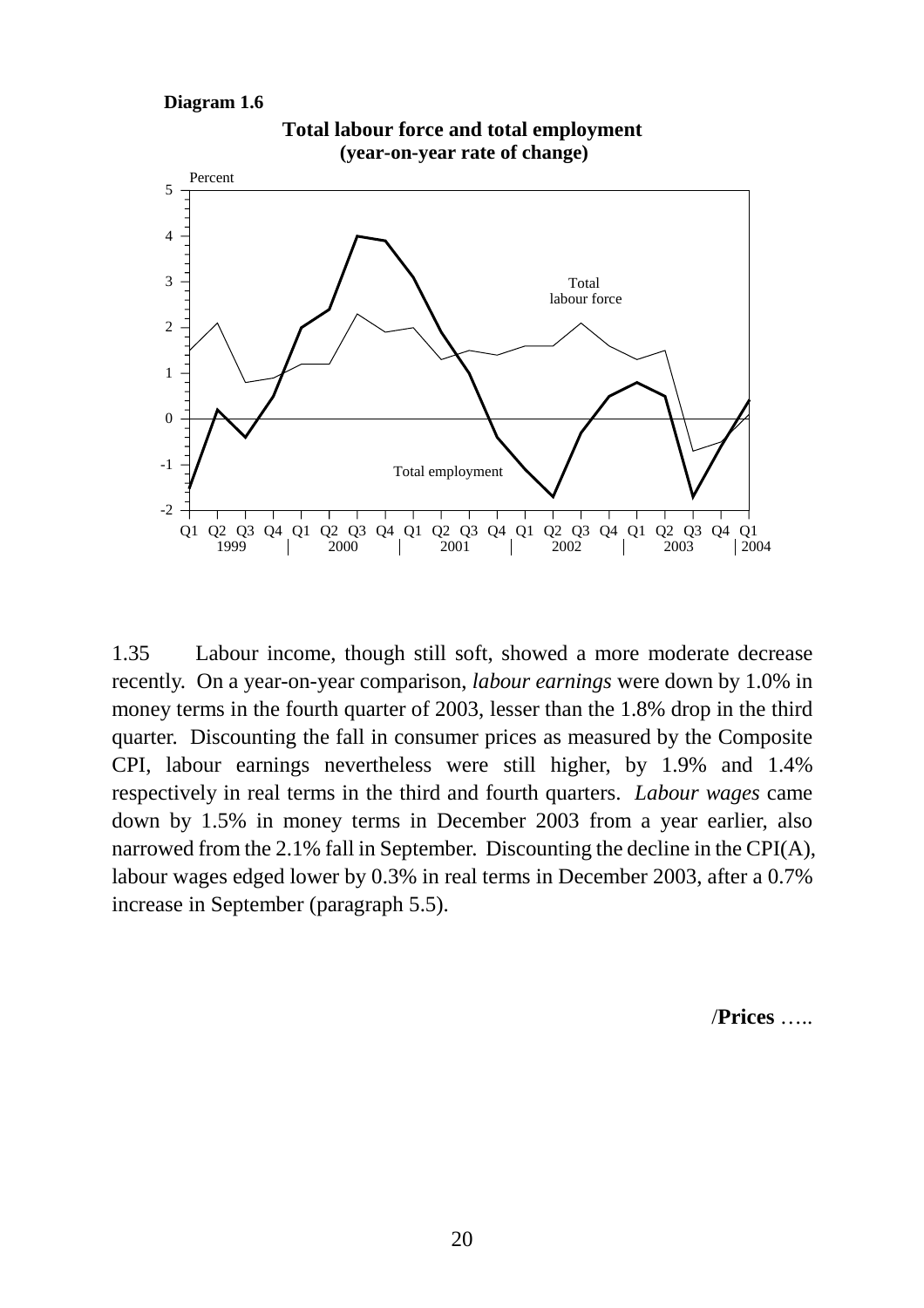**Diagram 1.6**

**Total labour force and total employment**
**(year-on-year rate of change)**

1.35 Labour income, though still soft, showed a more moderate decrease recently. On a year-on-year comparison, *labour earnings* were down by 1.0% in money terms in the fourth quarter of 2003, lesser than the 1.8% drop in the third quarter. Discounting the fall in consumer prices as measured by the Composite CPI, labour earnings nevertheless were still higher, by 1.9% and 1.4% respectively in real terms in the third and fourth quarters. *Labour wages* came down by 1.5% in money terms in December 2003 from a year earlier, also narrowed from the 2.1% fall in September. Discounting the decline in the CPI(A), labour wages edged lower by 0.3% in real terms in December 2003, after a 0.7% increase in September (paragraph 5.5).

/**Prices** …..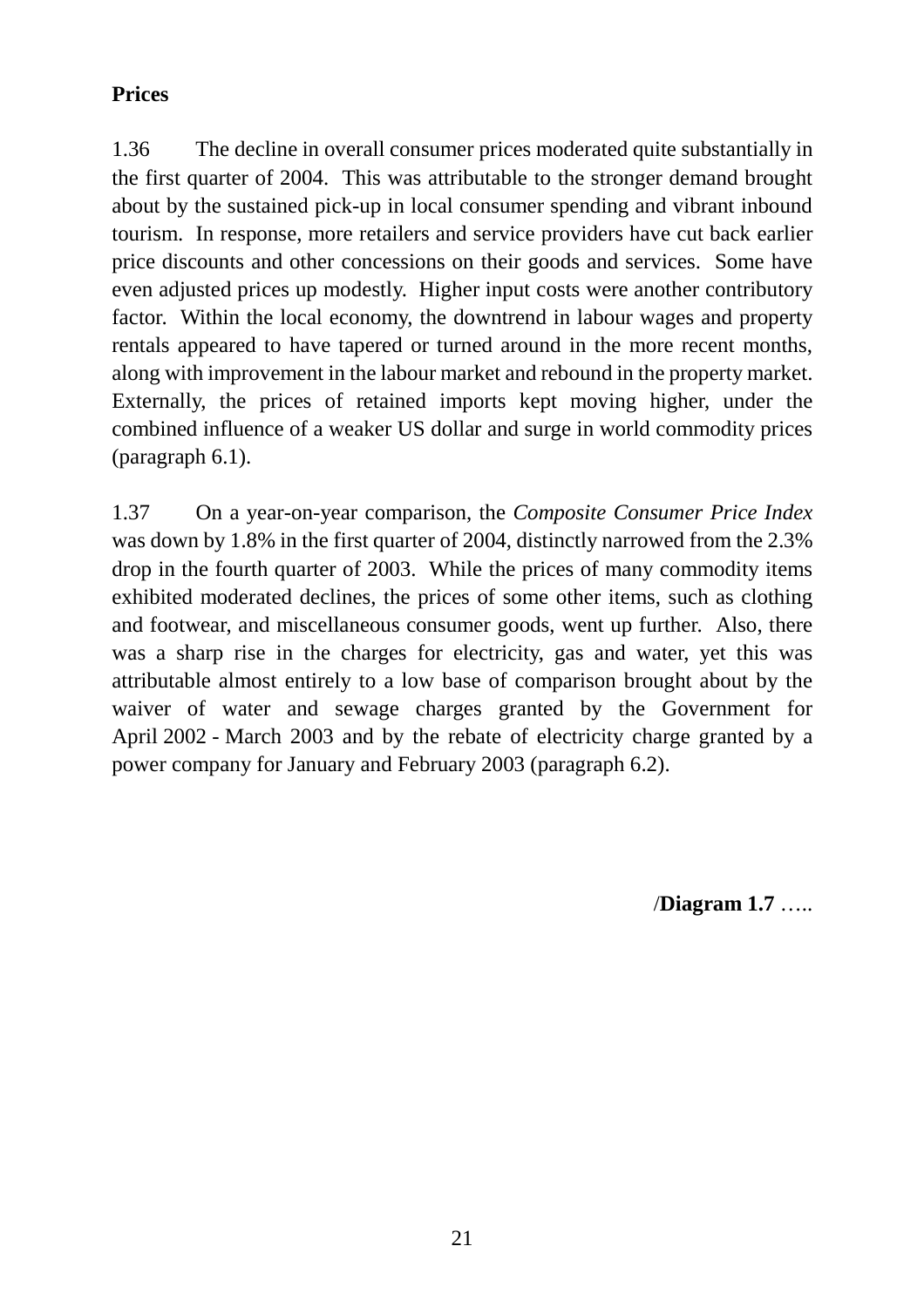**Prices**

1.36 The decline in overall consumer prices moderated quite substantially in the first quarter of 2004. This was attributable to the stronger demand brought about by the sustained pick-up in local consumer spending and vibrant inbound tourism. In response, more retailers and service providers have cut back earlier price discounts and other concessions on their goods and services. Some have even adjusted prices up modestly. Higher input costs were another contributory factor. Within the local economy, the downtrend in labour wages and property rentals appeared to have tapered or turned around in the more recent months, along with improvement in the labour market and rebound in the property market. Externally, the prices of retained imports kept moving higher, under the combined influence of a weaker US dollar and surge in world commodity prices (paragraph 6.1).

1.37 On a year-on-year comparison, the *Composite Consumer Price Index* was down by 1.8% in the first quarter of 2004, distinctly narrowed from the 2.3% drop in the fourth quarter of 2003. While the prices of many commodity items exhibited moderated declines, the prices of some other items, such as clothing and footwear, and miscellaneous consumer goods, went up further. Also, there was a sharp rise in the charges for electricity, gas and water, yet this was attributable almost entirely to a low base of comparison brought about by the waiver of water and sewage charges granted by the Government for April 2002 - March 2003 and by the rebate of electricity charge granted by a power company for January and February 2003 (paragraph 6.2).

/**Diagram 1.7** …..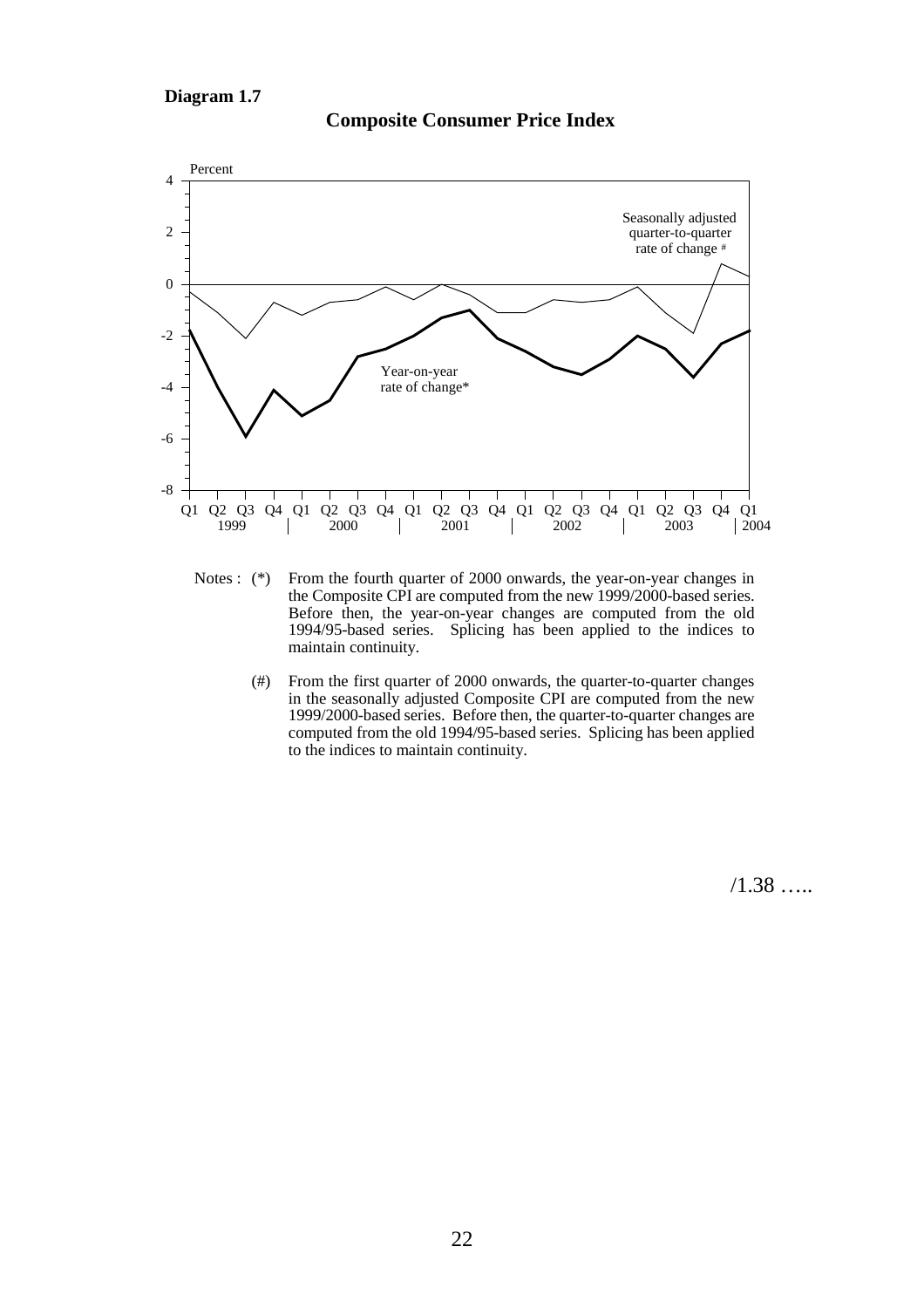**Diagram 1.7**

**Composite Consumer Price Index**

Notes : (*) From the fourth quarter of 2000 onwards, the year-on-year changes in the Composite CPI are computed from the new 1999/2000-based series. Before then, the year-on-year changes are computed from the old 1994/95-based series. Splicing has been applied to the indices to maintain continuity.

(#) From the first quarter of 2000 onwards, the quarter-to-quarter changes in the seasonally adjusted Composite CPI are computed from the new 1999/2000-based series. Before then, the quarter-to-quarter changes are computed from the old 1994/95-based series. Splicing has been applied to the indices to maintain continuity.

/1.38 …..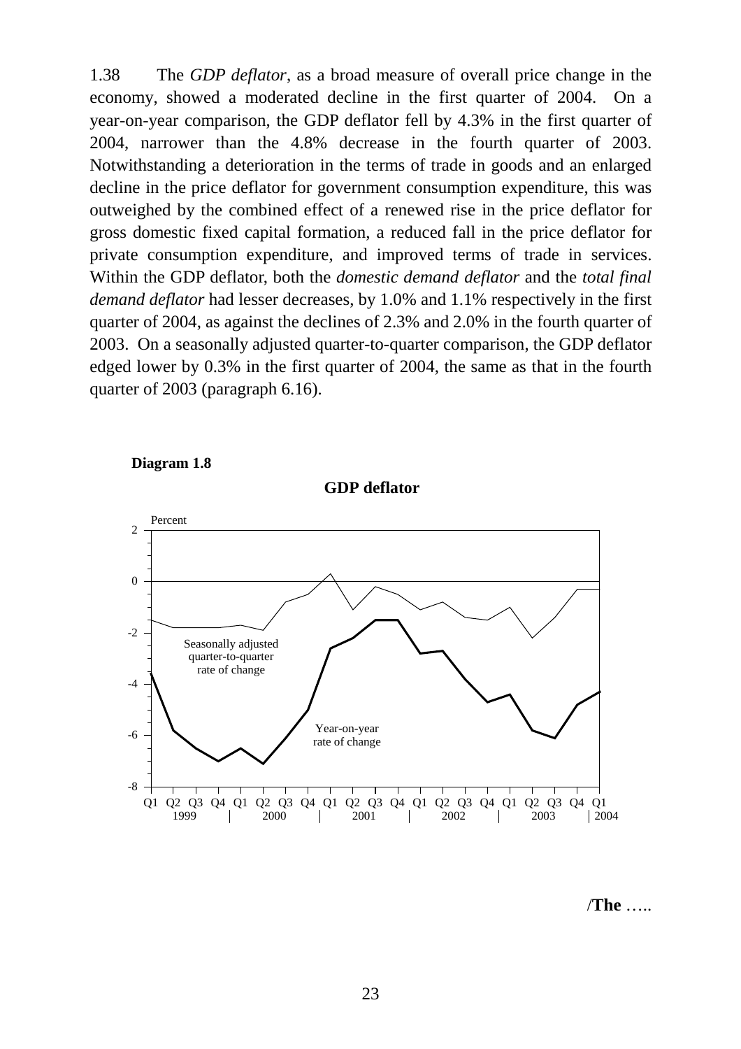1.38 The *GDP deflator*, as a broad measure of overall price change in the economy, showed a moderated decline in the first quarter of 2004. On a year-on-year comparison, the GDP deflator fell by 4.3% in the first quarter of 2004, narrower than the 4.8% decrease in the fourth quarter of 2003. Notwithstanding a deterioration in the terms of trade in goods and an enlarged decline in the price deflator for government consumption expenditure, this was outweighed by the combined effect of a renewed rise in the price deflator for gross domestic fixed capital formation, a reduced fall in the price deflator for private consumption expenditure, and improved terms of trade in services. Within the GDP deflator, both the *domestic demand deflator* and the *total final demand deflator* had lesser decreases, by 1.0% and 1.1% respectively in the first quarter of 2004, as against the declines of 2.3% and 2.0% in the fourth quarter of 2003. On a seasonally adjusted quarter-to-quarter comparison, the GDP deflator edged lower by 0.3% in the first quarter of 2004, the same as that in the fourth quarter of 2003 (paragraph 6.16).

**Diagram 1.8**

**GDP deflator**

/**The** …..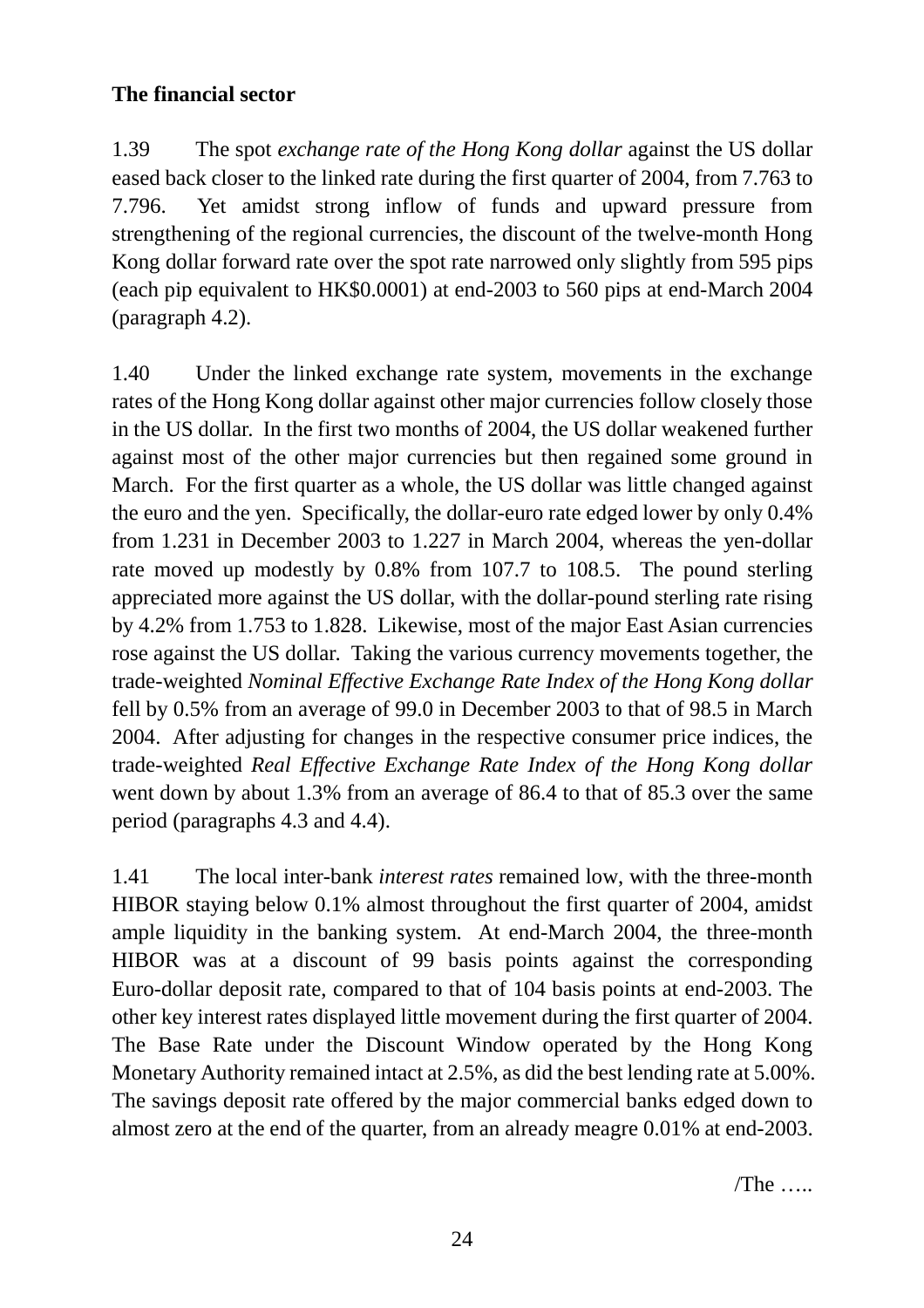**The financial sector**

1.39 The spot *exchange rate of the Hong Kong dollar* against the US dollar eased back closer to the linked rate during the first quarter of 2004, from 7.763 to 7.796. Yet amidst strong inflow of funds and upward pressure from strengthening of the regional currencies, the discount of the twelve-month Hong Kong dollar forward rate over the spot rate narrowed only slightly from 595 pips (each pip equivalent to HK$0.0001) at end-2003 to 560 pips at end-March 2004 (paragraph 4.2).

1.40 Under the linked exchange rate system, movements in the exchange rates of the Hong Kong dollar against other major currencies follow closely those in the US dollar. In the first two months of 2004, the US dollar weakened further against most of the other major currencies but then regained some ground in March. For the first quarter as a whole, the US dollar was little changed against the euro and the yen. Specifically, the dollar-euro rate edged lower by only 0.4% from 1.231 in December 2003 to 1.227 in March 2004, whereas the yen-dollar rate moved up modestly by 0.8% from 107.7 to 108.5. The pound sterling appreciated more against the US dollar, with the dollar-pound sterling rate rising by 4.2% from 1.753 to 1.828. Likewise, most of the major East Asian currencies rose against the US dollar. Taking the various currency movements together, the trade-weighted *Nominal Effective Exchange Rate Index of the Hong Kong dollar* fell by 0.5% from an average of 99.0 in December 2003 to that of 98.5 in March 2004. After adjusting for changes in the respective consumer price indices, the trade-weighted *Real Effective Exchange Rate Index of the Hong Kong dollar* went down by about 1.3% from an average of 86.4 to that of 85.3 over the same period (paragraphs 4.3 and 4.4).

1.41 The local inter-bank *interest rates* remained low, with the three-month HIBOR staying below 0.1% almost throughout the first quarter of 2004, amidst ample liquidity in the banking system. At end-March 2004, the three-month HIBOR was at a discount of 99 basis points against the corresponding Euro-dollar deposit rate, compared to that of 104 basis points at end-2003. The other key interest rates displayed little movement during the first quarter of 2004. The Base Rate under the Discount Window operated by the Hong Kong Monetary Authority remained intact at 2.5%, as did the best lending rate at 5.00%. The savings deposit rate offered by the major commercial banks edged down to almost zero at the end of the quarter, from an already meagre 0.01% at end-2003.

/The …..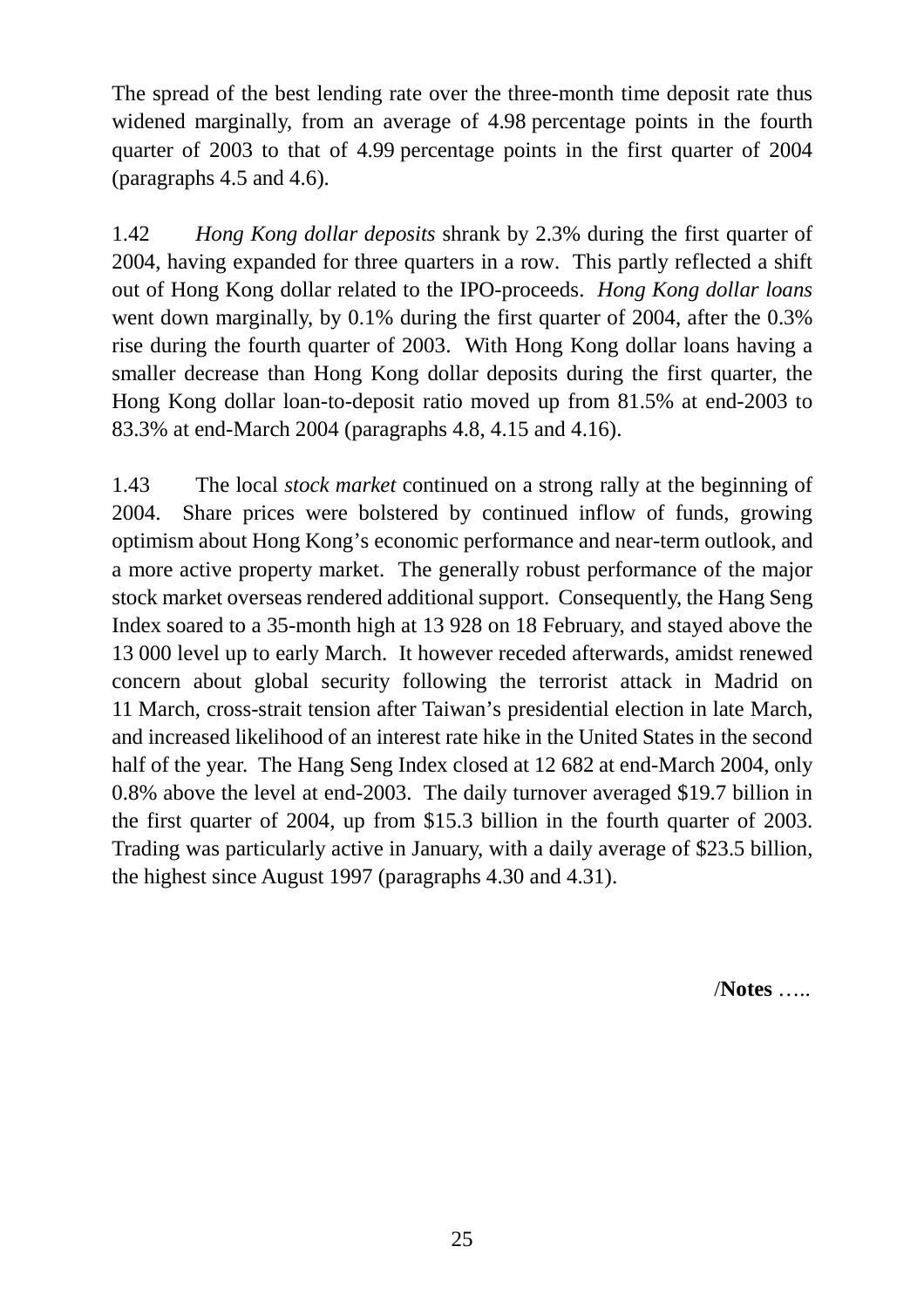The spread of the best lending rate over the three-month time deposit rate thus widened marginally, from an average of 4.98 percentage points in the fourth quarter of 2003 to that of 4.99 percentage points in the first quarter of 2004 (paragraphs 4.5 and 4.6).

1.42 *Hong Kong dollar deposits* shrank by 2.3% during the first quarter of 2004, having expanded for three quarters in a row. This partly reflected a shift out of Hong Kong dollar related to the IPO-proceeds. *Hong Kong dollar loans* went down marginally, by 0.1% during the first quarter of 2004, after the 0.3% rise during the fourth quarter of 2003. With Hong Kong dollar loans having a smaller decrease than Hong Kong dollar deposits during the first quarter, the Hong Kong dollar loan-to-deposit ratio moved up from 81.5% at end-2003 to 83.3% at end-March 2004 (paragraphs 4.8, 4.15 and 4.16).

1.43 The local *stock market* continued on a strong rally at the beginning of 2004. Share prices were bolstered by continued inflow of funds, growing optimism about Hong Kong's economic performance and near-term outlook, and a more active property market. The generally robust performance of the major stock market overseas rendered additional support. Consequently, the Hang Seng Index soared to a 35-month high at 13 928 on 18 February, and stayed above the 13 000 level up to early March. It however receded afterwards, amidst renewed concern about global security following the terrorist attack in Madrid on 11 March, cross-strait tension after Taiwan's presidential election in late March, and increased likelihood of an interest rate hike in the United States in the second half of the year. The Hang Seng Index closed at 12 682 at end-March 2004, only 0.8% above the level at end-2003. The daily turnover averaged $19.7 billion in the first quarter of 2004, up from $15.3 billion in the fourth quarter of 2003. Trading was particularly active in January, with a daily average of $23.5 billion, the highest since August 1997 (paragraphs 4.30 and 4.31).

/**Notes** …..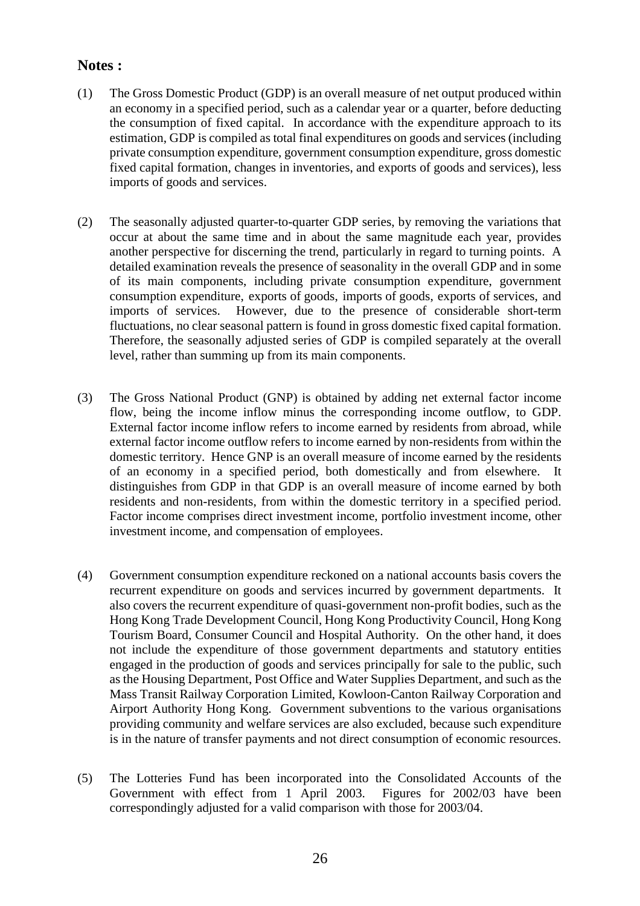## Notes :

(1) The Gross Domestic Product (GDP) is an overall measure of net output produced within an economy in a specified period, such as a calendar year or a quarter, before deducting the consumption of fixed capital. In accordance with the expenditure approach to its estimation, GDP is compiled as total final expenditures on goods and services (including private consumption expenditure, government consumption expenditure, gross domestic fixed capital formation, changes in inventories, and exports of goods and services), less imports of goods and services.

(2) The seasonally adjusted quarter-to-quarter GDP series, by removing the variations that occur at about the same time and in about the same magnitude each year, provides another perspective for discerning the trend, particularly in regard to turning points. A detailed examination reveals the presence of seasonality in the overall GDP and in some of its main components, including private consumption expenditure, government consumption expenditure, exports of goods, imports of goods, exports of services, and imports of services. However, due to the presence of considerable short-term fluctuations, no clear seasonal pattern is found in gross domestic fixed capital formation. Therefore, the seasonally adjusted series of GDP is compiled separately at the overall level, rather than summing up from its main components.

(3) The Gross National Product (GNP) is obtained by adding net external factor income flow, being the income inflow minus the corresponding income outflow, to GDP. External factor income inflow refers to income earned by residents from abroad, while external factor income outflow refers to income earned by non-residents from within the domestic territory. Hence GNP is an overall measure of income earned by the residents of an economy in a specified period, both domestically and from elsewhere. It distinguishes from GDP in that GDP is an overall measure of income earned by both residents and non-residents, from within the domestic territory in a specified period. Factor income comprises direct investment income, portfolio investment income, other investment income, and compensation of employees.

(4) Government consumption expenditure reckoned on a national accounts basis covers the recurrent expenditure on goods and services incurred by government departments. It also covers the recurrent expenditure of quasi-government non-profit bodies, such as the Hong Kong Trade Development Council, Hong Kong Productivity Council, Hong Kong Tourism Board, Consumer Council and Hospital Authority. On the other hand, it does not include the expenditure of those government departments and statutory entities engaged in the production of goods and services principally for sale to the public, such as the Housing Department, Post Office and Water Supplies Department, and such as the Mass Transit Railway Corporation Limited, Kowloon-Canton Railway Corporation and Airport Authority Hong Kong. Government subventions to the various organisations providing community and welfare services are also excluded, because such expenditure is in the nature of transfer payments and not direct consumption of economic resources.

(5) The Lotteries Fund has been incorporated into the Consolidated Accounts of the Government with effect from 1 April 2003. Figures for 2002/03 have been correspondingly adjusted for a valid comparison with those for 2003/04.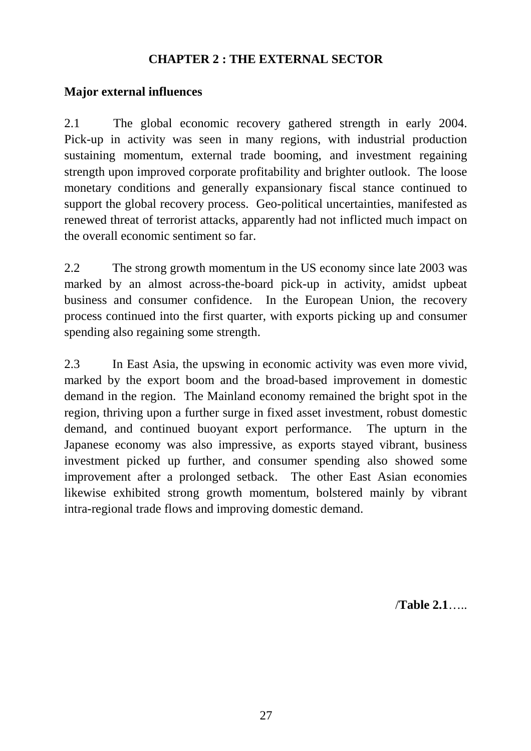# CHAPTER 2 : THE EXTERNAL SECTOR

## Major external influences

2.1 The global economic recovery gathered strength in early 2004. Pick-up in activity was seen in many regions, with industrial production sustaining momentum, external trade booming, and investment regaining strength upon improved corporate profitability and brighter outlook. The loose monetary conditions and generally expansionary fiscal stance continued to support the global recovery process. Geo-political uncertainties, manifested as renewed threat of terrorist attacks, apparently had not inflicted much impact on the overall economic sentiment so far.

2.2 The strong growth momentum in the US economy since late 2003 was marked by an almost across-the-board pick-up in activity, amidst upbeat business and consumer confidence. In the European Union, the recovery process continued into the first quarter, with exports picking up and consumer spending also regaining some strength.

2.3 In East Asia, the upswing in economic activity was even more vivid, marked by the export boom and the broad-based improvement in domestic demand in the region. The Mainland economy remained the bright spot in the region, thriving upon a further surge in fixed asset investment, robust domestic demand, and continued buoyant export performance. The upturn in the Japanese economy was also impressive, as exports stayed vibrant, business investment picked up further, and consumer spending also showed some improvement after a prolonged setback. The other East Asian economies likewise exhibited strong growth momentum, bolstered mainly by vibrant intra-regional trade flows and improving domestic demand.

/**Table 2.1**…..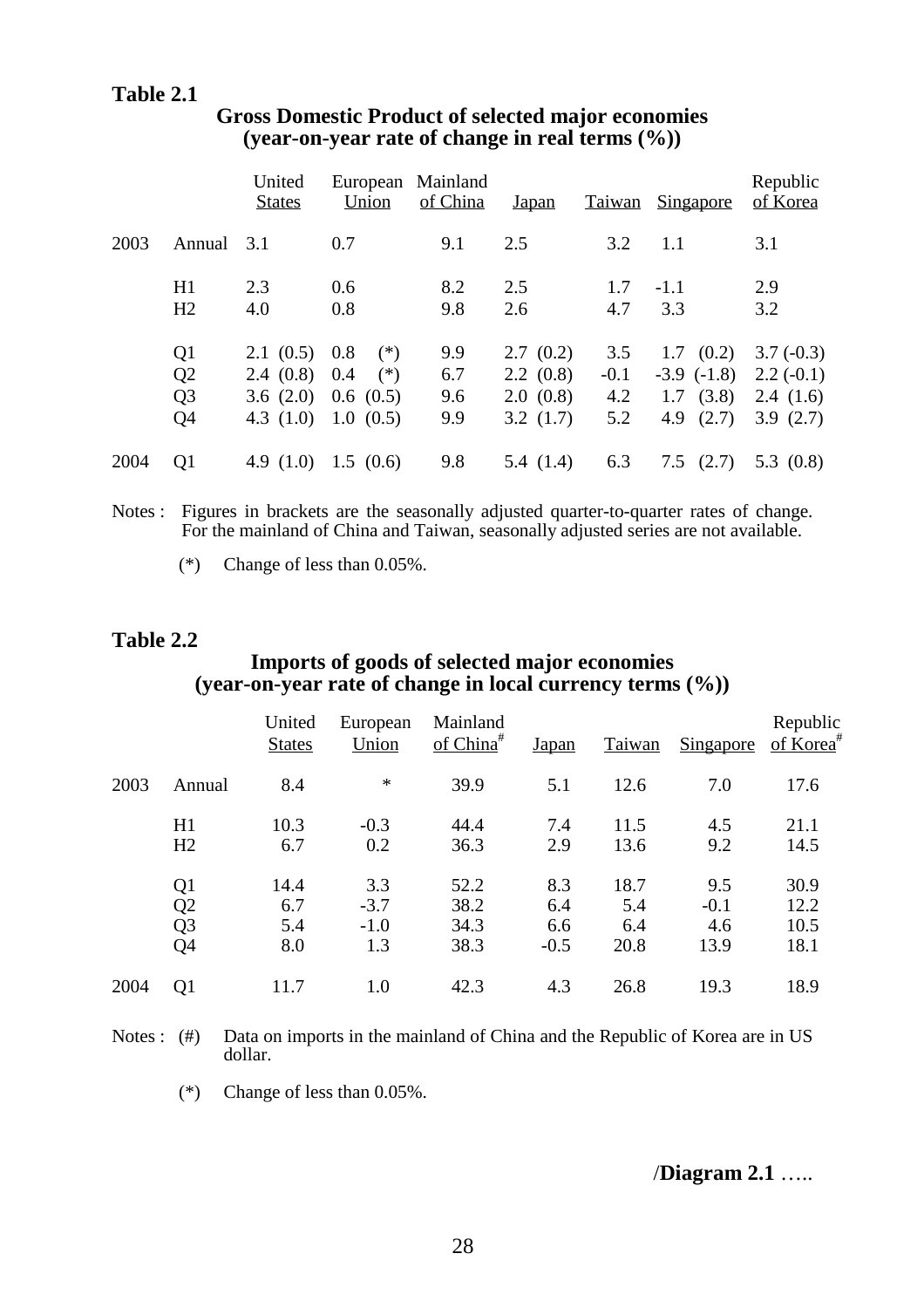**Table 2.1**

**Gross Domestic Product of selected major economies (year-on-year rate of change in real terms (%))**

| | | United States | European Union | Mainland of China | Japan | Taiwan | Singapore | Republic of Korea |
|---|---|---|---|---|---|---|---|---|
| 2003 | Annual | 3.1 | 0.7 | 9.1 | 2.5 | 3.2 | 1.1 | 3.1 |
| | H1 | 2.3 | 0.6 | 8.2 | 2.5 | 1.7 | -1.1 | 2.9 |
| | H2 | 4.0 | 0.8 | 9.8 | 2.6 | 4.7 | 3.3 | 3.2 |
| | Q1 | 2.1 (0.5) | 0.8 (*) | 9.9 | 2.7 (0.2) | 3.5 | 1.7 (0.2) | 3.7 (-0.3) |
| | Q2 | 2.4 (0.8) | 0.4 (*) | 6.7 | 2.2 (0.8) | -0.1 | -3.9 (-1.8) | 2.2 (-0.1) |
| | Q3 | 3.6 (2.0) | 0.6 (0.5) | 9.6 | 2.0 (0.8) | 4.2 | 1.7 (3.8) | 2.4 (1.6) |
| | Q4 | 4.3 (1.0) | 1.0 (0.5) | 9.9 | 3.2 (1.7) | 5.2 | 4.9 (2.7) | 3.9 (2.7) |
| 2004 | Q1 | 4.9 (1.0) | 1.5 (0.6) | 9.8 | 5.4 (1.4) | 6.3 | 7.5 (2.7) | 5.3 (0.8) |

Notes : Figures in brackets are the seasonally adjusted quarter-to-quarter rates of change. For the mainland of China and Taiwan, seasonally adjusted series are not available.

(*) Change of less than 0.05%.

**Table 2.2**

**Imports of goods of selected major economies (year-on-year rate of change in local currency terms (%))**

| | | United States | European Union | Mainland of China# | Japan | Taiwan | Singapore | Republic of Korea# |
|---|---|---|---|---|---|---|---|---|
| 2003 | Annual | 8.4 | * | 39.9 | 5.1 | 12.6 | 7.0 | 17.6 |
| | H1 | 10.3 | -0.3 | 44.4 | 7.4 | 11.5 | 4.5 | 21.1 |
| | H2 | 6.7 | 0.2 | 36.3 | 2.9 | 13.6 | 9.2 | 14.5 |
| | Q1 | 14.4 | 3.3 | 52.2 | 8.3 | 18.7 | 9.5 | 30.9 |
| | Q2 | 6.7 | -3.7 | 38.2 | 6.4 | 5.4 | -0.1 | 12.2 |
| | Q3 | 5.4 | -1.0 | 34.3 | 6.6 | 6.4 | 4.6 | 10.5 |
| | Q4 | 8.0 | 1.3 | 38.3 | -0.5 | 20.8 | 13.9 | 18.1 |
| 2004 | Q1 | 11.7 | 1.0 | 42.3 | 4.3 | 26.8 | 19.3 | 18.9 |

Notes : (#) Data on imports in the mainland of China and the Republic of Korea are in US dollar.

(*) Change of less than 0.05%.

/**Diagram 2.1** …..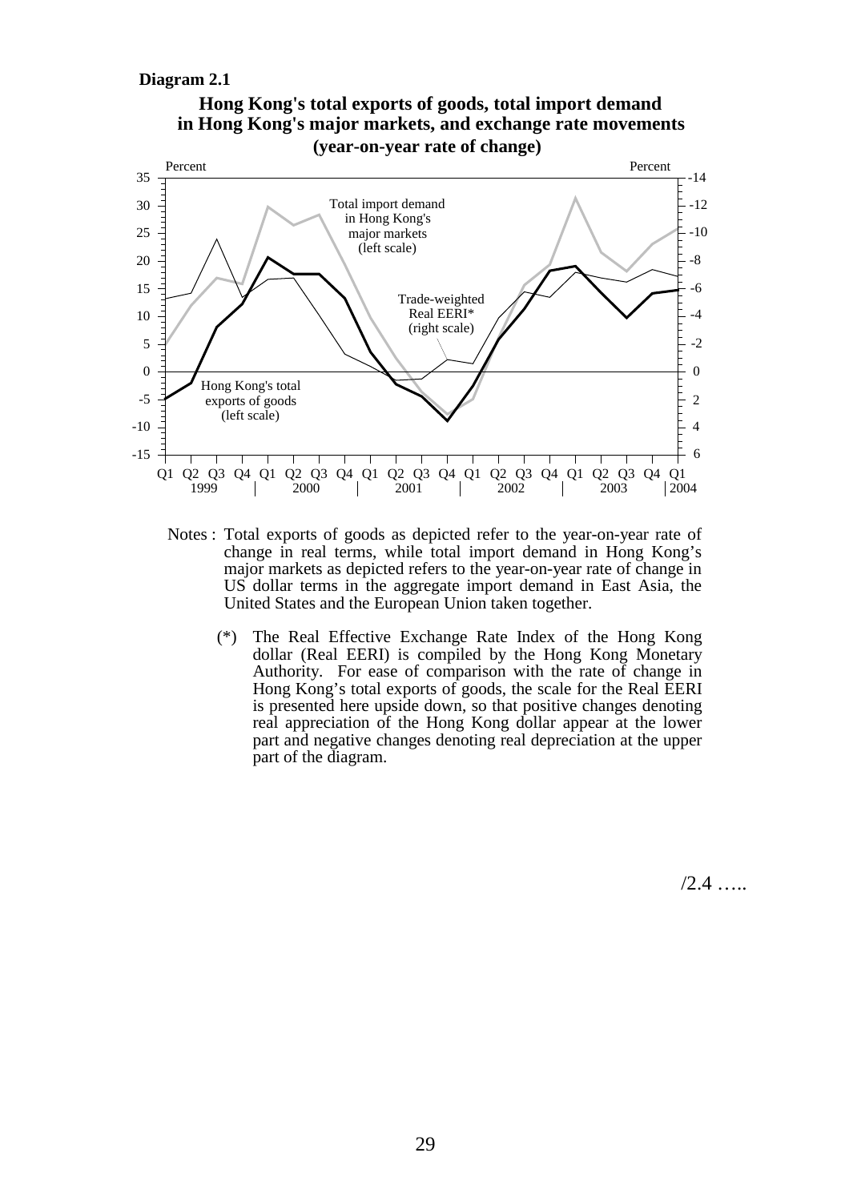**Diagram 2.1**

**Hong Kong's total exports of goods, total import demand in Hong Kong's major markets, and exchange rate movements (year-on-year rate of change)**

Notes : Total exports of goods as depicted refer to the year-on-year rate of change in real terms, while total import demand in Hong Kong's major markets as depicted refers to the year-on-year rate of change in US dollar terms in the aggregate import demand in East Asia, the United States and the European Union taken together.

(*) The Real Effective Exchange Rate Index of the Hong Kong dollar (Real EERI) is compiled by the Hong Kong Monetary Authority. For ease of comparison with the rate of change in Hong Kong's total exports of goods, the scale for the Real EERI is presented here upside down, so that positive changes denoting real appreciation of the Hong Kong dollar appear at the lower part and negative changes denoting real depreciation at the upper part of the diagram.

/2.4 …..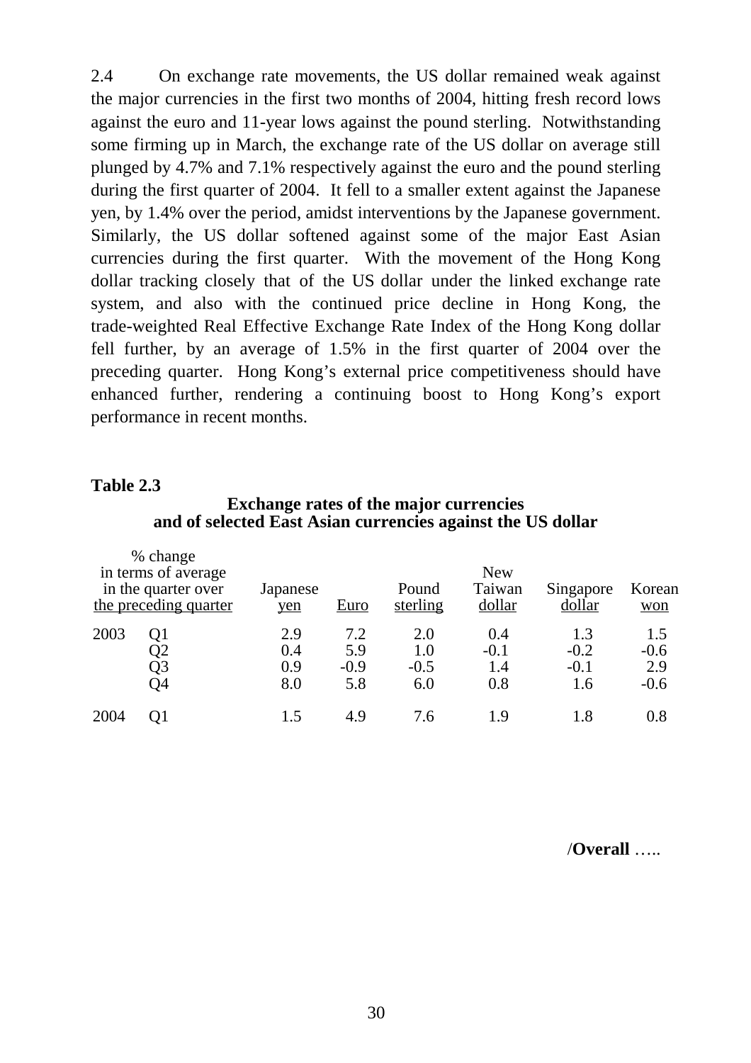2.4 On exchange rate movements, the US dollar remained weak against the major currencies in the first two months of 2004, hitting fresh record lows against the euro and 11-year lows against the pound sterling. Notwithstanding some firming up in March, the exchange rate of the US dollar on average still plunged by 4.7% and 7.1% respectively against the euro and the pound sterling during the first quarter of 2004. It fell to a smaller extent against the Japanese yen, by 1.4% over the period, amidst interventions by the Japanese government. Similarly, the US dollar softened against some of the major East Asian currencies during the first quarter. With the movement of the Hong Kong dollar tracking closely that of the US dollar under the linked exchange rate system, and also with the continued price decline in Hong Kong, the trade-weighted Real Effective Exchange Rate Index of the Hong Kong dollar fell further, by an average of 1.5% in the first quarter of 2004 over the preceding quarter. Hong Kong's external price competitiveness should have enhanced further, rendering a continuing boost to Hong Kong's export performance in recent months.

**Table 2.3**

**Exchange rates of the major currencies and of selected East Asian currencies against the US dollar**

| % change in terms of average in the quarter over the preceding quarter | | Japanese yen | Euro | Pound sterling | New Taiwan dollar | Singapore dollar | Korean won |
|---|---|---|---|---|---|---|---|
| 2003 | Q1 | 2.9 | 7.2 | 2.0 | 0.4 | 1.3 | 1.5 |
| | Q2 | 0.4 | 5.9 | 1.0 | -0.1 | -0.2 | -0.6 |
| | Q3 | 0.9 | -0.9 | -0.5 | 1.4 | -0.1 | 2.9 |
| | Q4 | 8.0 | 5.8 | 6.0 | 0.8 | 1.6 | -0.6 |
| 2004 | Q1 | 1.5 | 4.9 | 7.6 | 1.9 | 1.8 | 0.8 |

/**Overall** …..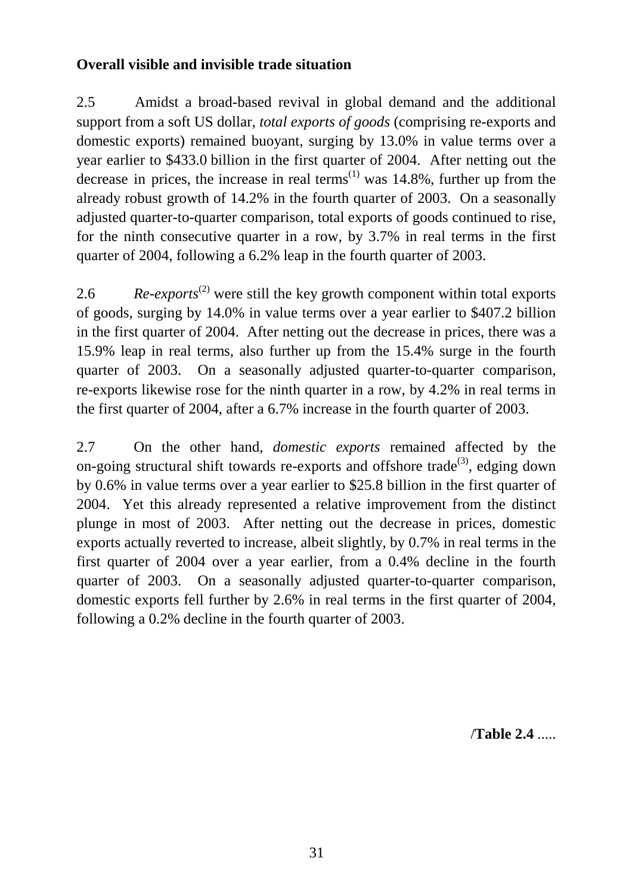**Overall visible and invisible trade situation**

2.5 Amidst a broad-based revival in global demand and the additional support from a soft US dollar, *total exports of goods* (comprising re-exports and domestic exports) remained buoyant, surging by 13.0% in value terms over a year earlier to $433.0 billion in the first quarter of 2004. After netting out the decrease in prices, the increase in real terms[(1)] was 14.8%, further up from the already robust growth of 14.2% in the fourth quarter of 2003. On a seasonally adjusted quarter-to-quarter comparison, total exports of goods continued to rise, for the ninth consecutive quarter in a row, by 3.7% in real terms in the first quarter of 2004, following a 6.2% leap in the fourth quarter of 2003.

2.6 *Re-exports*[(2)] were still the key growth component within total exports of goods, surging by 14.0% in value terms over a year earlier to $407.2 billion in the first quarter of 2004. After netting out the decrease in prices, there was a 15.9% leap in real terms, also further up from the 15.4% surge in the fourth quarter of 2003. On a seasonally adjusted quarter-to-quarter comparison, re-exports likewise rose for the ninth quarter in a row, by 4.2% in real terms in the first quarter of 2004, after a 6.7% increase in the fourth quarter of 2003.

2.7 On the other hand, *domestic exports* remained affected by the on-going structural shift towards re-exports and offshore trade[(3)], edging down by 0.6% in value terms over a year earlier to $25.8 billion in the first quarter of 2004. Yet this already represented a relative improvement from the distinct plunge in most of 2003. After netting out the decrease in prices, domestic exports actually reverted to increase, albeit slightly, by 0.7% in real terms in the first quarter of 2004 over a year earlier, from a 0.4% decline in the fourth quarter of 2003. On a seasonally adjusted quarter-to-quarter comparison, domestic exports fell further by 2.6% in real terms in the first quarter of 2004, following a 0.2% decline in the fourth quarter of 2003.

/**Table 2.4** .....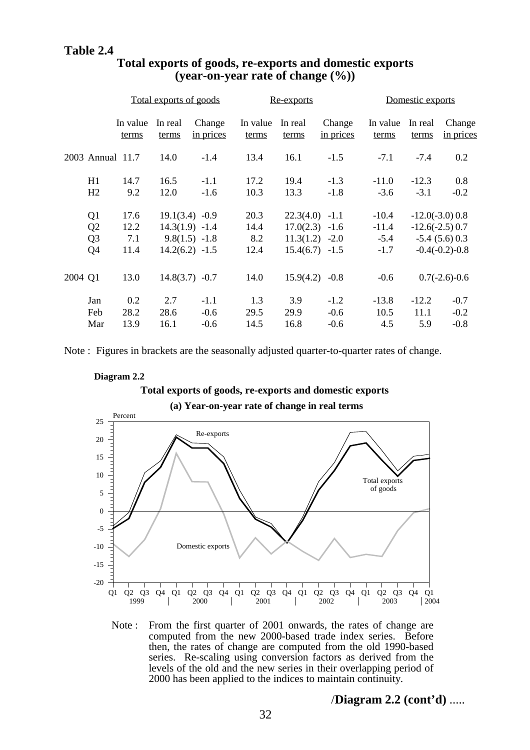**Table 2.4**

**Total exports of goods, re-exports and domestic exports (year-on-year rate of change (%))**

| | Total exports of goods | | | Re-exports | | | Domestic exports | | |
|---|---|---|---|---|---|---|---|---|---|
| | In value terms | In real terms | Change in prices | In value terms | In real terms | Change in prices | In value terms | In real terms | Change in prices |
| 2003 Annual | 11.7 | 14.0 | -1.4 | 13.4 | 16.1 | -1.5 | -7.1 | -7.4 | 0.2 |
| H1 | 14.7 | 16.5 | -1.1 | 17.2 | 19.4 | -1.3 | -11.0 | -12.3 | 0.8 |
| H2 | 9.2 | 12.0 | -1.6 | 10.3 | 13.3 | -1.8 | -3.6 | -3.1 | -0.2 |
| Q1 | 17.6 | 19.1(3.4) | -0.9 | 20.3 | 22.3(4.0) | -1.1 | -10.4 | -12.0(-3.0) | 0.8 |
| Q2 | 12.2 | 14.3(1.9) | -1.4 | 14.4 | 17.0(2.3) | -1.6 | -11.4 | -12.6(-2.5) | 0.7 |
| Q3 | 7.1 | 9.8(1.5) | -1.8 | 8.2 | 11.3(1.2) | -2.0 | -5.4 | -5.4 (5.6) | 0.3 |
| Q4 | 11.4 | 14.2(6.2) | -1.5 | 12.4 | 15.4(6.7) | -1.5 | -1.7 | -0.4(-0.2) | -0.8 |
| 2004 Q1 | 13.0 | 14.8(3.7) | -0.7 | 14.0 | 15.9(4.2) | -0.8 | -0.6 | 0.7(-2.6) | -0.6 |
| Jan | 0.2 | 2.7 | -1.1 | 1.3 | 3.9 | -1.2 | -13.8 | -12.2 | -0.7 |
| Feb | 28.2 | 28.6 | -0.6 | 29.5 | 29.9 | -0.6 | 10.5 | 11.1 | -0.2 |
| Mar | 13.9 | 16.1 | -0.6 | 14.5 | 16.8 | -0.6 | 4.5 | 5.9 | -0.8 |

Note : Figures in brackets are the seasonally adjusted quarter-to-quarter rates of change.

**Diagram 2.2**

**Total exports of goods, re-exports and domestic exports**

**(a) Year-on-year rate of change in real terms**

Note : From the first quarter of 2001 onwards, the rates of change are computed from the new 2000-based trade index series. Before then, the rates of change are computed from the old 1990-based series. Re-scaling using conversion factors as derived from the levels of the old and the new series in their overlapping period of 2000 has been applied to the indices to maintain continuity.

/**Diagram 2.2 (cont'd)** .....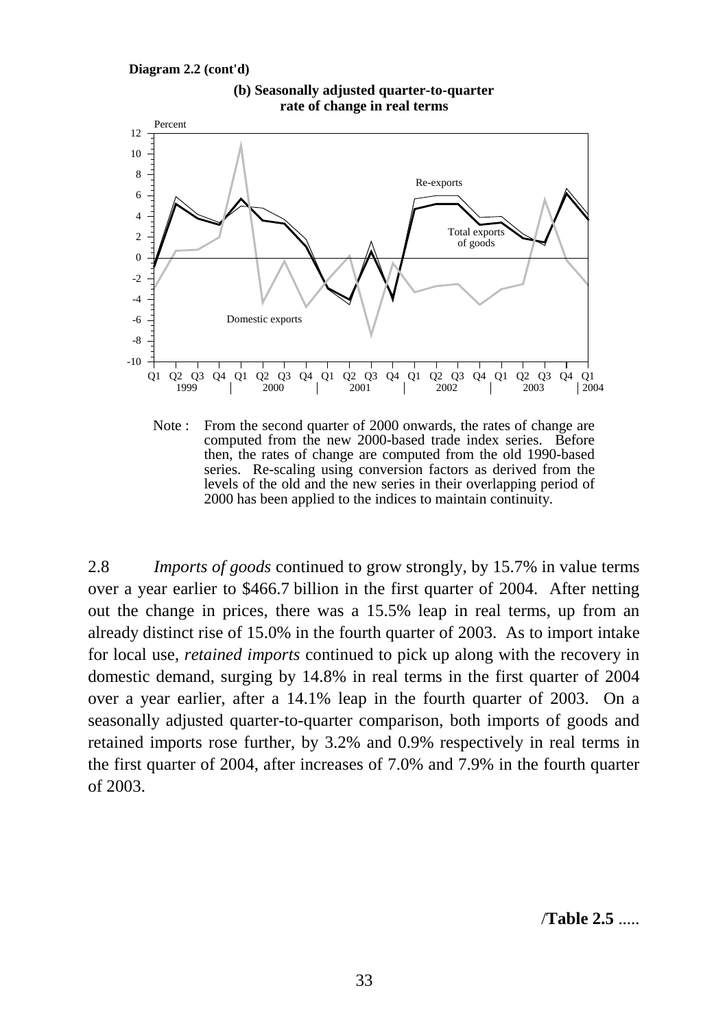**Diagram 2.2 (cont'd)**

**(b) Seasonally adjusted quarter-to-quarter rate of change in real terms**

Note : From the second quarter of 2000 onwards, the rates of change are computed from the new 2000-based trade index series. Before then, the rates of change are computed from the old 1990-based series. Re-scaling using conversion factors as derived from the levels of the old and the new series in their overlapping period of 2000 has been applied to the indices to maintain continuity.

2.8 *Imports of goods* continued to grow strongly, by 15.7% in value terms over a year earlier to $466.7 billion in the first quarter of 2004. After netting out the change in prices, there was a 15.5% leap in real terms, up from an already distinct rise of 15.0% in the fourth quarter of 2003. As to import intake for local use, *retained imports* continued to pick up along with the recovery in domestic demand, surging by 14.8% in real terms in the first quarter of 2004 over a year earlier, after a 14.1% leap in the fourth quarter of 2003. On a seasonally adjusted quarter-to-quarter comparison, both imports of goods and retained imports rose further, by 3.2% and 0.9% respectively in real terms in the first quarter of 2004, after increases of 7.0% and 7.9% in the fourth quarter of 2003.

/**Table 2.5** .....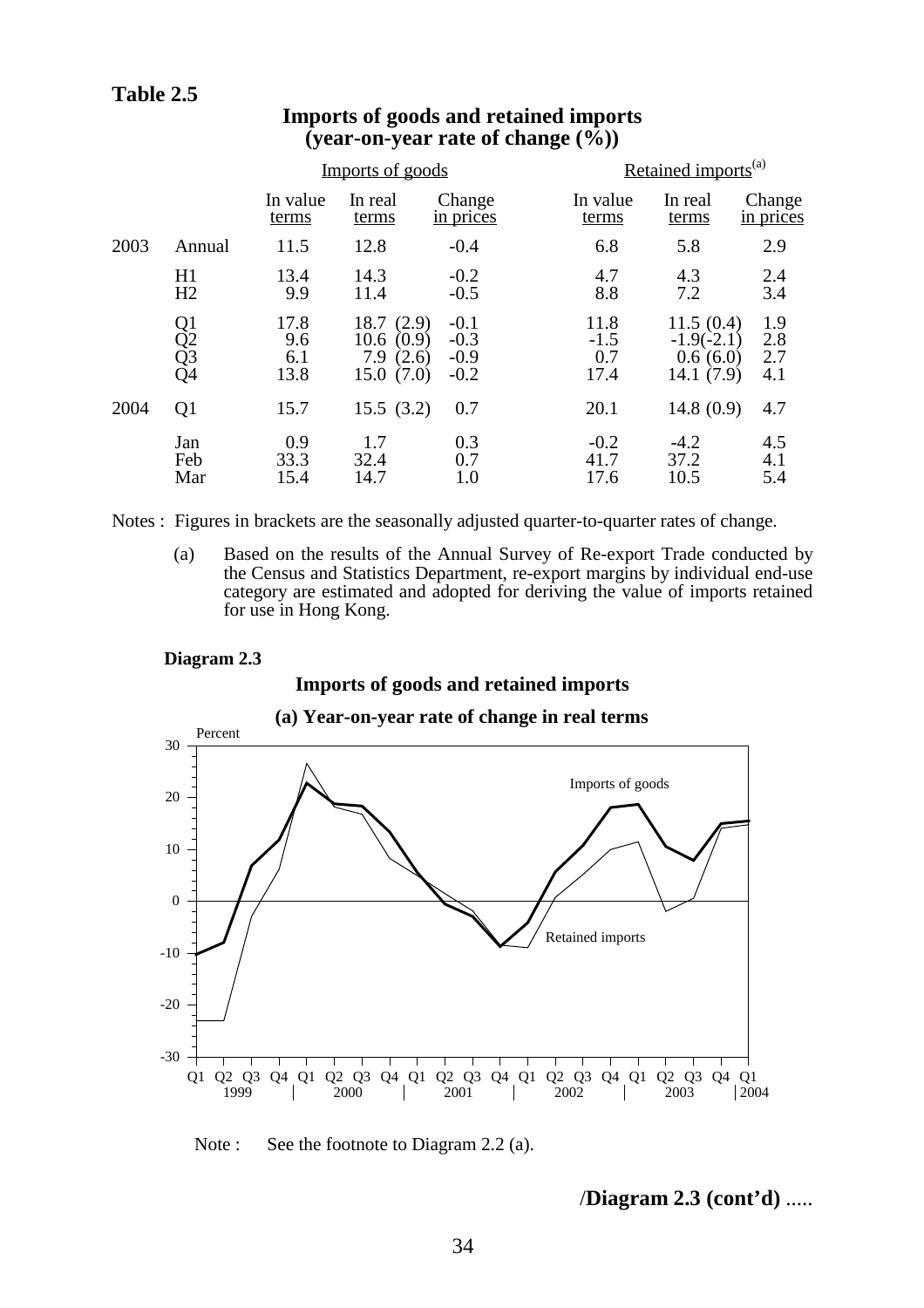**Table 2.5**

**Imports of goods and retained imports (year-on-year rate of change (%))**

| | | Imports of goods | | | Retained imports[(a)] | | |
|---|---|---|---|---|---|---|---|
| | | In value terms | In real terms | Change in prices | In value terms | In real terms | Change in prices |
| 2003 | Annual | 11.5 | 12.8 | -0.4 | 6.8 | 5.8 | 2.9 |
| | H1 | 13.4 | 14.3 | -0.2 | 4.7 | 4.3 | 2.4 |
| | H2 | 9.9 | 11.4 | -0.5 | 8.8 | 7.2 | 3.4 |
| | Q1 | 17.8 | 18.7 (2.9) | -0.1 | 11.8 | 11.5 (0.4) | 1.9 |
| | Q2 | 9.6 | 10.6 (0.9) | -0.3 | -1.5 | -1.9(-2.1) | 2.8 |
| | Q3 | 6.1 | 7.9 (2.6) | -0.9 | 0.7 | 0.6 (6.0) | 2.7 |
| | Q4 | 13.8 | 15.0 (7.0) | -0.2 | 17.4 | 14.1 (7.9) | 4.1 |
| 2004 | Q1 | 15.7 | 15.5 (3.2) | 0.7 | 20.1 | 14.8 (0.9) | 4.7 |
| | Jan | 0.9 | 1.7 | 0.3 | -0.2 | -4.2 | 4.5 |
| | Feb | 33.3 | 32.4 | 0.7 | 41.7 | 37.2 | 4.1 |
| | Mar | 15.4 | 14.7 | 1.0 | 17.6 | 10.5 | 5.4 |

Notes : Figures in brackets are the seasonally adjusted quarter-to-quarter rates of change.

(a) Based on the results of the Annual Survey of Re-export Trade conducted by the Census and Statistics Department, re-export margins by individual end-use category are estimated and adopted for deriving the value of imports retained for use in Hong Kong.

**Diagram 2.3**

**Imports of goods and retained imports**

**(a) Year-on-year rate of change in real terms**

Note : See the footnote to Diagram 2.2 (a).

/**Diagram 2.3 (cont'd)** .....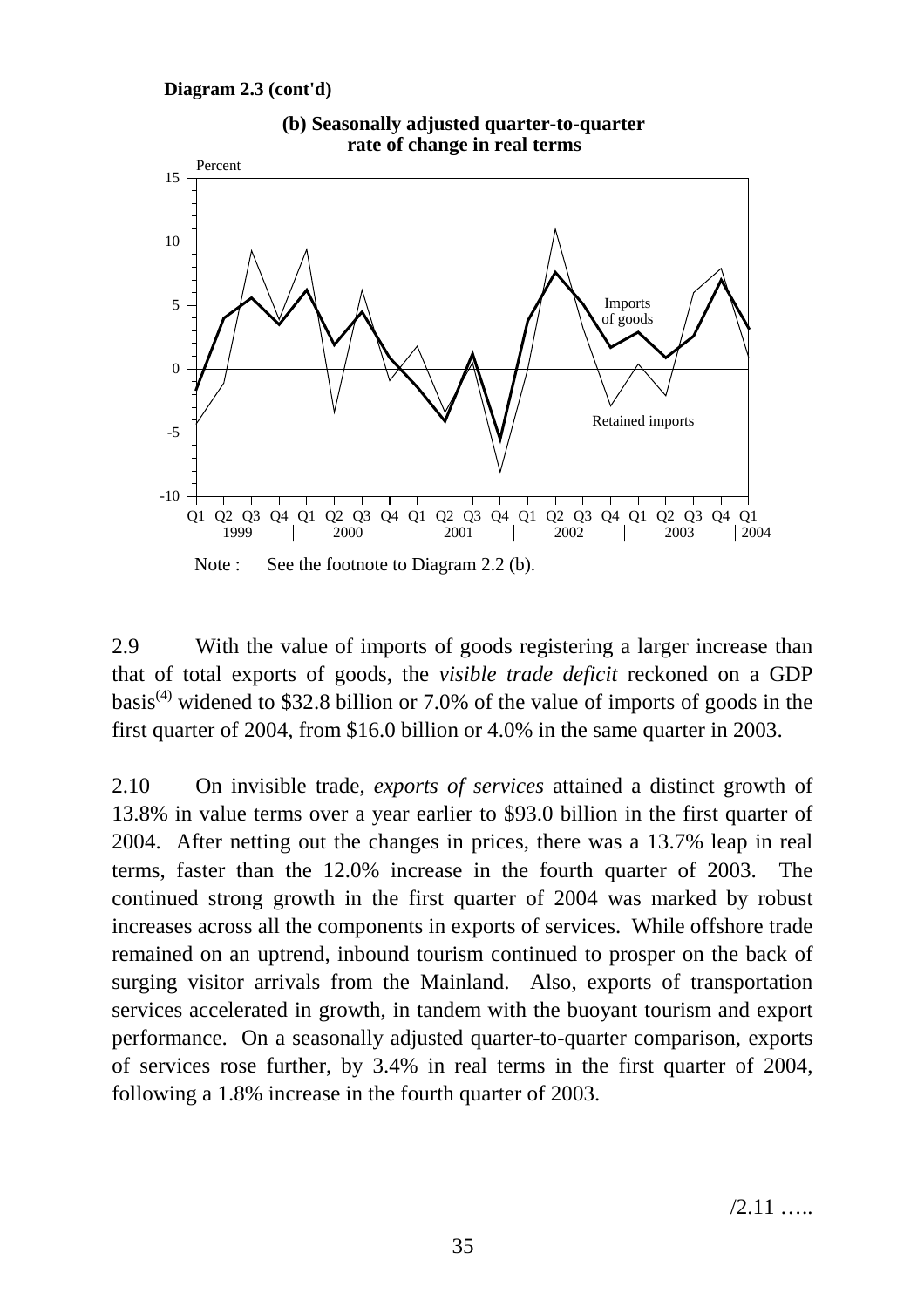**Diagram 2.3 (cont'd)**

**(b) Seasonally adjusted quarter-to-quarter rate of change in real terms**

Note : See the footnote to Diagram 2.2 (b).

2.9 With the value of imports of goods registering a larger increase than that of total exports of goods, the *visible trade deficit* reckoned on a GDP basis[(4)] widened to $32.8 billion or 7.0% of the value of imports of goods in the first quarter of 2004, from $16.0 billion or 4.0% in the same quarter in 2003.

2.10 On invisible trade, *exports of services* attained a distinct growth of 13.8% in value terms over a year earlier to $93.0 billion in the first quarter of 2004. After netting out the changes in prices, there was a 13.7% leap in real terms, faster than the 12.0% increase in the fourth quarter of 2003. The continued strong growth in the first quarter of 2004 was marked by robust increases across all the components in exports of services. While offshore trade remained on an uptrend, inbound tourism continued to prosper on the back of surging visitor arrivals from the Mainland. Also, exports of transportation services accelerated in growth, in tandem with the buoyant tourism and export performance. On a seasonally adjusted quarter-to-quarter comparison, exports of services rose further, by 3.4% in real terms in the first quarter of 2004, following a 1.8% increase in the fourth quarter of 2003.

/2.11 …..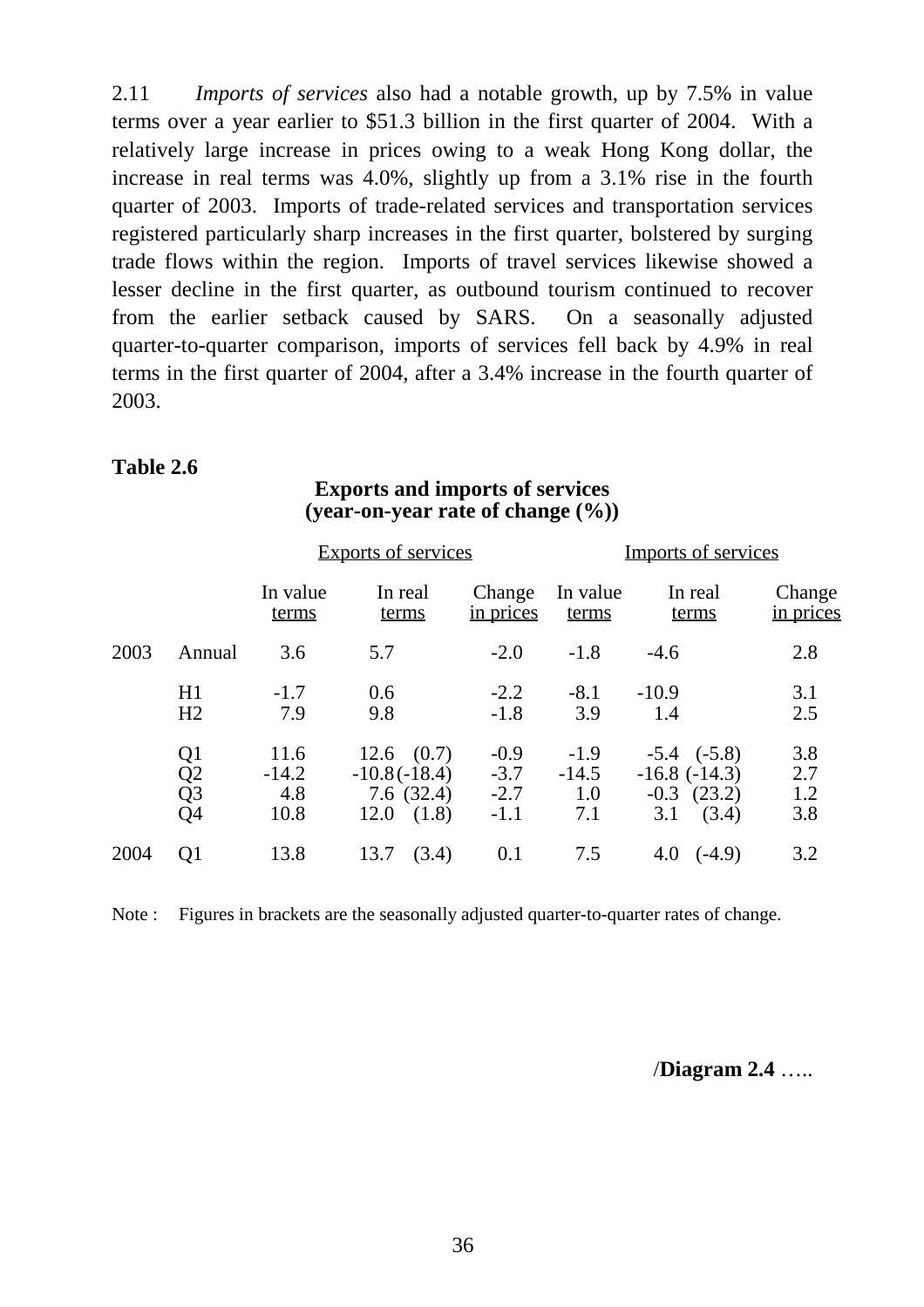2.11 *Imports of services* also had a notable growth, up by 7.5% in value terms over a year earlier to $51.3 billion in the first quarter of 2004. With a relatively large increase in prices owing to a weak Hong Kong dollar, the increase in real terms was 4.0%, slightly up from a 3.1% rise in the fourth quarter of 2003. Imports of trade-related services and transportation services registered particularly sharp increases in the first quarter, bolstered by surging trade flows within the region. Imports of travel services likewise showed a lesser decline in the first quarter, as outbound tourism continued to recover from the earlier setback caused by SARS. On a seasonally adjusted quarter-to-quarter comparison, imports of services fell back by 4.9% in real terms in the first quarter of 2004, after a 3.4% increase in the fourth quarter of 2003.

**Table 2.6**

**Exports and imports of services**
**(year-on-year rate of change (%))**

| | | Exports of services | | | Imports of services | | |
|---|---|---|---|---|---|---|---|
| | | In value terms | In real terms | Change in prices | In value terms | In real terms | Change in prices |
| 2003 | Annual | 3.6 | 5.7 | -2.0 | -1.8 | -4.6 | 2.8 |
| | H1 | -1.7 | 0.6 | -2.2 | -8.1 | -10.9 | 3.1 |
| | H2 | 7.9 | 9.8 | -1.8 | 3.9 | 1.4 | 2.5 |
| | Q1 | 11.6 | 12.6 (0.7) | -0.9 | -1.9 | -5.4 (-5.8) | 3.8 |
| | Q2 | -14.2 | -10.8 (-18.4) | -3.7 | -14.5 | -16.8 (-14.3) | 2.7 |
| | Q3 | 4.8 | 7.6 (32.4) | -2.7 | 1.0 | -0.3 (23.2) | 1.2 |
| | Q4 | 10.8 | 12.0 (1.8) | -1.1 | 7.1 | 3.1 (3.4) | 3.8 |
| 2004 | Q1 | 13.8 | 13.7 (3.4) | 0.1 | 7.5 | 4.0 (-4.9) | 3.2 |

Note : Figures in brackets are the seasonally adjusted quarter-to-quarter rates of change.

/**Diagram 2.4** …..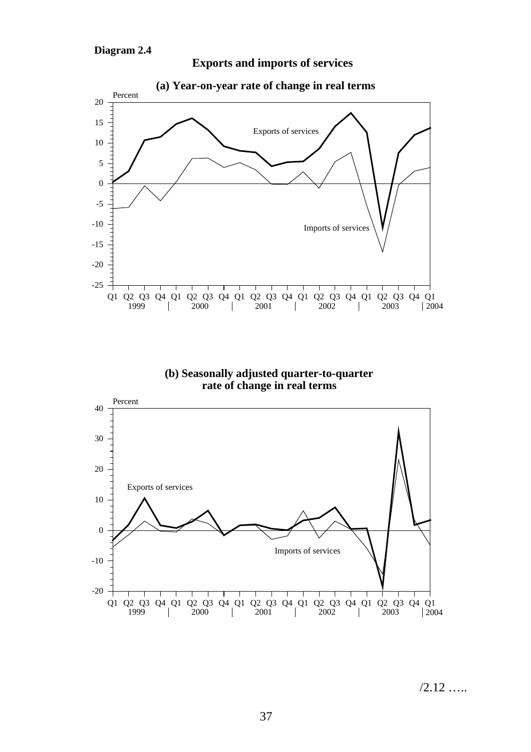**Diagram 2.4**

**Exports and imports of services**

**(a) Year-on-year rate of change in real terms**

**(b) Seasonally adjusted quarter-to-quarter rate of change in real terms**

/2.12 …..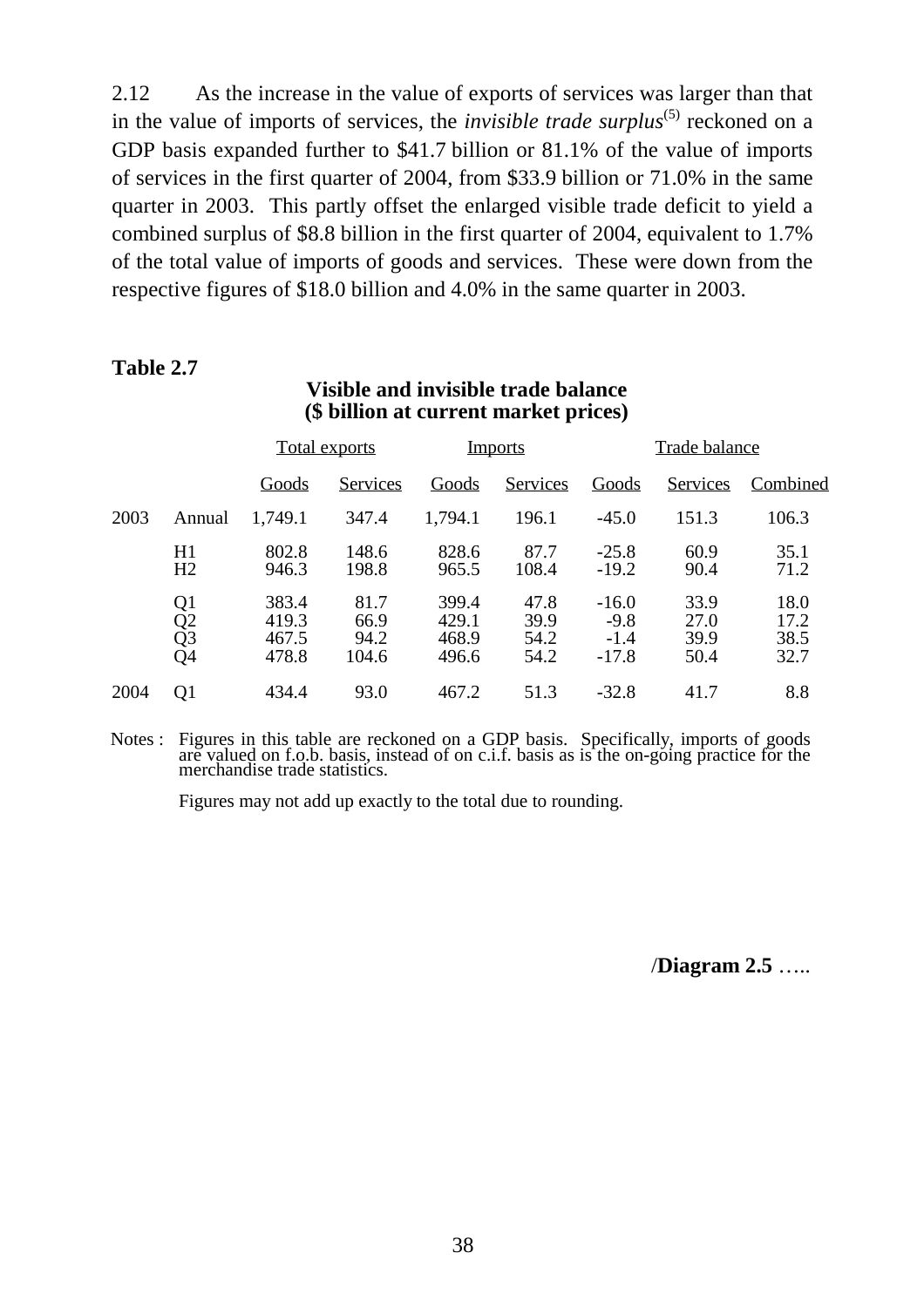2.12 As the increase in the value of exports of services was larger than that in the value of imports of services, the *invisible trade surplus*[5] reckoned on a GDP basis expanded further to $41.7 billion or 81.1% of the value of imports of services in the first quarter of 2004, from $33.9 billion or 71.0% in the same quarter in 2003. This partly offset the enlarged visible trade deficit to yield a combined surplus of $8.8 billion in the first quarter of 2004, equivalent to 1.7% of the total value of imports of goods and services. These were down from the respective figures of $18.0 billion and 4.0% in the same quarter in 2003.

**Table 2.7**

**Visible and invisible trade balance**
**($ billion at current market prices)**

| | | Total exports | | Imports | | Trade balance | | |
|---|---|---|---|---|---|---|---|---|
| | | Goods | Services | Goods | Services | Goods | Services | Combined |
| 2003 | Annual | 1,749.1 | 347.4 | 1,794.1 | 196.1 | -45.0 | 151.3 | 106.3 |
| | H1 | 802.8 | 148.6 | 828.6 | 87.7 | -25.8 | 60.9 | 35.1 |
| | H2 | 946.3 | 198.8 | 965.5 | 108.4 | -19.2 | 90.4 | 71.2 |
| | Q1 | 383.4 | 81.7 | 399.4 | 47.8 | -16.0 | 33.9 | 18.0 |
| | Q2 | 419.3 | 66.9 | 429.1 | 39.9 | -9.8 | 27.0 | 17.2 |
| | Q3 | 467.5 | 94.2 | 468.9 | 54.2 | -1.4 | 39.9 | 38.5 |
| | Q4 | 478.8 | 104.6 | 496.6 | 54.2 | -17.8 | 50.4 | 32.7 |
| 2004 | Q1 | 434.4 | 93.0 | 467.2 | 51.3 | -32.8 | 41.7 | 8.8 |

Notes : Figures in this table are reckoned on a GDP basis. Specifically, imports of goods are valued on f.o.b. basis, instead of on c.i.f. basis as is the on-going practice for the merchandise trade statistics.

Figures may not add up exactly to the total due to rounding.

/**Diagram 2.5** …..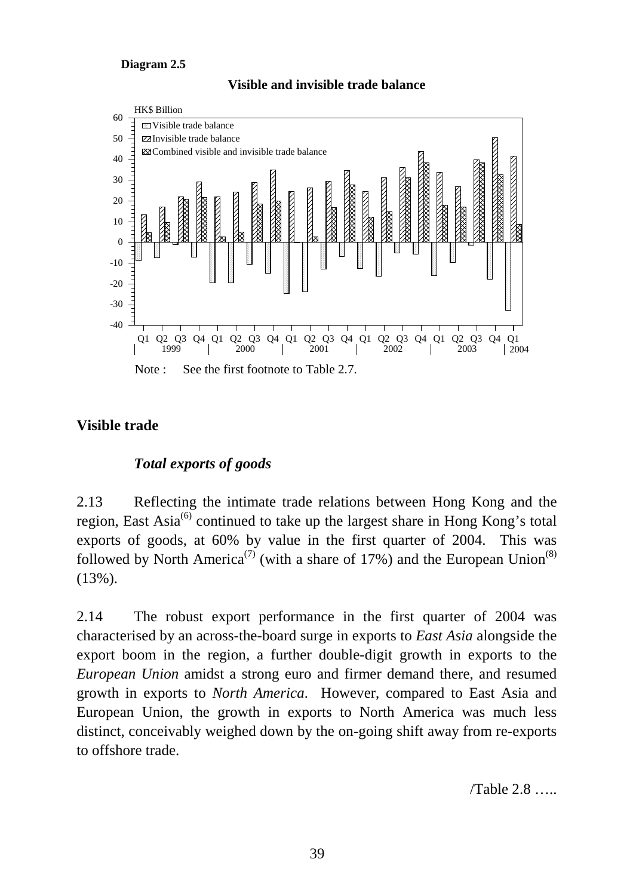**Diagram 2.5**

**Visible and invisible trade balance**

Note : See the first footnote to Table 2.7.

## Visible trade

### *Total exports of goods*

2.13 Reflecting the intimate trade relations between Hong Kong and the region, East Asia[6] continued to take up the largest share in Hong Kong's total exports of goods, at 60% by value in the first quarter of 2004. This was followed by North America[7] (with a share of 17%) and the European Union[8] (13%).

2.14 The robust export performance in the first quarter of 2004 was characterised by an across-the-board surge in exports to *East Asia* alongside the export boom in the region, a further double-digit growth in exports to the *European Union* amidst a strong euro and firmer demand there, and resumed growth in exports to *North America*. However, compared to East Asia and European Union, the growth in exports to North America was much less distinct, conceivably weighed down by the on-going shift away from re-exports to offshore trade.

/Table 2.8 …..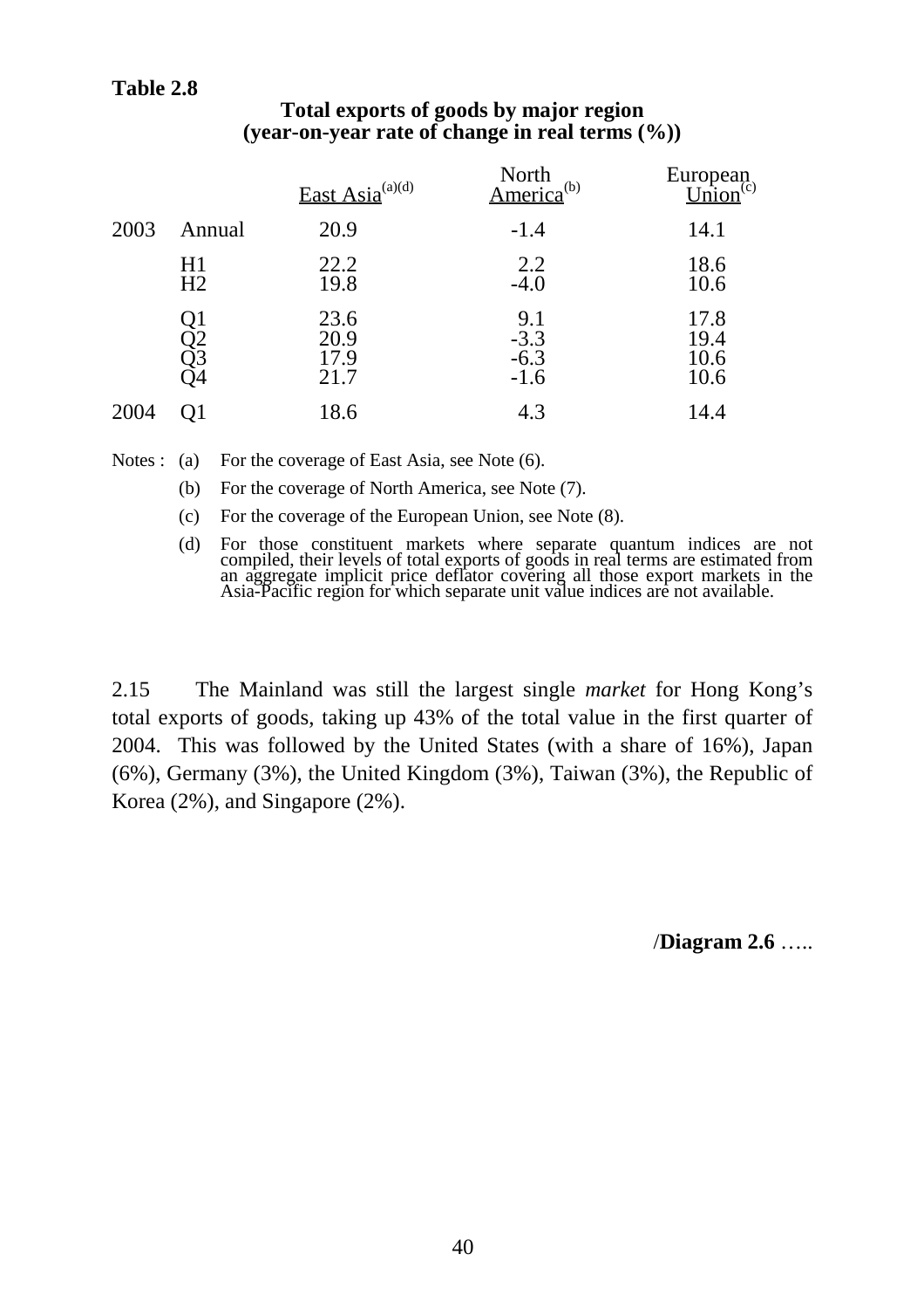**Table 2.8**

**Total exports of goods by major region**
**(year-on-year rate of change in real terms (%))**

| | | East Asia[(a)(d)] | North America[(b)] | European Union[(c)] |
|---|---|---|---|---|
| 2003 | Annual | 20.9 | -1.4 | 14.1 |
| | H1 | 22.2 | 2.2 | 18.6 |
| | H2 | 19.8 | -4.0 | 10.6 |
| | Q1 | 23.6 | 9.1 | 17.8 |
| | Q2 | 20.9 | -3.3 | 19.4 |
| | Q3 | 17.9 | -6.3 | 10.6 |
| | Q4 | 21.7 | -1.6 | 10.6 |
| 2004 | Q1 | 18.6 | 4.3 | 14.4 |

Notes : (a) For the coverage of East Asia, see Note (6).

(b) For the coverage of North America, see Note (7).

(c) For the coverage of the European Union, see Note (8).

(d) For those constituent markets where separate quantum indices are not compiled, their levels of total exports of goods in real terms are estimated from an aggregate implicit price deflator covering all those export markets in the Asia-Pacific region for which separate unit value indices are not available.

2.15 The Mainland was still the largest single *market* for Hong Kong's total exports of goods, taking up 43% of the total value in the first quarter of 2004. This was followed by the United States (with a share of 16%), Japan (6%), Germany (3%), the United Kingdom (3%), Taiwan (3%), the Republic of Korea (2%), and Singapore (2%).

/**Diagram 2.6** …..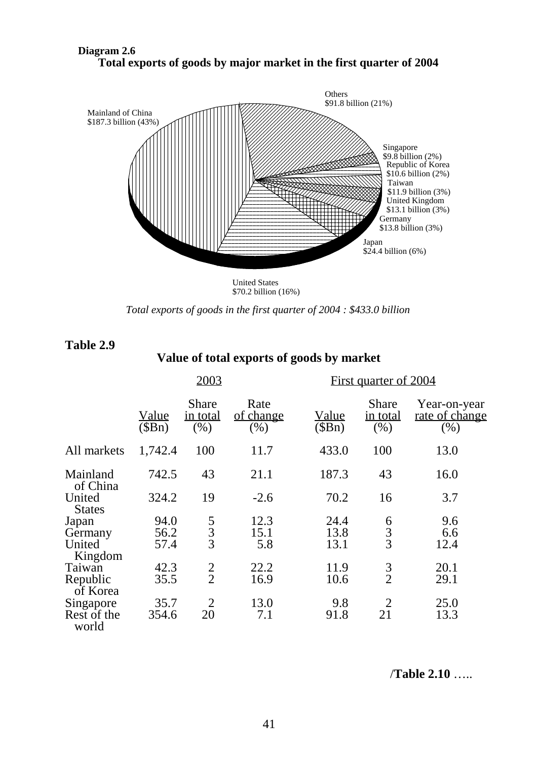**Diagram 2.6**

**Total exports of goods by major market in the first quarter of 2004**

Mainland of China
$187.3 billion (43%)

Others
$91.8 billion (21%)

Singapore
$9.8 billion (2%)

Republic of Korea
$10.6 billion (2%)

Taiwan
$11.9 billion (3%)

United Kingdom
$13.1 billion (3%)

Germany
$13.8 billion (3%)

Japan
$24.4 billion (6%)

United States
$70.2 billion (16%)

*Total exports of goods in the first quarter of 2004 : $433.0 billion*

**Table 2.9**

**Value of total exports of goods by market**

| | 2003 | | | First quarter of 2004 | | |
|---|---|---|---|---|---|---|
| | Value ($Bn) | Share in total (%) | Rate of change (%) | Value ($Bn) | Share in total (%) | Year-on-year rate of change (%) |
| All markets | 1,742.4 | 100 | 11.7 | 433.0 | 100 | 13.0 |
| Mainland of China | 742.5 | 43 | 21.1 | 187.3 | 43 | 16.0 |
| United States | 324.2 | 19 | -2.6 | 70.2 | 16 | 3.7 |
| Japan | 94.0 | 5 | 12.3 | 24.4 | 6 | 9.6 |
| Germany | 56.2 | 3 | 15.1 | 13.8 | 3 | 6.6 |
| United Kingdom | 57.4 | 3 | 5.8 | 13.1 | 3 | 12.4 |
| Taiwan | 42.3 | 2 | 22.2 | 11.9 | 3 | 20.1 |
| Republic of Korea | 35.5 | 2 | 16.9 | 10.6 | 2 | 29.1 |
| Singapore | 35.7 | 2 | 13.0 | 9.8 | 2 | 25.0 |
| Rest of the world | 354.6 | 20 | 7.1 | 91.8 | 21 | 13.3 |

/**Table 2.10** …..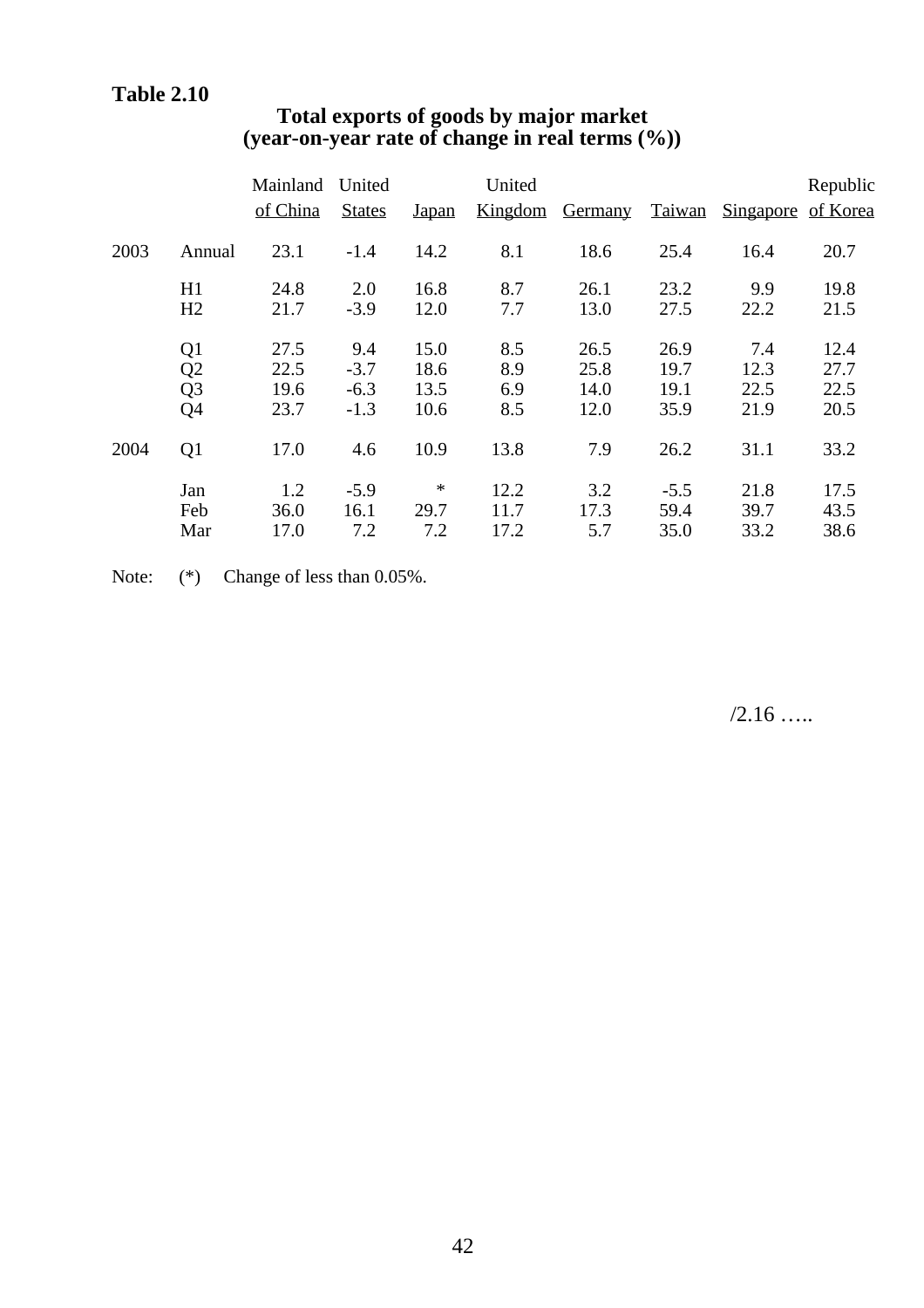**Table 2.10**

**Total exports of goods by major market**
**(year-on-year rate of change in real terms (%))**

| | | Mainland of China | United States | Japan | United Kingdom | Germany | Taiwan | Singapore | Republic of Korea |
|---|---|---|---|---|---|---|---|---|---|
| 2003 | Annual | 23.1 | -1.4 | 14.2 | 8.1 | 18.6 | 25.4 | 16.4 | 20.7 |
| | H1 | 24.8 | 2.0 | 16.8 | 8.7 | 26.1 | 23.2 | 9.9 | 19.8 |
| | H2 | 21.7 | -3.9 | 12.0 | 7.7 | 13.0 | 27.5 | 22.2 | 21.5 |
| | Q1 | 27.5 | 9.4 | 15.0 | 8.5 | 26.5 | 26.9 | 7.4 | 12.4 |
| | Q2 | 22.5 | -3.7 | 18.6 | 8.9 | 25.8 | 19.7 | 12.3 | 27.7 |
| | Q3 | 19.6 | -6.3 | 13.5 | 6.9 | 14.0 | 19.1 | 22.5 | 22.5 |
| | Q4 | 23.7 | -1.3 | 10.6 | 8.5 | 12.0 | 35.9 | 21.9 | 20.5 |
| 2004 | Q1 | 17.0 | 4.6 | 10.9 | 13.8 | 7.9 | 26.2 | 31.1 | 33.2 |
| | Jan | 1.2 | -5.9 | * | 12.2 | 3.2 | -5.5 | 21.8 | 17.5 |
| | Feb | 36.0 | 16.1 | 29.7 | 11.7 | 17.3 | 59.4 | 39.7 | 43.5 |
| | Mar | 17.0 | 7.2 | 7.2 | 17.2 | 5.7 | 35.0 | 33.2 | 38.6 |

Note: (*) Change of less than 0.05%.

/2.16 …..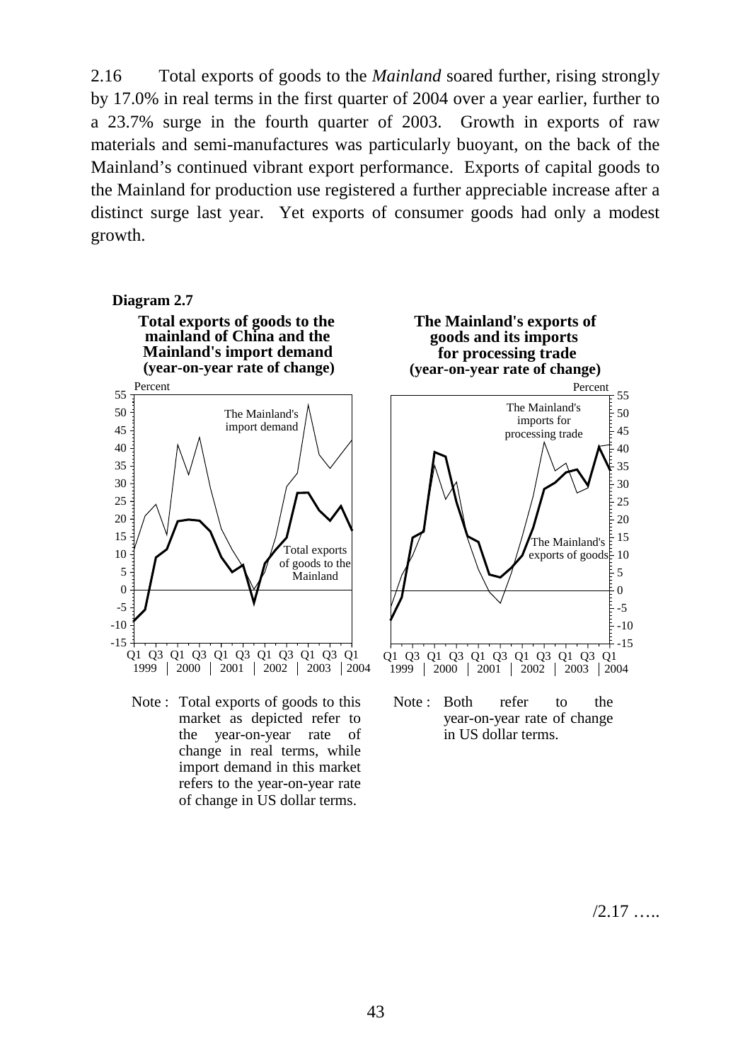2.16 Total exports of goods to the *Mainland* soared further, rising strongly by 17.0% in real terms in the first quarter of 2004 over a year earlier, further to a 23.7% surge in the fourth quarter of 2003. Growth in exports of raw materials and semi-manufactures was particularly buoyant, on the back of the Mainland's continued vibrant export performance. Exports of capital goods to the Mainland for production use registered a further appreciable increase after a distinct surge last year. Yet exports of consumer goods had only a modest growth.

**Diagram 2.7**

**Total exports of goods to the mainland of China and the Mainland's import demand (year-on-year rate of change)**

Note : Total exports of goods to this market as depicted refer to the year-on-year rate of change in real terms, while import demand in this market refers to the year-on-year rate of change in US dollar terms.

**The Mainland's exports of goods and its imports for processing trade (year-on-year rate of change)**

Note : Both refer to the year-on-year rate of change in US dollar terms.

/2.17 …..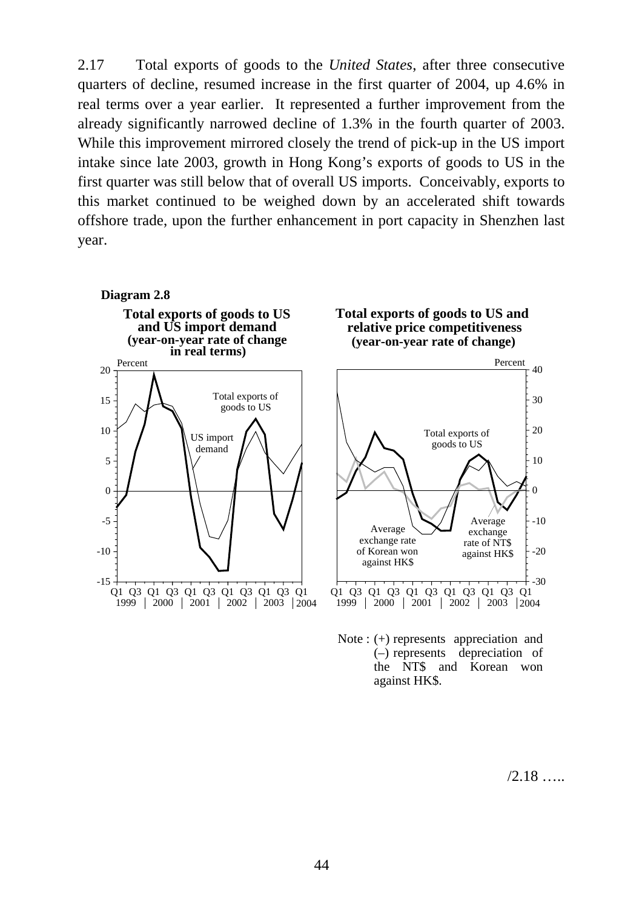2.17 Total exports of goods to the *United States*, after three consecutive quarters of decline, resumed increase in the first quarter of 2004, up 4.6% in real terms over a year earlier. It represented a further improvement from the already significantly narrowed decline of 1.3% in the fourth quarter of 2003. While this improvement mirrored closely the trend of pick-up in the US import intake since late 2003, growth in Hong Kong's exports of goods to US in the first quarter was still below that of overall US imports. Conceivably, exports to this market continued to be weighed down by an accelerated shift towards offshore trade, upon the further enhancement in port capacity in Shenzhen last year.

**Diagram 2.8**

**Total exports of goods to US and US import demand (year-on-year rate of change in real terms)**

**Total exports of goods to US and relative price competitiveness (year-on-year rate of change)**

Note : (+) represents appreciation and (–) represents depreciation of the NT$ and Korean won against HK$.

/2.18 …..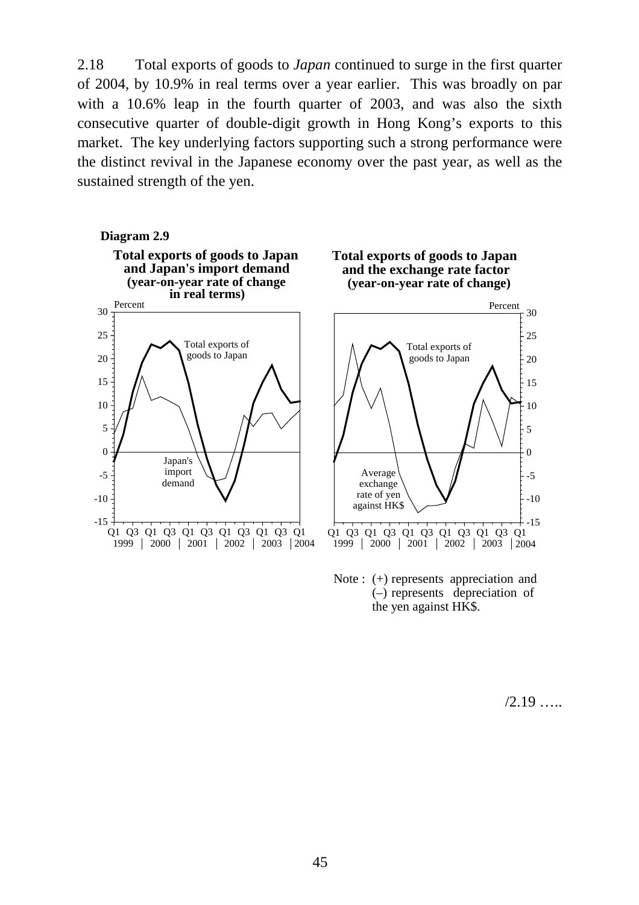2.18 Total exports of goods to *Japan* continued to surge in the first quarter of 2004, by 10.9% in real terms over a year earlier. This was broadly on par with a 10.6% leap in the fourth quarter of 2003, and was also the sixth consecutive quarter of double-digit growth in Hong Kong's exports to this market. The key underlying factors supporting such a strong performance were the distinct revival in the Japanese economy over the past year, as well as the sustained strength of the yen.

**Diagram 2.9**

**Total exports of goods to Japan and Japan's import demand (year-on-year rate of change in real terms)**

**Total exports of goods to Japan and the exchange rate factor (year-on-year rate of change)**

Note : (+) represents appreciation and (–) represents depreciation of the yen against HK$.

/2.19 …..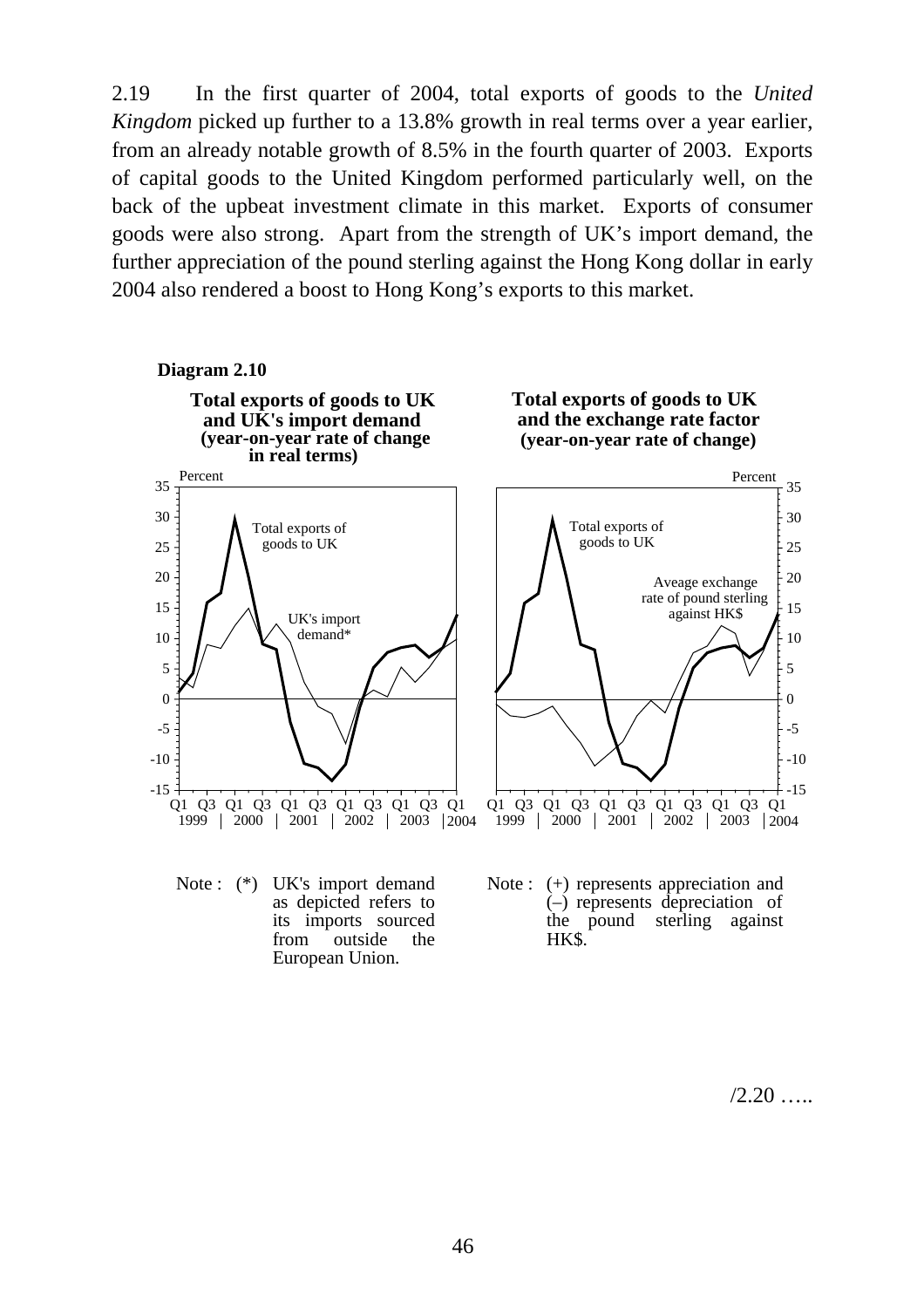2.19 In the first quarter of 2004, total exports of goods to the *United Kingdom* picked up further to a 13.8% growth in real terms over a year earlier, from an already notable growth of 8.5% in the fourth quarter of 2003. Exports of capital goods to the United Kingdom performed particularly well, on the back of the upbeat investment climate in this market. Exports of consumer goods were also strong. Apart from the strength of UK's import demand, the further appreciation of the pound sterling against the Hong Kong dollar in early 2004 also rendered a boost to Hong Kong's exports to this market.

**Diagram 2.10**

**Total exports of goods to UK and UK's import demand (year-on-year rate of change in real terms)**

**Total exports of goods to UK and the exchange rate factor (year-on-year rate of change)**

Note : (*) UK's import demand as depicted refers to its imports sourced from outside the European Union.

Note : (+) represents appreciation and (–) represents depreciation of the pound sterling against HK$.

/2.20 …..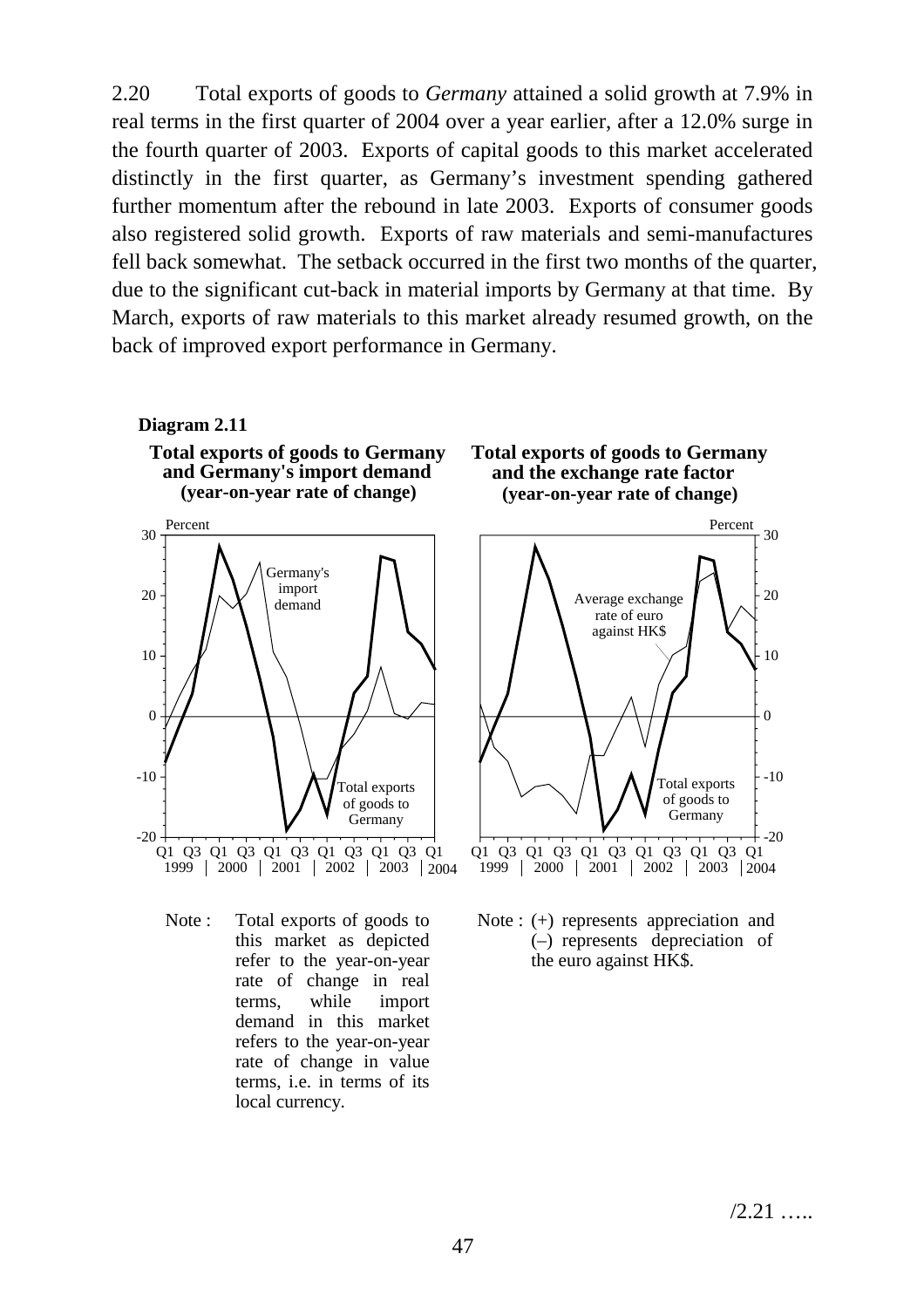2.20 Total exports of goods to *Germany* attained a solid growth at 7.9% in real terms in the first quarter of 2004 over a year earlier, after a 12.0% surge in the fourth quarter of 2003. Exports of capital goods to this market accelerated distinctly in the first quarter, as Germany's investment spending gathered further momentum after the rebound in late 2003. Exports of consumer goods also registered solid growth. Exports of raw materials and semi-manufactures fell back somewhat. The setback occurred in the first two months of the quarter, due to the significant cut-back in material imports by Germany at that time. By March, exports of raw materials to this market already resumed growth, on the back of improved export performance in Germany.

**Diagram 2.11**

**Total exports of goods to Germany and Germany's import demand (year-on-year rate of change)**

**Total exports of goods to Germany and the exchange rate factor (year-on-year rate of change)**

Note : Total exports of goods to this market as depicted refer to the year-on-year rate of change in real terms, while import demand in this market refers to the year-on-year rate of change in value terms, i.e. in terms of its local currency.

Note : (+) represents appreciation and (–) represents depreciation of the euro against HK$.

/2.21 …..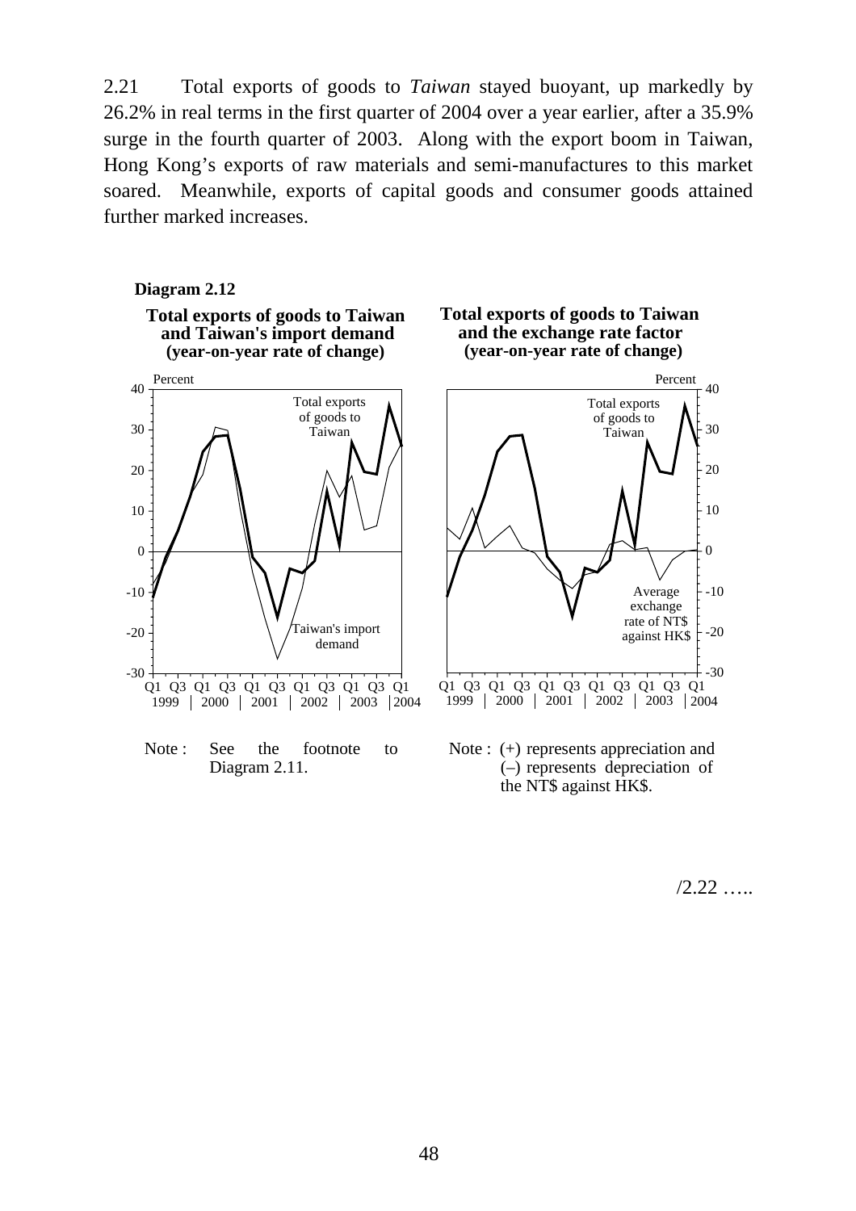2.21 Total exports of goods to *Taiwan* stayed buoyant, up markedly by 26.2% in real terms in the first quarter of 2004 over a year earlier, after a 35.9% surge in the fourth quarter of 2003. Along with the export boom in Taiwan, Hong Kong's exports of raw materials and semi-manufactures to this market soared. Meanwhile, exports of capital goods and consumer goods attained further marked increases.

**Diagram 2.12**

**Total exports of goods to Taiwan and Taiwan's import demand (year-on-year rate of change)**

Note : See the footnote to Diagram 2.11.

**Total exports of goods to Taiwan and the exchange rate factor (year-on-year rate of change)**

Note : (+) represents appreciation and (–) represents depreciation of the NT$ against HK$.

/2.22 …..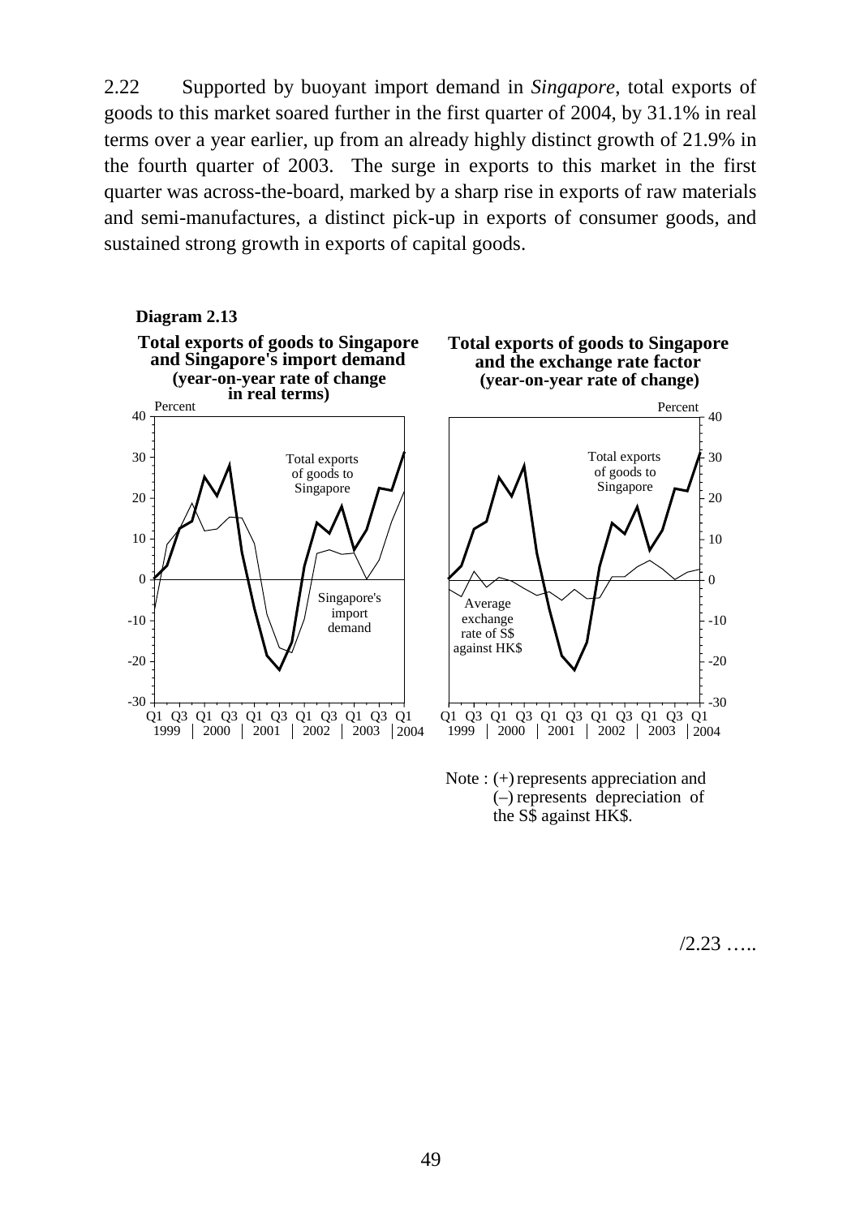2.22 Supported by buoyant import demand in *Singapore*, total exports of goods to this market soared further in the first quarter of 2004, by 31.1% in real terms over a year earlier, up from an already highly distinct growth of 21.9% in the fourth quarter of 2003. The surge in exports to this market in the first quarter was across-the-board, marked by a sharp rise in exports of raw materials and semi-manufactures, a distinct pick-up in exports of consumer goods, and sustained strong growth in exports of capital goods.

**Diagram 2.13**

**Total exports of goods to Singapore and Singapore's import demand (year-on-year rate of change in real terms)**

**Total exports of goods to Singapore and the exchange rate factor (year-on-year rate of change)**

Note : (+) represents appreciation and (–) represents depreciation of the S$ against HK$.

/2.23 …..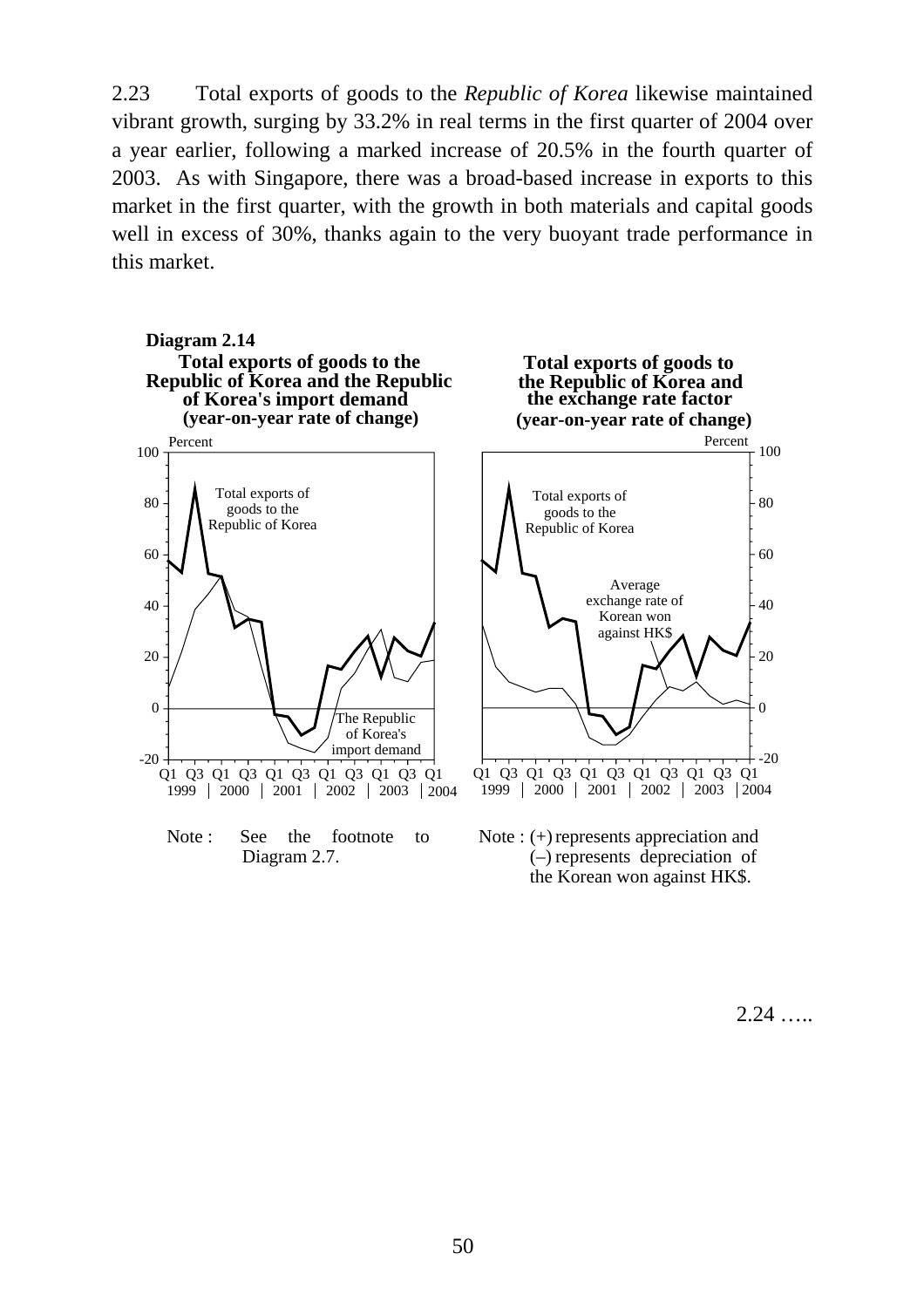2.23 Total exports of goods to the *Republic of Korea* likewise maintained vibrant growth, surging by 33.2% in real terms in the first quarter of 2004 over a year earlier, following a marked increase of 20.5% in the fourth quarter of 2003. As with Singapore, there was a broad-based increase in exports to this market in the first quarter, with the growth in both materials and capital goods well in excess of 30%, thanks again to the very buoyant trade performance in this market.

**Diagram 2.14**

**Total exports of goods to the Republic of Korea and the Republic of Korea's import demand (year-on-year rate of change)**

Note : See the footnote to Diagram 2.7.

**Total exports of goods to the Republic of Korea and the exchange rate factor (year-on-year rate of change)**

Note : (+) represents appreciation and (–) represents depreciation of the Korean won against HK$.

2.24 …..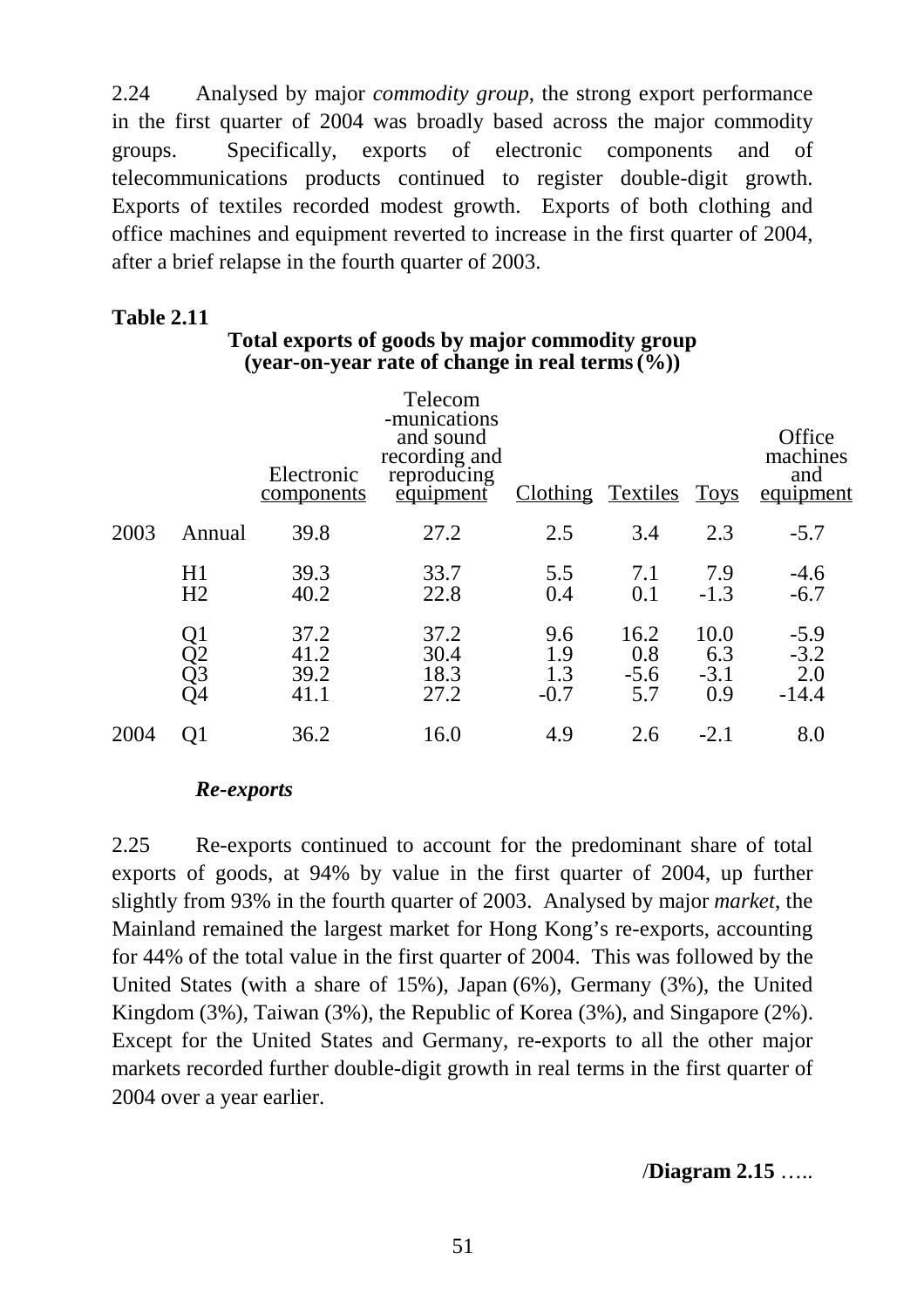2.24 Analysed by major *commodity group*, the strong export performance in the first quarter of 2004 was broadly based across the major commodity groups. Specifically, exports of electronic components and of telecommunications products continued to register double-digit growth. Exports of textiles recorded modest growth. Exports of both clothing and office machines and equipment reverted to increase in the first quarter of 2004, after a brief relapse in the fourth quarter of 2003.

**Table 2.11**

**Total exports of goods by major commodity group (year-on-year rate of change in real terms (%))**

| | | Electronic components | Telecom-munications and sound recording and reproducing equipment | Clothing | Textiles | Toys | Office machines and equipment |
|---|---|---|---|---|---|---|---|
| 2003 | Annual | 39.8 | 27.2 | 2.5 | 3.4 | 2.3 | -5.7 |
| | H1 | 39.3 | 33.7 | 5.5 | 7.1 | 7.9 | -4.6 |
| | H2 | 40.2 | 22.8 | 0.4 | 0.1 | -1.3 | -6.7 |
| | Q1 | 37.2 | 37.2 | 9.6 | 16.2 | 10.0 | -5.9 |
| | Q2 | 41.2 | 30.4 | 1.9 | 0.8 | 6.3 | -3.2 |
| | Q3 | 39.2 | 18.3 | 1.3 | -5.6 | -3.1 | 2.0 |
| | Q4 | 41.1 | 27.2 | -0.7 | 5.7 | 0.9 | -14.4 |
| 2004 | Q1 | 36.2 | 16.0 | 4.9 | 2.6 | -2.1 | 8.0 |

***Re-exports***

2.25 Re-exports continued to account for the predominant share of total exports of goods, at 94% by value in the first quarter of 2004, up further slightly from 93% in the fourth quarter of 2003. Analysed by major *market*, the Mainland remained the largest market for Hong Kong's re-exports, accounting for 44% of the total value in the first quarter of 2004. This was followed by the United States (with a share of 15%), Japan (6%), Germany (3%), the United Kingdom (3%), Taiwan (3%), the Republic of Korea (3%), and Singapore (2%). Except for the United States and Germany, re-exports to all the other major markets recorded further double-digit growth in real terms in the first quarter of 2004 over a year earlier.

/**Diagram 2.15** …..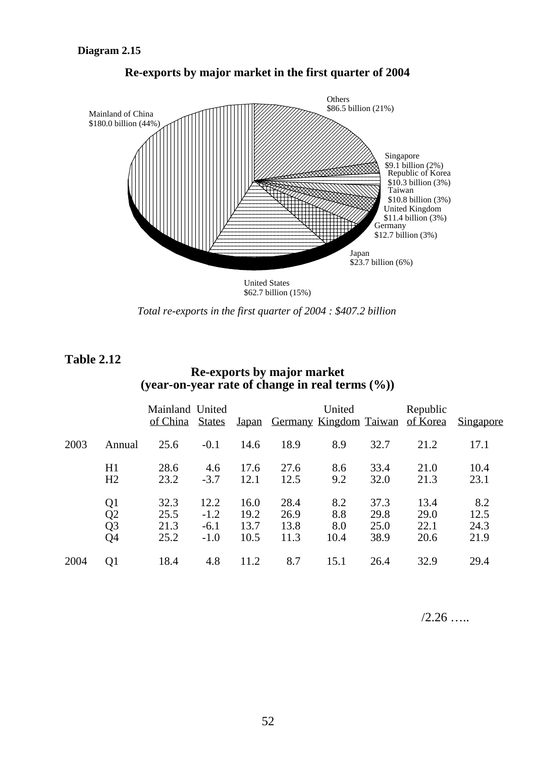**Diagram 2.15**

**Re-exports by major market in the first quarter of 2004**

Mainland of China
$180.0 billion (44%)

Others
$86.5 billion (21%)

Singapore
$9.1 billion (2%)

Republic of Korea
$10.3 billion (3%)

Taiwan
$10.8 billion (3%)

United Kingdom
$11.4 billion (3%)

Germany
$12.7 billion (3%)

Japan
$23.7 billion (6%)

United States
$62.7 billion (15%)

*Total re-exports in the first quarter of 2004 : $407.2 billion*

**Table 2.12**

**Re-exports by major market**
**(year-on-year rate of change in real terms (%))**

| | | Mainland of China | United States | Japan | Germany | United Kingdom | Taiwan | Republic of Korea | Singapore |
|---|---|---|---|---|---|---|---|---|---|
| 2003 | Annual | 25.6 | -0.1 | 14.6 | 18.9 | 8.9 | 32.7 | 21.2 | 17.1 |
| | H1 | 28.6 | 4.6 | 17.6 | 27.6 | 8.6 | 33.4 | 21.0 | 10.4 |
| | H2 | 23.2 | -3.7 | 12.1 | 12.5 | 9.2 | 32.0 | 21.3 | 23.1 |
| | Q1 | 32.3 | 12.2 | 16.0 | 28.4 | 8.2 | 37.3 | 13.4 | 8.2 |
| | Q2 | 25.5 | -1.2 | 19.2 | 26.9 | 8.8 | 29.8 | 29.0 | 12.5 |
| | Q3 | 21.3 | -6.1 | 13.7 | 13.8 | 8.0 | 25.0 | 22.1 | 24.3 |
| | Q4 | 25.2 | -1.0 | 10.5 | 11.3 | 10.4 | 38.9 | 20.6 | 21.9 |
| 2004 | Q1 | 18.4 | 4.8 | 11.2 | 8.7 | 15.1 | 26.4 | 32.9 | 29.4 |

/2.26 …..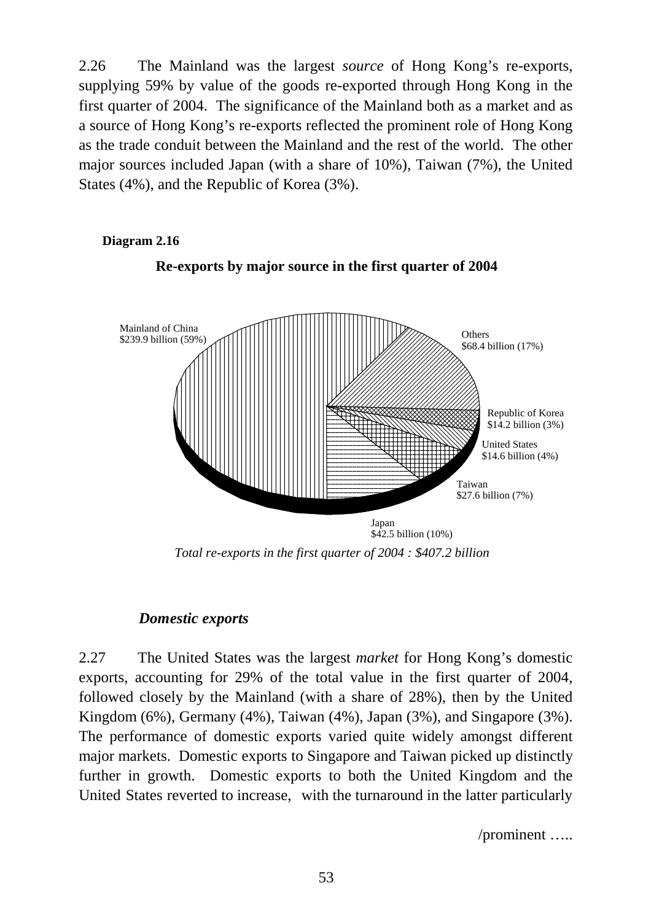2.26 The Mainland was the largest *source* of Hong Kong's re-exports, supplying 59% by value of the goods re-exported through Hong Kong in the first quarter of 2004. The significance of the Mainland both as a market and as a source of Hong Kong's re-exports reflected the prominent role of Hong Kong as the trade conduit between the Mainland and the rest of the world. The other major sources included Japan (with a share of 10%), Taiwan (7%), the United States (4%), and the Republic of Korea (3%).

**Diagram 2.16**

**Re-exports by major source in the first quarter of 2004**

Mainland of China
$239.9 billion (59%)

Others
$68.4 billion (17%)

Republic of Korea
$14.2 billion (3%)

United States
$14.6 billion (4%)

Taiwan
$27.6 billion (7%)

Japan
$42.5 billion (10%)

*Total re-exports in the first quarter of 2004 : $407.2 billion*

### *Domestic exports*

2.27 The United States was the largest *market* for Hong Kong's domestic exports, accounting for 29% of the total value in the first quarter of 2004, followed closely by the Mainland (with a share of 28%), then by the United Kingdom (6%), Germany (4%), Taiwan (4%), Japan (3%), and Singapore (3%). The performance of domestic exports varied quite widely amongst different major markets. Domestic exports to Singapore and Taiwan picked up distinctly further in growth. Domestic exports to both the United Kingdom and the United States reverted to increase, with the turnaround in the latter particularly

/prominent …..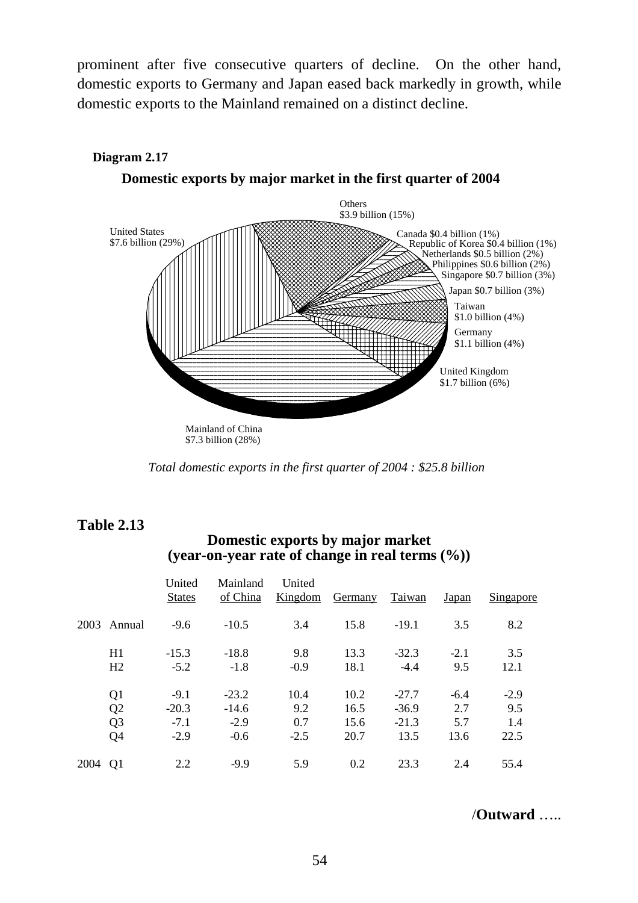prominent after five consecutive quarters of decline. On the other hand, domestic exports to Germany and Japan eased back markedly in growth, while domestic exports to the Mainland remained on a distinct decline.

**Diagram 2.17**

**Domestic exports by major market in the first quarter of 2004**

Others $3.9 billion (15%)
Canada $0.4 billion (1%)
Republic of Korea $0.4 billion (1%)
Netherlands $0.5 billion (2%)
Philippines $0.6 billion (2%)
Singapore $0.7 billion (3%)
Japan $0.7 billion (3%)
Taiwan $1.0 billion (4%)
Germany $1.1 billion (4%)
United Kingdom $1.7 billion (6%)
Mainland of China $7.3 billion (28%)
United States $7.6 billion (29%)

*Total domestic exports in the first quarter of 2004 : $25.8 billion*

**Table 2.13**

**Domestic exports by major market (year-on-year rate of change in real terms (%))**

| | | United States | Mainland of China | United Kingdom | Germany | Taiwan | Japan | Singapore |
|---|---|---|---|---|---|---|---|---|
| 2003 | Annual | -9.6 | -10.5 | 3.4 | 15.8 | -19.1 | 3.5 | 8.2 |
| | H1 | -15.3 | -18.8 | 9.8 | 13.3 | -32.3 | -2.1 | 3.5 |
| | H2 | -5.2 | -1.8 | -0.9 | 18.1 | -4.4 | 9.5 | 12.1 |
| | Q1 | -9.1 | -23.2 | 10.4 | 10.2 | -27.7 | -6.4 | -2.9 |
| | Q2 | -20.3 | -14.6 | 9.2 | 16.5 | -36.9 | 2.7 | 9.5 |
| | Q3 | -7.1 | -2.9 | 0.7 | 15.6 | -21.3 | 5.7 | 1.4 |
| | Q4 | -2.9 | -0.6 | -2.5 | 20.7 | 13.5 | 13.6 | 22.5 |
| 2004 | Q1 | 2.2 | -9.9 | 5.9 | 0.2 | 23.3 | 2.4 | 55.4 |

/**Outward** …..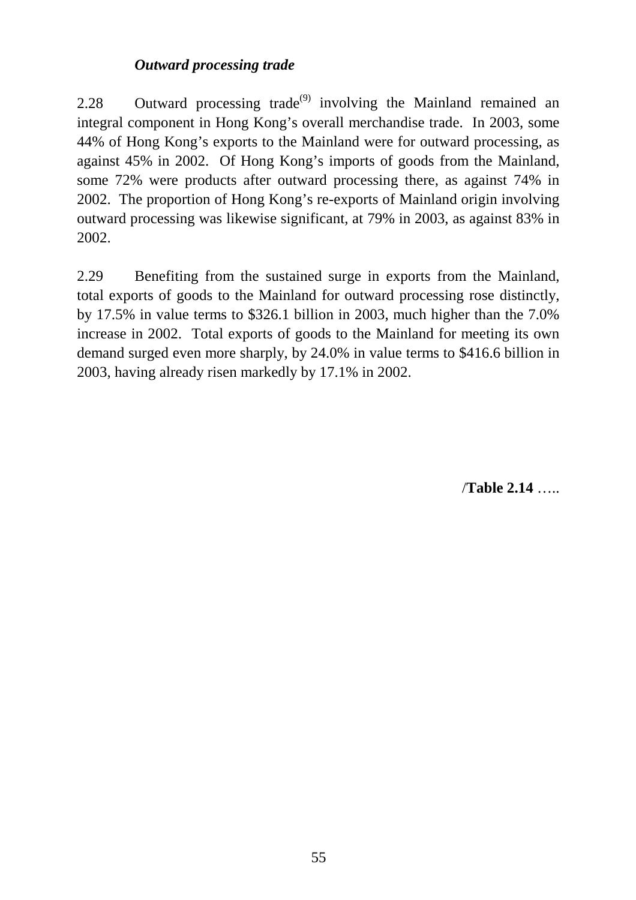### *Outward processing trade*

2.28 Outward processing trade[9] involving the Mainland remained an integral component in Hong Kong's overall merchandise trade. In 2003, some 44% of Hong Kong's exports to the Mainland were for outward processing, as against 45% in 2002. Of Hong Kong's imports of goods from the Mainland, some 72% were products after outward processing there, as against 74% in 2002. The proportion of Hong Kong's re-exports of Mainland origin involving outward processing was likewise significant, at 79% in 2003, as against 83% in 2002.

2.29 Benefiting from the sustained surge in exports from the Mainland, total exports of goods to the Mainland for outward processing rose distinctly, by 17.5% in value terms to $326.1 billion in 2003, much higher than the 7.0% increase in 2002. Total exports of goods to the Mainland for meeting its own demand surged even more sharply, by 24.0% in value terms to $416.6 billion in 2003, having already risen markedly by 17.1% in 2002.

/**Table 2.14** …..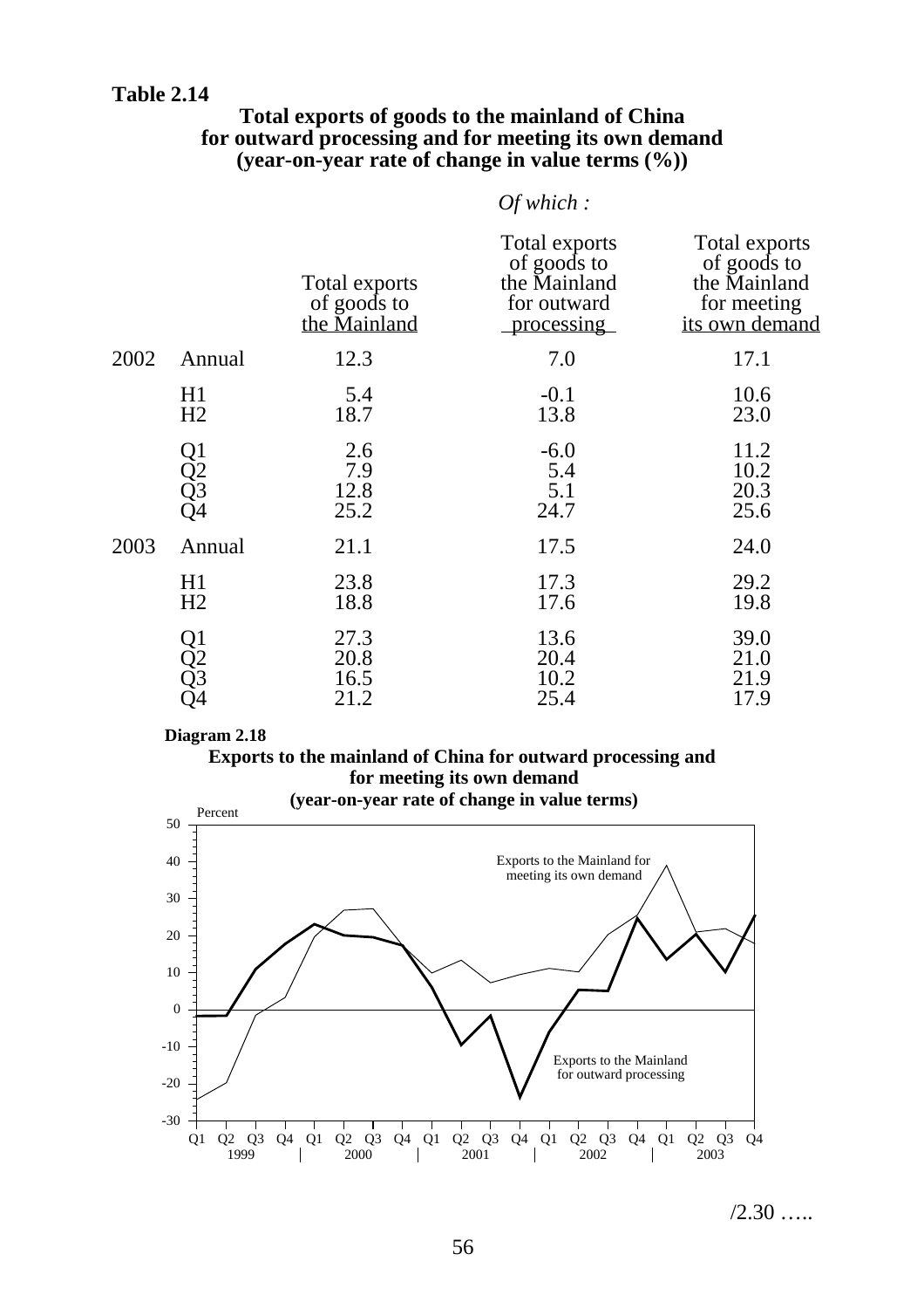**Table 2.14**

**Total exports of goods to the mainland of China for outward processing and for meeting its own demand (year-on-year rate of change in value terms (%))**

| | | Total exports of goods to the Mainland | *Of which :* Total exports of goods to the Mainland for outward processing | Total exports of goods to the Mainland for meeting its own demand |
|---|---|---|---|---|
| 2002 | Annual | 12.3 | 7.0 | 17.1 |
| | H1 | 5.4 | -0.1 | 10.6 |
| | H2 | 18.7 | 13.8 | 23.0 |
| | Q1 | 2.6 | -6.0 | 11.2 |
| | Q2 | 7.9 | 5.4 | 10.2 |
| | Q3 | 12.8 | 5.1 | 20.3 |
| | Q4 | 25.2 | 24.7 | 25.6 |
| 2003 | Annual | 21.1 | 17.5 | 24.0 |
| | H1 | 23.8 | 17.3 | 29.2 |
| | H2 | 18.8 | 17.6 | 19.8 |
| | Q1 | 27.3 | 13.6 | 39.0 |
| | Q2 | 20.8 | 20.4 | 21.0 |
| | Q3 | 16.5 | 10.2 | 21.9 |
| | Q4 | 21.2 | 25.4 | 17.9 |

**Diagram 2.18**

**Exports to the mainland of China for outward processing and for meeting its own demand (year-on-year rate of change in value terms)**

/2.30 …..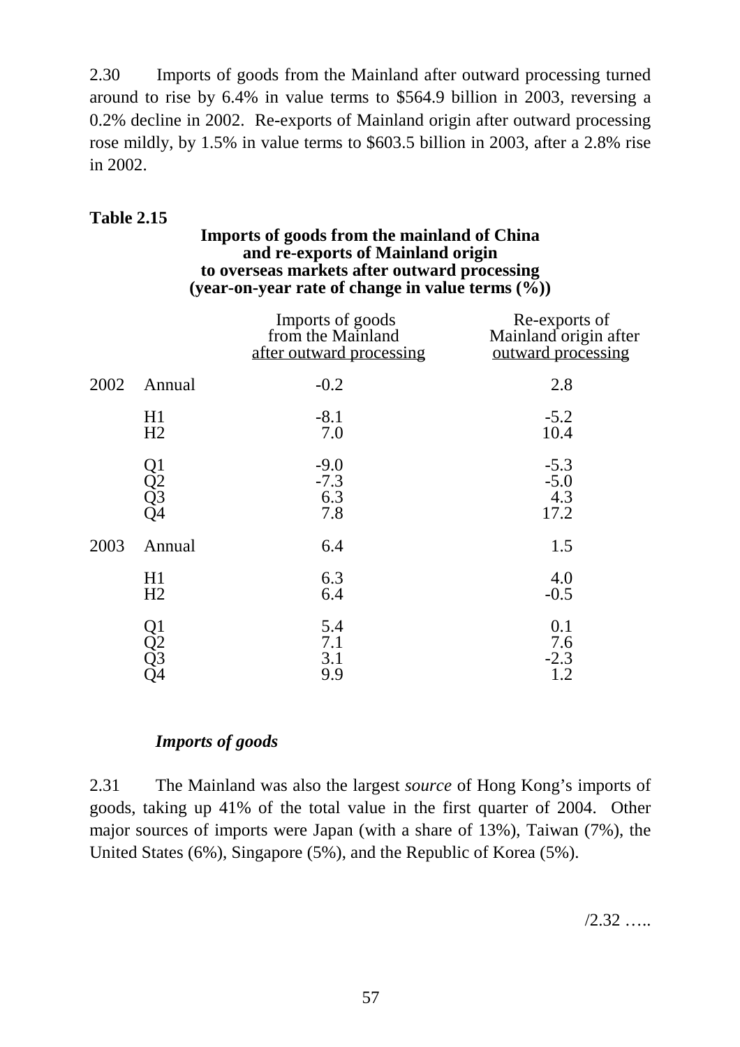2.30 Imports of goods from the Mainland after outward processing turned around to rise by 6.4% in value terms to $564.9 billion in 2003, reversing a 0.2% decline in 2002. Re-exports of Mainland origin after outward processing rose mildly, by 1.5% in value terms to $603.5 billion in 2003, after a 2.8% rise in 2002.

**Table 2.15**

**Imports of goods from the mainland of China and re-exports of Mainland origin to overseas markets after outward processing (year-on-year rate of change in value terms (%))**

| | | Imports of goods from the Mainland after outward processing | Re-exports of Mainland origin after outward processing |
|---|---|---|---|
| 2002 | Annual | -0.2 | 2.8 |
| | H1 | -8.1 | -5.2 |
| | H2 | 7.0 | 10.4 |
| | Q1 | -9.0 | -5.3 |
| | Q2 | -7.3 | -5.0 |
| | Q3 | 6.3 | 4.3 |
| | Q4 | 7.8 | 17.2 |
| 2003 | Annual | 6.4 | 1.5 |
| | H1 | 6.3 | 4.0 |
| | H2 | 6.4 | -0.5 |
| | Q1 | 5.4 | 0.1 |
| | Q2 | 7.1 | 7.6 |
| | Q3 | 3.1 | -2.3 |
| | Q4 | 9.9 | 1.2 |

### *Imports of goods*

2.31 The Mainland was also the largest *source* of Hong Kong's imports of goods, taking up 41% of the total value in the first quarter of 2004. Other major sources of imports were Japan (with a share of 13%), Taiwan (7%), the United States (6%), Singapore (5%), and the Republic of Korea (5%).

/2.32 …..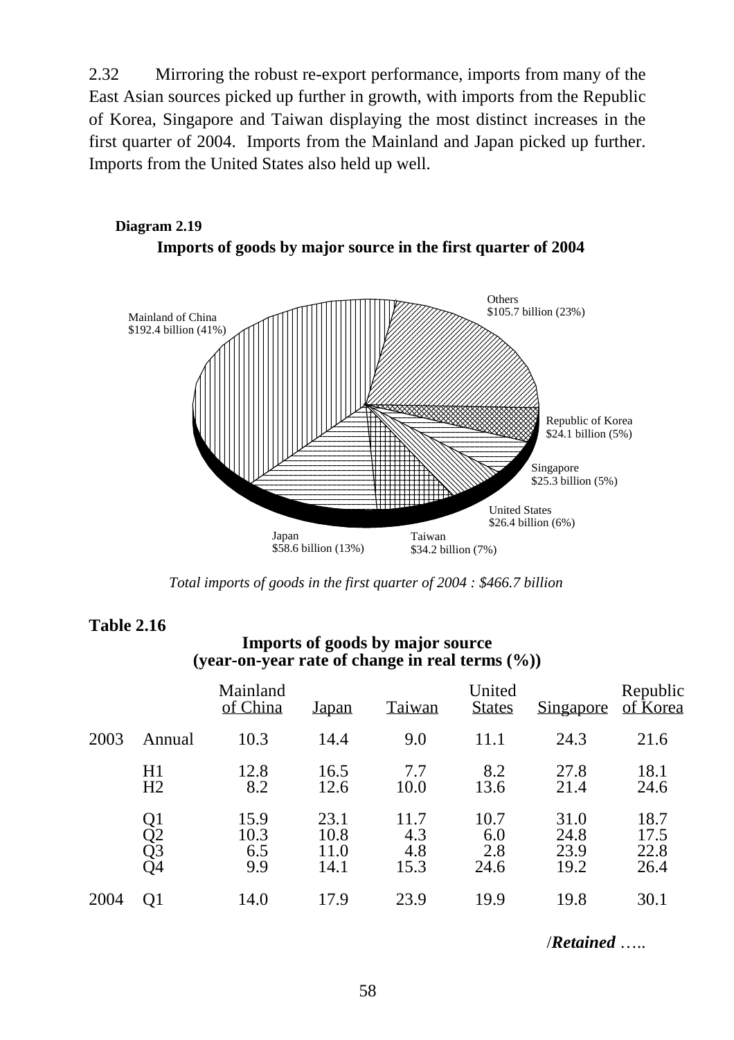2.32 Mirroring the robust re-export performance, imports from many of the East Asian sources picked up further in growth, with imports from the Republic of Korea, Singapore and Taiwan displaying the most distinct increases in the first quarter of 2004. Imports from the Mainland and Japan picked up further. Imports from the United States also held up well.

**Diagram 2.19**

**Imports of goods by major source in the first quarter of 2004**

Mainland of China $192.4 billion (41%)

Others $105.7 billion (23%)

Republic of Korea $24.1 billion (5%)

Singapore $25.3 billion (5%)

United States $26.4 billion (6%)

Taiwan $34.2 billion (7%)

Japan $58.6 billion (13%)

*Total imports of goods in the first quarter of 2004 : $466.7 billion*

**Table 2.16**

**Imports of goods by major source (year-on-year rate of change in real terms (%))**

| | | Mainland of China | Japan | Taiwan | United States | Singapore | Republic of Korea |
|---|---|---|---|---|---|---|---|
| 2003 | Annual | 10.3 | 14.4 | 9.0 | 11.1 | 24.3 | 21.6 |
| | H1 | 12.8 | 16.5 | 7.7 | 8.2 | 27.8 | 18.1 |
| | H2 | 8.2 | 12.6 | 10.0 | 13.6 | 21.4 | 24.6 |
| | Q1 | 15.9 | 23.1 | 11.7 | 10.7 | 31.0 | 18.7 |
| | Q2 | 10.3 | 10.8 | 4.3 | 6.0 | 24.8 | 17.5 |
| | Q3 | 6.5 | 11.0 | 4.8 | 2.8 | 23.9 | 22.8 |
| | Q4 | 9.9 | 14.1 | 15.3 | 24.6 | 19.2 | 26.4 |
| 2004 | Q1 | 14.0 | 17.9 | 23.9 | 19.9 | 19.8 | 30.1 |

/***Retained*** …..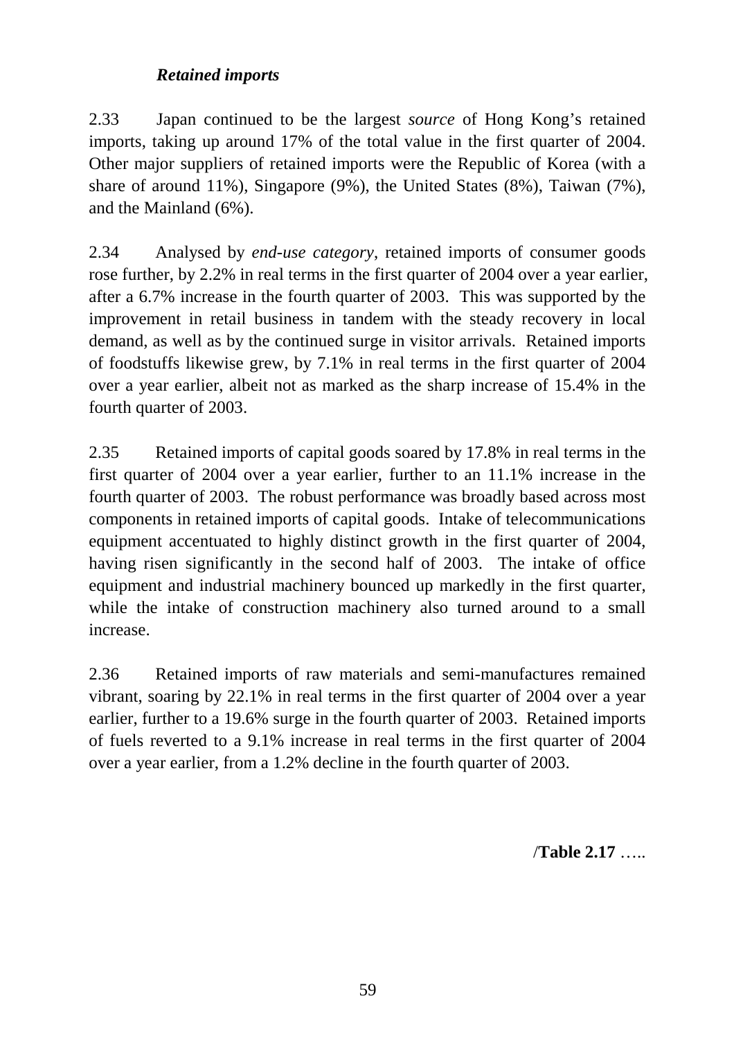### *Retained imports*

2.33 Japan continued to be the largest *source* of Hong Kong's retained imports, taking up around 17% of the total value in the first quarter of 2004. Other major suppliers of retained imports were the Republic of Korea (with a share of around 11%), Singapore (9%), the United States (8%), Taiwan (7%), and the Mainland (6%).

2.34 Analysed by *end-use category*, retained imports of consumer goods rose further, by 2.2% in real terms in the first quarter of 2004 over a year earlier, after a 6.7% increase in the fourth quarter of 2003. This was supported by the improvement in retail business in tandem with the steady recovery in local demand, as well as by the continued surge in visitor arrivals. Retained imports of foodstuffs likewise grew, by 7.1% in real terms in the first quarter of 2004 over a year earlier, albeit not as marked as the sharp increase of 15.4% in the fourth quarter of 2003.

2.35 Retained imports of capital goods soared by 17.8% in real terms in the first quarter of 2004 over a year earlier, further to an 11.1% increase in the fourth quarter of 2003. The robust performance was broadly based across most components in retained imports of capital goods. Intake of telecommunications equipment accentuated to highly distinct growth in the first quarter of 2004, having risen significantly in the second half of 2003. The intake of office equipment and industrial machinery bounced up markedly in the first quarter, while the intake of construction machinery also turned around to a small increase.

2.36 Retained imports of raw materials and semi-manufactures remained vibrant, soaring by 22.1% in real terms in the first quarter of 2004 over a year earlier, further to a 19.6% surge in the fourth quarter of 2003. Retained imports of fuels reverted to a 9.1% increase in real terms in the first quarter of 2004 over a year earlier, from a 1.2% decline in the fourth quarter of 2003.

/**Table 2.17** …..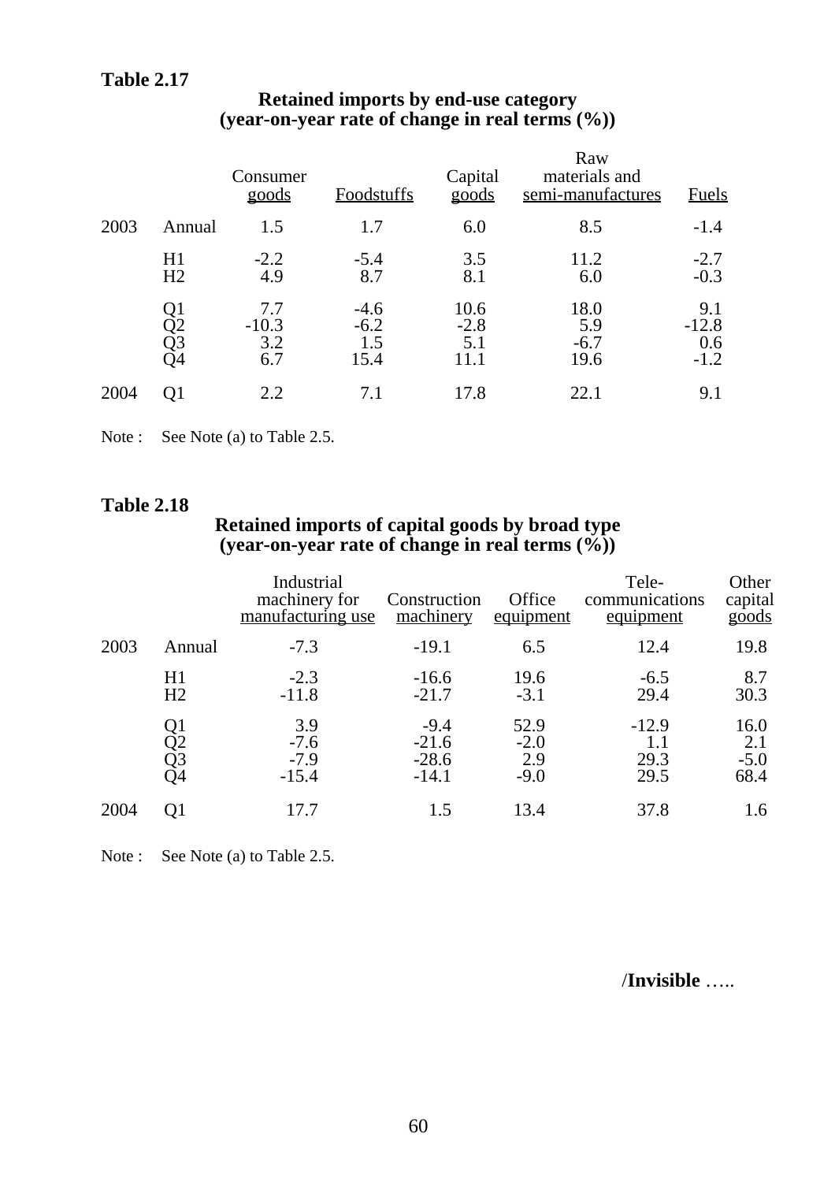**Table 2.17**

**Retained imports by end-use category**
**(year-on-year rate of change in real terms (%))**

| | | Consumer goods | Foodstuffs | Capital goods | Raw materials and semi-manufactures | Fuels |
|---|---|---|---|---|---|---|
| 2003 | Annual | 1.5 | 1.7 | 6.0 | 8.5 | -1.4 |
| | H1 | -2.2 | -5.4 | 3.5 | 11.2 | -2.7 |
| | H2 | 4.9 | 8.7 | 8.1 | 6.0 | -0.3 |
| | Q1 | 7.7 | -4.6 | 10.6 | 18.0 | 9.1 |
| | Q2 | -10.3 | -6.2 | -2.8 | 5.9 | -12.8 |
| | Q3 | 3.2 | 1.5 | 5.1 | -6.7 | 0.6 |
| | Q4 | 6.7 | 15.4 | 11.1 | 19.6 | -1.2 |
| 2004 | Q1 | 2.2 | 7.1 | 17.8 | 22.1 | 9.1 |

Note : See Note (a) to Table 2.5.

**Table 2.18**

**Retained imports of capital goods by broad type**
**(year-on-year rate of change in real terms (%))**

| | | Industrial machinery for manufacturing use | Construction machinery | Office equipment | Tele-communications equipment | Other capital goods |
|---|---|---|---|---|---|---|
| 2003 | Annual | -7.3 | -19.1 | 6.5 | 12.4 | 19.8 |
| | H1 | -2.3 | -16.6 | 19.6 | -6.5 | 8.7 |
| | H2 | -11.8 | -21.7 | -3.1 | 29.4 | 30.3 |
| | Q1 | 3.9 | -9.4 | 52.9 | -12.9 | 16.0 |
| | Q2 | -7.6 | -21.6 | -2.0 | 1.1 | 2.1 |
| | Q3 | -7.9 | -28.6 | 2.9 | 29.3 | -5.0 |
| | Q4 | -15.4 | -14.1 | -9.0 | 29.5 | 68.4 |
| 2004 | Q1 | 17.7 | 1.5 | 13.4 | 37.8 | 1.6 |

Note : See Note (a) to Table 2.5.

/**Invisible** …..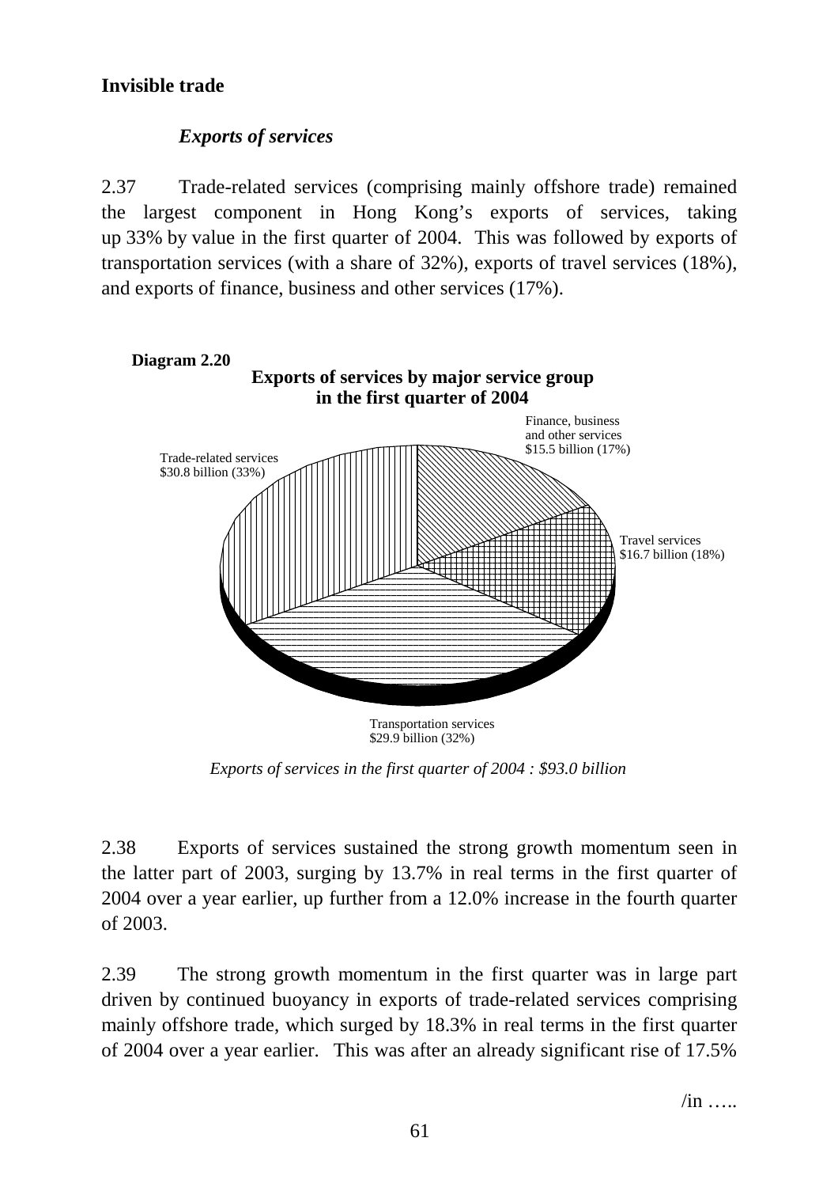**Invisible trade**

*Exports of services*

2.37 Trade-related services (comprising mainly offshore trade) remained the largest component in Hong Kong's exports of services, taking up 33% by value in the first quarter of 2004. This was followed by exports of transportation services (with a share of 32%), exports of travel services (18%), and exports of finance, business and other services (17%).

**Diagram 2.20**

**Exports of services by major service group in the first quarter of 2004**

Finance, business and other services $15.5 billion (17%)

Trade-related services $30.8 billion (33%)

Travel services $16.7 billion (18%)

Transportation services $29.9 billion (32%)

*Exports of services in the first quarter of 2004 : $93.0 billion*

2.38 Exports of services sustained the strong growth momentum seen in the latter part of 2003, surging by 13.7% in real terms in the first quarter of 2004 over a year earlier, up further from a 12.0% increase in the fourth quarter of 2003.

2.39 The strong growth momentum in the first quarter was in large part driven by continued buoyancy in exports of trade-related services comprising mainly offshore trade, which surged by 18.3% in real terms in the first quarter of 2004 over a year earlier. This was after an already significant rise of 17.5%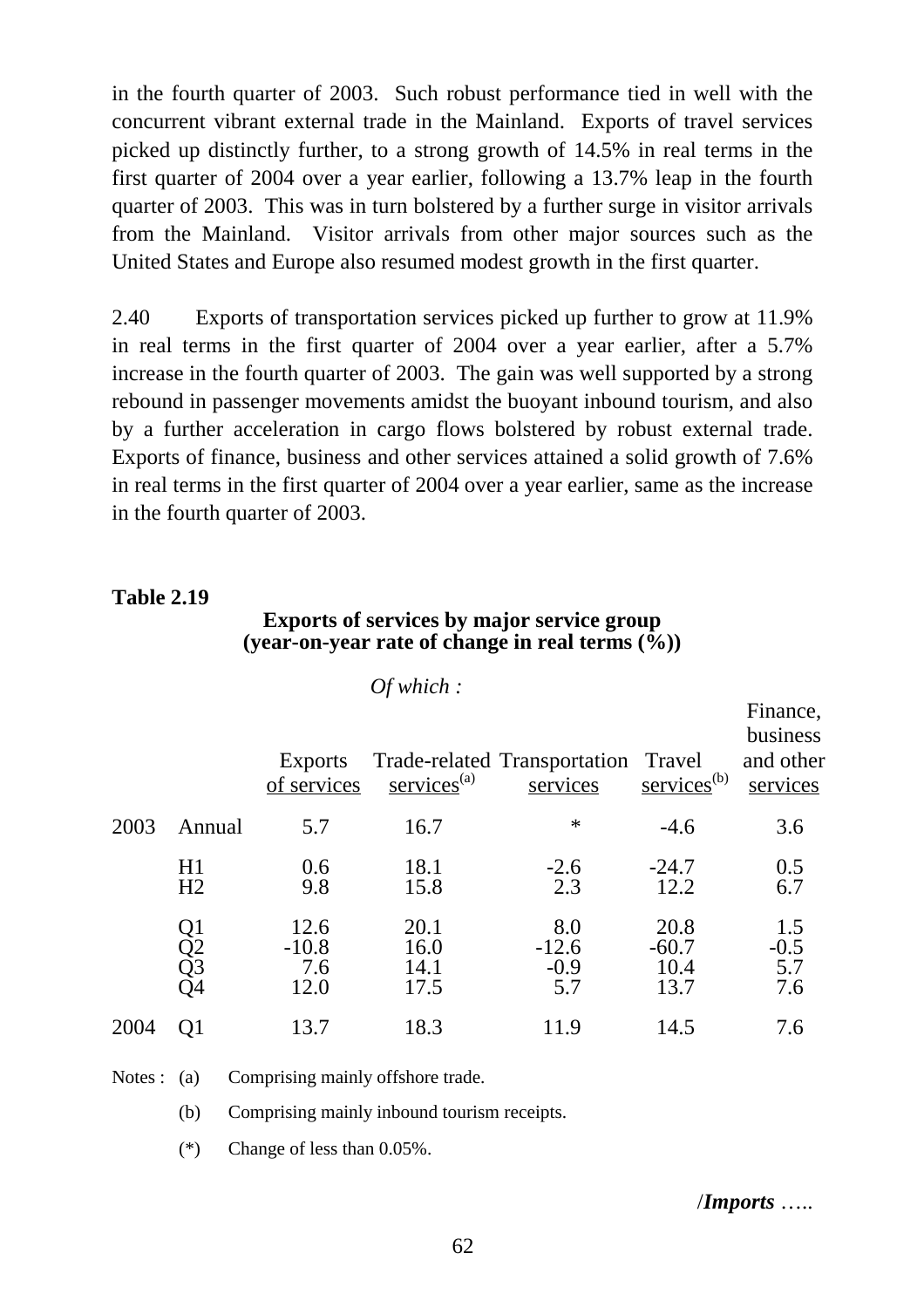in the fourth quarter of 2003. Such robust performance tied in well with the concurrent vibrant external trade in the Mainland. Exports of travel services picked up distinctly further, to a strong growth of 14.5% in real terms in the first quarter of 2004 over a year earlier, following a 13.7% leap in the fourth quarter of 2003. This was in turn bolstered by a further surge in visitor arrivals from the Mainland. Visitor arrivals from other major sources such as the United States and Europe also resumed modest growth in the first quarter.

2.40 Exports of transportation services picked up further to grow at 11.9% in real terms in the first quarter of 2004 over a year earlier, after a 5.7% increase in the fourth quarter of 2003. The gain was well supported by a strong rebound in passenger movements amidst the buoyant inbound tourism, and also by a further acceleration in cargo flows bolstered by robust external trade. Exports of finance, business and other services attained a solid growth of 7.6% in real terms in the first quarter of 2004 over a year earlier, same as the increase in the fourth quarter of 2003.

**Table 2.19**

**Exports of services by major service group (year-on-year rate of change in real terms (%))**

| | | | *Of which :* | | | |
|---|---|---|---|---|---|---|
| | | Exports of services | Trade-related services[(a)] | Transportation services | Travel services[(b)] | Finance, business and other services |
| 2003 | Annual | 5.7 | 16.7 | * | -4.6 | 3.6 |
| | H1 | 0.6 | 18.1 | -2.6 | -24.7 | 0.5 |
| | H2 | 9.8 | 15.8 | 2.3 | 12.2 | 6.7 |
| | Q1 | 12.6 | 20.1 | 8.0 | 20.8 | 1.5 |
| | Q2 | -10.8 | 16.0 | -12.6 | -60.7 | -0.5 |
| | Q3 | 7.6 | 14.1 | -0.9 | 10.4 | 5.7 |
| | Q4 | 12.0 | 17.5 | 5.7 | 13.7 | 7.6 |
| 2004 | Q1 | 13.7 | 18.3 | 11.9 | 14.5 | 7.6 |

Notes : (a) Comprising mainly offshore trade.

(b) Comprising mainly inbound tourism receipts.

(*) Change of less than 0.05%.

/***Imports*** …..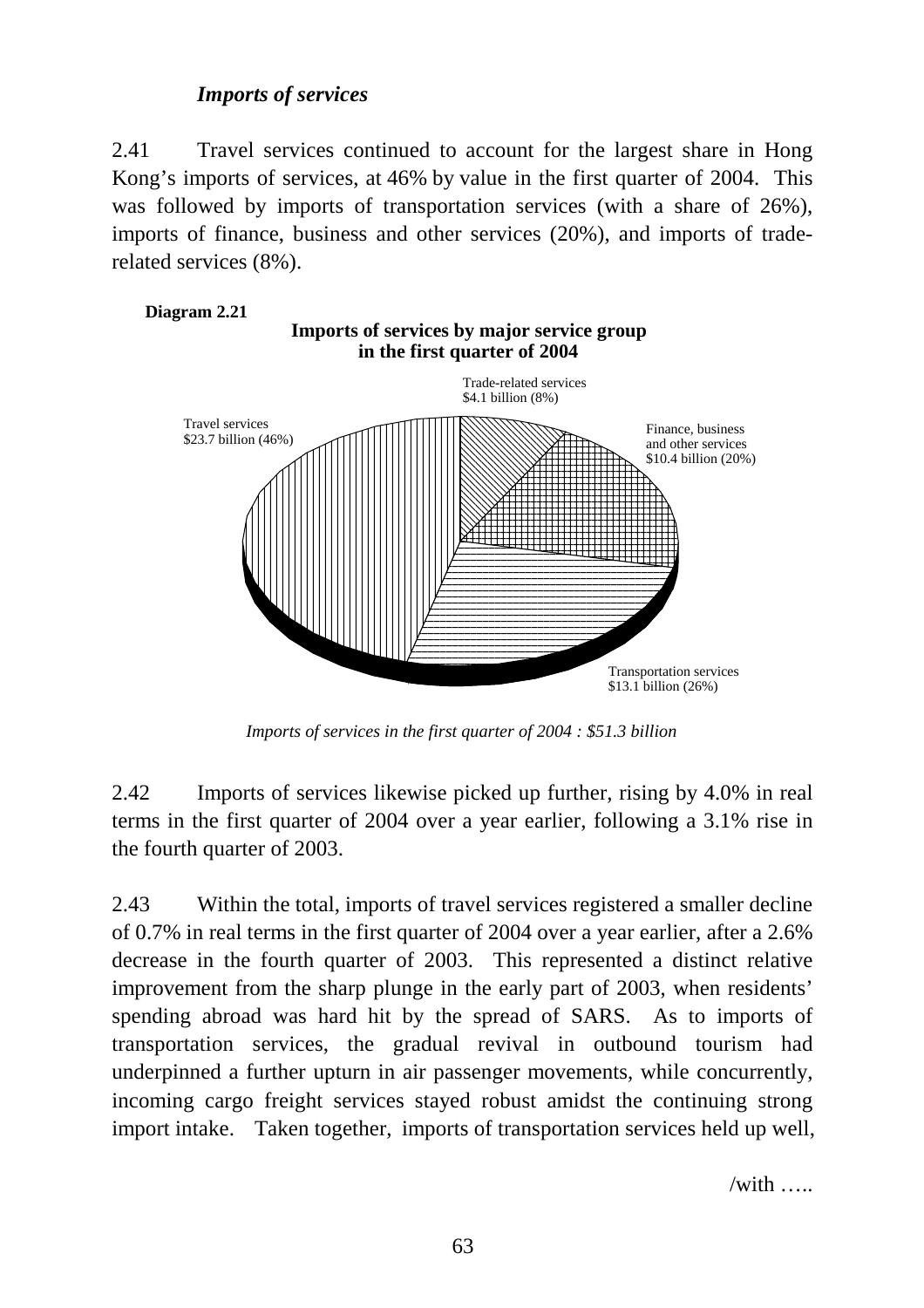*Imports of services*

2.41 Travel services continued to account for the largest share in Hong Kong's imports of services, at 46% by value in the first quarter of 2004. This was followed by imports of transportation services (with a share of 26%), imports of finance, business and other services (20%), and imports of trade-related services (8%).

**Diagram 2.21**

**Imports of services by major service group in the first quarter of 2004**

Trade-related services $4.1 billion (8%)

Finance, business and other services $10.4 billion (20%)

Transportation services $13.1 billion (26%)

Travel services $23.7 billion (46%)

*Imports of services in the first quarter of 2004 : $51.3 billion*

2.42 Imports of services likewise picked up further, rising by 4.0% in real terms in the first quarter of 2004 over a year earlier, following a 3.1% rise in the fourth quarter of 2003.

2.43 Within the total, imports of travel services registered a smaller decline of 0.7% in real terms in the first quarter of 2004 over a year earlier, after a 2.6% decrease in the fourth quarter of 2003. This represented a distinct relative improvement from the sharp plunge in the early part of 2003, when residents' spending abroad was hard hit by the spread of SARS. As to imports of transportation services, the gradual revival in outbound tourism had underpinned a further upturn in air passenger movements, while concurrently, incoming cargo freight services stayed robust amidst the continuing strong import intake. Taken together, imports of transportation services held up well,

/with …..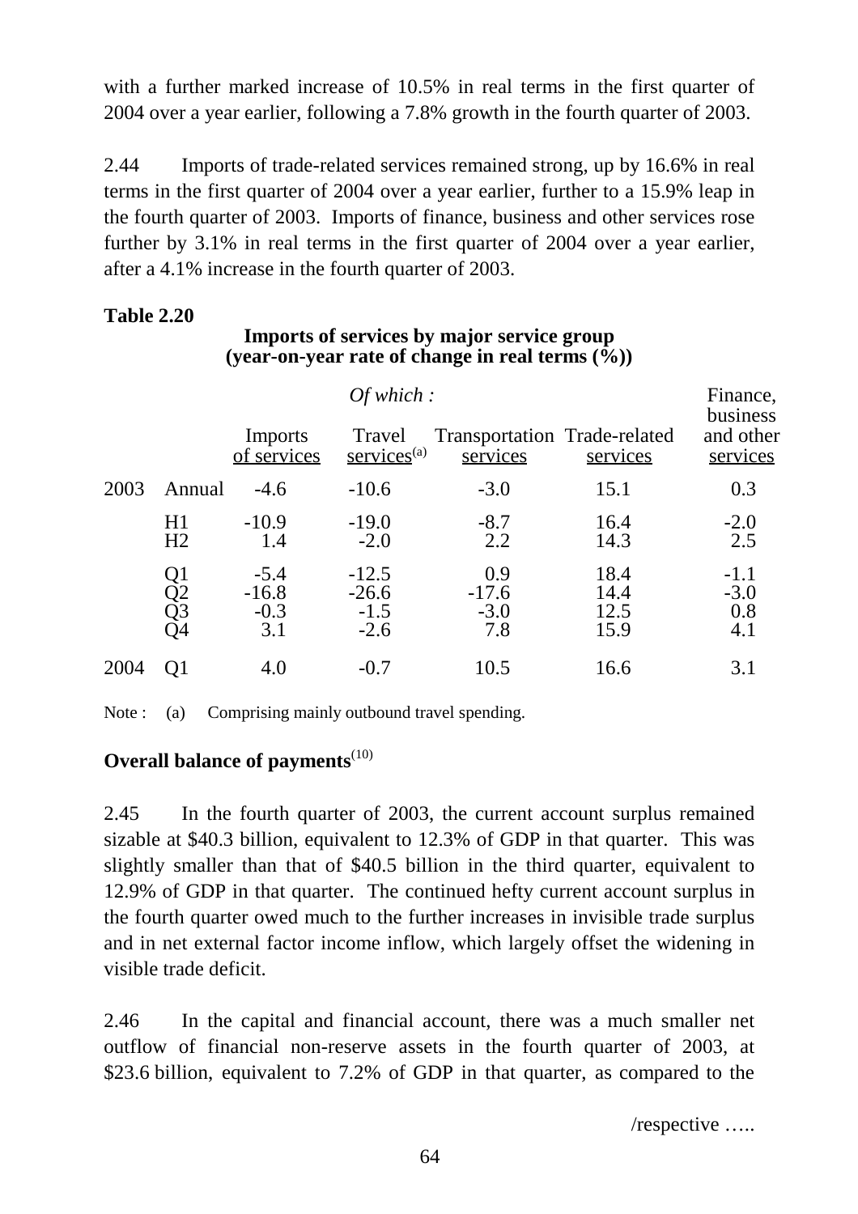with a further marked increase of 10.5% in real terms in the first quarter of 2004 over a year earlier, following a 7.8% growth in the fourth quarter of 2003.

2.44 Imports of trade-related services remained strong, up by 16.6% in real terms in the first quarter of 2004 over a year earlier, further to a 15.9% leap in the fourth quarter of 2003. Imports of finance, business and other services rose further by 3.1% in real terms in the first quarter of 2004 over a year earlier, after a 4.1% increase in the fourth quarter of 2003.

**Table 2.20**

**Imports of services by major service group (year-on-year rate of change in real terms (%))**

| | | Imports of services | *Of which :* Travel services[(a)] | Transportation services | Trade-related services | Finance, business and other services |
|---|---|---|---|---|---|---|
| 2003 | Annual | -4.6 | -10.6 | -3.0 | 15.1 | 0.3 |
| | H1 | -10.9 | -19.0 | -8.7 | 16.4 | -2.0 |
| | H2 | 1.4 | -2.0 | 2.2 | 14.3 | 2.5 |
| | Q1 | -5.4 | -12.5 | 0.9 | 18.4 | -1.1 |
| | Q2 | -16.8 | -26.6 | -17.6 | 14.4 | -3.0 |
| | Q3 | -0.3 | -1.5 | -3.0 | 12.5 | 0.8 |
| | Q4 | 3.1 | -2.6 | 7.8 | 15.9 | 4.1 |
| 2004 | Q1 | 4.0 | -0.7 | 10.5 | 16.6 | 3.1 |

Note : (a) Comprising mainly outbound travel spending.

**Overall balance of payments**[(10)]

2.45 In the fourth quarter of 2003, the current account surplus remained sizable at $40.3 billion, equivalent to 12.3% of GDP in that quarter. This was slightly smaller than that of $40.5 billion in the third quarter, equivalent to 12.9% of GDP in that quarter. The continued hefty current account surplus in the fourth quarter owed much to the further increases in invisible trade surplus and in net external factor income inflow, which largely offset the widening in visible trade deficit.

2.46 In the capital and financial account, there was a much smaller net outflow of financial non-reserve assets in the fourth quarter of 2003, at $23.6 billion, equivalent to 7.2% of GDP in that quarter, as compared to the

/respective …..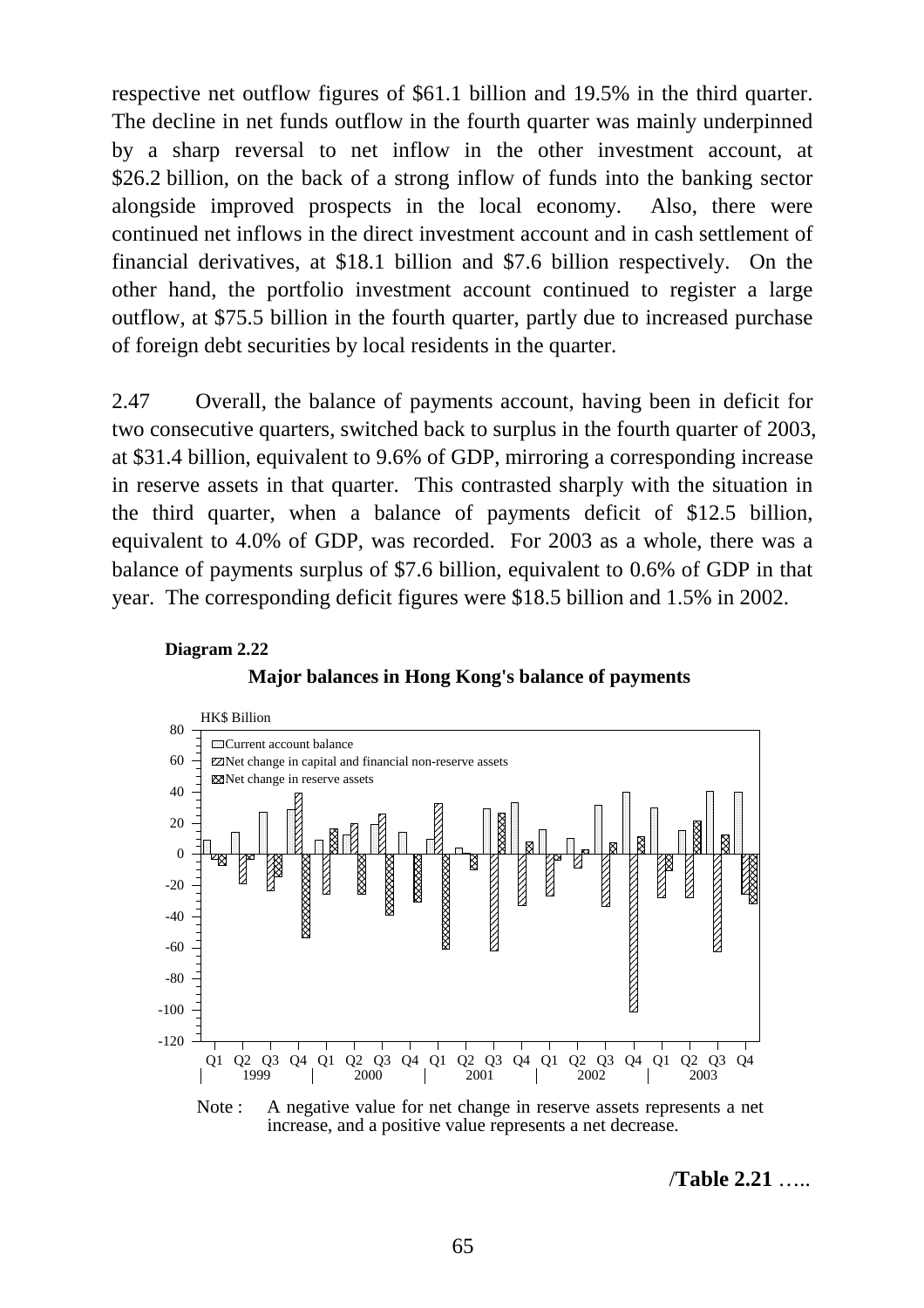respective net outflow figures of $61.1 billion and 19.5% in the third quarter. The decline in net funds outflow in the fourth quarter was mainly underpinned by a sharp reversal to net inflow in the other investment account, at $26.2 billion, on the back of a strong inflow of funds into the banking sector alongside improved prospects in the local economy. Also, there were continued net inflows in the direct investment account and in cash settlement of financial derivatives, at $18.1 billion and $7.6 billion respectively. On the other hand, the portfolio investment account continued to register a large outflow, at $75.5 billion in the fourth quarter, partly due to increased purchase of foreign debt securities by local residents in the quarter.

2.47 Overall, the balance of payments account, having been in deficit for two consecutive quarters, switched back to surplus in the fourth quarter of 2003, at $31.4 billion, equivalent to 9.6% of GDP, mirroring a corresponding increase in reserve assets in that quarter. This contrasted sharply with the situation in the third quarter, when a balance of payments deficit of $12.5 billion, equivalent to 4.0% of GDP, was recorded. For 2003 as a whole, there was a balance of payments surplus of $7.6 billion, equivalent to 0.6% of GDP in that year. The corresponding deficit figures were $18.5 billion and 1.5% in 2002.

**Diagram 2.22**

**Major balances in Hong Kong's balance of payments**

Note : A negative value for net change in reserve assets represents a net increase, and a positive value represents a net decrease.

/**Table 2.21** …..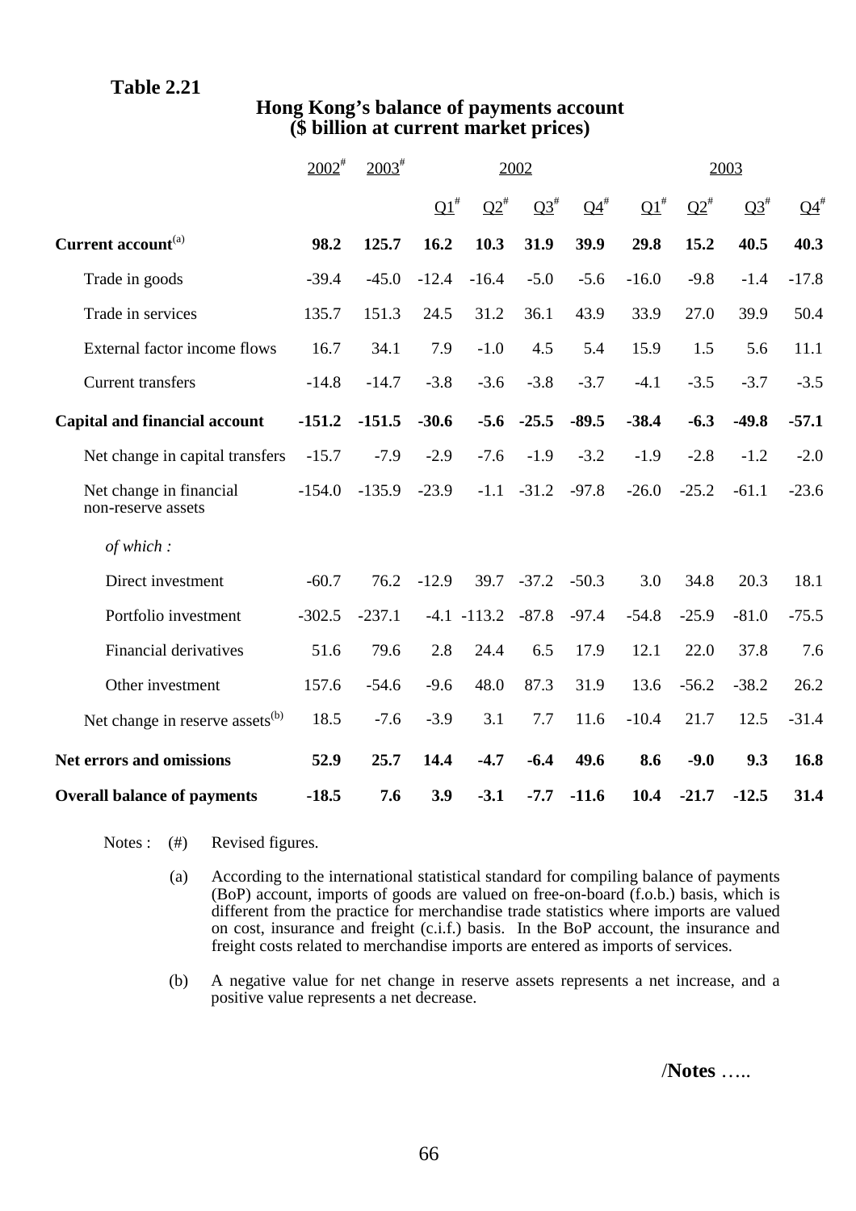**Table 2.21**

**Hong Kong's balance of payments account**
**($ billion at current market prices)**

| | 2002# | 2003# | 2002 | | | | 2003 | | | |
|---|---|---|---|---|---|---|---|---|---|---|
| | | | Q1# | Q2# | Q3# | Q4# | Q1# | Q2# | Q3# | Q4# |
| **Current account**(a) | **98.2** | **125.7** | **16.2** | **10.3** | **31.9** | **39.9** | **29.8** | **15.2** | **40.5** | **40.3** |
| Trade in goods | -39.4 | -45.0 | -12.4 | -16.4 | -5.0 | -5.6 | -16.0 | -9.8 | -1.4 | -17.8 |
| Trade in services | 135.7 | 151.3 | 24.5 | 31.2 | 36.1 | 43.9 | 33.9 | 27.0 | 39.9 | 50.4 |
| External factor income flows | 16.7 | 34.1 | 7.9 | -1.0 | 4.5 | 5.4 | 15.9 | 1.5 | 5.6 | 11.1 |
| Current transfers | -14.8 | -14.7 | -3.8 | -3.6 | -3.8 | -3.7 | -4.1 | -3.5 | -3.7 | -3.5 |
| **Capital and financial account** | **-151.2** | **-151.5** | **-30.6** | **-5.6** | **-25.5** | **-89.5** | **-38.4** | **-6.3** | **-49.8** | **-57.1** |
| Net change in capital transfers | -15.7 | -7.9 | -2.9 | -7.6 | -1.9 | -3.2 | -1.9 | -2.8 | -1.2 | -2.0 |
| Net change in financial non-reserve assets | -154.0 | -135.9 | -23.9 | -1.1 | -31.2 | -97.8 | -26.0 | -25.2 | -61.1 | -23.6 |
| *of which :* | | | | | | | | | | |
| Direct investment | -60.7 | 76.2 | -12.9 | 39.7 | -37.2 | -50.3 | 3.0 | 34.8 | 20.3 | 18.1 |
| Portfolio investment | -302.5 | -237.1 | -4.1 | -113.2 | -87.8 | -97.4 | -54.8 | -25.9 | -81.0 | -75.5 |
| Financial derivatives | 51.6 | 79.6 | 2.8 | 24.4 | 6.5 | 17.9 | 12.1 | 22.0 | 37.8 | 7.6 |
| Other investment | 157.6 | -54.6 | -9.6 | 48.0 | 87.3 | 31.9 | 13.6 | -56.2 | -38.2 | 26.2 |
| Net change in reserve assets(b) | 18.5 | -7.6 | -3.9 | 3.1 | 7.7 | 11.6 | -10.4 | 21.7 | 12.5 | -31.4 |
| **Net errors and omissions** | **52.9** | **25.7** | **14.4** | **-4.7** | **-6.4** | **49.6** | **8.6** | **-9.0** | **9.3** | **16.8** |
| **Overall balance of payments** | **-18.5** | **7.6** | **3.9** | **-3.1** | **-7.7** | **-11.6** | **10.4** | **-21.7** | **-12.5** | **31.4** |

Notes : (#) Revised figures.

(a) According to the international statistical standard for compiling balance of payments (BoP) account, imports of goods are valued on free-on-board (f.o.b.) basis, which is different from the practice for merchandise trade statistics where imports are valued on cost, insurance and freight (c.i.f.) basis. In the BoP account, the insurance and freight costs related to merchandise imports are entered as imports of services.

(b) A negative value for net change in reserve assets represents a net increase, and a positive value represents a net decrease.

/**Notes** …..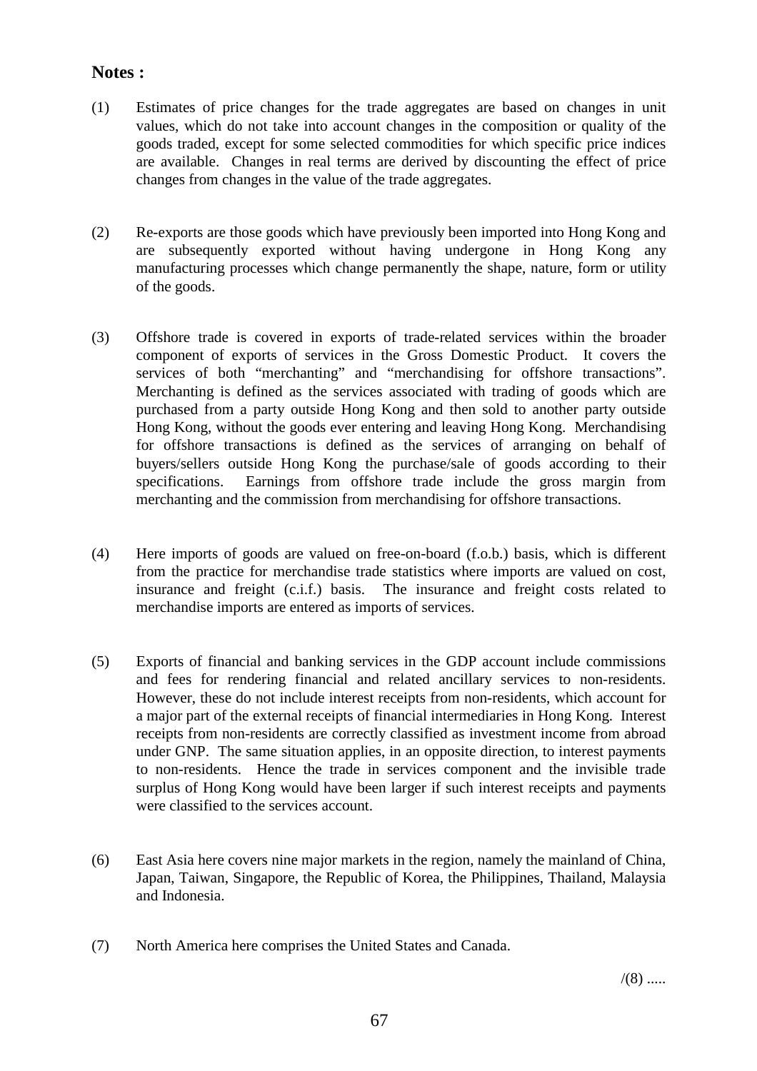**Notes :**

(1) Estimates of price changes for the trade aggregates are based on changes in unit values, which do not take into account changes in the composition or quality of the goods traded, except for some selected commodities for which specific price indices are available. Changes in real terms are derived by discounting the effect of price changes from changes in the value of the trade aggregates.

(2) Re-exports are those goods which have previously been imported into Hong Kong and are subsequently exported without having undergone in Hong Kong any manufacturing processes which change permanently the shape, nature, form or utility of the goods.

(3) Offshore trade is covered in exports of trade-related services within the broader component of exports of services in the Gross Domestic Product. It covers the services of both "merchanting" and "merchandising for offshore transactions". Merchanting is defined as the services associated with trading of goods which are purchased from a party outside Hong Kong and then sold to another party outside Hong Kong, without the goods ever entering and leaving Hong Kong. Merchandising for offshore transactions is defined as the services of arranging on behalf of buyers/sellers outside Hong Kong the purchase/sale of goods according to their specifications. Earnings from offshore trade include the gross margin from merchanting and the commission from merchandising for offshore transactions.

(4) Here imports of goods are valued on free-on-board (f.o.b.) basis, which is different from the practice for merchandise trade statistics where imports are valued on cost, insurance and freight (c.i.f.) basis. The insurance and freight costs related to merchandise imports are entered as imports of services.

(5) Exports of financial and banking services in the GDP account include commissions and fees for rendering financial and related ancillary services to non-residents. However, these do not include interest receipts from non-residents, which account for a major part of the external receipts of financial intermediaries in Hong Kong. Interest receipts from non-residents are correctly classified as investment income from abroad under GNP. The same situation applies, in an opposite direction, to interest payments to non-residents. Hence the trade in services component and the invisible trade surplus of Hong Kong would have been larger if such interest receipts and payments were classified to the services account.

(6) East Asia here covers nine major markets in the region, namely the mainland of China, Japan, Taiwan, Singapore, the Republic of Korea, the Philippines, Thailand, Malaysia and Indonesia.

(7) North America here comprises the United States and Canada.

/(8) .....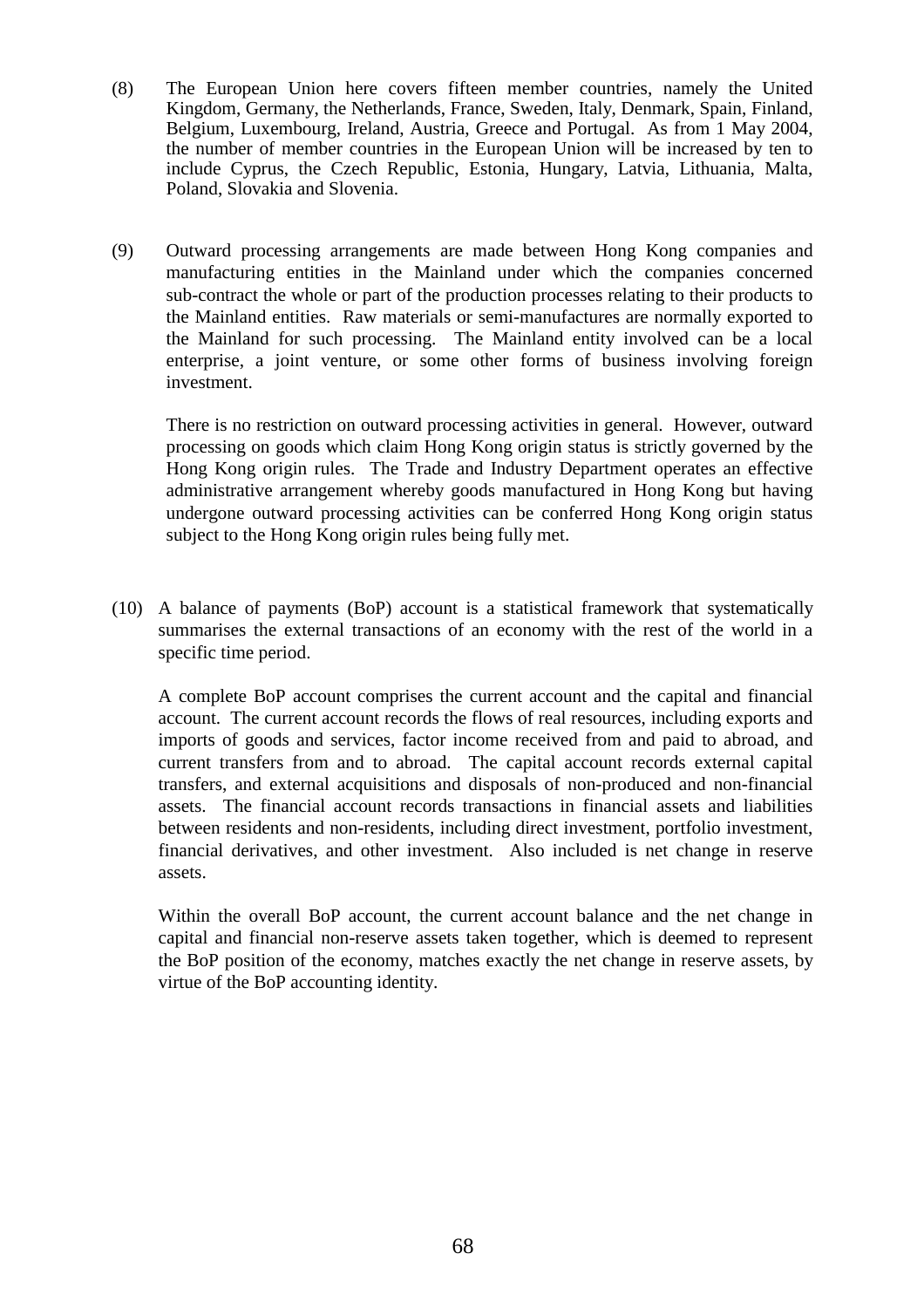(8) The European Union here covers fifteen member countries, namely the United Kingdom, Germany, the Netherlands, France, Sweden, Italy, Denmark, Spain, Finland, Belgium, Luxembourg, Ireland, Austria, Greece and Portugal. As from 1 May 2004, the number of member countries in the European Union will be increased by ten to include Cyprus, the Czech Republic, Estonia, Hungary, Latvia, Lithuania, Malta, Poland, Slovakia and Slovenia.

(9) Outward processing arrangements are made between Hong Kong companies and manufacturing entities in the Mainland under which the companies concerned sub-contract the whole or part of the production processes relating to their products to the Mainland entities. Raw materials or semi-manufactures are normally exported to the Mainland for such processing. The Mainland entity involved can be a local enterprise, a joint venture, or some other forms of business involving foreign investment.

There is no restriction on outward processing activities in general. However, outward processing on goods which claim Hong Kong origin status is strictly governed by the Hong Kong origin rules. The Trade and Industry Department operates an effective administrative arrangement whereby goods manufactured in Hong Kong but having undergone outward processing activities can be conferred Hong Kong origin status subject to the Hong Kong origin rules being fully met.

(10) A balance of payments (BoP) account is a statistical framework that systematically summarises the external transactions of an economy with the rest of the world in a specific time period.

A complete BoP account comprises the current account and the capital and financial account. The current account records the flows of real resources, including exports and imports of goods and services, factor income received from and paid to abroad, and current transfers from and to abroad. The capital account records external capital transfers, and external acquisitions and disposals of non-produced and non-financial assets. The financial account records transactions in financial assets and liabilities between residents and non-residents, including direct investment, portfolio investment, financial derivatives, and other investment. Also included is net change in reserve assets.

Within the overall BoP account, the current account balance and the net change in capital and financial non-reserve assets taken together, which is deemed to represent the BoP position of the economy, matches exactly the net change in reserve assets, by virtue of the BoP accounting identity.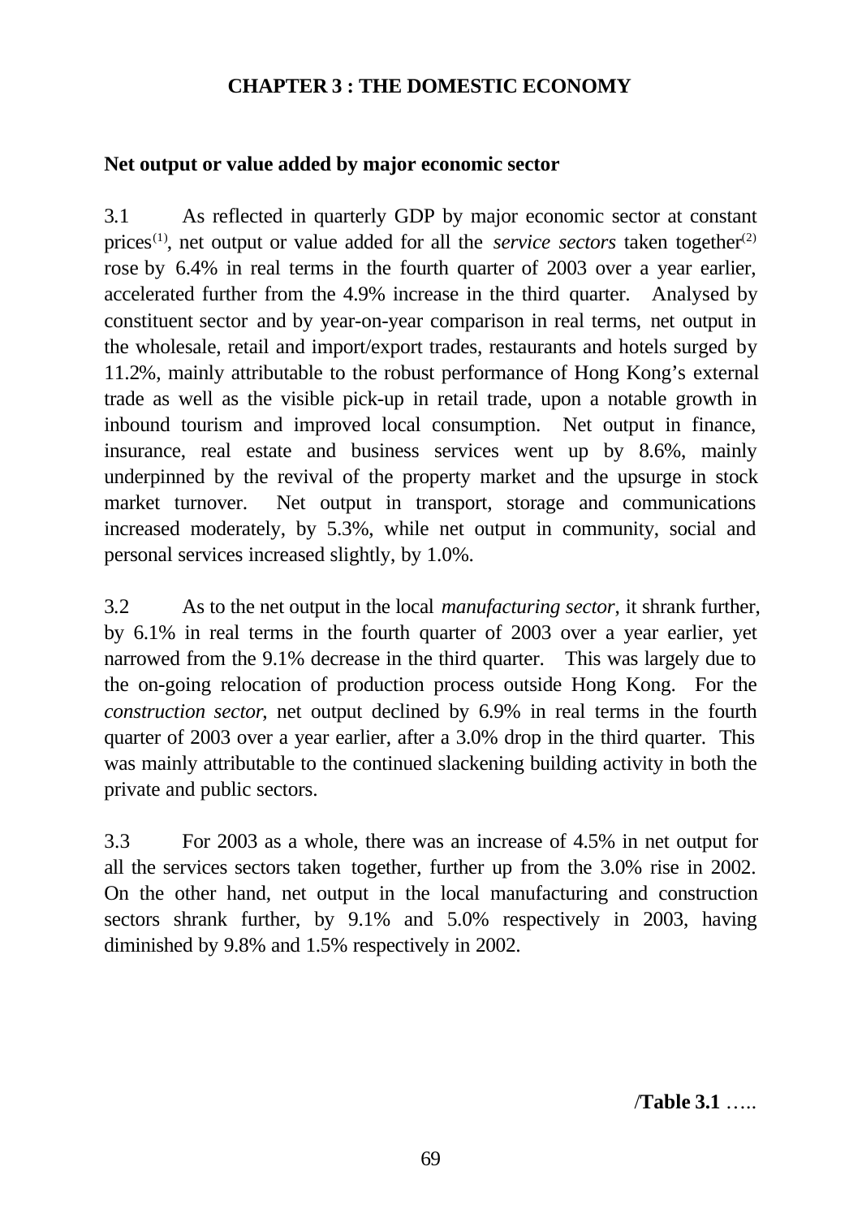# CHAPTER 3 : THE DOMESTIC ECONOMY

## Net output or value added by major economic sector

3.1 As reflected in quarterly GDP by major economic sector at constant prices[(1)], net output or value added for all the *service sectors* taken together[(2)] rose by 6.4% in real terms in the fourth quarter of 2003 over a year earlier, accelerated further from the 4.9% increase in the third quarter. Analysed by constituent sector and by year-on-year comparison in real terms, net output in the wholesale, retail and import/export trades, restaurants and hotels surged by 11.2%, mainly attributable to the robust performance of Hong Kong's external trade as well as the visible pick-up in retail trade, upon a notable growth in inbound tourism and improved local consumption. Net output in finance, insurance, real estate and business services went up by 8.6%, mainly underpinned by the revival of the property market and the upsurge in stock market turnover. Net output in transport, storage and communications increased moderately, by 5.3%, while net output in community, social and personal services increased slightly, by 1.0%.

3.2 As to the net output in the local *manufacturing sector*, it shrank further, by 6.1% in real terms in the fourth quarter of 2003 over a year earlier, yet narrowed from the 9.1% decrease in the third quarter. This was largely due to the on-going relocation of production process outside Hong Kong. For the *construction sector*, net output declined by 6.9% in real terms in the fourth quarter of 2003 over a year earlier, after a 3.0% drop in the third quarter. This was mainly attributable to the continued slackening building activity in both the private and public sectors.

3.3 For 2003 as a whole, there was an increase of 4.5% in net output for all the services sectors taken together, further up from the 3.0% rise in 2002. On the other hand, net output in the local manufacturing and construction sectors shrank further, by 9.1% and 5.0% respectively in 2003, having diminished by 9.8% and 1.5% respectively in 2002.

/**Table 3.1** …..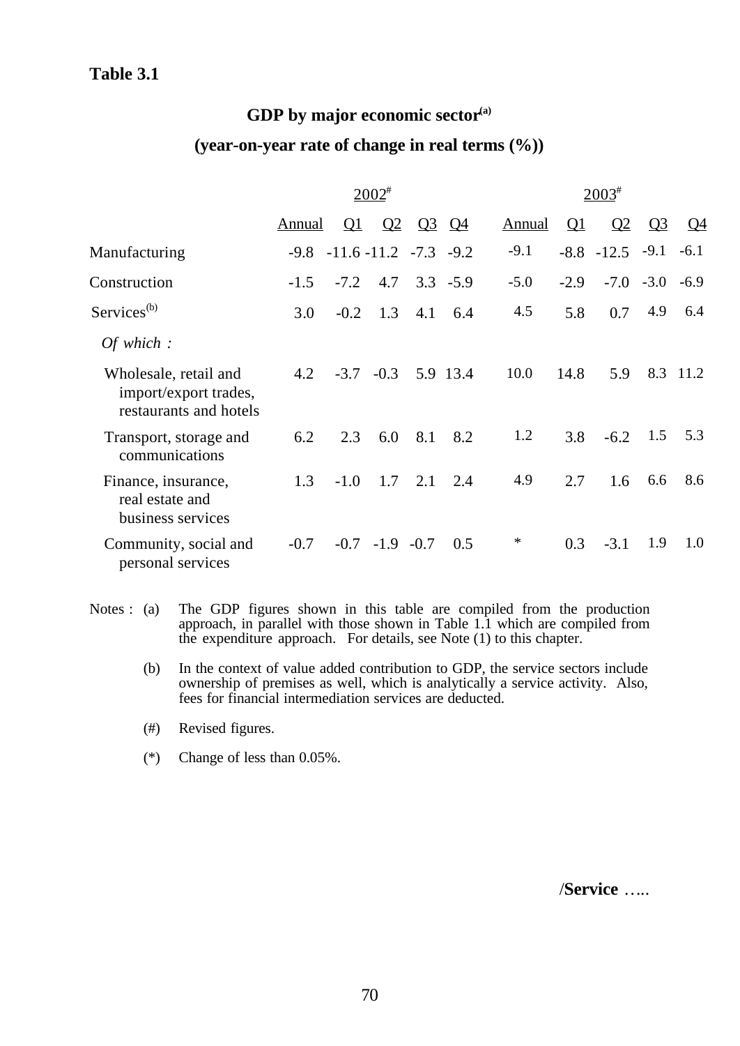**Table 3.1**

## GDP by major economic sector[(a)]

## (year-on-year rate of change in real terms (%))

| | 2002# | | | | | 2003# | | | | |
|---|---|---|---|---|---|---|---|---|---|---|
| | Annual | Q1 | Q2 | Q3 | Q4 | Annual | Q1 | Q2 | Q3 | Q4 |
| Manufacturing | -9.8 | -11.6 | -11.2 | -7.3 | -9.2 | -9.1 | -8.8 | -12.5 | -9.1 | -6.1 |
| Construction | -1.5 | -7.2 | 4.7 | 3.3 | -5.9 | -5.0 | -2.9 | -7.0 | -3.0 | -6.9 |
| Services[(b)] | 3.0 | -0.2 | 1.3 | 4.1 | 6.4 | 4.5 | 5.8 | 0.7 | 4.9 | 6.4 |
| *Of which :* | | | | | | | | | | |
| Wholesale, retail and import/export trades, restaurants and hotels | 4.2 | -3.7 | -0.3 | 5.9 | 13.4 | 10.0 | 14.8 | 5.9 | 8.3 | 11.2 |
| Transport, storage and communications | 6.2 | 2.3 | 6.0 | 8.1 | 8.2 | 1.2 | 3.8 | -6.2 | 1.5 | 5.3 |
| Finance, insurance, real estate and business services | 1.3 | -1.0 | 1.7 | 2.1 | 2.4 | 4.9 | 2.7 | 1.6 | 6.6 | 8.6 |
| Community, social and personal services | -0.7 | -0.7 | -1.9 | -0.7 | 0.5 | * | 0.3 | -3.1 | 1.9 | 1.0 |

Notes :
(a) The GDP figures shown in this table are compiled from the production approach, in parallel with those shown in Table 1.1 which are compiled from the expenditure approach. For details, see Note (1) to this chapter.

(b) In the context of value added contribution to GDP, the service sectors include ownership of premises as well, which is analytically a service activity. Also, fees for financial intermediation services are deducted.

(#) Revised figures.

(*) Change of less than 0.05%.

/**Service** …..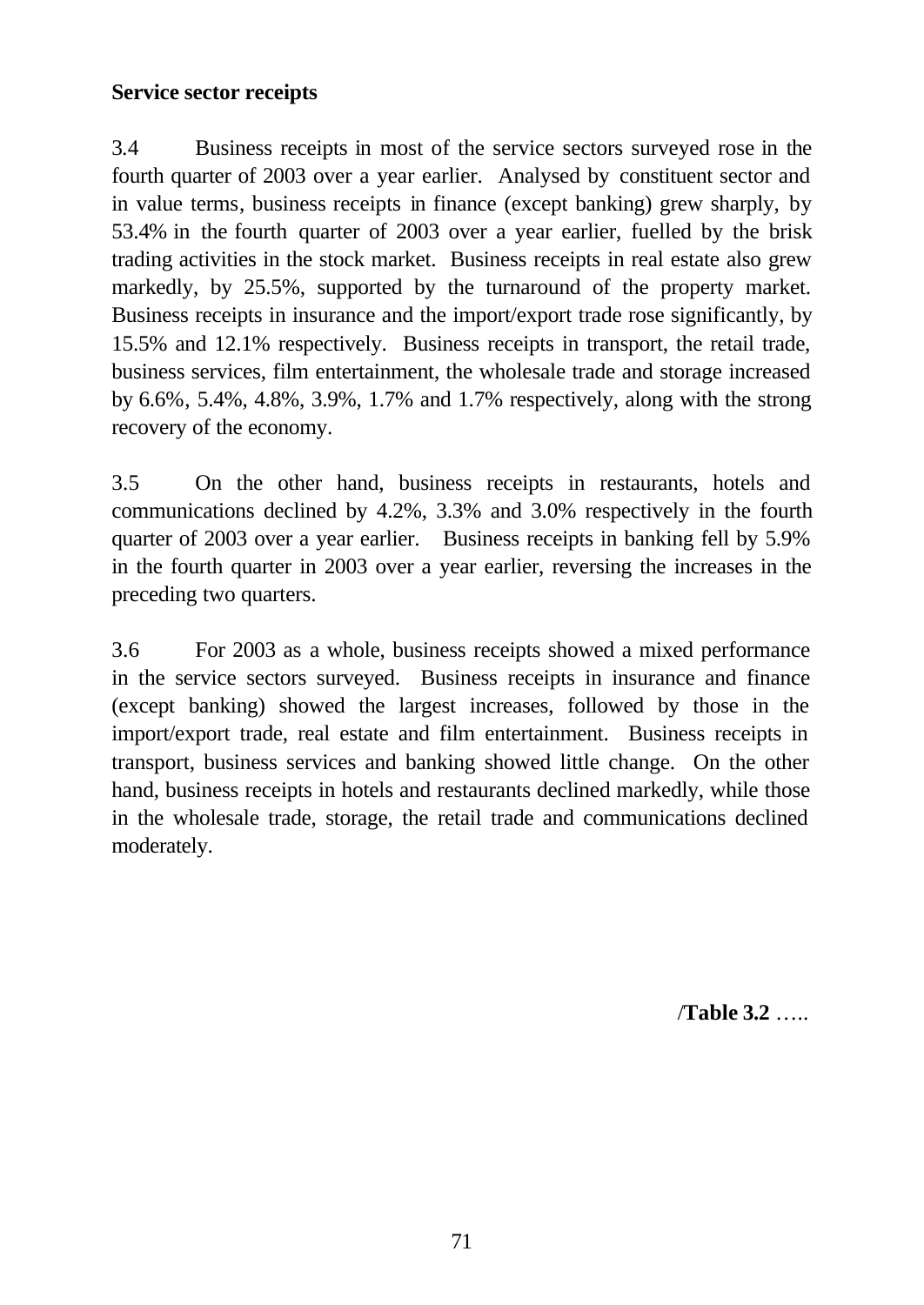**Service sector receipts**

3.4 Business receipts in most of the service sectors surveyed rose in the fourth quarter of 2003 over a year earlier. Analysed by constituent sector and in value terms, business receipts in finance (except banking) grew sharply, by 53.4% in the fourth quarter of 2003 over a year earlier, fuelled by the brisk trading activities in the stock market. Business receipts in real estate also grew markedly, by 25.5%, supported by the turnaround of the property market. Business receipts in insurance and the import/export trade rose significantly, by 15.5% and 12.1% respectively. Business receipts in transport, the retail trade, business services, film entertainment, the wholesale trade and storage increased by 6.6%, 5.4%, 4.8%, 3.9%, 1.7% and 1.7% respectively, along with the strong recovery of the economy.

3.5 On the other hand, business receipts in restaurants, hotels and communications declined by 4.2%, 3.3% and 3.0% respectively in the fourth quarter of 2003 over a year earlier. Business receipts in banking fell by 5.9% in the fourth quarter in 2003 over a year earlier, reversing the increases in the preceding two quarters.

3.6 For 2003 as a whole, business receipts showed a mixed performance in the service sectors surveyed. Business receipts in insurance and finance (except banking) showed the largest increases, followed by those in the import/export trade, real estate and film entertainment. Business receipts in transport, business services and banking showed little change. On the other hand, business receipts in hotels and restaurants declined markedly, while those in the wholesale trade, storage, the retail trade and communications declined moderately.

/**Table 3.2** …..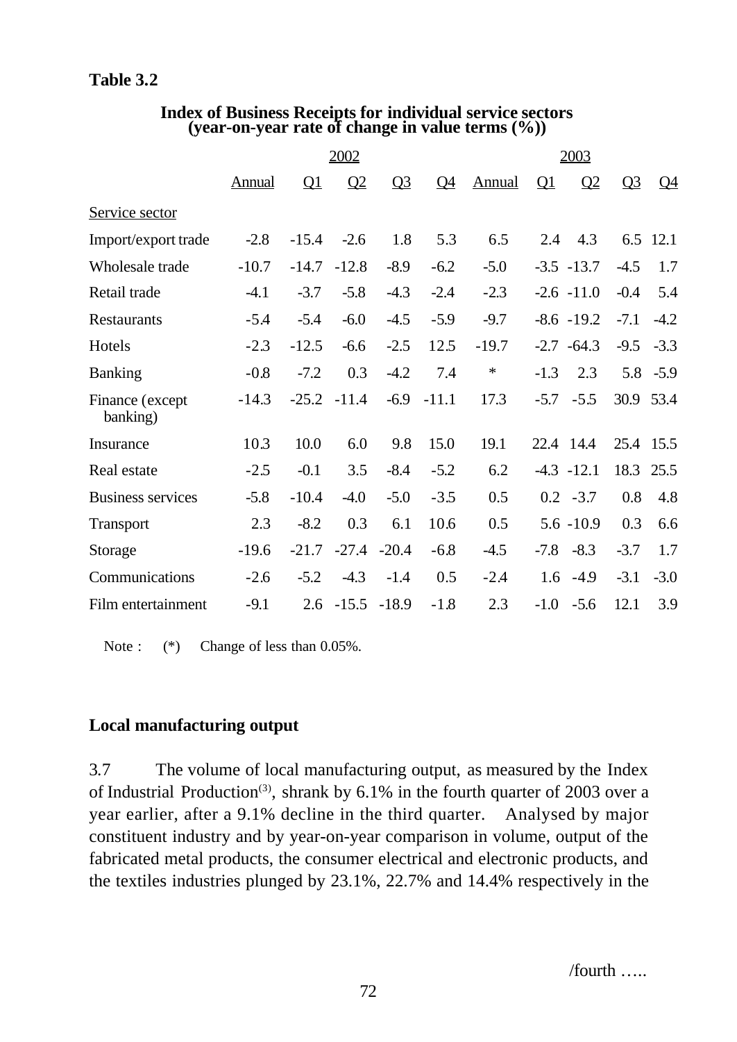**Table 3.2**

**Index of Business Receipts for individual service sectors (year-on-year rate of change in value terms (%))**

| | 2002 | | | | | 2003 | | | | |
|---|---|---|---|---|---|---|---|---|---|---|
| | Annual | Q1 | Q2 | Q3 | Q4 | Annual | Q1 | Q2 | Q3 | Q4 |
| Service sector | | | | | | | | | | |
| Import/export trade | -2.8 | -15.4 | -2.6 | 1.8 | 5.3 | 6.5 | 2.4 | 4.3 | 6.5 | 12.1 |
| Wholesale trade | -10.7 | -14.7 | -12.8 | -8.9 | -6.2 | -5.0 | -3.5 | -13.7 | -4.5 | 1.7 |
| Retail trade | -4.1 | -3.7 | -5.8 | -4.3 | -2.4 | -2.3 | -2.6 | -11.0 | -0.4 | 5.4 |
| Restaurants | -5.4 | -5.4 | -6.0 | -4.5 | -5.9 | -9.7 | -8.6 | -19.2 | -7.1 | -4.2 |
| Hotels | -2.3 | -12.5 | -6.6 | -2.5 | 12.5 | -19.7 | -2.7 | -64.3 | -9.5 | -3.3 |
| Banking | -0.8 | -7.2 | 0.3 | -4.2 | 7.4 | * | -1.3 | 2.3 | 5.8 | -5.9 |
| Finance (except banking) | -14.3 | -25.2 | -11.4 | -6.9 | -11.1 | 17.3 | -5.7 | -5.5 | 30.9 | 53.4 |
| Insurance | 10.3 | 10.0 | 6.0 | 9.8 | 15.0 | 19.1 | 22.4 | 14.4 | 25.4 | 15.5 |
| Real estate | -2.5 | -0.1 | 3.5 | -8.4 | -5.2 | 6.2 | -4.3 | -12.1 | 18.3 | 25.5 |
| Business services | -5.8 | -10.4 | -4.0 | -5.0 | -3.5 | 0.5 | 0.2 | -3.7 | 0.8 | 4.8 |
| Transport | 2.3 | -8.2 | 0.3 | 6.1 | 10.6 | 0.5 | 5.6 | -10.9 | 0.3 | 6.6 |
| Storage | -19.6 | -21.7 | -27.4 | -20.4 | -6.8 | -4.5 | -7.8 | -8.3 | -3.7 | 1.7 |
| Communications | -2.6 | -5.2 | -4.3 | -1.4 | 0.5 | -2.4 | 1.6 | -4.9 | -3.1 | -3.0 |
| Film entertainment | -9.1 | 2.6 | -15.5 | -18.9 | -1.8 | 2.3 | -1.0 | -5.6 | 12.1 | 3.9 |

Note : (*) Change of less than 0.05%.

**Local manufacturing output**

3.7 The volume of local manufacturing output, as measured by the Index of Industrial Production[(3)], shrank by 6.1% in the fourth quarter of 2003 over a year earlier, after a 9.1% decline in the third quarter. Analysed by major constituent industry and by year-on-year comparison in volume, output of the fabricated metal products, the consumer electrical and electronic products, and the textiles industries plunged by 23.1%, 22.7% and 14.4% respectively in the

/fourth …..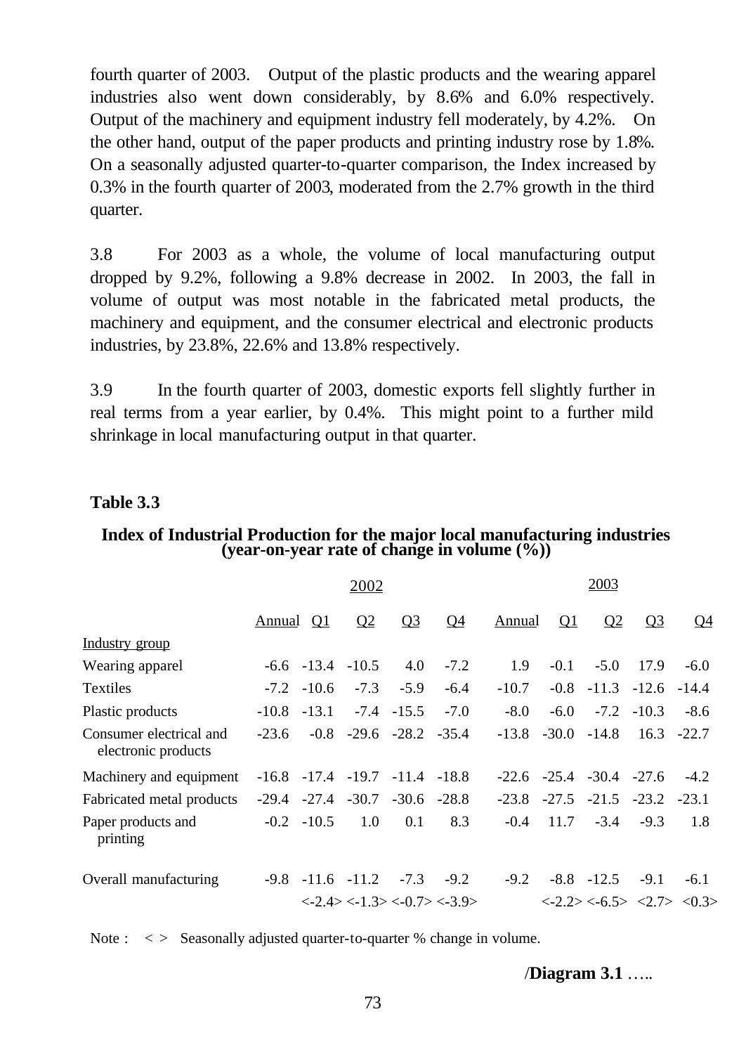fourth quarter of 2003. Output of the plastic products and the wearing apparel industries also went down considerably, by 8.6% and 6.0% respectively. Output of the machinery and equipment industry fell moderately, by 4.2%. On the other hand, output of the paper products and printing industry rose by 1.8%. On a seasonally adjusted quarter-to-quarter comparison, the Index increased by 0.3% in the fourth quarter of 2003, moderated from the 2.7% growth in the third quarter.

3.8 For 2003 as a whole, the volume of local manufacturing output dropped by 9.2%, following a 9.8% decrease in 2002. In 2003, the fall in volume of output was most notable in the fabricated metal products, the machinery and equipment, and the consumer electrical and electronic products industries, by 23.8%, 22.6% and 13.8% respectively.

3.9 In the fourth quarter of 2003, domestic exports fell slightly further in real terms from a year earlier, by 0.4%. This might point to a further mild shrinkage in local manufacturing output in that quarter.

**Table 3.3**

**Index of Industrial Production for the major local manufacturing industries (year-on-year rate of change in volume (%))**

| | 2002 | | | | | 2003 | | | | |
|---|---|---|---|---|---|---|---|---|---|---|
| | Annual | Q1 | Q2 | Q3 | Q4 | Annual | Q1 | Q2 | Q3 | Q4 |
| Industry group | | | | | | | | | | |
| Wearing apparel | -6.6 | -13.4 | -10.5 | 4.0 | -7.2 | 1.9 | -0.1 | -5.0 | 17.9 | -6.0 |
| Textiles | -7.2 | -10.6 | -7.3 | -5.9 | -6.4 | -10.7 | -0.8 | -11.3 | -12.6 | -14.4 |
| Plastic products | -10.8 | -13.1 | -7.4 | -15.5 | -7.0 | -8.0 | -6.0 | -7.2 | -10.3 | -8.6 |
| Consumer electrical and electronic products | -23.6 | -0.8 | -29.6 | -28.2 | -35.4 | -13.8 | -30.0 | -14.8 | 16.3 | -22.7 |
| Machinery and equipment | -16.8 | -17.4 | -19.7 | -11.4 | -18.8 | -22.6 | -25.4 | -30.4 | -27.6 | -4.2 |
| Fabricated metal products | -29.4 | -27.4 | -30.7 | -30.6 | -28.8 | -23.8 | -27.5 | -21.5 | -23.2 | -23.1 |
| Paper products and printing | -0.2 | -10.5 | 1.0 | 0.1 | 8.3 | -0.4 | 11.7 | -3.4 | -9.3 | 1.8 |
| Overall manufacturing | -9.8 | -11.6 | -11.2 | -7.3 | -9.2 | -9.2 | -8.8 | -12.5 | -9.1 | -6.1 |
| | | <-2.4> | <-1.3> | <-0.7> | <-3.9> | | <-2.2> | <-6.5> | <2.7> | <0.3> |

Note : < > Seasonally adjusted quarter-to-quarter % change in volume.

/**Diagram 3.1** …..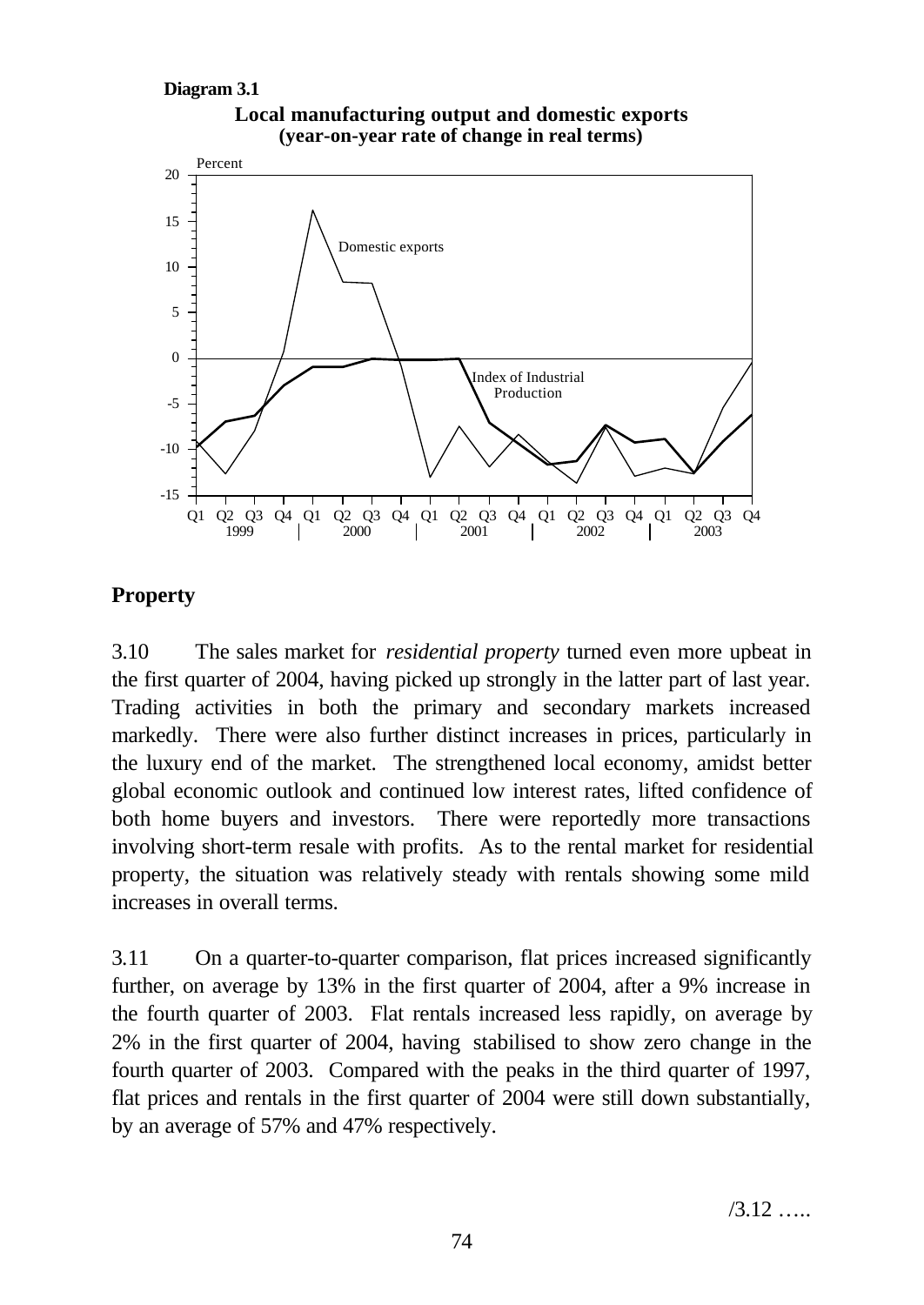**Diagram 3.1**

**Local manufacturing output and domestic exports (year-on-year rate of change in real terms)**

## Property

3.10 The sales market for *residential property* turned even more upbeat in the first quarter of 2004, having picked up strongly in the latter part of last year. Trading activities in both the primary and secondary markets increased markedly. There were also further distinct increases in prices, particularly in the luxury end of the market. The strengthened local economy, amidst better global economic outlook and continued low interest rates, lifted confidence of both home buyers and investors. There were reportedly more transactions involving short-term resale with profits. As to the rental market for residential property, the situation was relatively steady with rentals showing some mild increases in overall terms.

3.11 On a quarter-to-quarter comparison, flat prices increased significantly further, on average by 13% in the first quarter of 2004, after a 9% increase in the fourth quarter of 2003. Flat rentals increased less rapidly, on average by 2% in the first quarter of 2004, having stabilised to show zero change in the fourth quarter of 2003. Compared with the peaks in the third quarter of 1997, flat prices and rentals in the first quarter of 2004 were still down substantially, by an average of 57% and 47% respectively.

/3.12 …..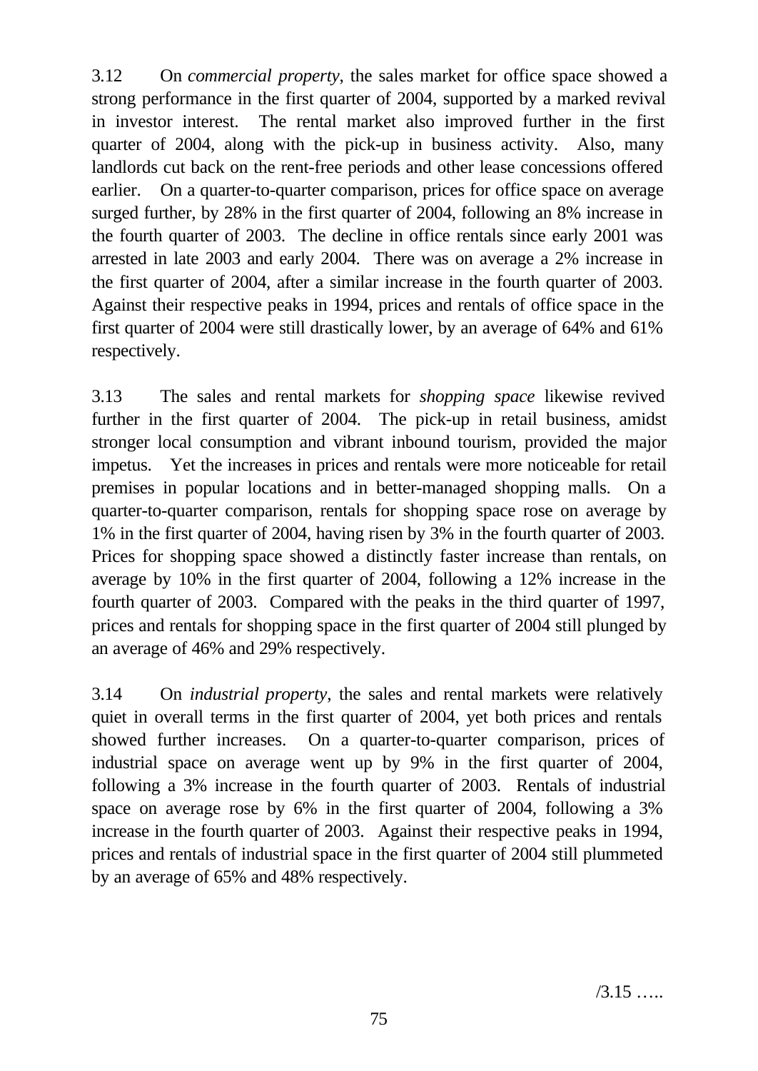3.12 On *commercial property*, the sales market for office space showed a strong performance in the first quarter of 2004, supported by a marked revival in investor interest. The rental market also improved further in the first quarter of 2004, along with the pick-up in business activity. Also, many landlords cut back on the rent-free periods and other lease concessions offered earlier. On a quarter-to-quarter comparison, prices for office space on average surged further, by 28% in the first quarter of 2004, following an 8% increase in the fourth quarter of 2003. The decline in office rentals since early 2001 was arrested in late 2003 and early 2004. There was on average a 2% increase in the first quarter of 2004, after a similar increase in the fourth quarter of 2003. Against their respective peaks in 1994, prices and rentals of office space in the first quarter of 2004 were still drastically lower, by an average of 64% and 61% respectively.

3.13 The sales and rental markets for *shopping space* likewise revived further in the first quarter of 2004. The pick-up in retail business, amidst stronger local consumption and vibrant inbound tourism, provided the major impetus. Yet the increases in prices and rentals were more noticeable for retail premises in popular locations and in better-managed shopping malls. On a quarter-to-quarter comparison, rentals for shopping space rose on average by 1% in the first quarter of 2004, having risen by 3% in the fourth quarter of 2003. Prices for shopping space showed a distinctly faster increase than rentals, on average by 10% in the first quarter of 2004, following a 12% increase in the fourth quarter of 2003. Compared with the peaks in the third quarter of 1997, prices and rentals for shopping space in the first quarter of 2004 still plunged by an average of 46% and 29% respectively.

3.14 On *industrial property*, the sales and rental markets were relatively quiet in overall terms in the first quarter of 2004, yet both prices and rentals showed further increases. On a quarter-to-quarter comparison, prices of industrial space on average went up by 9% in the first quarter of 2004, following a 3% increase in the fourth quarter of 2003. Rentals of industrial space on average rose by 6% in the first quarter of 2004, following a 3% increase in the fourth quarter of 2003. Against their respective peaks in 1994, prices and rentals of industrial space in the first quarter of 2004 still plummeted by an average of 65% and 48% respectively.

/3.15 …..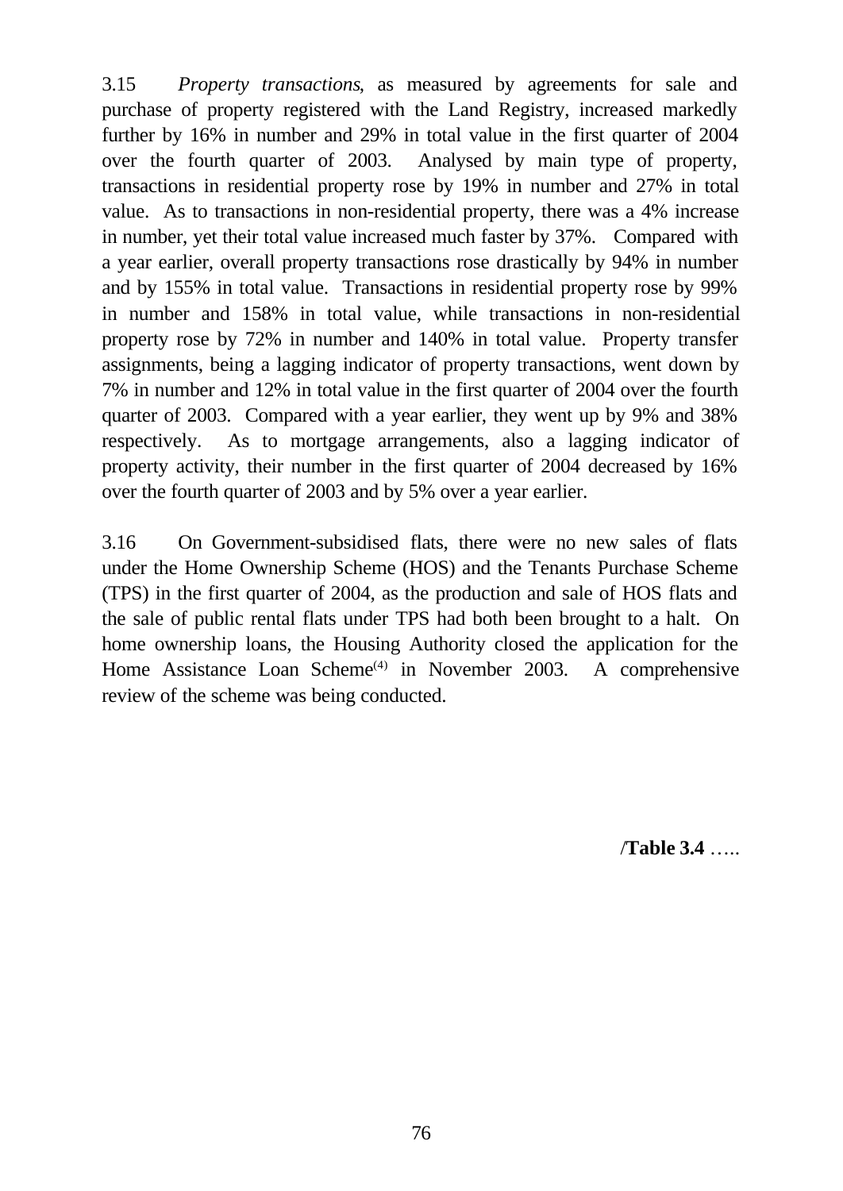3.15 *Property transactions*, as measured by agreements for sale and purchase of property registered with the Land Registry, increased markedly further by 16% in number and 29% in total value in the first quarter of 2004 over the fourth quarter of 2003. Analysed by main type of property, transactions in residential property rose by 19% in number and 27% in total value. As to transactions in non-residential property, there was a 4% increase in number, yet their total value increased much faster by 37%. Compared with a year earlier, overall property transactions rose drastically by 94% in number and by 155% in total value. Transactions in residential property rose by 99% in number and 158% in total value, while transactions in non-residential property rose by 72% in number and 140% in total value. Property transfer assignments, being a lagging indicator of property transactions, went down by 7% in number and 12% in total value in the first quarter of 2004 over the fourth quarter of 2003. Compared with a year earlier, they went up by 9% and 38% respectively. As to mortgage arrangements, also a lagging indicator of property activity, their number in the first quarter of 2004 decreased by 16% over the fourth quarter of 2003 and by 5% over a year earlier.

3.16 On Government-subsidised flats, there were no new sales of flats under the Home Ownership Scheme (HOS) and the Tenants Purchase Scheme (TPS) in the first quarter of 2004, as the production and sale of HOS flats and the sale of public rental flats under TPS had both been brought to a halt. On home ownership loans, the Housing Authority closed the application for the Home Assistance Loan Scheme[(4)] in November 2003. A comprehensive review of the scheme was being conducted.

/**Table 3.4** …..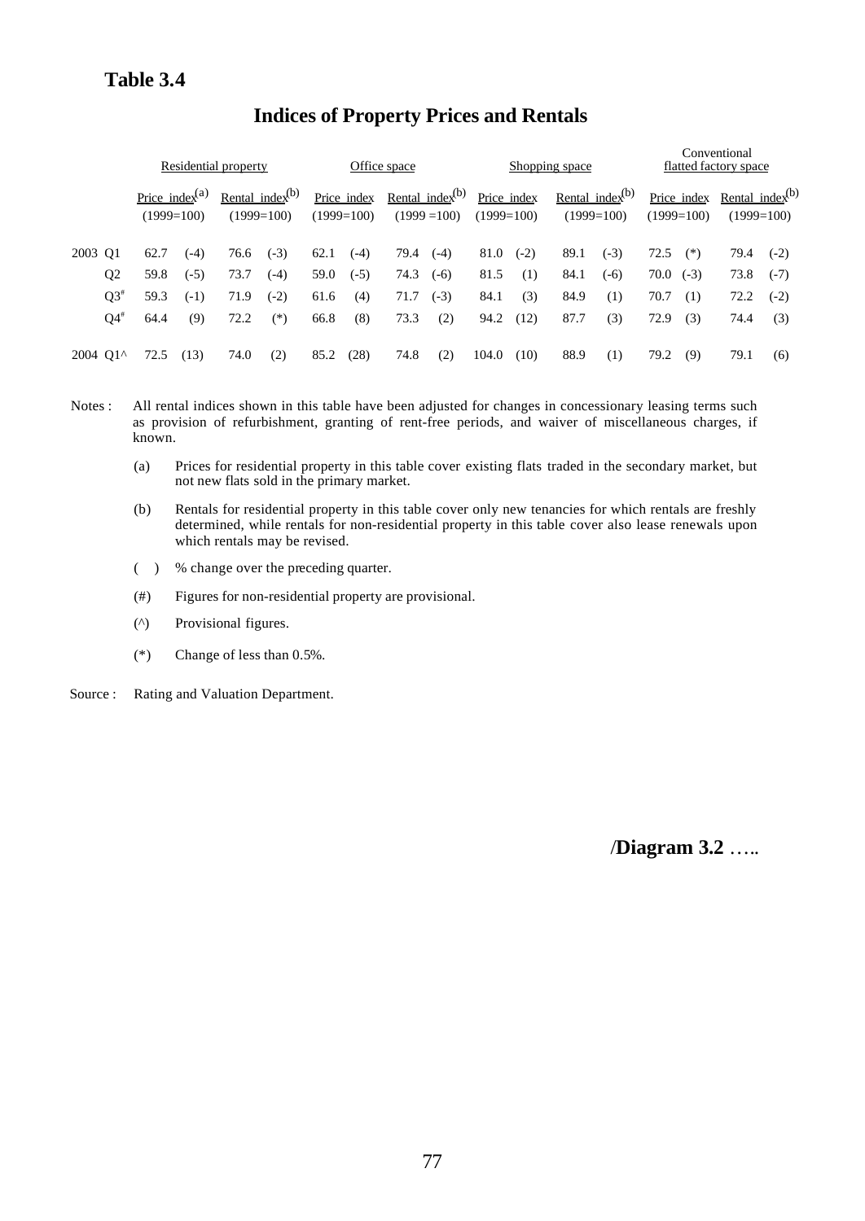## Table 3.4

### Indices of Property Prices and Rentals

| | Residential property | | | | Office space | | | | Shopping space | | | | Conventional flatted factory space | | | |
|---|---|---|---|---|---|---|---|---|---|---|---|---|---|---|---|---|
| | Price index[(a)] (1999=100) | | Rental index[(b)] (1999=100) | | Price index (1999=100) | | Rental index[(b)] (1999 =100) | | Price index (1999=100) | | Rental index[(b)] (1999=100) | | Price index (1999=100) | | Rental index[(b)] (1999=100) | |
| 2003 Q1 | 62.7 | (-4) | 76.6 | (-3) | 62.1 | (-4) | 79.4 | (-4) | 81.0 | (-2) | 89.1 | (-3) | 72.5 | (*) | 79.4 | (-2) |
| Q2 | 59.8 | (-5) | 73.7 | (-4) | 59.0 | (-5) | 74.3 | (-6) | 81.5 | (1) | 84.1 | (-6) | 70.0 | (-3) | 73.8 | (-7) |
| Q3[#] | 59.3 | (-1) | 71.9 | (-2) | 61.6 | (4) | 71.7 | (-3) | 84.1 | (3) | 84.9 | (1) | 70.7 | (1) | 72.2 | (-2) |
| Q4[#] | 64.4 | (9) | 72.2 | (*) | 66.8 | (8) | 73.3 | (2) | 94.2 | (12) | 87.7 | (3) | 72.9 | (3) | 74.4 | (3) |
| 2004 Q1^ | 72.5 | (13) | 74.0 | (2) | 85.2 | (28) | 74.8 | (2) | 104.0 | (10) | 88.9 | (1) | 79.2 | (9) | 79.1 | (6) |

Notes : All rental indices shown in this table have been adjusted for changes in concessionary leasing terms such as provision of refurbishment, granting of rent-free periods, and waiver of miscellaneous charges, if known.

(a) Prices for residential property in this table cover existing flats traded in the secondary market, but not new flats sold in the primary market.

(b) Rentals for residential property in this table cover only new tenancies for which rentals are freshly determined, while rentals for non-residential property in this table cover also lease renewals upon which rentals may be revised.

( ) % change over the preceding quarter.

(#) Figures for non-residential property are provisional.

(^) Provisional figures.

(*) Change of less than 0.5%.

Source : Rating and Valuation Department.

/**Diagram 3.2** …..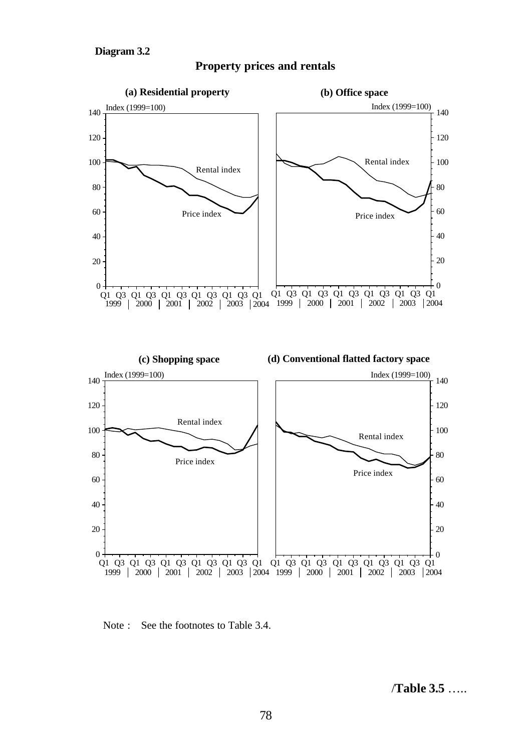**Diagram 3.2**

## Property prices and rentals

**(a) Residential property**

Index (1999=100)

Rental index

Price index

**(b) Office space**

Index (1999=100)

Rental index

Price index

**(c) Shopping space**

Index (1999=100)

Rental index

Price index

**(d) Conventional flatted factory space**

Index (1999=100)

Rental index

Price index

Note : See the footnotes to Table 3.4.

/**Table 3.5** …..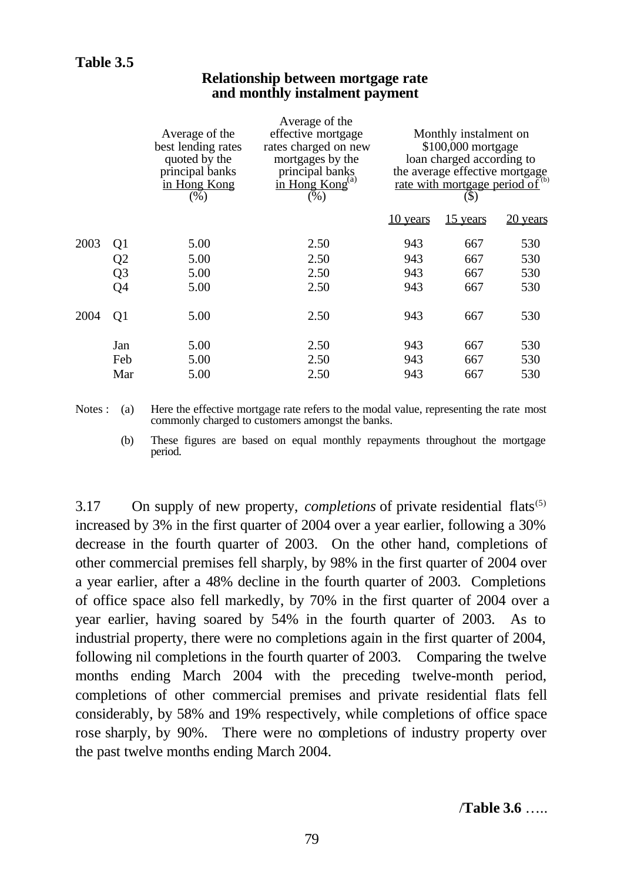**Table 3.5**

**Relationship between mortgage rate and monthly instalment payment**

| | | Average of the best lending rates quoted by the principal banks in Hong Kong (%) | Average of the effective mortgage rates charged on new mortgages by the principal banks in Hong Kong[(a)] (%) | Monthly instalment on $100,000 mortgage loan charged according to the average effective mortgage rate with mortgage period of[(b)] ($) | | |
|---|---|---|---|---|---|---|
| | | | | 10 years | 15 years | 20 years |
| 2003 | Q1 | 5.00 | 2.50 | 943 | 667 | 530 |
| | Q2 | 5.00 | 2.50 | 943 | 667 | 530 |
| | Q3 | 5.00 | 2.50 | 943 | 667 | 530 |
| | Q4 | 5.00 | 2.50 | 943 | 667 | 530 |
| 2004 | Q1 | 5.00 | 2.50 | 943 | 667 | 530 |
| | Jan | 5.00 | 2.50 | 943 | 667 | 530 |
| | Feb | 5.00 | 2.50 | 943 | 667 | 530 |
| | Mar | 5.00 | 2.50 | 943 | 667 | 530 |

Notes : (a) Here the effective mortgage rate refers to the modal value, representing the rate most commonly charged to customers amongst the banks.

(b) These figures are based on equal monthly repayments throughout the mortgage period.

3.17 On supply of new property, *completions* of private residential flats[(5)] increased by 3% in the first quarter of 2004 over a year earlier, following a 30% decrease in the fourth quarter of 2003. On the other hand, completions of other commercial premises fell sharply, by 98% in the first quarter of 2004 over a year earlier, after a 48% decline in the fourth quarter of 2003. Completions of office space also fell markedly, by 70% in the first quarter of 2004 over a year earlier, having soared by 54% in the fourth quarter of 2003. As to industrial property, there were no completions again in the first quarter of 2004, following nil completions in the fourth quarter of 2003. Comparing the twelve months ending March 2004 with the preceding twelve-month period, completions of other commercial premises and private residential flats fell considerably, by 58% and 19% respectively, while completions of office space rose sharply, by 90%. There were no completions of industry property over the past twelve months ending March 2004.

/**Table 3.6** …..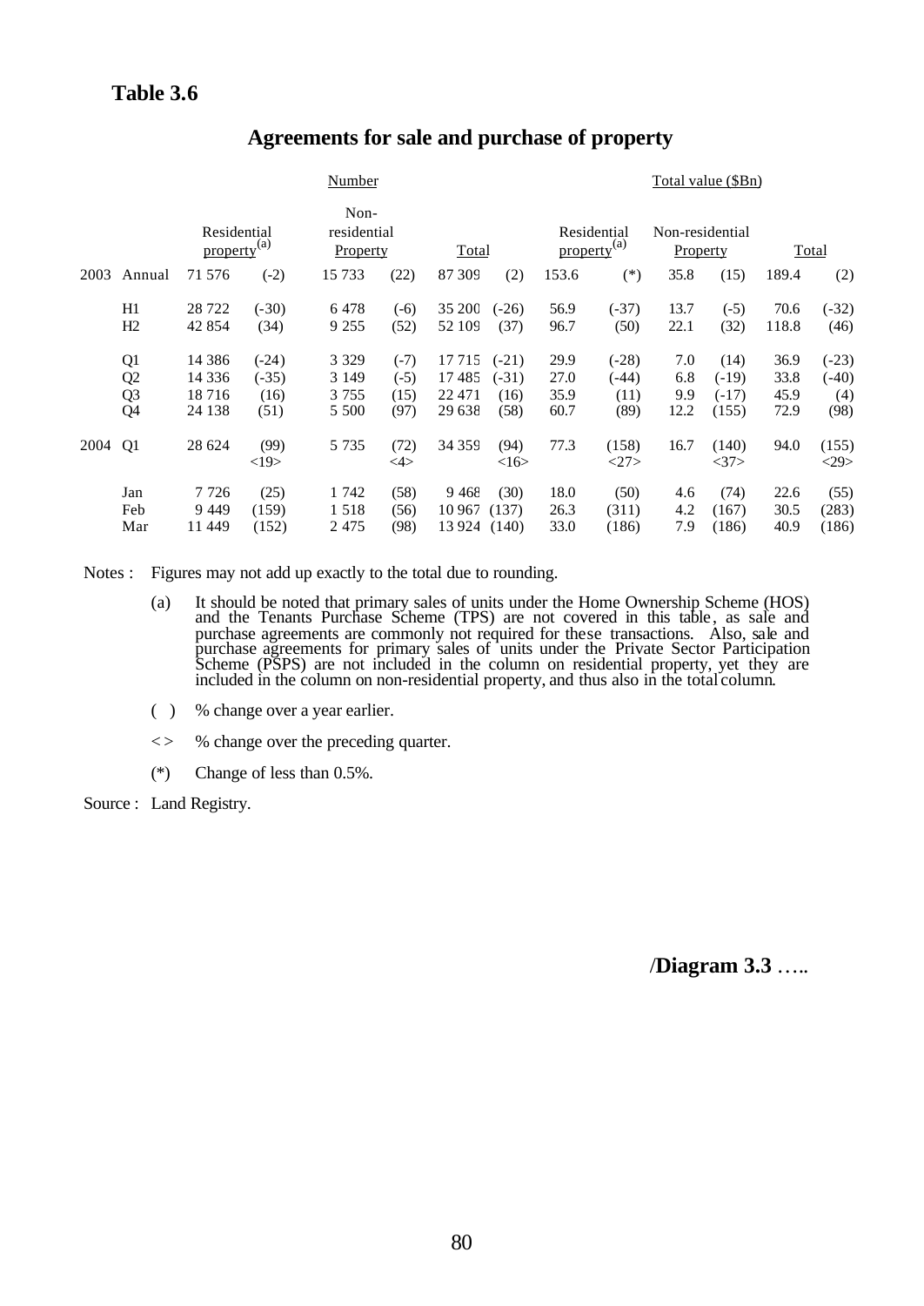**Table 3.6**

## Agreements for sale and purchase of property

| | | Number | | | | | | Total value ($Bn) | | | | | |
|---|---|---|---|---|---|---|---|---|---|---|---|---|---|
| | | Residential property[(a)] | | Non-residential Property | | Total | | Residential property[(a)] | | Non-residential Property | | Total | |
| 2003 | Annual | 71 576 | (-2) | 15 733 | (22) | 87 309 | (2) | 153.6 | (*) | 35.8 | (15) | 189.4 | (2) |
| | H1 | 28 722 | (-30) | 6 478 | (-6) | 35 200 | (-26) | 56.9 | (-37) | 13.7 | (-5) | 70.6 | (-32) |
| | H2 | 42 854 | (34) | 9 255 | (52) | 52 109 | (37) | 96.7 | (50) | 22.1 | (32) | 118.8 | (46) |
| | Q1 | 14 386 | (-24) | 3 329 | (-7) | 17 715 | (-21) | 29.9 | (-28) | 7.0 | (14) | 36.9 | (-23) |
| | Q2 | 14 336 | (-35) | 3 149 | (-5) | 17 485 | (-31) | 27.0 | (-44) | 6.8 | (-19) | 33.8 | (-40) |
| | Q3 | 18 716 | (16) | 3 755 | (15) | 22 471 | (16) | 35.9 | (11) | 9.9 | (-17) | 45.9 | (4) |
| | Q4 | 24 138 | (51) | 5 500 | (97) | 29 638 | (58) | 60.7 | (89) | 12.2 | (155) | 72.9 | (98) |
| 2004 | Q1 | 28 624 | (99) <19> | 5 735 | (72) <4> | 34 359 | (94) <16> | 77.3 | (158) <27> | 16.7 | (140) <37> | 94.0 | (155) <29> |
| | Jan | 7 726 | (25) | 1 742 | (58) | 9 468 | (30) | 18.0 | (50) | 4.6 | (74) | 22.6 | (55) |
| | Feb | 9 449 | (159) | 1 518 | (56) | 10 967 | (137) | 26.3 | (311) | 4.2 | (167) | 30.5 | (283) |
| | Mar | 11 449 | (152) | 2 475 | (98) | 13 924 | (140) | 33.0 | (186) | 7.9 | (186) | 40.9 | (186) |

Notes : Figures may not add up exactly to the total due to rounding.

(a) It should be noted that primary sales of units under the Home Ownership Scheme (HOS) and the Tenants Purchase Scheme (TPS) are not covered in this table, as sale and purchase agreements are commonly not required for these transactions. Also, sale and purchase agreements for primary sales of units under the Private Sector Participation Scheme (PSPS) are not included in the column on residential property, yet they are included in the column on non-residential property, and thus also in the total column.

( ) % change over a year earlier.

< > % change over the preceding quarter.

(*) Change of less than 0.5%.

Source : Land Registry.

/**Diagram 3.3** …..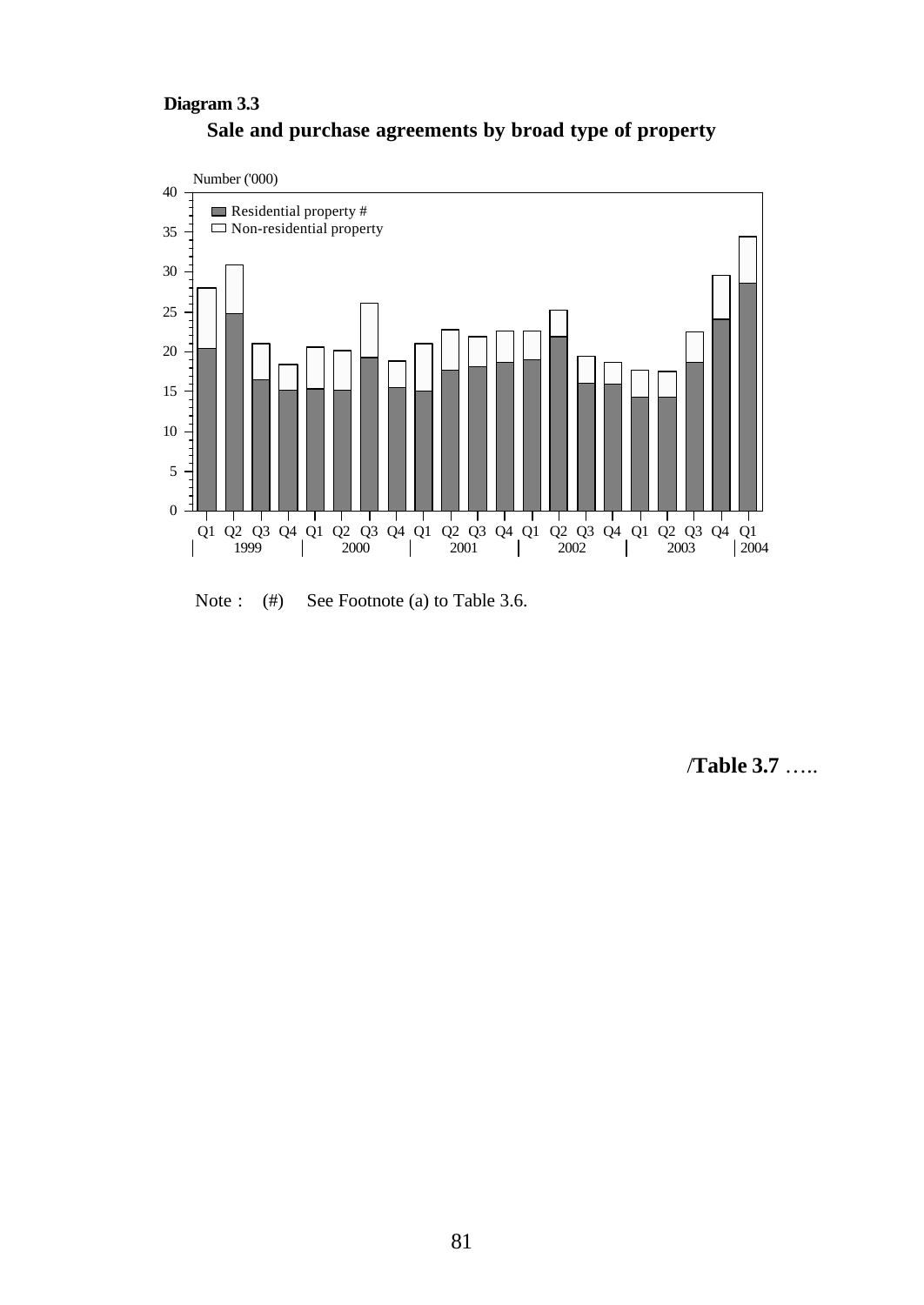**Diagram 3.3**

**Sale and purchase agreements by broad type of property**

Note : (#) See Footnote (a) to Table 3.6.

/**Table 3.7** …..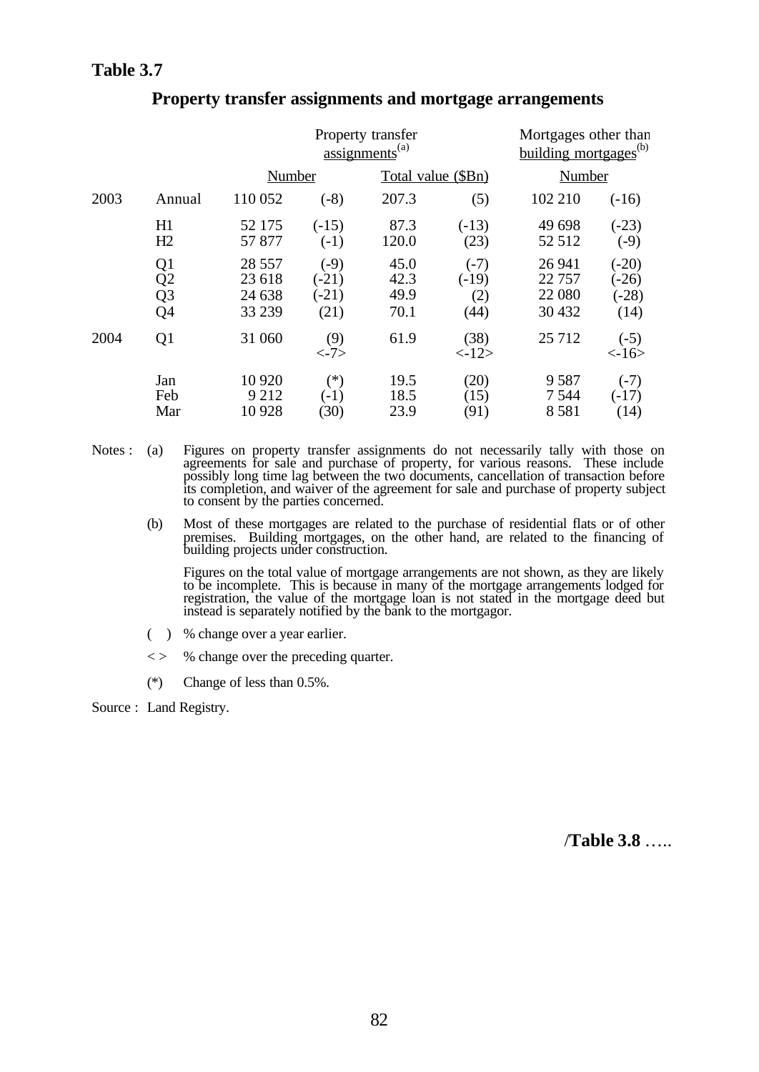**Table 3.7**

## Property transfer assignments and mortgage arrangements

| | | Property transfer assignments[(a)] | | | | Mortgages other than building mortgages[(b)] | |
|---|---|---|---|---|---|---|---|
| | | Number | | Total value ($Bn) | | Number | |
| 2003 | Annual | 110 052 | (-8) | 207.3 | (5) | 102 210 | (-16) |
| | H1 | 52 175 | (-15) | 87.3 | (-13) | 49 698 | (-23) |
| | H2 | 57 877 | (-1) | 120.0 | (23) | 52 512 | (-9) |
| | Q1 | 28 557 | (-9) | 45.0 | (-7) | 26 941 | (-20) |
| | Q2 | 23 618 | (-21) | 42.3 | (-19) | 22 757 | (-26) |
| | Q3 | 24 638 | (-21) | 49.9 | (2) | 22 080 | (-28) |
| | Q4 | 33 239 | (21) | 70.1 | (44) | 30 432 | (14) |
| 2004 | Q1 | 31 060 | (9) <-7> | 61.9 | (38) <-12> | 25 712 | (-5) <-16> |
| | Jan | 10 920 | (*) | 19.5 | (20) | 9 587 | (-7) |
| | Feb | 9 212 | (-1) | 18.5 | (15) | 7 544 | (-17) |
| | Mar | 10 928 | (30) | 23.9 | (91) | 8 581 | (14) |

Notes : (a) Figures on property transfer assignments do not necessarily tally with those on agreements for sale and purchase of property, for various reasons. These include possibly long time lag between the two documents, cancellation of transaction before its completion, and waiver of the agreement for sale and purchase of property subject to consent by the parties concerned.

(b) Most of these mortgages are related to the purchase of residential flats or of other premises. Building mortgages, on the other hand, are related to the financing of building projects under construction.

Figures on the total value of mortgage arrangements are not shown, as they are likely to be incomplete. This is because in many of the mortgage arrangements lodged for registration, the value of the mortgage loan is not stated in the mortgage deed but instead is separately notified by the bank to the mortgagor.

( ) % change over a year earlier.

< > % change over the preceding quarter.

(*) Change of less than 0.5%.

Source : Land Registry.

/**Table 3.8** …..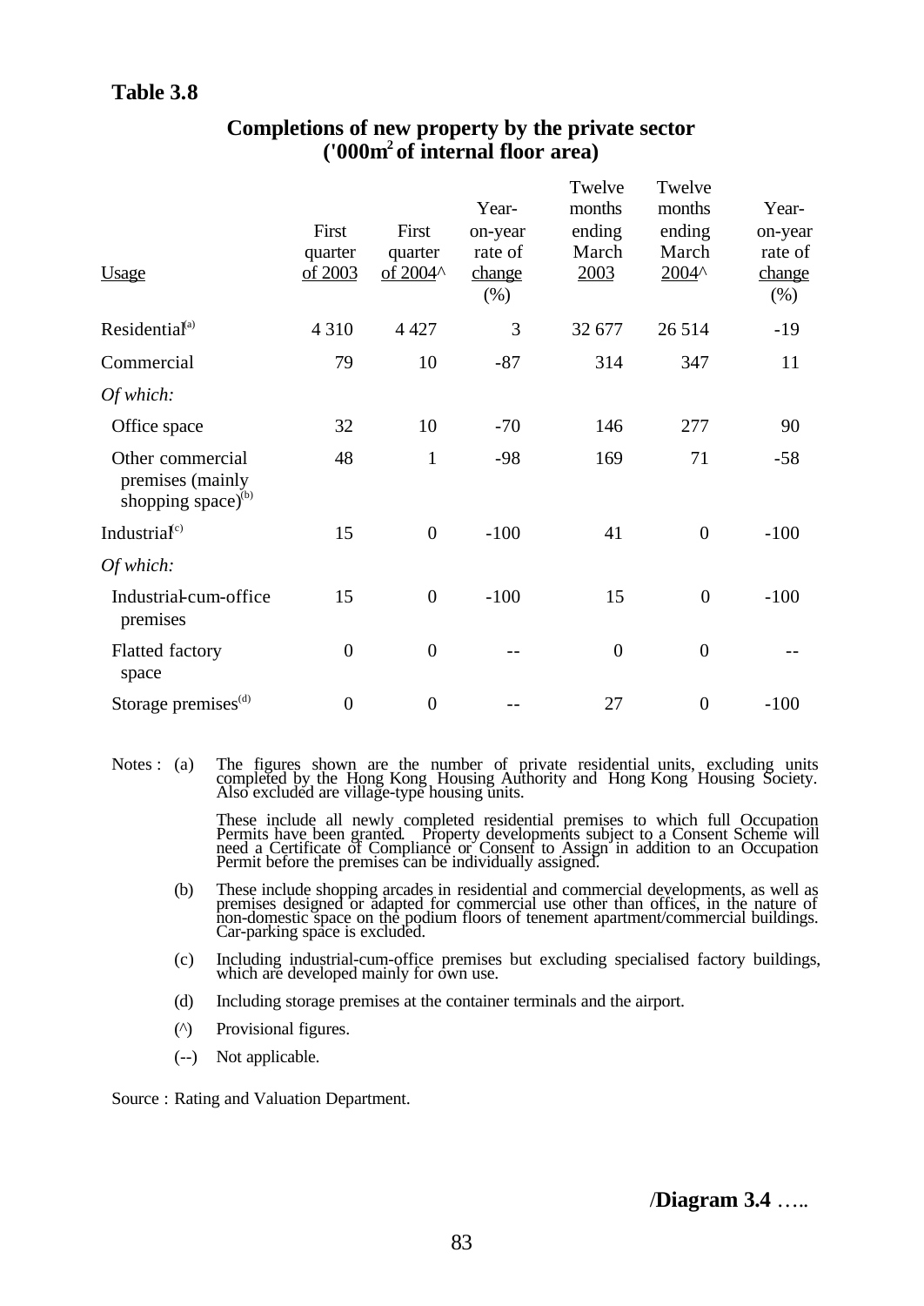**Table 3.8**

**Completions of new property by the private sector**
**('000m$^2$ of internal floor area)**

| Usage | First quarter of 2003 | First quarter of 2004^ | Year-on-year rate of change (%) | Twelve months ending March 2003 | Twelve months ending March 2004^ | Year-on-year rate of change (%) |
|---|---|---|---|---|---|---|
| Residential[(a)] | 4 310 | 4 427 | 3 | 32 677 | 26 514 | -19 |
| Commercial | 79 | 10 | -87 | 314 | 347 | 11 |
| *Of which:* | | | | | | |
| Office space | 32 | 10 | -70 | 146 | 277 | 90 |
| Other commercial premises (mainly shopping space)[(b)] | 48 | 1 | -98 | 169 | 71 | -58 |
| Industrial[(c)] | 15 | 0 | -100 | 41 | 0 | -100 |
| *Of which:* | | | | | | |
| Industrial-cum-office premises | 15 | 0 | -100 | 15 | 0 | -100 |
| Flatted factory space | 0 | 0 | -- | 0 | 0 | -- |
| Storage premises[(d)] | 0 | 0 | -- | 27 | 0 | -100 |

Notes : (a) The figures shown are the number of private residential units, excluding units completed by the Hong Kong Housing Authority and Hong Kong Housing Society. Also excluded are village-type housing units.

These include all newly completed residential premises to which full Occupation Permits have been granted. Property developments subject to a Consent Scheme will need a Certificate of Compliance or Consent to Assign in addition to an Occupation Permit before the premises can be individually assigned.

(b) These include shopping arcades in residential and commercial developments, as well as premises designed or adapted for commercial use other than offices, in the nature of non-domestic space on the podium floors of tenement apartment/commercial buildings. Car-parking space is excluded.

(c) Including industrial-cum-office premises but excluding specialised factory buildings, which are developed mainly for own use.

(d) Including storage premises at the container terminals and the airport.

(^) Provisional figures.

(--) Not applicable.

Source : Rating and Valuation Department.

/**Diagram 3.4** …..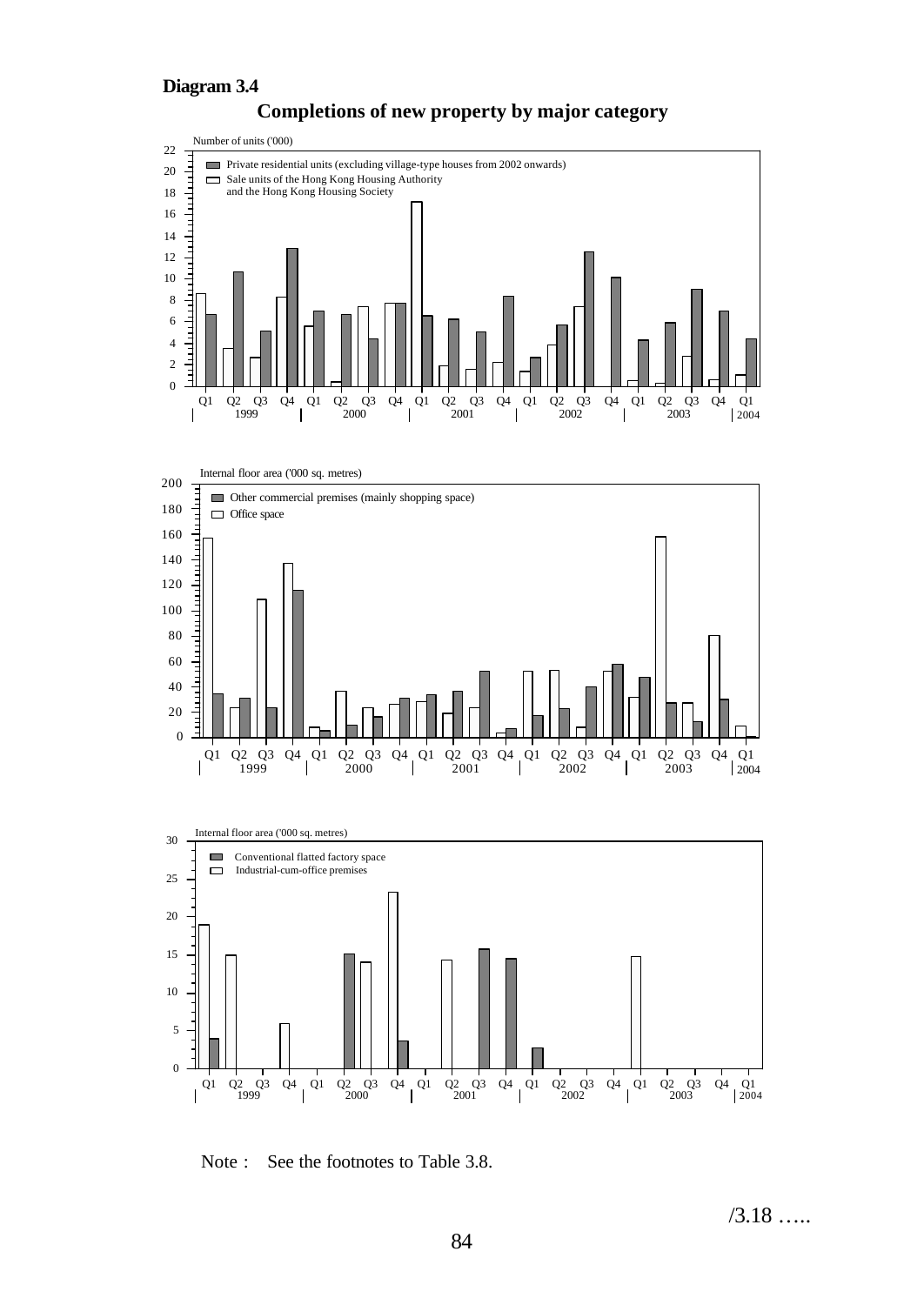**Diagram 3.4**

**Completions of new property by major category**

Number of units ('000)

- Private residential units (excluding village-type houses from 2002 onwards)
- Sale units of the Hong Kong Housing Authority and the Hong Kong Housing Society

Internal floor area ('000 sq. metres)

- Other commercial premises (mainly shopping space)
- Office space

Internal floor area ('000 sq. metres)

- Conventional flatted factory space
- Industrial-cum-office premises

Note : See the footnotes to Table 3.8.

/3.18 …..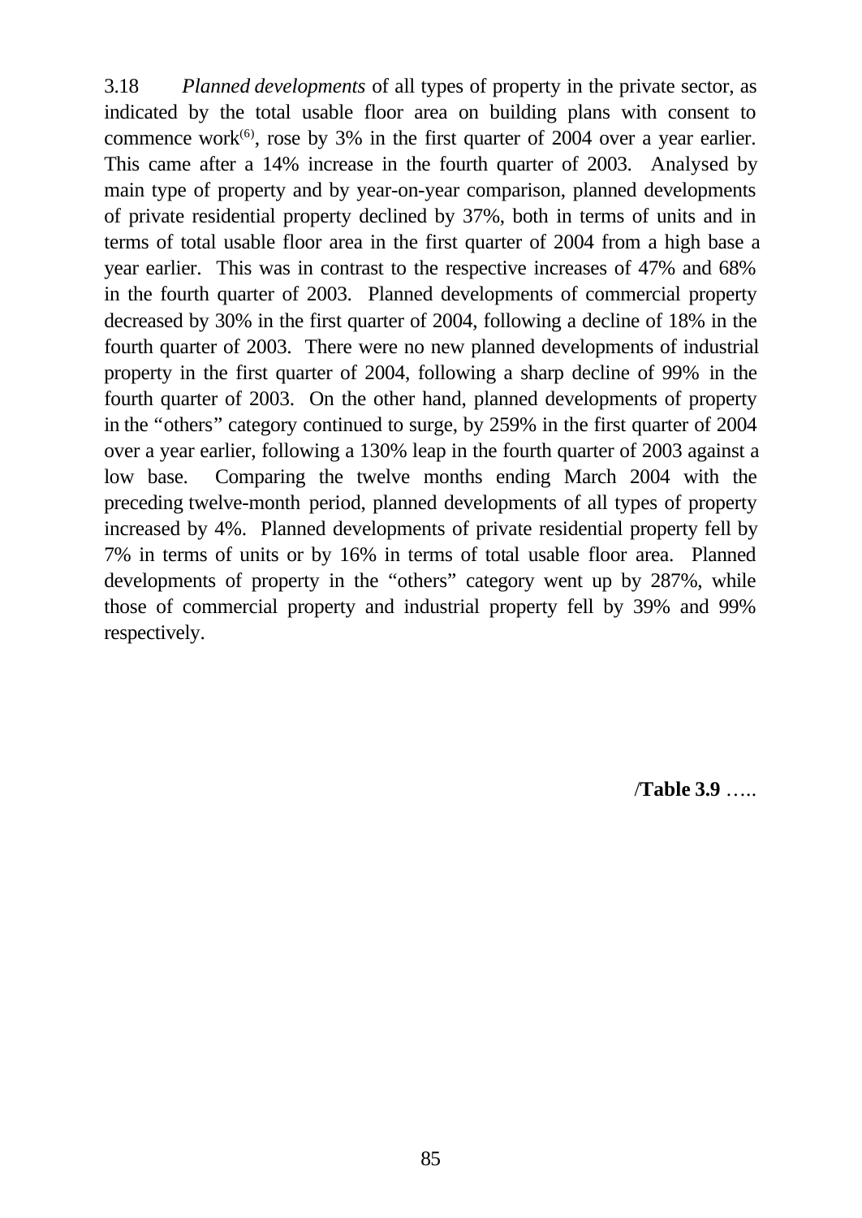3.18 *Planned developments* of all types of property in the private sector, as indicated by the total usable floor area on building plans with consent to commence work[6], rose by 3% in the first quarter of 2004 over a year earlier. This came after a 14% increase in the fourth quarter of 2003. Analysed by main type of property and by year-on-year comparison, planned developments of private residential property declined by 37%, both in terms of units and in terms of total usable floor area in the first quarter of 2004 from a high base a year earlier. This was in contrast to the respective increases of 47% and 68% in the fourth quarter of 2003. Planned developments of commercial property decreased by 30% in the first quarter of 2004, following a decline of 18% in the fourth quarter of 2003. There were no new planned developments of industrial property in the first quarter of 2004, following a sharp decline of 99% in the fourth quarter of 2003. On the other hand, planned developments of property in the "others" category continued to surge, by 259% in the first quarter of 2004 over a year earlier, following a 130% leap in the fourth quarter of 2003 against a low base. Comparing the twelve months ending March 2004 with the preceding twelve-month period, planned developments of all types of property increased by 4%. Planned developments of private residential property fell by 7% in terms of units or by 16% in terms of total usable floor area. Planned developments of property in the "others" category went up by 287%, while those of commercial property and industrial property fell by 39% and 99% respectively.

/**Table 3.9** …..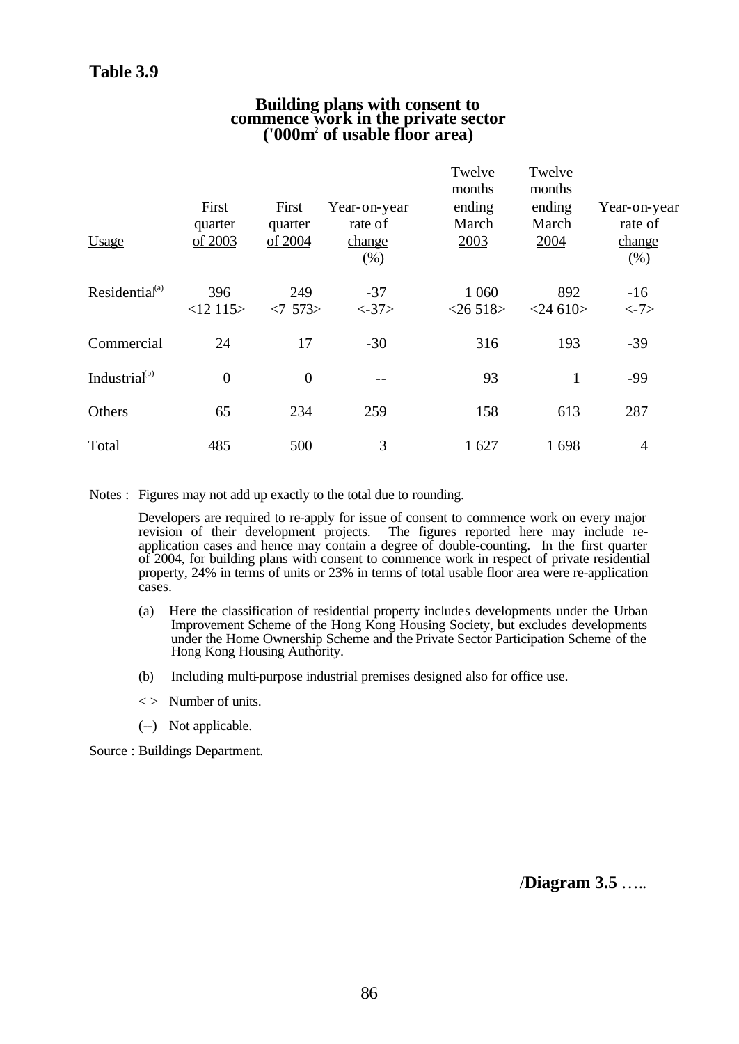**Table 3.9**

**Building plans with consent to commence work in the private sector ('000m² of usable floor area)**

| Usage | First quarter of 2003 | First quarter of 2004 | Year-on-year rate of change (%) | Twelve months ending March 2003 | Twelve months ending March 2004 | Year-on-year rate of change (%) |
|---|---|---|---|---|---|---|
| Residential[(a)] | 396 <12 115> | 249 <7 573> | -37 <-37> | 1 060 <26 518> | 892 <24 610> | -16 <-7> |
| Commercial | 24 | 17 | -30 | 316 | 193 | -39 |
| Industrial[(b)] | 0 | 0 | -- | 93 | 1 | -99 |
| Others | 65 | 234 | 259 | 158 | 613 | 287 |
| Total | 485 | 500 | 3 | 1 627 | 1 698 | 4 |

Notes : Figures may not add up exactly to the total due to rounding.

Developers are required to re-apply for issue of consent to commence work on every major revision of their development projects. The figures reported here may include re-application cases and hence may contain a degree of double-counting. In the first quarter of 2004, for building plans with consent to commence work in respect of private residential property, 24% in terms of units or 23% in terms of total usable floor area were re-application cases.

(a) Here the classification of residential property includes developments under the Urban Improvement Scheme of the Hong Kong Housing Society, but excludes developments under the Home Ownership Scheme and the Private Sector Participation Scheme of the Hong Kong Housing Authority.

(b) Including multi-purpose industrial premises designed also for office use.

< > Number of units.

(--) Not applicable.

Source : Buildings Department.

/**Diagram 3.5** …..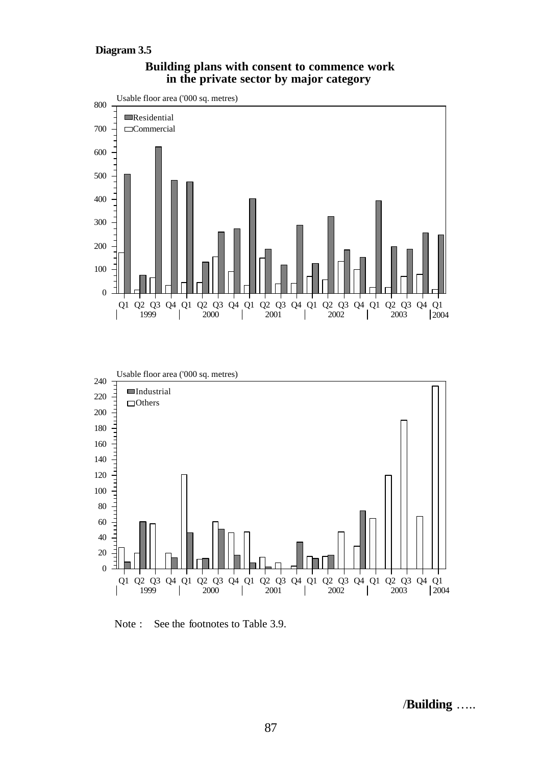**Diagram 3.5**

## Building plans with consent to commence work in the private sector by major category

Usable floor area ('000 sq. metres)

Residential
Commercial

Q1 Q2 Q3 Q4 Q1 Q2 Q3 Q4 Q1 Q2 Q3 Q4 Q1 Q2 Q3 Q4 Q1 Q2 Q3 Q4 Q1
1999 2000 2001 2002 2003 2004

Usable floor area ('000 sq. metres)

Industrial
Others

Q1 Q2 Q3 Q4 Q1 Q2 Q3 Q4 Q1 Q2 Q3 Q4 Q1 Q2 Q3 Q4 Q1 Q2 Q3 Q4 Q1
1999 2000 2001 2002 2003 2004

Note : See the footnotes to Table 3.9.

/**Building** …..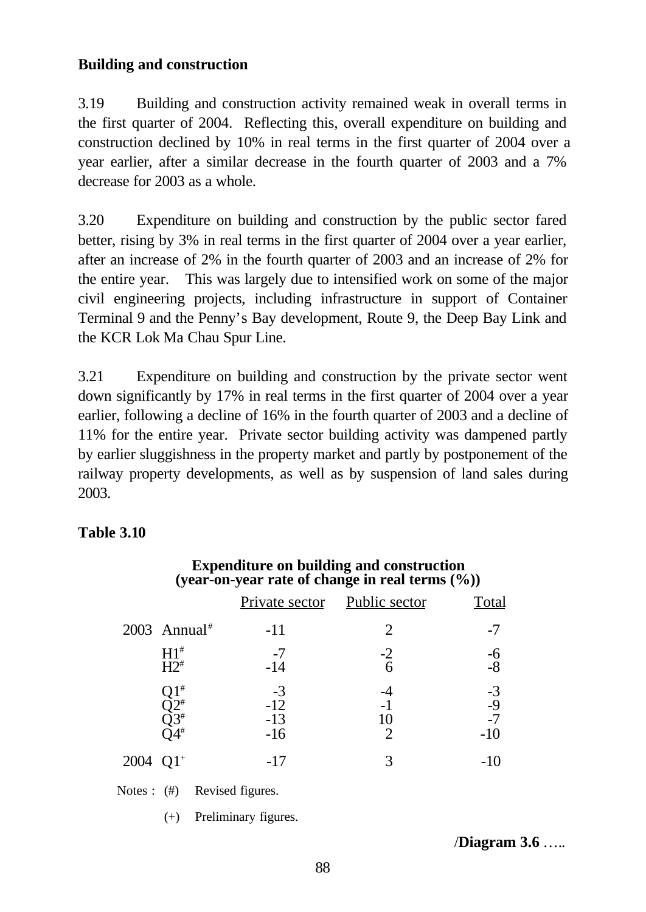**Building and construction**

3.19 Building and construction activity remained weak in overall terms in the first quarter of 2004. Reflecting this, overall expenditure on building and construction declined by 10% in real terms in the first quarter of 2004 over a year earlier, after a similar decrease in the fourth quarter of 2003 and a 7% decrease for 2003 as a whole.

3.20 Expenditure on building and construction by the public sector fared better, rising by 3% in real terms in the first quarter of 2004 over a year earlier, after an increase of 2% in the fourth quarter of 2003 and an increase of 2% for the entire year. This was largely due to intensified work on some of the major civil engineering projects, including infrastructure in support of Container Terminal 9 and the Penny's Bay development, Route 9, the Deep Bay Link and the KCR Lok Ma Chau Spur Line.

3.21 Expenditure on building and construction by the private sector went down significantly by 17% in real terms in the first quarter of 2004 over a year earlier, following a decline of 16% in the fourth quarter of 2003 and a decline of 11% for the entire year. Private sector building activity was dampened partly by earlier sluggishness in the property market and partly by postponement of the railway property developments, as well as by suspension of land sales during 2003.

**Table 3.10**

**Expenditure on building and construction (year-on-year rate of change in real terms (%))**

| | | Private sector | Public sector | Total |
|---|---|---|---|---|
| 2003 | Annual# | -11 | 2 | -7 |
| | H1# | -7 | -2 | -6 |
| | H2# | -14 | 6 | -8 |
| | Q1# | -3 | -4 | -3 |
| | Q2# | -12 | -1 | -9 |
| | Q3# | -13 | 10 | -7 |
| | Q4# | -16 | 2 | -10 |
| 2004 | Q1+ | -17 | 3 | -10 |

Notes : (#) Revised figures.

(+) Preliminary figures.

/**Diagram 3.6** …..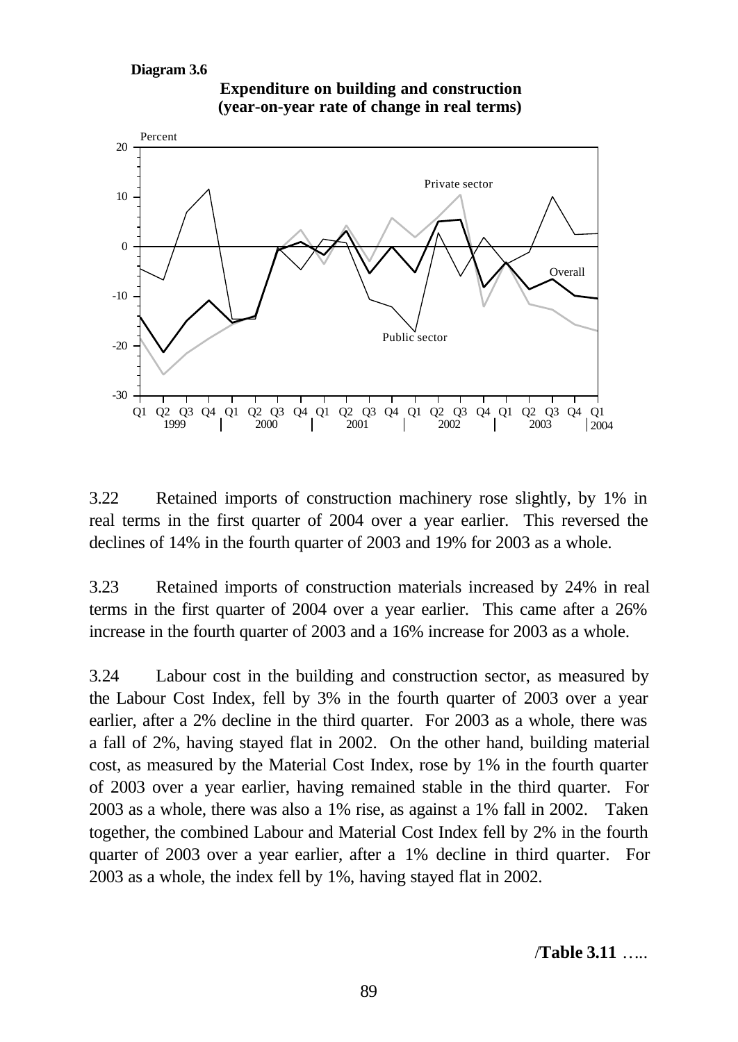**Diagram 3.6**

**Expenditure on building and construction**
**(year-on-year rate of change in real terms)**

3.22 Retained imports of construction machinery rose slightly, by 1% in real terms in the first quarter of 2004 over a year earlier. This reversed the declines of 14% in the fourth quarter of 2003 and 19% for 2003 as a whole.

3.23 Retained imports of construction materials increased by 24% in real terms in the first quarter of 2004 over a year earlier. This came after a 26% increase in the fourth quarter of 2003 and a 16% increase for 2003 as a whole.

3.24 Labour cost in the building and construction sector, as measured by the Labour Cost Index, fell by 3% in the fourth quarter of 2003 over a year earlier, after a 2% decline in the third quarter. For 2003 as a whole, there was a fall of 2%, having stayed flat in 2002. On the other hand, building material cost, as measured by the Material Cost Index, rose by 1% in the fourth quarter of 2003 over a year earlier, having remained stable in the third quarter. For 2003 as a whole, there was also a 1% rise, as against a 1% fall in 2002. Taken together, the combined Labour and Material Cost Index fell by 2% in the fourth quarter of 2003 over a year earlier, after a 1% decline in third quarter. For 2003 as a whole, the index fell by 1%, having stayed flat in 2002.

/**Table 3.11** …..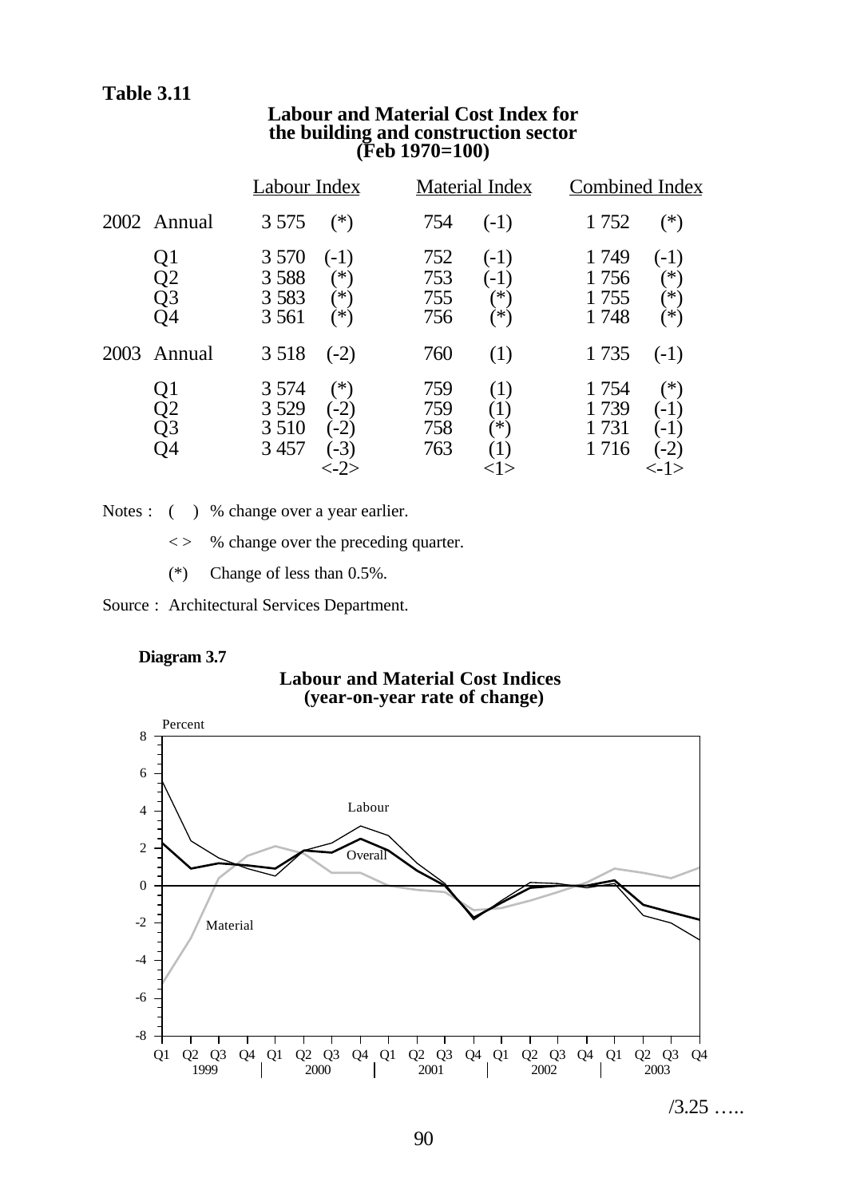**Table 3.11**

**Labour and Material Cost Index for the building and construction sector (Feb 1970=100)**

| | | Labour Index | | Material Index | | Combined Index | |
|---|---|---|---|---|---|---|---|
| 2002 | Annual | 3 575 | (*) | 754 | (-1) | 1 752 | (*) |
| | Q1 | 3 570 | (-1) | 752 | (-1) | 1 749 | (-1) |
| | Q2 | 3 588 | (*) | 753 | (-1) | 1 756 | (*) |
| | Q3 | 3 583 | (*) | 755 | (*) | 1 755 | (*) |
| | Q4 | 3 561 | (*) | 756 | (*) | 1 748 | (*) |
| 2003 | Annual | 3 518 | (-2) | 760 | (1) | 1 735 | (-1) |
| | Q1 | 3 574 | (*) | 759 | (1) | 1 754 | (*) |
| | Q2 | 3 529 | (-2) | 759 | (1) | 1 739 | (-1) |
| | Q3 | 3 510 | (-2) | 758 | (*) | 1 731 | (-1) |
| | Q4 | 3 457 | (-3) <-2> | 763 | (1) <1> | 1 716 | (-2) <-1> |

Notes : ( ) % change over a year earlier.

< > % change over the preceding quarter.

(*) Change of less than 0.5%.

Source : Architectural Services Department.

**Diagram 3.7**

**Labour and Material Cost Indices (year-on-year rate of change)**

/3.25 …..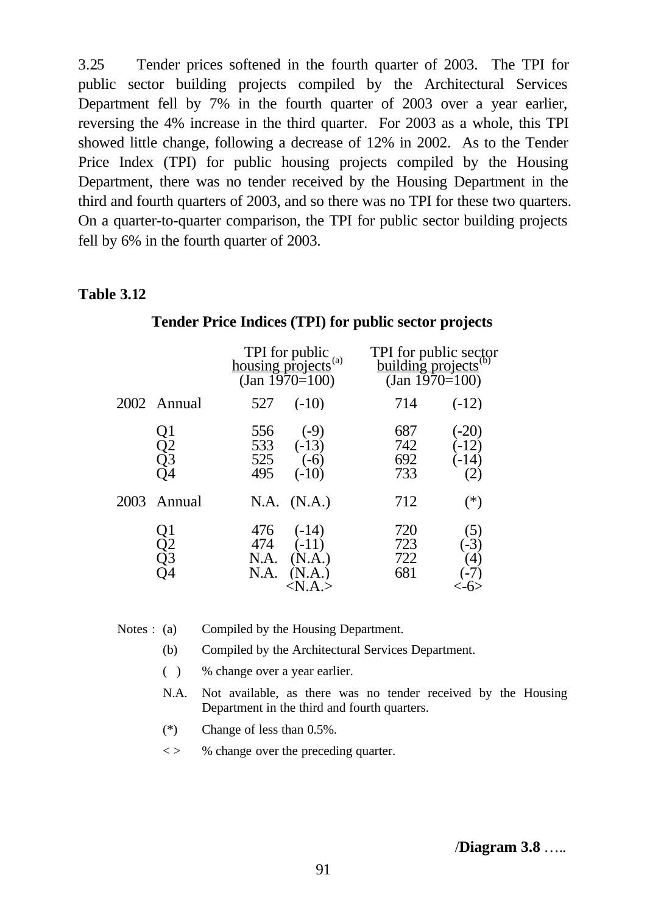3.25 Tender prices softened in the fourth quarter of 2003. The TPI for public sector building projects compiled by the Architectural Services Department fell by 7% in the fourth quarter of 2003 over a year earlier, reversing the 4% increase in the third quarter. For 2003 as a whole, this TPI showed little change, following a decrease of 12% in 2002. As to the Tender Price Index (TPI) for public housing projects compiled by the Housing Department, there was no tender received by the Housing Department in the third and fourth quarters of 2003, and so there was no TPI for these two quarters. On a quarter-to-quarter comparison, the TPI for public sector building projects fell by 6% in the fourth quarter of 2003.

**Table 3.12**

**Tender Price Indices (TPI) for public sector projects**

| | | TPI for public housing projects[(a)] (Jan 1970=100) | | TPI for public sector building projects[(b)] (Jan 1970=100) | |
|---|---|---|---|---|---|
| 2002 | Annual | 527 | (-10) | 714 | (-12) |
| | Q1 | 556 | (-9) | 687 | (-20) |
| | Q2 | 533 | (-13) | 742 | (-12) |
| | Q3 | 525 | (-6) | 692 | (-14) |
| | Q4 | 495 | (-10) | 733 | (2) |
| 2003 | Annual | N.A. | (N.A.) | 712 | (*) |
| | Q1 | 476 | (-14) | 720 | (5) |
| | Q2 | 474 | (-11) | 723 | (-3) |
| | Q3 | N.A. | (N.A.) | 722 | (4) |
| | Q4 | N.A. | (N.A.) <N.A.> | 681 | (-7) <-6> |

Notes : (a) Compiled by the Housing Department.

(b) Compiled by the Architectural Services Department.

( ) % change over a year earlier.

N.A. Not available, as there was no tender received by the Housing Department in the third and fourth quarters.

(*) Change of less than 0.5%.

< > % change over the preceding quarter.

/**Diagram 3.8** …..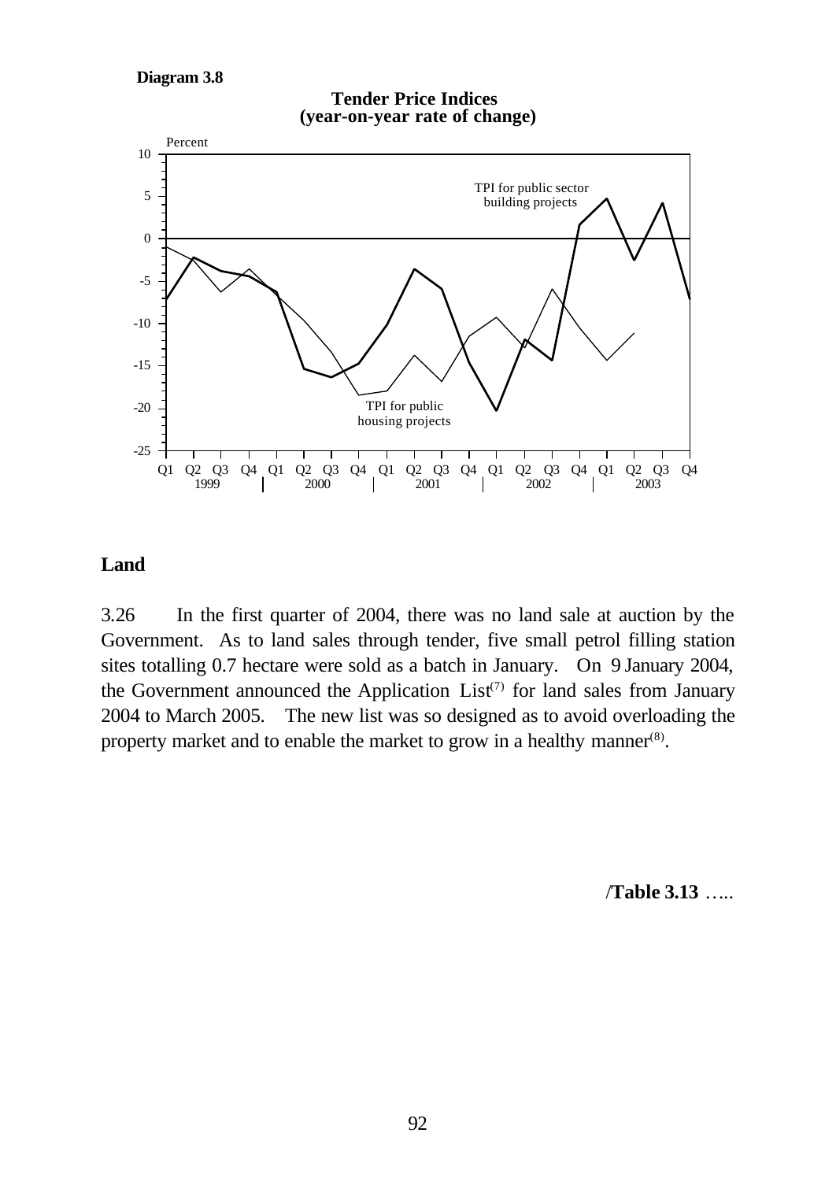**Diagram 3.8**

**Tender Price Indices**
**(year-on-year rate of change)**

## Land

3.26 In the first quarter of 2004, there was no land sale at auction by the Government. As to land sales through tender, five small petrol filling station sites totalling 0.7 hectare were sold as a batch in January. On 9 January 2004, the Government announced the Application List[(7)] for land sales from January 2004 to March 2005. The new list was so designed as to avoid overloading the property market and to enable the market to grow in a healthy manner[(8)].

/**Table 3.13** …..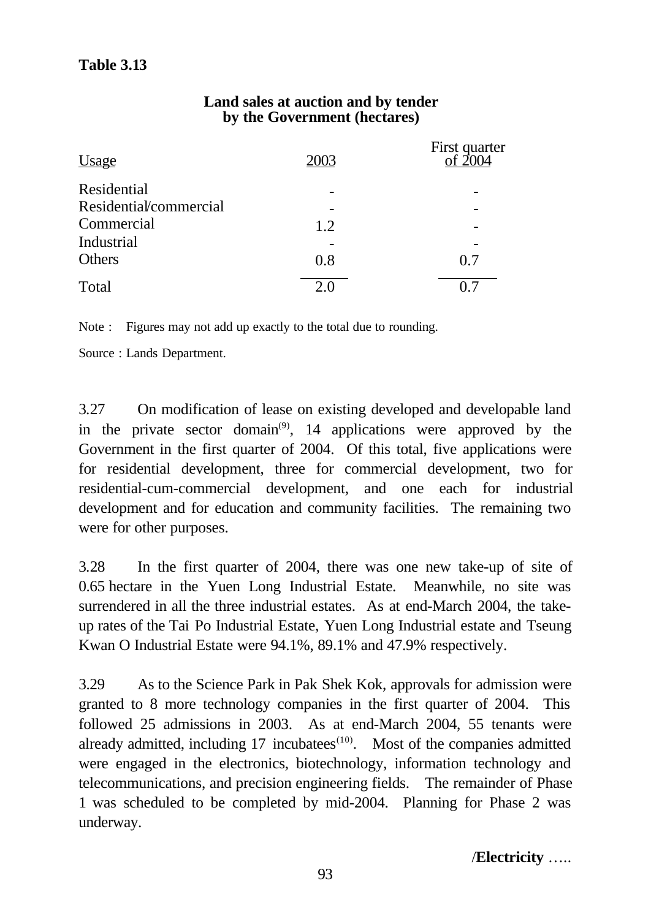**Table 3.13**

**Land sales at auction and by tender by the Government (hectares)**

| Usage | 2003 | First quarter of 2004 |
|---|---|---|
| Residential | - | - |
| Residential/commercial | - | - |
| Commercial | 1.2 | - |
| Industrial | - | - |
| Others | 0.8 | 0.7 |
| Total | 2.0 | 0.7 |

Note : Figures may not add up exactly to the total due to rounding.

Source : Lands Department.

3.27 On modification of lease on existing developed and developable land in the private sector domain[9], 14 applications were approved by the Government in the first quarter of 2004. Of this total, five applications were for residential development, three for commercial development, two for residential-cum-commercial development, and one each for industrial development and for education and community facilities. The remaining two were for other purposes.

3.28 In the first quarter of 2004, there was one new take-up of site of 0.65 hectare in the Yuen Long Industrial Estate. Meanwhile, no site was surrendered in all the three industrial estates. As at end-March 2004, the take-up rates of the Tai Po Industrial Estate, Yuen Long Industrial estate and Tseung Kwan O Industrial Estate were 94.1%, 89.1% and 47.9% respectively.

3.29 As to the Science Park in Pak Shek Kok, approvals for admission were granted to 8 more technology companies in the first quarter of 2004. This followed 25 admissions in 2003. As at end-March 2004, 55 tenants were already admitted, including 17 incubatees[10]. Most of the companies admitted were engaged in the electronics, biotechnology, information technology and telecommunications, and precision engineering fields. The remainder of Phase 1 was scheduled to be completed by mid-2004. Planning for Phase 2 was underway.

/**Electricity** …..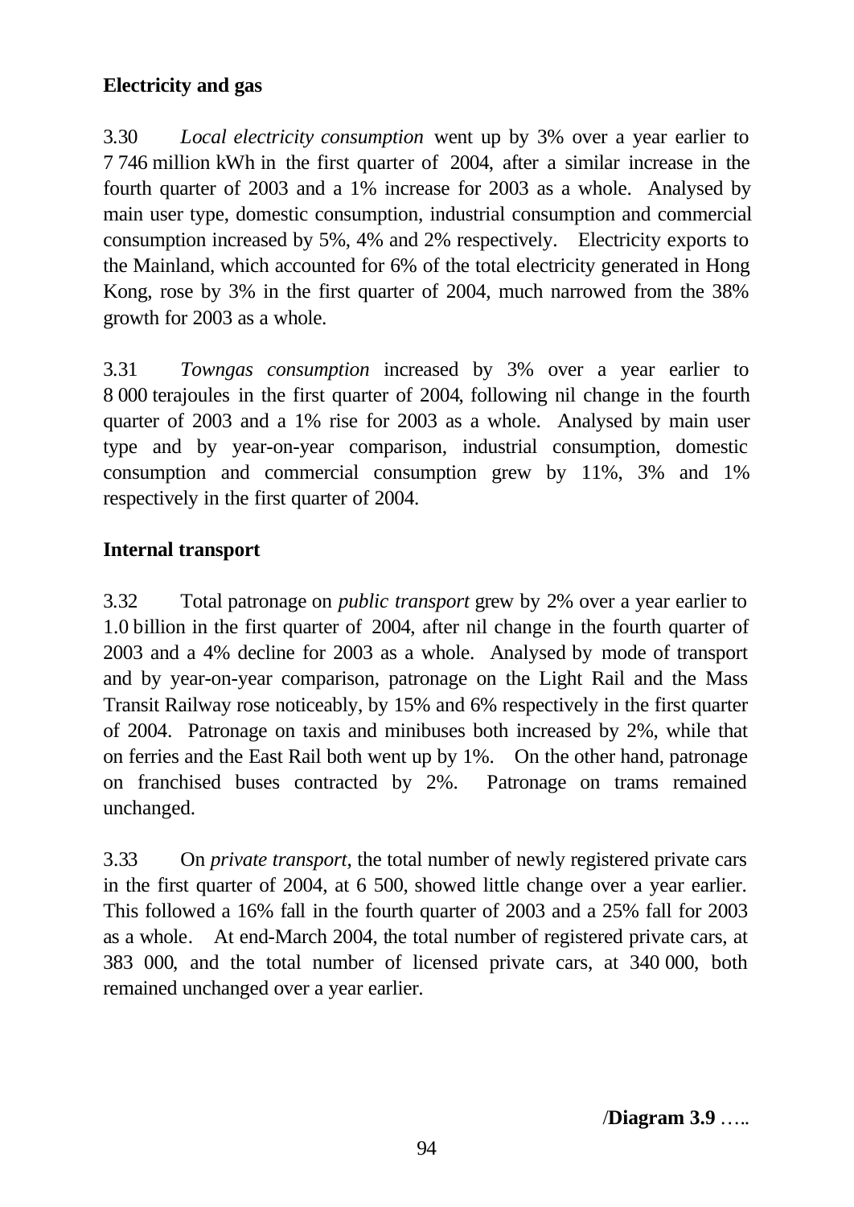**Electricity and gas**

3.30 *Local electricity consumption* went up by 3% over a year earlier to 7 746 million kWh in the first quarter of 2004, after a similar increase in the fourth quarter of 2003 and a 1% increase for 2003 as a whole. Analysed by main user type, domestic consumption, industrial consumption and commercial consumption increased by 5%, 4% and 2% respectively. Electricity exports to the Mainland, which accounted for 6% of the total electricity generated in Hong Kong, rose by 3% in the first quarter of 2004, much narrowed from the 38% growth for 2003 as a whole.

3.31 *Towngas consumption* increased by 3% over a year earlier to 8 000 terajoules in the first quarter of 2004, following nil change in the fourth quarter of 2003 and a 1% rise for 2003 as a whole. Analysed by main user type and by year-on-year comparison, industrial consumption, domestic consumption and commercial consumption grew by 11%, 3% and 1% respectively in the first quarter of 2004.

**Internal transport**

3.32 Total patronage on *public transport* grew by 2% over a year earlier to 1.0 billion in the first quarter of 2004, after nil change in the fourth quarter of 2003 and a 4% decline for 2003 as a whole. Analysed by mode of transport and by year-on-year comparison, patronage on the Light Rail and the Mass Transit Railway rose noticeably, by 15% and 6% respectively in the first quarter of 2004. Patronage on taxis and minibuses both increased by 2%, while that on ferries and the East Rail both went up by 1%. On the other hand, patronage on franchised buses contracted by 2%. Patronage on trams remained unchanged.

3.33 On *private transport*, the total number of newly registered private cars in the first quarter of 2004, at 6 500, showed little change over a year earlier. This followed a 16% fall in the fourth quarter of 2003 and a 25% fall for 2003 as a whole. At end-March 2004, the total number of registered private cars, at 383 000, and the total number of licensed private cars, at 340 000, both remained unchanged over a year earlier.

/**Diagram 3.9** …..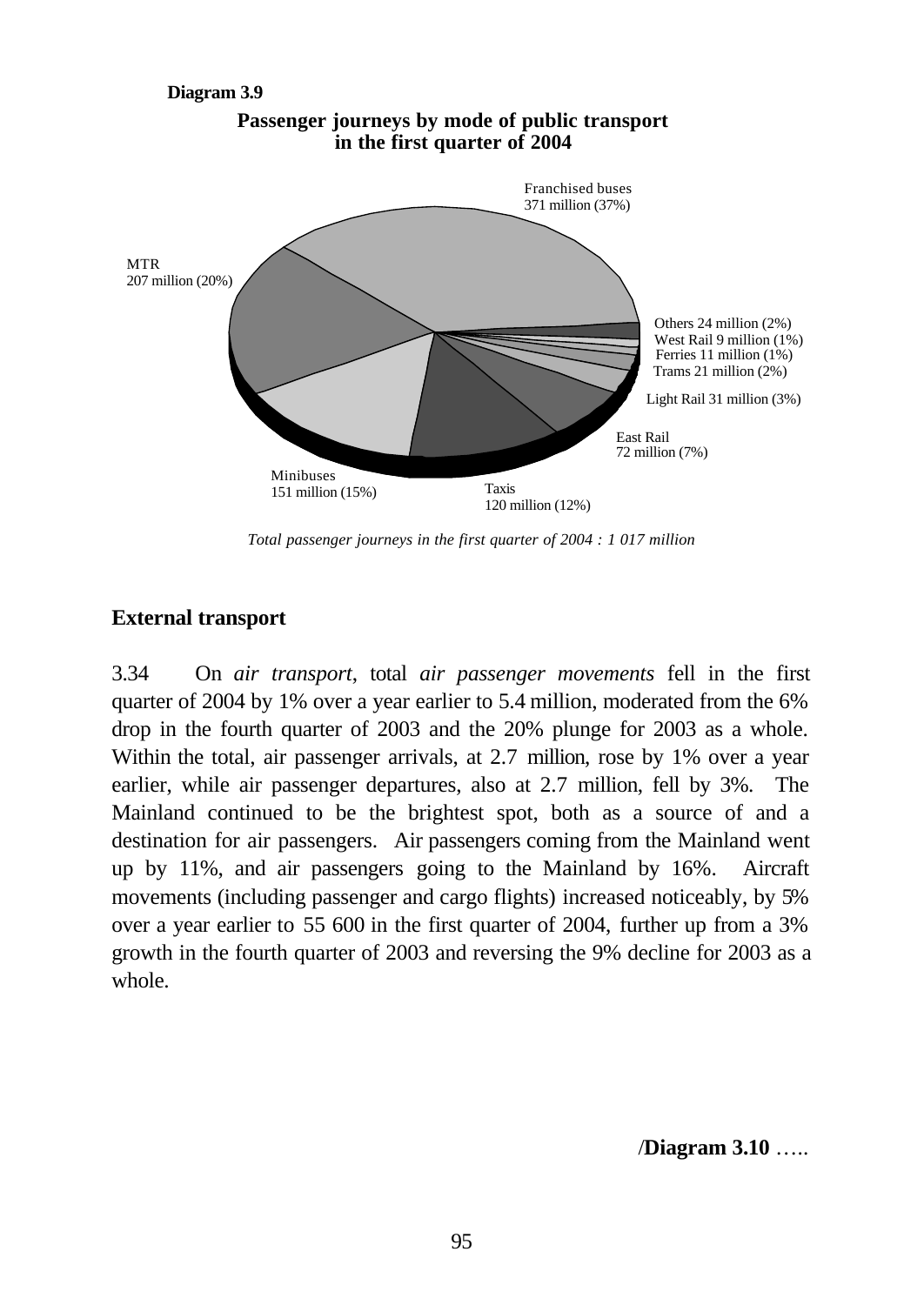**Diagram 3.9**

**Passenger journeys by mode of public transport in the first quarter of 2004**

Franchised buses 371 million (37%)

MTR 207 million (20%)

Others 24 million (2%)

West Rail 9 million (1%)

Ferries 11 million (1%)

Trams 21 million (2%)

Light Rail 31 million (3%)

East Rail 72 million (7%)

Taxis 120 million (12%)

Minibuses 151 million (15%)

*Total passenger journeys in the first quarter of 2004 : 1 017 million*

## External transport

3.34 On *air transport*, total *air passenger movements* fell in the first quarter of 2004 by 1% over a year earlier to 5.4 million, moderated from the 6% drop in the fourth quarter of 2003 and the 20% plunge for 2003 as a whole. Within the total, air passenger arrivals, at 2.7 million, rose by 1% over a year earlier, while air passenger departures, also at 2.7 million, fell by 3%. The Mainland continued to be the brightest spot, both as a source of and a destination for air passengers. Air passengers coming from the Mainland went up by 11%, and air passengers going to the Mainland by 16%. Aircraft movements (including passenger and cargo flights) increased noticeably, by 5% over a year earlier to 55 600 in the first quarter of 2004, further up from a 3% growth in the fourth quarter of 2003 and reversing the 9% decline for 2003 as a whole.

/**Diagram 3.10** …..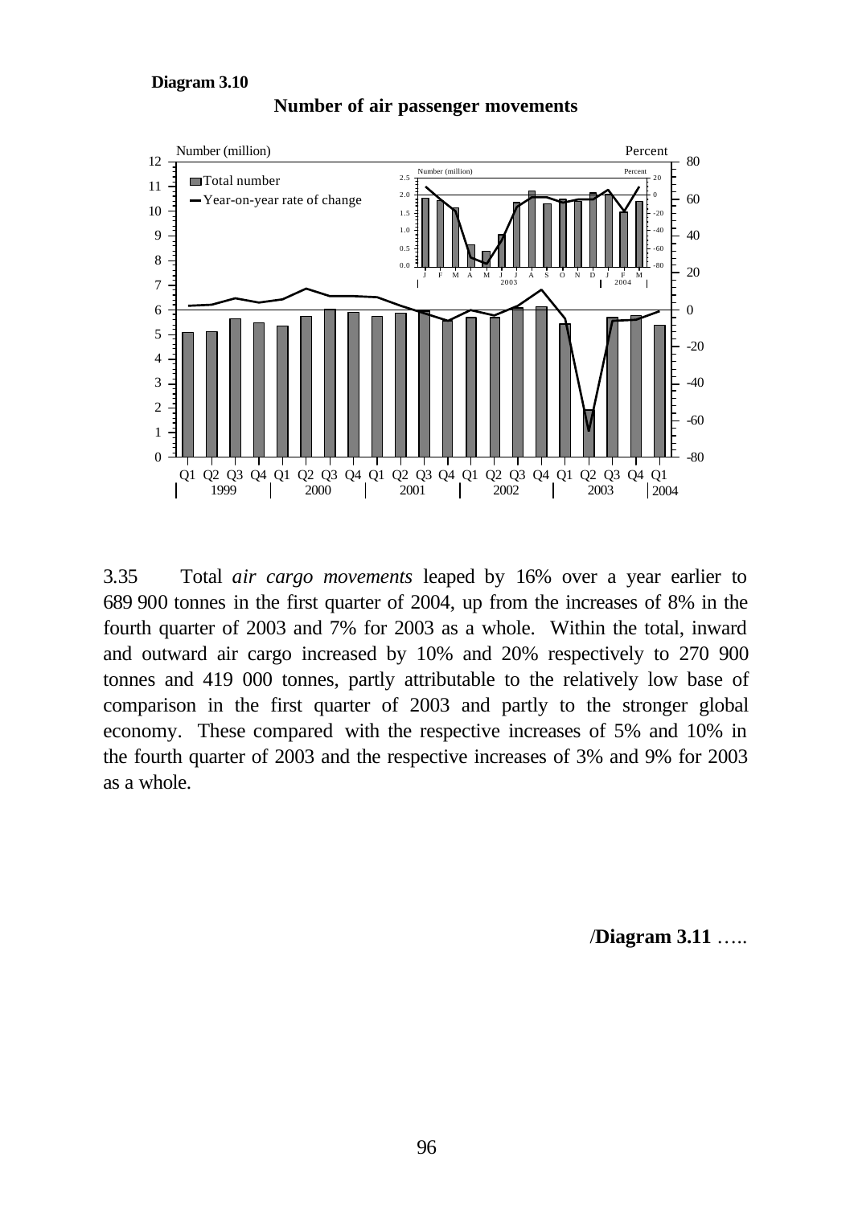**Diagram 3.10**

**Number of air passenger movements**

3.35 Total *air cargo movements* leaped by 16% over a year earlier to 689 900 tonnes in the first quarter of 2004, up from the increases of 8% in the fourth quarter of 2003 and 7% for 2003 as a whole. Within the total, inward and outward air cargo increased by 10% and 20% respectively to 270 900 tonnes and 419 000 tonnes, partly attributable to the relatively low base of comparison in the first quarter of 2003 and partly to the stronger global economy. These compared with the respective increases of 5% and 10% in the fourth quarter of 2003 and the respective increases of 3% and 9% for 2003 as a whole.

/**Diagram 3.11** …..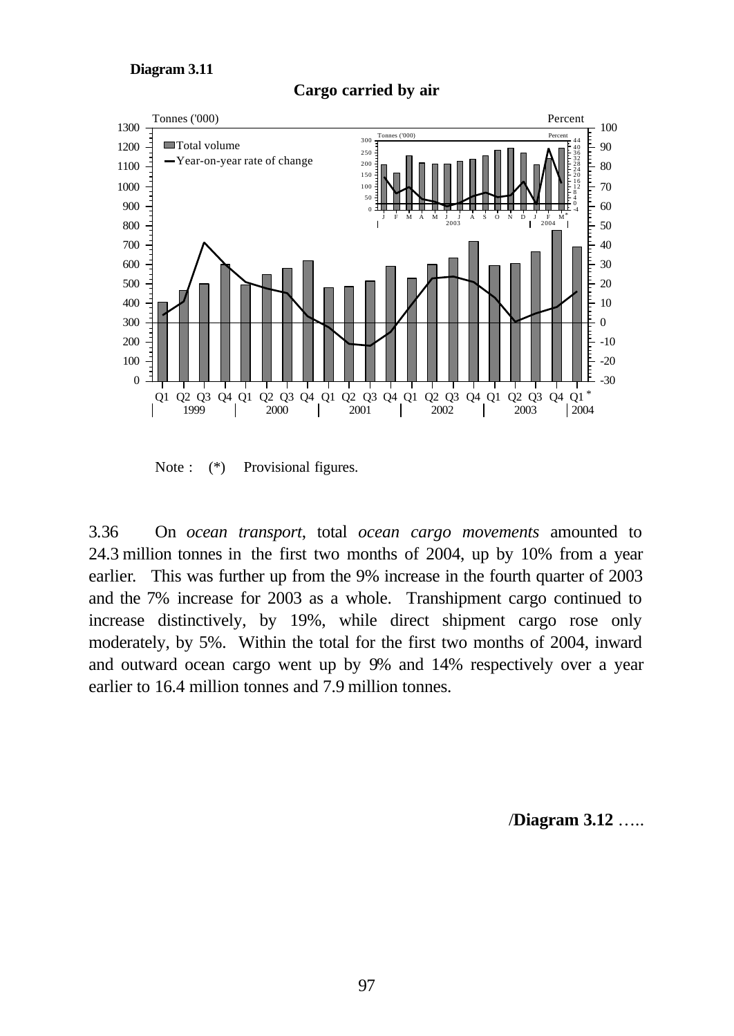**Diagram 3.11**

**Cargo carried by air**

Note : (*) Provisional figures.

3.36 On *ocean transport*, total *ocean cargo movements* amounted to 24.3 million tonnes in the first two months of 2004, up by 10% from a year earlier. This was further up from the 9% increase in the fourth quarter of 2003 and the 7% increase for 2003 as a whole. Transhipment cargo continued to increase distinctively, by 19%, while direct shipment cargo rose only moderately, by 5%. Within the total for the first two months of 2004, inward and outward ocean cargo went up by 9% and 14% respectively over a year earlier to 16.4 million tonnes and 7.9 million tonnes.

/**Diagram 3.12** …..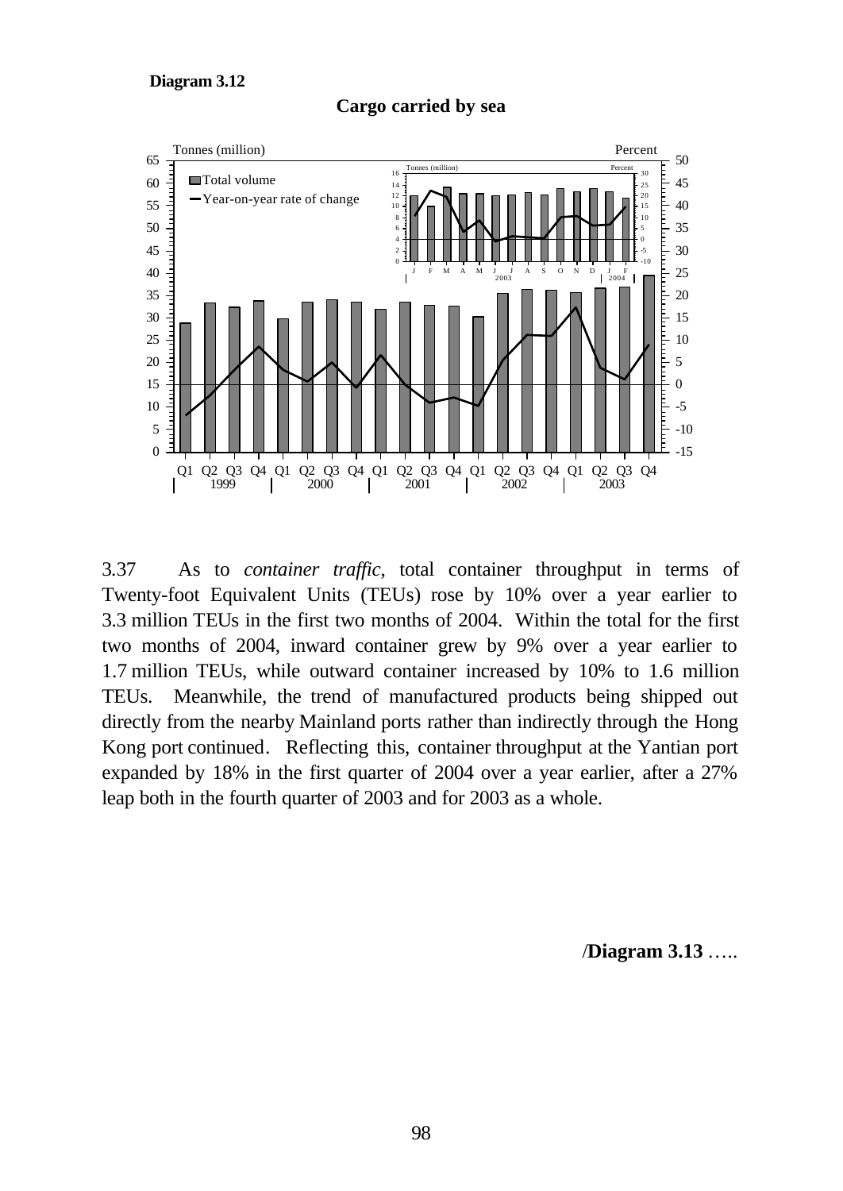**Diagram 3.12**

**Cargo carried by sea**

3.37 As to *container traffic*, total container throughput in terms of Twenty-foot Equivalent Units (TEUs) rose by 10% over a year earlier to 3.3 million TEUs in the first two months of 2004. Within the total for the first two months of 2004, inward container grew by 9% over a year earlier to 1.7 million TEUs, while outward container increased by 10% to 1.6 million TEUs. Meanwhile, the trend of manufactured products being shipped out directly from the nearby Mainland ports rather than indirectly through the Hong Kong port continued. Reflecting this, container throughput at the Yantian port expanded by 18% in the first quarter of 2004 over a year earlier, after a 27% leap both in the fourth quarter of 2003 and for 2003 as a whole.

/**Diagram 3.13** …..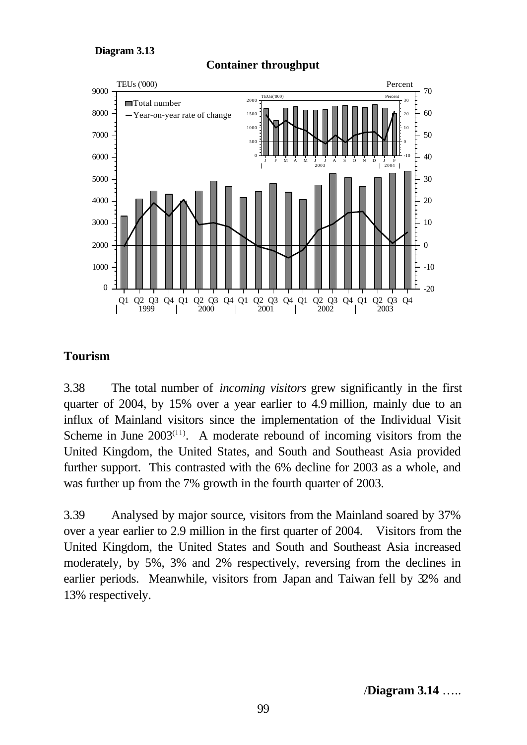**Diagram 3.13**

**Container throughput**

## Tourism

3.38 The total number of *incoming visitors* grew significantly in the first quarter of 2004, by 15% over a year earlier to 4.9 million, mainly due to an influx of Mainland visitors since the implementation of the Individual Visit Scheme in June 2003[(11)]. A moderate rebound of incoming visitors from the United Kingdom, the United States, and South and Southeast Asia provided further support. This contrasted with the 6% decline for 2003 as a whole, and was further up from the 7% growth in the fourth quarter of 2003.

3.39 Analysed by major source, visitors from the Mainland soared by 37% over a year earlier to 2.9 million in the first quarter of 2004. Visitors from the United Kingdom, the United States and South and Southeast Asia increased moderately, by 5%, 3% and 2% respectively, reversing from the declines in earlier periods. Meanwhile, visitors from Japan and Taiwan fell by 32% and 13% respectively.

/**Diagram 3.14** …..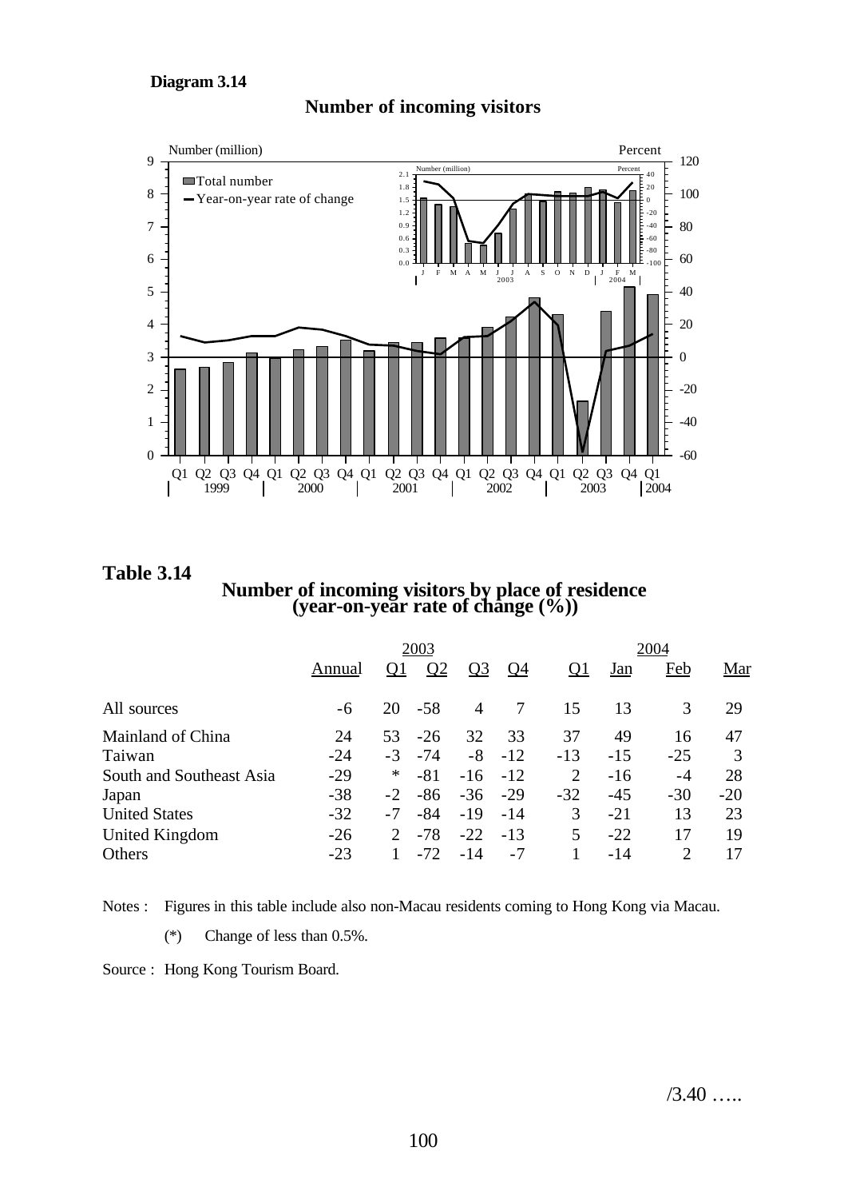**Diagram 3.14**

**Number of incoming visitors**

## Table 3.14

**Number of incoming visitors by place of residence (year-on-year rate of change (%))**

| | 2003 | | | | | 2004 | | | |
|---|---|---|---|---|---|---|---|---|---|
| | Annual | Q1 | Q2 | Q3 | Q4 | Q1 | Jan | Feb | Mar |
| All sources | -6 | 20 | -58 | 4 | 7 | 15 | 13 | 3 | 29 |
| Mainland of China | 24 | 53 | -26 | 32 | 33 | 37 | 49 | 16 | 47 |
| Taiwan | -24 | -3 | -74 | -8 | -12 | -13 | -15 | -25 | 3 |
| South and Southeast Asia | -29 | * | -81 | -16 | -12 | 2 | -16 | -4 | 28 |
| Japan | -38 | -2 | -86 | -36 | -29 | -32 | -45 | -30 | -20 |
| United States | -32 | -7 | -84 | -19 | -14 | 3 | -21 | 13 | 23 |
| United Kingdom | -26 | 2 | -78 | -22 | -13 | 5 | -22 | 17 | 19 |
| Others | -23 | 1 | -72 | -14 | -7 | 1 | -14 | 2 | 17 |

Notes : Figures in this table include also non-Macau residents coming to Hong Kong via Macau.

(*) Change of less than 0.5%.

Source : Hong Kong Tourism Board.

/3.40 …..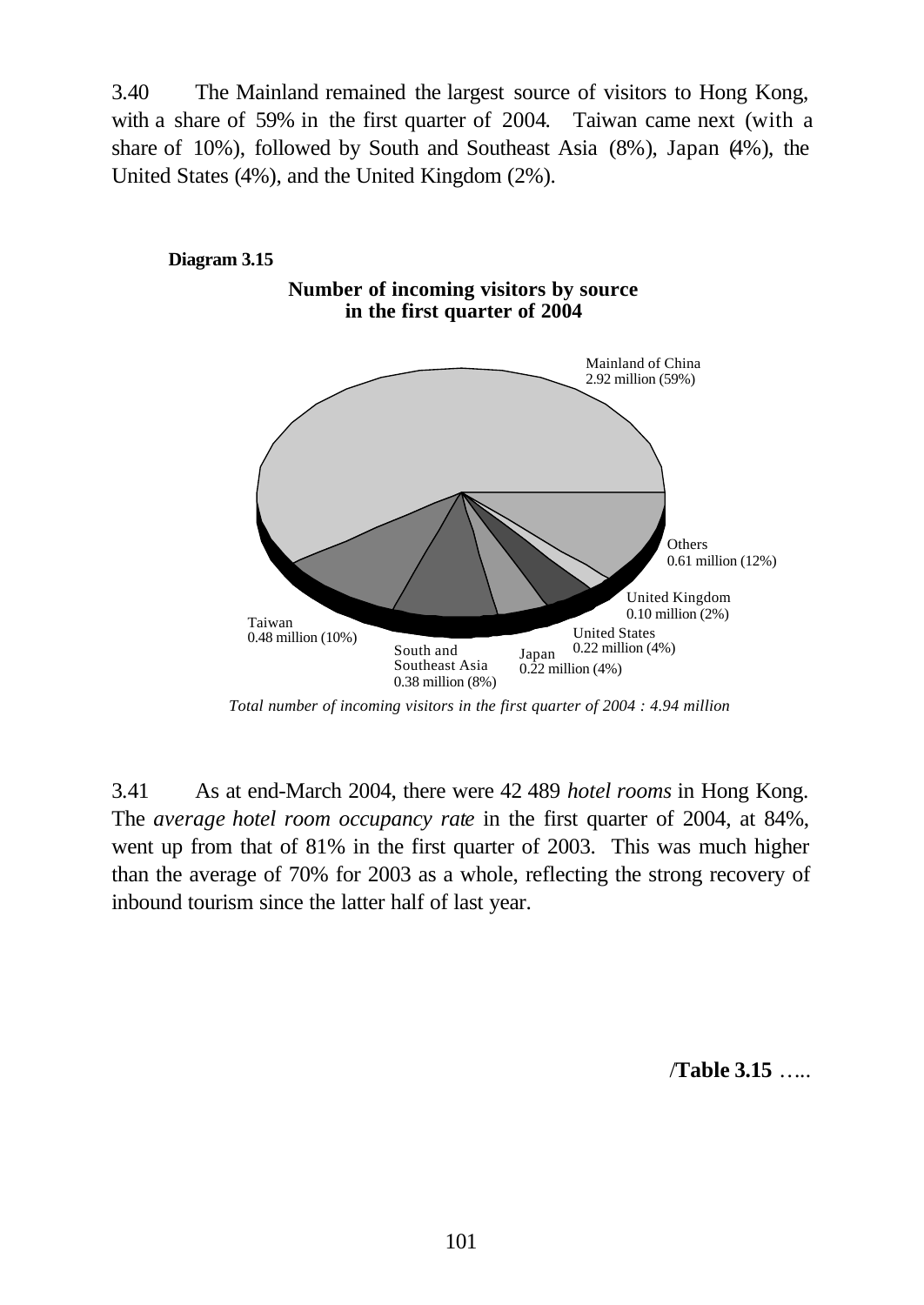3.40 The Mainland remained the largest source of visitors to Hong Kong, with a share of 59% in the first quarter of 2004. Taiwan came next (with a share of 10%), followed by South and Southeast Asia (8%), Japan (4%), the United States (4%), and the United Kingdom (2%).

**Diagram 3.15**

**Number of incoming visitors by source in the first quarter of 2004**

Mainland of China 2.92 million (59%)

Others 0.61 million (12%)

United Kingdom 0.10 million (2%)

United States 0.22 million (4%)

Japan 0.22 million (4%)

South and Southeast Asia 0.38 million (8%)

Taiwan 0.48 million (10%)

*Total number of incoming visitors in the first quarter of 2004 : 4.94 million*

3.41 As at end-March 2004, there were 42 489 *hotel rooms* in Hong Kong. The *average hotel room occupancy rate* in the first quarter of 2004, at 84%, went up from that of 81% in the first quarter of 2003. This was much higher than the average of 70% for 2003 as a whole, reflecting the strong recovery of inbound tourism since the latter half of last year.

/**Table 3.15** …..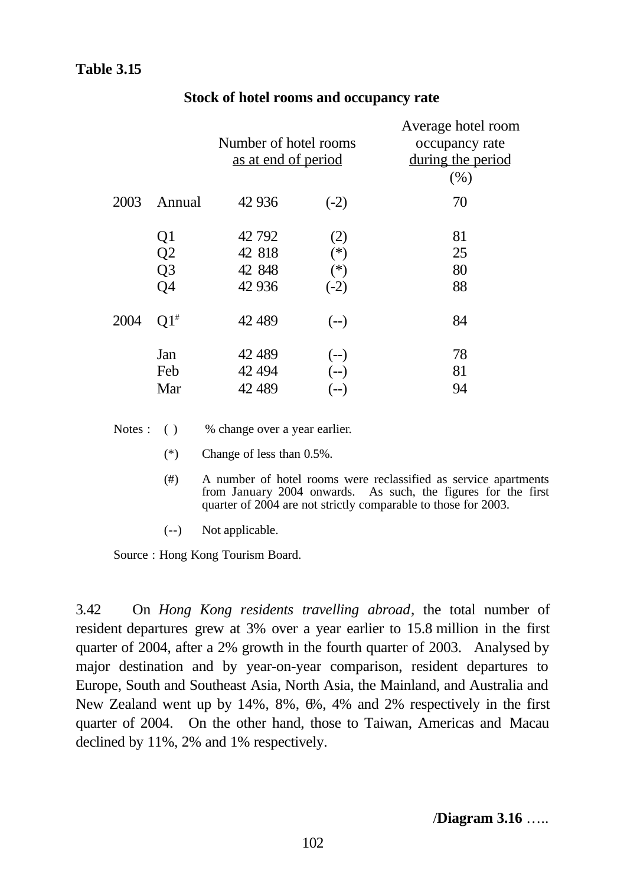**Table 3.15**

**Stock of hotel rooms and occupancy rate**

| | | Number of hotel rooms as at end of period | | Average hotel room occupancy rate during the period (%) |
|---|---|---|---|---|
| 2003 | Annual | 42 936 | (-2) | 70 |
| | Q1 | 42 792 | (2) | 81 |
| | Q2 | 42 818 | (*) | 25 |
| | Q3 | 42 848 | (*) | 80 |
| | Q4 | 42 936 | (-2) | 88 |
| 2004 | Q1[#] | 42 489 | (--) | 84 |
| | Jan | 42 489 | (--) | 78 |
| | Feb | 42 494 | (--) | 81 |
| | Mar | 42 489 | (--) | 94 |

Notes : ( ) % change over a year earlier.

(*) Change of less than 0.5%.

(#) A number of hotel rooms were reclassified as service apartments from January 2004 onwards. As such, the figures for the first quarter of 2004 are not strictly comparable to those for 2003.

(--) Not applicable.

Source : Hong Kong Tourism Board.

3.42 On *Hong Kong residents travelling abroad*, the total number of resident departures grew at 3% over a year earlier to 15.8 million in the first quarter of 2004, after a 2% growth in the fourth quarter of 2003. Analysed by major destination and by year-on-year comparison, resident departures to Europe, South and Southeast Asia, North Asia, the Mainland, and Australia and New Zealand went up by 14%, 8%, 6%, 4% and 2% respectively in the first quarter of 2004. On the other hand, those to Taiwan, Americas and Macau declined by 11%, 2% and 1% respectively.

/**Diagram 3.16** …..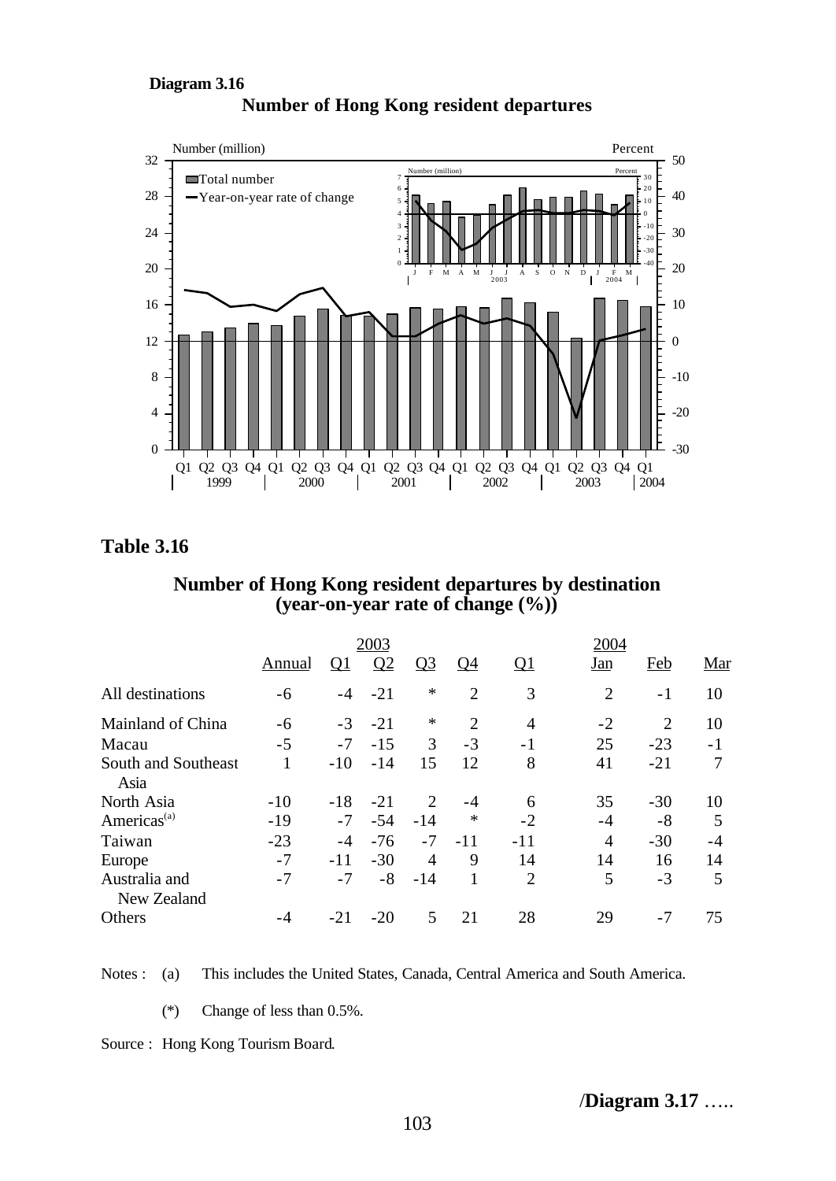**Diagram 3.16**

**Number of Hong Kong resident departures**

## Table 3.16

**Number of Hong Kong resident departures by destination (year-on-year rate of change (%))**

| | 2003 | | | | | 2004 | | | |
|---|---|---|---|---|---|---|---|---|---|
| | Annual | Q1 | Q2 | Q3 | Q4 | Q1 | Jan | Feb | Mar |
| All destinations | -6 | -4 | -21 | * | 2 | 3 | 2 | -1 | 10 |
| Mainland of China | -6 | -3 | -21 | * | 2 | 4 | -2 | 2 | 10 |
| Macau | -5 | -7 | -15 | 3 | -3 | -1 | 25 | -23 | -1 |
| South and Southeast Asia | 1 | -10 | -14 | 15 | 12 | 8 | 41 | -21 | 7 |
| North Asia | -10 | -18 | -21 | 2 | -4 | 6 | 35 | -30 | 10 |
| Americas[(a)] | -19 | -7 | -54 | -14 | * | -2 | -4 | -8 | 5 |
| Taiwan | -23 | -4 | -76 | -7 | -11 | -11 | 4 | -30 | -4 |
| Europe | -7 | -11 | -30 | 4 | 9 | 14 | 14 | 16 | 14 |
| Australia and New Zealand | -7 | -7 | -8 | -14 | 1 | 2 | 5 | -3 | 5 |
| Others | -4 | -21 | -20 | 5 | 21 | 28 | 29 | -7 | 75 |

Notes : (a) This includes the United States, Canada, Central America and South America.

(*) Change of less than 0.5%.

Source : Hong Kong Tourism Board.

/**Diagram 3.17** .....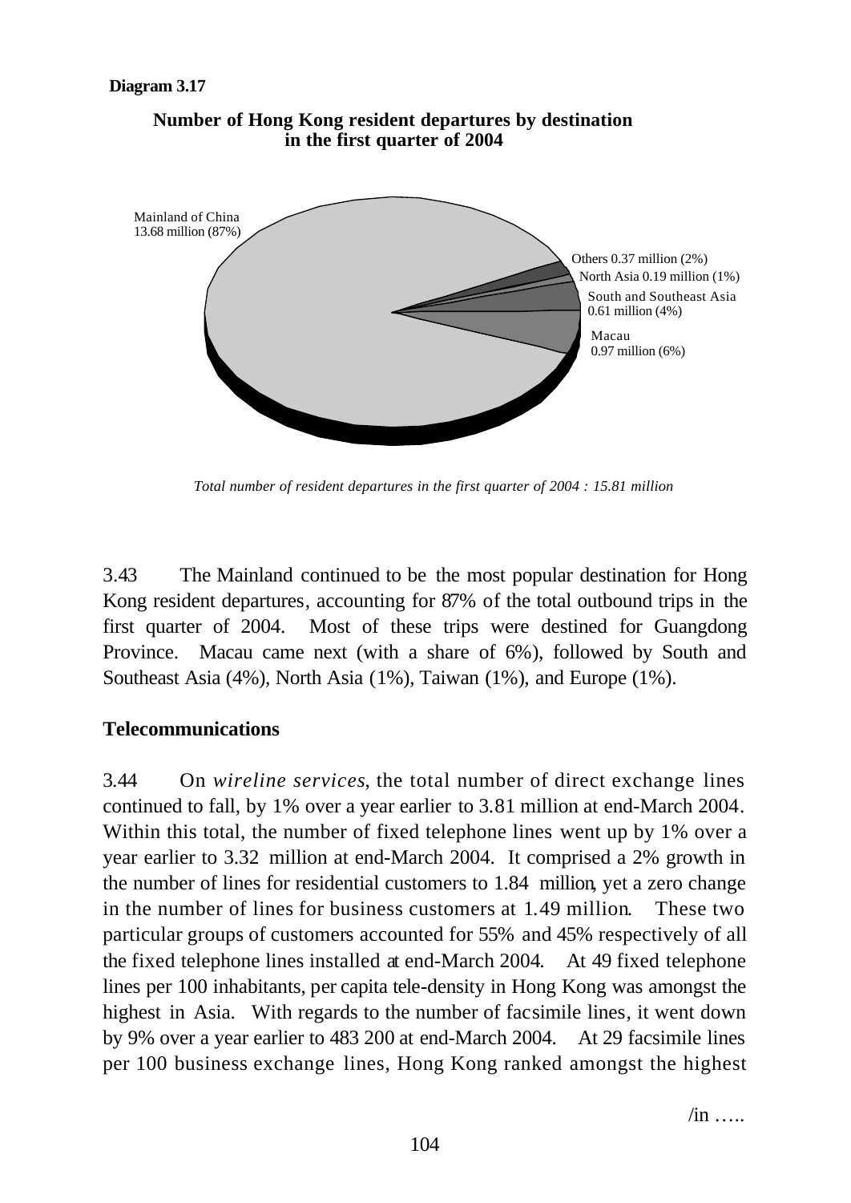**Diagram 3.17**

**Number of Hong Kong resident departures by destination in the first quarter of 2004**

Mainland of China 13.68 million (87%)

Others 0.37 million (2%)

North Asia 0.19 million (1%)

South and Southeast Asia 0.61 million (4%)

Macau 0.97 million (6%)

*Total number of resident departures in the first quarter of 2004 : 15.81 million*

3.43 The Mainland continued to be the most popular destination for Hong Kong resident departures, accounting for 87% of the total outbound trips in the first quarter of 2004. Most of these trips were destined for Guangdong Province. Macau came next (with a share of 6%), followed by South and Southeast Asia (4%), North Asia (1%), Taiwan (1%), and Europe (1%).

### Telecommunications

3.44 On *wireline services*, the total number of direct exchange lines continued to fall, by 1% over a year earlier to 3.81 million at end-March 2004. Within this total, the number of fixed telephone lines went up by 1% over a year earlier to 3.32 million at end-March 2004. It comprised a 2% growth in the number of lines for residential customers to 1.84 million, yet a zero change in the number of lines for business customers at 1.49 million. These two particular groups of customers accounted for 55% and 45% respectively of all the fixed telephone lines installed at end-March 2004. At 49 fixed telephone lines per 100 inhabitants, per capita tele-density in Hong Kong was amongst the highest in Asia. With regards to the number of facsimile lines, it went down by 9% over a year earlier to 483 200 at end-March 2004. At 29 facsimile lines per 100 business exchange lines, Hong Kong ranked amongst the highest

/in …..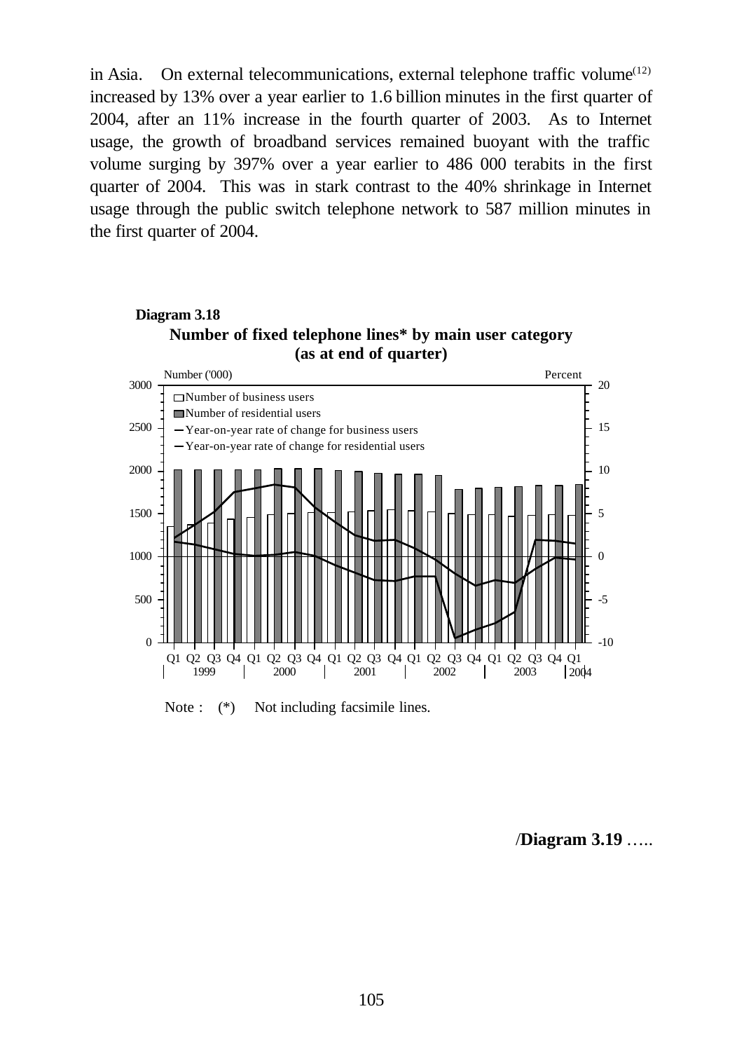in Asia. On external telecommunications, external telephone traffic volume[12] increased by 13% over a year earlier to 1.6 billion minutes in the first quarter of 2004, after an 11% increase in the fourth quarter of 2003. As to Internet usage, the growth of broadband services remained buoyant with the traffic volume surging by 397% over a year earlier to 486 000 terabits in the first quarter of 2004. This was in stark contrast to the 40% shrinkage in Internet usage through the public switch telephone network to 587 million minutes in the first quarter of 2004.

**Diagram 3.18**

**Number of fixed telephone lines\* by main user category (as at end of quarter)**

Note : (*) Not including facsimile lines.

/**Diagram 3.19** …..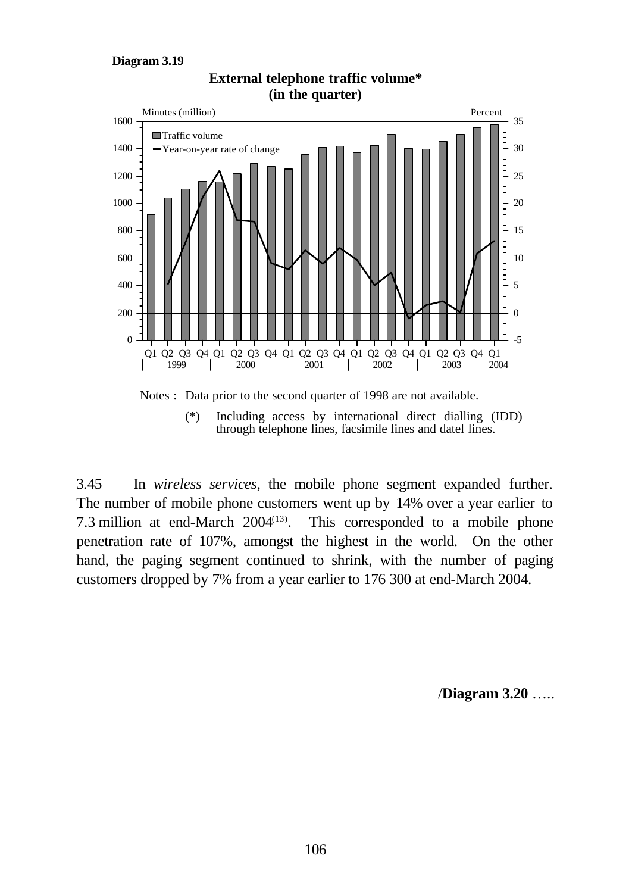**Diagram 3.19**

**External telephone traffic volume***
**(in the quarter)**

Notes : Data prior to the second quarter of 1998 are not available.

(*) Including access by international direct dialling (IDD) through telephone lines, facsimile lines and datel lines.

3.45 In *wireless services*, the mobile phone segment expanded further. The number of mobile phone customers went up by 14% over a year earlier to 7.3 million at end-March 2004[(13)]. This corresponded to a mobile phone penetration rate of 107%, amongst the highest in the world. On the other hand, the paging segment continued to shrink, with the number of paging customers dropped by 7% from a year earlier to 176 300 at end-March 2004.

/**Diagram 3.20** …..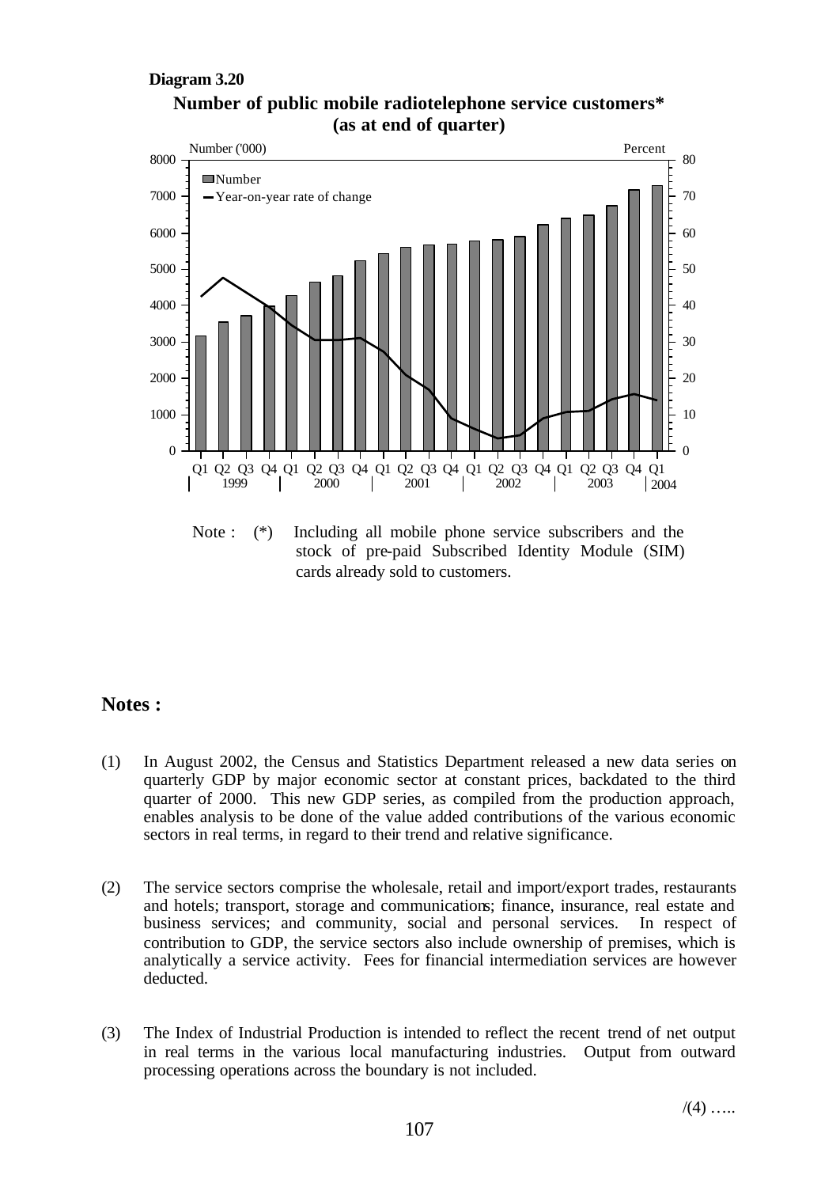**Diagram 3.20**

**Number of public mobile radiotelephone service customers***
**(as at end of quarter)**

Note : (*) Including all mobile phone service subscribers and the stock of pre-paid Subscribed Identity Module (SIM) cards already sold to customers.

## Notes :

(1) In August 2002, the Census and Statistics Department released a new data series on quarterly GDP by major economic sector at constant prices, backdated to the third quarter of 2000. This new GDP series, as compiled from the production approach, enables analysis to be done of the value added contributions of the various economic sectors in real terms, in regard to their trend and relative significance.

(2) The service sectors comprise the wholesale, retail and import/export trades, restaurants and hotels; transport, storage and communications; finance, insurance, real estate and business services; and community, social and personal services. In respect of contribution to GDP, the service sectors also include ownership of premises, which is analytically a service activity. Fees for financial intermediation services are however deducted.

(3) The Index of Industrial Production is intended to reflect the recent trend of net output in real terms in the various local manufacturing industries. Output from outward processing operations across the boundary is not included.

/(4) …..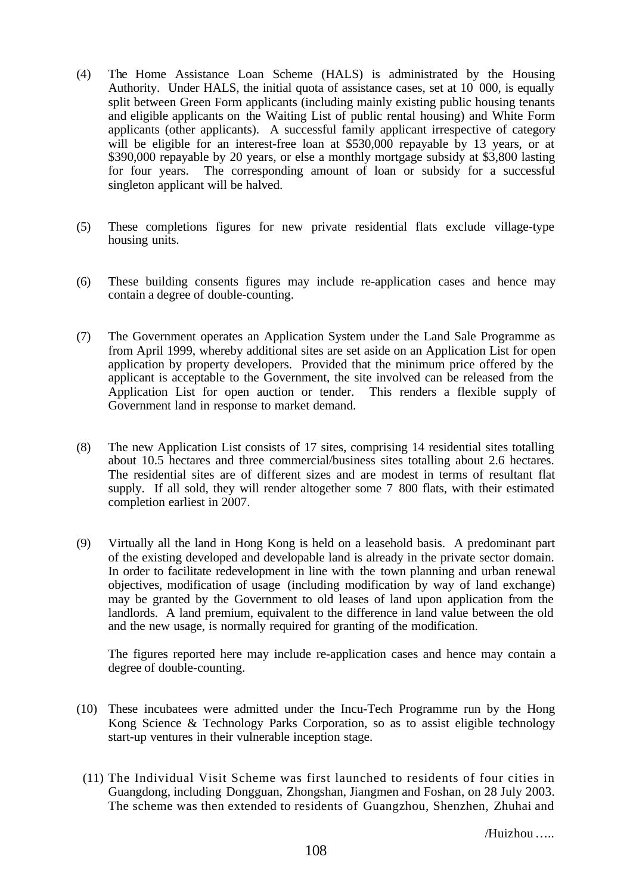(4) The Home Assistance Loan Scheme (HALS) is administrated by the Housing Authority. Under HALS, the initial quota of assistance cases, set at 10 000, is equally split between Green Form applicants (including mainly existing public housing tenants and eligible applicants on the Waiting List of public rental housing) and White Form applicants (other applicants). A successful family applicant irrespective of category will be eligible for an interest-free loan at $530,000 repayable by 13 years, or at $390,000 repayable by 20 years, or else a monthly mortgage subsidy at $3,800 lasting for four years. The corresponding amount of loan or subsidy for a successful singleton applicant will be halved.

(5) These completions figures for new private residential flats exclude village-type housing units.

(6) These building consents figures may include re-application cases and hence may contain a degree of double-counting.

(7) The Government operates an Application System under the Land Sale Programme as from April 1999, whereby additional sites are set aside on an Application List for open application by property developers. Provided that the minimum price offered by the applicant is acceptable to the Government, the site involved can be released from the Application List for open auction or tender. This renders a flexible supply of Government land in response to market demand.

(8) The new Application List consists of 17 sites, comprising 14 residential sites totalling about 10.5 hectares and three commercial/business sites totalling about 2.6 hectares. The residential sites are of different sizes and are modest in terms of resultant flat supply. If all sold, they will render altogether some 7 800 flats, with their estimated completion earliest in 2007.

(9) Virtually all the land in Hong Kong is held on a leasehold basis. A predominant part of the existing developed and developable land is already in the private sector domain. In order to facilitate redevelopment in line with the town planning and urban renewal objectives, modification of usage (including modification by way of land exchange) may be granted by the Government to old leases of land upon application from the landlords. A land premium, equivalent to the difference in land value between the old and the new usage, is normally required for granting of the modification.

The figures reported here may include re-application cases and hence may contain a degree of double-counting.

(10) These incubatees were admitted under the Incu-Tech Programme run by the Hong Kong Science & Technology Parks Corporation, so as to assist eligible technology start-up ventures in their vulnerable inception stage.

(11) The Individual Visit Scheme was first launched to residents of four cities in Guangdong, including Dongguan, Zhongshan, Jiangmen and Foshan, on 28 July 2003. The scheme was then extended to residents of Guangzhou, Shenzhen, Zhuhai and

/Huizhou …..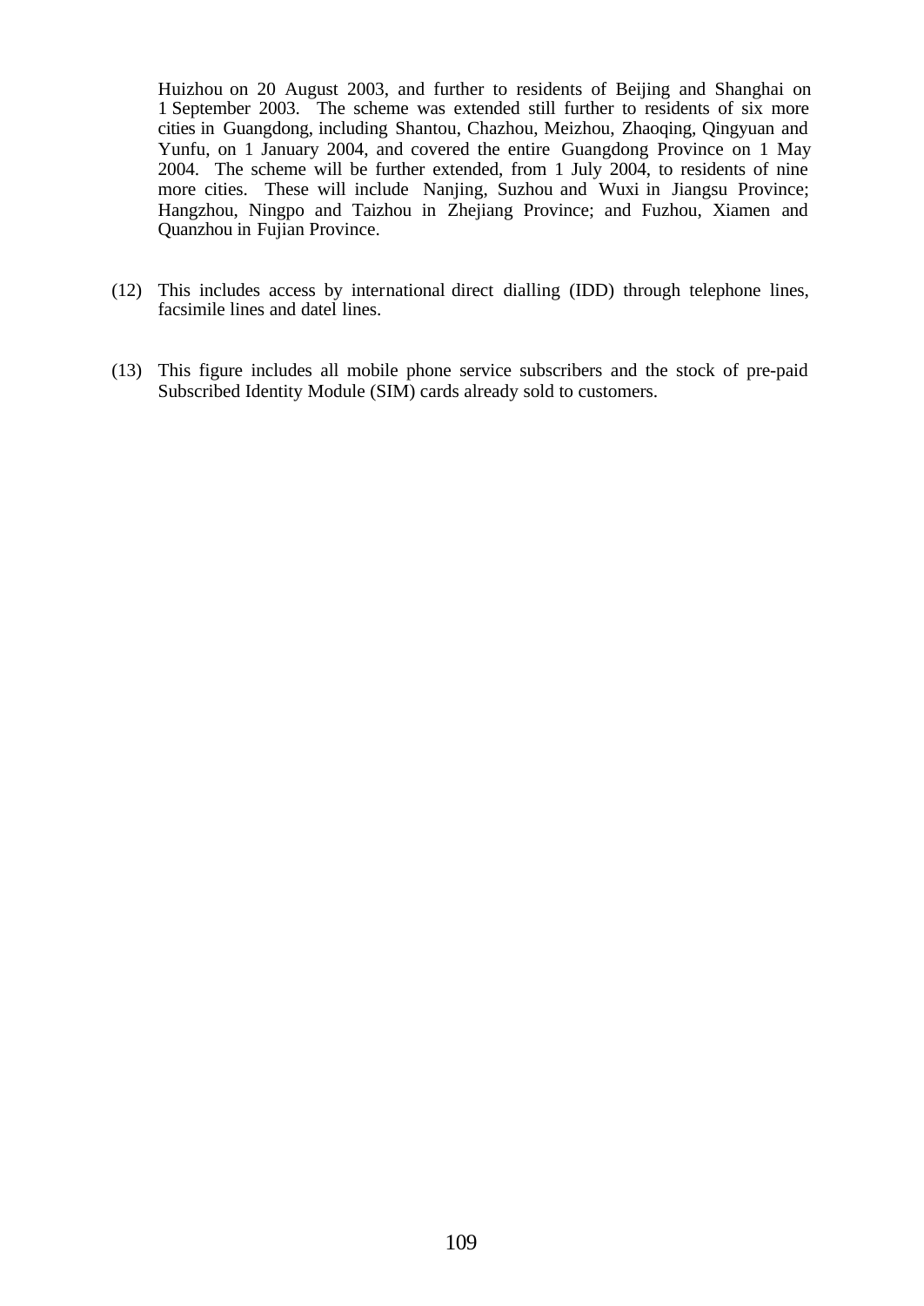Huizhou on 20 August 2003, and further to residents of Beijing and Shanghai on 1 September 2003. The scheme was extended still further to residents of six more cities in Guangdong, including Shantou, Chazhou, Meizhou, Zhaoqing, Qingyuan and Yunfu, on 1 January 2004, and covered the entire Guangdong Province on 1 May 2004. The scheme will be further extended, from 1 July 2004, to residents of nine more cities. These will include Nanjing, Suzhou and Wuxi in Jiangsu Province; Hangzhou, Ningpo and Taizhou in Zhejiang Province; and Fuzhou, Xiamen and Quanzhou in Fujian Province.

(12) This includes access by international direct dialling (IDD) through telephone lines, facsimile lines and datel lines.

(13) This figure includes all mobile phone service subscribers and the stock of pre-paid Subscribed Identity Module (SIM) cards already sold to customers.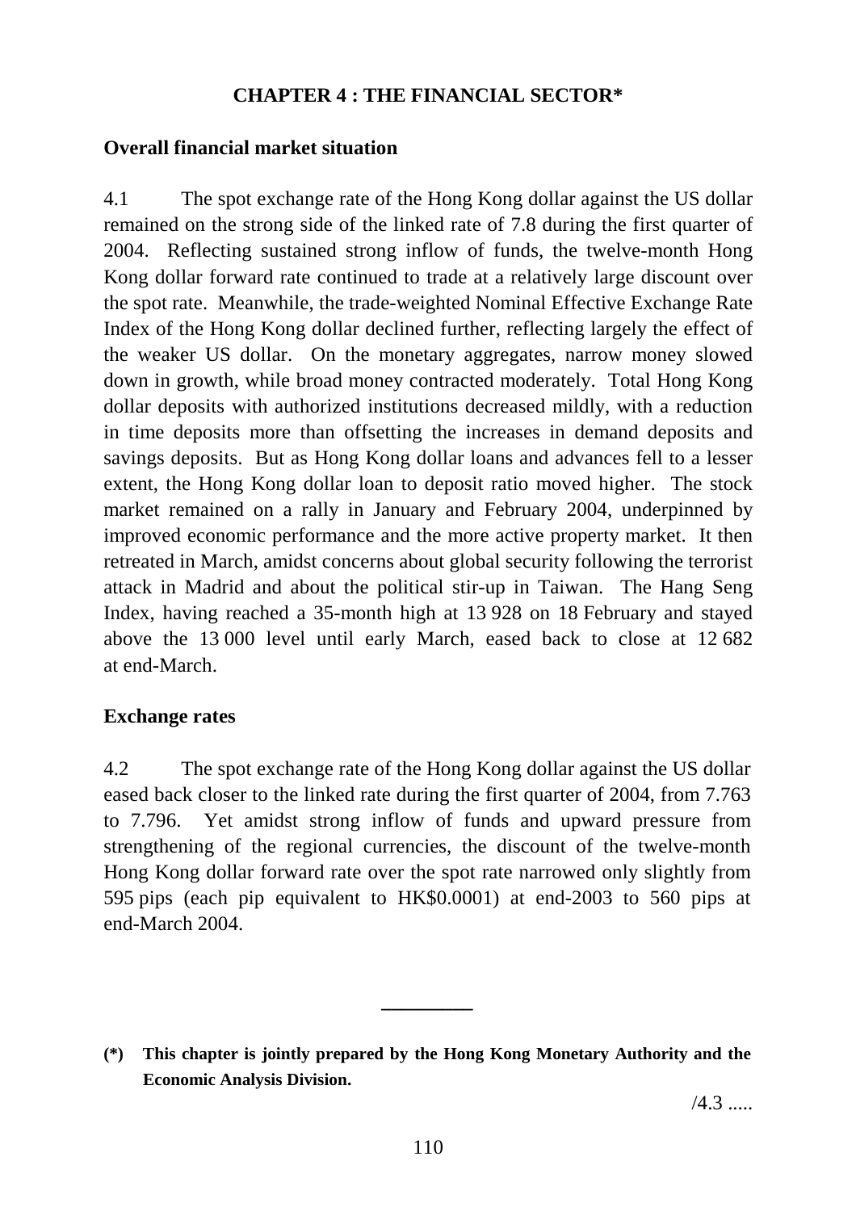# CHAPTER 4 : THE FINANCIAL SECTOR*

## Overall financial market situation

4.1 The spot exchange rate of the Hong Kong dollar against the US dollar remained on the strong side of the linked rate of 7.8 during the first quarter of 2004. Reflecting sustained strong inflow of funds, the twelve-month Hong Kong dollar forward rate continued to trade at a relatively large discount over the spot rate. Meanwhile, the trade-weighted Nominal Effective Exchange Rate Index of the Hong Kong dollar declined further, reflecting largely the effect of the weaker US dollar. On the monetary aggregates, narrow money slowed down in growth, while broad money contracted moderately. Total Hong Kong dollar deposits with authorized institutions decreased mildly, with a reduction in time deposits more than offsetting the increases in demand deposits and savings deposits. But as Hong Kong dollar loans and advances fell to a lesser extent, the Hong Kong dollar loan to deposit ratio moved higher. The stock market remained on a rally in January and February 2004, underpinned by improved economic performance and the more active property market. It then retreated in March, amidst concerns about global security following the terrorist attack in Madrid and about the political stir-up in Taiwan. The Hang Seng Index, having reached a 35-month high at 13 928 on 18 February and stayed above the 13 000 level until early March, eased back to close at 12 682 at end-March.

## Exchange rates

4.2 The spot exchange rate of the Hong Kong dollar against the US dollar eased back closer to the linked rate during the first quarter of 2004, from 7.763 to 7.796. Yet amidst strong inflow of funds and upward pressure from strengthening of the regional currencies, the discount of the twelve-month Hong Kong dollar forward rate over the spot rate narrowed only slightly from 595 pips (each pip equivalent to HK$0.0001) at end-2003 to 560 pips at end-March 2004.

---

**(*) This chapter is jointly prepared by the Hong Kong Monetary Authority and the Economic Analysis Division.**

/4.3 .....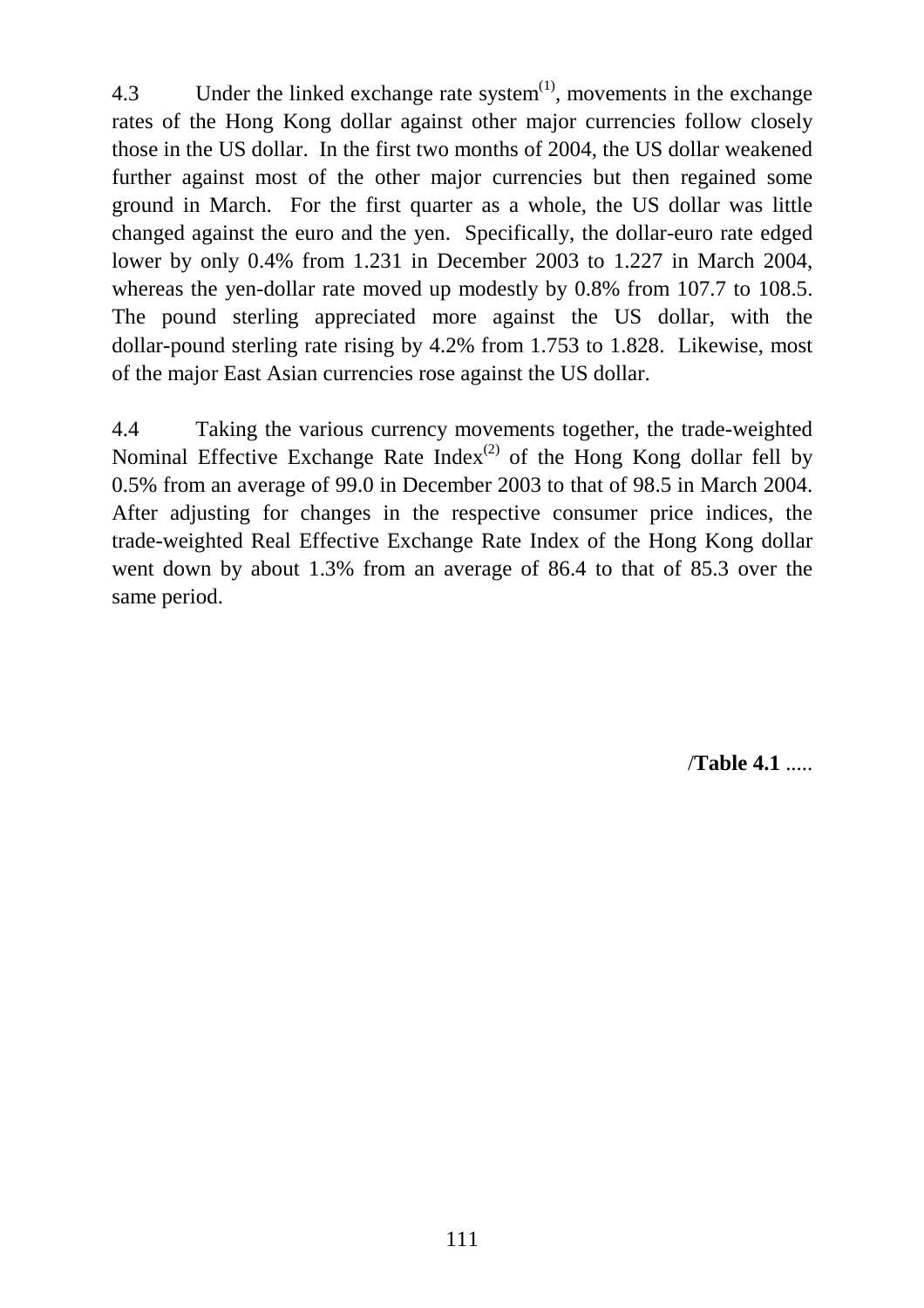4.3 Under the linked exchange rate system[1], movements in the exchange rates of the Hong Kong dollar against other major currencies follow closely those in the US dollar. In the first two months of 2004, the US dollar weakened further against most of the other major currencies but then regained some ground in March. For the first quarter as a whole, the US dollar was little changed against the euro and the yen. Specifically, the dollar-euro rate edged lower by only 0.4% from 1.231 in December 2003 to 1.227 in March 2004, whereas the yen-dollar rate moved up modestly by 0.8% from 107.7 to 108.5. The pound sterling appreciated more against the US dollar, with the dollar-pound sterling rate rising by 4.2% from 1.753 to 1.828. Likewise, most of the major East Asian currencies rose against the US dollar.

4.4 Taking the various currency movements together, the trade-weighted Nominal Effective Exchange Rate Index[2] of the Hong Kong dollar fell by 0.5% from an average of 99.0 in December 2003 to that of 98.5 in March 2004. After adjusting for changes in the respective consumer price indices, the trade-weighted Real Effective Exchange Rate Index of the Hong Kong dollar went down by about 1.3% from an average of 86.4 to that of 85.3 over the same period.

/**Table 4.1** .....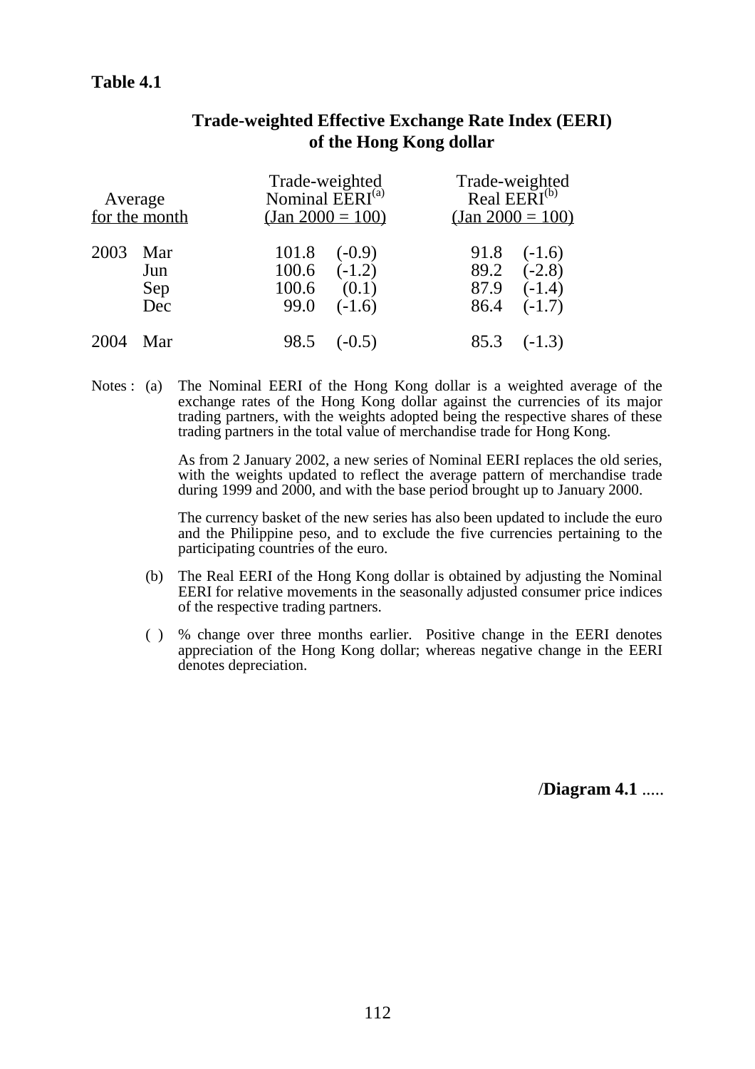**Table 4.1**

## Trade-weighted Effective Exchange Rate Index (EERI) of the Hong Kong dollar

| Average for the month | | Trade-weighted Nominal EERI[(a)] (Jan 2000 = 100) | | Trade-weighted Real EERI[(b)] (Jan 2000 = 100) | |
|---|---|---|---|---|---|
| 2003 | Mar | 101.8 | (-0.9) | 91.8 | (-1.6) |
| | Jun | 100.6 | (-1.2) | 89.2 | (-2.8) |
| | Sep | 100.6 | (0.1) | 87.9 | (-1.4) |
| | Dec | 99.0 | (-1.6) | 86.4 | (-1.7) |
| 2004 | Mar | 98.5 | (-0.5) | 85.3 | (-1.3) |

Notes : (a) The Nominal EERI of the Hong Kong dollar is a weighted average of the exchange rates of the Hong Kong dollar against the currencies of its major trading partners, with the weights adopted being the respective shares of these trading partners in the total value of merchandise trade for Hong Kong.

As from 2 January 2002, a new series of Nominal EERI replaces the old series, with the weights updated to reflect the average pattern of merchandise trade during 1999 and 2000, and with the base period brought up to January 2000.

The currency basket of the new series has also been updated to include the euro and the Philippine peso, and to exclude the five currencies pertaining to the participating countries of the euro.

(b) The Real EERI of the Hong Kong dollar is obtained by adjusting the Nominal EERI for relative movements in the seasonally adjusted consumer price indices of the respective trading partners.

( ) % change over three months earlier. Positive change in the EERI denotes appreciation of the Hong Kong dollar; whereas negative change in the EERI denotes depreciation.

/**Diagram 4.1** .....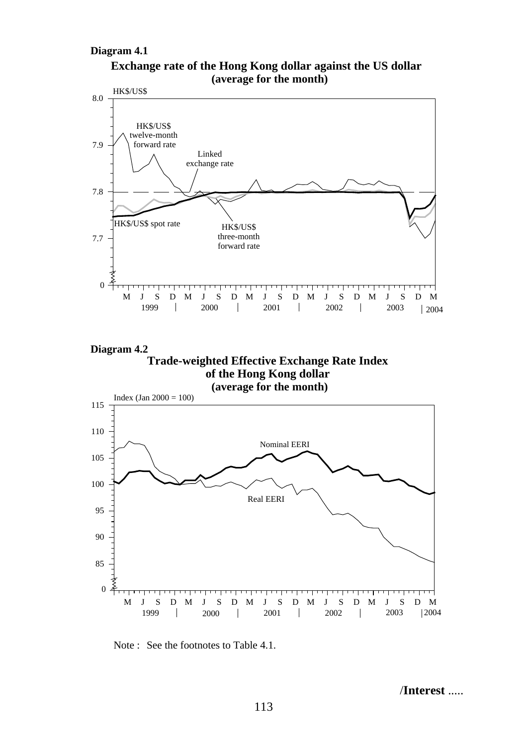**Diagram 4.1**

**Exchange rate of the Hong Kong dollar against the US dollar (average for the month)**

**Diagram 4.2**

**Trade-weighted Effective Exchange Rate Index of the Hong Kong dollar (average for the month)**

Note : See the footnotes to Table 4.1.

/**Interest** .....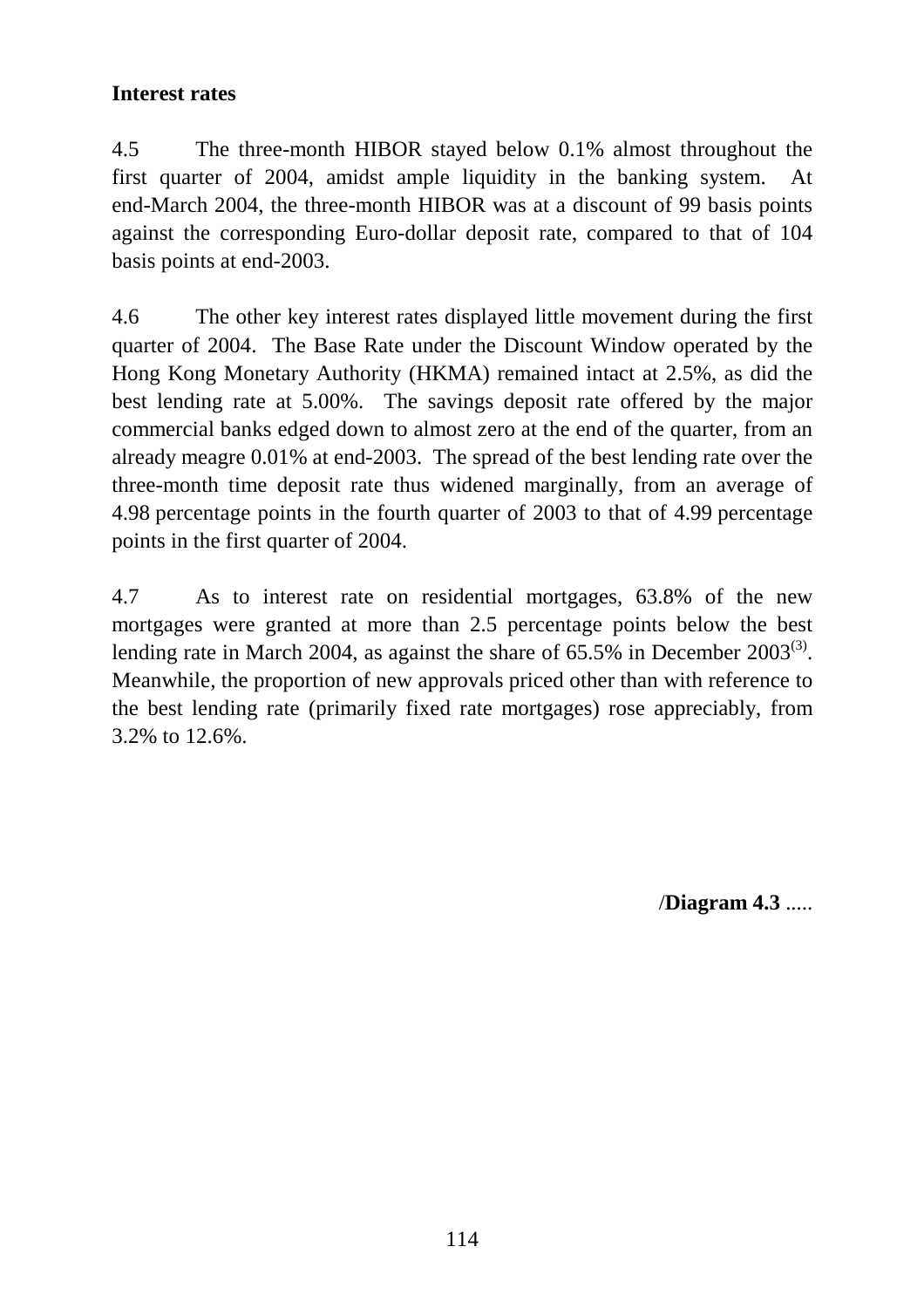**Interest rates**

4.5 The three-month HIBOR stayed below 0.1% almost throughout the first quarter of 2004, amidst ample liquidity in the banking system. At end-March 2004, the three-month HIBOR was at a discount of 99 basis points against the corresponding Euro-dollar deposit rate, compared to that of 104 basis points at end-2003.

4.6 The other key interest rates displayed little movement during the first quarter of 2004. The Base Rate under the Discount Window operated by the Hong Kong Monetary Authority (HKMA) remained intact at 2.5%, as did the best lending rate at 5.00%. The savings deposit rate offered by the major commercial banks edged down to almost zero at the end of the quarter, from an already meagre 0.01% at end-2003. The spread of the best lending rate over the three-month time deposit rate thus widened marginally, from an average of 4.98 percentage points in the fourth quarter of 2003 to that of 4.99 percentage points in the first quarter of 2004.

4.7 As to interest rate on residential mortgages, 63.8% of the new mortgages were granted at more than 2.5 percentage points below the best lending rate in March 2004, as against the share of 65.5% in December 2003[(3)]. Meanwhile, the proportion of new approvals priced other than with reference to the best lending rate (primarily fixed rate mortgages) rose appreciably, from 3.2% to 12.6%.

/**Diagram 4.3** .....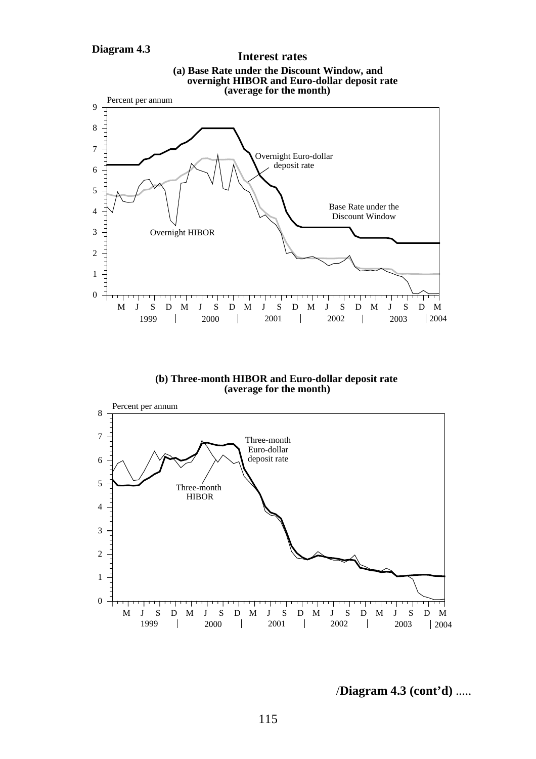**Diagram 4.3**

## Interest rates

**(a) Base Rate under the Discount Window, and overnight HIBOR and Euro-dollar deposit rate (average for the month)**

Percent per annum

9, 8, 7, 6, 5, 4, 3, 2, 1, 0

Overnight Euro-dollar deposit rate

Base Rate under the Discount Window

Overnight HIBOR

M J S D M J S D M J S D M J S D M J S D M

1999 | 2000 | 2001 | 2002 | 2003 | 2004

**(b) Three-month HIBOR and Euro-dollar deposit rate (average for the month)**

Percent per annum

8, 7, 6, 5, 4, 3, 2, 1, 0

Three-month Euro-dollar deposit rate

Three-month HIBOR

M J S D M J S D M J S D M J S D M J S D M

1999 | 2000 | 2001 | 2002 | 2003 | 2004

/**Diagram 4.3 (cont'd)** .....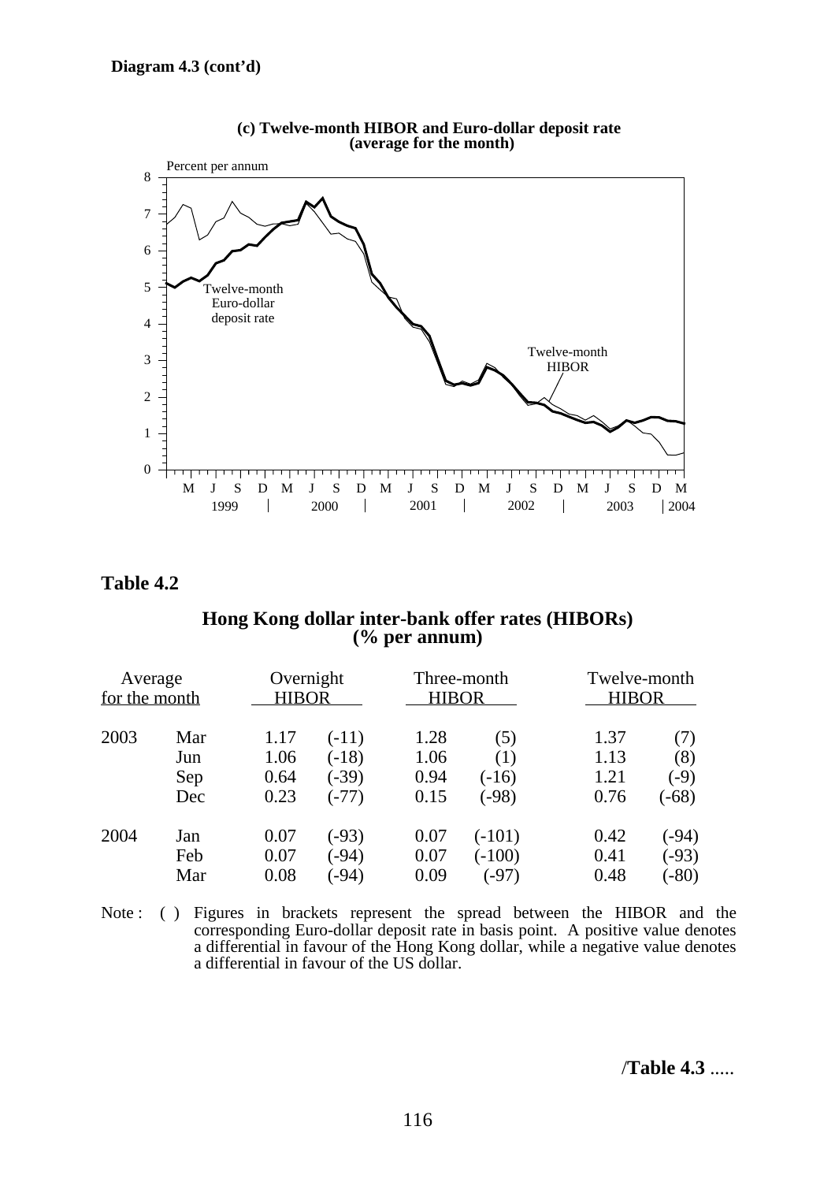**Diagram 4.3 (cont'd)**

**(c) Twelve-month HIBOR and Euro-dollar deposit rate (average for the month)**

## Table 4.2

### Hong Kong dollar inter-bank offer rates (HIBORs) (% per annum)

| Average for the month | | Overnight HIBOR | | Three-month HIBOR | | Twelve-month HIBOR | |
|---|---|---|---|---|---|---|---|
| 2003 | Mar | 1.17 | (-11) | 1.28 | (5) | 1.37 | (7) |
| | Jun | 1.06 | (-18) | 1.06 | (1) | 1.13 | (8) |
| | Sep | 0.64 | (-39) | 0.94 | (-16) | 1.21 | (-9) |
| | Dec | 0.23 | (-77) | 0.15 | (-98) | 0.76 | (-68) |
| 2004 | Jan | 0.07 | (-93) | 0.07 | (-101) | 0.42 | (-94) |
| | Feb | 0.07 | (-94) | 0.07 | (-100) | 0.41 | (-93) |
| | Mar | 0.08 | (-94) | 0.09 | (-97) | 0.48 | (-80) |

Note : ( ) Figures in brackets represent the spread between the HIBOR and the corresponding Euro-dollar deposit rate in basis point. A positive value denotes a differential in favour of the Hong Kong dollar, while a negative value denotes a differential in favour of the US dollar.

/**Table 4.3** .....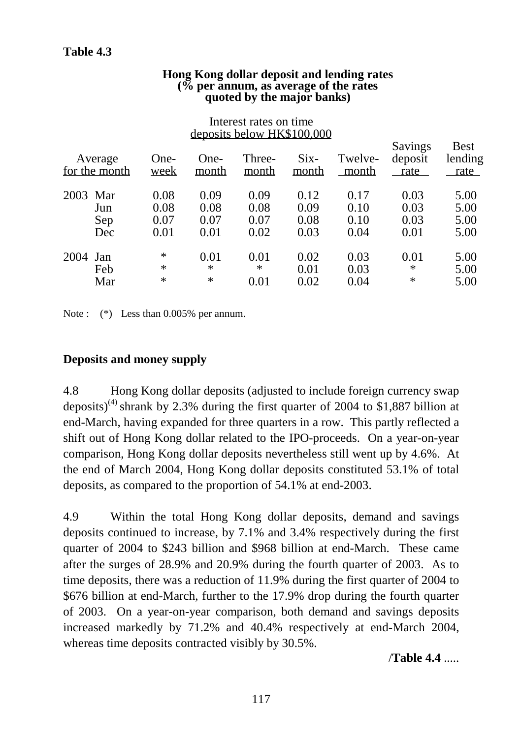**Table 4.3**

**Hong Kong dollar deposit and lending rates (% per annum, as average of the rates quoted by the major banks)**

| Average for the month | | Interest rates on time deposits below HK$100,000 | | | | | | |
|---|---|---|---|---|---|---|---|---|
| | One-week | One-month | Three-month | Six-month | Twelve-month | Savings deposit rate | Best lending rate |
| 2003 Mar | 0.08 | 0.09 | 0.09 | 0.12 | 0.17 | 0.03 | 5.00 |
| Jun | 0.08 | 0.08 | 0.08 | 0.09 | 0.10 | 0.03 | 5.00 |
| Sep | 0.07 | 0.07 | 0.07 | 0.08 | 0.10 | 0.03 | 5.00 |
| Dec | 0.01 | 0.01 | 0.02 | 0.03 | 0.04 | 0.01 | 5.00 |
| 2004 Jan | * | 0.01 | 0.01 | 0.02 | 0.03 | 0.01 | 5.00 |
| Feb | * | * | * | 0.01 | 0.03 | * | 5.00 |
| Mar | * | * | 0.01 | 0.02 | 0.04 | * | 5.00 |

Note : (*) Less than 0.005% per annum.

**Deposits and money supply**

4.8 Hong Kong dollar deposits (adjusted to include foreign currency swap deposits)[4] shrank by 2.3% during the first quarter of 2004 to $1,887 billion at end-March, having expanded for three quarters in a row. This partly reflected a shift out of Hong Kong dollar related to the IPO-proceeds. On a year-on-year comparison, Hong Kong dollar deposits nevertheless still went up by 4.6%. At the end of March 2004, Hong Kong dollar deposits constituted 53.1% of total deposits, as compared to the proportion of 54.1% at end-2003.

4.9 Within the total Hong Kong dollar deposits, demand and savings deposits continued to increase, by 7.1% and 3.4% respectively during the first quarter of 2004 to $243 billion and $968 billion at end-March. These came after the surges of 28.9% and 20.9% during the fourth quarter of 2003. As to time deposits, there was a reduction of 11.9% during the first quarter of 2004 to $676 billion at end-March, further to the 17.9% drop during the fourth quarter of 2003. On a year-on-year comparison, both demand and savings deposits increased markedly by 71.2% and 40.4% respectively at end-March 2004, whereas time deposits contracted visibly by 30.5%.

/**Table 4.4** .....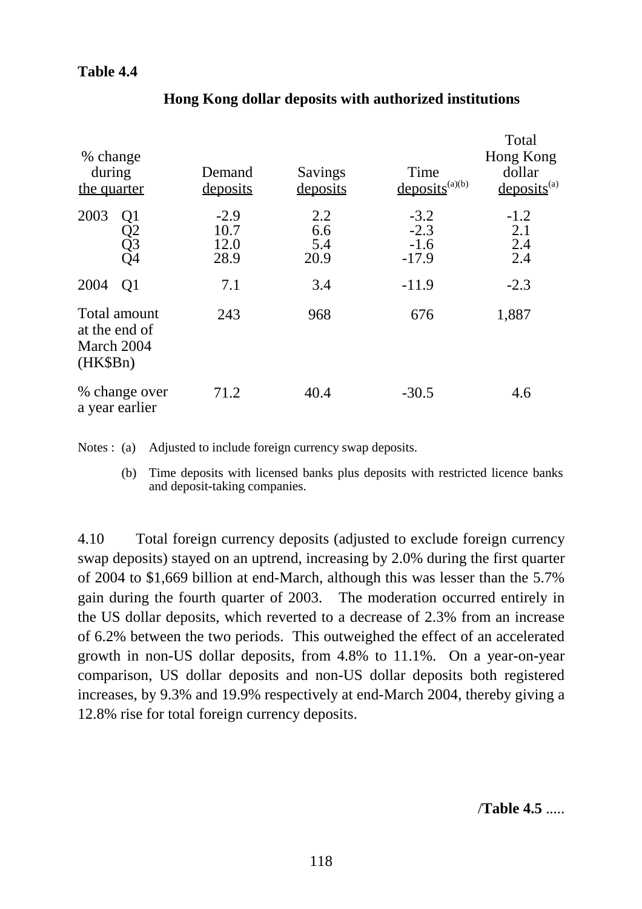**Table 4.4**

**Hong Kong dollar deposits with authorized institutions**

| % change during the quarter | Demand deposits | Savings deposits | Time deposits[(a)(b)] | Total Hong Kong dollar deposits[(a)] |
|---|---|---|---|---|
| 2003 Q1 | -2.9 | 2.2 | -3.2 | -1.2 |
| Q2 | 10.7 | 6.6 | -2.3 | 2.1 |
| Q3 | 12.0 | 5.4 | -1.6 | 2.4 |
| Q4 | 28.9 | 20.9 | -17.9 | 2.4 |
| 2004 Q1 | 7.1 | 3.4 | -11.9 | -2.3 |
| Total amount at the end of March 2004 (HK$Bn) | 243 | 968 | 676 | 1,887 |
| % change over a year earlier | 71.2 | 40.4 | -30.5 | 4.6 |

Notes : (a) Adjusted to include foreign currency swap deposits.

(b) Time deposits with licensed banks plus deposits with restricted licence banks and deposit-taking companies.

4.10 Total foreign currency deposits (adjusted to exclude foreign currency swap deposits) stayed on an uptrend, increasing by 2.0% during the first quarter of 2004 to $1,669 billion at end-March, although this was lesser than the 5.7% gain during the fourth quarter of 2003. The moderation occurred entirely in the US dollar deposits, which reverted to a decrease of 2.3% from an increase of 6.2% between the two periods. This outweighed the effect of an accelerated growth in non-US dollar deposits, from 4.8% to 11.1%. On a year-on-year comparison, US dollar deposits and non-US dollar deposits both registered increases, by 9.3% and 19.9% respectively at end-March 2004, thereby giving a 12.8% rise for total foreign currency deposits.

/**Table 4.5** .....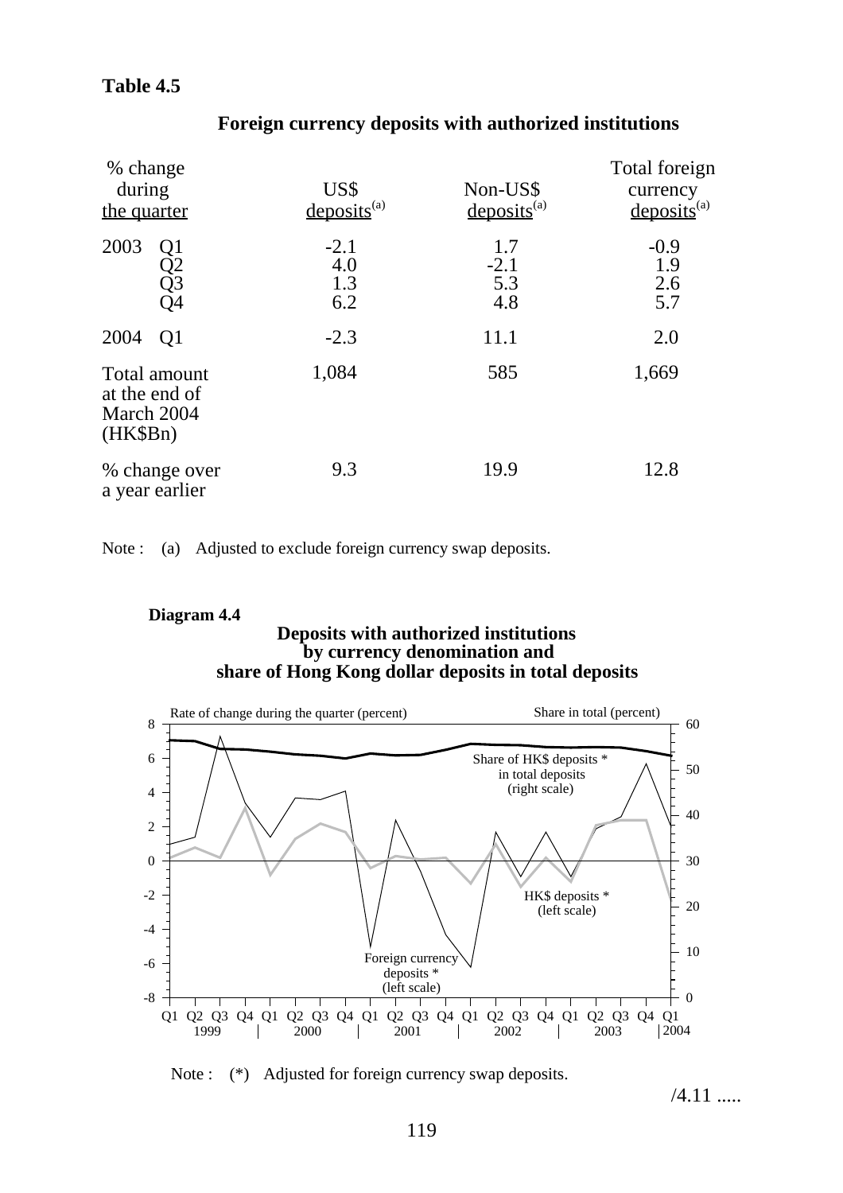**Table 4.5**

**Foreign currency deposits with authorized institutions**

| % change during the quarter | | US$ deposits[(a)] | Non-US$ deposits[(a)] | Total foreign currency deposits[(a)] |
|---|---|---|---|---|
| 2003 | Q1 | -2.1 | 1.7 | -0.9 |
| | Q2 | 4.0 | -2.1 | 1.9 |
| | Q3 | 1.3 | 5.3 | 2.6 |
| | Q4 | 6.2 | 4.8 | 5.7 |
| 2004 | Q1 | -2.3 | 11.1 | 2.0 |
| Total amount at the end of March 2004 (HK$Bn) | | 1,084 | 585 | 1,669 |
| % change over a year earlier | | 9.3 | 19.9 | 12.8 |

Note : (a) Adjusted to exclude foreign currency swap deposits.

**Diagram 4.4**

**Deposits with authorized institutions by currency denomination and share of Hong Kong dollar deposits in total deposits**

Note : (*) Adjusted for foreign currency swap deposits.

/4.11 .....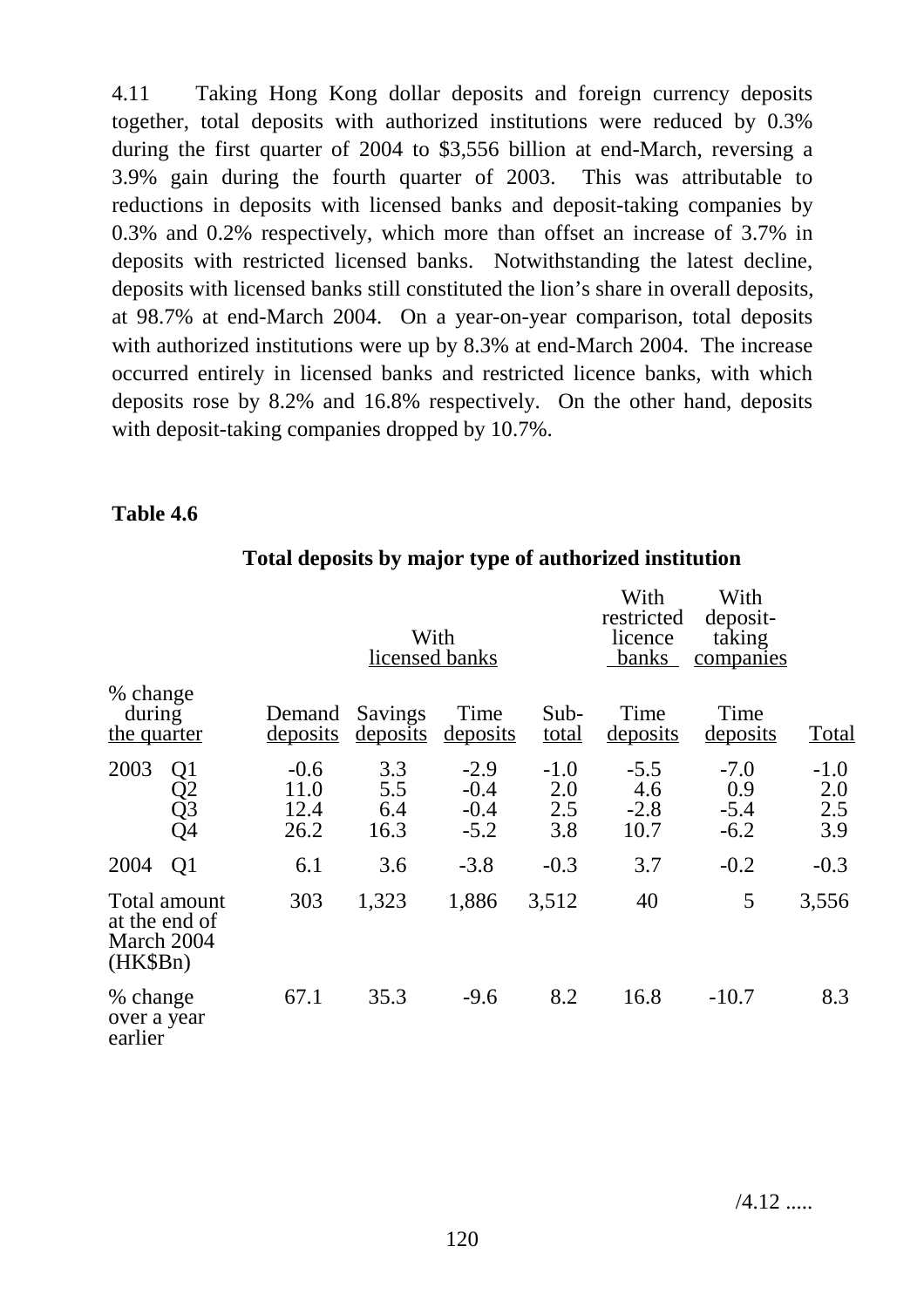4.11 Taking Hong Kong dollar deposits and foreign currency deposits together, total deposits with authorized institutions were reduced by 0.3% during the first quarter of 2004 to $3,556 billion at end-March, reversing a 3.9% gain during the fourth quarter of 2003. This was attributable to reductions in deposits with licensed banks and deposit-taking companies by 0.3% and 0.2% respectively, which more than offset an increase of 3.7% in deposits with restricted licensed banks. Notwithstanding the latest decline, deposits with licensed banks still constituted the lion's share in overall deposits, at 98.7% at end-March 2004. On a year-on-year comparison, total deposits with authorized institutions were up by 8.3% at end-March 2004. The increase occurred entirely in licensed banks and restricted licence banks, with which deposits rose by 8.2% and 16.8% respectively. On the other hand, deposits with deposit-taking companies dropped by 10.7%.

**Table 4.6**

**Total deposits by major type of authorized institution**

| | With licensed banks | | | | With restricted licence banks | With deposit-taking companies | |
|---|---|---|---|---|---|---|---|
| % change during the quarter | Demand deposits | Savings deposits | Time deposits | Sub-total | Time deposits | Time deposits | Total |
| 2003 Q1 | -0.6 | 3.3 | -2.9 | -1.0 | -5.5 | -7.0 | -1.0 |
| Q2 | 11.0 | 5.5 | -0.4 | 2.0 | 4.6 | 0.9 | 2.0 |
| Q3 | 12.4 | 6.4 | -0.4 | 2.5 | -2.8 | -5.4 | 2.5 |
| Q4 | 26.2 | 16.3 | -5.2 | 3.8 | 10.7 | -6.2 | 3.9 |
| 2004 Q1 | 6.1 | 3.6 | -3.8 | -0.3 | 3.7 | -0.2 | -0.3 |
| Total amount at the end of March 2004 (HK$Bn) | 303 | 1,323 | 1,886 | 3,512 | 40 | 5 | 3,556 |
| % change over a year earlier | 67.1 | 35.3 | -9.6 | 8.2 | 16.8 | -10.7 | 8.3 |

/4.12 .....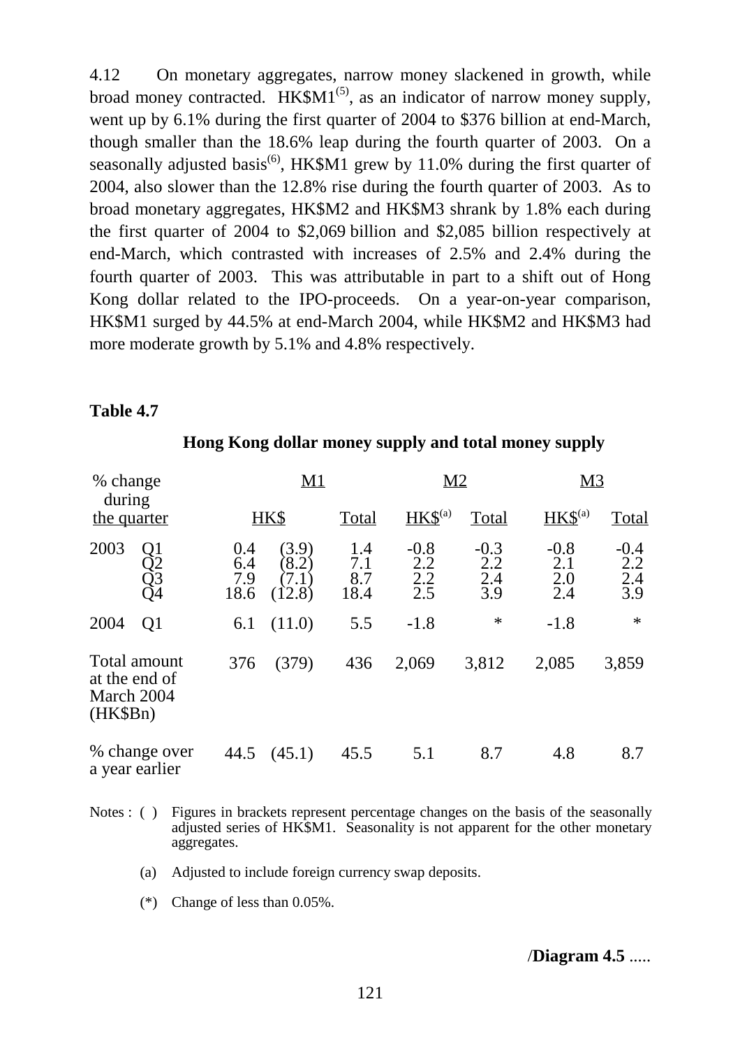4.12 On monetary aggregates, narrow money slackened in growth, while broad money contracted. HK$M1[5], as an indicator of narrow money supply, went up by 6.1% during the first quarter of 2004 to $376 billion at end-March, though smaller than the 18.6% leap during the fourth quarter of 2003. On a seasonally adjusted basis[6], HK$M1 grew by 11.0% during the first quarter of 2004, also slower than the 12.8% rise during the fourth quarter of 2003. As to broad monetary aggregates, HK$M2 and HK$M3 shrank by 1.8% each during the first quarter of 2004 to $2,069 billion and $2,085 billion respectively at end-March, which contrasted with increases of 2.5% and 2.4% during the fourth quarter of 2003. This was attributable in part to a shift out of Hong Kong dollar related to the IPO-proceeds. On a year-on-year comparison, HK$M1 surged by 44.5% at end-March 2004, while HK$M2 and HK$M3 had more moderate growth by 5.1% and 4.8% respectively.

**Table 4.7**

**Hong Kong dollar money supply and total money supply**

| % change during the quarter | | M1 | | | M2 | | M3 | |
|---|---|---|---|---|---|---|---|---|
| | | HK$ | | Total | HK$[(a)] | Total | HK$[(a)] | Total |
| 2003 | Q1 | 0.4 | (3.9) | 1.4 | -0.8 | -0.3 | -0.8 | -0.4 |
| | Q2 | 6.4 | (8.2) | 7.1 | 2.2 | 2.2 | 2.1 | 2.2 |
| | Q3 | 7.9 | (7.1) | 8.7 | 2.2 | 2.4 | 2.0 | 2.4 |
| | Q4 | 18.6 | (12.8) | 18.4 | 2.5 | 3.9 | 2.4 | 3.9 |
| 2004 | Q1 | 6.1 | (11.0) | 5.5 | -1.8 | * | -1.8 | * |
| Total amount at the end of March 2004 (HK$Bn) | | 376 | (379) | 436 | 2,069 | 3,812 | 2,085 | 3,859 |
| % change over a year earlier | | 44.5 | (45.1) | 45.5 | 5.1 | 8.7 | 4.8 | 8.7 |

Notes : ( ) Figures in brackets represent percentage changes on the basis of the seasonally adjusted series of HK$M1. Seasonality is not apparent for the other monetary aggregates.

(a) Adjusted to include foreign currency swap deposits.

(*) Change of less than 0.05%.

/**Diagram 4.5** .....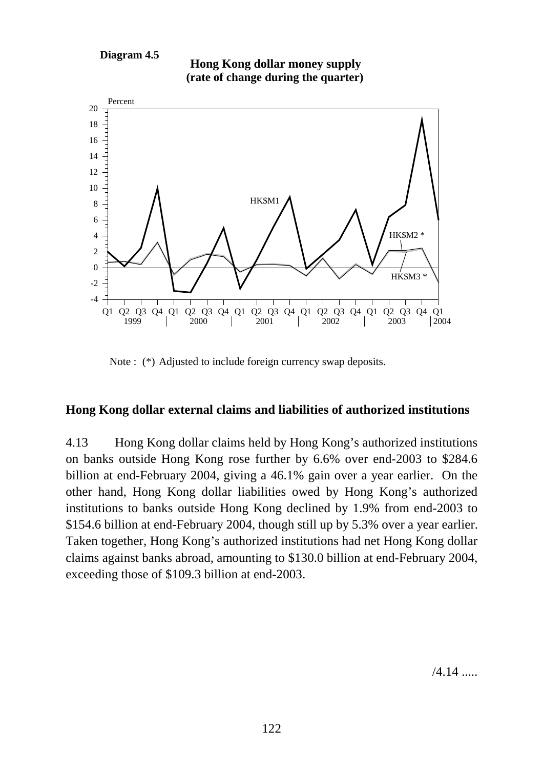**Diagram 4.5**

**Hong Kong dollar money supply**
**(rate of change during the quarter)**

Note : (*) Adjusted to include foreign currency swap deposits.

## Hong Kong dollar external claims and liabilities of authorized institutions

4.13 Hong Kong dollar claims held by Hong Kong's authorized institutions on banks outside Hong Kong rose further by 6.6% over end-2003 to $284.6 billion at end-February 2004, giving a 46.1% gain over a year earlier. On the other hand, Hong Kong dollar liabilities owed by Hong Kong's authorized institutions to banks outside Hong Kong declined by 1.9% from end-2003 to $154.6 billion at end-February 2004, though still up by 5.3% over a year earlier. Taken together, Hong Kong's authorized institutions had net Hong Kong dollar claims against banks abroad, amounting to $130.0 billion at end-February 2004, exceeding those of $109.3 billion at end-2003.

/4.14 .....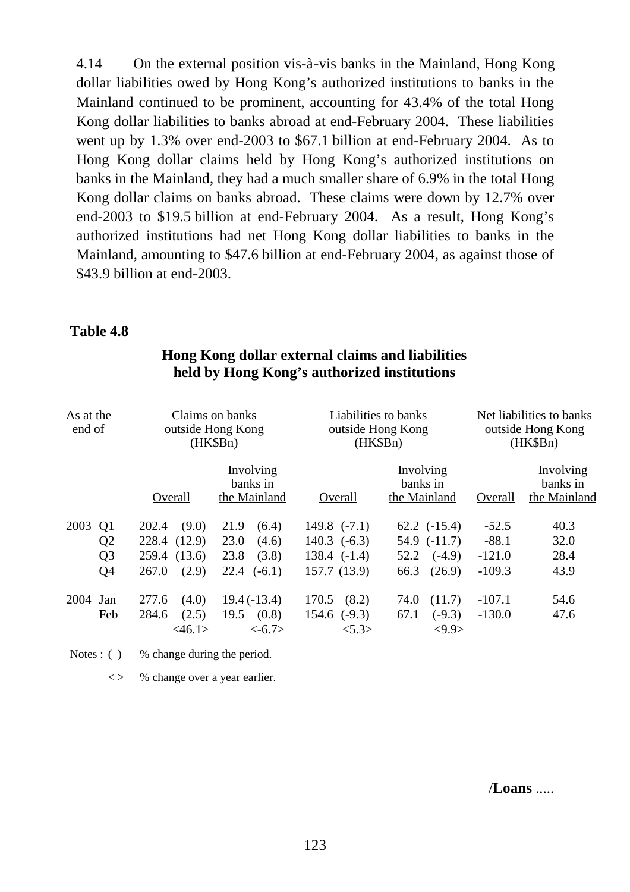4.14 On the external position vis-à-vis banks in the Mainland, Hong Kong dollar liabilities owed by Hong Kong's authorized institutions to banks in the Mainland continued to be prominent, accounting for 43.4% of the total Hong Kong dollar liabilities to banks abroad at end-February 2004. These liabilities went up by 1.3% over end-2003 to $67.1 billion at end-February 2004. As to Hong Kong dollar claims held by Hong Kong's authorized institutions on banks in the Mainland, they had a much smaller share of 6.9% in the total Hong Kong dollar claims on banks abroad. These claims were down by 12.7% over end-2003 to $19.5 billion at end-February 2004. As a result, Hong Kong's authorized institutions had net Hong Kong dollar liabilities to banks in the Mainland, amounting to $47.6 billion at end-February 2004, as against those of $43.9 billion at end-2003.

**Table 4.8**

**Hong Kong dollar external claims and liabilities held by Hong Kong's authorized institutions**

| As at the end of | | Claims on banks outside Hong Kong (HK$Bn) | | Liabilities to banks outside Hong Kong (HK$Bn) | | Net liabilities to banks outside Hong Kong (HK$Bn) | |
|---|---|---|---|---|---|---|---|
| | | Overall | Involving banks in the Mainland | Overall | Involving banks in the Mainland | Overall | Involving banks in the Mainland |
| 2003 | Q1 | 202.4 (9.0) | 21.9 (6.4) | 149.8 (-7.1) | 62.2 (-15.4) | -52.5 | 40.3 |
| | Q2 | 228.4 (12.9) | 23.0 (4.6) | 140.3 (-6.3) | 54.9 (-11.7) | -88.1 | 32.0 |
| | Q3 | 259.4 (13.6) | 23.8 (3.8) | 138.4 (-1.4) | 52.2 (-4.9) | -121.0 | 28.4 |
| | Q4 | 267.0 (2.9) | 22.4 (-6.1) | 157.7 (13.9) | 66.3 (26.9) | -109.3 | 43.9 |
| 2004 | Jan | 277.6 (4.0) | 19.4 (-13.4) | 170.5 (8.2) | 74.0 (11.7) | -107.1 | 54.6 |
| | Feb | 284.6 (2.5) <46.1> | 19.5 (0.8) <-6.7> | 154.6 (-9.3) <5.3> | 67.1 (-9.3) <9.9> | -130.0 | 47.6 |

Notes : ( ) % change during the period.

< > % change over a year earlier.

/**Loans** .....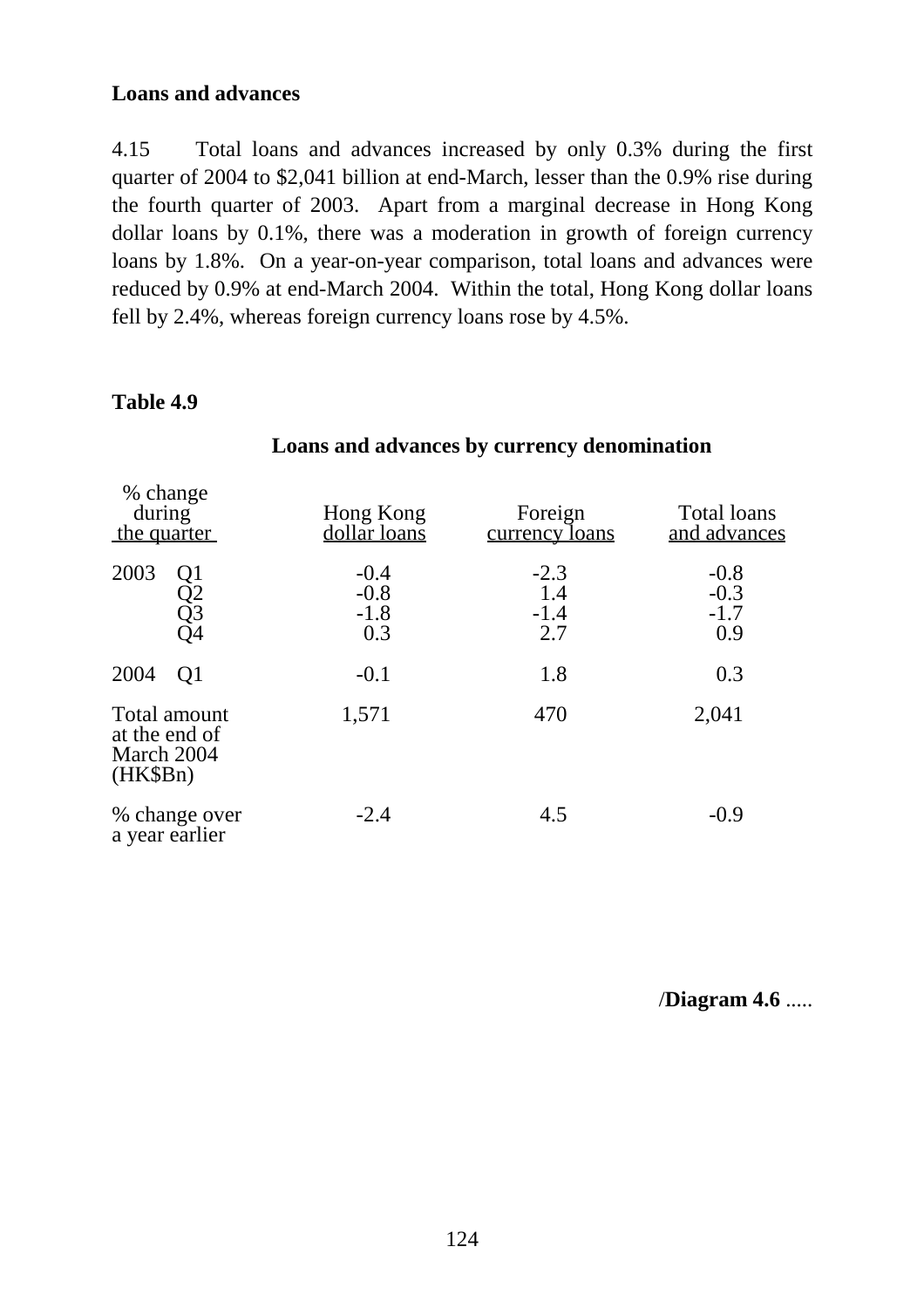**Loans and advances**

4.15 Total loans and advances increased by only 0.3% during the first quarter of 2004 to $2,041 billion at end-March, lesser than the 0.9% rise during the fourth quarter of 2003. Apart from a marginal decrease in Hong Kong dollar loans by 0.1%, there was a moderation in growth of foreign currency loans by 1.8%. On a year-on-year comparison, total loans and advances were reduced by 0.9% at end-March 2004. Within the total, Hong Kong dollar loans fell by 2.4%, whereas foreign currency loans rose by 4.5%.

**Table 4.9**

**Loans and advances by currency denomination**

| % change during the quarter | | Hong Kong dollar loans | Foreign currency loans | Total loans and advances |
|---|---|---|---|---|
| 2003 | Q1 | -0.4 | -2.3 | -0.8 |
| | Q2 | -0.8 | 1.4 | -0.3 |
| | Q3 | -1.8 | -1.4 | -1.7 |
| | Q4 | 0.3 | 2.7 | 0.9 |
| 2004 | Q1 | -0.1 | 1.8 | 0.3 |
| Total amount at the end of March 2004 (HK$Bn) | | 1,571 | 470 | 2,041 |
| % change over a year earlier | | -2.4 | 4.5 | -0.9 |

/**Diagram 4.6** .....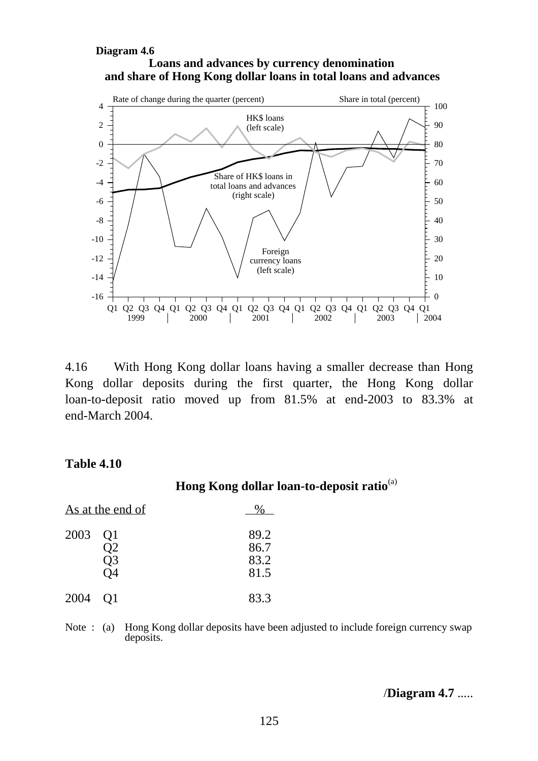**Diagram 4.6**

**Loans and advances by currency denomination and share of Hong Kong dollar loans in total loans and advances**

4.16 With Hong Kong dollar loans having a smaller decrease than Hong Kong dollar deposits during the first quarter, the Hong Kong dollar loan-to-deposit ratio moved up from 81.5% at end-2003 to 83.3% at end-March 2004.

**Table 4.10**

**Hong Kong dollar loan-to-deposit ratio**[(a)]

| As at the end of | | % |
|---|---|---|
| 2003 | Q1 | 89.2 |
| | Q2 | 86.7 |
| | Q3 | 83.2 |
| | Q4 | 81.5 |
| 2004 | Q1 | 83.3 |

Note : (a) Hong Kong dollar deposits have been adjusted to include foreign currency swap deposits.

/**Diagram 4.7** .....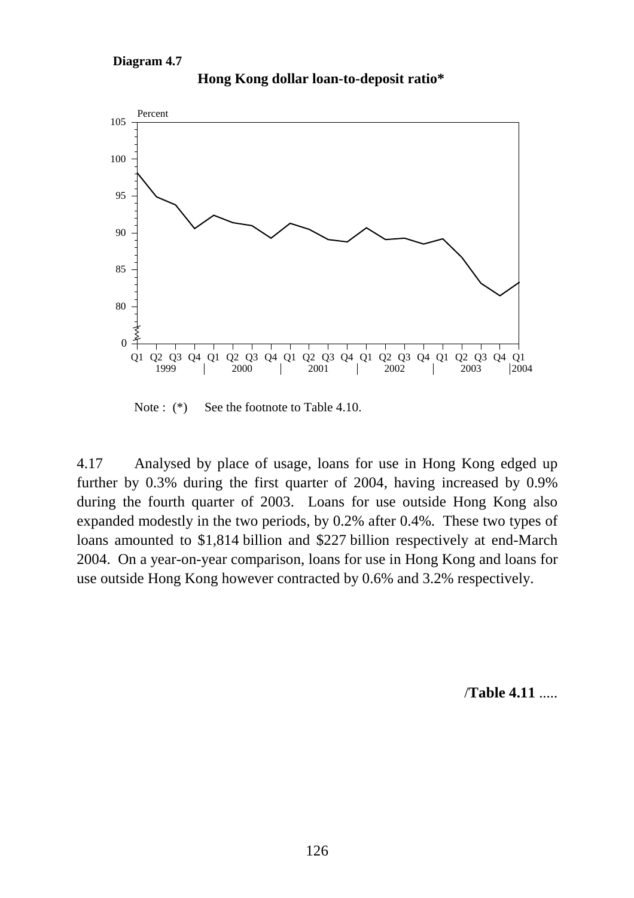**Diagram 4.7**

**Hong Kong dollar loan-to-deposit ratio***

Note : (*) See the footnote to Table 4.10.

4.17 Analysed by place of usage, loans for use in Hong Kong edged up further by 0.3% during the first quarter of 2004, having increased by 0.9% during the fourth quarter of 2003. Loans for use outside Hong Kong also expanded modestly in the two periods, by 0.2% after 0.4%. These two types of loans amounted to $1,814 billion and $227 billion respectively at end-March 2004. On a year-on-year comparison, loans for use in Hong Kong and loans for use outside Hong Kong however contracted by 0.6% and 3.2% respectively.

/**Table 4.11** .....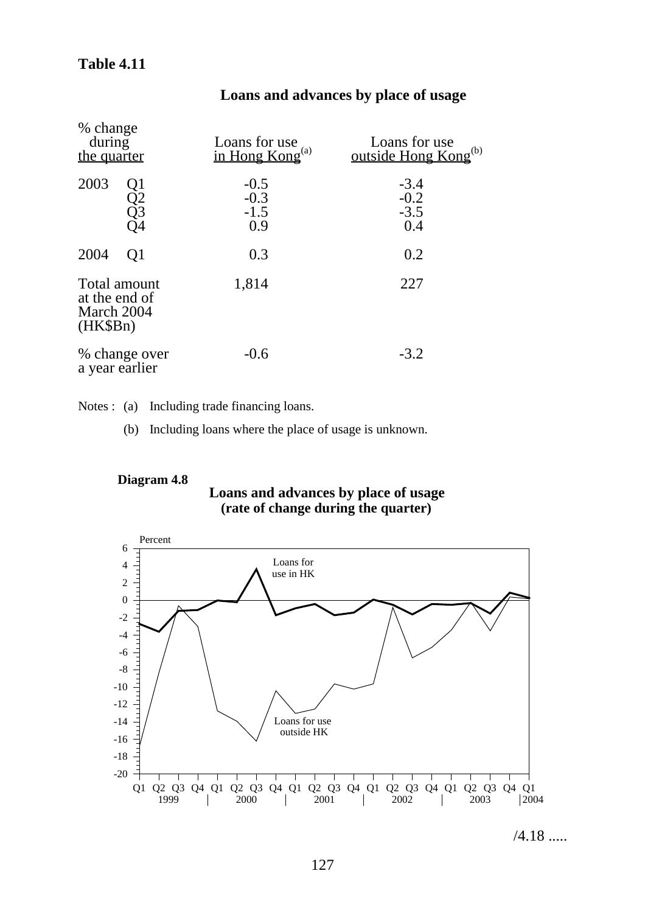**Table 4.11**

**Loans and advances by place of usage**

| % change during the quarter | | Loans for use in Hong Kong[(a)] | Loans for use outside Hong Kong[(b)] |
|---|---|---|---|
| 2003 | Q1 | -0.5 | -3.4 |
| | Q2 | -0.3 | -0.2 |
| | Q3 | -1.5 | -3.5 |
| | Q4 | 0.9 | 0.4 |
| 2004 | Q1 | 0.3 | 0.2 |
| Total amount at the end of March 2004 (HK$Bn) | | 1,814 | 227 |
| % change over a year earlier | | -0.6 | -3.2 |

Notes : (a) Including trade financing loans.

(b) Including loans where the place of usage is unknown.

**Diagram 4.8**

**Loans and advances by place of usage (rate of change during the quarter)**

/4.18 .....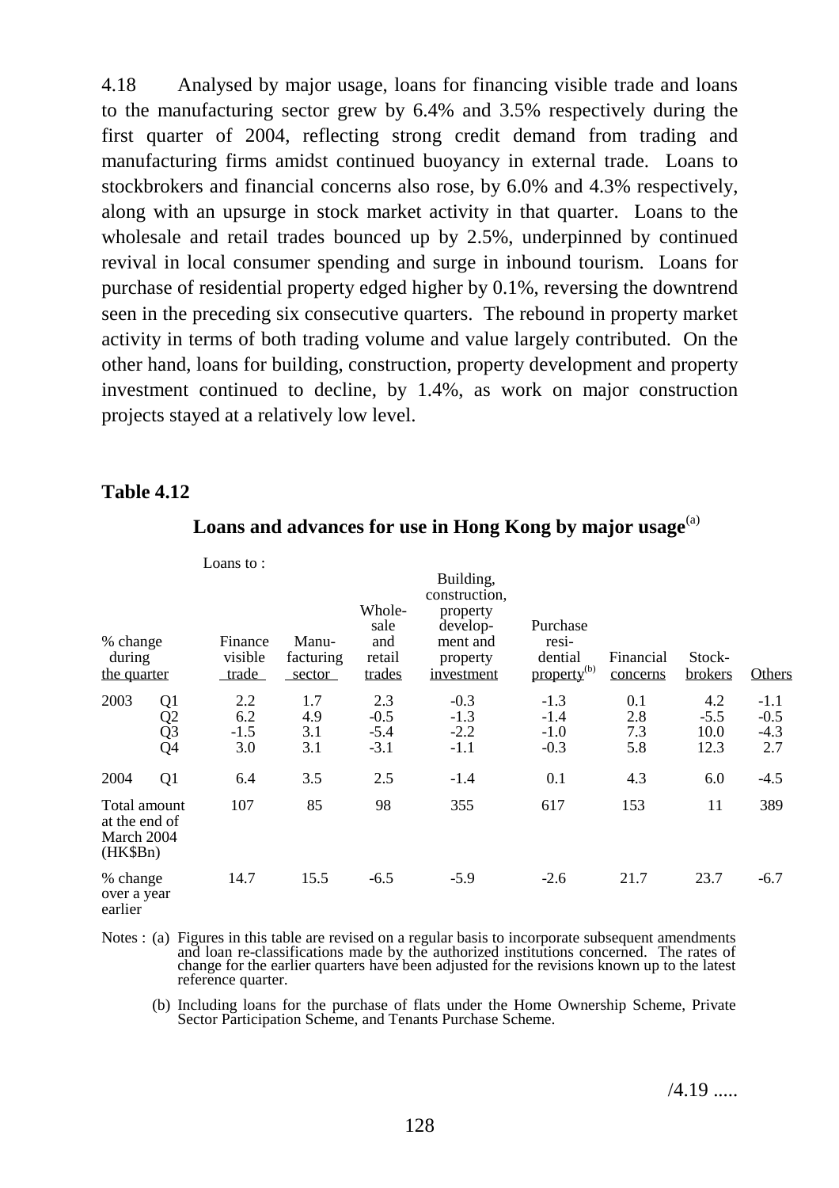4.18 Analysed by major usage, loans for financing visible trade and loans to the manufacturing sector grew by 6.4% and 3.5% respectively during the first quarter of 2004, reflecting strong credit demand from trading and manufacturing firms amidst continued buoyancy in external trade. Loans to stockbrokers and financial concerns also rose, by 6.0% and 4.3% respectively, along with an upsurge in stock market activity in that quarter. Loans to the wholesale and retail trades bounced up by 2.5%, underpinned by continued revival in local consumer spending and surge in inbound tourism. Loans for purchase of residential property edged higher by 0.1%, reversing the downtrend seen in the preceding six consecutive quarters. The rebound in property market activity in terms of both trading volume and value largely contributed. On the other hand, loans for building, construction, property development and property investment continued to decline, by 1.4%, as work on major construction projects stayed at a relatively low level.

**Table 4.12**

**Loans and advances for use in Hong Kong by major usage[(a)]**

| % change during the quarter | | Loans to : Finance visible trade | Manufacturing sector | Wholesale and retail trades | Building, construction, property development and property investment | Purchase residential property[(b)] | Financial concerns | Stockbrokers | Others |
|---|---|---|---|---|---|---|---|---|---|
| 2003 | Q1 | 2.2 | 1.7 | 2.3 | -0.3 | -1.3 | 0.1 | 4.2 | -1.1 |
| | Q2 | 6.2 | 4.9 | -0.5 | -1.3 | -1.4 | 2.8 | -5.5 | -0.5 |
| | Q3 | -1.5 | 3.1 | -5.4 | -2.2 | -1.0 | 7.3 | 10.0 | -4.3 |
| | Q4 | 3.0 | 3.1 | -3.1 | -1.1 | -0.3 | 5.8 | 12.3 | 2.7 |
| 2004 | Q1 | 6.4 | 3.5 | 2.5 | -1.4 | 0.1 | 4.3 | 6.0 | -4.5 |
| Total amount at the end of March 2004 (HK$Bn) | | 107 | 85 | 98 | 355 | 617 | 153 | 11 | 389 |
| % change over a year earlier | | 14.7 | 15.5 | -6.5 | -5.9 | -2.6 | 21.7 | 23.7 | -6.7 |

Notes : (a) Figures in this table are revised on a regular basis to incorporate subsequent amendments and loan re-classifications made by the authorized institutions concerned. The rates of change for the earlier quarters have been adjusted for the revisions known up to the latest reference quarter.

(b) Including loans for the purchase of flats under the Home Ownership Scheme, Private Sector Participation Scheme, and Tenants Purchase Scheme.

/4.19 .....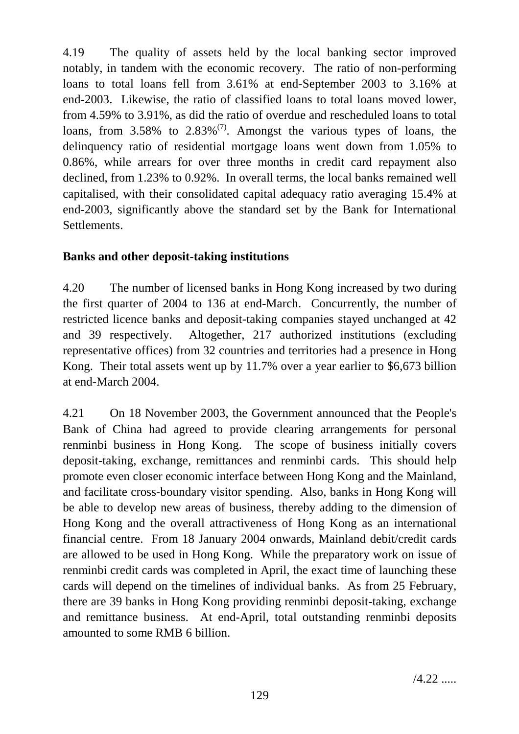4.19 The quality of assets held by the local banking sector improved notably, in tandem with the economic recovery. The ratio of non-performing loans to total loans fell from 3.61% at end-September 2003 to 3.16% at end-2003. Likewise, the ratio of classified loans to total loans moved lower, from 4.59% to 3.91%, as did the ratio of overdue and rescheduled loans to total loans, from 3.58% to 2.83%[(7)]. Amongst the various types of loans, the delinquency ratio of residential mortgage loans went down from 1.05% to 0.86%, while arrears for over three months in credit card repayment also declined, from 1.23% to 0.92%. In overall terms, the local banks remained well capitalised, with their consolidated capital adequacy ratio averaging 15.4% at end-2003, significantly above the standard set by the Bank for International Settlements.

**Banks and other deposit-taking institutions**

4.20 The number of licensed banks in Hong Kong increased by two during the first quarter of 2004 to 136 at end-March. Concurrently, the number of restricted licence banks and deposit-taking companies stayed unchanged at 42 and 39 respectively. Altogether, 217 authorized institutions (excluding representative offices) from 32 countries and territories had a presence in Hong Kong. Their total assets went up by 11.7% over a year earlier to $6,673 billion at end-March 2004.

4.21 On 18 November 2003, the Government announced that the People's Bank of China had agreed to provide clearing arrangements for personal renminbi business in Hong Kong. The scope of business initially covers deposit-taking, exchange, remittances and renminbi cards. This should help promote even closer economic interface between Hong Kong and the Mainland, and facilitate cross-boundary visitor spending. Also, banks in Hong Kong will be able to develop new areas of business, thereby adding to the dimension of Hong Kong and the overall attractiveness of Hong Kong as an international financial centre. From 18 January 2004 onwards, Mainland debit/credit cards are allowed to be used in Hong Kong. While the preparatory work on issue of renminbi credit cards was completed in April, the exact time of launching these cards will depend on the timelines of individual banks. As from 25 February, there are 39 banks in Hong Kong providing renminbi deposit-taking, exchange and remittance business. At end-April, total outstanding renminbi deposits amounted to some RMB 6 billion.

/4.22 .....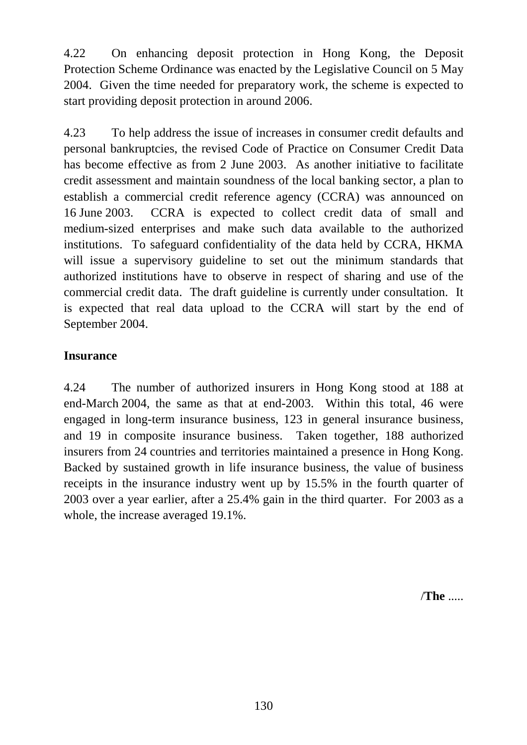4.22 On enhancing deposit protection in Hong Kong, the Deposit Protection Scheme Ordinance was enacted by the Legislative Council on 5 May 2004. Given the time needed for preparatory work, the scheme is expected to start providing deposit protection in around 2006.

4.23 To help address the issue of increases in consumer credit defaults and personal bankruptcies, the revised Code of Practice on Consumer Credit Data has become effective as from 2 June 2003. As another initiative to facilitate credit assessment and maintain soundness of the local banking sector, a plan to establish a commercial credit reference agency (CCRA) was announced on 16 June 2003. CCRA is expected to collect credit data of small and medium-sized enterprises and make such data available to the authorized institutions. To safeguard confidentiality of the data held by CCRA, HKMA will issue a supervisory guideline to set out the minimum standards that authorized institutions have to observe in respect of sharing and use of the commercial credit data. The draft guideline is currently under consultation. It is expected that real data upload to the CCRA will start by the end of September 2004.

**Insurance**

4.24 The number of authorized insurers in Hong Kong stood at 188 at end-March 2004, the same as that at end-2003. Within this total, 46 were engaged in long-term insurance business, 123 in general insurance business, and 19 in composite insurance business. Taken together, 188 authorized insurers from 24 countries and territories maintained a presence in Hong Kong. Backed by sustained growth in life insurance business, the value of business receipts in the insurance industry went up by 15.5% in the fourth quarter of 2003 over a year earlier, after a 25.4% gain in the third quarter. For 2003 as a whole, the increase averaged 19.1%.

/**The** .....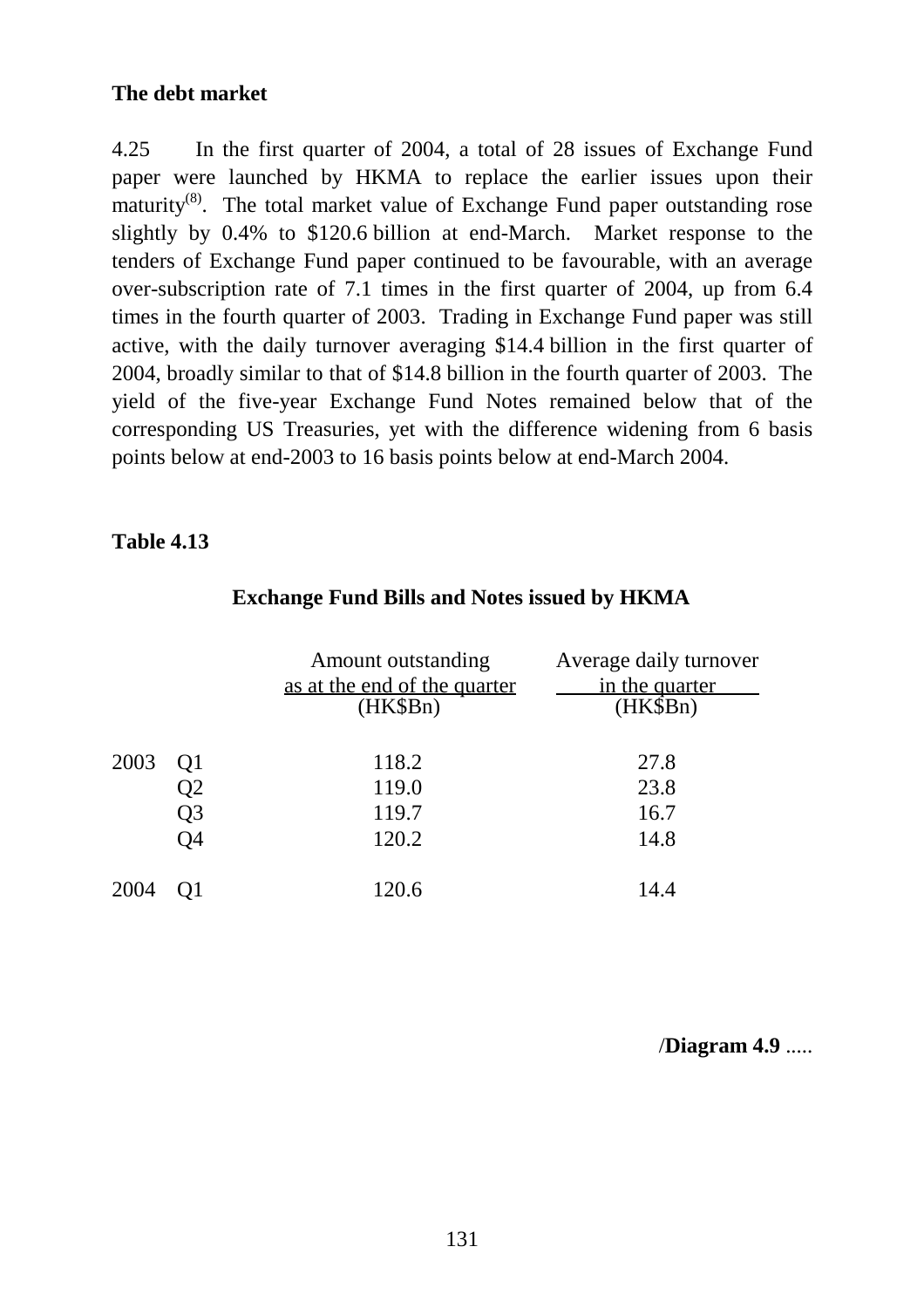**The debt market**

4.25 In the first quarter of 2004, a total of 28 issues of Exchange Fund paper were launched by HKMA to replace the earlier issues upon their maturity[(8)]. The total market value of Exchange Fund paper outstanding rose slightly by 0.4% to $120.6 billion at end-March. Market response to the tenders of Exchange Fund paper continued to be favourable, with an average over-subscription rate of 7.1 times in the first quarter of 2004, up from 6.4 times in the fourth quarter of 2003. Trading in Exchange Fund paper was still active, with the daily turnover averaging $14.4 billion in the first quarter of 2004, broadly similar to that of $14.8 billion in the fourth quarter of 2003. The yield of the five-year Exchange Fund Notes remained below that of the corresponding US Treasuries, yet with the difference widening from 6 basis points below at end-2003 to 16 basis points below at end-March 2004.

**Table 4.13**

**Exchange Fund Bills and Notes issued by HKMA**

| | | Amount outstanding as at the end of the quarter (HK$Bn) | Average daily turnover in the quarter (HK$Bn) |
|---|---|---|---|
| 2003 | Q1 | 118.2 | 27.8 |
| | Q2 | 119.0 | 23.8 |
| | Q3 | 119.7 | 16.7 |
| | Q4 | 120.2 | 14.8 |
| 2004 | Q1 | 120.6 | 14.4 |

/**Diagram 4.9** .....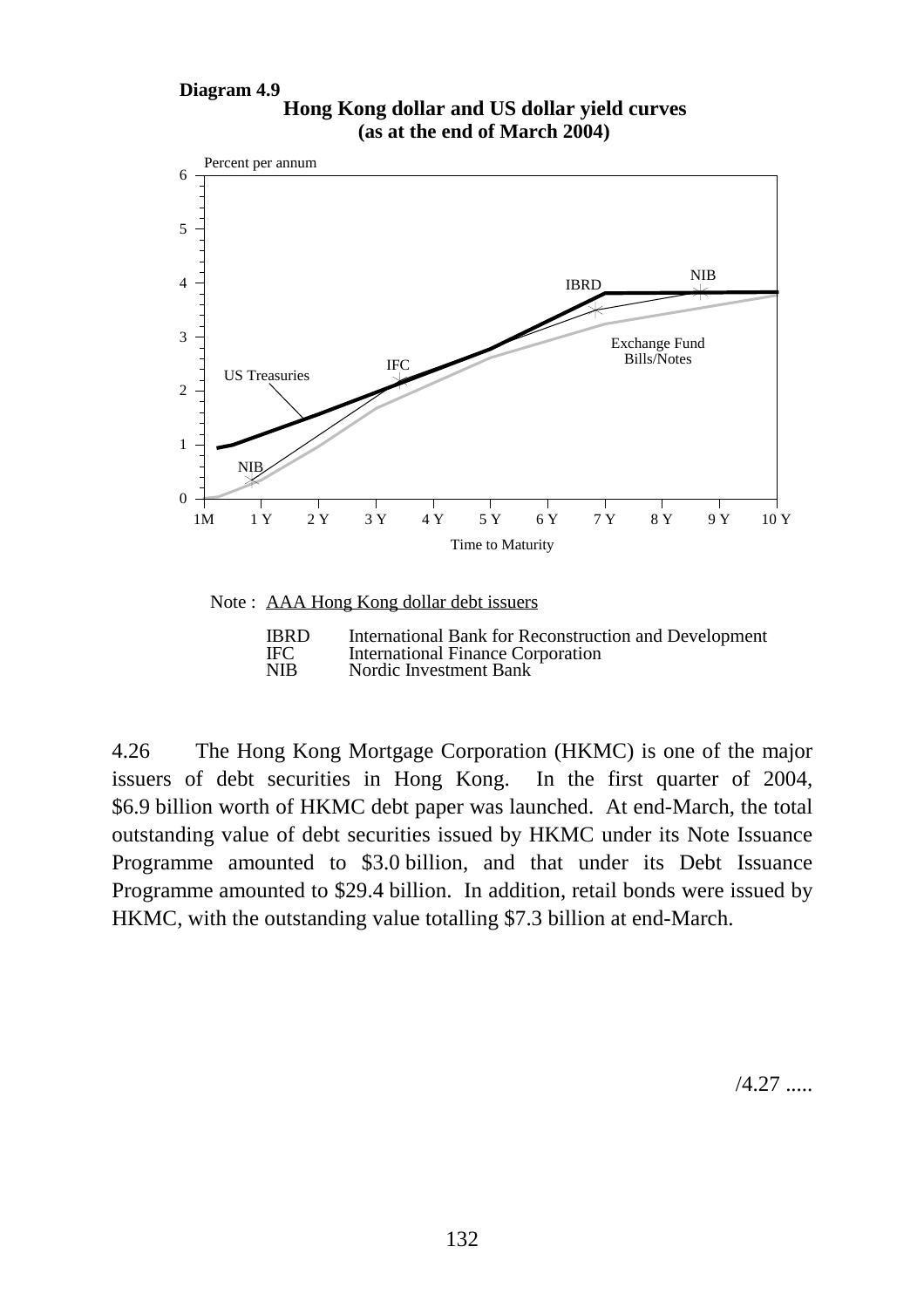**Diagram 4.9**

**Hong Kong dollar and US dollar yield curves (as at the end of March 2004)**

Note : AAA Hong Kong dollar debt issuers

IBRD International Bank for Reconstruction and Development
IFC International Finance Corporation
NIB Nordic Investment Bank

4.26 The Hong Kong Mortgage Corporation (HKMC) is one of the major issuers of debt securities in Hong Kong. In the first quarter of 2004, $6.9 billion worth of HKMC debt paper was launched. At end-March, the total outstanding value of debt securities issued by HKMC under its Note Issuance Programme amounted to $3.0 billion, and that under its Debt Issuance Programme amounted to $29.4 billion. In addition, retail bonds were issued by HKMC, with the outstanding value totalling $7.3 billion at end-March.

/4.27 .....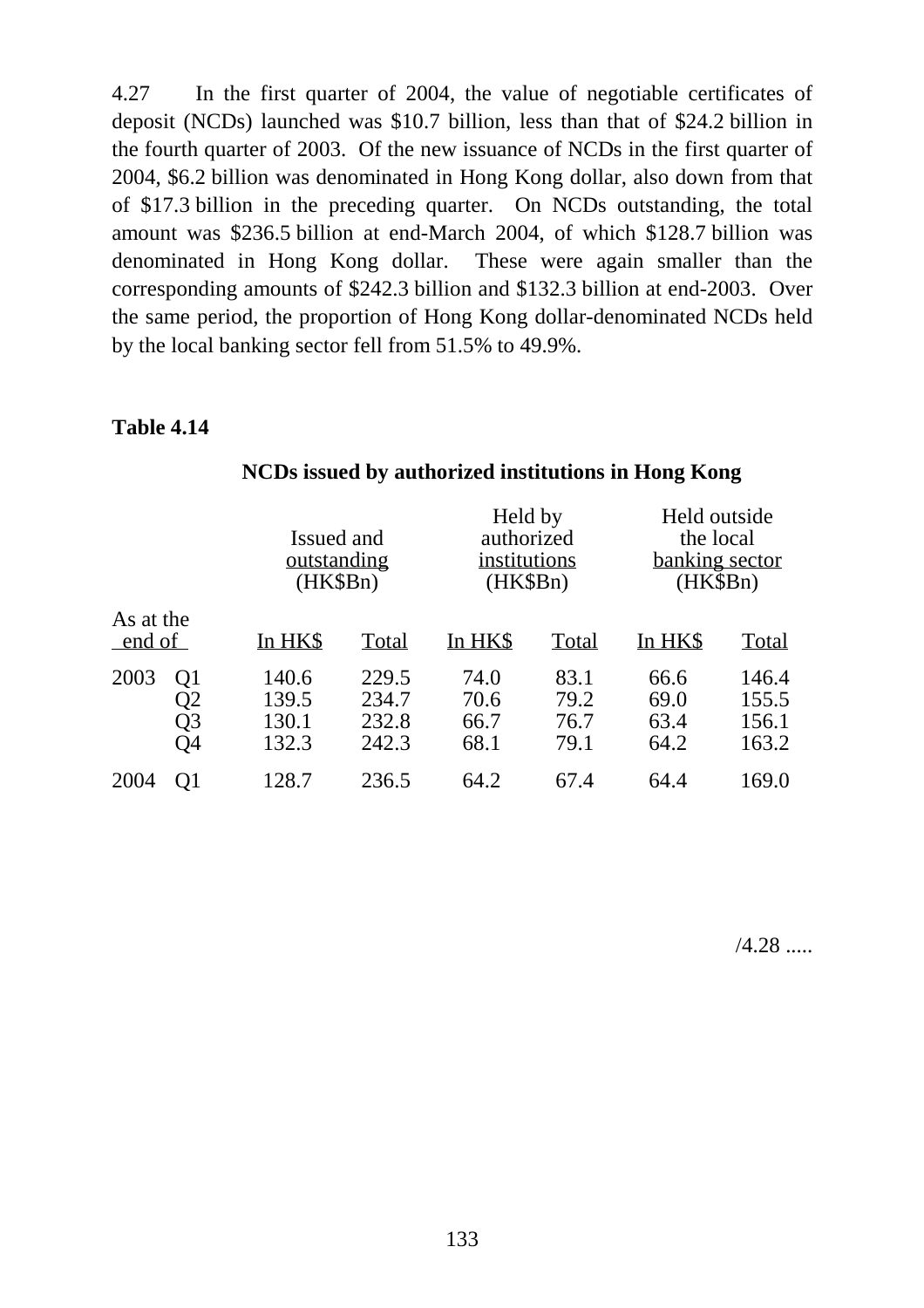4.27 In the first quarter of 2004, the value of negotiable certificates of deposit (NCDs) launched was $10.7 billion, less than that of $24.2 billion in the fourth quarter of 2003. Of the new issuance of NCDs in the first quarter of 2004, $6.2 billion was denominated in Hong Kong dollar, also down from that of $17.3 billion in the preceding quarter. On NCDs outstanding, the total amount was $236.5 billion at end-March 2004, of which $128.7 billion was denominated in Hong Kong dollar. These were again smaller than the corresponding amounts of $242.3 billion and $132.3 billion at end-2003. Over the same period, the proportion of Hong Kong dollar-denominated NCDs held by the local banking sector fell from 51.5% to 49.9%.

**Table 4.14**

**NCDs issued by authorized institutions in Hong Kong**

| As at the end of | | Issued and outstanding (HK$Bn) | | Held by authorized institutions (HK$Bn) | | Held outside the local banking sector (HK$Bn) | |
|---|---|---|---|---|---|---|---|
| | | In HK$ | Total | In HK$ | Total | In HK$ | Total |
| 2003 | Q1 | 140.6 | 229.5 | 74.0 | 83.1 | 66.6 | 146.4 |
| | Q2 | 139.5 | 234.7 | 70.6 | 79.2 | 69.0 | 155.5 |
| | Q3 | 130.1 | 232.8 | 66.7 | 76.7 | 63.4 | 156.1 |
| | Q4 | 132.3 | 242.3 | 68.1 | 79.1 | 64.2 | 163.2 |
| 2004 | Q1 | 128.7 | 236.5 | 64.2 | 67.4 | 64.4 | 169.0 |

/4.28 .....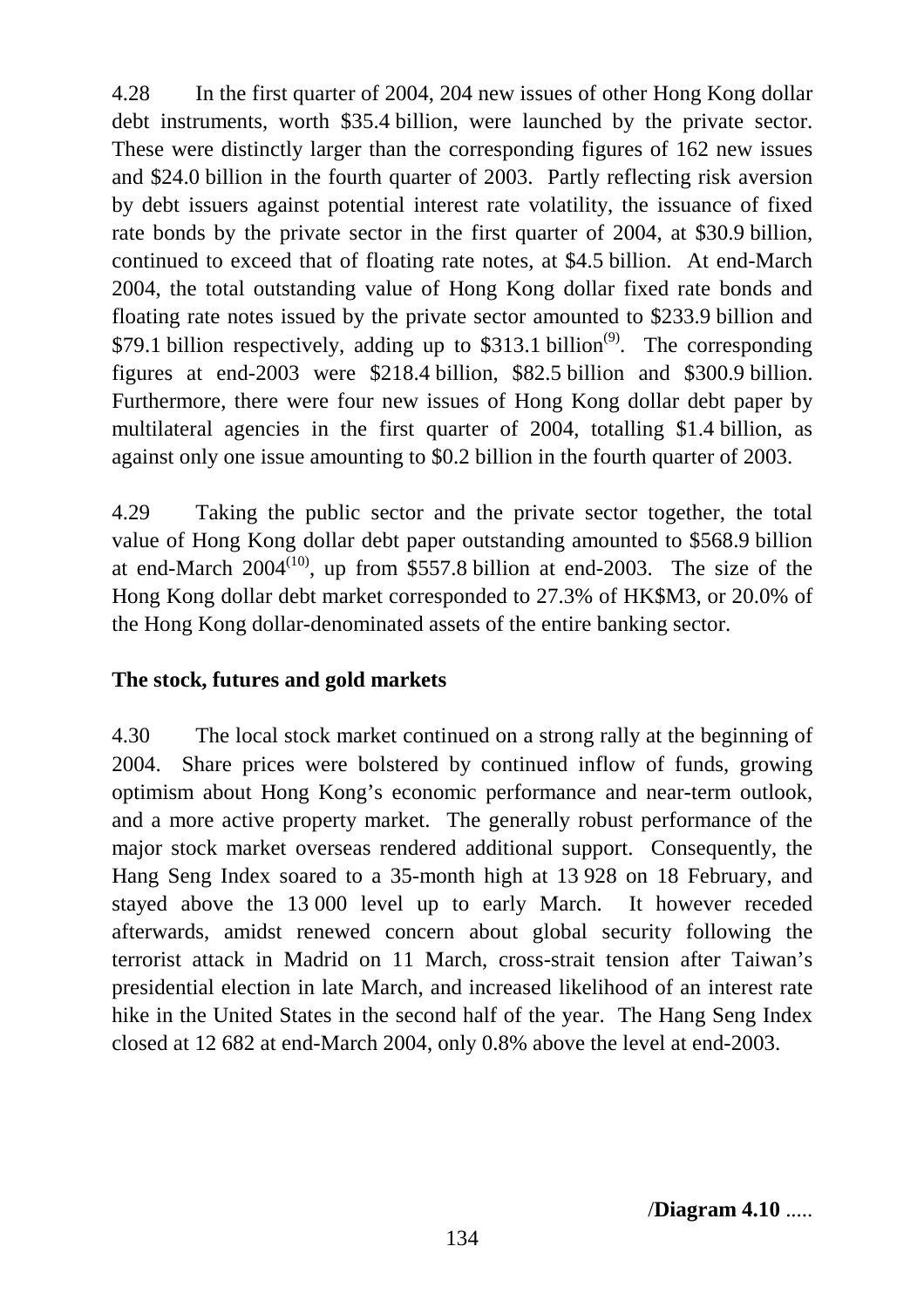4.28 In the first quarter of 2004, 204 new issues of other Hong Kong dollar debt instruments, worth $35.4 billion, were launched by the private sector. These were distinctly larger than the corresponding figures of 162 new issues and $24.0 billion in the fourth quarter of 2003. Partly reflecting risk aversion by debt issuers against potential interest rate volatility, the issuance of fixed rate bonds by the private sector in the first quarter of 2004, at $30.9 billion, continued to exceed that of floating rate notes, at $4.5 billion. At end-March 2004, the total outstanding value of Hong Kong dollar fixed rate bonds and floating rate notes issued by the private sector amounted to $233.9 billion and $79.1 billion respectively, adding up to $313.1 billion(9). The corresponding figures at end-2003 were $218.4 billion, $82.5 billion and $300.9 billion. Furthermore, there were four new issues of Hong Kong dollar debt paper by multilateral agencies in the first quarter of 2004, totalling $1.4 billion, as against only one issue amounting to $0.2 billion in the fourth quarter of 2003.

4.29 Taking the public sector and the private sector together, the total value of Hong Kong dollar debt paper outstanding amounted to $568.9 billion at end-March 2004(10), up from $557.8 billion at end-2003. The size of the Hong Kong dollar debt market corresponded to 27.3% of HK$M3, or 20.0% of the Hong Kong dollar-denominated assets of the entire banking sector.

**The stock, futures and gold markets**

4.30 The local stock market continued on a strong rally at the beginning of 2004. Share prices were bolstered by continued inflow of funds, growing optimism about Hong Kong's economic performance and near-term outlook, and a more active property market. The generally robust performance of the major stock market overseas rendered additional support. Consequently, the Hang Seng Index soared to a 35-month high at 13 928 on 18 February, and stayed above the 13 000 level up to early March. It however receded afterwards, amidst renewed concern about global security following the terrorist attack in Madrid on 11 March, cross-strait tension after Taiwan's presidential election in late March, and increased likelihood of an interest rate hike in the United States in the second half of the year. The Hang Seng Index closed at 12 682 at end-March 2004, only 0.8% above the level at end-2003.

/**Diagram 4.10** .....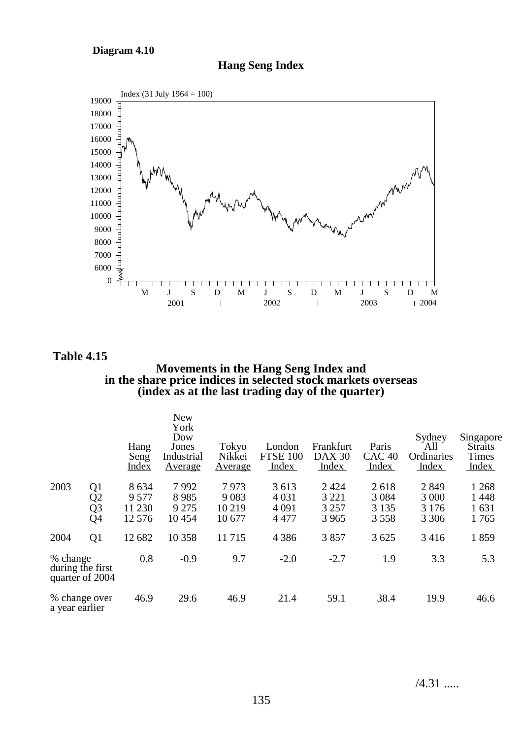**Diagram 4.10**

**Hang Seng Index**

**Table 4.15**

**Movements in the Hang Seng Index and in the share price indices in selected stock markets overseas (index as at the last trading day of the quarter)**

| | | Hang Seng Index | New York Dow Jones Industrial Average | Tokyo Nikkei Average | London FTSE 100 Index | Frankfurt DAX 30 Index | Paris CAC 40 Index | Sydney All Ordinaries Index | Singapore Straits Times Index |
|---|---|---|---|---|---|---|---|---|---|
| 2003 | Q1 | 8 634 | 7 992 | 7 973 | 3 613 | 2 424 | 2 618 | 2 849 | 1 268 |
| | Q2 | 9 577 | 8 985 | 9 083 | 4 031 | 3 221 | 3 084 | 3 000 | 1 448 |
| | Q3 | 11 230 | 9 275 | 10 219 | 4 091 | 3 257 | 3 135 | 3 176 | 1 631 |
| | Q4 | 12 576 | 10 454 | 10 677 | 4 477 | 3 965 | 3 558 | 3 306 | 1 765 |
| 2004 | Q1 | 12 682 | 10 358 | 11 715 | 4 386 | 3 857 | 3 625 | 3 416 | 1 859 |
| % change during the first quarter of 2004 | | 0.8 | -0.9 | 9.7 | -2.0 | -2.7 | 1.9 | 3.3 | 5.3 |
| % change over a year earlier | | 46.9 | 29.6 | 46.9 | 21.4 | 59.1 | 38.4 | 19.9 | 46.6 |

/4.31 .....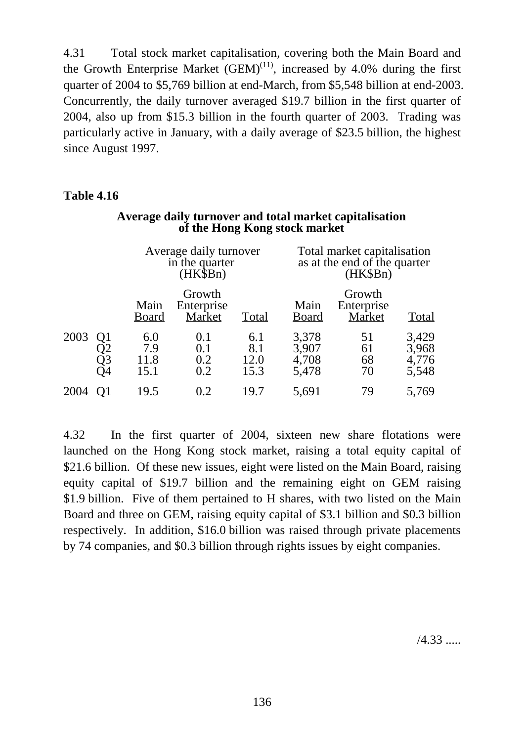4.31 Total stock market capitalisation, covering both the Main Board and the Growth Enterprise Market (GEM)[(11)], increased by 4.0% during the first quarter of 2004 to $5,769 billion at end-March, from $5,548 billion at end-2003. Concurrently, the daily turnover averaged $19.7 billion in the first quarter of 2004, also up from $15.3 billion in the fourth quarter of 2003. Trading was particularly active in January, with a daily average of $23.5 billion, the highest since August 1997.

**Table 4.16**

**Average daily turnover and total market capitalisation of the Hong Kong stock market**

| | | Average daily turnover in the quarter (HK$Bn) | | | Total market capitalisation as at the end of the quarter (HK$Bn) | | |
|---|---|---|---|---|---|---|---|
| | | Main Board | Growth Enterprise Market | Total | Main Board | Growth Enterprise Market | Total |
| 2003 | Q1 | 6.0 | 0.1 | 6.1 | 3,378 | 51 | 3,429 |
| | Q2 | 7.9 | 0.1 | 8.1 | 3,907 | 61 | 3,968 |
| | Q3 | 11.8 | 0.2 | 12.0 | 4,708 | 68 | 4,776 |
| | Q4 | 15.1 | 0.2 | 15.3 | 5,478 | 70 | 5,548 |
| 2004 | Q1 | 19.5 | 0.2 | 19.7 | 5,691 | 79 | 5,769 |

4.32 In the first quarter of 2004, sixteen new share flotations were launched on the Hong Kong stock market, raising a total equity capital of $21.6 billion. Of these new issues, eight were listed on the Main Board, raising equity capital of $19.7 billion and the remaining eight on GEM raising $1.9 billion. Five of them pertained to H shares, with two listed on the Main Board and three on GEM, raising equity capital of $3.1 billion and $0.3 billion respectively. In addition, $16.0 billion was raised through private placements by 74 companies, and $0.3 billion through rights issues by eight companies.

/4.33 .....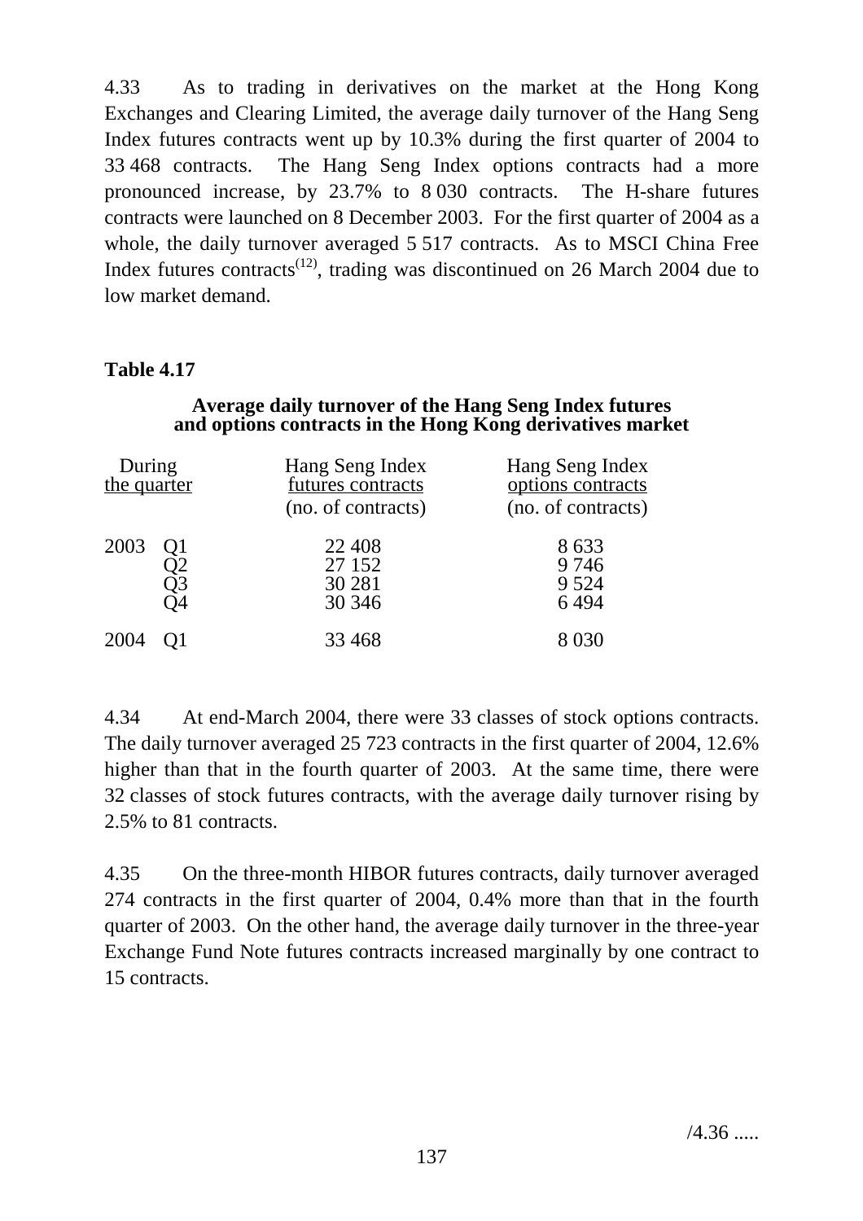4.33 As to trading in derivatives on the market at the Hong Kong Exchanges and Clearing Limited, the average daily turnover of the Hang Seng Index futures contracts went up by 10.3% during the first quarter of 2004 to 33 468 contracts. The Hang Seng Index options contracts had a more pronounced increase, by 23.7% to 8 030 contracts. The H-share futures contracts were launched on 8 December 2003. For the first quarter of 2004 as a whole, the daily turnover averaged 5 517 contracts. As to MSCI China Free Index futures contracts[12], trading was discontinued on 26 March 2004 due to low market demand.

**Table 4.17**

**Average daily turnover of the Hang Seng Index futures and options contracts in the Hong Kong derivatives market**

| During the quarter | | Hang Seng Index futures contracts (no. of contracts) | Hang Seng Index options contracts (no. of contracts) |
|---|---|---|---|
| 2003 | Q1 | 22 408 | 8 633 |
| | Q2 | 27 152 | 9 746 |
| | Q3 | 30 281 | 9 524 |
| | Q4 | 30 346 | 6 494 |
| 2004 | Q1 | 33 468 | 8 030 |

4.34 At end-March 2004, there were 33 classes of stock options contracts. The daily turnover averaged 25 723 contracts in the first quarter of 2004, 12.6% higher than that in the fourth quarter of 2003. At the same time, there were 32 classes of stock futures contracts, with the average daily turnover rising by 2.5% to 81 contracts.

4.35 On the three-month HIBOR futures contracts, daily turnover averaged 274 contracts in the first quarter of 2004, 0.4% more than that in the fourth quarter of 2003. On the other hand, the average daily turnover in the three-year Exchange Fund Note futures contracts increased marginally by one contract to 15 contracts.

/4.36 .....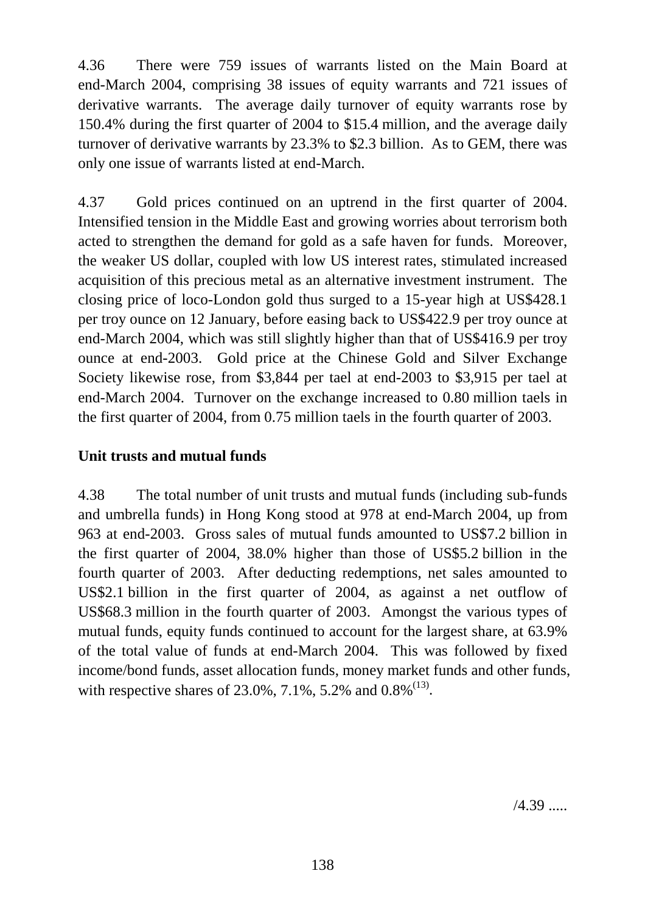4.36 There were 759 issues of warrants listed on the Main Board at end-March 2004, comprising 38 issues of equity warrants and 721 issues of derivative warrants. The average daily turnover of equity warrants rose by 150.4% during the first quarter of 2004 to $15.4 million, and the average daily turnover of derivative warrants by 23.3% to $2.3 billion. As to GEM, there was only one issue of warrants listed at end-March.

4.37 Gold prices continued on an uptrend in the first quarter of 2004. Intensified tension in the Middle East and growing worries about terrorism both acted to strengthen the demand for gold as a safe haven for funds. Moreover, the weaker US dollar, coupled with low US interest rates, stimulated increased acquisition of this precious metal as an alternative investment instrument. The closing price of loco-London gold thus surged to a 15-year high at US$428.1 per troy ounce on 12 January, before easing back to US$422.9 per troy ounce at end-March 2004, which was still slightly higher than that of US$416.9 per troy ounce at end-2003. Gold price at the Chinese Gold and Silver Exchange Society likewise rose, from $3,844 per tael at end-2003 to $3,915 per tael at end-March 2004. Turnover on the exchange increased to 0.80 million taels in the first quarter of 2004, from 0.75 million taels in the fourth quarter of 2003.

**Unit trusts and mutual funds**

4.38 The total number of unit trusts and mutual funds (including sub-funds and umbrella funds) in Hong Kong stood at 978 at end-March 2004, up from 963 at end-2003. Gross sales of mutual funds amounted to US$7.2 billion in the first quarter of 2004, 38.0% higher than those of US$5.2 billion in the fourth quarter of 2003. After deducting redemptions, net sales amounted to US$2.1 billion in the first quarter of 2004, as against a net outflow of US$68.3 million in the fourth quarter of 2003. Amongst the various types of mutual funds, equity funds continued to account for the largest share, at 63.9% of the total value of funds at end-March 2004. This was followed by fixed income/bond funds, asset allocation funds, money market funds and other funds, with respective shares of 23.0%, 7.1%, 5.2% and 0.8%(13).

/4.39 .....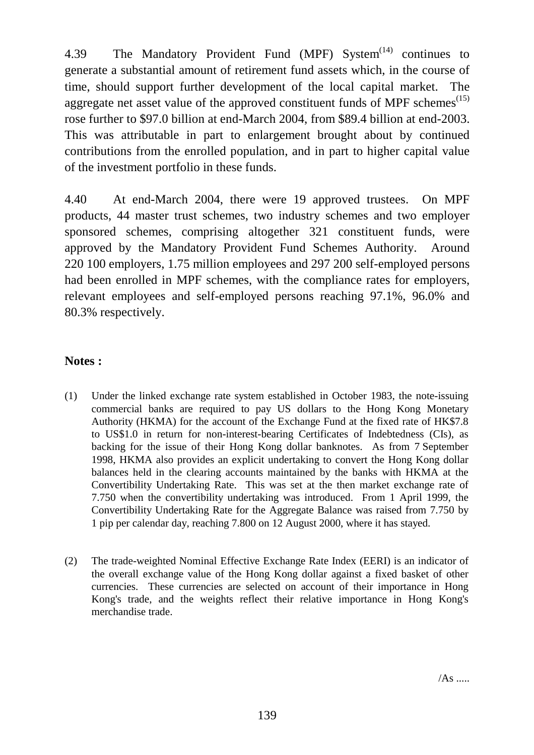4.39 The Mandatory Provident Fund (MPF) System[14] continues to generate a substantial amount of retirement fund assets which, in the course of time, should support further development of the local capital market. The aggregate net asset value of the approved constituent funds of MPF schemes[15] rose further to $97.0 billion at end-March 2004, from $89.4 billion at end-2003. This was attributable in part to enlargement brought about by continued contributions from the enrolled population, and in part to higher capital value of the investment portfolio in these funds.

4.40 At end-March 2004, there were 19 approved trustees. On MPF products, 44 master trust schemes, two industry schemes and two employer sponsored schemes, comprising altogether 321 constituent funds, were approved by the Mandatory Provident Fund Schemes Authority. Around 220 100 employers, 1.75 million employees and 297 200 self-employed persons had been enrolled in MPF schemes, with the compliance rates for employers, relevant employees and self-employed persons reaching 97.1%, 96.0% and 80.3% respectively.

**Notes :**

(1) Under the linked exchange rate system established in October 1983, the note-issuing commercial banks are required to pay US dollars to the Hong Kong Monetary Authority (HKMA) for the account of the Exchange Fund at the fixed rate of HK$7.8 to US$1.0 in return for non-interest-bearing Certificates of Indebtedness (CIs), as backing for the issue of their Hong Kong dollar banknotes. As from 7 September 1998, HKMA also provides an explicit undertaking to convert the Hong Kong dollar balances held in the clearing accounts maintained by the banks with HKMA at the Convertibility Undertaking Rate. This was set at the then market exchange rate of 7.750 when the convertibility undertaking was introduced. From 1 April 1999, the Convertibility Undertaking Rate for the Aggregate Balance was raised from 7.750 by 1 pip per calendar day, reaching 7.800 on 12 August 2000, where it has stayed.

(2) The trade-weighted Nominal Effective Exchange Rate Index (EERI) is an indicator of the overall exchange value of the Hong Kong dollar against a fixed basket of other currencies. These currencies are selected on account of their importance in Hong Kong's trade, and the weights reflect their relative importance in Hong Kong's merchandise trade.

/As .....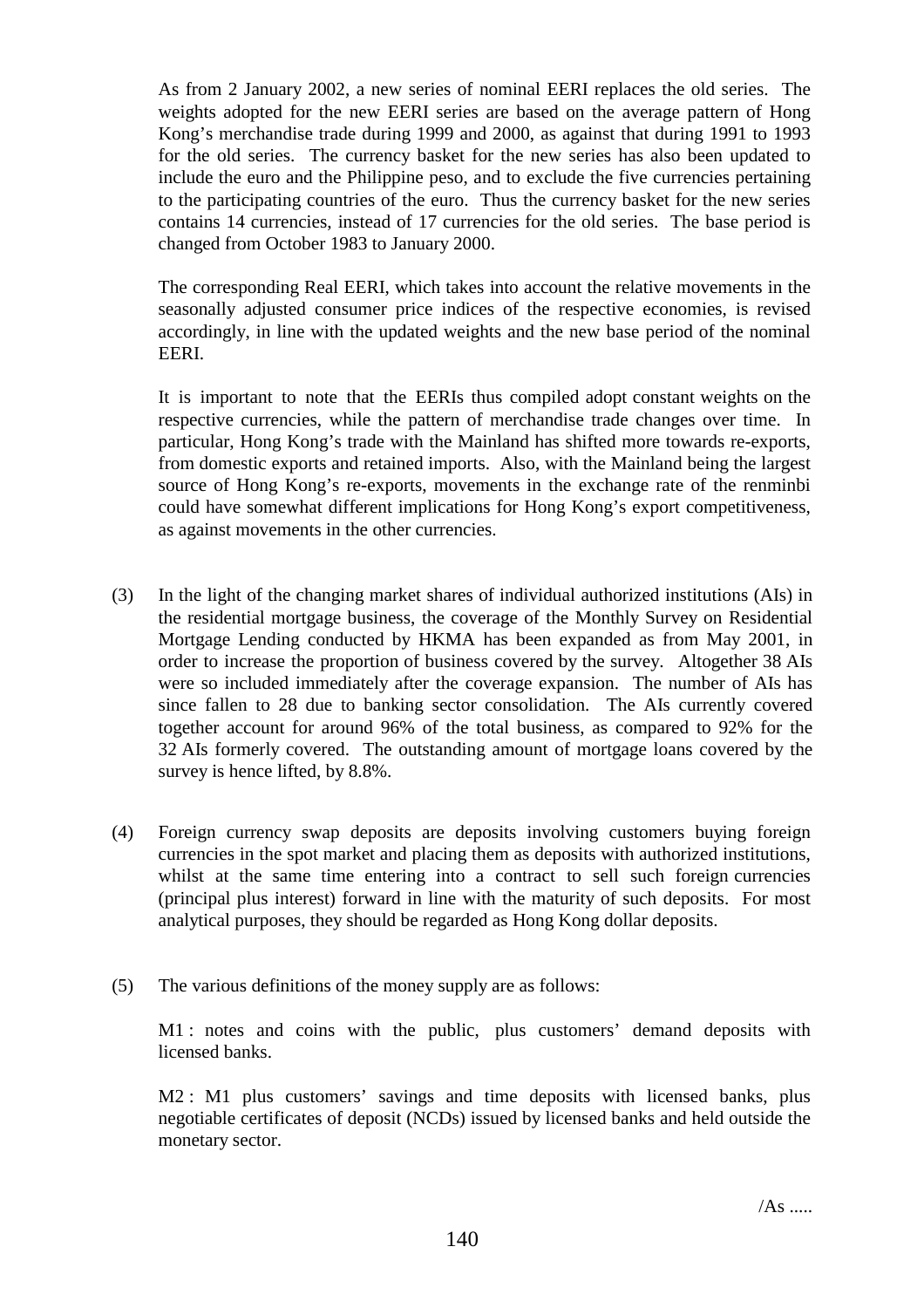As from 2 January 2002, a new series of nominal EERI replaces the old series. The weights adopted for the new EERI series are based on the average pattern of Hong Kong's merchandise trade during 1999 and 2000, as against that during 1991 to 1993 for the old series. The currency basket for the new series has also been updated to include the euro and the Philippine peso, and to exclude the five currencies pertaining to the participating countries of the euro. Thus the currency basket for the new series contains 14 currencies, instead of 17 currencies for the old series. The base period is changed from October 1983 to January 2000.

The corresponding Real EERI, which takes into account the relative movements in the seasonally adjusted consumer price indices of the respective economies, is revised accordingly, in line with the updated weights and the new base period of the nominal EERI.

It is important to note that the EERIs thus compiled adopt constant weights on the respective currencies, while the pattern of merchandise trade changes over time. In particular, Hong Kong's trade with the Mainland has shifted more towards re-exports, from domestic exports and retained imports. Also, with the Mainland being the largest source of Hong Kong's re-exports, movements in the exchange rate of the renminbi could have somewhat different implications for Hong Kong's export competitiveness, as against movements in the other currencies.

(3) In the light of the changing market shares of individual authorized institutions (AIs) in the residential mortgage business, the coverage of the Monthly Survey on Residential Mortgage Lending conducted by HKMA has been expanded as from May 2001, in order to increase the proportion of business covered by the survey. Altogether 38 AIs were so included immediately after the coverage expansion. The number of AIs has since fallen to 28 due to banking sector consolidation. The AIs currently covered together account for around 96% of the total business, as compared to 92% for the 32 AIs formerly covered. The outstanding amount of mortgage loans covered by the survey is hence lifted, by 8.8%.

(4) Foreign currency swap deposits are deposits involving customers buying foreign currencies in the spot market and placing them as deposits with authorized institutions, whilst at the same time entering into a contract to sell such foreign currencies (principal plus interest) forward in line with the maturity of such deposits. For most analytical purposes, they should be regarded as Hong Kong dollar deposits.

(5) The various definitions of the money supply are as follows:

M1 : notes and coins with the public, plus customers' demand deposits with licensed banks.

M2 : M1 plus customers' savings and time deposits with licensed banks, plus negotiable certificates of deposit (NCDs) issued by licensed banks and held outside the monetary sector.

/As .....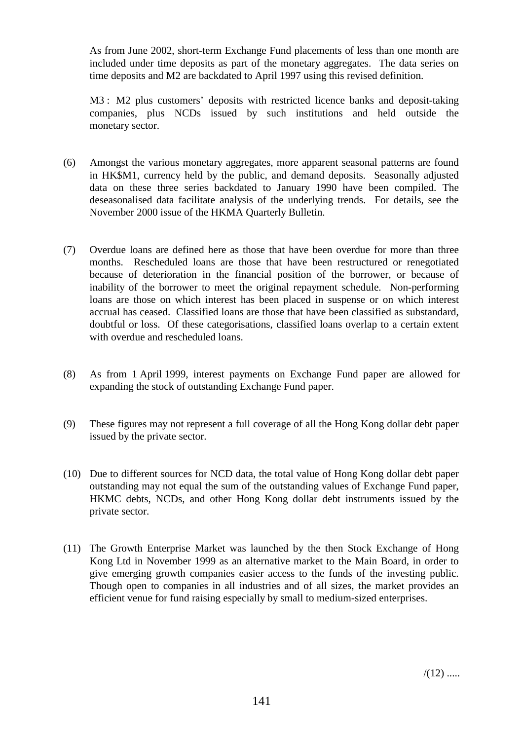As from June 2002, short-term Exchange Fund placements of less than one month are included under time deposits as part of the monetary aggregates. The data series on time deposits and M2 are backdated to April 1997 using this revised definition.

M3 : M2 plus customers' deposits with restricted licence banks and deposit-taking companies, plus NCDs issued by such institutions and held outside the monetary sector.

(6) Amongst the various monetary aggregates, more apparent seasonal patterns are found in HK$M1, currency held by the public, and demand deposits. Seasonally adjusted data on these three series backdated to January 1990 have been compiled. The deseasonalised data facilitate analysis of the underlying trends. For details, see the November 2000 issue of the HKMA Quarterly Bulletin.

(7) Overdue loans are defined here as those that have been overdue for more than three months. Rescheduled loans are those that have been restructured or renegotiated because of deterioration in the financial position of the borrower, or because of inability of the borrower to meet the original repayment schedule. Non-performing loans are those on which interest has been placed in suspense or on which interest accrual has ceased. Classified loans are those that have been classified as substandard, doubtful or loss. Of these categorisations, classified loans overlap to a certain extent with overdue and rescheduled loans.

(8) As from 1 April 1999, interest payments on Exchange Fund paper are allowed for expanding the stock of outstanding Exchange Fund paper.

(9) These figures may not represent a full coverage of all the Hong Kong dollar debt paper issued by the private sector.

(10) Due to different sources for NCD data, the total value of Hong Kong dollar debt paper outstanding may not equal the sum of the outstanding values of Exchange Fund paper, HKMC debts, NCDs, and other Hong Kong dollar debt instruments issued by the private sector.

(11) The Growth Enterprise Market was launched by the then Stock Exchange of Hong Kong Ltd in November 1999 as an alternative market to the Main Board, in order to give emerging growth companies easier access to the funds of the investing public. Though open to companies in all industries and of all sizes, the market provides an efficient venue for fund raising especially by small to medium-sized enterprises.

/(12) .....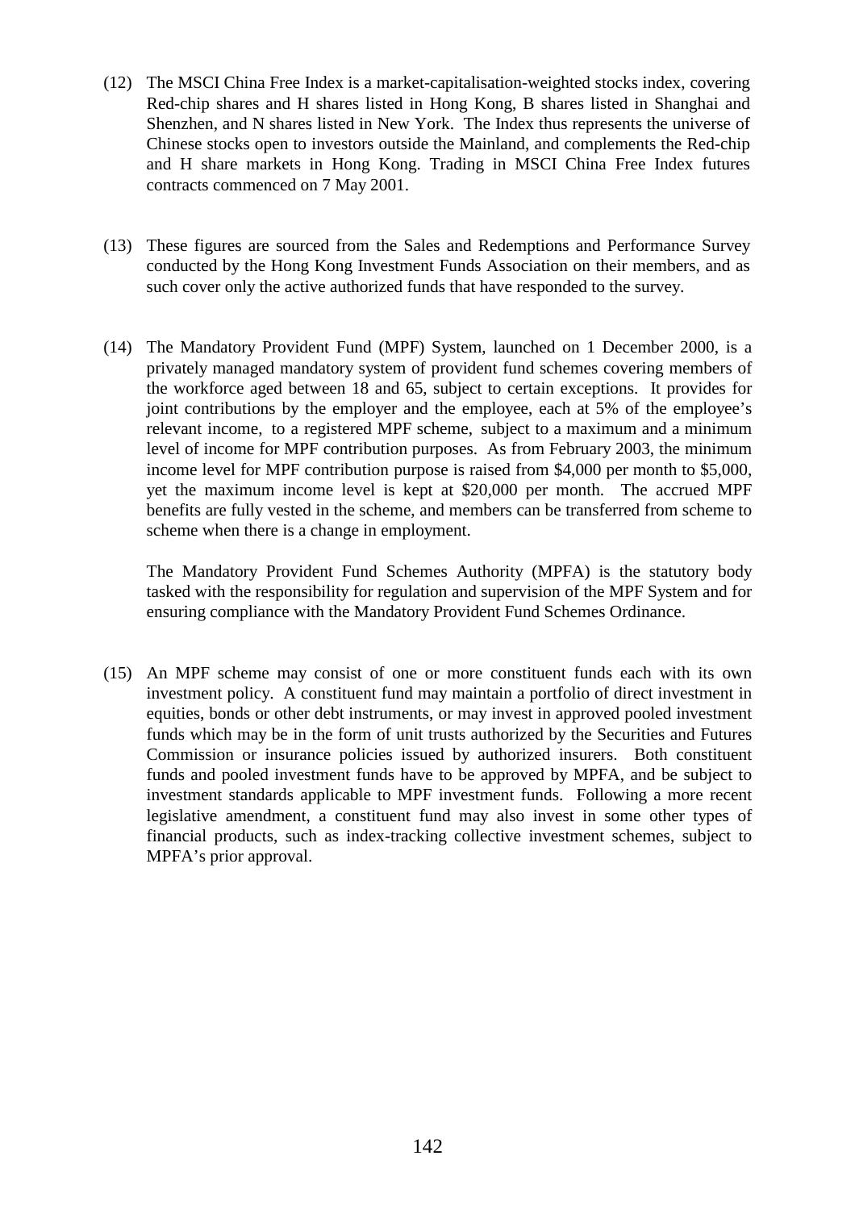(12) The MSCI China Free Index is a market-capitalisation-weighted stocks index, covering Red-chip shares and H shares listed in Hong Kong, B shares listed in Shanghai and Shenzhen, and N shares listed in New York. The Index thus represents the universe of Chinese stocks open to investors outside the Mainland, and complements the Red-chip and H share markets in Hong Kong. Trading in MSCI China Free Index futures contracts commenced on 7 May 2001.

(13) These figures are sourced from the Sales and Redemptions and Performance Survey conducted by the Hong Kong Investment Funds Association on their members, and as such cover only the active authorized funds that have responded to the survey.

(14) The Mandatory Provident Fund (MPF) System, launched on 1 December 2000, is a privately managed mandatory system of provident fund schemes covering members of the workforce aged between 18 and 65, subject to certain exceptions. It provides for joint contributions by the employer and the employee, each at 5% of the employee's relevant income, to a registered MPF scheme, subject to a maximum and a minimum level of income for MPF contribution purposes. As from February 2003, the minimum income level for MPF contribution purpose is raised from $4,000 per month to $5,000, yet the maximum income level is kept at $20,000 per month. The accrued MPF benefits are fully vested in the scheme, and members can be transferred from scheme to scheme when there is a change in employment.

The Mandatory Provident Fund Schemes Authority (MPFA) is the statutory body tasked with the responsibility for regulation and supervision of the MPF System and for ensuring compliance with the Mandatory Provident Fund Schemes Ordinance.

(15) An MPF scheme may consist of one or more constituent funds each with its own investment policy. A constituent fund may maintain a portfolio of direct investment in equities, bonds or other debt instruments, or may invest in approved pooled investment funds which may be in the form of unit trusts authorized by the Securities and Futures Commission or insurance policies issued by authorized insurers. Both constituent funds and pooled investment funds have to be approved by MPFA, and be subject to investment standards applicable to MPF investment funds. Following a more recent legislative amendment, a constituent fund may also invest in some other types of financial products, such as index-tracking collective investment schemes, subject to MPFA's prior approval.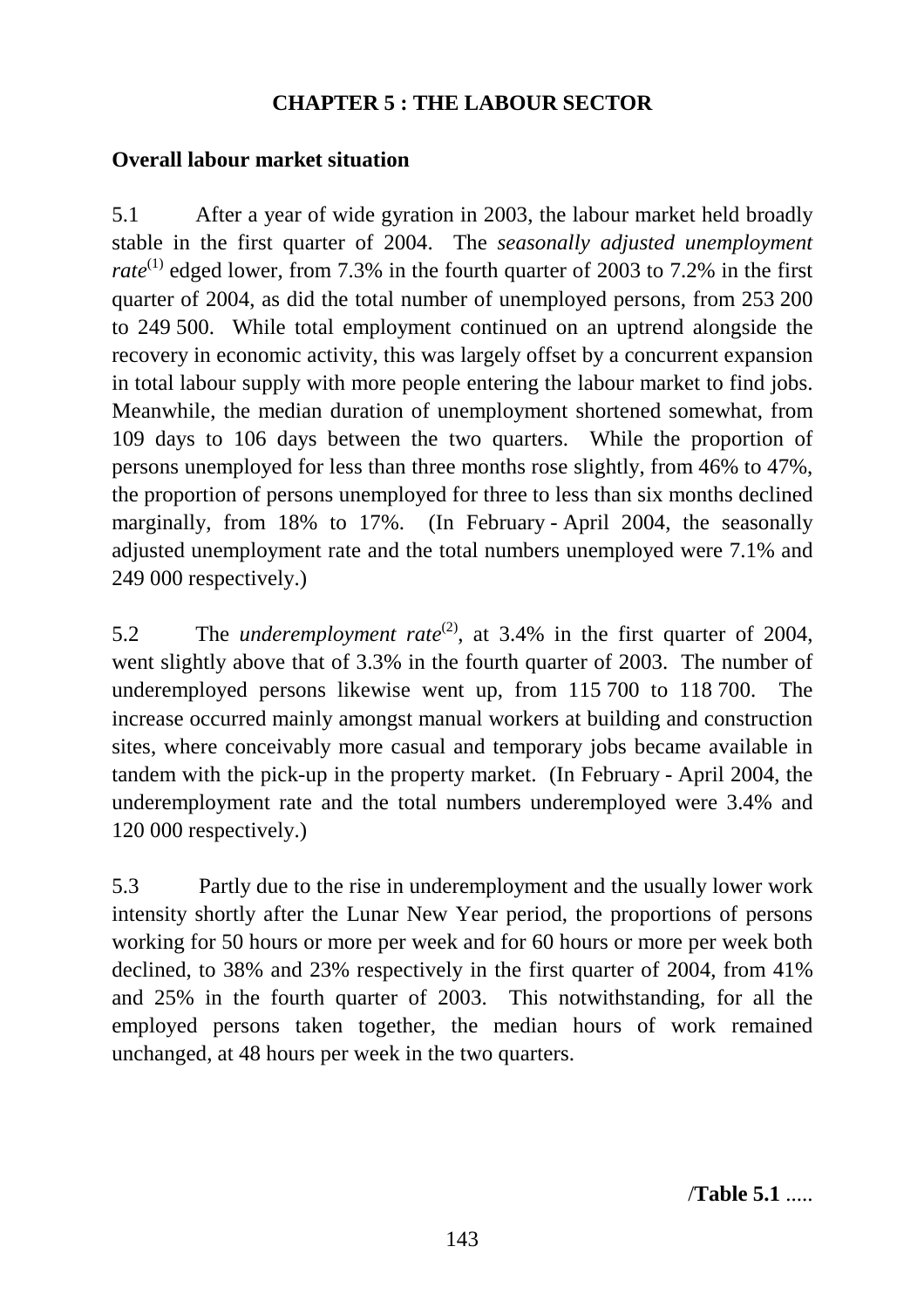# CHAPTER 5 : THE LABOUR SECTOR

## Overall labour market situation

5.1 After a year of wide gyration in 2003, the labour market held broadly stable in the first quarter of 2004. The *seasonally adjusted unemployment rate*(1) edged lower, from 7.3% in the fourth quarter of 2003 to 7.2% in the first quarter of 2004, as did the total number of unemployed persons, from 253 200 to 249 500. While total employment continued on an uptrend alongside the recovery in economic activity, this was largely offset by a concurrent expansion in total labour supply with more people entering the labour market to find jobs. Meanwhile, the median duration of unemployment shortened somewhat, from 109 days to 106 days between the two quarters. While the proportion of persons unemployed for less than three months rose slightly, from 46% to 47%, the proportion of persons unemployed for three to less than six months declined marginally, from 18% to 17%. (In February - April 2004, the seasonally adjusted unemployment rate and the total numbers unemployed were 7.1% and 249 000 respectively.)

5.2 The *underemployment rate*(2), at 3.4% in the first quarter of 2004, went slightly above that of 3.3% in the fourth quarter of 2003. The number of underemployed persons likewise went up, from 115 700 to 118 700. The increase occurred mainly amongst manual workers at building and construction sites, where conceivably more casual and temporary jobs became available in tandem with the pick-up in the property market. (In February - April 2004, the underemployment rate and the total numbers underemployed were 3.4% and 120 000 respectively.)

5.3 Partly due to the rise in underemployment and the usually lower work intensity shortly after the Lunar New Year period, the proportions of persons working for 50 hours or more per week and for 60 hours or more per week both declined, to 38% and 23% respectively in the first quarter of 2004, from 41% and 25% in the fourth quarter of 2003. This notwithstanding, for all the employed persons taken together, the median hours of work remained unchanged, at 48 hours per week in the two quarters.

/**Table 5.1** .....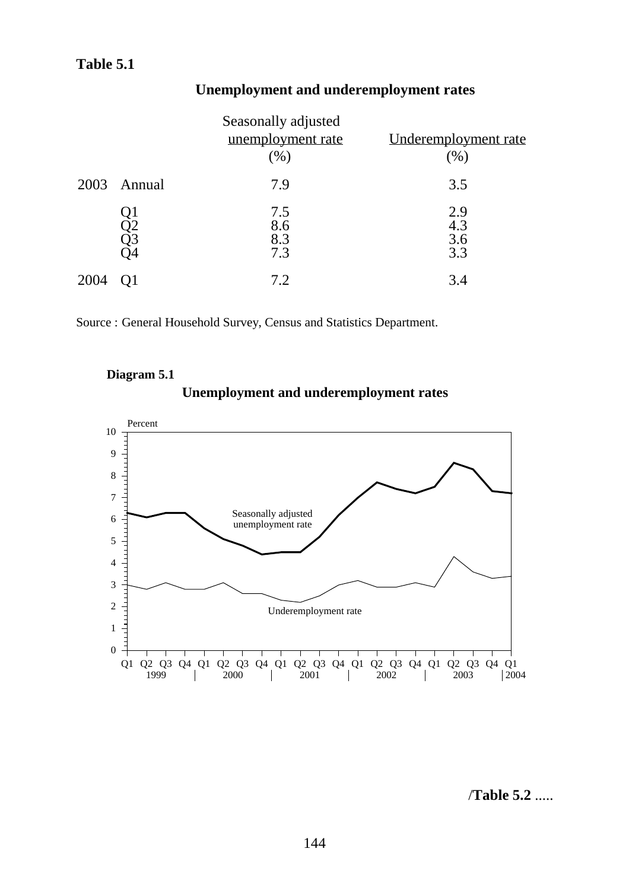**Table 5.1**

**Unemployment and underemployment rates**

| | | Seasonally adjusted unemployment rate (%) | Underemployment rate (%) |
|---|---|---|---|
| 2003 | Annual | 7.9 | 3.5 |
| | Q1 | 7.5 | 2.9 |
| | Q2 | 8.6 | 4.3 |
| | Q3 | 8.3 | 3.6 |
| | Q4 | 7.3 | 3.3 |
| 2004 | Q1 | 7.2 | 3.4 |

Source : General Household Survey, Census and Statistics Department.

**Diagram 5.1**

**Unemployment and underemployment rates**

Percent

Seasonally adjusted unemployment rate

Underemployment rate

Q1 Q2 Q3 Q4 Q1 Q2 Q3 Q4 Q1 Q2 Q3 Q4 Q1 Q2 Q3 Q4 Q1 Q2 Q3 Q4 Q1
1999 2000 2001 2002 2003 2004

/**Table 5.2** .....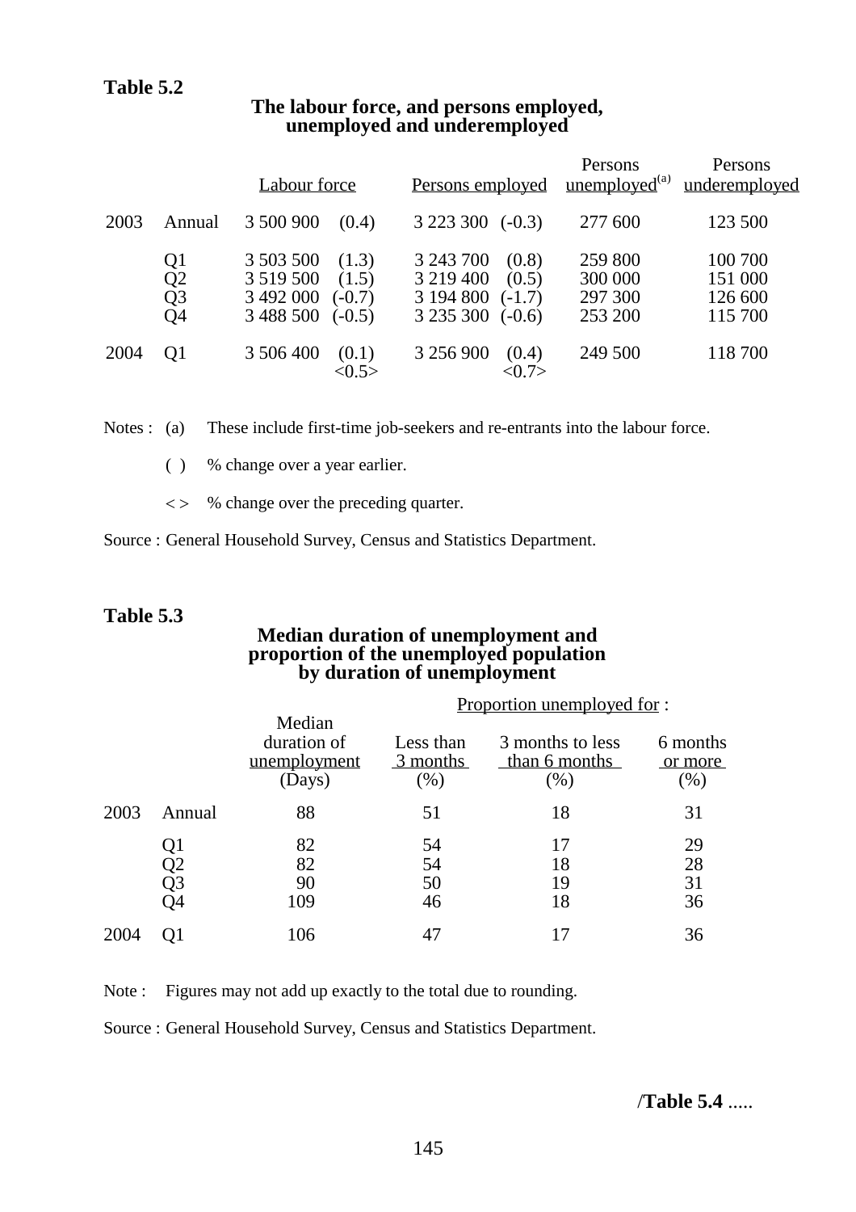**Table 5.2**

**The labour force, and persons employed, unemployed and underemployed**

| | | Labour force | | Persons employed | | Persons unemployed[(a)] | Persons underemployed |
|---|---|---|---|---|---|---|---|
| 2003 | Annual | 3 500 900 | (0.4) | 3 223 300 | (-0.3) | 277 600 | 123 500 |
| | Q1 | 3 503 500 | (1.3) | 3 243 700 | (0.8) | 259 800 | 100 700 |
| | Q2 | 3 519 500 | (1.5) | 3 219 400 | (0.5) | 300 000 | 151 000 |
| | Q3 | 3 492 000 | (-0.7) | 3 194 800 | (-1.7) | 297 300 | 126 600 |
| | Q4 | 3 488 500 | (-0.5) | 3 235 300 | (-0.6) | 253 200 | 115 700 |
| 2004 | Q1 | 3 506 400 | (0.1) <0.5> | 3 256 900 | (0.4) <0.7> | 249 500 | 118 700 |

Notes : (a) These include first-time job-seekers and re-entrants into the labour force.

( ) % change over a year earlier.

< > % change over the preceding quarter.

Source : General Household Survey, Census and Statistics Department.

**Table 5.3**

**Median duration of unemployment and proportion of the unemployed population by duration of unemployment**

| | | Median duration of unemployment (Days) | Proportion unemployed for : Less than 3 months (%) | 3 months to less than 6 months (%) | 6 months or more (%) |
|---|---|---|---|---|---|
| 2003 | Annual | 88 | 51 | 18 | 31 |
| | Q1 | 82 | 54 | 17 | 29 |
| | Q2 | 82 | 54 | 18 | 28 |
| | Q3 | 90 | 50 | 19 | 31 |
| | Q4 | 109 | 46 | 18 | 36 |
| 2004 | Q1 | 106 | 47 | 17 | 36 |

Note : Figures may not add up exactly to the total due to rounding.

Source : General Household Survey, Census and Statistics Department.

/**Table 5.4** .....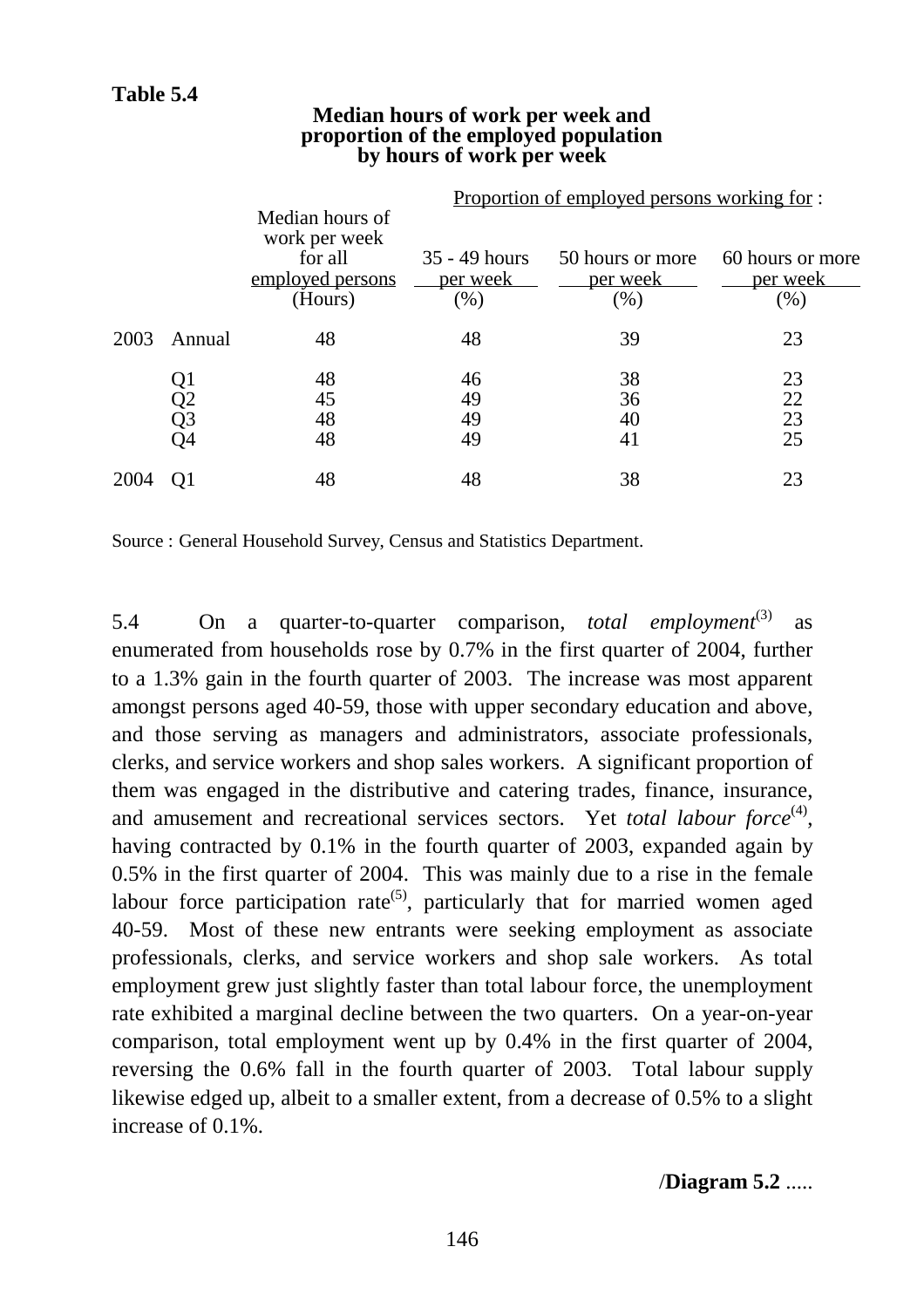**Table 5.4**

**Median hours of work per week and proportion of the employed population by hours of work per week**

| | | Median hours of work per week for all employed persons | Proportion of employed persons working for : | | |
|---|---|---|---|---|---|
| | | | 35 - 49 hours per week | 50 hours or more per week | 60 hours or more per week |
| | | (Hours) | (%) | (%) | (%) |
| 2003 | Annual | 48 | 48 | 39 | 23 |
| | Q1 | 48 | 46 | 38 | 23 |
| | Q2 | 45 | 49 | 36 | 22 |
| | Q3 | 48 | 49 | 40 | 23 |
| | Q4 | 48 | 49 | 41 | 25 |
| 2004 | Q1 | 48 | 48 | 38 | 23 |

Source : General Household Survey, Census and Statistics Department.

5.4 On a quarter-to-quarter comparison, *total employment*(3) as enumerated from households rose by 0.7% in the first quarter of 2004, further to a 1.3% gain in the fourth quarter of 2003. The increase was most apparent amongst persons aged 40-59, those with upper secondary education and above, and those serving as managers and administrators, associate professionals, clerks, and service workers and shop sales workers. A significant proportion of them was engaged in the distributive and catering trades, finance, insurance, and amusement and recreational services sectors. Yet *total labour force*(4), having contracted by 0.1% in the fourth quarter of 2003, expanded again by 0.5% in the first quarter of 2004. This was mainly due to a rise in the female labour force participation rate(5), particularly that for married women aged 40-59. Most of these new entrants were seeking employment as associate professionals, clerks, and service workers and shop sale workers. As total employment grew just slightly faster than total labour force, the unemployment rate exhibited a marginal decline between the two quarters. On a year-on-year comparison, total employment went up by 0.4% in the first quarter of 2004, reversing the 0.6% fall in the fourth quarter of 2003. Total labour supply likewise edged up, albeit to a smaller extent, from a decrease of 0.5% to a slight increase of 0.1%.

/**Diagram 5.2** .....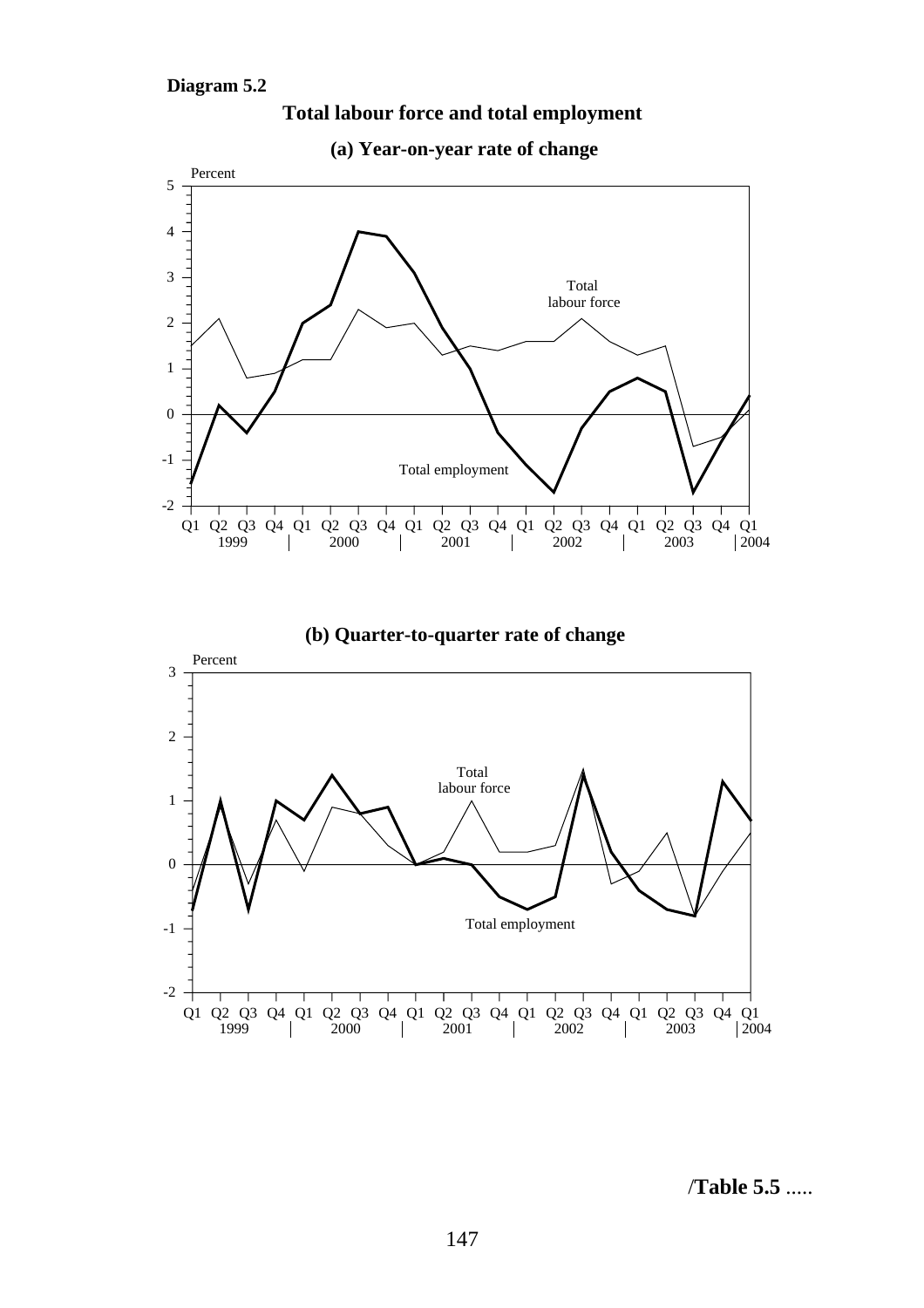**Diagram 5.2**

**Total labour force and total employment**

**(a) Year-on-year rate of change**

**(b) Quarter-to-quarter rate of change**

/**Table 5.5** .....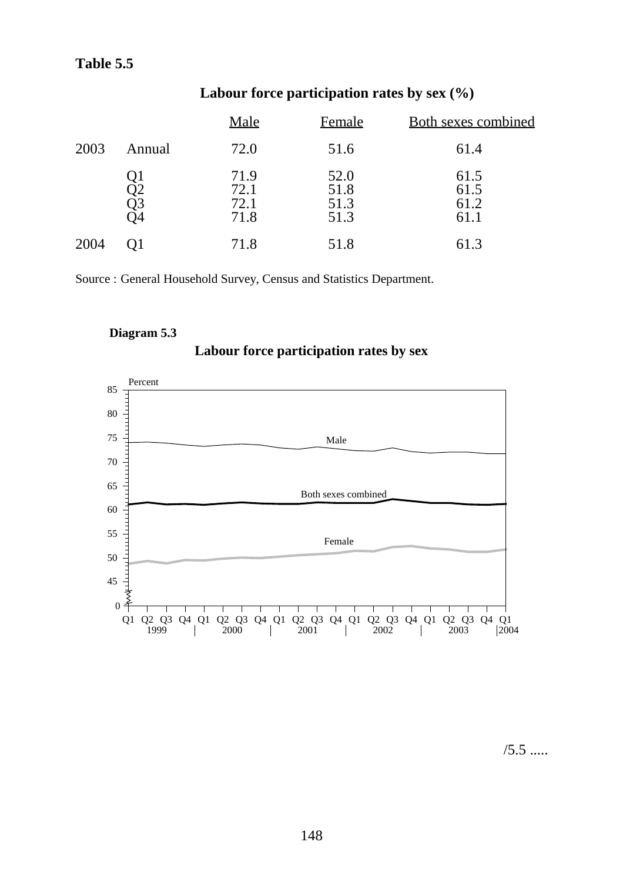**Table 5.5**

**Labour force participation rates by sex (%)**

| | | Male | Female | Both sexes combined |
|---|---|---|---|---|
| 2003 | Annual | 72.0 | 51.6 | 61.4 |
| | Q1 | 71.9 | 52.0 | 61.5 |
| | Q2 | 72.1 | 51.8 | 61.5 |
| | Q3 | 72.1 | 51.3 | 61.2 |
| | Q4 | 71.8 | 51.3 | 61.1 |
| 2004 | Q1 | 71.8 | 51.8 | 61.3 |

Source : General Household Survey, Census and Statistics Department.

**Diagram 5.3**

**Labour force participation rates by sex**

/5.5 .....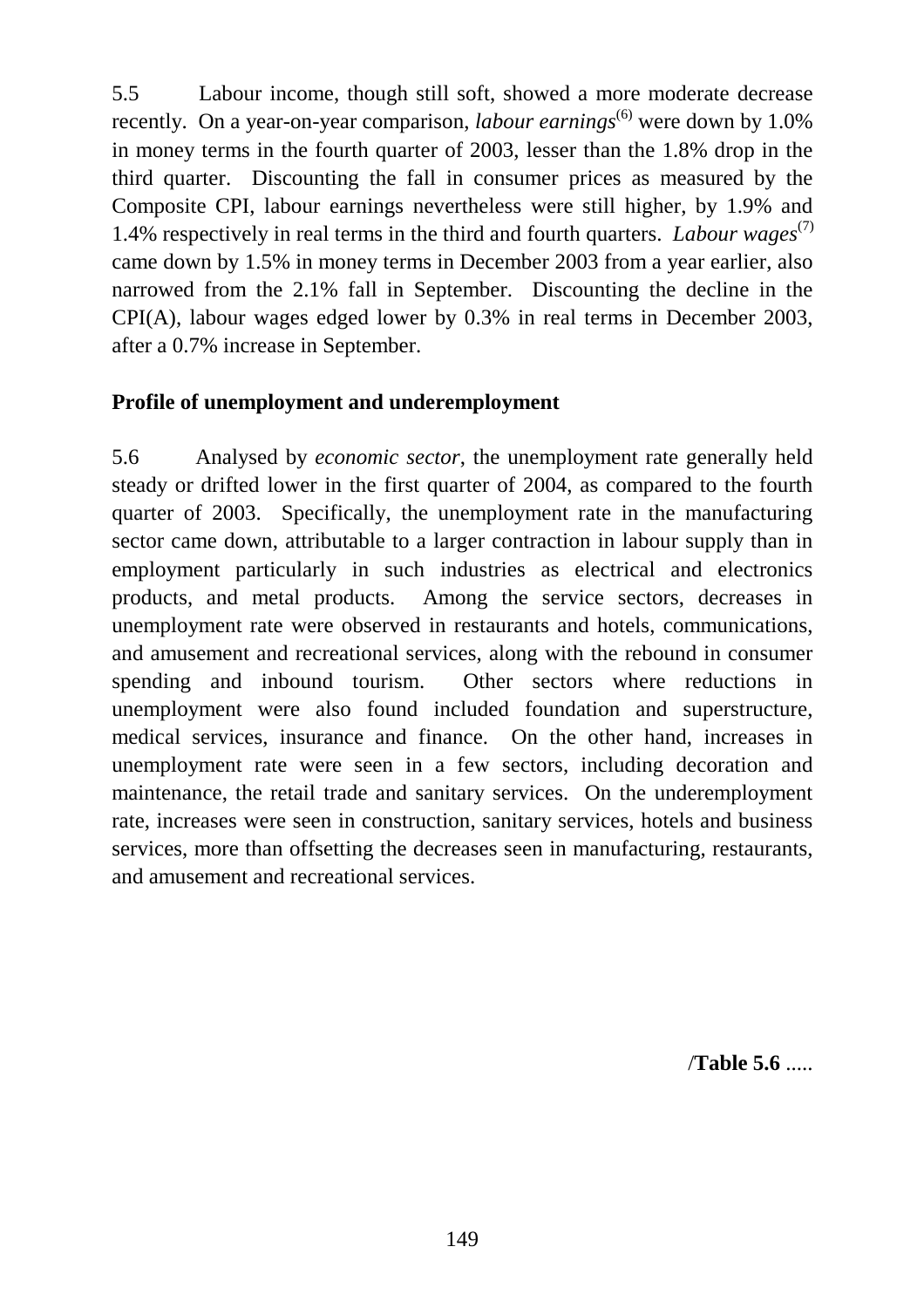5.5 Labour income, though still soft, showed a more moderate decrease recently. On a year-on-year comparison, *labour earnings*[6] were down by 1.0% in money terms in the fourth quarter of 2003, lesser than the 1.8% drop in the third quarter. Discounting the fall in consumer prices as measured by the Composite CPI, labour earnings nevertheless were still higher, by 1.9% and 1.4% respectively in real terms in the third and fourth quarters. *Labour wages*[7] came down by 1.5% in money terms in December 2003 from a year earlier, also narrowed from the 2.1% fall in September. Discounting the decline in the CPI(A), labour wages edged lower by 0.3% in real terms in December 2003, after a 0.7% increase in September.

**Profile of unemployment and underemployment**

5.6 Analysed by *economic sector*, the unemployment rate generally held steady or drifted lower in the first quarter of 2004, as compared to the fourth quarter of 2003. Specifically, the unemployment rate in the manufacturing sector came down, attributable to a larger contraction in labour supply than in employment particularly in such industries as electrical and electronics products, and metal products. Among the service sectors, decreases in unemployment rate were observed in restaurants and hotels, communications, and amusement and recreational services, along with the rebound in consumer spending and inbound tourism. Other sectors where reductions in unemployment were also found included foundation and superstructure, medical services, insurance and finance. On the other hand, increases in unemployment rate were seen in a few sectors, including decoration and maintenance, the retail trade and sanitary services. On the underemployment rate, increases were seen in construction, sanitary services, hotels and business services, more than offsetting the decreases seen in manufacturing, restaurants, and amusement and recreational services.

/**Table 5.6** .....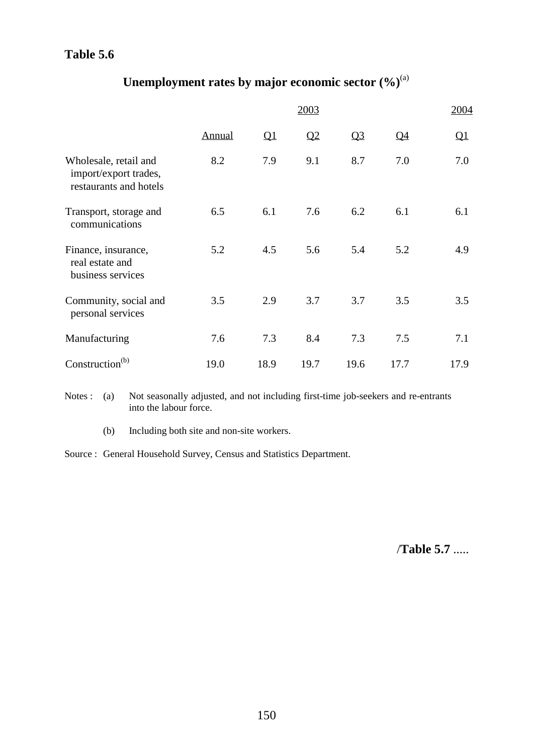**Table 5.6**

## Unemployment rates by major economic sector (%)[(a)]

| | 2003 | | | | | 2004 |
|---|---|---|---|---|---|---|
| | Annual | Q1 | Q2 | Q3 | Q4 | Q1 |
| Wholesale, retail and import/export trades, restaurants and hotels | 8.2 | 7.9 | 9.1 | 8.7 | 7.0 | 7.0 |
| Transport, storage and communications | 6.5 | 6.1 | 7.6 | 6.2 | 6.1 | 6.1 |
| Finance, insurance, real estate and business services | 5.2 | 4.5 | 5.6 | 5.4 | 5.2 | 4.9 |
| Community, social and personal services | 3.5 | 2.9 | 3.7 | 3.7 | 3.5 | 3.5 |
| Manufacturing | 7.6 | 7.3 | 8.4 | 7.3 | 7.5 | 7.1 |
| Construction[(b)] | 19.0 | 18.9 | 19.7 | 19.6 | 17.7 | 17.9 |

Notes : (a) Not seasonally adjusted, and not including first-time job-seekers and re-entrants into the labour force.

(b) Including both site and non-site workers.

Source : General Household Survey, Census and Statistics Department.

/**Table 5.7** .....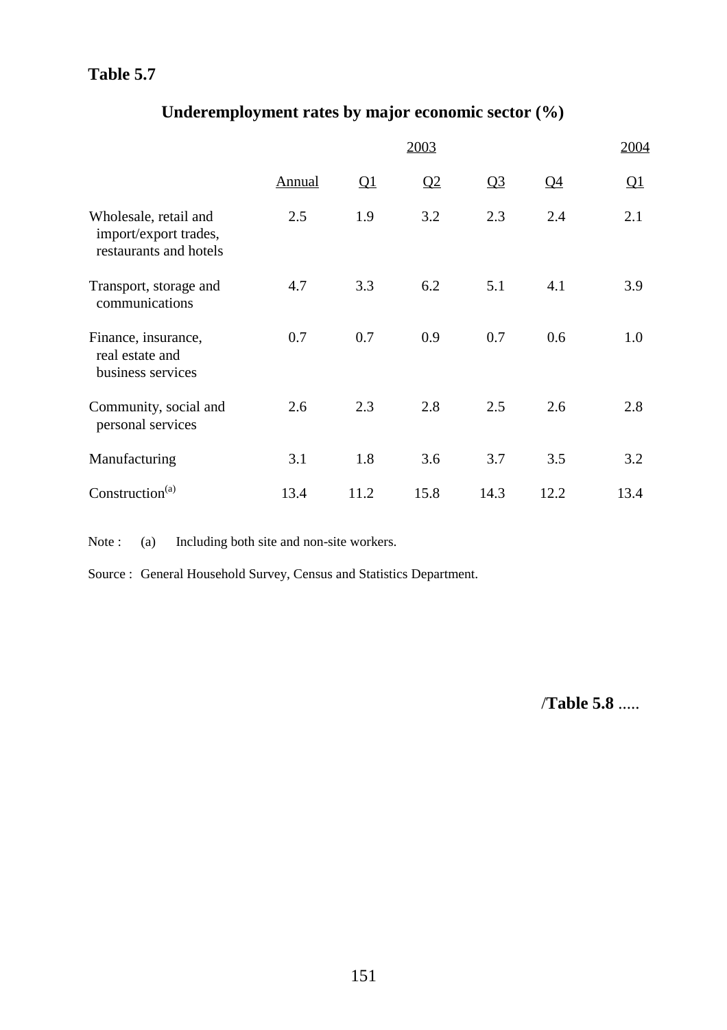**Table 5.7**

## Underemployment rates by major economic sector (%)

| | 2003 | | | | | 2004 |
|---|---|---|---|---|---|---|
| | Annual | Q1 | Q2 | Q3 | Q4 | Q1 |
| Wholesale, retail and import/export trades, restaurants and hotels | 2.5 | 1.9 | 3.2 | 2.3 | 2.4 | 2.1 |
| Transport, storage and communications | 4.7 | 3.3 | 6.2 | 5.1 | 4.1 | 3.9 |
| Finance, insurance, real estate and business services | 0.7 | 0.7 | 0.9 | 0.7 | 0.6 | 1.0 |
| Community, social and personal services | 2.6 | 2.3 | 2.8 | 2.5 | 2.6 | 2.8 |
| Manufacturing | 3.1 | 1.8 | 3.6 | 3.7 | 3.5 | 3.2 |
| Construction[(a)] | 13.4 | 11.2 | 15.8 | 14.3 | 12.2 | 13.4 |

Note : (a) Including both site and non-site workers.

Source : General Household Survey, Census and Statistics Department.

/**Table 5.8** .....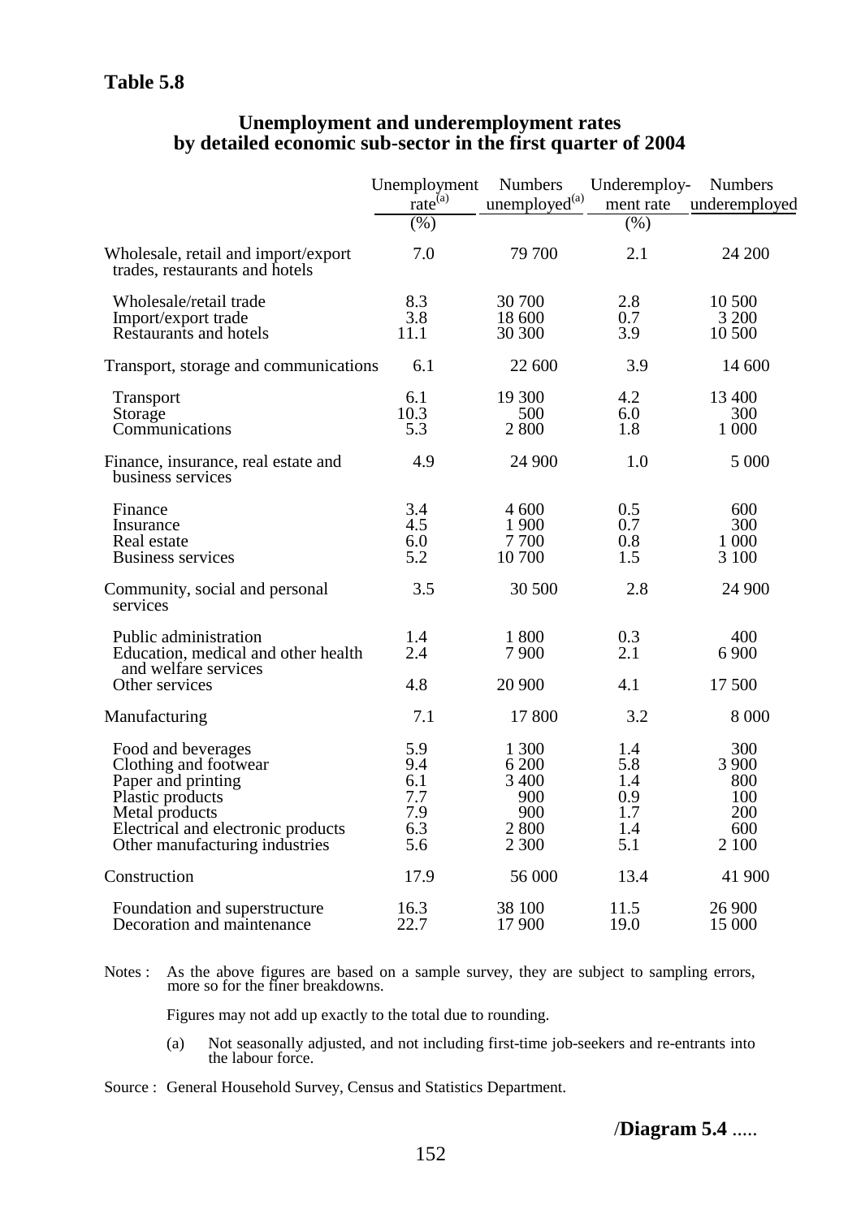**Table 5.8**

**Unemployment and underemployment rates by detailed economic sub-sector in the first quarter of 2004**

| | Unemployment rate[(a)] (%) | Numbers unemployed[(a)] | Underemployment rate (%) | Numbers underemployed |
|---|---|---|---|---|
| Wholesale, retail and import/export trades, restaurants and hotels | 7.0 | 79 700 | 2.1 | 24 200 |
| Wholesale/retail trade | 8.3 | 30 700 | 2.8 | 10 500 |
| Import/export trade | 3.8 | 18 600 | 0.7 | 3 200 |
| Restaurants and hotels | 11.1 | 30 300 | 3.9 | 10 500 |
| Transport, storage and communications | 6.1 | 22 600 | 3.9 | 14 600 |
| Transport | 6.1 | 19 300 | 4.2 | 13 400 |
| Storage | 10.3 | 500 | 6.0 | 300 |
| Communications | 5.3 | 2 800 | 1.8 | 1 000 |
| Finance, insurance, real estate and business services | 4.9 | 24 900 | 1.0 | 5 000 |
| Finance | 3.4 | 4 600 | 0.5 | 600 |
| Insurance | 4.5 | 1 900 | 0.7 | 300 |
| Real estate | 6.0 | 7 700 | 0.8 | 1 000 |
| Business services | 5.2 | 10 700 | 1.5 | 3 100 |
| Community, social and personal services | 3.5 | 30 500 | 2.8 | 24 900 |
| Public administration | 1.4 | 1 800 | 0.3 | 400 |
| Education, medical and other health and welfare services | 2.4 | 7 900 | 2.1 | 6 900 |
| Other services | 4.8 | 20 900 | 4.1 | 17 500 |
| Manufacturing | 7.1 | 17 800 | 3.2 | 8 000 |
| Food and beverages | 5.9 | 1 300 | 1.4 | 300 |
| Clothing and footwear | 9.4 | 6 200 | 5.8 | 3 900 |
| Paper and printing | 6.1 | 3 400 | 1.4 | 800 |
| Plastic products | 7.7 | 900 | 0.9 | 100 |
| Metal products | 7.9 | 900 | 1.7 | 200 |
| Electrical and electronic products | 6.3 | 2 800 | 1.4 | 600 |
| Other manufacturing industries | 5.6 | 2 300 | 5.1 | 2 100 |
| Construction | 17.9 | 56 000 | 13.4 | 41 900 |
| Foundation and superstructure | 16.3 | 38 100 | 11.5 | 26 900 |
| Decoration and maintenance | 22.7 | 17 900 | 19.0 | 15 000 |

Notes : As the above figures are based on a sample survey, they are subject to sampling errors, more so for the finer breakdowns.

Figures may not add up exactly to the total due to rounding.

(a) Not seasonally adjusted, and not including first-time job-seekers and re-entrants into the labour force.

Source : General Household Survey, Census and Statistics Department.

/**Diagram 5.4** .....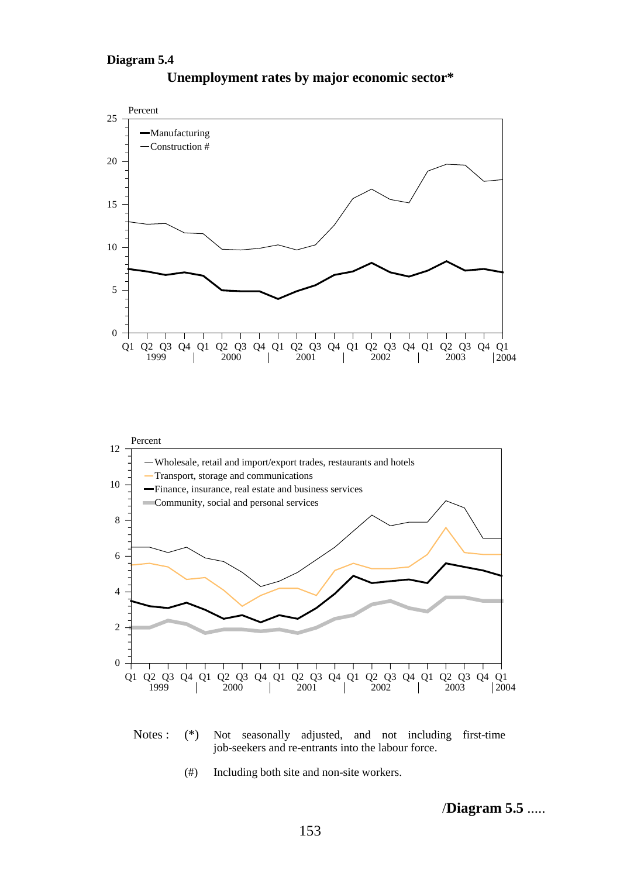**Diagram 5.4**

**Unemployment rates by major economic sector***

Notes : (*) Not seasonally adjusted, and not including first-time job-seekers and re-entrants into the labour force.

(#) Including both site and non-site workers.

/**Diagram 5.5** .....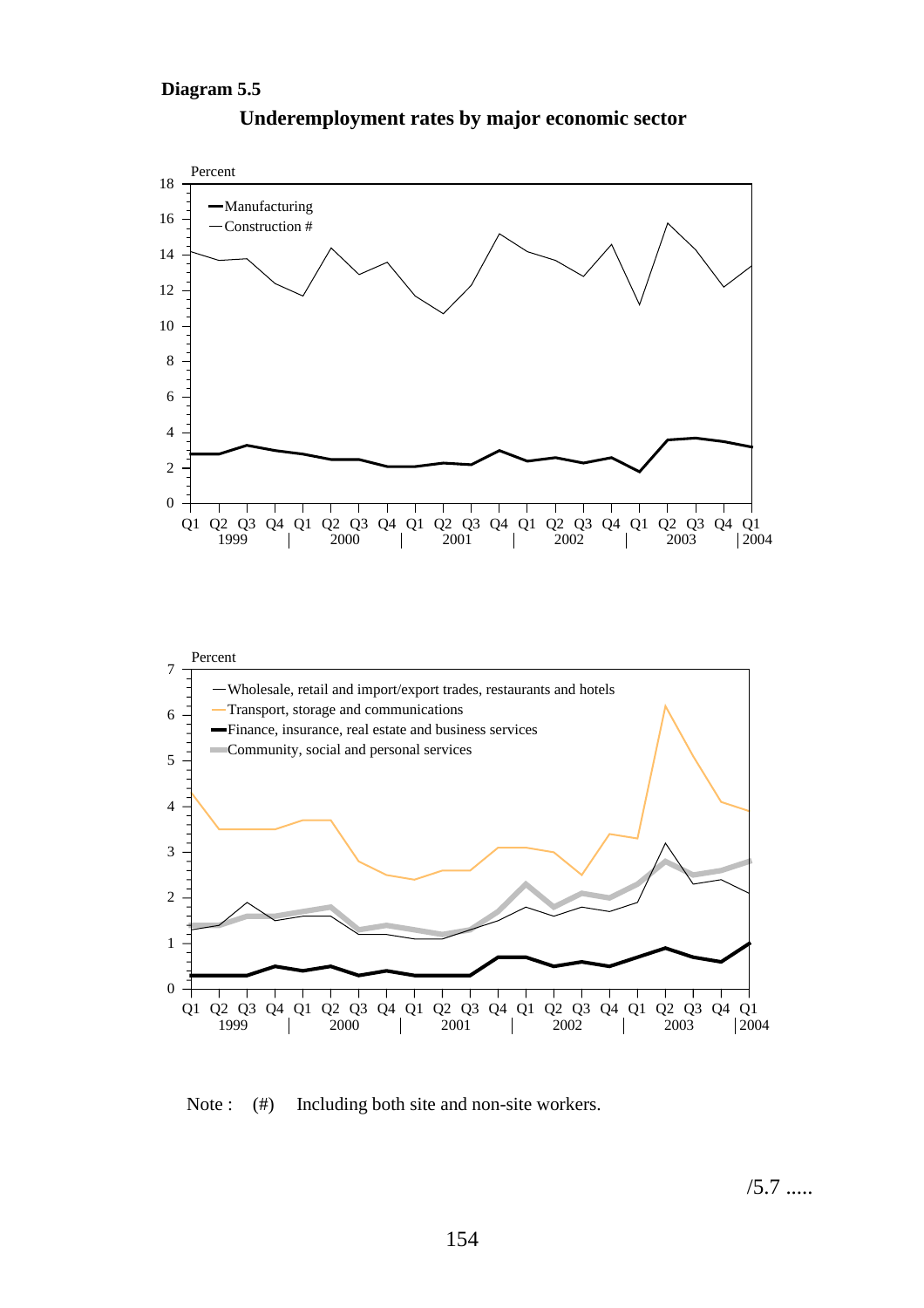**Diagram 5.5**

**Underemployment rates by major economic sector**

Note : (#) Including both site and non-site workers.

/5.7 .....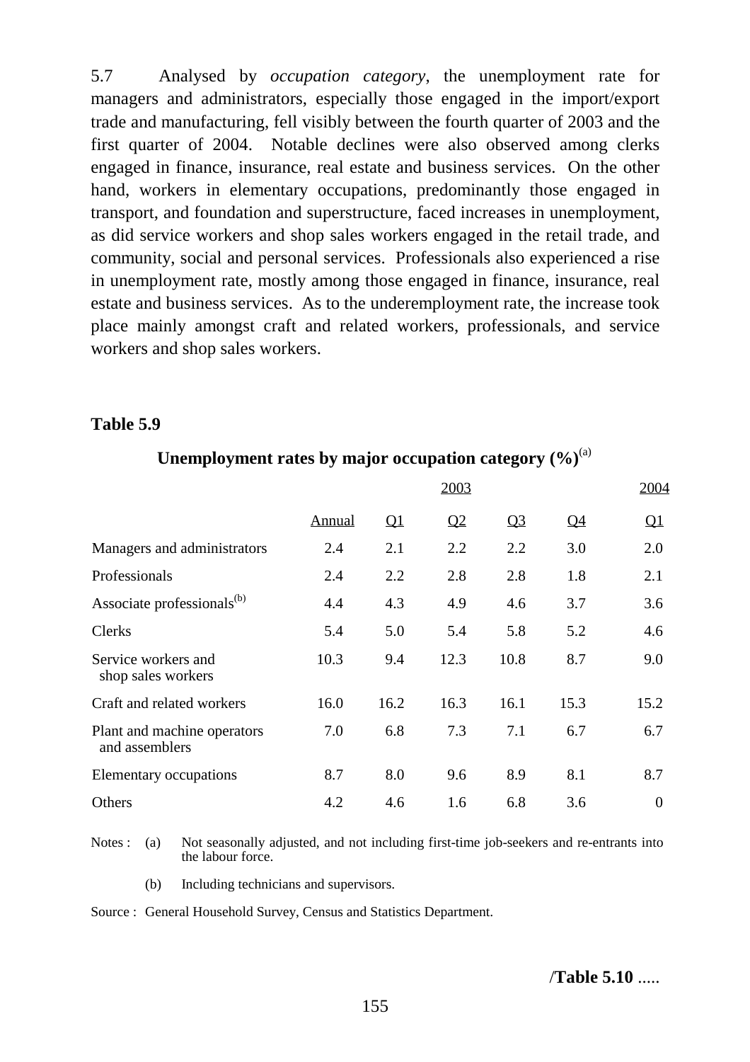5.7 Analysed by *occupation category*, the unemployment rate for managers and administrators, especially those engaged in the import/export trade and manufacturing, fell visibly between the fourth quarter of 2003 and the first quarter of 2004. Notable declines were also observed among clerks engaged in finance, insurance, real estate and business services. On the other hand, workers in elementary occupations, predominantly those engaged in transport, and foundation and superstructure, faced increases in unemployment, as did service workers and shop sales workers engaged in the retail trade, and community, social and personal services. Professionals also experienced a rise in unemployment rate, mostly among those engaged in finance, insurance, real estate and business services. As to the underemployment rate, the increase took place mainly amongst craft and related workers, professionals, and service workers and shop sales workers.

**Table 5.9**

**Unemployment rates by major occupation category (%)**[(a)]

| | 2003 | | | | | 2004 |
|---|---|---|---|---|---|---|
| | Annual | Q1 | Q2 | Q3 | Q4 | Q1 |
| Managers and administrators | 2.4 | 2.1 | 2.2 | 2.2 | 3.0 | 2.0 |
| Professionals | 2.4 | 2.2 | 2.8 | 2.8 | 1.8 | 2.1 |
| Associate professionals[(b)] | 4.4 | 4.3 | 4.9 | 4.6 | 3.7 | 3.6 |
| Clerks | 5.4 | 5.0 | 5.4 | 5.8 | 5.2 | 4.6 |
| Service workers and shop sales workers | 10.3 | 9.4 | 12.3 | 10.8 | 8.7 | 9.0 |
| Craft and related workers | 16.0 | 16.2 | 16.3 | 16.1 | 15.3 | 15.2 |
| Plant and machine operators and assemblers | 7.0 | 6.8 | 7.3 | 7.1 | 6.7 | 6.7 |
| Elementary occupations | 8.7 | 8.0 | 9.6 | 8.9 | 8.1 | 8.7 |
| Others | 4.2 | 4.6 | 1.6 | 6.8 | 3.6 | 0 |

Notes : (a) Not seasonally adjusted, and not including first-time job-seekers and re-entrants into the labour force.

(b) Including technicians and supervisors.

Source : General Household Survey, Census and Statistics Department.

/**Table 5.10** .....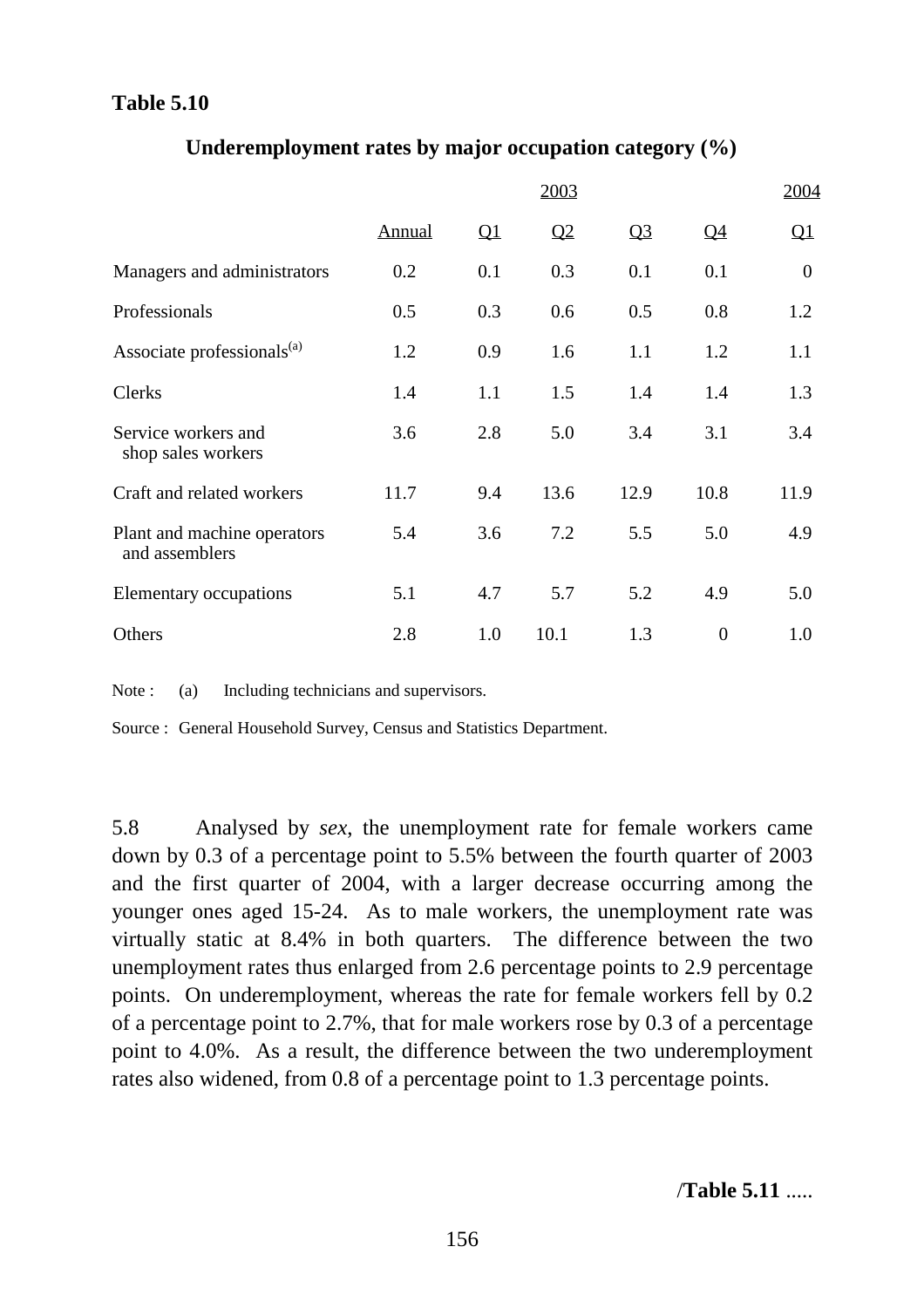**Table 5.10**

**Underemployment rates by major occupation category (%)**

| | 2003 | | | | | 2004 |
|---|---|---|---|---|---|---|
| | Annual | Q1 | Q2 | Q3 | Q4 | Q1 |
| Managers and administrators | 0.2 | 0.1 | 0.3 | 0.1 | 0.1 | 0 |
| Professionals | 0.5 | 0.3 | 0.6 | 0.5 | 0.8 | 1.2 |
| Associate professionals[(a)] | 1.2 | 0.9 | 1.6 | 1.1 | 1.2 | 1.1 |
| Clerks | 1.4 | 1.1 | 1.5 | 1.4 | 1.4 | 1.3 |
| Service workers and shop sales workers | 3.6 | 2.8 | 5.0 | 3.4 | 3.1 | 3.4 |
| Craft and related workers | 11.7 | 9.4 | 13.6 | 12.9 | 10.8 | 11.9 |
| Plant and machine operators and assemblers | 5.4 | 3.6 | 7.2 | 5.5 | 5.0 | 4.9 |
| Elementary occupations | 5.1 | 4.7 | 5.7 | 5.2 | 4.9 | 5.0 |
| Others | 2.8 | 1.0 | 10.1 | 1.3 | 0 | 1.0 |

Note : (a) Including technicians and supervisors.

Source : General Household Survey, Census and Statistics Department.

5.8 Analysed by *sex*, the unemployment rate for female workers came down by 0.3 of a percentage point to 5.5% between the fourth quarter of 2003 and the first quarter of 2004, with a larger decrease occurring among the younger ones aged 15-24. As to male workers, the unemployment rate was virtually static at 8.4% in both quarters. The difference between the two unemployment rates thus enlarged from 2.6 percentage points to 2.9 percentage points. On underemployment, whereas the rate for female workers fell by 0.2 of a percentage point to 2.7%, that for male workers rose by 0.3 of a percentage point to 4.0%. As a result, the difference between the two underemployment rates also widened, from 0.8 of a percentage point to 1.3 percentage points.

/**Table 5.11** .....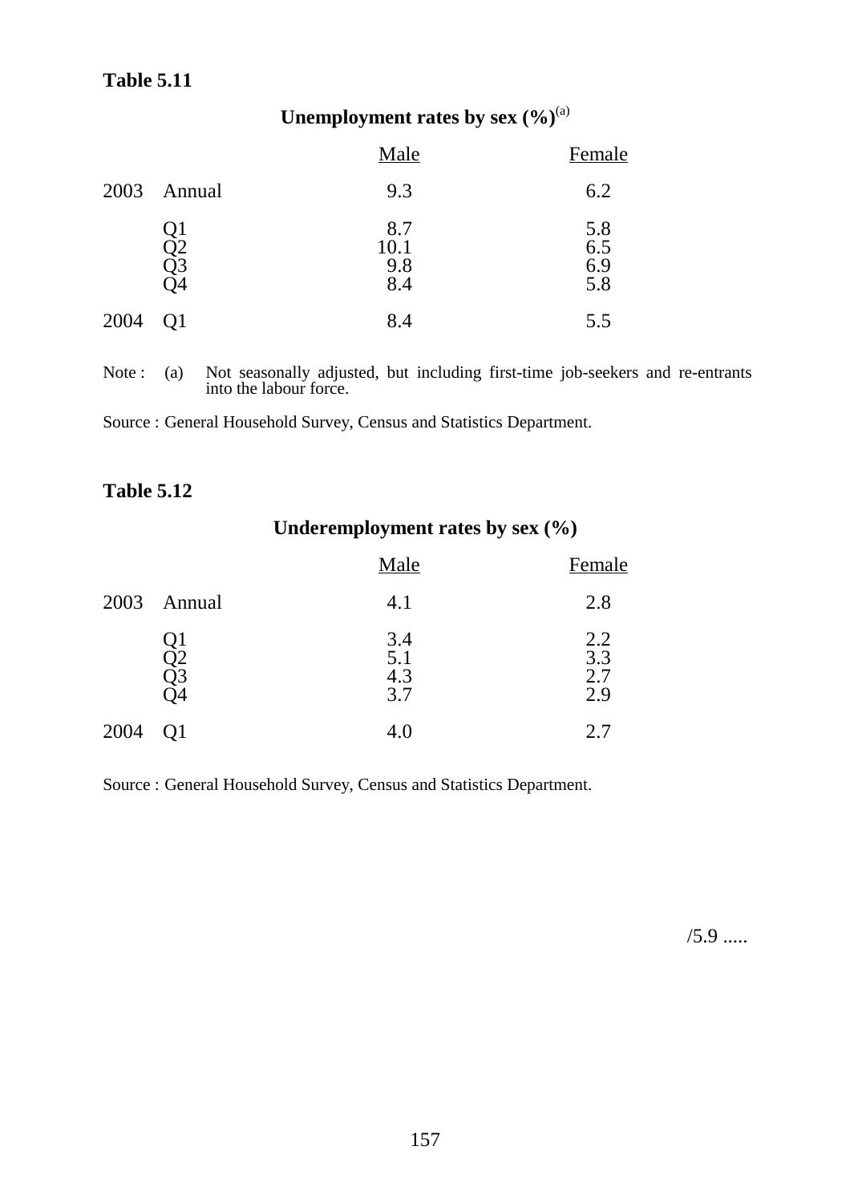**Table 5.11**

**Unemployment rates by sex (%)**[(a)]

| | | Male | Female |
|---|---|---|---|
| 2003 | Annual | 9.3 | 6.2 |
| | Q1 | 8.7 | 5.8 |
| | Q2 | 10.1 | 6.5 |
| | Q3 | 9.8 | 6.9 |
| | Q4 | 8.4 | 5.8 |
| 2004 | Q1 | 8.4 | 5.5 |

Note : (a) Not seasonally adjusted, but including first-time job-seekers and re-entrants into the labour force.

Source : General Household Survey, Census and Statistics Department.

**Table 5.12**

**Underemployment rates by sex (%)**

| | | Male | Female |
|---|---|---|---|
| 2003 | Annual | 4.1 | 2.8 |
| | Q1 | 3.4 | 2.2 |
| | Q2 | 5.1 | 3.3 |
| | Q3 | 4.3 | 2.7 |
| | Q4 | 3.7 | 2.9 |
| 2004 | Q1 | 4.0 | 2.7 |

Source : General Household Survey, Census and Statistics Department.

/5.9 .....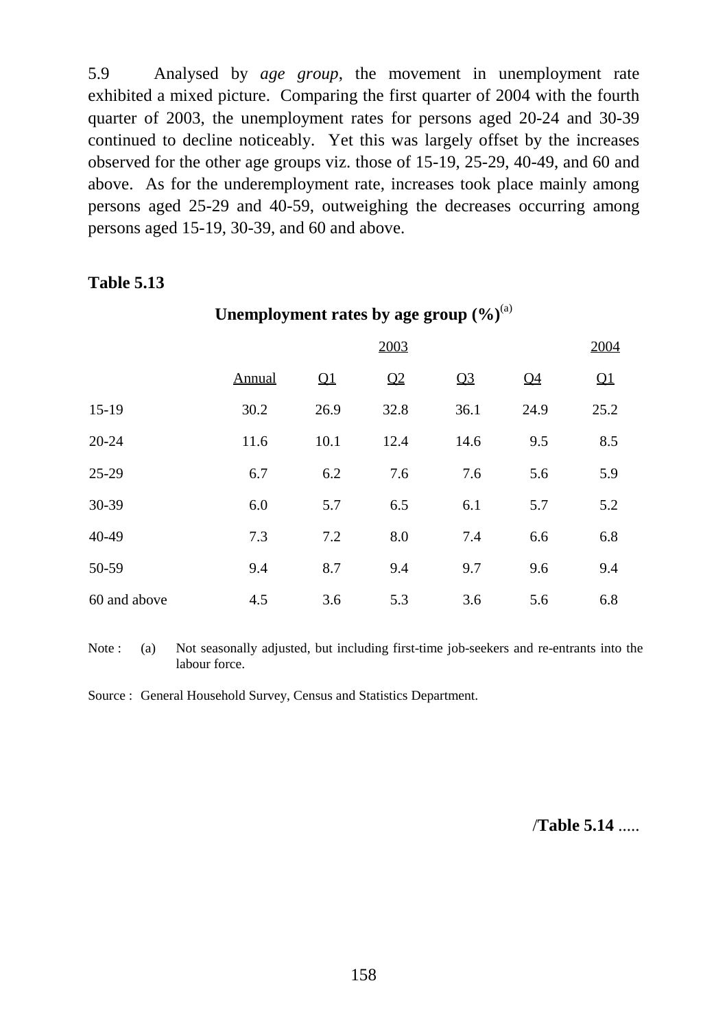5.9 Analysed by *age group*, the movement in unemployment rate exhibited a mixed picture. Comparing the first quarter of 2004 with the fourth quarter of 2003, the unemployment rates for persons aged 20-24 and 30-39 continued to decline noticeably. Yet this was largely offset by the increases observed for the other age groups viz. those of 15-19, 25-29, 40-49, and 60 and above. As for the underemployment rate, increases took place mainly among persons aged 25-29 and 40-59, outweighing the decreases occurring among persons aged 15-19, 30-39, and 60 and above.

**Table 5.13**

**Unemployment rates by age group (%)**[(a)]

| | 2003 | | | | | 2004 |
|---|---|---|---|---|---|---|
| | Annual | Q1 | Q2 | Q3 | Q4 | Q1 |
| 15-19 | 30.2 | 26.9 | 32.8 | 36.1 | 24.9 | 25.2 |
| 20-24 | 11.6 | 10.1 | 12.4 | 14.6 | 9.5 | 8.5 |
| 25-29 | 6.7 | 6.2 | 7.6 | 7.6 | 5.6 | 5.9 |
| 30-39 | 6.0 | 5.7 | 6.5 | 6.1 | 5.7 | 5.2 |
| 40-49 | 7.3 | 7.2 | 8.0 | 7.4 | 6.6 | 6.8 |
| 50-59 | 9.4 | 8.7 | 9.4 | 9.7 | 9.6 | 9.4 |
| 60 and above | 4.5 | 3.6 | 5.3 | 3.6 | 5.6 | 6.8 |

Note : (a) Not seasonally adjusted, but including first-time job-seekers and re-entrants into the labour force.

Source : General Household Survey, Census and Statistics Department.

/**Table 5.14** .....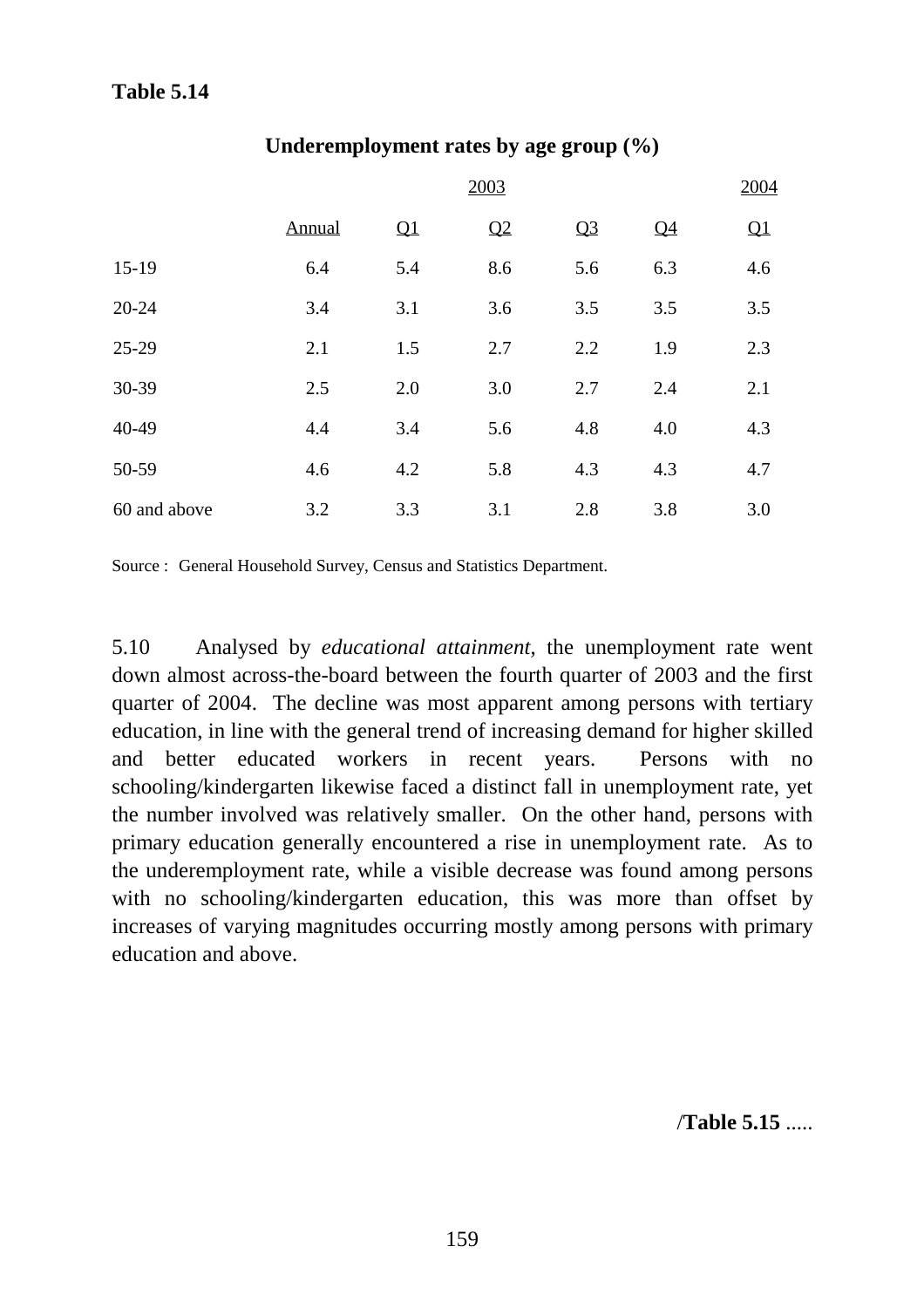**Table 5.14**

**Underemployment rates by age group (%)**

| | 2003 | | | | | 2004 |
|---|---|---|---|---|---|---|
| | Annual | Q1 | Q2 | Q3 | Q4 | Q1 |
| 15-19 | 6.4 | 5.4 | 8.6 | 5.6 | 6.3 | 4.6 |
| 20-24 | 3.4 | 3.1 | 3.6 | 3.5 | 3.5 | 3.5 |
| 25-29 | 2.1 | 1.5 | 2.7 | 2.2 | 1.9 | 2.3 |
| 30-39 | 2.5 | 2.0 | 3.0 | 2.7 | 2.4 | 2.1 |
| 40-49 | 4.4 | 3.4 | 5.6 | 4.8 | 4.0 | 4.3 |
| 50-59 | 4.6 | 4.2 | 5.8 | 4.3 | 4.3 | 4.7 |
| 60 and above | 3.2 | 3.3 | 3.1 | 2.8 | 3.8 | 3.0 |

Source : General Household Survey, Census and Statistics Department.

5.10 Analysed by *educational attainment*, the unemployment rate went down almost across-the-board between the fourth quarter of 2003 and the first quarter of 2004. The decline was most apparent among persons with tertiary education, in line with the general trend of increasing demand for higher skilled and better educated workers in recent years. Persons with no schooling/kindergarten likewise faced a distinct fall in unemployment rate, yet the number involved was relatively smaller. On the other hand, persons with primary education generally encountered a rise in unemployment rate. As to the underemployment rate, while a visible decrease was found among persons with no schooling/kindergarten education, this was more than offset by increases of varying magnitudes occurring mostly among persons with primary education and above.

/**Table 5.15** .....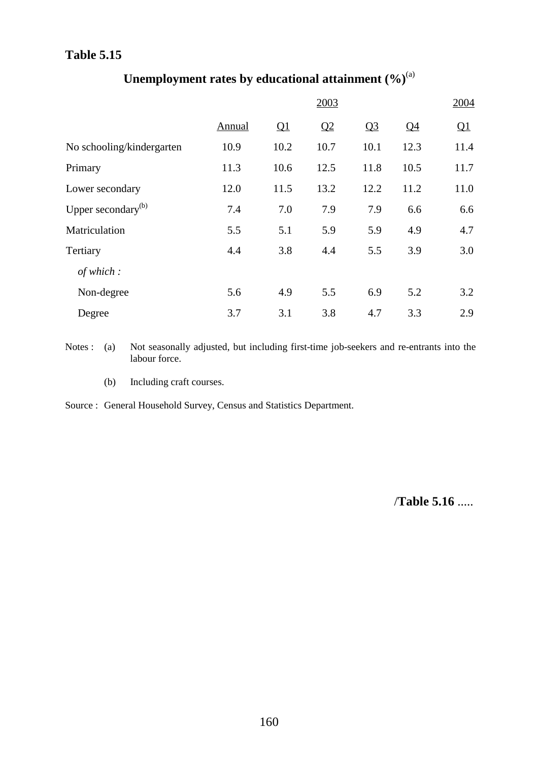**Table 5.15**

## Unemployment rates by educational attainment (%)[a]

| | 2003 | | | | | 2004 |
|---|---|---|---|---|---|---|
| | Annual | Q1 | Q2 | Q3 | Q4 | Q1 |
| No schooling/kindergarten | 10.9 | 10.2 | 10.7 | 10.1 | 12.3 | 11.4 |
| Primary | 11.3 | 10.6 | 12.5 | 11.8 | 10.5 | 11.7 |
| Lower secondary | 12.0 | 11.5 | 13.2 | 12.2 | 11.2 | 11.0 |
| Upper secondary[b] | 7.4 | 7.0 | 7.9 | 7.9 | 6.6 | 6.6 |
| Matriculation | 5.5 | 5.1 | 5.9 | 5.9 | 4.9 | 4.7 |
| Tertiary | 4.4 | 3.8 | 4.4 | 5.5 | 3.9 | 3.0 |
| *of which :* | | | | | | |
| Non-degree | 5.6 | 4.9 | 5.5 | 6.9 | 5.2 | 3.2 |
| Degree | 3.7 | 3.1 | 3.8 | 4.7 | 3.3 | 2.9 |

Notes : (a) Not seasonally adjusted, but including first-time job-seekers and re-entrants into the labour force.

(b) Including craft courses.

Source : General Household Survey, Census and Statistics Department.

/**Table 5.16** .....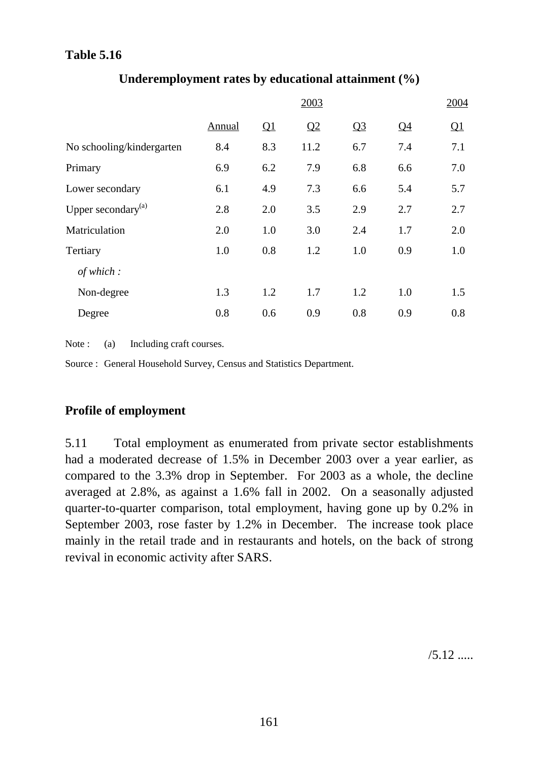**Table 5.16**

**Underemployment rates by educational attainment (%)**

| | 2003 | | | | | 2004 |
|---|---|---|---|---|---|---|
| | Annual | Q1 | Q2 | Q3 | Q4 | Q1 |
| No schooling/kindergarten | 8.4 | 8.3 | 11.2 | 6.7 | 7.4 | 7.1 |
| Primary | 6.9 | 6.2 | 7.9 | 6.8 | 6.6 | 7.0 |
| Lower secondary | 6.1 | 4.9 | 7.3 | 6.6 | 5.4 | 5.7 |
| Upper secondary[(a)] | 2.8 | 2.0 | 3.5 | 2.9 | 2.7 | 2.7 |
| Matriculation | 2.0 | 1.0 | 3.0 | 2.4 | 1.7 | 2.0 |
| Tertiary | 1.0 | 0.8 | 1.2 | 1.0 | 0.9 | 1.0 |
| *of which :* | | | | | | |
| Non-degree | 1.3 | 1.2 | 1.7 | 1.2 | 1.0 | 1.5 |
| Degree | 0.8 | 0.6 | 0.9 | 0.8 | 0.9 | 0.8 |

Note : (a) Including craft courses.

Source : General Household Survey, Census and Statistics Department.

**Profile of employment**

5.11 Total employment as enumerated from private sector establishments had a moderated decrease of 1.5% in December 2003 over a year earlier, as compared to the 3.3% drop in September. For 2003 as a whole, the decline averaged at 2.8%, as against a 1.6% fall in 2002. On a seasonally adjusted quarter-to-quarter comparison, total employment, having gone up by 0.2% in September 2003, rose faster by 1.2% in December. The increase took place mainly in the retail trade and in restaurants and hotels, on the back of strong revival in economic activity after SARS.

/5.12 .....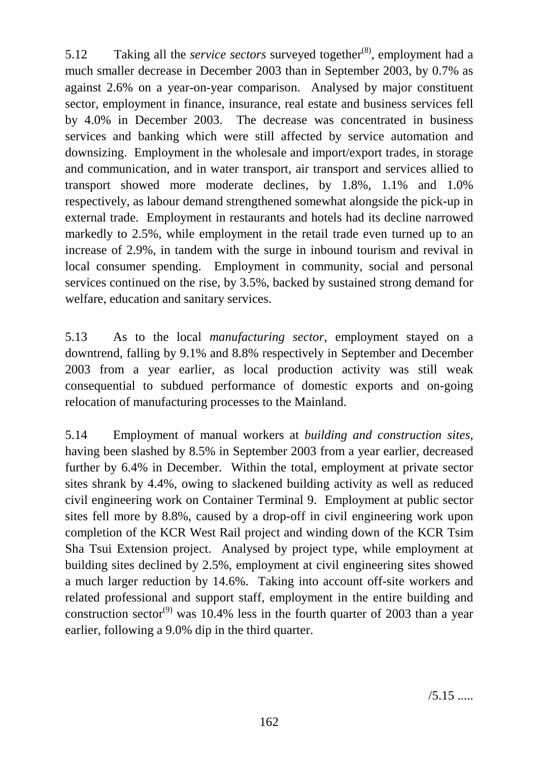5.12 Taking all the *service sectors* surveyed together[8], employment had a much smaller decrease in December 2003 than in September 2003, by 0.7% as against 2.6% on a year-on-year comparison. Analysed by major constituent sector, employment in finance, insurance, real estate and business services fell by 4.0% in December 2003. The decrease was concentrated in business services and banking which were still affected by service automation and downsizing. Employment in the wholesale and import/export trades, in storage and communication, and in water transport, air transport and services allied to transport showed more moderate declines, by 1.8%, 1.1% and 1.0% respectively, as labour demand strengthened somewhat alongside the pick-up in external trade. Employment in restaurants and hotels had its decline narrowed markedly to 2.5%, while employment in the retail trade even turned up to an increase of 2.9%, in tandem with the surge in inbound tourism and revival in local consumer spending. Employment in community, social and personal services continued on the rise, by 3.5%, backed by sustained strong demand for welfare, education and sanitary services.

5.13 As to the local *manufacturing sector*, employment stayed on a downtrend, falling by 9.1% and 8.8% respectively in September and December 2003 from a year earlier, as local production activity was still weak consequential to subdued performance of domestic exports and on-going relocation of manufacturing processes to the Mainland.

5.14 Employment of manual workers at *building and construction sites*, having been slashed by 8.5% in September 2003 from a year earlier, decreased further by 6.4% in December. Within the total, employment at private sector sites shrank by 4.4%, owing to slackened building activity as well as reduced civil engineering work on Container Terminal 9. Employment at public sector sites fell more by 8.8%, caused by a drop-off in civil engineering work upon completion of the KCR West Rail project and winding down of the KCR Tsim Sha Tsui Extension project. Analysed by project type, while employment at building sites declined by 2.5%, employment at civil engineering sites showed a much larger reduction by 14.6%. Taking into account off-site workers and related professional and support staff, employment in the entire building and construction sector[9] was 10.4% less in the fourth quarter of 2003 than a year earlier, following a 9.0% dip in the third quarter.

/5.15 .....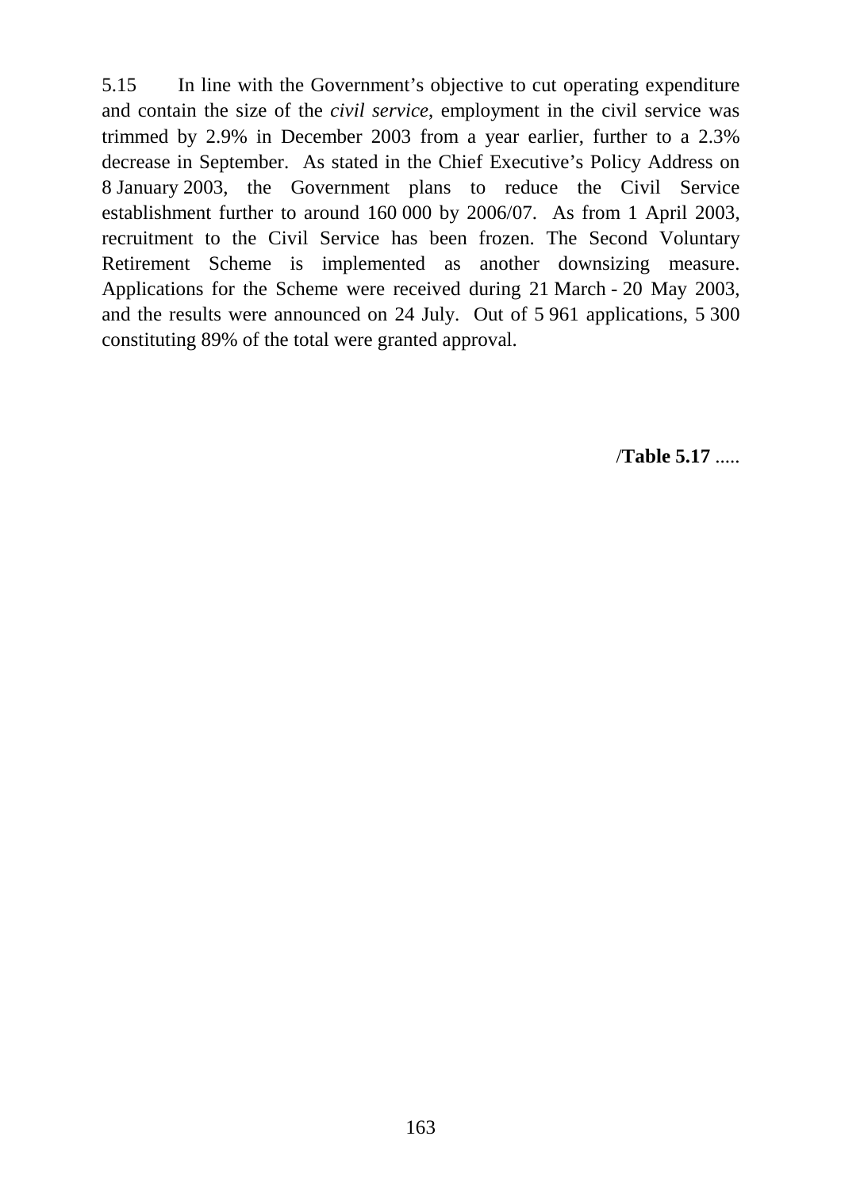5.15 In line with the Government's objective to cut operating expenditure and contain the size of the *civil service*, employment in the civil service was trimmed by 2.9% in December 2003 from a year earlier, further to a 2.3% decrease in September. As stated in the Chief Executive's Policy Address on 8 January 2003, the Government plans to reduce the Civil Service establishment further to around 160 000 by 2006/07. As from 1 April 2003, recruitment to the Civil Service has been frozen. The Second Voluntary Retirement Scheme is implemented as another downsizing measure. Applications for the Scheme were received during 21 March - 20 May 2003, and the results were announced on 24 July. Out of 5 961 applications, 5 300 constituting 89% of the total were granted approval.

/**Table 5.17** .....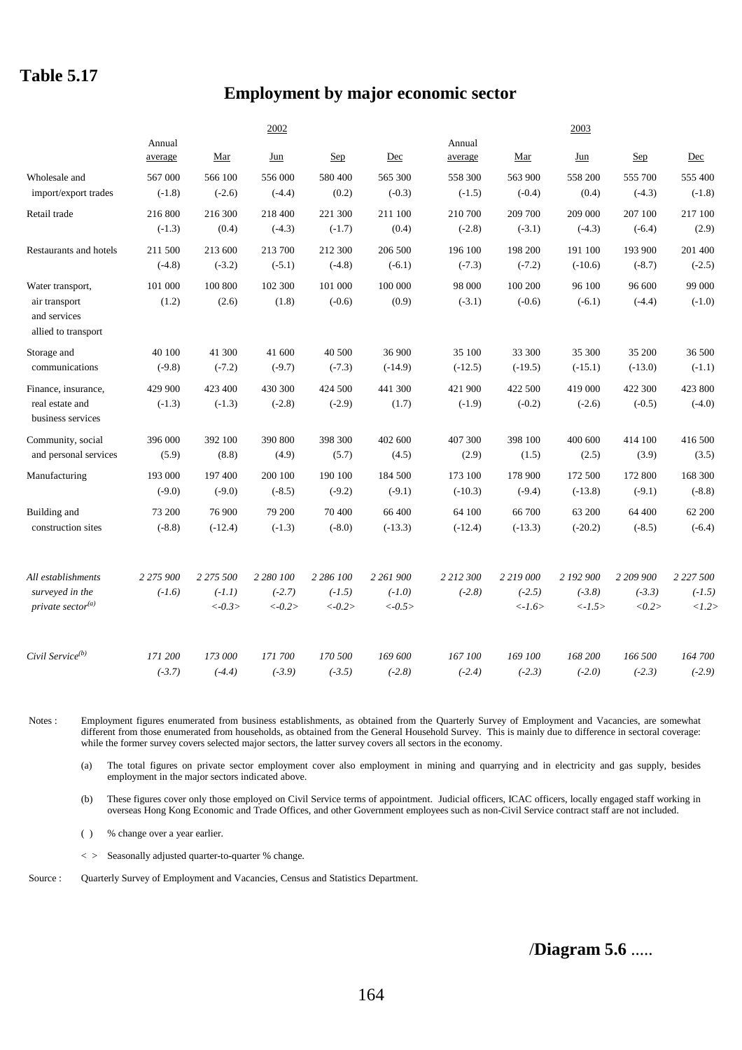## Table 5.17

## Employment by major economic sector

| | 2002 | | | | | 2003 | | | | |
|---|---|---|---|---|---|---|---|---|---|---|
| | Annual average | Mar | Jun | Sep | Dec | Annual average | Mar | Jun | Sep | Dec |
| Wholesale and import/export trades | 567 000 | 566 100 | 556 000 | 580 400 | 565 300 | 558 300 | 563 900 | 558 200 | 555 700 | 555 400 |
| | (-1.8) | (-2.6) | (-4.4) | (0.2) | (-0.3) | (-1.5) | (-0.4) | (0.4) | (-4.3) | (-1.8) |
| Retail trade | 216 800 | 216 300 | 218 400 | 221 300 | 211 100 | 210 700 | 209 700 | 209 000 | 207 100 | 217 100 |
| | (-1.3) | (0.4) | (-4.3) | (-1.7) | (0.4) | (-2.8) | (-3.1) | (-4.3) | (-6.4) | (2.9) |
| Restaurants and hotels | 211 500 | 213 600 | 213 700 | 212 300 | 206 500 | 196 100 | 198 200 | 191 100 | 193 900 | 201 400 |
| | (-4.8) | (-3.2) | (-5.1) | (-4.8) | (-6.1) | (-7.3) | (-7.2) | (-10.6) | (-8.7) | (-2.5) |
| Water transport, air transport and services allied to transport | 101 000 | 100 800 | 102 300 | 101 000 | 100 000 | 98 000 | 100 200 | 96 100 | 96 600 | 99 000 |
| | (1.2) | (2.6) | (1.8) | (-0.6) | (0.9) | (-3.1) | (-0.6) | (-6.1) | (-4.4) | (-1.0) |
| Storage and communications | 40 100 | 41 300 | 41 600 | 40 500 | 36 900 | 35 100 | 33 300 | 35 300 | 35 200 | 36 500 |
| | (-9.8) | (-7.2) | (-9.7) | (-7.3) | (-14.9) | (-12.5) | (-19.5) | (-15.1) | (-13.0) | (-1.1) |
| Finance, insurance, real estate and business services | 429 900 | 423 400 | 430 300 | 424 500 | 441 300 | 421 900 | 422 500 | 419 000 | 422 300 | 423 800 |
| | (-1.3) | (-1.3) | (-2.8) | (-2.9) | (1.7) | (-1.9) | (-0.2) | (-2.6) | (-0.5) | (-4.0) |
| Community, social and personal services | 396 000 | 392 100 | 390 800 | 398 300 | 402 600 | 407 300 | 398 100 | 400 600 | 414 100 | 416 500 |
| | (5.9) | (8.8) | (4.9) | (5.7) | (4.5) | (2.9) | (1.5) | (2.5) | (3.9) | (3.5) |
| Manufacturing | 193 000 | 197 400 | 200 100 | 190 100 | 184 500 | 173 100 | 178 900 | 172 500 | 172 800 | 168 300 |
| | (-9.0) | (-9.0) | (-8.5) | (-9.2) | (-9.1) | (-10.3) | (-9.4) | (-13.8) | (-9.1) | (-8.8) |
| Building and construction sites | 73 200 | 76 900 | 79 200 | 70 400 | 66 400 | 64 100 | 66 700 | 63 200 | 64 400 | 62 200 |
| | (-8.8) | (-12.4) | (-1.3) | (-8.0) | (-13.3) | (-12.4) | (-13.3) | (-20.2) | (-8.5) | (-6.4) |
| *All establishments surveyed in the private sector[(a)]* | *2 275 900* | *2 275 500* | *2 280 100* | *2 286 100* | *2 261 900* | *2 212 300* | *2 219 000* | *2 192 900* | *2 209 900* | *2 227 500* |
| | *(-1.6)* | *(-1.1)* | *(-2.7)* | *(-1.5)* | *(-1.0)* | *(-2.8)* | *(-2.5)* | *(-3.8)* | *(-3.3)* | *(-1.5)* |
| | | *<-0.3>* | *<-0.2>* | *<-0.2>* | *<-0.5>* | | *<-1.6>* | *<-1.5>* | *<0.2>* | *<1.2>* |
| *Civil Service[(b)]* | *171 200* | *173 000* | *171 700* | *170 500* | *169 600* | *167 100* | *169 100* | *168 200* | *166 500* | *164 700* |
| | *(-3.7)* | *(-4.4)* | *(-3.9)* | *(-3.5)* | *(-2.8)* | *(-2.4)* | *(-2.3)* | *(-2.0)* | *(-2.3)* | *(-2.9)* |

Notes : Employment figures enumerated from business establishments, as obtained from the Quarterly Survey of Employment and Vacancies, are somewhat different from those enumerated from households, as obtained from the General Household Survey. This is mainly due to difference in sectoral coverage: while the former survey covers selected major sectors, the latter survey covers all sectors in the economy.

(a) The total figures on private sector employment cover also employment in mining and quarrying and in electricity and gas supply, besides employment in the major sectors indicated above.

(b) These figures cover only those employed on Civil Service terms of appointment. Judicial officers, ICAC officers, locally engaged staff working in overseas Hong Kong Economic and Trade Offices, and other Government employees such as non-Civil Service contract staff are not included.

( ) % change over a year earlier.

< > Seasonally adjusted quarter-to-quarter % change.

Source : Quarterly Survey of Employment and Vacancies, Census and Statistics Department.

/**Diagram 5.6** .....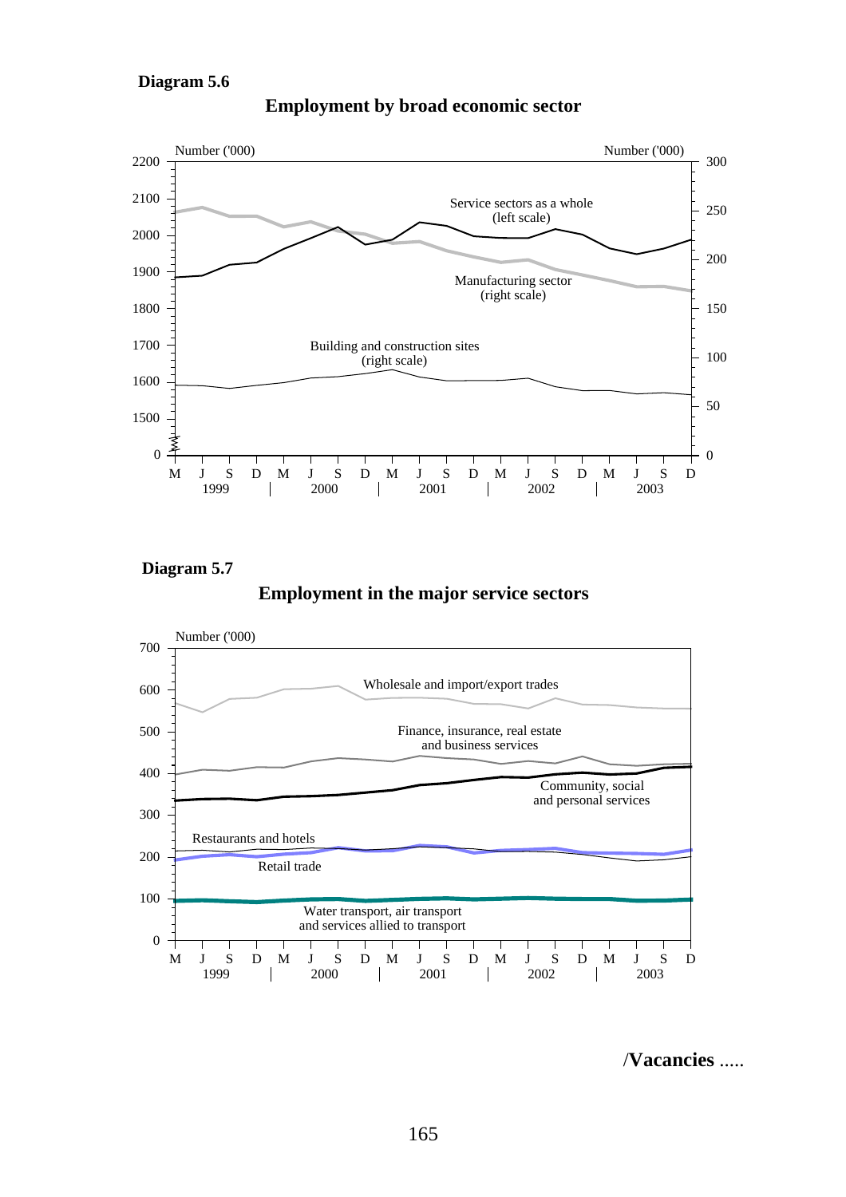**Diagram 5.6**

**Employment by broad economic sector**

Number ('000) — left scale: 0, 1500, 1600, 1700, 1800, 1900, 2000, 2100, 2200

Number ('000) — right scale: 0, 50, 100, 150, 200, 250, 300

Service sectors as a whole (left scale)

Manufacturing sector (right scale)

Building and construction sites (right scale)

M J S D M J S D M J S D M J S D M J S D
1999 | 2000 | 2001 | 2002 | 2003

**Diagram 5.7**

**Employment in the major service sectors**

Number ('000): 0, 100, 200, 300, 400, 500, 600, 700

Wholesale and import/export trades

Finance, insurance, real estate and business services

Community, social and personal services

Restaurants and hotels

Retail trade

Water transport, air transport and services allied to transport

M J S D M J S D M J S D M J S D M J S D
1999 | 2000 | 2001 | 2002 | 2003

/**Vacancies** .....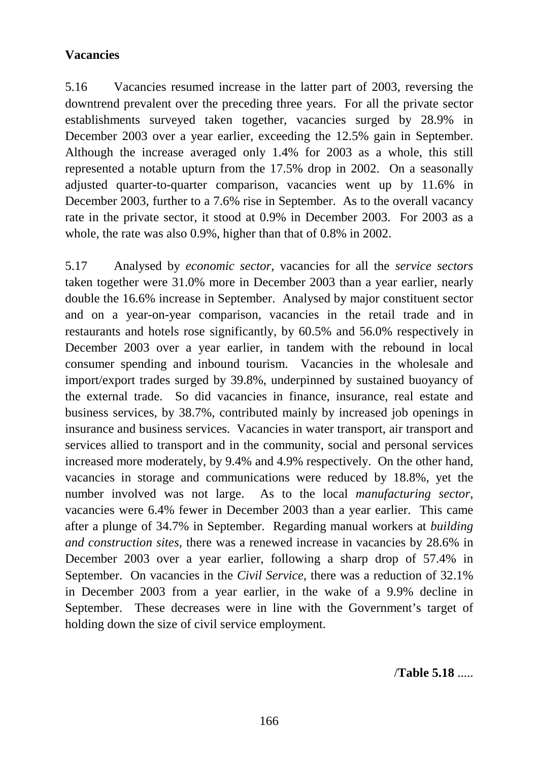**Vacancies**

5.16 Vacancies resumed increase in the latter part of 2003, reversing the downtrend prevalent over the preceding three years. For all the private sector establishments surveyed taken together, vacancies surged by 28.9% in December 2003 over a year earlier, exceeding the 12.5% gain in September. Although the increase averaged only 1.4% for 2003 as a whole, this still represented a notable upturn from the 17.5% drop in 2002. On a seasonally adjusted quarter-to-quarter comparison, vacancies went up by 11.6% in December 2003, further to a 7.6% rise in September. As to the overall vacancy rate in the private sector, it stood at 0.9% in December 2003. For 2003 as a whole, the rate was also 0.9%, higher than that of 0.8% in 2002.

5.17 Analysed by *economic sector*, vacancies for all the *service sectors* taken together were 31.0% more in December 2003 than a year earlier, nearly double the 16.6% increase in September. Analysed by major constituent sector and on a year-on-year comparison, vacancies in the retail trade and in restaurants and hotels rose significantly, by 60.5% and 56.0% respectively in December 2003 over a year earlier, in tandem with the rebound in local consumer spending and inbound tourism. Vacancies in the wholesale and import/export trades surged by 39.8%, underpinned by sustained buoyancy of the external trade. So did vacancies in finance, insurance, real estate and business services, by 38.7%, contributed mainly by increased job openings in insurance and business services. Vacancies in water transport, air transport and services allied to transport and in the community, social and personal services increased more moderately, by 9.4% and 4.9% respectively. On the other hand, vacancies in storage and communications were reduced by 18.8%, yet the number involved was not large. As to the local *manufacturing sector*, vacancies were 6.4% fewer in December 2003 than a year earlier. This came after a plunge of 34.7% in September. Regarding manual workers at *building and construction sites*, there was a renewed increase in vacancies by 28.6% in December 2003 over a year earlier, following a sharp drop of 57.4% in September. On vacancies in the *Civil Service*, there was a reduction of 32.1% in December 2003 from a year earlier, in the wake of a 9.9% decline in September. These decreases were in line with the Government's target of holding down the size of civil service employment.

/**Table 5.18** .....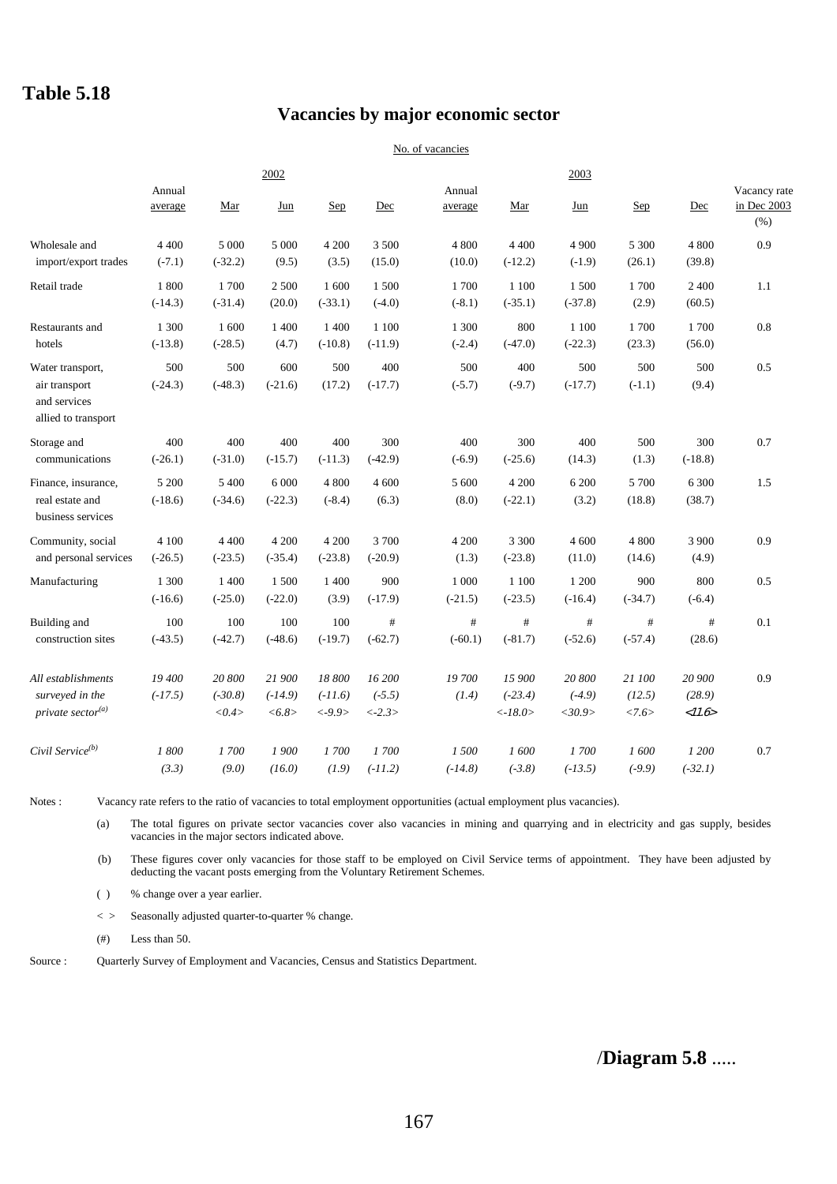# Table 5.18

## Vacancies by major economic sector

No. of vacancies

| | 2002 | | | | | 2003 | | | | | |
|---|---|---|---|---|---|---|---|---|---|---|---|
| | Annual average | Mar | Jun | Sep | Dec | Annual average | Mar | Jun | Sep | Dec | Vacancy rate in Dec 2003 (%) |
| Wholesale and import/export trades | 4 400 (-7.1) | 5 000 (-32.2) | 5 000 (9.5) | 4 200 (3.5) | 3 500 (15.0) | 4 800 (10.0) | 4 400 (-12.2) | 4 900 (-1.9) | 5 300 (26.1) | 4 800 (39.8) | 0.9 |
| Retail trade | 1 800 (-14.3) | 1 700 (-31.4) | 2 500 (20.0) | 1 600 (-33.1) | 1 500 (-4.0) | 1 700 (-8.1) | 1 100 (-35.1) | 1 500 (-37.8) | 1 700 (2.9) | 2 400 (60.5) | 1.1 |
| Restaurants and hotels | 1 300 (-13.8) | 1 600 (-28.5) | 1 400 (4.7) | 1 400 (-10.8) | 1 100 (-11.9) | 1 300 (-2.4) | 800 (-47.0) | 1 100 (-22.3) | 1 700 (23.3) | 1 700 (56.0) | 0.8 |
| Water transport, air transport and services allied to transport | 500 (-24.3) | 500 (-48.3) | 600 (-21.6) | 500 (17.2) | 400 (-17.7) | 500 (-5.7) | 400 (-9.7) | 500 (-17.7) | 500 (-1.1) | 500 (9.4) | 0.5 |
| Storage and communications | 400 (-26.1) | 400 (-31.0) | 400 (-15.7) | 400 (-11.3) | 300 (-42.9) | 400 (-6.9) | 300 (-25.6) | 400 (14.3) | 500 (1.3) | 300 (-18.8) | 0.7 |
| Finance, insurance, real estate and business services | 5 200 (-18.6) | 5 400 (-34.6) | 6 000 (-22.3) | 4 800 (-8.4) | 4 600 (6.3) | 5 600 (8.0) | 4 200 (-22.1) | 6 200 (3.2) | 5 700 (18.8) | 6 300 (38.7) | 1.5 |
| Community, social and personal services | 4 100 (-26.5) | 4 400 (-23.5) | 4 200 (-35.4) | 4 200 (-23.8) | 3 700 (-20.9) | 4 200 (1.3) | 3 300 (-23.8) | 4 600 (11.0) | 4 800 (14.6) | 3 900 (4.9) | 0.9 |
| Manufacturing | 1 300 (-16.6) | 1 400 (-25.0) | 1 500 (-22.0) | 1 400 (3.9) | 900 (-17.9) | 1 000 (-21.5) | 1 100 (-23.5) | 1 200 (-16.4) | 900 (-34.7) | 800 (-6.4) | 0.5 |
| Building and construction sites | 100 (-43.5) | 100 (-42.7) | 100 (-48.6) | 100 (-19.7) | # (-62.7) | # (-60.1) | # (-81.7) | # (-52.6) | # (-57.4) | # (28.6) | 0.1 |
| *All establishments surveyed in the private sector[(a)]* | *19 400 (-17.5)* | *20 800 (-30.8) <0.4>* | *21 900 (-14.9) <6.8>* | *18 800 (-11.6) <-9.9>* | *16 200 (-5.5) <-2.3>* | *19 700 (1.4)* | *15 900 (-23.4) <-18.0>* | *20 800 (-4.9) <30.9>* | *21 100 (12.5) <7.6>* | *20 900 (28.9) <11.6>* | 0.9 |
| *Civil Service[(b)]* | *1 800 (3.3)* | *1 700 (9.0)* | *1 900 (16.0)* | *1 700 (1.9)* | *1 700 (-11.2)* | *1 500 (-14.8)* | *1 600 (-3.8)* | *1 700 (-13.5)* | *1 600 (-9.9)* | *1 200 (-32.1)* | 0.7 |

Notes : Vacancy rate refers to the ratio of vacancies to total employment opportunities (actual employment plus vacancies).

(a) The total figures on private sector vacancies cover also vacancies in mining and quarrying and in electricity and gas supply, besides vacancies in the major sectors indicated above.

(b) These figures cover only vacancies for those staff to be employed on Civil Service terms of appointment. They have been adjusted by deducting the vacant posts emerging from the Voluntary Retirement Schemes.

( ) % change over a year earlier.

< > Seasonally adjusted quarter-to-quarter % change.

(#) Less than 50.

Source : Quarterly Survey of Employment and Vacancies, Census and Statistics Department.

/**Diagram 5.8** .....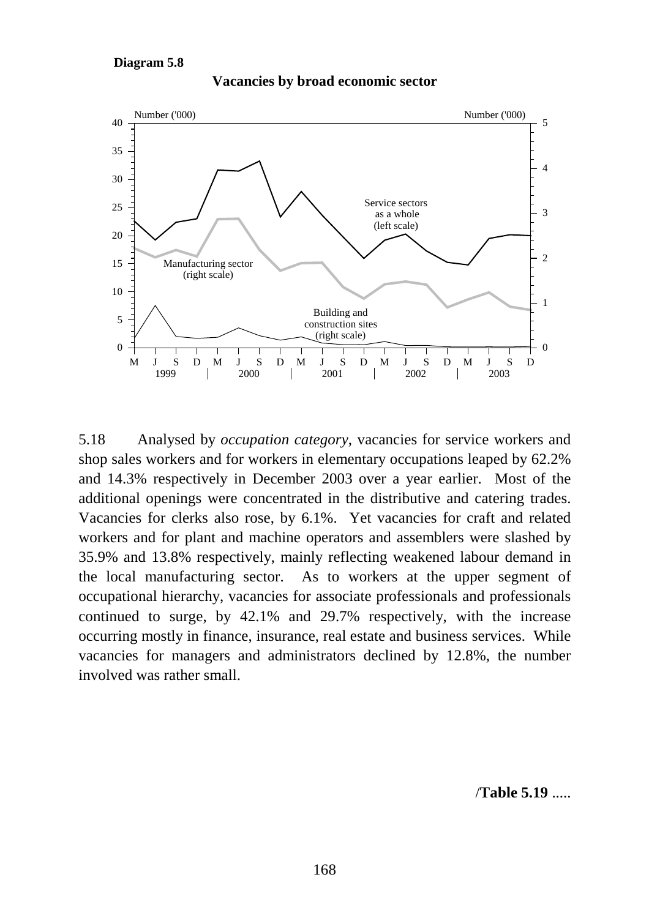**Diagram 5.8**

**Vacancies by broad economic sector**

5.18 Analysed by *occupation category*, vacancies for service workers and shop sales workers and for workers in elementary occupations leaped by 62.2% and 14.3% respectively in December 2003 over a year earlier. Most of the additional openings were concentrated in the distributive and catering trades. Vacancies for clerks also rose, by 6.1%. Yet vacancies for craft and related workers and for plant and machine operators and assemblers were slashed by 35.9% and 13.8% respectively, mainly reflecting weakened labour demand in the local manufacturing sector. As to workers at the upper segment of occupational hierarchy, vacancies for associate professionals and professionals continued to surge, by 42.1% and 29.7% respectively, with the increase occurring mostly in finance, insurance, real estate and business services. While vacancies for managers and administrators declined by 12.8%, the number involved was rather small.

/**Table 5.19** .....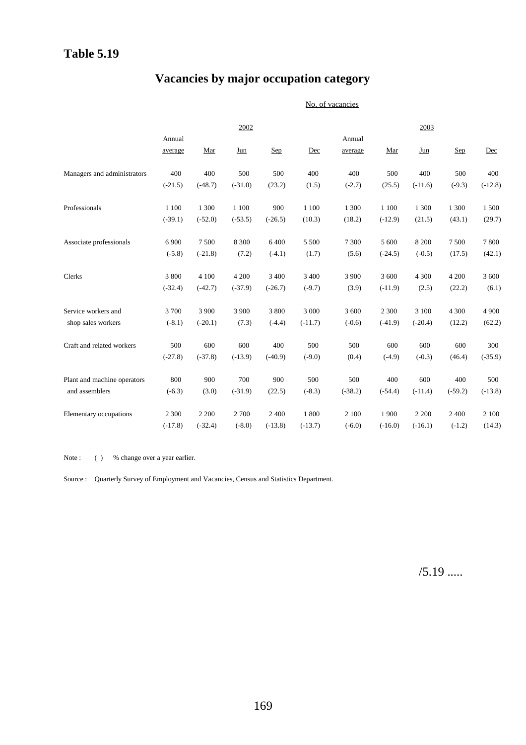# Table 5.19

## Vacancies by major occupation category

No. of vacancies

| | 2002 | | | | | 2003 | | | | |
|---|---|---|---|---|---|---|---|---|---|---|
| | Annual average | Mar | Jun | Sep | Dec | Annual average | Mar | Jun | Sep | Dec |
| Managers and administrators | 400 | 400 | 500 | 500 | 400 | 400 | 500 | 400 | 500 | 400 |
| | (-21.5) | (-48.7) | (-31.0) | (23.2) | (1.5) | (-2.7) | (25.5) | (-11.6) | (-9.3) | (-12.8) |
| Professionals | 1 100 | 1 300 | 1 100 | 900 | 1 100 | 1 300 | 1 100 | 1 300 | 1 300 | 1 500 |
| | (-39.1) | (-52.0) | (-53.5) | (-26.5) | (10.3) | (18.2) | (-12.9) | (21.5) | (43.1) | (29.7) |
| Associate professionals | 6 900 | 7 500 | 8 300 | 6 400 | 5 500 | 7 300 | 5 600 | 8 200 | 7 500 | 7 800 |
| | (-5.8) | (-21.8) | (7.2) | (-4.1) | (1.7) | (5.6) | (-24.5) | (-0.5) | (17.5) | (42.1) |
| Clerks | 3 800 | 4 100 | 4 200 | 3 400 | 3 400 | 3 900 | 3 600 | 4 300 | 4 200 | 3 600 |
| | (-32.4) | (-42.7) | (-37.9) | (-26.7) | (-9.7) | (3.9) | (-11.9) | (2.5) | (22.2) | (6.1) |
| Service workers and shop sales workers | 3 700 | 3 900 | 3 900 | 3 800 | 3 000 | 3 600 | 2 300 | 3 100 | 4 300 | 4 900 |
| | (-8.1) | (-20.1) | (7.3) | (-4.4) | (-11.7) | (-0.6) | (-41.9) | (-20.4) | (12.2) | (62.2) |
| Craft and related workers | 500 | 600 | 600 | 400 | 500 | 500 | 600 | 600 | 600 | 300 |
| | (-27.8) | (-37.8) | (-13.9) | (-40.9) | (-9.0) | (0.4) | (-4.9) | (-0.3) | (46.4) | (-35.9) |
| Plant and machine operators and assemblers | 800 | 900 | 700 | 900 | 500 | 500 | 400 | 600 | 400 | 500 |
| | (-6.3) | (3.0) | (-31.9) | (22.5) | (-8.3) | (-38.2) | (-54.4) | (-11.4) | (-59.2) | (-13.8) |
| Elementary occupations | 2 300 | 2 200 | 2 700 | 2 400 | 1 800 | 2 100 | 1 900 | 2 200 | 2 400 | 2 100 |
| | (-17.8) | (-32.4) | (-8.0) | (-13.8) | (-13.7) | (-6.0) | (-16.0) | (-16.1) | (-1.2) | (14.3) |

Note : ( ) % change over a year earlier.

Source : Quarterly Survey of Employment and Vacancies, Census and Statistics Department.

/5.19 .....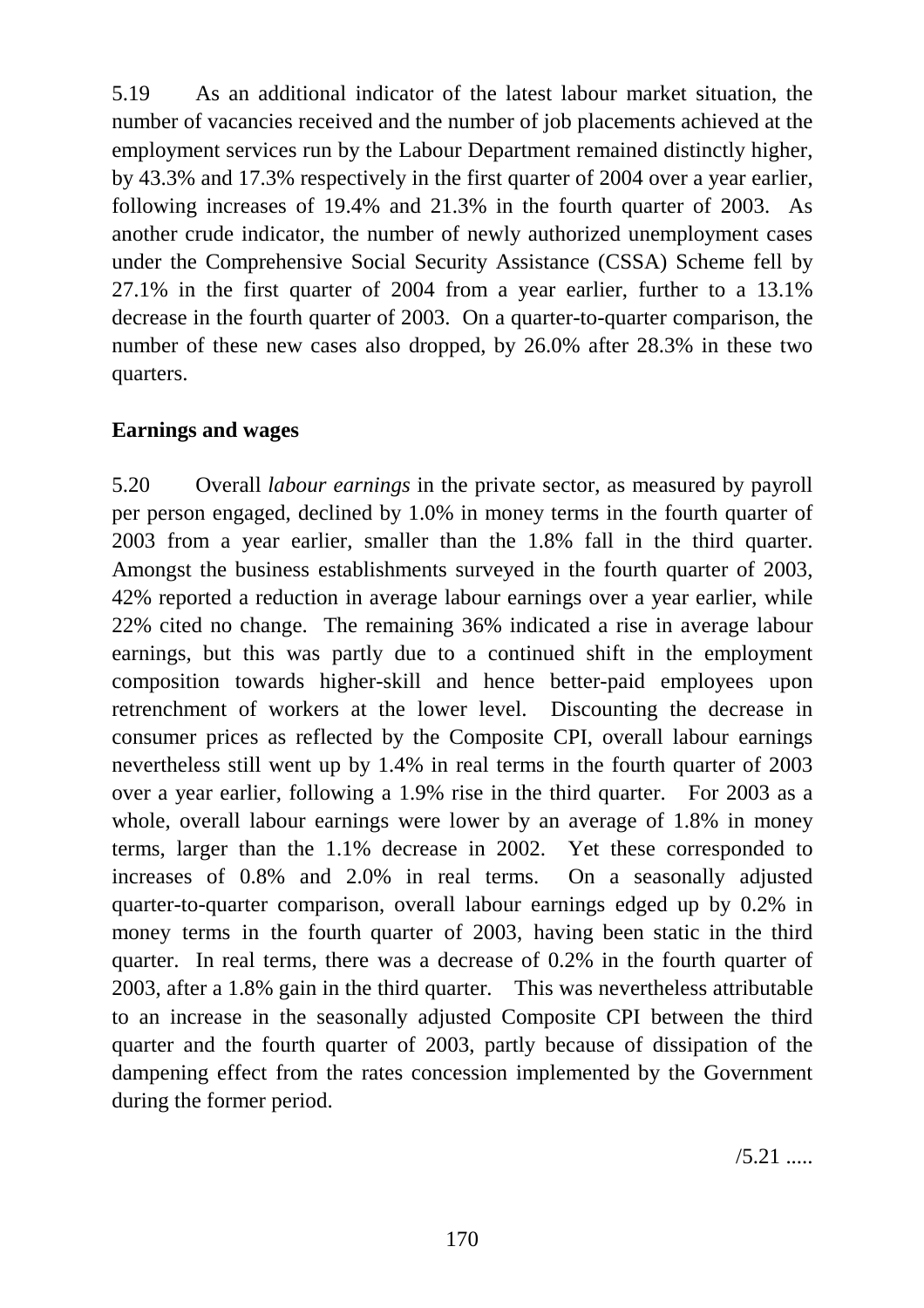5.19 As an additional indicator of the latest labour market situation, the number of vacancies received and the number of job placements achieved at the employment services run by the Labour Department remained distinctly higher, by 43.3% and 17.3% respectively in the first quarter of 2004 over a year earlier, following increases of 19.4% and 21.3% in the fourth quarter of 2003. As another crude indicator, the number of newly authorized unemployment cases under the Comprehensive Social Security Assistance (CSSA) Scheme fell by 27.1% in the first quarter of 2004 from a year earlier, further to a 13.1% decrease in the fourth quarter of 2003. On a quarter-to-quarter comparison, the number of these new cases also dropped, by 26.0% after 28.3% in these two quarters.

**Earnings and wages**

5.20 Overall *labour earnings* in the private sector, as measured by payroll per person engaged, declined by 1.0% in money terms in the fourth quarter of 2003 from a year earlier, smaller than the 1.8% fall in the third quarter. Amongst the business establishments surveyed in the fourth quarter of 2003, 42% reported a reduction in average labour earnings over a year earlier, while 22% cited no change. The remaining 36% indicated a rise in average labour earnings, but this was partly due to a continued shift in the employment composition towards higher-skill and hence better-paid employees upon retrenchment of workers at the lower level. Discounting the decrease in consumer prices as reflected by the Composite CPI, overall labour earnings nevertheless still went up by 1.4% in real terms in the fourth quarter of 2003 over a year earlier, following a 1.9% rise in the third quarter. For 2003 as a whole, overall labour earnings were lower by an average of 1.8% in money terms, larger than the 1.1% decrease in 2002. Yet these corresponded to increases of 0.8% and 2.0% in real terms. On a seasonally adjusted quarter-to-quarter comparison, overall labour earnings edged up by 0.2% in money terms in the fourth quarter of 2003, having been static in the third quarter. In real terms, there was a decrease of 0.2% in the fourth quarter of 2003, after a 1.8% gain in the third quarter. This was nevertheless attributable to an increase in the seasonally adjusted Composite CPI between the third quarter and the fourth quarter of 2003, partly because of dissipation of the dampening effect from the rates concession implemented by the Government during the former period.

/5.21 .....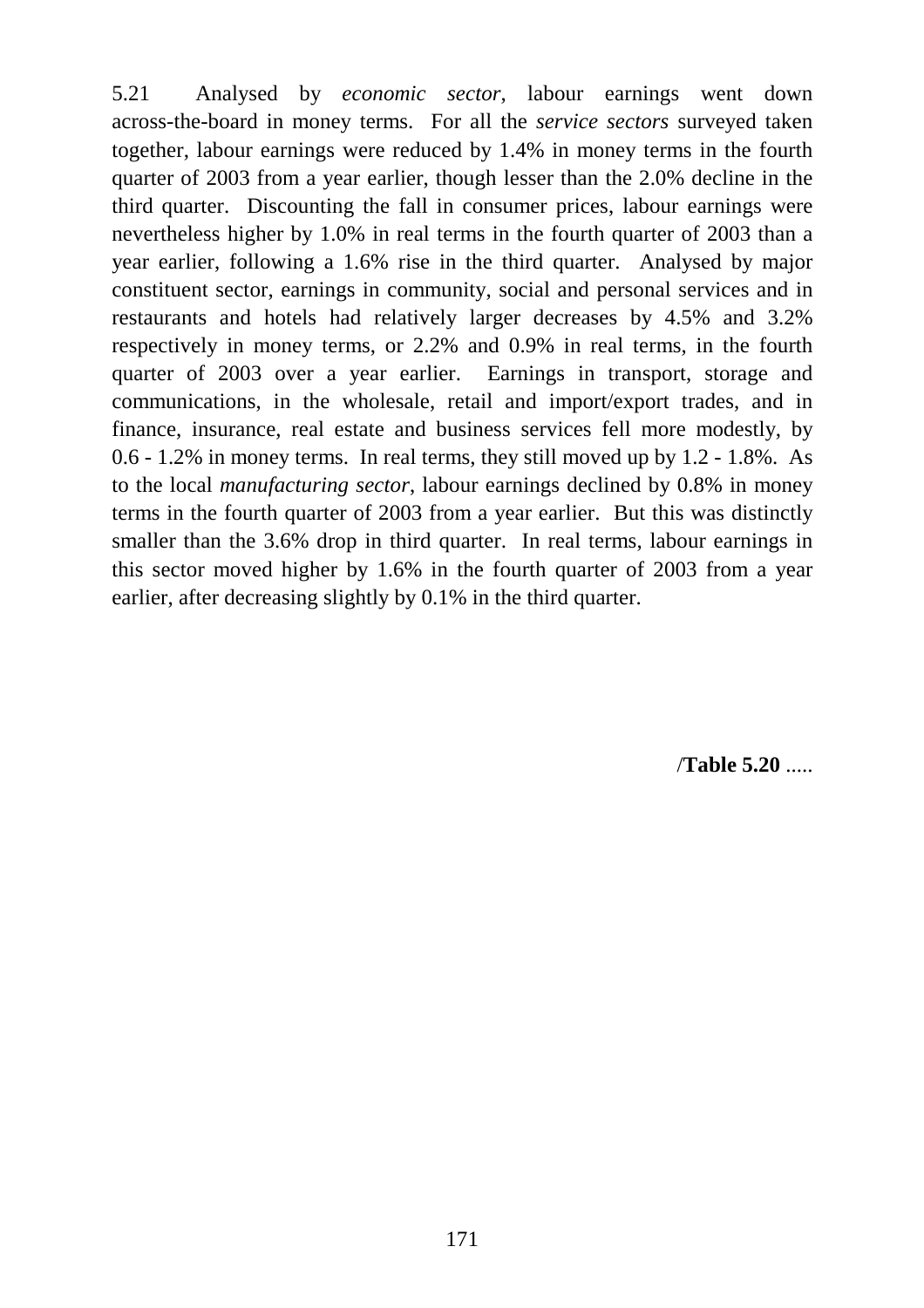5.21 Analysed by *economic sector*, labour earnings went down across-the-board in money terms. For all the *service sectors* surveyed taken together, labour earnings were reduced by 1.4% in money terms in the fourth quarter of 2003 from a year earlier, though lesser than the 2.0% decline in the third quarter. Discounting the fall in consumer prices, labour earnings were nevertheless higher by 1.0% in real terms in the fourth quarter of 2003 than a year earlier, following a 1.6% rise in the third quarter. Analysed by major constituent sector, earnings in community, social and personal services and in restaurants and hotels had relatively larger decreases by 4.5% and 3.2% respectively in money terms, or 2.2% and 0.9% in real terms, in the fourth quarter of 2003 over a year earlier. Earnings in transport, storage and communications, in the wholesale, retail and import/export trades, and in finance, insurance, real estate and business services fell more modestly, by 0.6 - 1.2% in money terms. In real terms, they still moved up by 1.2 - 1.8%. As to the local *manufacturing sector*, labour earnings declined by 0.8% in money terms in the fourth quarter of 2003 from a year earlier. But this was distinctly smaller than the 3.6% drop in third quarter. In real terms, labour earnings in this sector moved higher by 1.6% in the fourth quarter of 2003 from a year earlier, after decreasing slightly by 0.1% in the third quarter.

/**Table 5.20** .....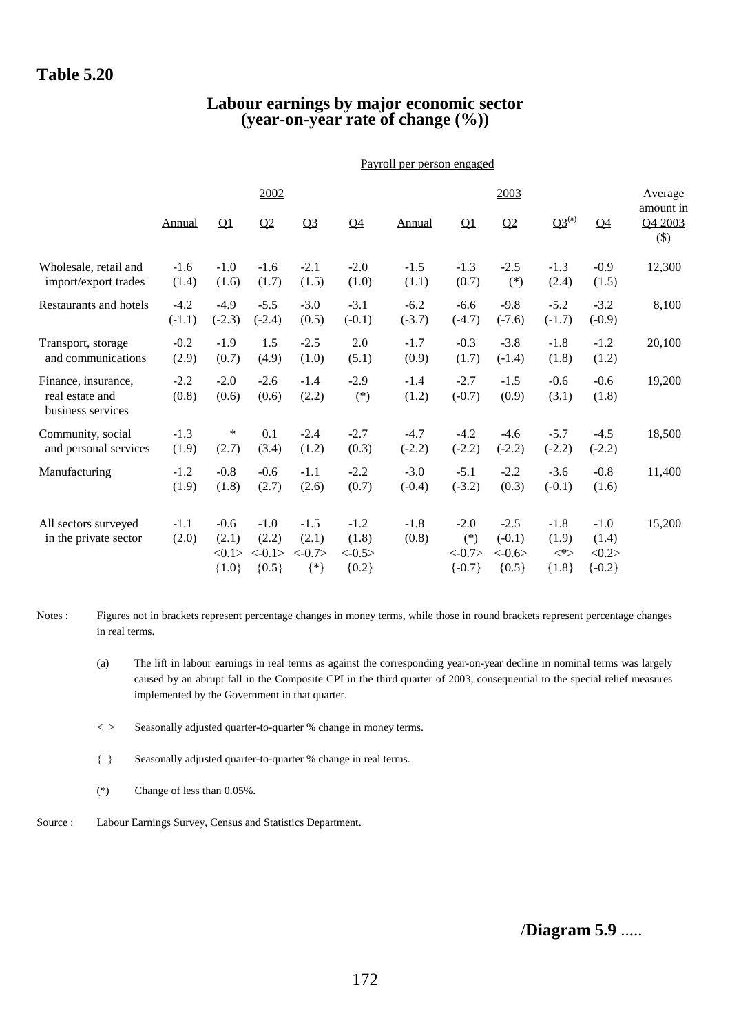# Table 5.20

## Labour earnings by major economic sector (year-on-year rate of change (%))

| | Payroll per person engaged | | | | | | | | | | |
|---|---|---|---|---|---|---|---|---|---|---|---|
| | 2002 | | | | | 2003 | | | | | Average amount in Q4 2003 ($) |
| | Annual | Q1 | Q2 | Q3 | Q4 | Annual | Q1 | Q2 | Q3[(a)] | Q4 | |
| Wholesale, retail and import/export trades | -1.6 (1.4) | -1.0 (1.6) | -1.6 (1.7) | -2.1 (1.5) | -2.0 (1.0) | -1.5 (1.1) | -1.3 (0.7) | -2.5 (*) | -1.3 (2.4) | -0.9 (1.5) | 12,300 |
| Restaurants and hotels | -4.2 (-1.1) | -4.9 (-2.3) | -5.5 (-2.4) | -3.0 (0.5) | -3.1 (-0.1) | -6.2 (-3.7) | -6.6 (-4.7) | -9.8 (-7.6) | -5.2 (-1.7) | -3.2 (-0.9) | 8,100 |
| Transport, storage and communications | -0.2 (2.9) | -1.9 (0.7) | 1.5 (4.9) | -2.5 (1.0) | 2.0 (5.1) | -1.7 (0.9) | -0.3 (1.7) | -3.8 (-1.4) | -1.8 (1.8) | -1.2 (1.2) | 20,100 |
| Finance, insurance, real estate and business services | -2.2 (0.8) | -2.0 (0.6) | -2.6 (0.6) | -1.4 (2.2) | -2.9 (*) | -1.4 (1.2) | -2.7 (-0.7) | -1.5 (0.9) | -0.6 (3.1) | -0.6 (1.8) | 19,200 |
| Community, social and personal services | -1.3 (1.9) | * (2.7) | 0.1 (3.4) | -2.4 (1.2) | -2.7 (0.3) | -4.7 (-2.2) | -4.2 (-2.2) | -4.6 (-2.2) | -5.7 (-2.2) | -4.5 (-2.2) | 18,500 |
| Manufacturing | -1.2 (1.9) | -0.8 (1.8) | -0.6 (2.7) | -1.1 (2.6) | -2.2 (0.7) | -3.0 (-0.4) | -5.1 (-3.2) | -2.2 (0.3) | -3.6 (-0.1) | -0.8 (1.6) | 11,400 |
| All sectors surveyed in the private sector | -1.1 (2.0) | -0.6 (2.1) <0.1> {1.0} | -1.0 (2.2) <-0.1> {0.5} | -1.5 (2.1) <-0.7> {*} | -1.2 (1.8) <-0.5> {0.2} | -1.8 (0.8) | -2.0 (*) <-0.7> {-0.7} | -2.5 (-0.1) <-0.6> {0.5} | -1.8 (1.9) <*> {1.8} | -1.0 (1.4) <0.2> {-0.2} | 15,200 |

Notes : Figures not in brackets represent percentage changes in money terms, while those in round brackets represent percentage changes in real terms.

(a) The lift in labour earnings in real terms as against the corresponding year-on-year decline in nominal terms was largely caused by an abrupt fall in the Composite CPI in the third quarter of 2003, consequential to the special relief measures implemented by the Government in that quarter.

< > Seasonally adjusted quarter-to-quarter % change in money terms.

{ } Seasonally adjusted quarter-to-quarter % change in real terms.

(*) Change of less than 0.05%.

Source : Labour Earnings Survey, Census and Statistics Department.

/**Diagram 5.9** .....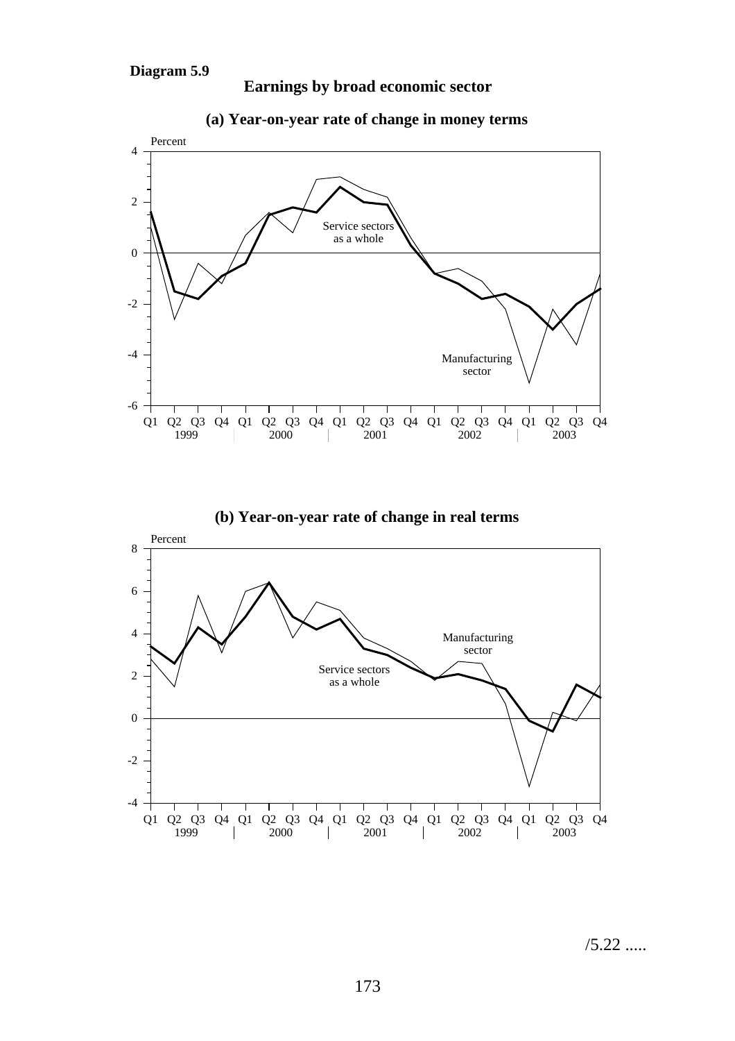**Diagram 5.9**

**Earnings by broad economic sector**

**(a) Year-on-year rate of change in money terms**

Percent

Service sectors as a whole

Manufacturing sector

Q1 Q2 Q3 Q4 Q1 Q2 Q3 Q4 Q1 Q2 Q3 Q4 Q1 Q2 Q3 Q4 Q1 Q2 Q3 Q4
1999 2000 2001 2002 2003

**(b) Year-on-year rate of change in real terms**

Percent

Manufacturing sector

Service sectors as a whole

Q1 Q2 Q3 Q4 Q1 Q2 Q3 Q4 Q1 Q2 Q3 Q4 Q1 Q2 Q3 Q4 Q1 Q2 Q3 Q4
1999 2000 2001 2002 2003

/5.22 .....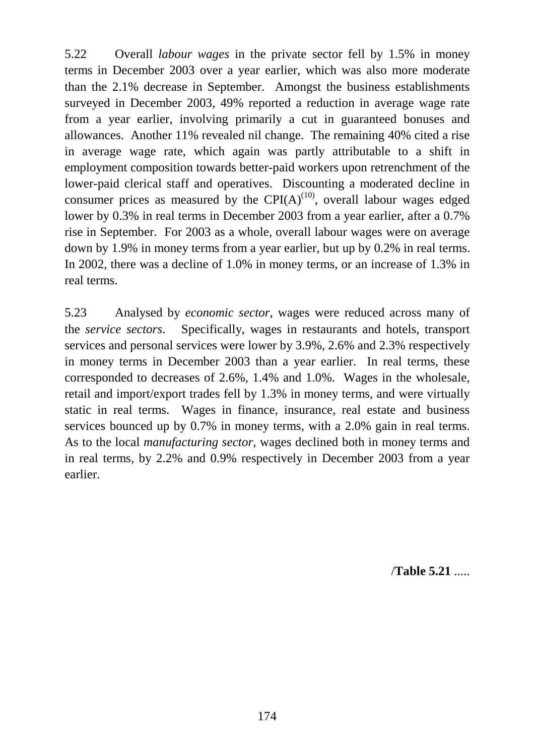5.22 Overall *labour wages* in the private sector fell by 1.5% in money terms in December 2003 over a year earlier, which was also more moderate than the 2.1% decrease in September. Amongst the business establishments surveyed in December 2003, 49% reported a reduction in average wage rate from a year earlier, involving primarily a cut in guaranteed bonuses and allowances. Another 11% revealed nil change. The remaining 40% cited a rise in average wage rate, which again was partly attributable to a shift in employment composition towards better-paid workers upon retrenchment of the lower-paid clerical staff and operatives. Discounting a moderated decline in consumer prices as measured by the CPI(A)[10], overall labour wages edged lower by 0.3% in real terms in December 2003 from a year earlier, after a 0.7% rise in September. For 2003 as a whole, overall labour wages were on average down by 1.9% in money terms from a year earlier, but up by 0.2% in real terms. In 2002, there was a decline of 1.0% in money terms, or an increase of 1.3% in real terms.

5.23 Analysed by *economic sector*, wages were reduced across many of the *service sectors*. Specifically, wages in restaurants and hotels, transport services and personal services were lower by 3.9%, 2.6% and 2.3% respectively in money terms in December 2003 than a year earlier. In real terms, these corresponded to decreases of 2.6%, 1.4% and 1.0%. Wages in the wholesale, retail and import/export trades fell by 1.3% in money terms, and were virtually static in real terms. Wages in finance, insurance, real estate and business services bounced up by 0.7% in money terms, with a 2.0% gain in real terms. As to the local *manufacturing sector*, wages declined both in money terms and in real terms, by 2.2% and 0.9% respectively in December 2003 from a year earlier.

/**Table 5.21** .....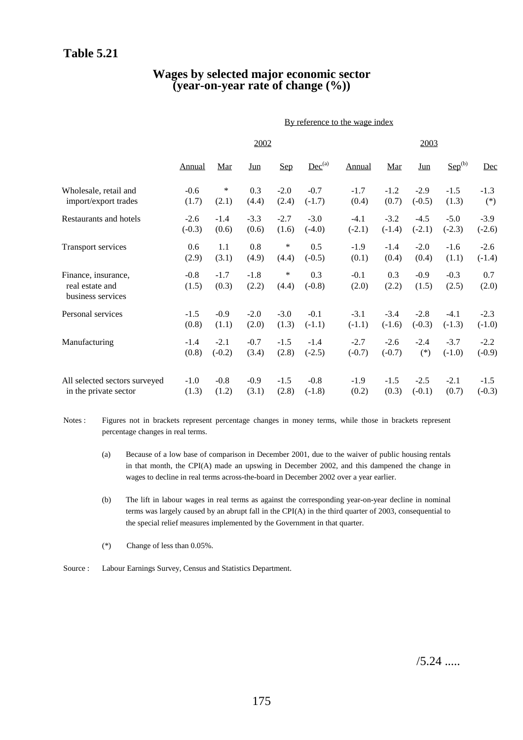**Table 5.21**

## Wages by selected major economic sector (year-on-year rate of change (%))

By reference to the wage index

| | 2002 | | | | | 2003 | | | | |
|---|---|---|---|---|---|---|---|---|---|---|
| | Annual | Mar | Jun | Sep | Dec[(a)] | Annual | Mar | Jun | Sep[(b)] | Dec |
| Wholesale, retail and import/export trades | -0.6 (1.7) | * (2.1) | 0.3 (4.4) | -2.0 (2.4) | -0.7 (-1.7) | -1.7 (0.4) | -1.2 (0.7) | -2.9 (-0.5) | -1.5 (1.3) | -1.3 (*) |
| Restaurants and hotels | -2.6 (-0.3) | -1.4 (0.6) | -3.3 (0.6) | -2.7 (1.6) | -3.0 (-4.0) | -4.1 (-2.1) | -3.2 (-1.4) | -4.5 (-2.1) | -5.0 (-2.3) | -3.9 (-2.6) |
| Transport services | 0.6 (2.9) | 1.1 (3.1) | 0.8 (4.9) | * (4.4) | 0.5 (-0.5) | -1.9 (0.1) | -1.4 (0.4) | -2.0 (0.4) | -1.6 (1.1) | -2.6 (-1.4) |
| Finance, insurance, real estate and business services | -0.8 (1.5) | -1.7 (0.3) | -1.8 (2.2) | * (4.4) | 0.3 (-0.8) | -0.1 (2.0) | 0.3 (2.2) | -0.9 (1.5) | -0.3 (2.5) | 0.7 (2.0) |
| Personal services | -1.5 (0.8) | -0.9 (1.1) | -2.0 (2.0) | -3.0 (1.3) | -0.1 (-1.1) | -3.1 (-1.1) | -3.4 (-1.6) | -2.8 (-0.3) | -4.1 (-1.3) | -2.3 (-1.0) |
| Manufacturing | -1.4 (0.8) | -2.1 (-0.2) | -0.7 (3.4) | -1.5 (2.8) | -1.4 (-2.5) | -2.7 (-0.7) | -2.6 (-0.7) | -2.4 (*) | -3.7 (-1.0) | -2.2 (-0.9) |
| All selected sectors surveyed in the private sector | -1.0 (1.3) | -0.8 (1.2) | -0.9 (3.1) | -1.5 (2.8) | -0.8 (-1.8) | -1.9 (0.2) | -1.5 (0.3) | -2.5 (-0.1) | -2.1 (0.7) | -1.5 (-0.3) |

Notes : Figures not in brackets represent percentage changes in money terms, while those in brackets represent percentage changes in real terms.

(a) Because of a low base of comparison in December 2001, due to the waiver of public housing rentals in that month, the CPI(A) made an upswing in December 2002, and this dampened the change in wages to decline in real terms across-the-board in December 2002 over a year earlier.

(b) The lift in labour wages in real terms as against the corresponding year-on-year decline in nominal terms was largely caused by an abrupt fall in the CPI(A) in the third quarter of 2003, consequential to the special relief measures implemented by the Government in that quarter.

(*) Change of less than 0.05%.

Source : Labour Earnings Survey, Census and Statistics Department.

/5.24 .....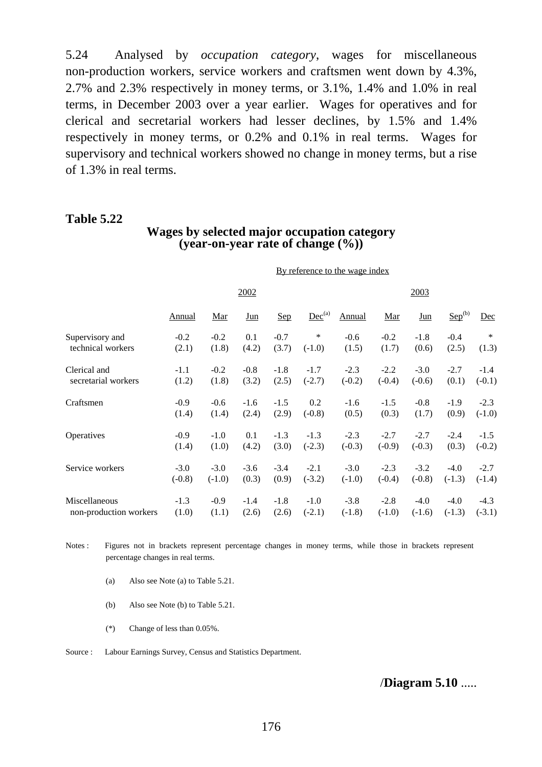5.24 Analysed by *occupation category*, wages for miscellaneous non-production workers, service workers and craftsmen went down by 4.3%, 2.7% and 2.3% respectively in money terms, or 3.1%, 1.4% and 1.0% in real terms, in December 2003 over a year earlier. Wages for operatives and for clerical and secretarial workers had lesser declines, by 1.5% and 1.4% respectively in money terms, or 0.2% and 0.1% in real terms. Wages for supervisory and technical workers showed no change in money terms, but a rise of 1.3% in real terms.

**Table 5.22**

**Wages by selected major occupation category (year-on-year rate of change (%))**

By reference to the wage index

| | 2002 | | | | | 2003 | | | | |
|---|---|---|---|---|---|---|---|---|---|---|
| | Annual | Mar | Jun | Sep | Dec[(a)] | Annual | Mar | Jun | Sep[(b)] | Dec |
| Supervisory and technical workers | -0.2 (2.1) | -0.2 (1.8) | 0.1 (4.2) | -0.7 (3.7) | * (-1.0) | -0.6 (1.5) | -0.2 (1.7) | -1.8 (0.6) | -0.4 (2.5) | * (1.3) |
| Clerical and secretarial workers | -1.1 (1.2) | -0.2 (1.8) | -0.8 (3.2) | -1.8 (2.5) | -1.7 (-2.7) | -2.3 (-0.2) | -2.2 (-0.4) | -3.0 (-0.6) | -2.7 (0.1) | -1.4 (-0.1) |
| Craftsmen | -0.9 (1.4) | -0.6 (1.4) | -1.6 (2.4) | -1.5 (2.9) | 0.2 (-0.8) | -1.6 (0.5) | -1.5 (0.3) | -0.8 (1.7) | -1.9 (0.9) | -2.3 (-1.0) |
| Operatives | -0.9 (1.4) | -1.0 (1.0) | 0.1 (4.2) | -1.3 (3.0) | -1.3 (-2.3) | -2.3 (-0.3) | -2.7 (-0.9) | -2.7 (-0.3) | -2.4 (0.3) | -1.5 (-0.2) |
| Service workers | -3.0 (-0.8) | -3.0 (-1.0) | -3.6 (0.3) | -3.4 (0.9) | -2.1 (-3.2) | -3.0 (-1.0) | -2.3 (-0.4) | -3.2 (-0.8) | -4.0 (-1.3) | -2.7 (-1.4) |
| Miscellaneous non-production workers | -1.3 (1.0) | -0.9 (1.1) | -1.4 (2.6) | -1.8 (2.6) | -1.0 (-2.1) | -3.8 (-1.8) | -2.8 (-1.0) | -4.0 (-1.6) | -4.0 (-1.3) | -4.3 (-3.1) |

Notes : Figures not in brackets represent percentage changes in money terms, while those in brackets represent percentage changes in real terms.

(a) Also see Note (a) to Table 5.21.

(b) Also see Note (b) to Table 5.21.

(*) Change of less than 0.05%.

Source : Labour Earnings Survey, Census and Statistics Department.

/**Diagram 5.10** .....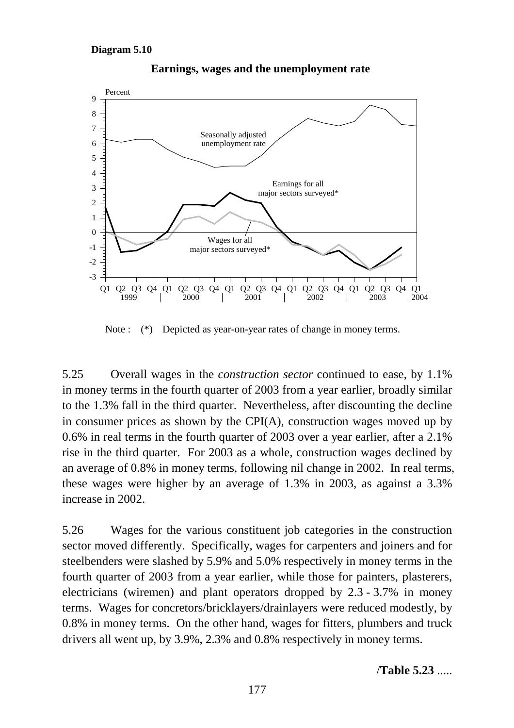**Diagram 5.10**

**Earnings, wages and the unemployment rate**

Note : (*) Depicted as year-on-year rates of change in money terms.

5.25 Overall wages in the *construction sector* continued to ease, by 1.1% in money terms in the fourth quarter of 2003 from a year earlier, broadly similar to the 1.3% fall in the third quarter. Nevertheless, after discounting the decline in consumer prices as shown by the CPI(A), construction wages moved up by 0.6% in real terms in the fourth quarter of 2003 over a year earlier, after a 2.1% rise in the third quarter. For 2003 as a whole, construction wages declined by an average of 0.8% in money terms, following nil change in 2002. In real terms, these wages were higher by an average of 1.3% in 2003, as against a 3.3% increase in 2002.

5.26 Wages for the various constituent job categories in the construction sector moved differently. Specifically, wages for carpenters and joiners and for steelbenders were slashed by 5.9% and 5.0% respectively in money terms in the fourth quarter of 2003 from a year earlier, while those for painters, plasterers, electricians (wiremen) and plant operators dropped by 2.3 - 3.7% in money terms. Wages for concretors/bricklayers/drainlayers were reduced modestly, by 0.8% in money terms. On the other hand, wages for fitters, plumbers and truck drivers all went up, by 3.9%, 2.3% and 0.8% respectively in money terms.

/**Table 5.23** .....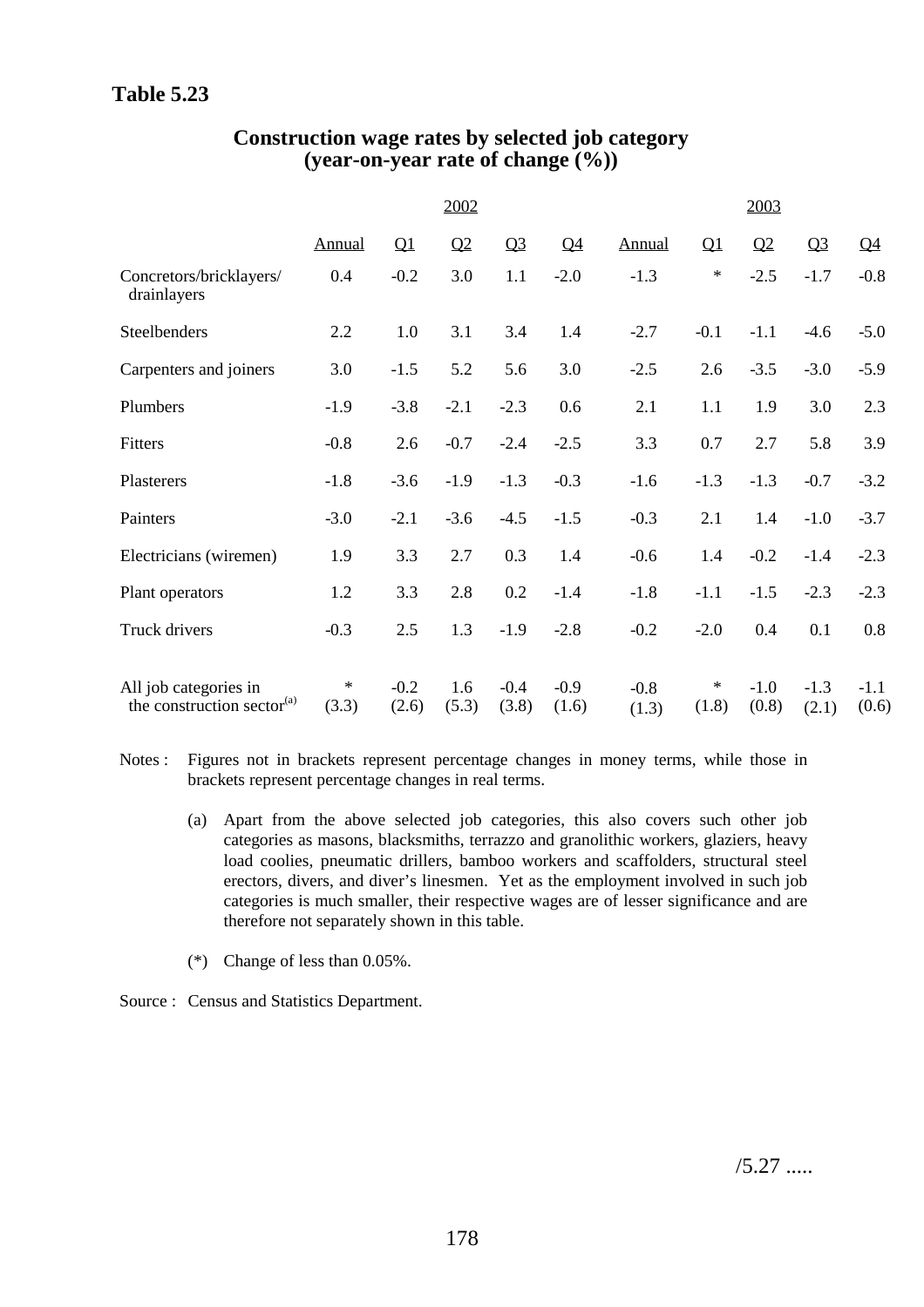**Table 5.23**

**Construction wage rates by selected job category (year-on-year rate of change (%))**

| | 2002 | | | | | 2003 | | | | |
|---|---|---|---|---|---|---|---|---|---|---|
| | Annual | Q1 | Q2 | Q3 | Q4 | Annual | Q1 | Q2 | Q3 | Q4 |
| Concretors/bricklayers/ drainlayers | 0.4 | -0.2 | 3.0 | 1.1 | -2.0 | -1.3 | * | -2.5 | -1.7 | -0.8 |
| Steelbenders | 2.2 | 1.0 | 3.1 | 3.4 | 1.4 | -2.7 | -0.1 | -1.1 | -4.6 | -5.0 |
| Carpenters and joiners | 3.0 | -1.5 | 5.2 | 5.6 | 3.0 | -2.5 | 2.6 | -3.5 | -3.0 | -5.9 |
| Plumbers | -1.9 | -3.8 | -2.1 | -2.3 | 0.6 | 2.1 | 1.1 | 1.9 | 3.0 | 2.3 |
| Fitters | -0.8 | 2.6 | -0.7 | -2.4 | -2.5 | 3.3 | 0.7 | 2.7 | 5.8 | 3.9 |
| Plasterers | -1.8 | -3.6 | -1.9 | -1.3 | -0.3 | -1.6 | -1.3 | -1.3 | -0.7 | -3.2 |
| Painters | -3.0 | -2.1 | -3.6 | -4.5 | -1.5 | -0.3 | 2.1 | 1.4 | -1.0 | -3.7 |
| Electricians (wiremen) | 1.9 | 3.3 | 2.7 | 0.3 | 1.4 | -0.6 | 1.4 | -0.2 | -1.4 | -2.3 |
| Plant operators | 1.2 | 3.3 | 2.8 | 0.2 | -1.4 | -1.8 | -1.1 | -1.5 | -2.3 | -2.3 |
| Truck drivers | -0.3 | 2.5 | 1.3 | -1.9 | -2.8 | -0.2 | -2.0 | 0.4 | 0.1 | 0.8 |
| All job categories in the construction sector[(a)] | * (3.3) | -0.2 (2.6) | 1.6 (5.3) | -0.4 (3.8) | -0.9 (1.6) | -0.8 (1.3) | * (1.8) | -1.0 (0.8) | -1.3 (2.1) | -1.1 (0.6) |

Notes : Figures not in brackets represent percentage changes in money terms, while those in brackets represent percentage changes in real terms.

(a) Apart from the above selected job categories, this also covers such other job categories as masons, blacksmiths, terrazzo and granolithic workers, glaziers, heavy load coolies, pneumatic drillers, bamboo workers and scaffolders, structural steel erectors, divers, and diver's linesmen. Yet as the employment involved in such job categories is much smaller, their respective wages are of lesser significance and are therefore not separately shown in this table.

(*) Change of less than 0.05%.

Source : Census and Statistics Department.

/5.27 .....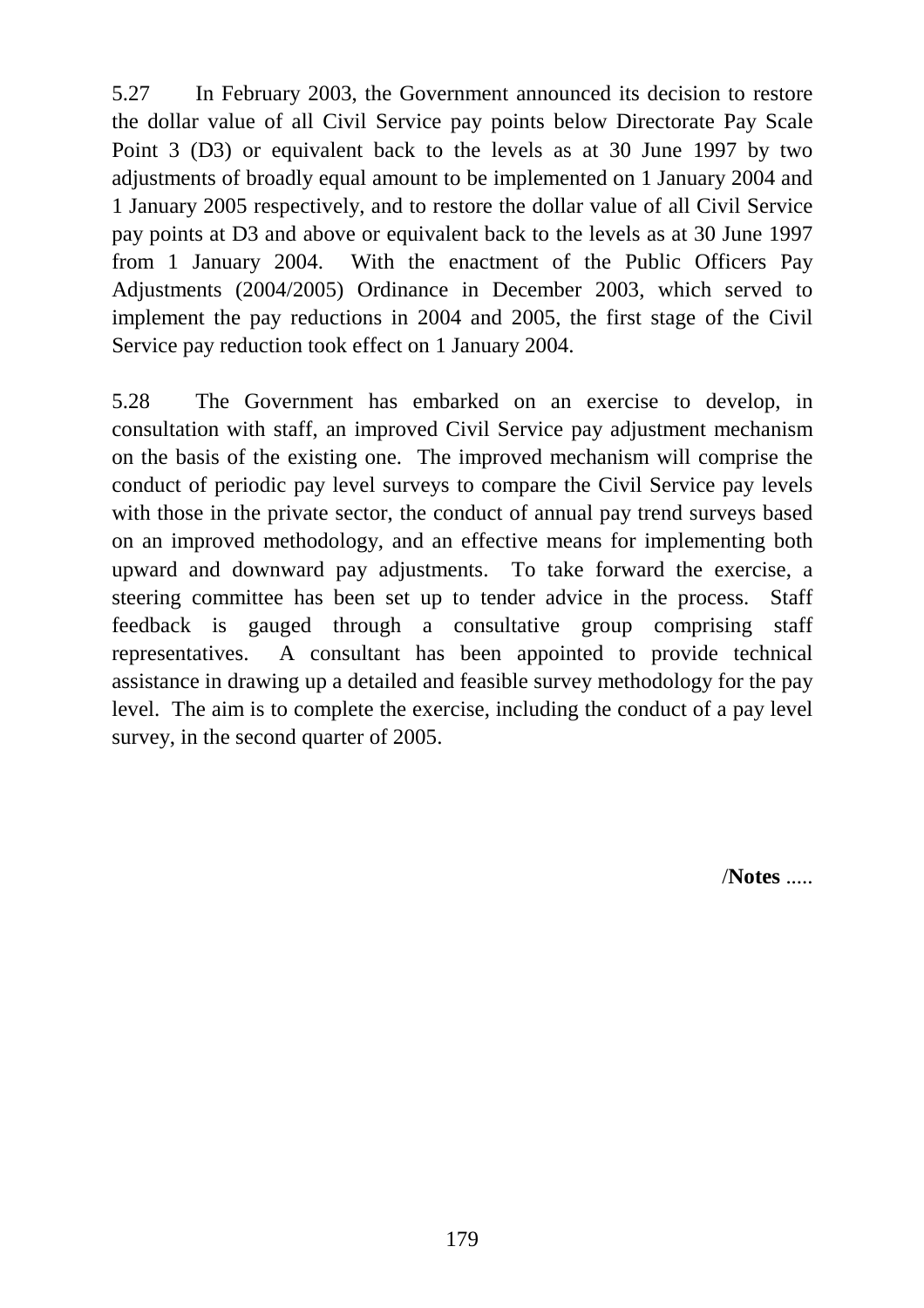5.27 In February 2003, the Government announced its decision to restore the dollar value of all Civil Service pay points below Directorate Pay Scale Point 3 (D3) or equivalent back to the levels as at 30 June 1997 by two adjustments of broadly equal amount to be implemented on 1 January 2004 and 1 January 2005 respectively, and to restore the dollar value of all Civil Service pay points at D3 and above or equivalent back to the levels as at 30 June 1997 from 1 January 2004. With the enactment of the Public Officers Pay Adjustments (2004/2005) Ordinance in December 2003, which served to implement the pay reductions in 2004 and 2005, the first stage of the Civil Service pay reduction took effect on 1 January 2004.

5.28 The Government has embarked on an exercise to develop, in consultation with staff, an improved Civil Service pay adjustment mechanism on the basis of the existing one. The improved mechanism will comprise the conduct of periodic pay level surveys to compare the Civil Service pay levels with those in the private sector, the conduct of annual pay trend surveys based on an improved methodology, and an effective means for implementing both upward and downward pay adjustments. To take forward the exercise, a steering committee has been set up to tender advice in the process. Staff feedback is gauged through a consultative group comprising staff representatives. A consultant has been appointed to provide technical assistance in drawing up a detailed and feasible survey methodology for the pay level. The aim is to complete the exercise, including the conduct of a pay level survey, in the second quarter of 2005.

/**Notes** .....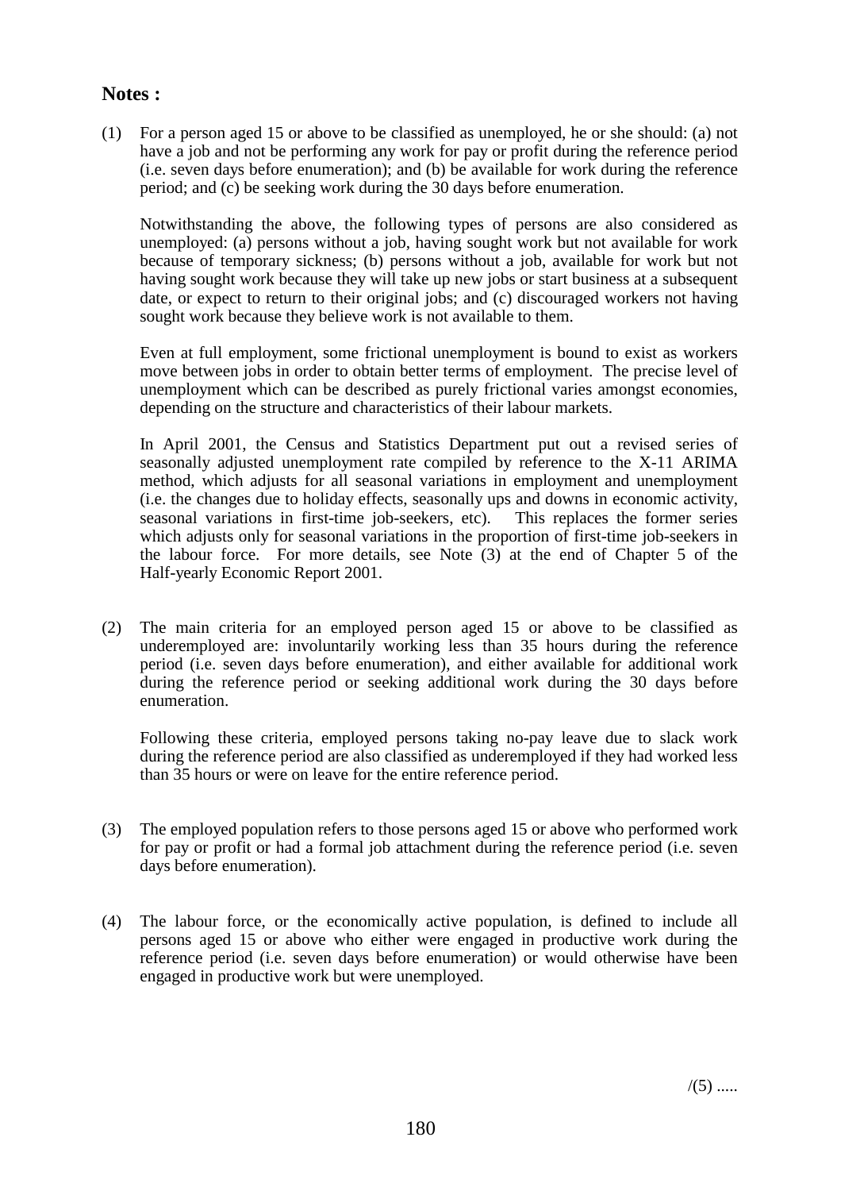**Notes :**

(1) For a person aged 15 or above to be classified as unemployed, he or she should: (a) not have a job and not be performing any work for pay or profit during the reference period (i.e. seven days before enumeration); and (b) be available for work during the reference period; and (c) be seeking work during the 30 days before enumeration.

Notwithstanding the above, the following types of persons are also considered as unemployed: (a) persons without a job, having sought work but not available for work because of temporary sickness; (b) persons without a job, available for work but not having sought work because they will take up new jobs or start business at a subsequent date, or expect to return to their original jobs; and (c) discouraged workers not having sought work because they believe work is not available to them.

Even at full employment, some frictional unemployment is bound to exist as workers move between jobs in order to obtain better terms of employment. The precise level of unemployment which can be described as purely frictional varies amongst economies, depending on the structure and characteristics of their labour markets.

In April 2001, the Census and Statistics Department put out a revised series of seasonally adjusted unemployment rate compiled by reference to the X-11 ARIMA method, which adjusts for all seasonal variations in employment and unemployment (i.e. the changes due to holiday effects, seasonally ups and downs in economic activity, seasonal variations in first-time job-seekers, etc). This replaces the former series which adjusts only for seasonal variations in the proportion of first-time job-seekers in the labour force. For more details, see Note (3) at the end of Chapter 5 of the Half-yearly Economic Report 2001.

(2) The main criteria for an employed person aged 15 or above to be classified as underemployed are: involuntarily working less than 35 hours during the reference period (i.e. seven days before enumeration), and either available for additional work during the reference period or seeking additional work during the 30 days before enumeration.

Following these criteria, employed persons taking no-pay leave due to slack work during the reference period are also classified as underemployed if they had worked less than 35 hours or were on leave for the entire reference period.

(3) The employed population refers to those persons aged 15 or above who performed work for pay or profit or had a formal job attachment during the reference period (i.e. seven days before enumeration).

(4) The labour force, or the economically active population, is defined to include all persons aged 15 or above who either were engaged in productive work during the reference period (i.e. seven days before enumeration) or would otherwise have been engaged in productive work but were unemployed.

/(5) .....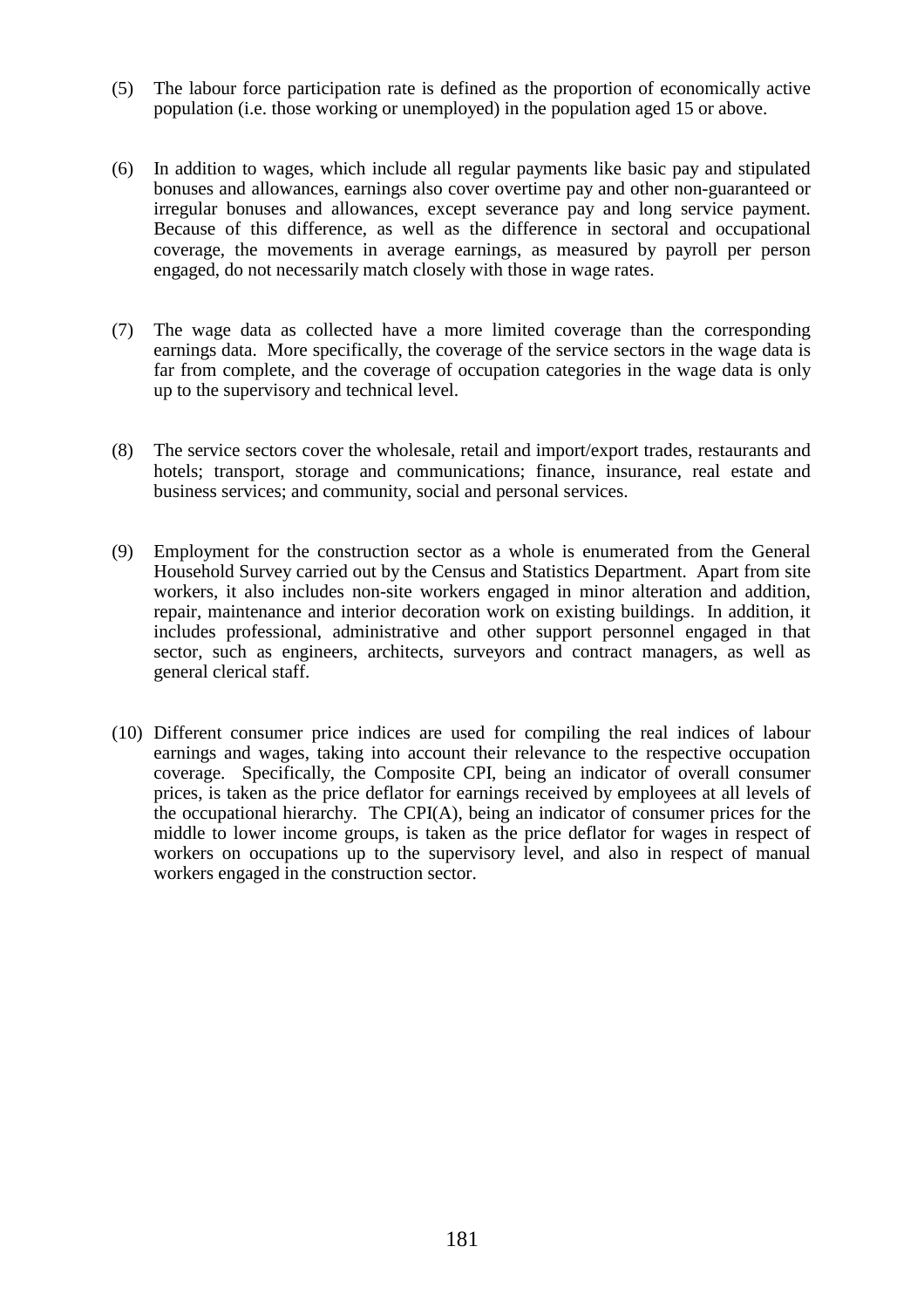(5) The labour force participation rate is defined as the proportion of economically active population (i.e. those working or unemployed) in the population aged 15 or above.

(6) In addition to wages, which include all regular payments like basic pay and stipulated bonuses and allowances, earnings also cover overtime pay and other non-guaranteed or irregular bonuses and allowances, except severance pay and long service payment. Because of this difference, as well as the difference in sectoral and occupational coverage, the movements in average earnings, as measured by payroll per person engaged, do not necessarily match closely with those in wage rates.

(7) The wage data as collected have a more limited coverage than the corresponding earnings data. More specifically, the coverage of the service sectors in the wage data is far from complete, and the coverage of occupation categories in the wage data is only up to the supervisory and technical level.

(8) The service sectors cover the wholesale, retail and import/export trades, restaurants and hotels; transport, storage and communications; finance, insurance, real estate and business services; and community, social and personal services.

(9) Employment for the construction sector as a whole is enumerated from the General Household Survey carried out by the Census and Statistics Department. Apart from site workers, it also includes non-site workers engaged in minor alteration and addition, repair, maintenance and interior decoration work on existing buildings. In addition, it includes professional, administrative and other support personnel engaged in that sector, such as engineers, architects, surveyors and contract managers, as well as general clerical staff.

(10) Different consumer price indices are used for compiling the real indices of labour earnings and wages, taking into account their relevance to the respective occupation coverage. Specifically, the Composite CPI, being an indicator of overall consumer prices, is taken as the price deflator for earnings received by employees at all levels of the occupational hierarchy. The CPI(A), being an indicator of consumer prices for the middle to lower income groups, is taken as the price deflator for wages in respect of workers on occupations up to the supervisory level, and also in respect of manual workers engaged in the construction sector.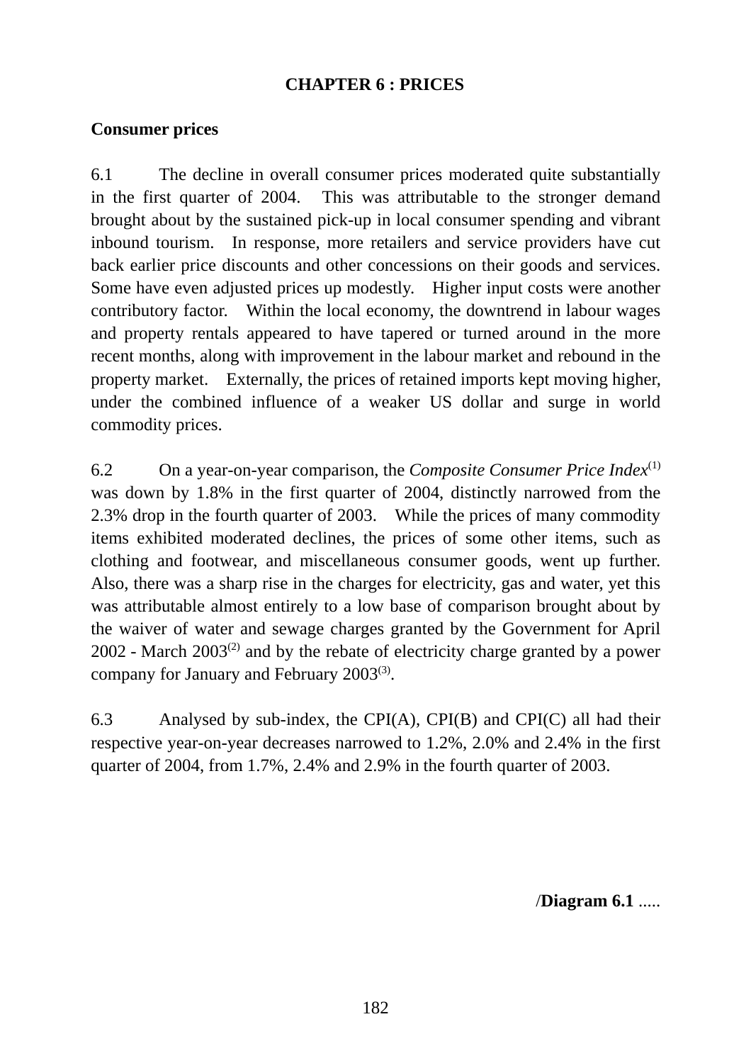# CHAPTER 6 : PRICES

## Consumer prices

6.1 The decline in overall consumer prices moderated quite substantially in the first quarter of 2004. This was attributable to the stronger demand brought about by the sustained pick-up in local consumer spending and vibrant inbound tourism. In response, more retailers and service providers have cut back earlier price discounts and other concessions on their goods and services. Some have even adjusted prices up modestly. Higher input costs were another contributory factor. Within the local economy, the downtrend in labour wages and property rentals appeared to have tapered or turned around in the more recent months, along with improvement in the labour market and rebound in the property market. Externally, the prices of retained imports kept moving higher, under the combined influence of a weaker US dollar and surge in world commodity prices.

6.2 On a year-on-year comparison, the *Composite Consumer Price Index*(1) was down by 1.8% in the first quarter of 2004, distinctly narrowed from the 2.3% drop in the fourth quarter of 2003. While the prices of many commodity items exhibited moderated declines, the prices of some other items, such as clothing and footwear, and miscellaneous consumer goods, went up further. Also, there was a sharp rise in the charges for electricity, gas and water, yet this was attributable almost entirely to a low base of comparison brought about by the waiver of water and sewage charges granted by the Government for April 2002 - March 2003(2) and by the rebate of electricity charge granted by a power company for January and February 2003(3).

6.3 Analysed by sub-index, the CPI(A), CPI(B) and CPI(C) all had their respective year-on-year decreases narrowed to 1.2%, 2.0% and 2.4% in the first quarter of 2004, from 1.7%, 2.4% and 2.9% in the fourth quarter of 2003.

/**Diagram 6.1** .....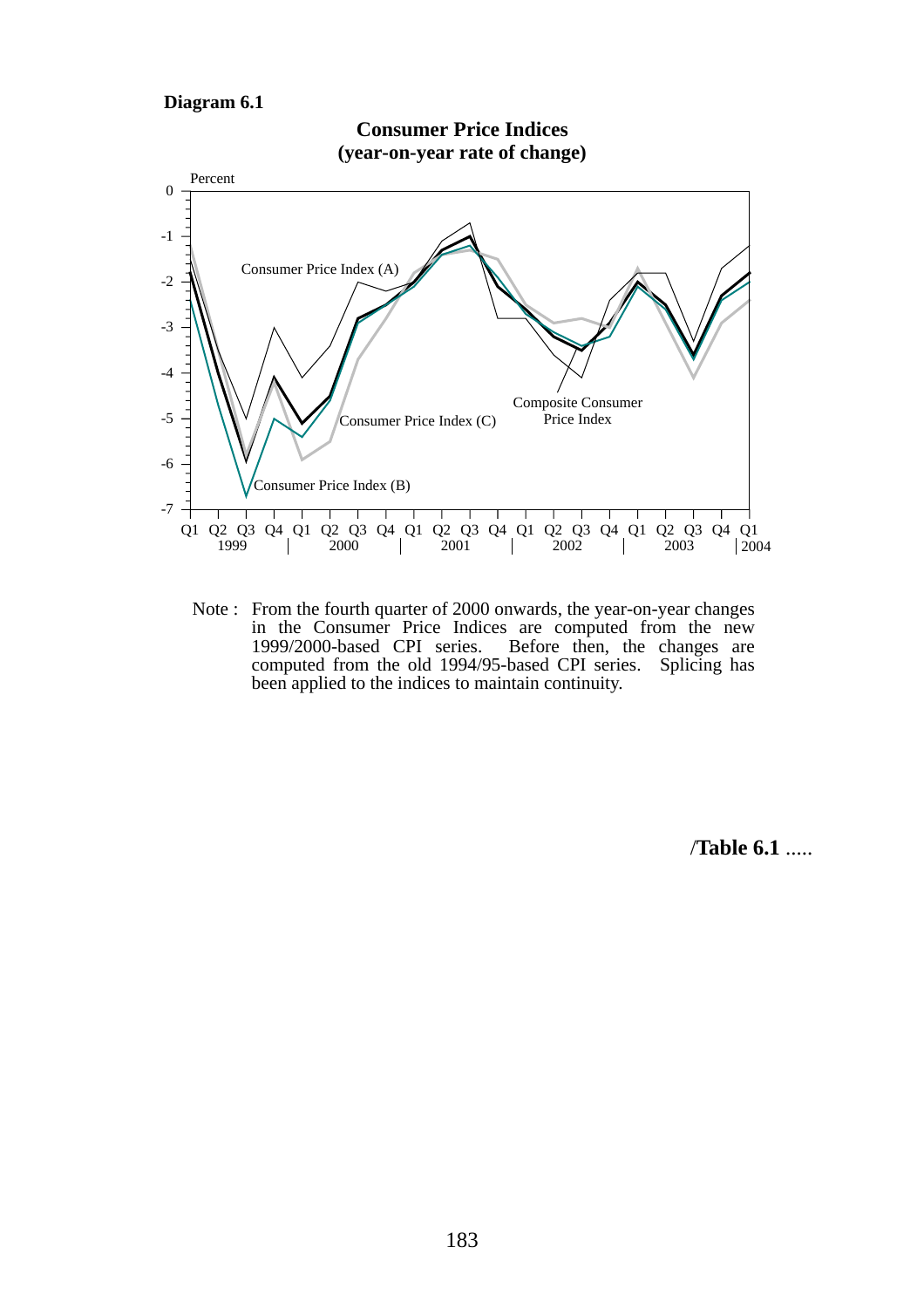**Diagram 6.1**

**Consumer Price Indices**
**(year-on-year rate of change)**

Percent

0
-1
-2
-3
-4
-5
-6
-7

Consumer Price Index (A)

Consumer Price Index (C)

Composite Consumer Price Index

Consumer Price Index (B)

Q1 Q2 Q3 Q4 Q1 Q2 Q3 Q4 Q1 Q2 Q3 Q4 Q1 Q2 Q3 Q4 Q1 Q2 Q3 Q4 Q1
1999 | 2000 | 2001 | 2002 | 2003 | 2004

Note : From the fourth quarter of 2000 onwards, the year-on-year changes in the Consumer Price Indices are computed from the new 1999/2000-based CPI series. Before then, the changes are computed from the old 1994/95-based CPI series. Splicing has been applied to the indices to maintain continuity.

/**Table 6.1** .....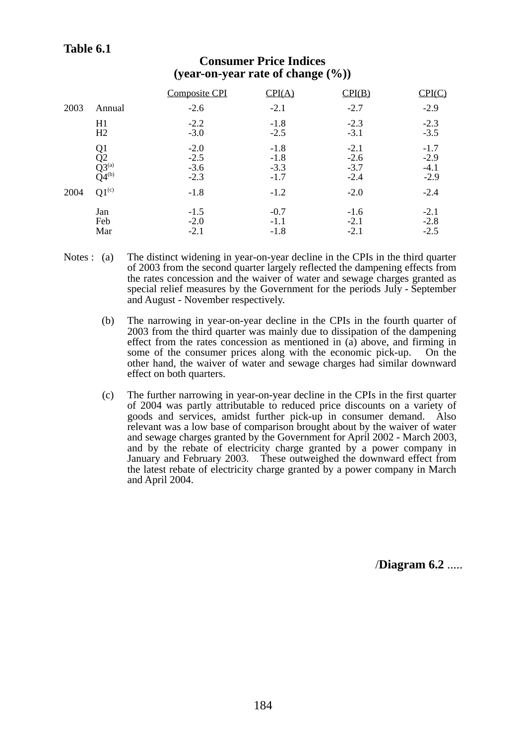**Table 6.1**

**Consumer Price Indices**
**(year-on-year rate of change (%))**

| | | Composite CPI | CPI(A) | CPI(B) | CPI(C) |
|---|---|---|---|---|---|
| 2003 | Annual | -2.6 | -2.1 | -2.7 | -2.9 |
| | H1 | -2.2 | -1.8 | -2.3 | -2.3 |
| | H2 | -3.0 | -2.5 | -3.1 | -3.5 |
| | Q1 | -2.0 | -1.8 | -2.1 | -1.7 |
| | Q2 | -2.5 | -1.8 | -2.6 | -2.9 |
| | Q3[(a)] | -3.6 | -3.3 | -3.7 | -4.1 |
| | Q4[(b)] | -2.3 | -1.7 | -2.4 | -2.9 |
| 2004 | Q1[(c)] | -1.8 | -1.2 | -2.0 | -2.4 |
| | Jan | -1.5 | -0.7 | -1.6 | -2.1 |
| | Feb | -2.0 | -1.1 | -2.1 | -2.8 |
| | Mar | -2.1 | -1.8 | -2.1 | -2.5 |

Notes :

(a) The distinct widening in year-on-year decline in the CPIs in the third quarter of 2003 from the second quarter largely reflected the dampening effects from the rates concession and the waiver of water and sewage charges granted as special relief measures by the Government for the periods July - September and August - November respectively.

(b) The narrowing in year-on-year decline in the CPIs in the fourth quarter of 2003 from the third quarter was mainly due to dissipation of the dampening effect from the rates concession as mentioned in (a) above, and firming in some of the consumer prices along with the economic pick-up. On the other hand, the waiver of water and sewage charges had similar downward effect on both quarters.

(c) The further narrowing in year-on-year decline in the CPIs in the first quarter of 2004 was partly attributable to reduced price discounts on a variety of goods and services, amidst further pick-up in consumer demand. Also relevant was a low base of comparison brought about by the waiver of water and sewage charges granted by the Government for April 2002 - March 2003, and by the rebate of electricity charge granted by a power company in January and February 2003. These outweighed the downward effect from the latest rebate of electricity charge granted by a power company in March and April 2004.

/**Diagram 6.2** .....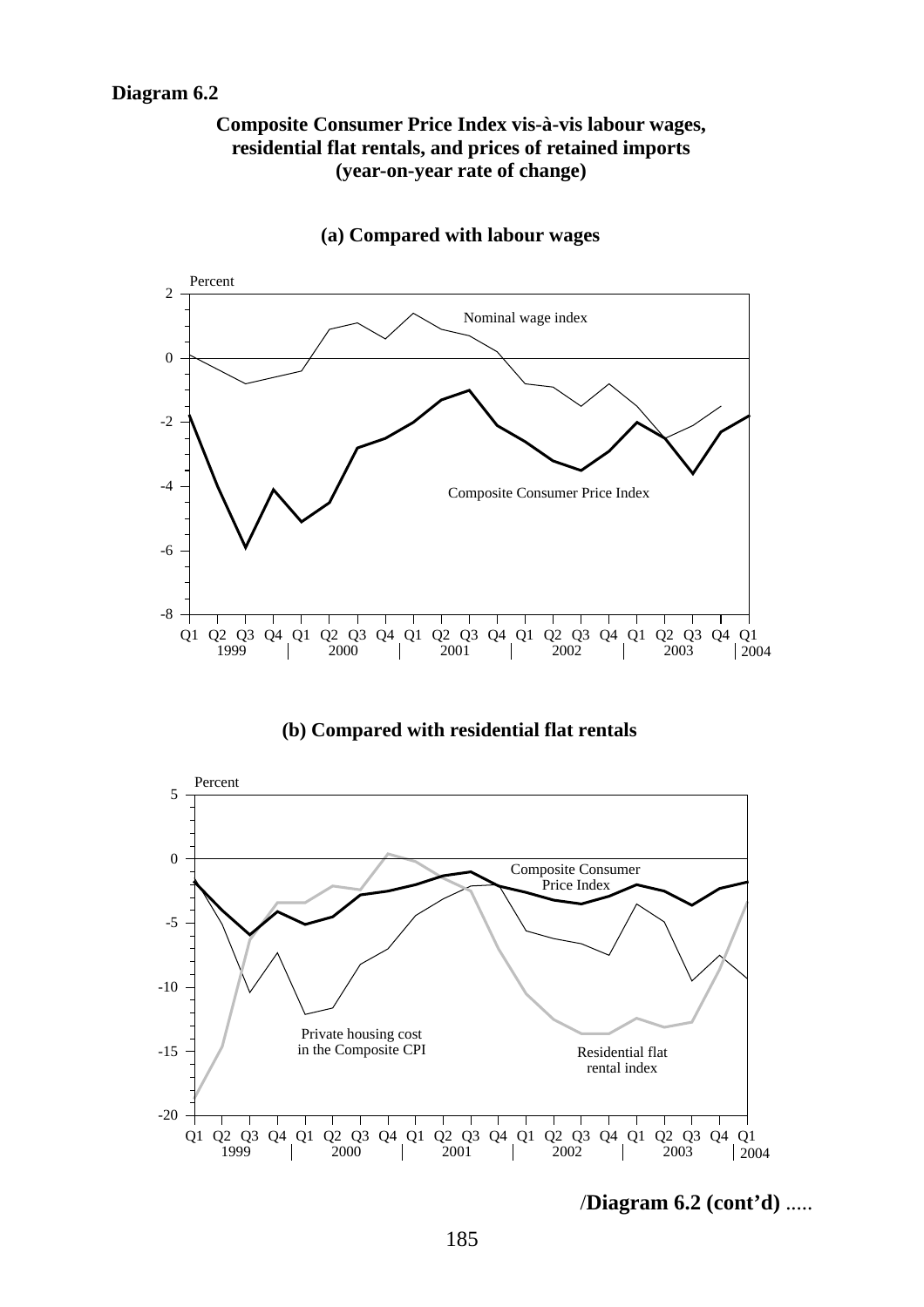**Diagram 6.2**

**Composite Consumer Price Index vis-à-vis labour wages, residential flat rentals, and prices of retained imports (year-on-year rate of change)**

**(a) Compared with labour wages**

**(b) Compared with residential flat rentals**

/**Diagram 6.2 (cont'd)** .....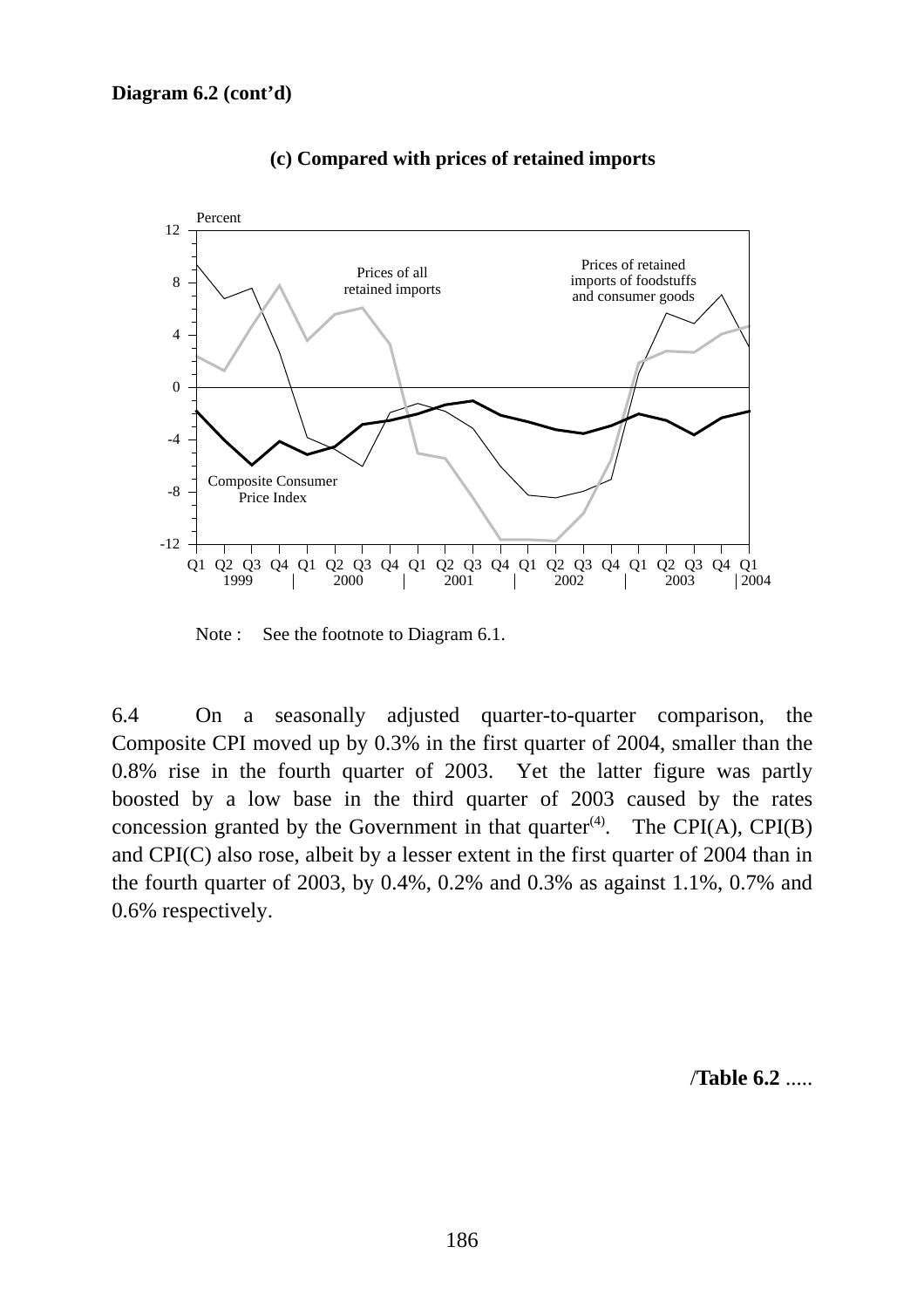**Diagram 6.2 (cont'd)**

**(c) Compared with prices of retained imports**

Percent

Prices of all retained imports

Prices of retained imports of foodstuffs and consumer goods

Composite Consumer Price Index

Note : See the footnote to Diagram 6.1.

6.4 On a seasonally adjusted quarter-to-quarter comparison, the Composite CPI moved up by 0.3% in the first quarter of 2004, smaller than the 0.8% rise in the fourth quarter of 2003. Yet the latter figure was partly boosted by a low base in the third quarter of 2003 caused by the rates concession granted by the Government in that quarter[(4)]. The CPI(A), CPI(B) and CPI(C) also rose, albeit by a lesser extent in the first quarter of 2004 than in the fourth quarter of 2003, by 0.4%, 0.2% and 0.3% as against 1.1%, 0.7% and 0.6% respectively.

/**Table 6.2** .....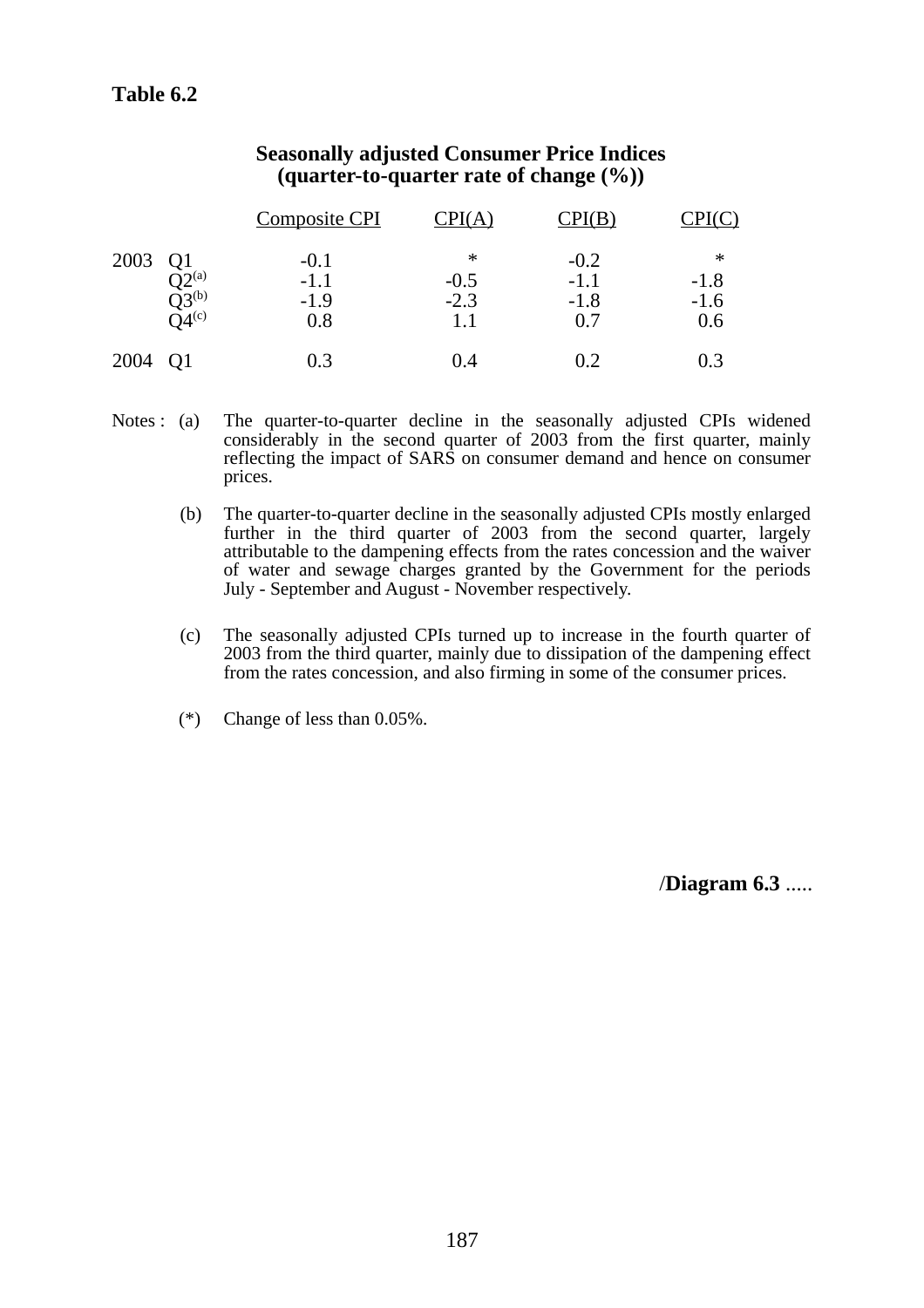**Table 6.2**

**Seasonally adjusted Consumer Price Indices (quarter-to-quarter rate of change (%))**

| | | Composite CPI | CPI(A) | CPI(B) | CPI(C) |
|---|---|---|---|---|---|
| 2003 | Q1 | -0.1 | * | -0.2 | * |
| | Q2[(a)] | -1.1 | -0.5 | -1.1 | -1.8 |
| | Q3[(b)] | -1.9 | -2.3 | -1.8 | -1.6 |
| | Q4[(c)] | 0.8 | 1.1 | 0.7 | 0.6 |
| 2004 | Q1 | 0.3 | 0.4 | 0.2 | 0.3 |

Notes :

(a) The quarter-to-quarter decline in the seasonally adjusted CPIs widened considerably in the second quarter of 2003 from the first quarter, mainly reflecting the impact of SARS on consumer demand and hence on consumer prices.

(b) The quarter-to-quarter decline in the seasonally adjusted CPIs mostly enlarged further in the third quarter of 2003 from the second quarter, largely attributable to the dampening effects from the rates concession and the waiver of water and sewage charges granted by the Government for the periods July - September and August - November respectively.

(c) The seasonally adjusted CPIs turned up to increase in the fourth quarter of 2003 from the third quarter, mainly due to dissipation of the dampening effect from the rates concession, and also firming in some of the consumer prices.

(*) Change of less than 0.05%.

/**Diagram 6.3** .....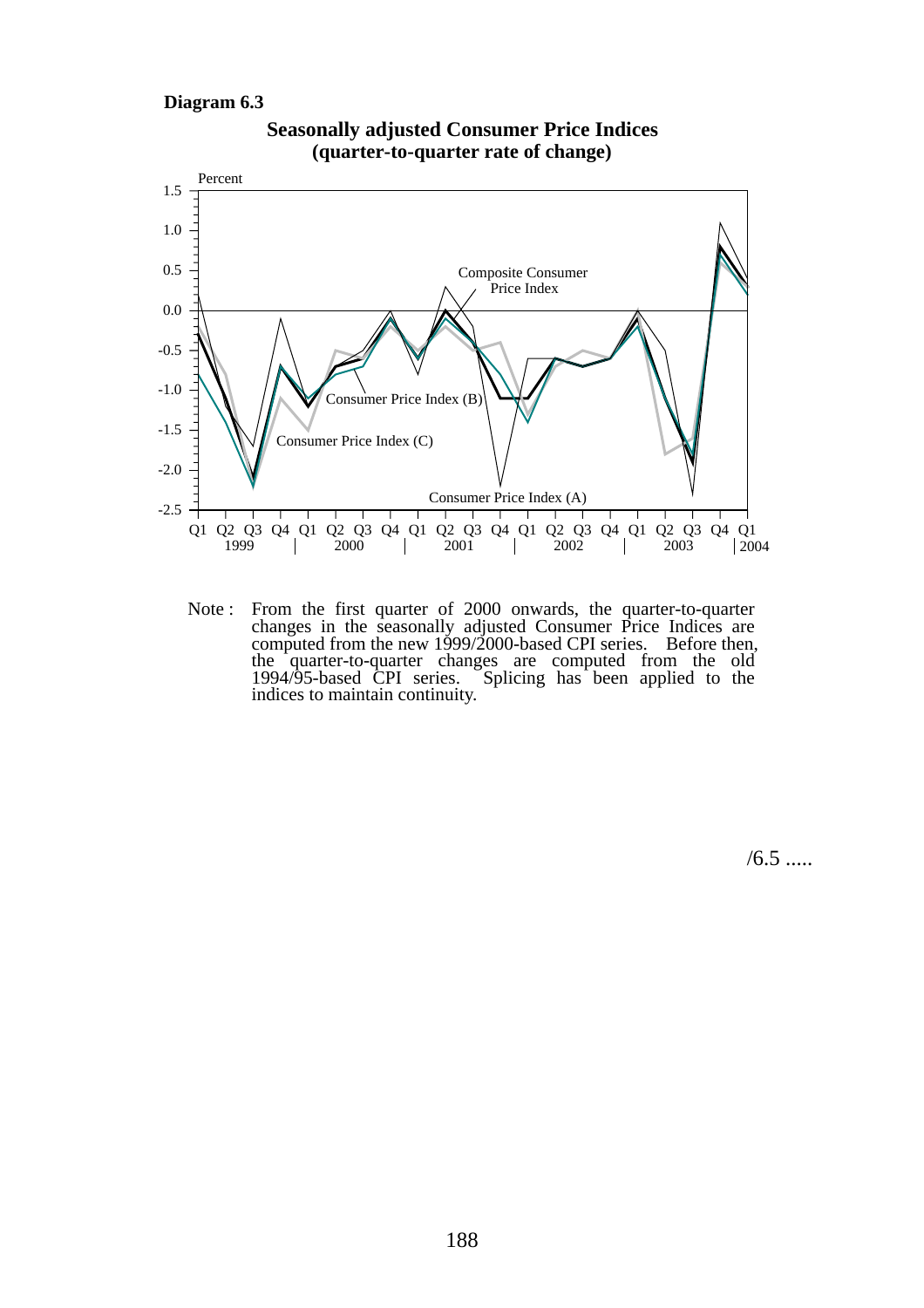**Diagram 6.3**

**Seasonally adjusted Consumer Price Indices (quarter-to-quarter rate of change)**

Percent

Composite Consumer Price Index

Consumer Price Index (B)

Consumer Price Index (C)

Consumer Price Index (A)

Q1 Q2 Q3 Q4 Q1 Q2 Q3 Q4 Q1 Q2 Q3 Q4 Q1 Q2 Q3 Q4 Q1 Q2 Q3 Q4 Q1

1999 | 2000 | 2001 | 2002 | 2003 | 2004

Note : From the first quarter of 2000 onwards, the quarter-to-quarter changes in the seasonally adjusted Consumer Price Indices are computed from the new 1999/2000-based CPI series. Before then, the quarter-to-quarter changes are computed from the old 1994/95-based CPI series. Splicing has been applied to the indices to maintain continuity.

/6.5 .....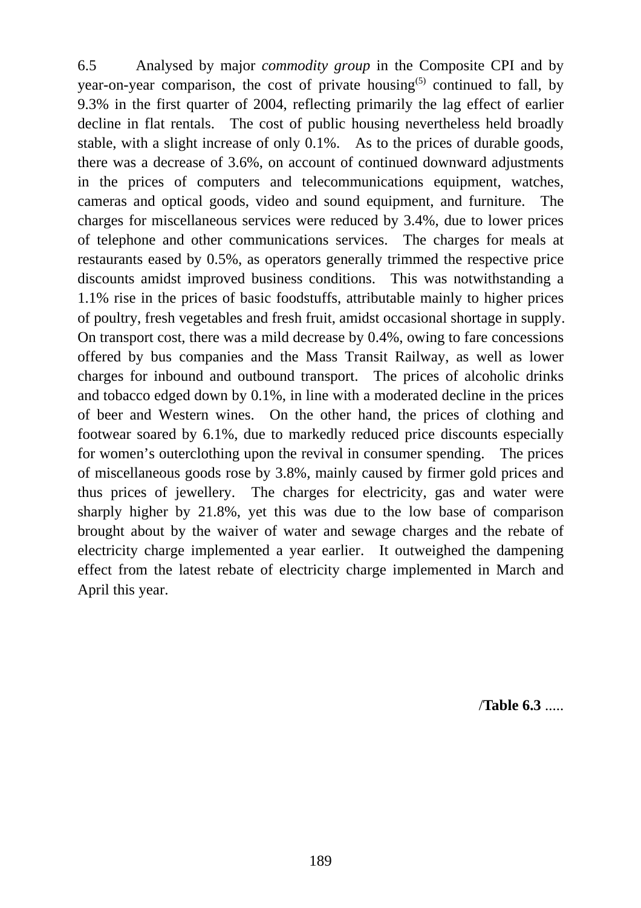6.5 Analysed by major *commodity group* in the Composite CPI and by year-on-year comparison, the cost of private housing[5] continued to fall, by 9.3% in the first quarter of 2004, reflecting primarily the lag effect of earlier decline in flat rentals. The cost of public housing nevertheless held broadly stable, with a slight increase of only 0.1%. As to the prices of durable goods, there was a decrease of 3.6%, on account of continued downward adjustments in the prices of computers and telecommunications equipment, watches, cameras and optical goods, video and sound equipment, and furniture. The charges for miscellaneous services were reduced by 3.4%, due to lower prices of telephone and other communications services. The charges for meals at restaurants eased by 0.5%, as operators generally trimmed the respective price discounts amidst improved business conditions. This was notwithstanding a 1.1% rise in the prices of basic foodstuffs, attributable mainly to higher prices of poultry, fresh vegetables and fresh fruit, amidst occasional shortage in supply. On transport cost, there was a mild decrease by 0.4%, owing to fare concessions offered by bus companies and the Mass Transit Railway, as well as lower charges for inbound and outbound transport. The prices of alcoholic drinks and tobacco edged down by 0.1%, in line with a moderated decline in the prices of beer and Western wines. On the other hand, the prices of clothing and footwear soared by 6.1%, due to markedly reduced price discounts especially for women's outerclothing upon the revival in consumer spending. The prices of miscellaneous goods rose by 3.8%, mainly caused by firmer gold prices and thus prices of jewellery. The charges for electricity, gas and water were sharply higher by 21.8%, yet this was due to the low base of comparison brought about by the waiver of water and sewage charges and the rebate of electricity charge implemented a year earlier. It outweighed the dampening effect from the latest rebate of electricity charge implemented in March and April this year.

/**Table 6.3** .....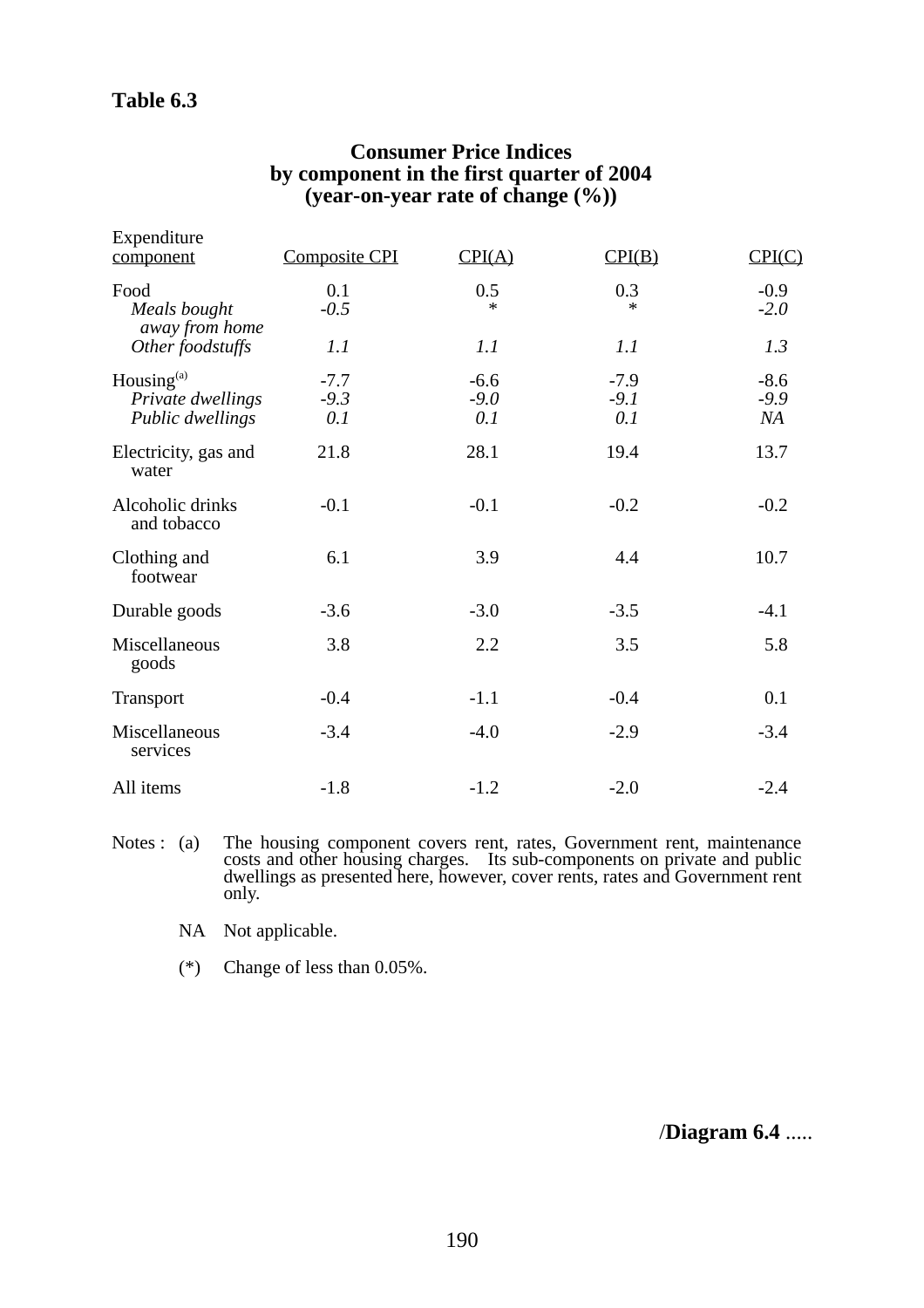**Table 6.3**

**Consumer Price Indices by component in the first quarter of 2004 (year-on-year rate of change (%))**

| Expenditure component | Composite CPI | CPI(A) | CPI(B) | CPI(C) |
|---|---|---|---|---|
| Food | 0.1 | 0.5 | 0.3 | -0.9 |
| *Meals bought away from home* | *-0.5* | * | * | *-2.0* |
| *Other foodstuffs* | *1.1* | *1.1* | *1.1* | *1.3* |
| Housing[(a)] | -7.7 | -6.6 | -7.9 | -8.6 |
| *Private dwellings* | *-9.3* | *-9.0* | *-9.1* | *-9.9* |
| *Public dwellings* | *0.1* | *0.1* | *0.1* | *NA* |
| Electricity, gas and water | 21.8 | 28.1 | 19.4 | 13.7 |
| Alcoholic drinks and tobacco | -0.1 | -0.1 | -0.2 | -0.2 |
| Clothing and footwear | 6.1 | 3.9 | 4.4 | 10.7 |
| Durable goods | -3.6 | -3.0 | -3.5 | -4.1 |
| Miscellaneous goods | 3.8 | 2.2 | 3.5 | 5.8 |
| Transport | -0.4 | -1.1 | -0.4 | 0.1 |
| Miscellaneous services | -3.4 | -4.0 | -2.9 | -3.4 |
| All items | -1.8 | -1.2 | -2.0 | -2.4 |

Notes :

(a) The housing component covers rent, rates, Government rent, maintenance costs and other housing charges. Its sub-components on private and public dwellings as presented here, however, cover rents, rates and Government rent only.

NA Not applicable.

(*) Change of less than 0.05%.

/**Diagram 6.4** .....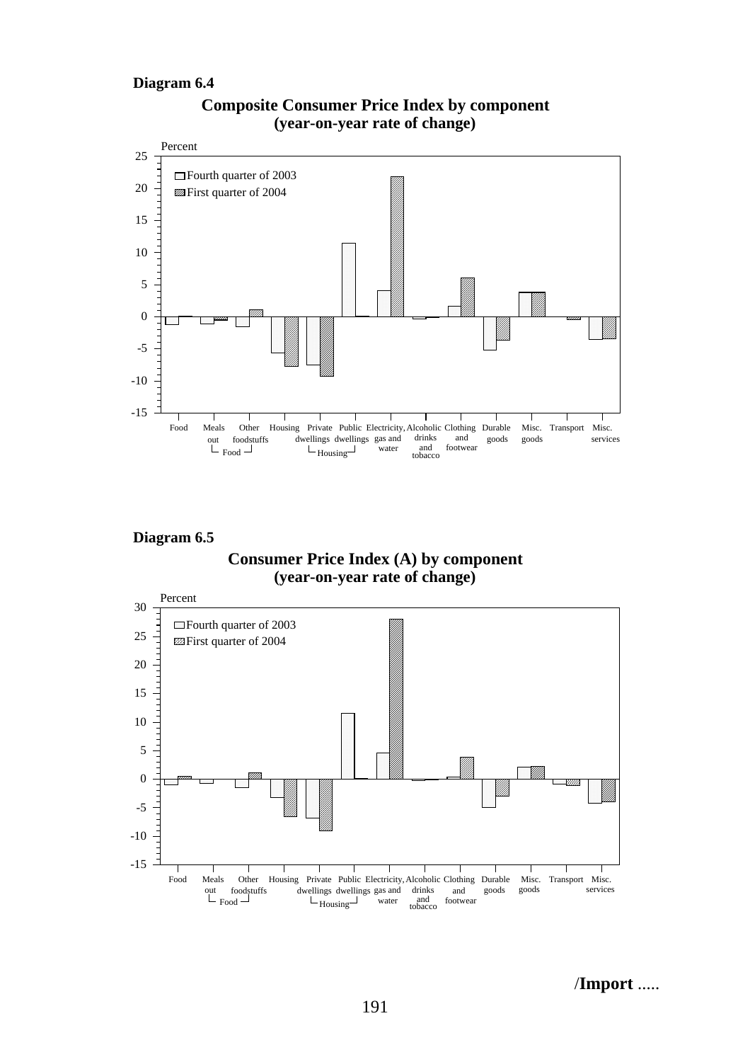**Diagram 6.4**

**Composite Consumer Price Index by component (year-on-year rate of change)**

**Diagram 6.5**

**Consumer Price Index (A) by component (year-on-year rate of change)**

/**Import** .....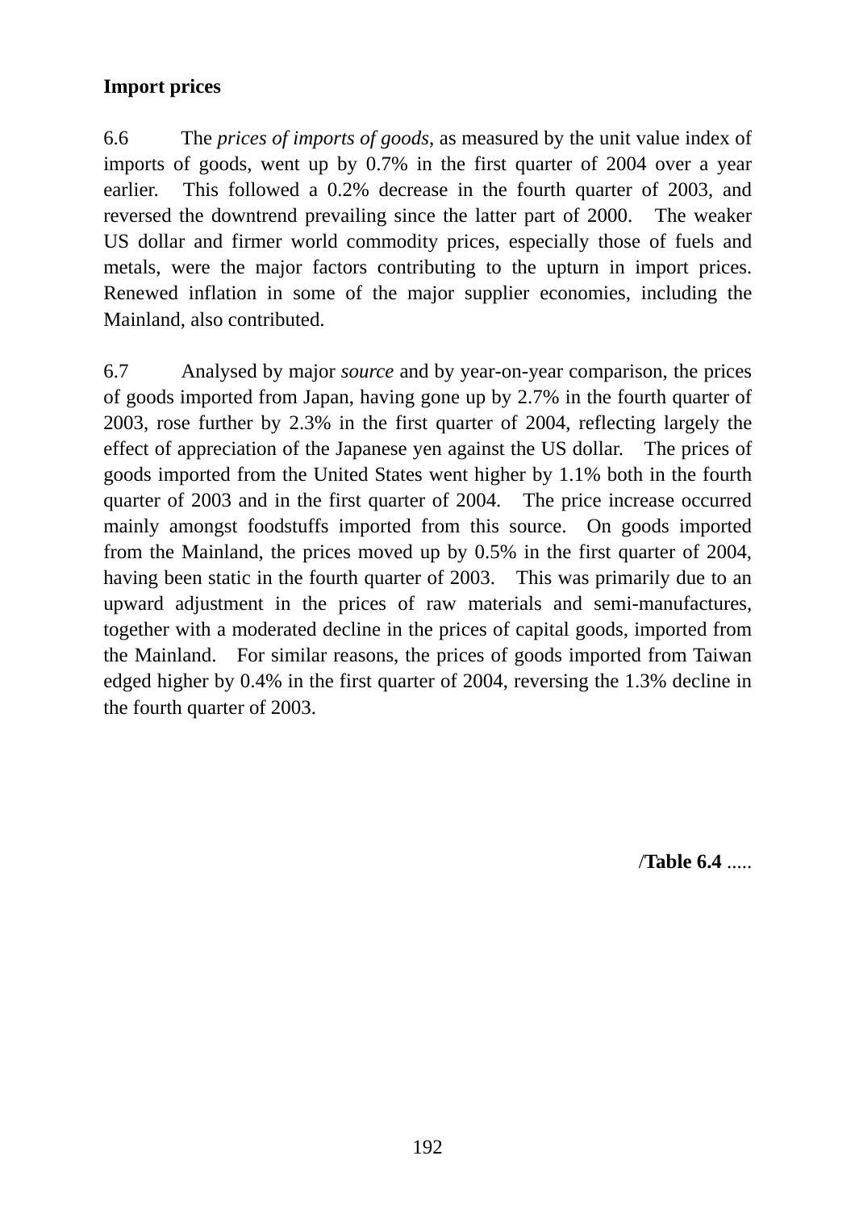**Import prices**

6.6 The *prices of imports of goods*, as measured by the unit value index of imports of goods, went up by 0.7% in the first quarter of 2004 over a year earlier. This followed a 0.2% decrease in the fourth quarter of 2003, and reversed the downtrend prevailing since the latter part of 2000. The weaker US dollar and firmer world commodity prices, especially those of fuels and metals, were the major factors contributing to the upturn in import prices. Renewed inflation in some of the major supplier economies, including the Mainland, also contributed.

6.7 Analysed by major *source* and by year-on-year comparison, the prices of goods imported from Japan, having gone up by 2.7% in the fourth quarter of 2003, rose further by 2.3% in the first quarter of 2004, reflecting largely the effect of appreciation of the Japanese yen against the US dollar. The prices of goods imported from the United States went higher by 1.1% both in the fourth quarter of 2003 and in the first quarter of 2004. The price increase occurred mainly amongst foodstuffs imported from this source. On goods imported from the Mainland, the prices moved up by 0.5% in the first quarter of 2004, having been static in the fourth quarter of 2003. This was primarily due to an upward adjustment in the prices of raw materials and semi-manufactures, together with a moderated decline in the prices of capital goods, imported from the Mainland. For similar reasons, the prices of goods imported from Taiwan edged higher by 0.4% in the first quarter of 2004, reversing the 1.3% decline in the fourth quarter of 2003.

/**Table 6.4** .....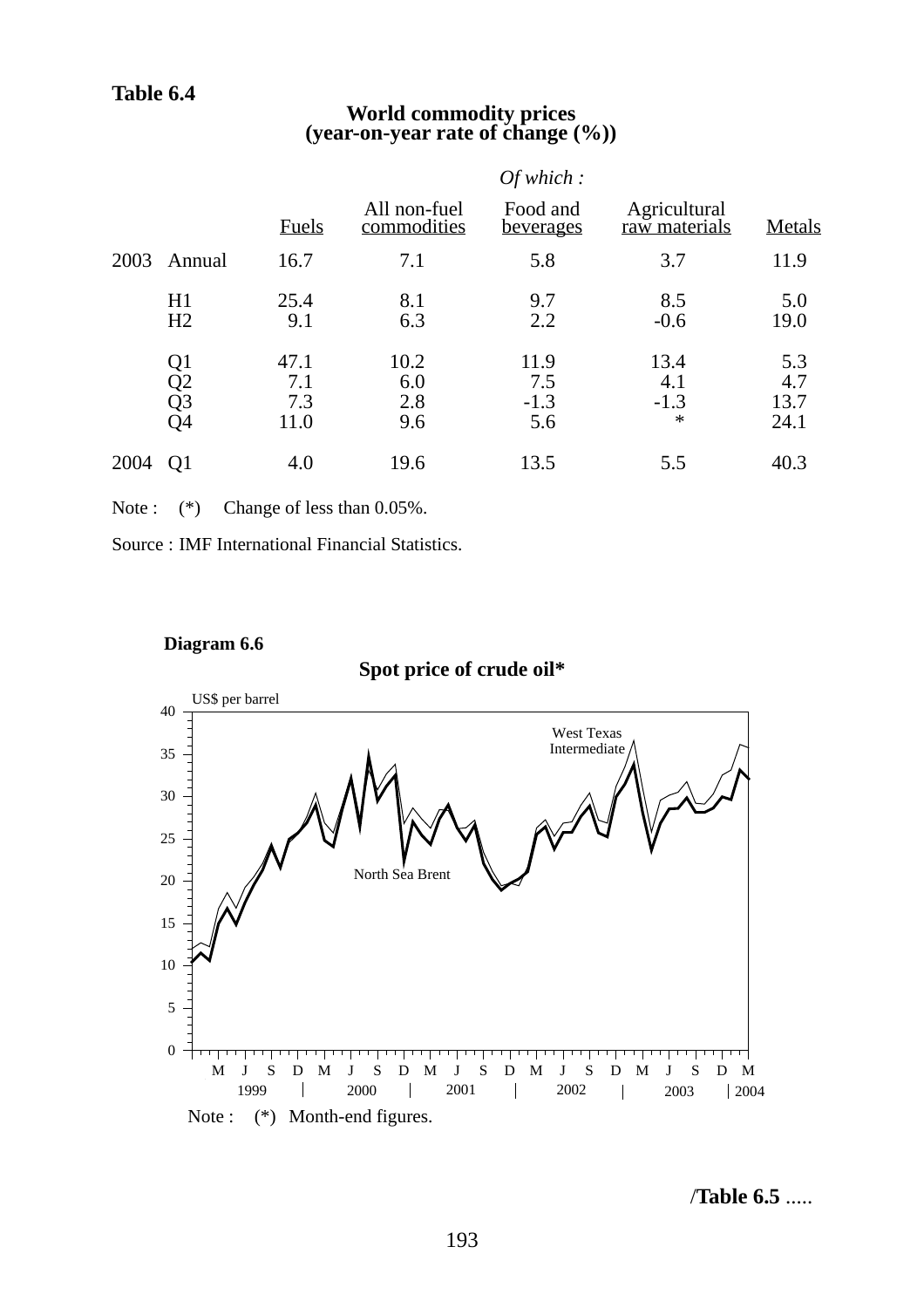**Table 6.4**

**World commodity prices**
**(year-on-year rate of change (%))**

| | | Fuels | All non-fuel commodities | *Of which :* Food and beverages | Agricultural raw materials | Metals |
|---|---|---|---|---|---|---|
| 2003 | Annual | 16.7 | 7.1 | 5.8 | 3.7 | 11.9 |
| | H1 | 25.4 | 8.1 | 9.7 | 8.5 | 5.0 |
| | H2 | 9.1 | 6.3 | 2.2 | -0.6 | 19.0 |
| | Q1 | 47.1 | 10.2 | 11.9 | 13.4 | 5.3 |
| | Q2 | 7.1 | 6.0 | 7.5 | 4.1 | 4.7 |
| | Q3 | 7.3 | 2.8 | -1.3 | -1.3 | 13.7 |
| | Q4 | 11.0 | 9.6 | 5.6 | * | 24.1 |
| 2004 | Q1 | 4.0 | 19.6 | 13.5 | 5.5 | 40.3 |

Note : (*) Change of less than 0.05%.

Source : IMF International Financial Statistics.

**Diagram 6.6**

**Spot price of crude oil***

Note : (*) Month-end figures.

/**Table 6.5** .....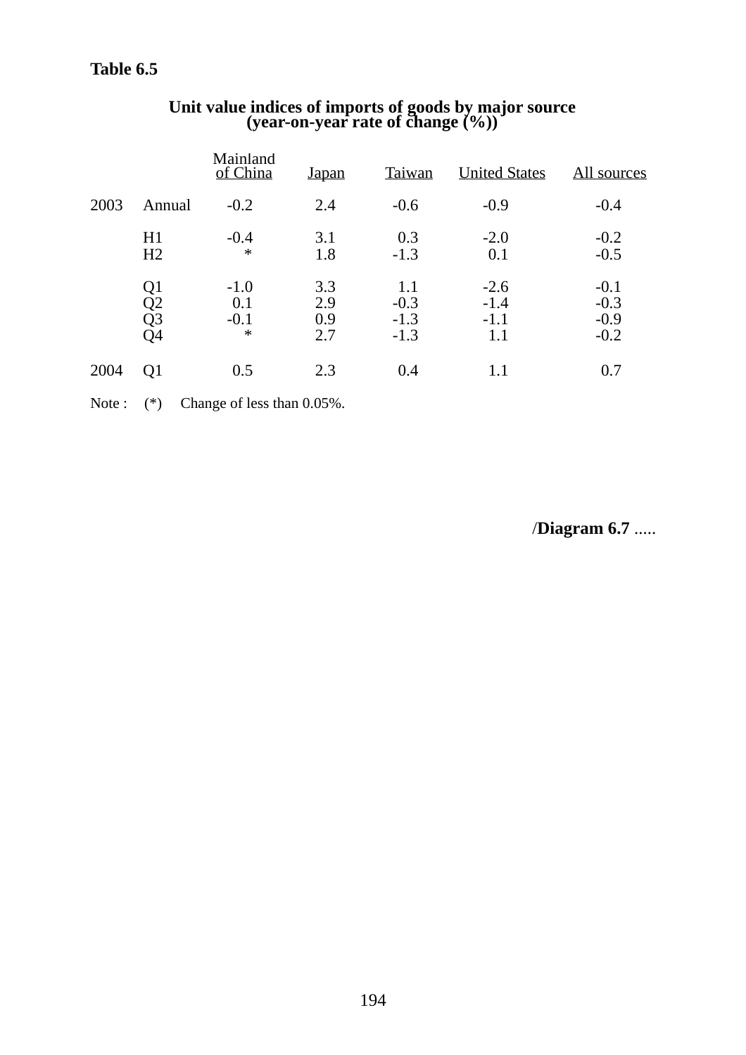**Table 6.5**

**Unit value indices of imports of goods by major source
(year-on-year rate of change (%))**

| | | Mainland of China | Japan | Taiwan | United States | All sources |
|---|---|---|---|---|---|---|
| 2003 | Annual | -0.2 | 2.4 | -0.6 | -0.9 | -0.4 |
| | H1 | -0.4 | 3.1 | 0.3 | -2.0 | -0.2 |
| | H2 | * | 1.8 | -1.3 | 0.1 | -0.5 |
| | Q1 | -1.0 | 3.3 | 1.1 | -2.6 | -0.1 |
| | Q2 | 0.1 | 2.9 | -0.3 | -1.4 | -0.3 |
| | Q3 | -0.1 | 0.9 | -1.3 | -1.1 | -0.9 |
| | Q4 | * | 2.7 | -1.3 | 1.1 | -0.2 |
| 2004 | Q1 | 0.5 | 2.3 | 0.4 | 1.1 | 0.7 |

Note : (*) Change of less than 0.05%.

/**Diagram 6.7** .....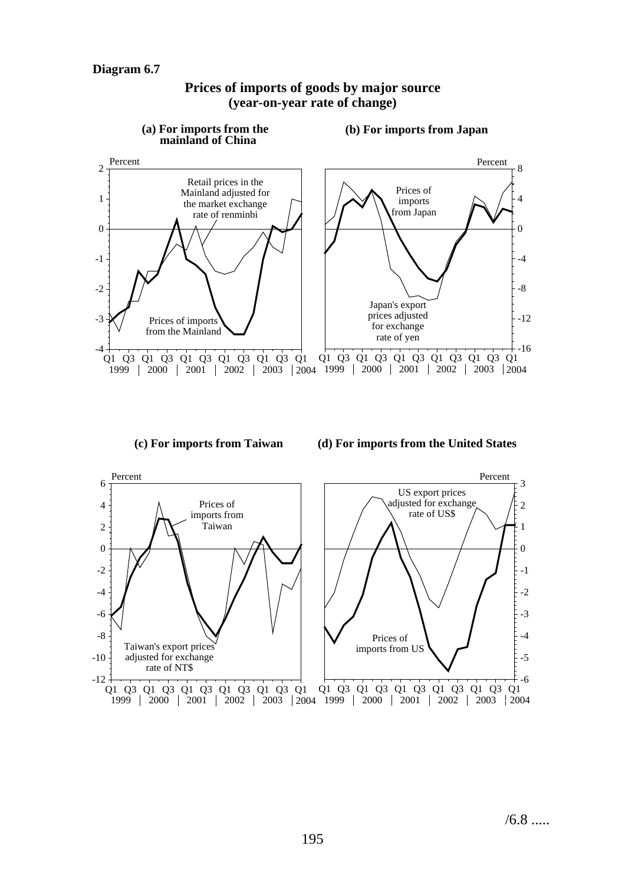**Diagram 6.7**

**Prices of imports of goods by major source**
**(year-on-year rate of change)**

**(a) For imports from the mainland of China**

Percent

Retail prices in the Mainland adjusted for the market exchange rate of renminbi

Prices of imports from the Mainland

Q1 Q3 Q1 Q3 Q1 Q3 Q1 Q3 Q1 Q3 Q1
1999 | 2000 | 2001 | 2002 | 2003 | 2004

**(b) For imports from Japan**

Percent

Prices of imports from Japan

Japan's export prices adjusted for exchange rate of yen

Q1 Q3 Q1 Q3 Q1 Q3 Q1 Q3 Q1 Q3 Q1
1999 | 2000 | 2001 | 2002 | 2003 | 2004

**(c) For imports from Taiwan**

Percent

Prices of imports from Taiwan

Taiwan's export prices adjusted for exchange rate of NT$

Q1 Q3 Q1 Q3 Q1 Q3 Q1 Q3 Q1 Q3 Q1
1999 | 2000 | 2001 | 2002 | 2003 | 2004

**(d) For imports from the United States**

Percent

US export prices adjusted for exchange rate of US$

Prices of imports from US

Q1 Q3 Q1 Q3 Q1 Q3 Q1 Q3 Q1 Q3 Q1
1999 | 2000 | 2001 | 2002 | 2003 | 2004

/6.8 .....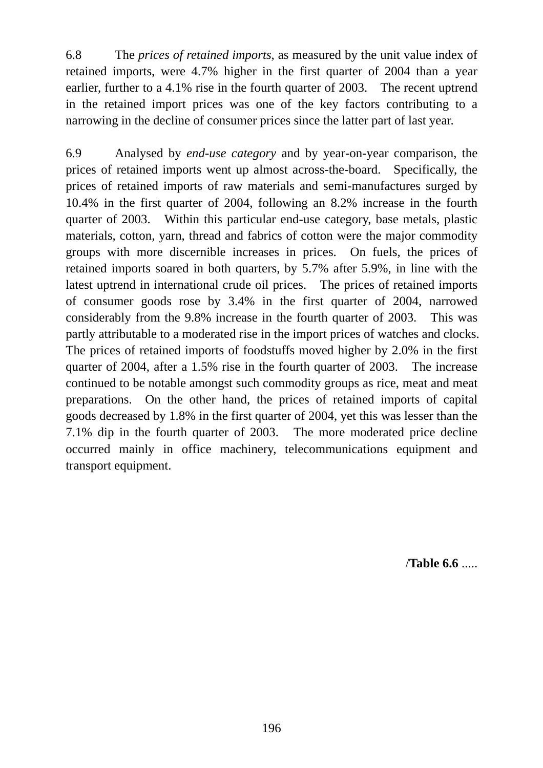6.8 The *prices of retained imports*, as measured by the unit value index of retained imports, were 4.7% higher in the first quarter of 2004 than a year earlier, further to a 4.1% rise in the fourth quarter of 2003. The recent uptrend in the retained import prices was one of the key factors contributing to a narrowing in the decline of consumer prices since the latter part of last year.

6.9 Analysed by *end-use category* and by year-on-year comparison, the prices of retained imports went up almost across-the-board. Specifically, the prices of retained imports of raw materials and semi-manufactures surged by 10.4% in the first quarter of 2004, following an 8.2% increase in the fourth quarter of 2003. Within this particular end-use category, base metals, plastic materials, cotton, yarn, thread and fabrics of cotton were the major commodity groups with more discernible increases in prices. On fuels, the prices of retained imports soared in both quarters, by 5.7% after 5.9%, in line with the latest uptrend in international crude oil prices. The prices of retained imports of consumer goods rose by 3.4% in the first quarter of 2004, narrowed considerably from the 9.8% increase in the fourth quarter of 2003. This was partly attributable to a moderated rise in the import prices of watches and clocks. The prices of retained imports of foodstuffs moved higher by 2.0% in the first quarter of 2004, after a 1.5% rise in the fourth quarter of 2003. The increase continued to be notable amongst such commodity groups as rice, meat and meat preparations. On the other hand, the prices of retained imports of capital goods decreased by 1.8% in the first quarter of 2004, yet this was lesser than the 7.1% dip in the fourth quarter of 2003. The more moderated price decline occurred mainly in office machinery, telecommunications equipment and transport equipment.

/**Table 6.6** .....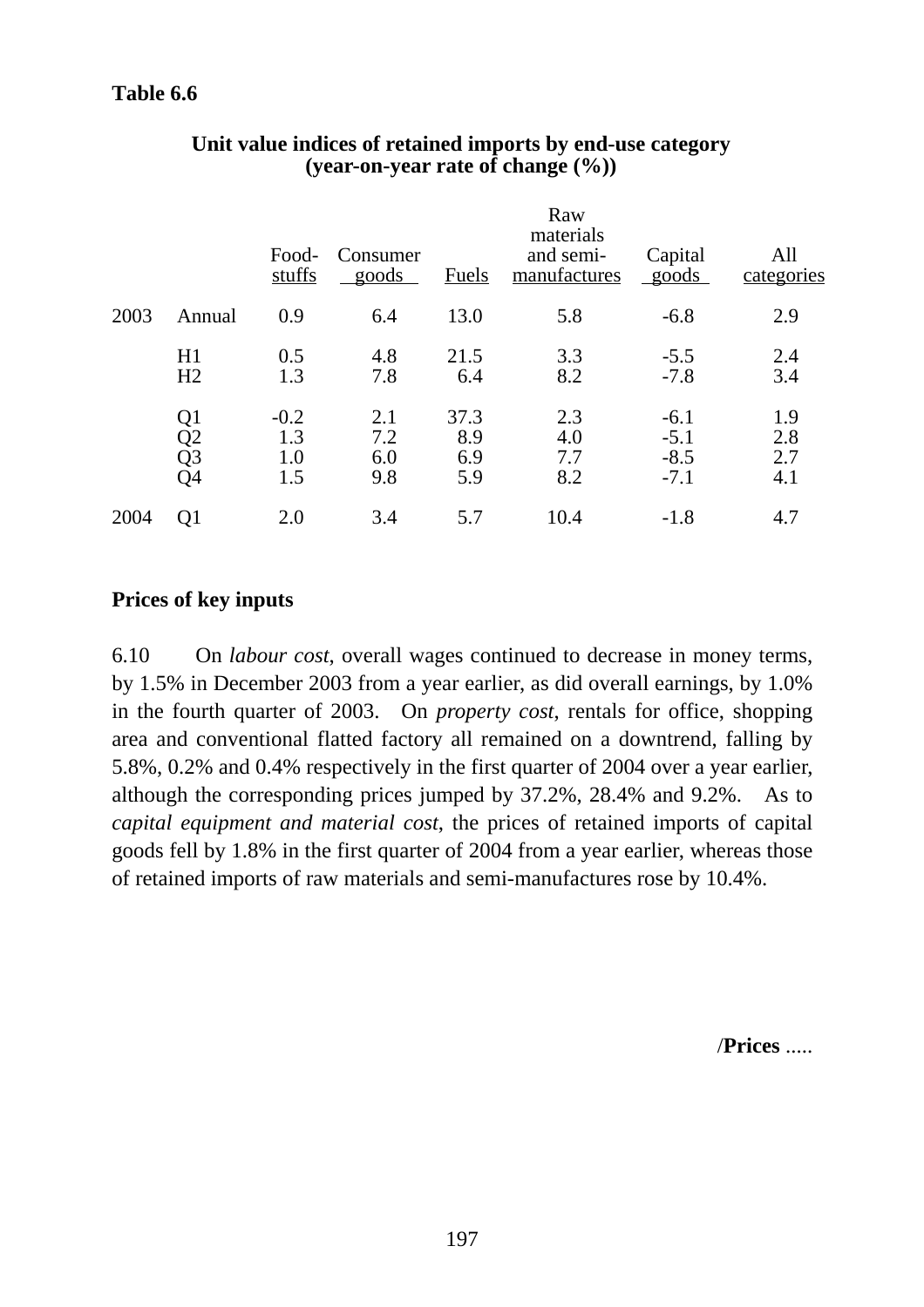**Table 6.6**

**Unit value indices of retained imports by end-use category (year-on-year rate of change (%))**

| | | Food-stuffs | Consumer goods | Fuels | Raw materials and semi-manufactures | Capital goods | All categories |
|---|---|---|---|---|---|---|---|
| 2003 | Annual | 0.9 | 6.4 | 13.0 | 5.8 | -6.8 | 2.9 |
| | H1 | 0.5 | 4.8 | 21.5 | 3.3 | -5.5 | 2.4 |
| | H2 | 1.3 | 7.8 | 6.4 | 8.2 | -7.8 | 3.4 |
| | Q1 | -0.2 | 2.1 | 37.3 | 2.3 | -6.1 | 1.9 |
| | Q2 | 1.3 | 7.2 | 8.9 | 4.0 | -5.1 | 2.8 |
| | Q3 | 1.0 | 6.0 | 6.9 | 7.7 | -8.5 | 2.7 |
| | Q4 | 1.5 | 9.8 | 5.9 | 8.2 | -7.1 | 4.1 |
| 2004 | Q1 | 2.0 | 3.4 | 5.7 | 10.4 | -1.8 | 4.7 |

**Prices of key inputs**

6.10 On *labour cost*, overall wages continued to decrease in money terms, by 1.5% in December 2003 from a year earlier, as did overall earnings, by 1.0% in the fourth quarter of 2003. On *property cost*, rentals for office, shopping area and conventional flatted factory all remained on a downtrend, falling by 5.8%, 0.2% and 0.4% respectively in the first quarter of 2004 over a year earlier, although the corresponding prices jumped by 37.2%, 28.4% and 9.2%. As to *capital equipment and material cost*, the prices of retained imports of capital goods fell by 1.8% in the first quarter of 2004 from a year earlier, whereas those of retained imports of raw materials and semi-manufactures rose by 10.4%.

/**Prices** .....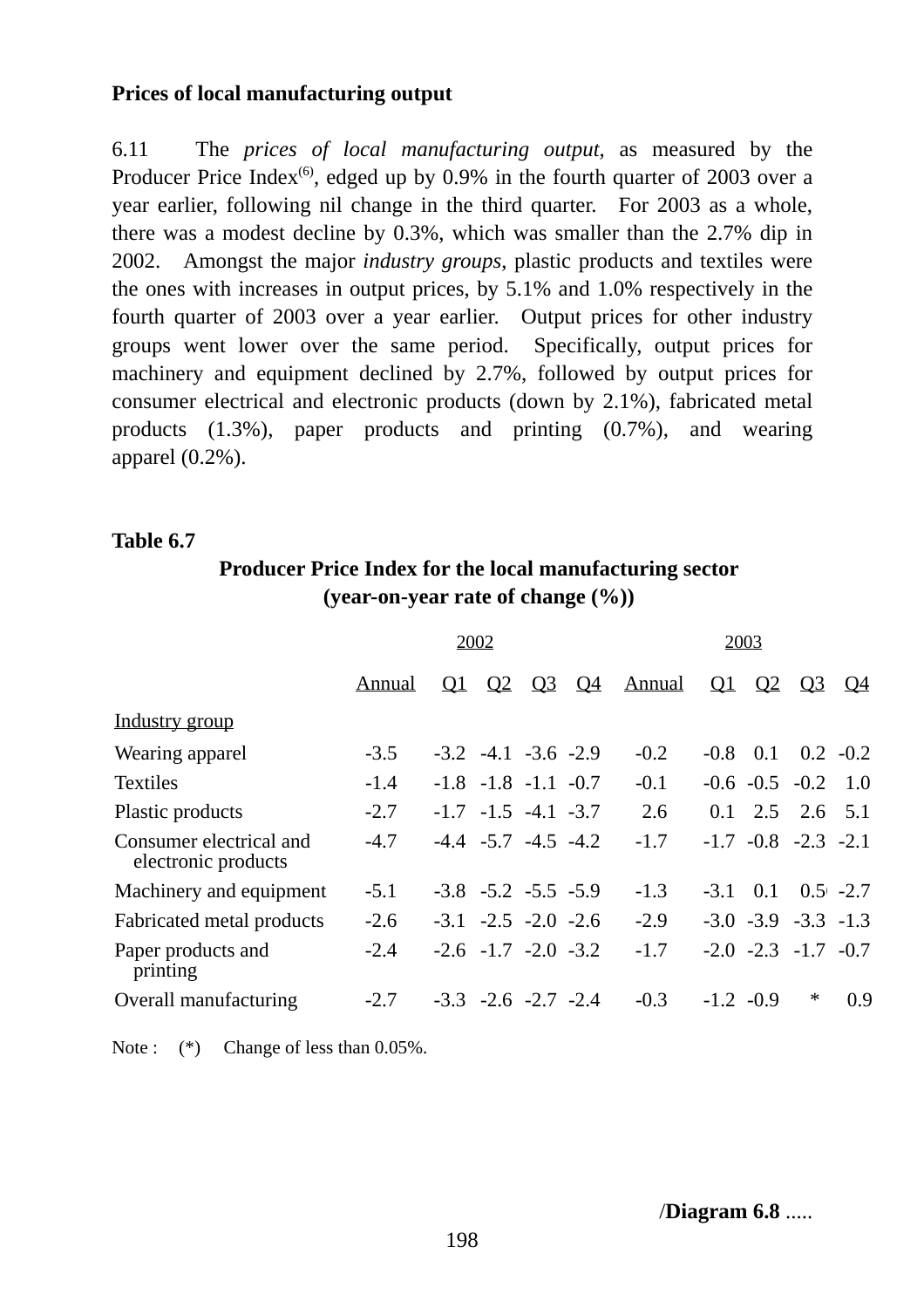**Prices of local manufacturing output**

6.11 The *prices of local manufacturing output*, as measured by the Producer Price Index[6], edged up by 0.9% in the fourth quarter of 2003 over a year earlier, following nil change in the third quarter. For 2003 as a whole, there was a modest decline by 0.3%, which was smaller than the 2.7% dip in 2002. Amongst the major *industry groups*, plastic products and textiles were the ones with increases in output prices, by 5.1% and 1.0% respectively in the fourth quarter of 2003 over a year earlier. Output prices for other industry groups went lower over the same period. Specifically, output prices for machinery and equipment declined by 2.7%, followed by output prices for consumer electrical and electronic products (down by 2.1%), fabricated metal products (1.3%), paper products and printing (0.7%), and wearing apparel (0.2%).

**Table 6.7**

**Producer Price Index for the local manufacturing sector (year-on-year rate of change (%))**

| | 2002 | | | | | 2003 | | | | |
|---|---|---|---|---|---|---|---|---|---|---|
| | Annual | Q1 | Q2 | Q3 | Q4 | Annual | Q1 | Q2 | Q3 | Q4 |
| Industry group | | | | | | | | | | |
| Wearing apparel | -3.5 | -3.2 | -4.1 | -3.6 | -2.9 | -0.2 | -0.8 | 0.1 | 0.2 | -0.2 |
| Textiles | -1.4 | -1.8 | -1.8 | -1.1 | -0.7 | -0.1 | -0.6 | -0.5 | -0.2 | 1.0 |
| Plastic products | -2.7 | -1.7 | -1.5 | -4.1 | -3.7 | 2.6 | 0.1 | 2.5 | 2.6 | 5.1 |
| Consumer electrical and electronic products | -4.7 | -4.4 | -5.7 | -4.5 | -4.2 | -1.7 | -1.7 | -0.8 | -2.3 | -2.1 |
| Machinery and equipment | -5.1 | -3.8 | -5.2 | -5.5 | -5.9 | -1.3 | -3.1 | 0.1 | 0.5 | -2.7 |
| Fabricated metal products | -2.6 | -3.1 | -2.5 | -2.0 | -2.6 | -2.9 | -3.0 | -3.9 | -3.3 | -1.3 |
| Paper products and printing | -2.4 | -2.6 | -1.7 | -2.0 | -3.2 | -1.7 | -2.0 | -2.3 | -1.7 | -0.7 |
| Overall manufacturing | -2.7 | -3.3 | -2.6 | -2.7 | -2.4 | -0.3 | -1.2 | -0.9 | * | 0.9 |

Note : (*) Change of less than 0.05%.

/**Diagram 6.8** .....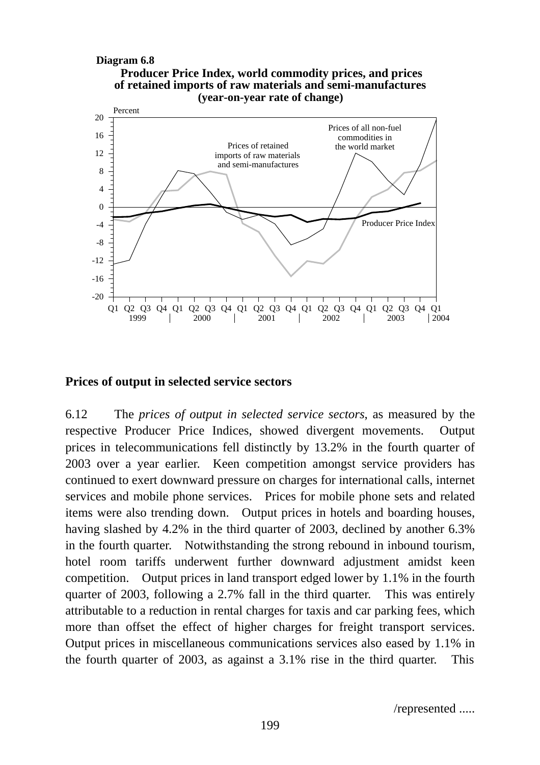**Diagram 6.8**

**Producer Price Index, world commodity prices, and prices of retained imports of raw materials and semi-manufactures (year-on-year rate of change)**

Percent

Prices of all non-fuel commodities in the world market

Prices of retained imports of raw materials and semi-manufactures

Producer Price Index

Q1 Q2 Q3 Q4 Q1 Q2 Q3 Q4 Q1 Q2 Q3 Q4 Q1 Q2 Q3 Q4 Q1 Q2 Q3 Q4 Q1

1999 | 2000 | 2001 | 2002 | 2003 | 2004

## Prices of output in selected service sectors

6.12 The *prices of output in selected service sectors*, as measured by the respective Producer Price Indices, showed divergent movements. Output prices in telecommunications fell distinctly by 13.2% in the fourth quarter of 2003 over a year earlier. Keen competition amongst service providers has continued to exert downward pressure on charges for international calls, internet services and mobile phone services. Prices for mobile phone sets and related items were also trending down. Output prices in hotels and boarding houses, having slashed by 4.2% in the third quarter of 2003, declined by another 6.3% in the fourth quarter. Notwithstanding the strong rebound in inbound tourism, hotel room tariffs underwent further downward adjustment amidst keen competition. Output prices in land transport edged lower by 1.1% in the fourth quarter of 2003, following a 2.7% fall in the third quarter. This was entirely attributable to a reduction in rental charges for taxis and car parking fees, which more than offset the effect of higher charges for freight transport services. Output prices in miscellaneous communications services also eased by 1.1% in the fourth quarter of 2003, as against a 3.1% rise in the third quarter. This

/represented .....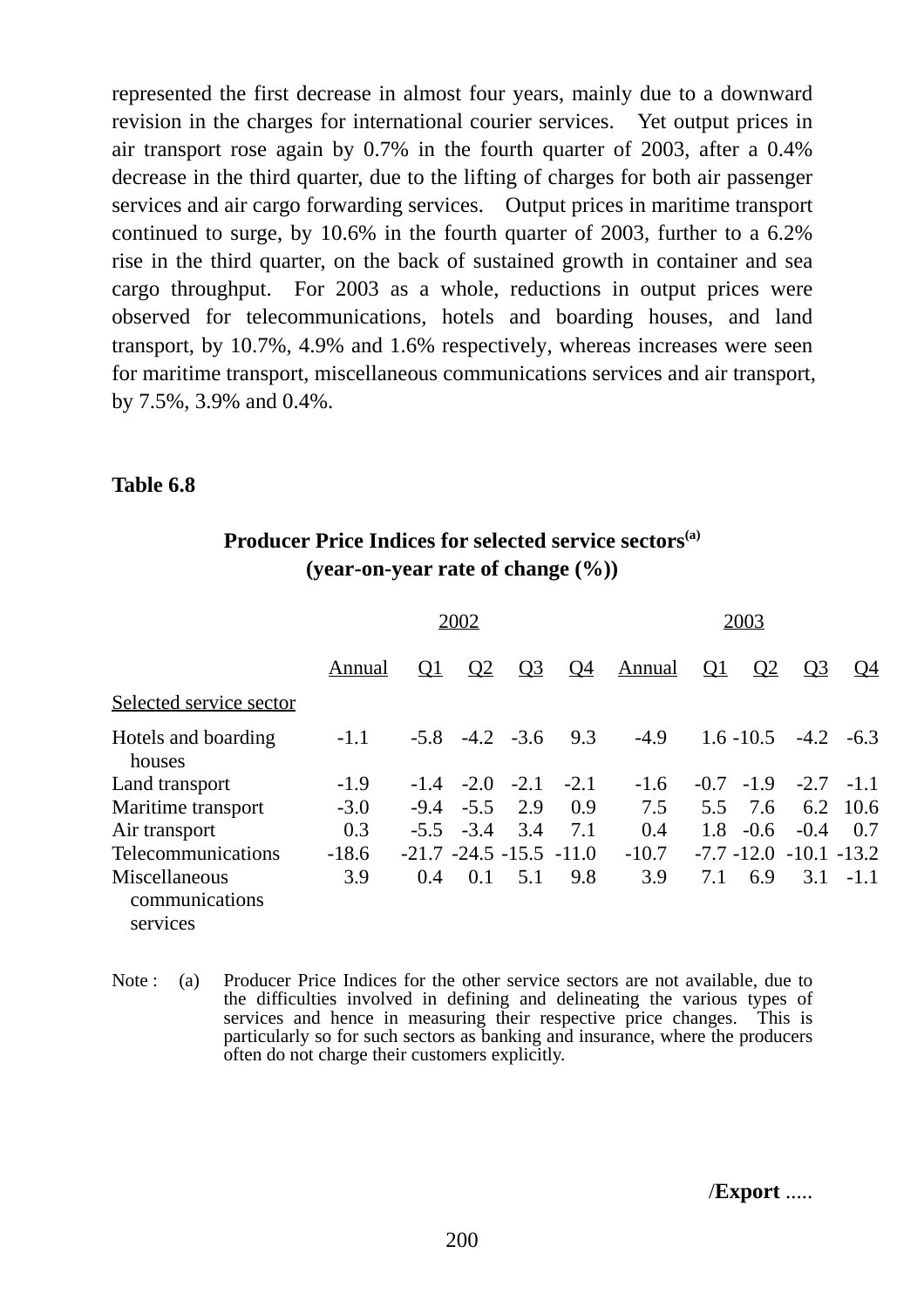represented the first decrease in almost four years, mainly due to a downward revision in the charges for international courier services. Yet output prices in air transport rose again by 0.7% in the fourth quarter of 2003, after a 0.4% decrease in the third quarter, due to the lifting of charges for both air passenger services and air cargo forwarding services. Output prices in maritime transport continued to surge, by 10.6% in the fourth quarter of 2003, further to a 6.2% rise in the third quarter, on the back of sustained growth in container and sea cargo throughput. For 2003 as a whole, reductions in output prices were observed for telecommunications, hotels and boarding houses, and land transport, by 10.7%, 4.9% and 1.6% respectively, whereas increases were seen for maritime transport, miscellaneous communications services and air transport, by 7.5%, 3.9% and 0.4%.

**Table 6.8**

**Producer Price Indices for selected service sectors[(a)]**
**(year-on-year rate of change (%))**

| | 2002 | | | | | 2003 | | | | |
|---|---|---|---|---|---|---|---|---|---|---|
| | Annual | Q1 | Q2 | Q3 | Q4 | Annual | Q1 | Q2 | Q3 | Q4 |
| Selected service sector | | | | | | | | | | |
| Hotels and boarding houses | -1.1 | -5.8 | -4.2 | -3.6 | 9.3 | -4.9 | 1.6 | -10.5 | -4.2 | -6.3 |
| Land transport | -1.9 | -1.4 | -2.0 | -2.1 | -2.1 | -1.6 | -0.7 | -1.9 | -2.7 | -1.1 |
| Maritime transport | -3.0 | -9.4 | -5.5 | 2.9 | 0.9 | 7.5 | 5.5 | 7.6 | 6.2 | 10.6 |
| Air transport | 0.3 | -5.5 | -3.4 | 3.4 | 7.1 | 0.4 | 1.8 | -0.6 | -0.4 | 0.7 |
| Telecommunications | -18.6 | -21.7 | -24.5 | -15.5 | -11.0 | -10.7 | -7.7 | -12.0 | -10.1 | -13.2 |
| Miscellaneous communications services | 3.9 | 0.4 | 0.1 | 5.1 | 9.8 | 3.9 | 7.1 | 6.9 | 3.1 | -1.1 |

Note : (a) Producer Price Indices for the other service sectors are not available, due to the difficulties involved in defining and delineating the various types of services and hence in measuring their respective price changes. This is particularly so for such sectors as banking and insurance, where the producers often do not charge their customers explicitly.

/**Export** .....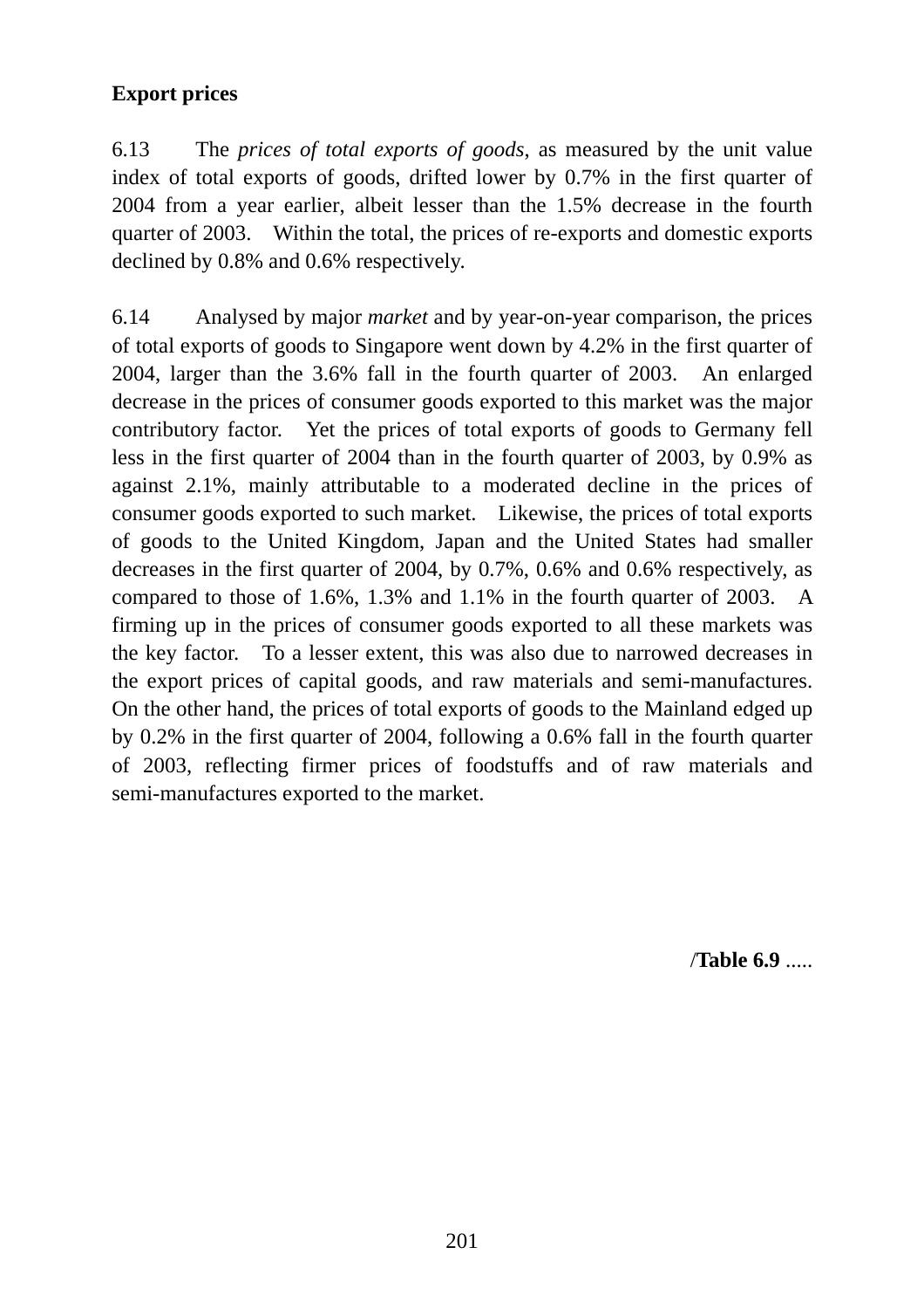**Export prices**

6.13 The *prices of total exports of goods*, as measured by the unit value index of total exports of goods, drifted lower by 0.7% in the first quarter of 2004 from a year earlier, albeit lesser than the 1.5% decrease in the fourth quarter of 2003. Within the total, the prices of re-exports and domestic exports declined by 0.8% and 0.6% respectively.

6.14 Analysed by major *market* and by year-on-year comparison, the prices of total exports of goods to Singapore went down by 4.2% in the first quarter of 2004, larger than the 3.6% fall in the fourth quarter of 2003. An enlarged decrease in the prices of consumer goods exported to this market was the major contributory factor. Yet the prices of total exports of goods to Germany fell less in the first quarter of 2004 than in the fourth quarter of 2003, by 0.9% as against 2.1%, mainly attributable to a moderated decline in the prices of consumer goods exported to such market. Likewise, the prices of total exports of goods to the United Kingdom, Japan and the United States had smaller decreases in the first quarter of 2004, by 0.7%, 0.6% and 0.6% respectively, as compared to those of 1.6%, 1.3% and 1.1% in the fourth quarter of 2003. A firming up in the prices of consumer goods exported to all these markets was the key factor. To a lesser extent, this was also due to narrowed decreases in the export prices of capital goods, and raw materials and semi-manufactures. On the other hand, the prices of total exports of goods to the Mainland edged up by 0.2% in the first quarter of 2004, following a 0.6% fall in the fourth quarter of 2003, reflecting firmer prices of foodstuffs and of raw materials and semi-manufactures exported to the market.

/**Table 6.9** .....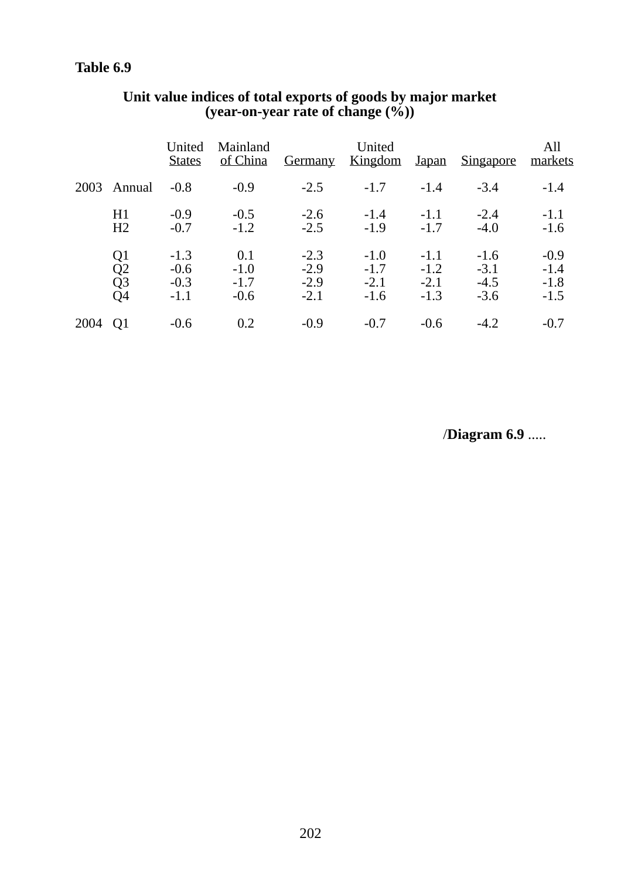**Table 6.9**

**Unit value indices of total exports of goods by major market (year-on-year rate of change (%))**

| | | United States | Mainland of China | Germany | United Kingdom | Japan | Singapore | All markets |
|---|---|---|---|---|---|---|---|---|
| 2003 | Annual | -0.8 | -0.9 | -2.5 | -1.7 | -1.4 | -3.4 | -1.4 |
| | H1 | -0.9 | -0.5 | -2.6 | -1.4 | -1.1 | -2.4 | -1.1 |
| | H2 | -0.7 | -1.2 | -2.5 | -1.9 | -1.7 | -4.0 | -1.6 |
| | Q1 | -1.3 | 0.1 | -2.3 | -1.0 | -1.1 | -1.6 | -0.9 |
| | Q2 | -0.6 | -1.0 | -2.9 | -1.7 | -1.2 | -3.1 | -1.4 |
| | Q3 | -0.3 | -1.7 | -2.9 | -2.1 | -2.1 | -4.5 | -1.8 |
| | Q4 | -1.1 | -0.6 | -2.1 | -1.6 | -1.3 | -3.6 | -1.5 |
| 2004 | Q1 | -0.6 | 0.2 | -0.9 | -0.7 | -0.6 | -4.2 | -0.7 |

/**Diagram 6.9** .....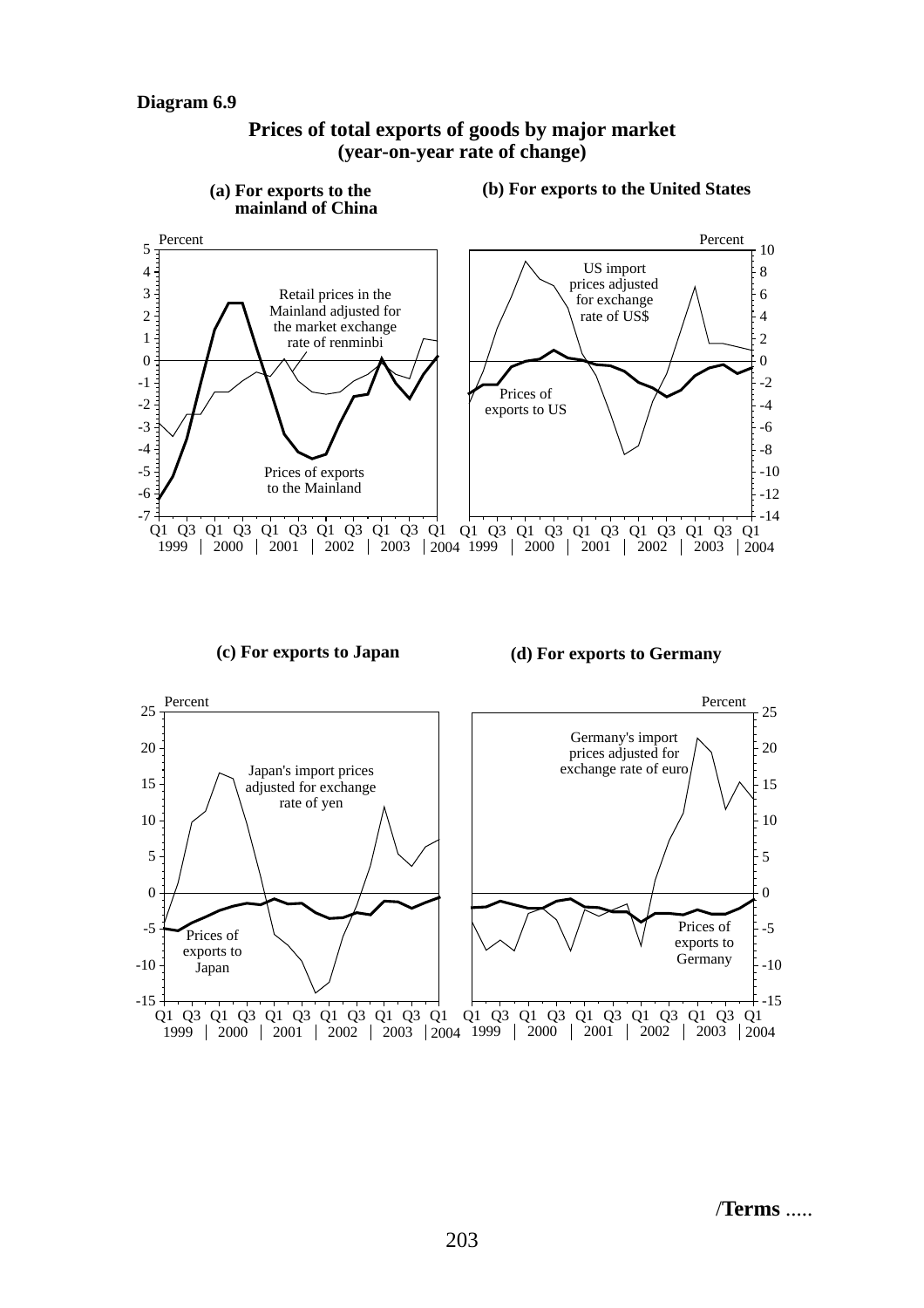**Diagram 6.9**

**Prices of total exports of goods by major market (year-on-year rate of change)**

**(a) For exports to the mainland of China**

Percent

Retail prices in the Mainland adjusted for the market exchange rate of renminbi

Prices of exports to the Mainland

Q1 Q3 Q1 Q3 Q1 Q3 Q1 Q3 Q1 Q3 Q1
1999 | 2000 | 2001 | 2002 | 2003 | 2004

**(b) For exports to the United States**

Percent

US import prices adjusted for exchange rate of US$

Prices of exports to US

Q1 Q3 Q1 Q3 Q1 Q3 Q1 Q3 Q1 Q3 Q1
1999 | 2000 | 2001 | 2002 | 2003 | 2004

**(c) For exports to Japan**

Percent

Japan's import prices adjusted for exchange rate of yen

Prices of exports to Japan

Q1 Q3 Q1 Q3 Q1 Q3 Q1 Q3 Q1 Q3 Q1
1999 | 2000 | 2001 | 2002 | 2003 | 2004

**(d) For exports to Germany**

Percent

Germany's import prices adjusted for exchange rate of euro

Prices of exports to Germany

Q1 Q3 Q1 Q3 Q1 Q3 Q1 Q3 Q1 Q3 Q1
1999 | 2000 | 2001 | 2002 | 2003 | 2004

/**Terms** .....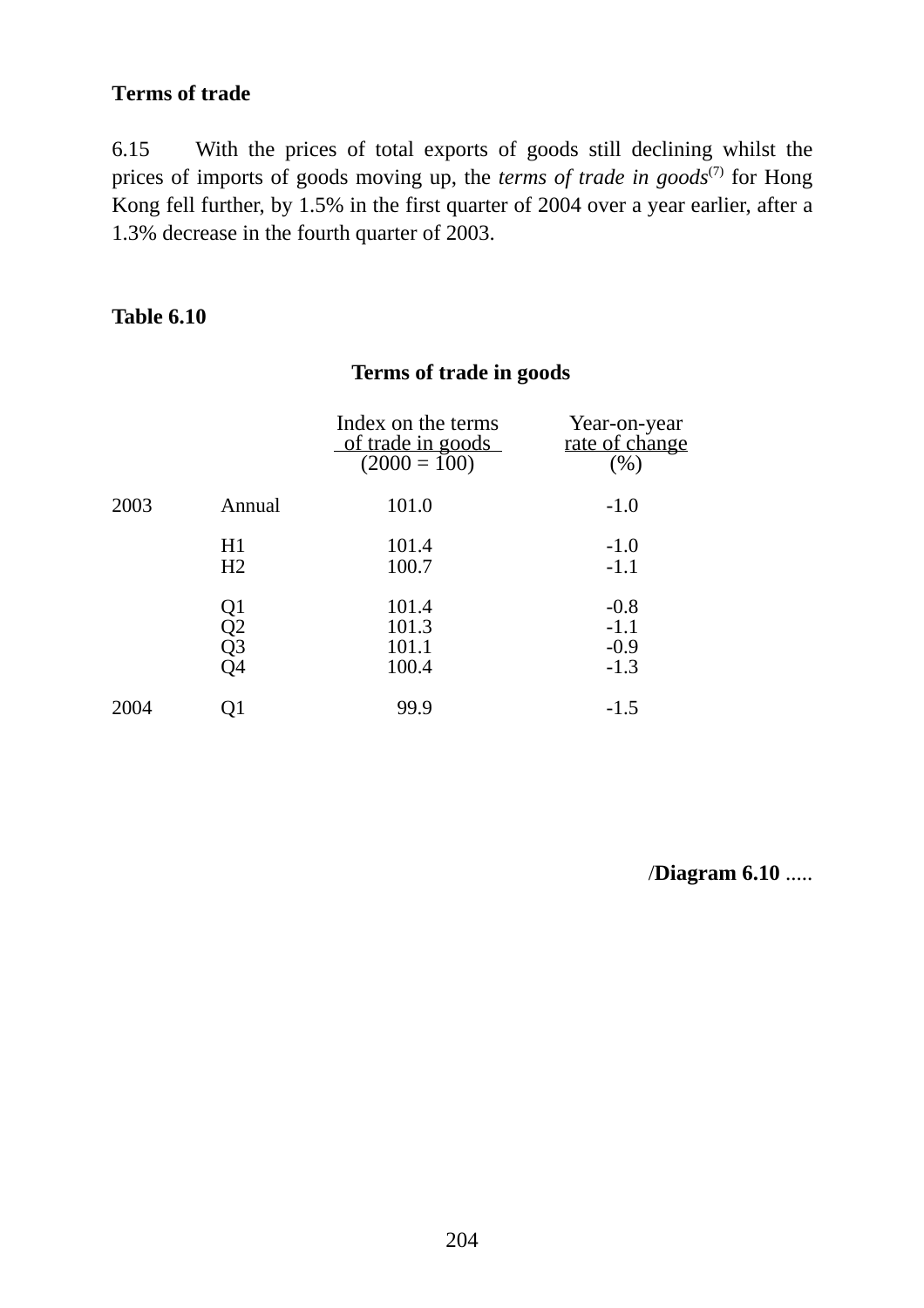**Terms of trade**

6.15 With the prices of total exports of goods still declining whilst the prices of imports of goods moving up, the *terms of trade in goods*[(7)] for Hong Kong fell further, by 1.5% in the first quarter of 2004 over a year earlier, after a 1.3% decrease in the fourth quarter of 2003.

**Table 6.10**

**Terms of trade in goods**

| | | Index on the terms of trade in goods (2000 = 100) | Year-on-year rate of change (%) |
|---|---|---|---|
| 2003 | Annual | 101.0 | -1.0 |
| | H1 | 101.4 | -1.0 |
| | H2 | 100.7 | -1.1 |
| | Q1 | 101.4 | -0.8 |
| | Q2 | 101.3 | -1.1 |
| | Q3 | 101.1 | -0.9 |
| | Q4 | 100.4 | -1.3 |
| 2004 | Q1 | 99.9 | -1.5 |

/**Diagram 6.10** .....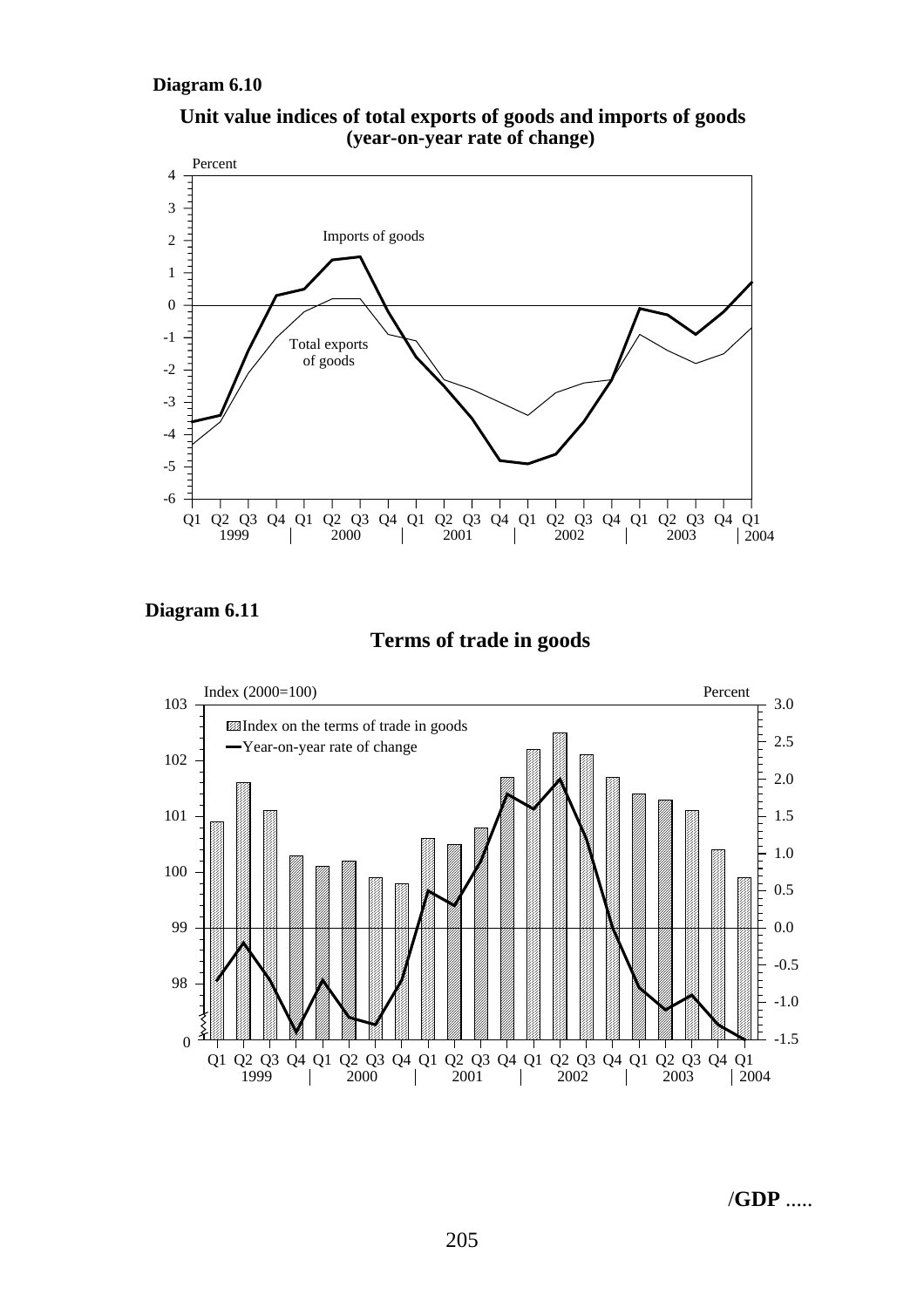**Diagram 6.10**

**Unit value indices of total exports of goods and imports of goods (year-on-year rate of change)**

Percent

Imports of goods

Total exports of goods

Q1 Q2 Q3 Q4 Q1 Q2 Q3 Q4 Q1 Q2 Q3 Q4 Q1 Q2 Q3 Q4 Q1 Q2 Q3 Q4 Q1
1999 | 2000 | 2001 | 2002 | 2003 | 2004

**Diagram 6.11**

**Terms of trade in goods**

Index (2000=100) Percent

Index on the terms of trade in goods

Year-on-year rate of change

Q1 Q2 Q3 Q4 Q1 Q2 Q3 Q4 Q1 Q2 Q3 Q4 Q1 Q2 Q3 Q4 Q1 Q2 Q3 Q4 Q1
1999 | 2000 | 2001 | 2002 | 2003 | 2004

/**GDP** .....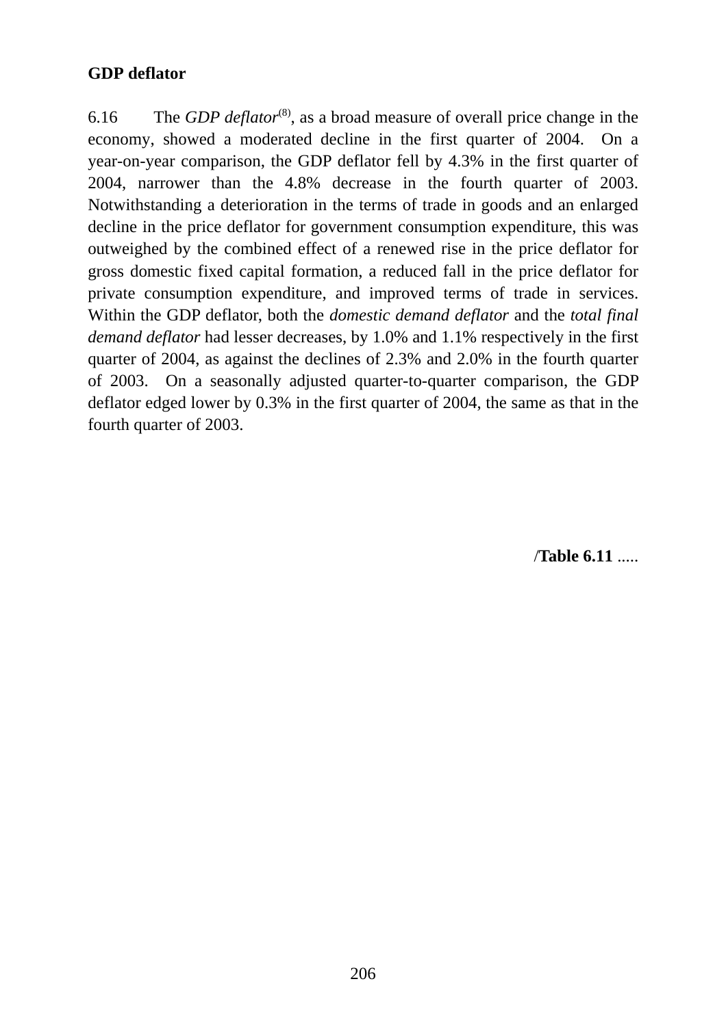**GDP deflator**

6.16 The *GDP deflator*[8], as a broad measure of overall price change in the economy, showed a moderated decline in the first quarter of 2004. On a year-on-year comparison, the GDP deflator fell by 4.3% in the first quarter of 2004, narrower than the 4.8% decrease in the fourth quarter of 2003. Notwithstanding a deterioration in the terms of trade in goods and an enlarged decline in the price deflator for government consumption expenditure, this was outweighed by the combined effect of a renewed rise in the price deflator for gross domestic fixed capital formation, a reduced fall in the price deflator for private consumption expenditure, and improved terms of trade in services. Within the GDP deflator, both the *domestic demand deflator* and the *total final demand deflator* had lesser decreases, by 1.0% and 1.1% respectively in the first quarter of 2004, as against the declines of 2.3% and 2.0% in the fourth quarter of 2003. On a seasonally adjusted quarter-to-quarter comparison, the GDP deflator edged lower by 0.3% in the first quarter of 2004, the same as that in the fourth quarter of 2003.

/**Table 6.11** .....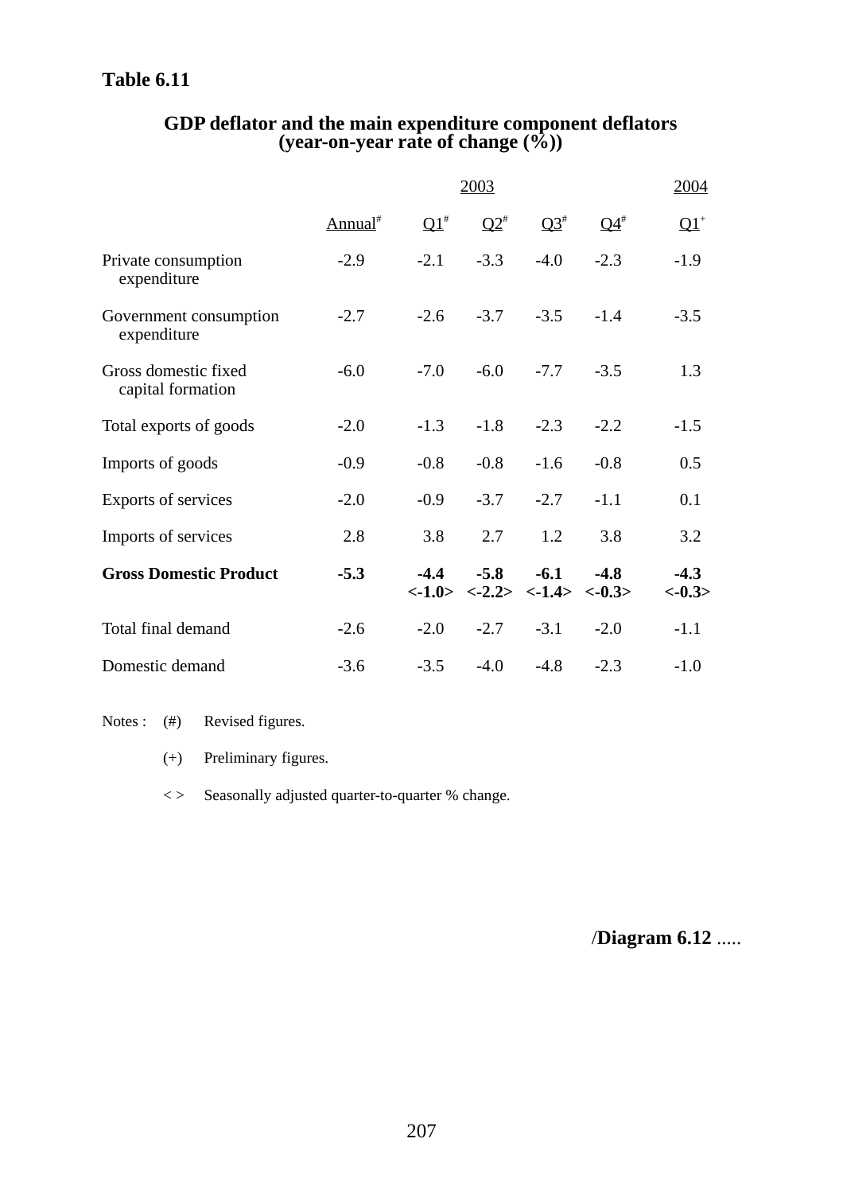**Table 6.11**

## GDP deflator and the main expenditure component deflators (year-on-year rate of change (%))

| | 2003 | | | | | 2004 |
|---|---|---|---|---|---|---|
| | Annual[#] | Q1[#] | Q2[#] | Q3[#] | Q4[#] | Q1[+] |
| Private consumption expenditure | -2.9 | -2.1 | -3.3 | -4.0 | -2.3 | -1.9 |
| Government consumption expenditure | -2.7 | -2.6 | -3.7 | -3.5 | -1.4 | -3.5 |
| Gross domestic fixed capital formation | -6.0 | -7.0 | -6.0 | -7.7 | -3.5 | 1.3 |
| Total exports of goods | -2.0 | -1.3 | -1.8 | -2.3 | -2.2 | -1.5 |
| Imports of goods | -0.9 | -0.8 | -0.8 | -1.6 | -0.8 | 0.5 |
| Exports of services | -2.0 | -0.9 | -3.7 | -2.7 | -1.1 | 0.1 |
| Imports of services | 2.8 | 3.8 | 2.7 | 1.2 | 3.8 | 3.2 |
| **Gross Domestic Product** | **-5.3** | **-4.4** **<-1.0>** | **-5.8** **<-2.2>** | **-6.1** **<-1.4>** | **-4.8** **<-0.3>** | **-4.3** **<-0.3>** |
| Total final demand | -2.6 | -2.0 | -2.7 | -3.1 | -2.0 | -1.1 |
| Domestic demand | -3.6 | -3.5 | -4.0 | -4.8 | -2.3 | -1.0 |

Notes : (#) Revised figures.

(+) Preliminary figures.

< > Seasonally adjusted quarter-to-quarter % change.

/**Diagram 6.12** .....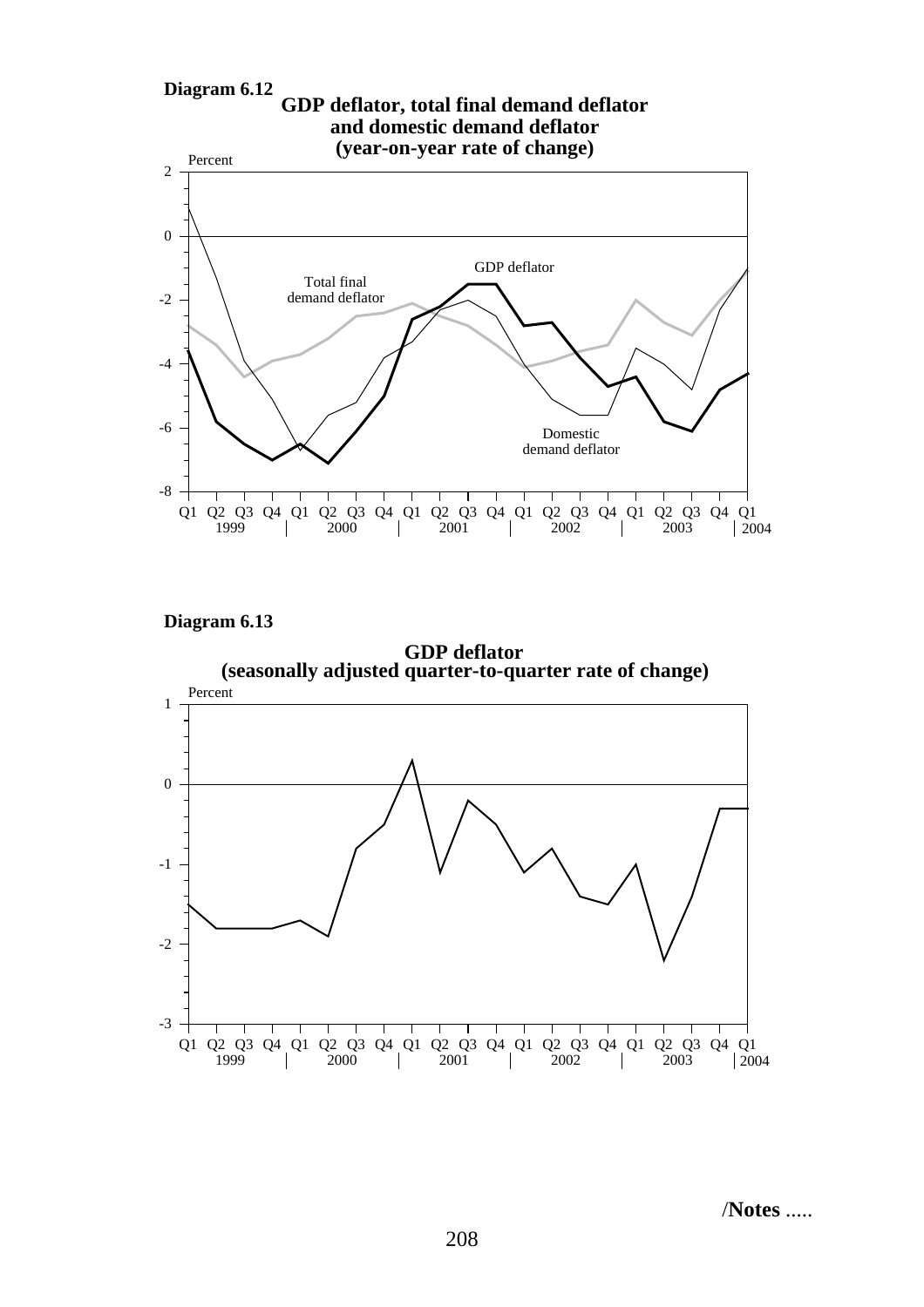**Diagram 6.12**

**GDP deflator, total final demand deflator and domestic demand deflator (year-on-year rate of change)**

**Diagram 6.13**

**GDP deflator (seasonally adjusted quarter-to-quarter rate of change)**

/**Notes** .....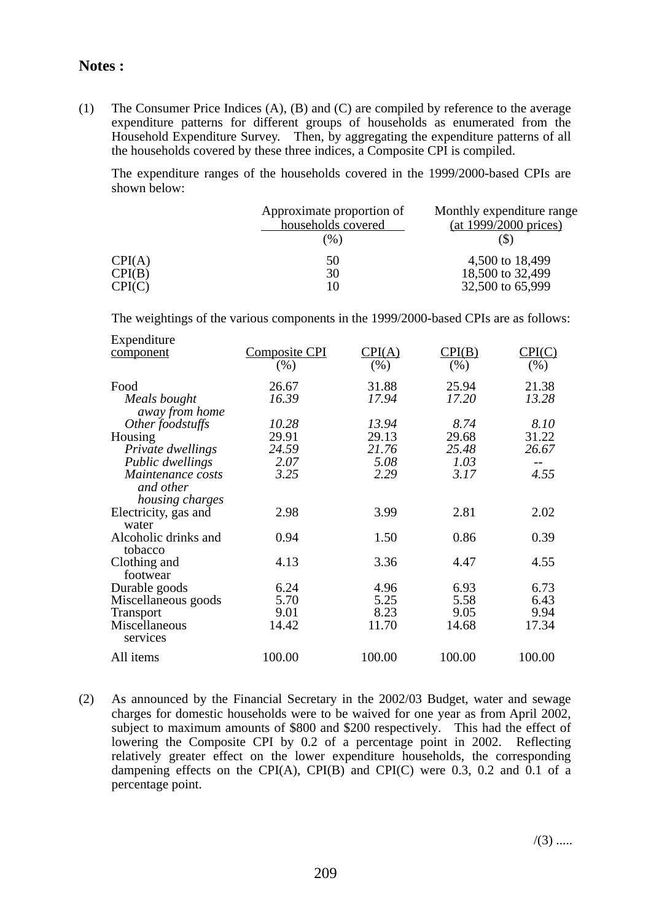**Notes :**

(1) The Consumer Price Indices (A), (B) and (C) are compiled by reference to the average expenditure patterns for different groups of households as enumerated from the Household Expenditure Survey. Then, by aggregating the expenditure patterns of all the households covered by these three indices, a Composite CPI is compiled.

The expenditure ranges of the households covered in the 1999/2000-based CPIs are shown below:

| | Approximate proportion of households covered (%) | Monthly expenditure range (at 1999/2000 prices) ($) |
|---|---|---|
| CPI(A) | 50 | 4,500 to 18,499 |
| CPI(B) | 30 | 18,500 to 32,499 |
| CPI(C) | 10 | 32,500 to 65,999 |

The weightings of the various components in the 1999/2000-based CPIs are as follows:

| Expenditure component | Composite CPI (%) | CPI(A) (%) | CPI(B) (%) | CPI(C) (%) |
|---|---|---|---|---|
| Food | 26.67 | 31.88 | 25.94 | 21.38 |
| *Meals bought away from home* | *16.39* | *17.94* | *17.20* | *13.28* |
| *Other foodstuffs* | *10.28* | *13.94* | *8.74* | *8.10* |
| Housing | 29.91 | 29.13 | 29.68 | 31.22 |
| *Private dwellings* | *24.59* | *21.76* | *25.48* | *26.67* |
| *Public dwellings* | *2.07* | *5.08* | *1.03* | -- |
| *Maintenance costs and other housing charges* | *3.25* | *2.29* | *3.17* | *4.55* |
| Electricity, gas and water | 2.98 | 3.99 | 2.81 | 2.02 |
| Alcoholic drinks and tobacco | 0.94 | 1.50 | 0.86 | 0.39 |
| Clothing and footwear | 4.13 | 3.36 | 4.47 | 4.55 |
| Durable goods | 6.24 | 4.96 | 6.93 | 6.73 |
| Miscellaneous goods | 5.70 | 5.25 | 5.58 | 6.43 |
| Transport | 9.01 | 8.23 | 9.05 | 9.94 |
| Miscellaneous services | 14.42 | 11.70 | 14.68 | 17.34 |
| All items | 100.00 | 100.00 | 100.00 | 100.00 |

(2) As announced by the Financial Secretary in the 2002/03 Budget, water and sewage charges for domestic households were to be waived for one year as from April 2002, subject to maximum amounts of $800 and $200 respectively. This had the effect of lowering the Composite CPI by 0.2 of a percentage point in 2002. Reflecting relatively greater effect on the lower expenditure households, the corresponding dampening effects on the CPI(A), CPI(B) and CPI(C) were 0.3, 0.2 and 0.1 of a percentage point.

/(3) .....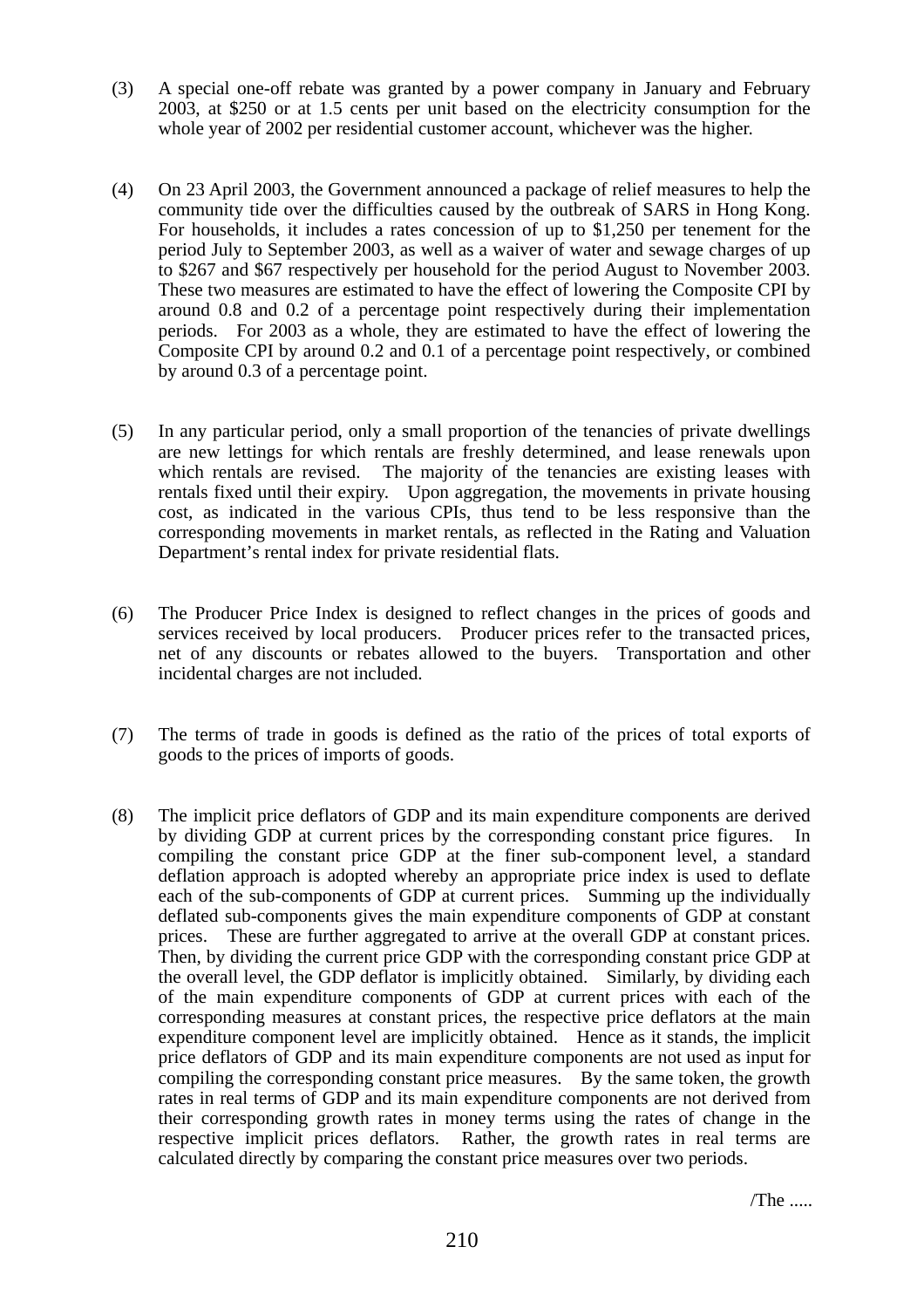(3) A special one-off rebate was granted by a power company in January and February 2003, at $250 or at 1.5 cents per unit based on the electricity consumption for the whole year of 2002 per residential customer account, whichever was the higher.

(4) On 23 April 2003, the Government announced a package of relief measures to help the community tide over the difficulties caused by the outbreak of SARS in Hong Kong. For households, it includes a rates concession of up to $1,250 per tenement for the period July to September 2003, as well as a waiver of water and sewage charges of up to $267 and $67 respectively per household for the period August to November 2003. These two measures are estimated to have the effect of lowering the Composite CPI by around 0.8 and 0.2 of a percentage point respectively during their implementation periods. For 2003 as a whole, they are estimated to have the effect of lowering the Composite CPI by around 0.2 and 0.1 of a percentage point respectively, or combined by around 0.3 of a percentage point.

(5) In any particular period, only a small proportion of the tenancies of private dwellings are new lettings for which rentals are freshly determined, and lease renewals upon which rentals are revised. The majority of the tenancies are existing leases with rentals fixed until their expiry. Upon aggregation, the movements in private housing cost, as indicated in the various CPIs, thus tend to be less responsive than the corresponding movements in market rentals, as reflected in the Rating and Valuation Department's rental index for private residential flats.

(6) The Producer Price Index is designed to reflect changes in the prices of goods and services received by local producers. Producer prices refer to the transacted prices, net of any discounts or rebates allowed to the buyers. Transportation and other incidental charges are not included.

(7) The terms of trade in goods is defined as the ratio of the prices of total exports of goods to the prices of imports of goods.

(8) The implicit price deflators of GDP and its main expenditure components are derived by dividing GDP at current prices by the corresponding constant price figures. In compiling the constant price GDP at the finer sub-component level, a standard deflation approach is adopted whereby an appropriate price index is used to deflate each of the sub-components of GDP at current prices. Summing up the individually deflated sub-components gives the main expenditure components of GDP at constant prices. These are further aggregated to arrive at the overall GDP at constant prices. Then, by dividing the current price GDP with the corresponding constant price GDP at the overall level, the GDP deflator is implicitly obtained. Similarly, by dividing each of the main expenditure components of GDP at current prices with each of the corresponding measures at constant prices, the respective price deflators at the main expenditure component level are implicitly obtained. Hence as it stands, the implicit price deflators of GDP and its main expenditure components are not used as input for compiling the corresponding constant price measures. By the same token, the growth rates in real terms of GDP and its main expenditure components are not derived from their corresponding growth rates in money terms using the rates of change in the respective implicit prices deflators. Rather, the growth rates in real terms are calculated directly by comparing the constant price measures over two periods.

/The .....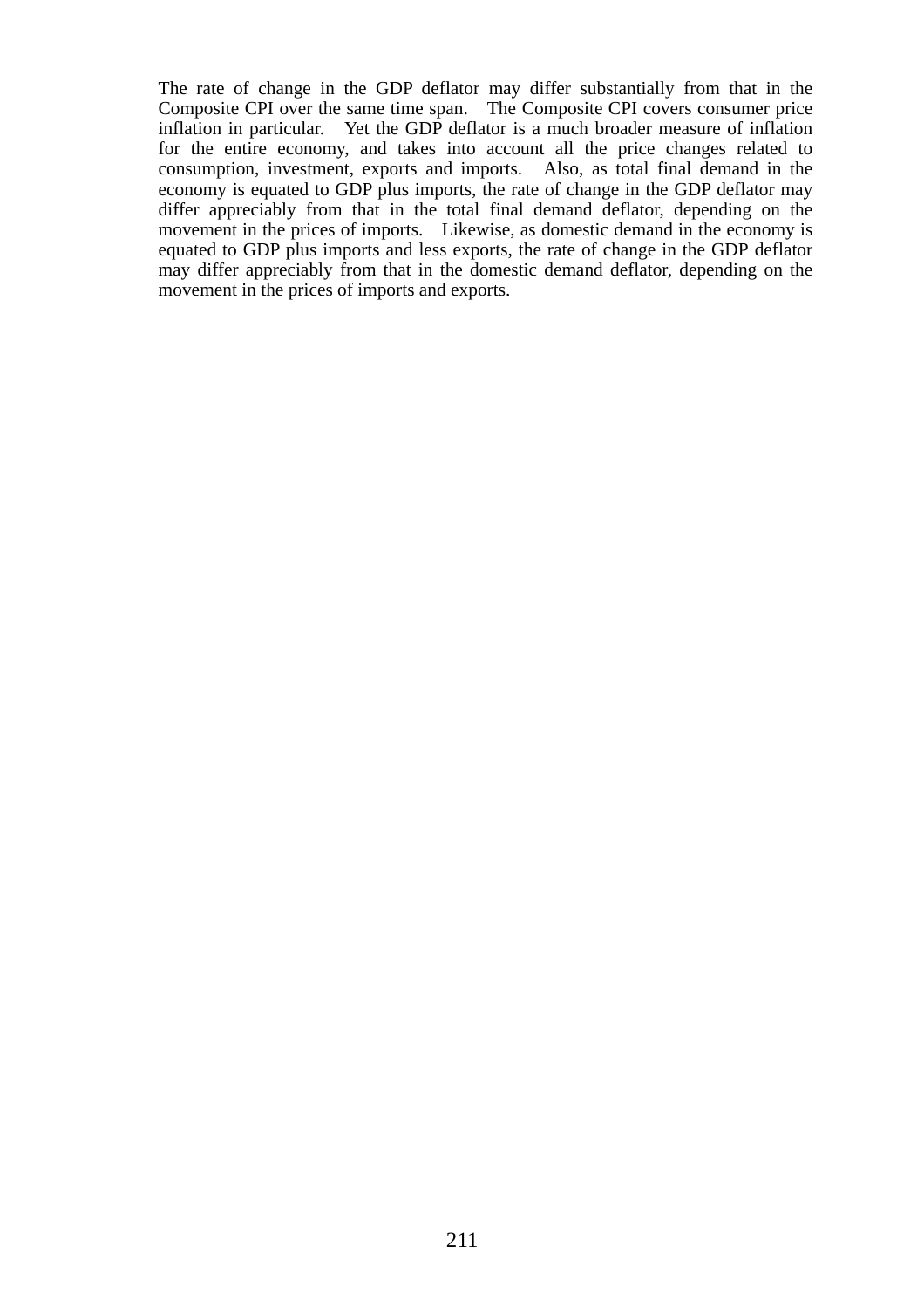The rate of change in the GDP deflator may differ substantially from that in the Composite CPI over the same time span. The Composite CPI covers consumer price inflation in particular. Yet the GDP deflator is a much broader measure of inflation for the entire economy, and takes into account all the price changes related to consumption, investment, exports and imports. Also, as total final demand in the economy is equated to GDP plus imports, the rate of change in the GDP deflator may differ appreciably from that in the total final demand deflator, depending on the movement in the prices of imports. Likewise, as domestic demand in the economy is equated to GDP plus imports and less exports, the rate of change in the GDP deflator may differ appreciably from that in the domestic demand deflator, depending on the movement in the prices of imports and exports.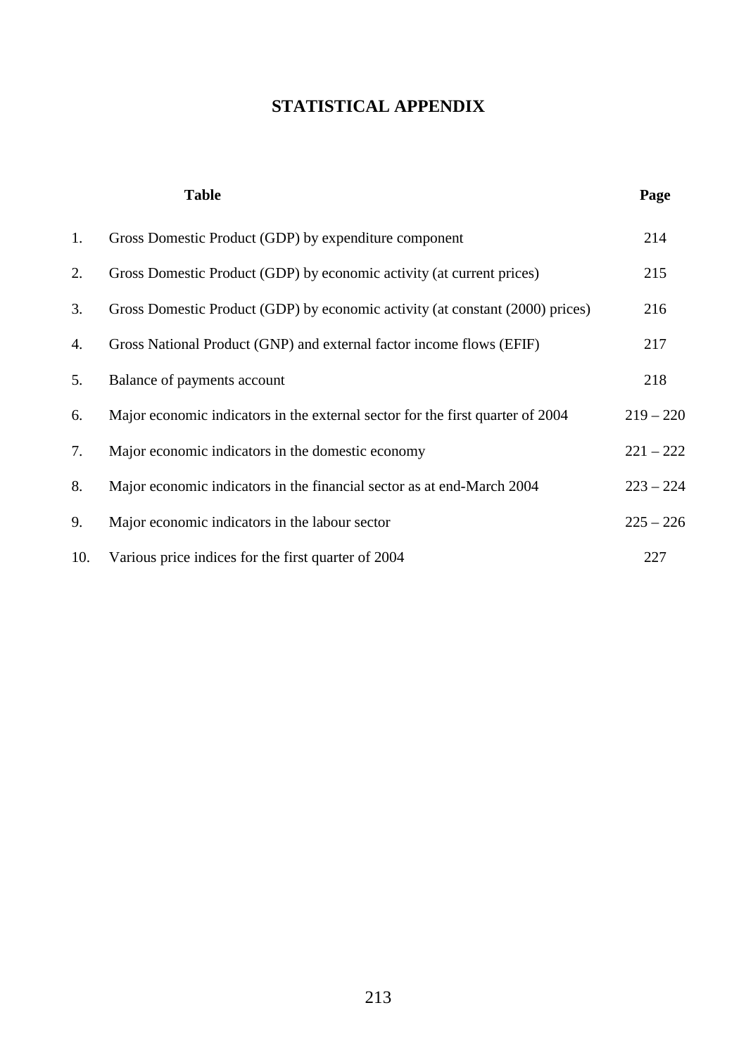# STATISTICAL APPENDIX

| | Table | Page |
|---|---|---|
| 1. | Gross Domestic Product (GDP) by expenditure component | 214 |
| 2. | Gross Domestic Product (GDP) by economic activity (at current prices) | 215 |
| 3. | Gross Domestic Product (GDP) by economic activity (at constant (2000) prices) | 216 |
| 4. | Gross National Product (GNP) and external factor income flows (EFIF) | 217 |
| 5. | Balance of payments account | 218 |
| 6. | Major economic indicators in the external sector for the first quarter of 2004 | 219 – 220 |
| 7. | Major economic indicators in the domestic economy | 221 – 222 |
| 8. | Major economic indicators in the financial sector as at end-March 2004 | 223 – 224 |
| 9. | Major economic indicators in the labour sector | 225 – 226 |
| 10. | Various price indices for the first quarter of 2004 | 227 |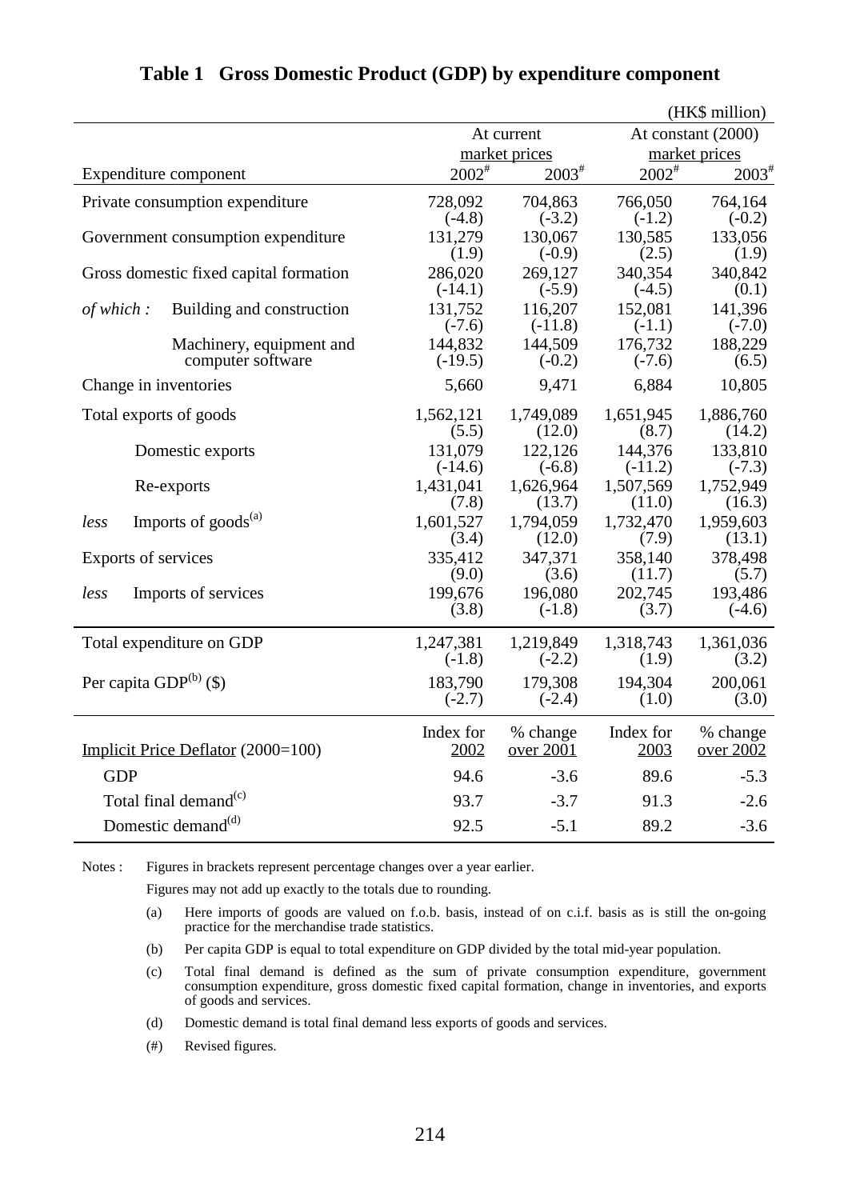# Table 1 Gross Domestic Product (GDP) by expenditure component

(HK$ million)

| Expenditure component | At current market prices | | At constant (2000) market prices | |
|---|---|---|---|---|
| | 2002# | 2003# | 2002# | 2003# |
| Private consumption expenditure | 728,092<br>(-4.8) | 704,863<br>(-3.2) | 766,050<br>(-1.2) | 764,164<br>(-0.2) |
| Government consumption expenditure | 131,279<br>(1.9) | 130,067<br>(-0.9) | 130,585<br>(2.5) | 133,056<br>(1.9) |
| Gross domestic fixed capital formation | 286,020<br>(-14.1) | 269,127<br>(-5.9) | 340,354<br>(-4.5) | 340,842<br>(0.1) |
| *of which :* Building and construction | 131,752<br>(-7.6) | 116,207<br>(-11.8) | 152,081<br>(-1.1) | 141,396<br>(-7.0) |
| Machinery, equipment and computer software | 144,832<br>(-19.5) | 144,509<br>(-0.2) | 176,732<br>(-7.6) | 188,229<br>(6.5) |
| Change in inventories | 5,660 | 9,471 | 6,884 | 10,805 |
| Total exports of goods | 1,562,121<br>(5.5) | 1,749,089<br>(12.0) | 1,651,945<br>(8.7) | 1,886,760<br>(14.2) |
| Domestic exports | 131,079<br>(-14.6) | 122,126<br>(-6.8) | 144,376<br>(-11.2) | 133,810<br>(-7.3) |
| Re-exports | 1,431,041<br>(7.8) | 1,626,964<br>(13.7) | 1,507,569<br>(11.0) | 1,752,949<br>(16.3) |
| *less* Imports of goods(a) | 1,601,527<br>(3.4) | 1,794,059<br>(12.0) | 1,732,470<br>(7.9) | 1,959,603<br>(13.1) |
| Exports of services | 335,412<br>(9.0) | 347,371<br>(3.6) | 358,140<br>(11.7) | 378,498<br>(5.7) |
| *less* Imports of services | 199,676<br>(3.8) | 196,080<br>(-1.8) | 202,745<br>(3.7) | 193,486<br>(-4.6) |
| Total expenditure on GDP | 1,247,381<br>(-1.8) | 1,219,849<br>(-2.2) | 1,318,743<br>(1.9) | 1,361,036<br>(3.2) |
| Per capita GDP(b) ($) | 183,790<br>(-2.7) | 179,308<br>(-2.4) | 194,304<br>(1.0) | 200,061<br>(3.0) |

| Implicit Price Deflator (2000=100) | Index for 2002 | % change over 2001 | Index for 2003 | % change over 2002 |
|---|---|---|---|---|
| GDP | 94.6 | -3.6 | 89.6 | -5.3 |
| Total final demand(c) | 93.7 | -3.7 | 91.3 | -2.6 |
| Domestic demand(d) | 92.5 | -5.1 | 89.2 | -3.6 |

Notes : Figures in brackets represent percentage changes over a year earlier.

Figures may not add up exactly to the totals due to rounding.

(a) Here imports of goods are valued on f.o.b. basis, instead of on c.i.f. basis as is still the on-going practice for the merchandise trade statistics.

(b) Per capita GDP is equal to total expenditure on GDP divided by the total mid-year population.

(c) Total final demand is defined as the sum of private consumption expenditure, government consumption expenditure, gross domestic fixed capital formation, change in inventories, and exports of goods and services.

(d) Domestic demand is total final demand less exports of goods and services.

(#) Revised figures.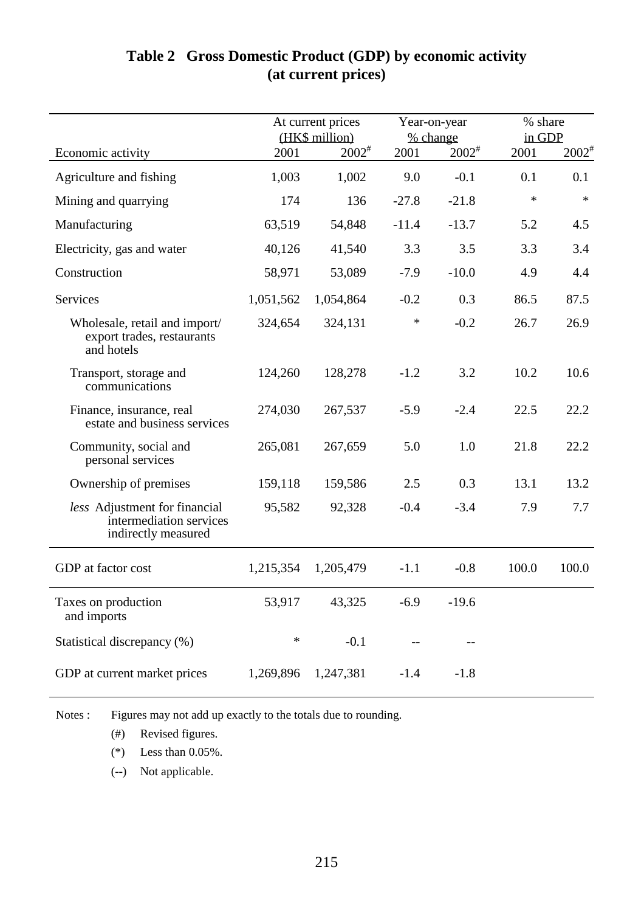## Table 2 Gross Domestic Product (GDP) by economic activity (at current prices)

| Economic activity | At current prices (HK$ million) | | Year-on-year % change | | % share in GDP | |
|---|---|---|---|---|---|---|
| | 2001 | 2002# | 2001 | 2002# | 2001 | 2002# |
| Agriculture and fishing | 1,003 | 1,002 | 9.0 | -0.1 | 0.1 | 0.1 |
| Mining and quarrying | 174 | 136 | -27.8 | -21.8 | * | * |
| Manufacturing | 63,519 | 54,848 | -11.4 | -13.7 | 5.2 | 4.5 |
| Electricity, gas and water | 40,126 | 41,540 | 3.3 | 3.5 | 3.3 | 3.4 |
| Construction | 58,971 | 53,089 | -7.9 | -10.0 | 4.9 | 4.4 |
| Services | 1,051,562 | 1,054,864 | -0.2 | 0.3 | 86.5 | 87.5 |
| Wholesale, retail and import/ export trades, restaurants and hotels | 324,654 | 324,131 | * | -0.2 | 26.7 | 26.9 |
| Transport, storage and communications | 124,260 | 128,278 | -1.2 | 3.2 | 10.2 | 10.6 |
| Finance, insurance, real estate and business services | 274,030 | 267,537 | -5.9 | -2.4 | 22.5 | 22.2 |
| Community, social and personal services | 265,081 | 267,659 | 5.0 | 1.0 | 21.8 | 22.2 |
| Ownership of premises | 159,118 | 159,586 | 2.5 | 0.3 | 13.1 | 13.2 |
| *less* Adjustment for financial intermediation services indirectly measured | 95,582 | 92,328 | -0.4 | -3.4 | 7.9 | 7.7 |
| GDP at factor cost | 1,215,354 | 1,205,479 | -1.1 | -0.8 | 100.0 | 100.0 |
| Taxes on production and imports | 53,917 | 43,325 | -6.9 | -19.6 | | |
| Statistical discrepancy (%) | * | -0.1 | -- | -- | | |
| GDP at current market prices | 1,269,896 | 1,247,381 | -1.4 | -1.8 | | |

Notes : Figures may not add up exactly to the totals due to rounding.

(#) Revised figures.

(*) Less than 0.05%.

(--) Not applicable.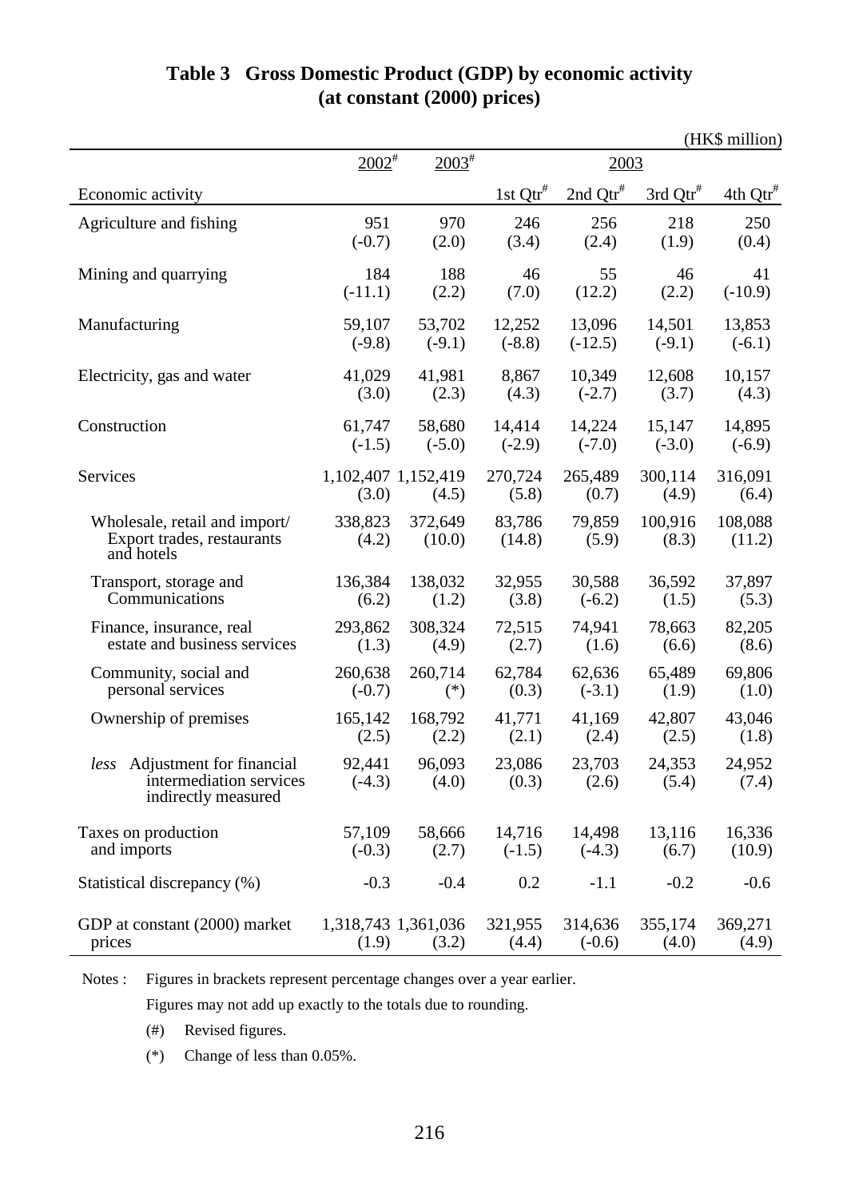## Table 3 Gross Domestic Product (GDP) by economic activity (at constant (2000) prices)

(HK$ million)

| Economic activity | 2002# | 2003# | 2003 1st Qtr# | 2003 2nd Qtr# | 2003 3rd Qtr# | 2003 4th Qtr# |
|---|---|---|---|---|---|---|
| Agriculture and fishing | 951 (-0.7) | 970 (2.0) | 246 (3.4) | 256 (2.4) | 218 (1.9) | 250 (0.4) |
| Mining and quarrying | 184 (-11.1) | 188 (2.2) | 46 (7.0) | 55 (12.2) | 46 (2.2) | 41 (-10.9) |
| Manufacturing | 59,107 (-9.8) | 53,702 (-9.1) | 12,252 (-8.8) | 13,096 (-12.5) | 14,501 (-9.1) | 13,853 (-6.1) |
| Electricity, gas and water | 41,029 (3.0) | 41,981 (2.3) | 8,867 (4.3) | 10,349 (-2.7) | 12,608 (3.7) | 10,157 (4.3) |
| Construction | 61,747 (-1.5) | 58,680 (-5.0) | 14,414 (-2.9) | 14,224 (-7.0) | 15,147 (-3.0) | 14,895 (-6.9) |
| Services | 1,102,407 (3.0) | 1,152,419 (4.5) | 270,724 (5.8) | 265,489 (0.7) | 300,114 (4.9) | 316,091 (6.4) |
| Wholesale, retail and import/ Export trades, restaurants and hotels | 338,823 (4.2) | 372,649 (10.0) | 83,786 (14.8) | 79,859 (5.9) | 100,916 (8.3) | 108,088 (11.2) |
| Transport, storage and Communications | 136,384 (6.2) | 138,032 (1.2) | 32,955 (3.8) | 30,588 (-6.2) | 36,592 (1.5) | 37,897 (5.3) |
| Finance, insurance, real estate and business services | 293,862 (1.3) | 308,324 (4.9) | 72,515 (2.7) | 74,941 (1.6) | 78,663 (6.6) | 82,205 (8.6) |
| Community, social and personal services | 260,638 (-0.7) | 260,714 (*) | 62,784 (0.3) | 62,636 (-3.1) | 65,489 (1.9) | 69,806 (1.0) |
| Ownership of premises | 165,142 (2.5) | 168,792 (2.2) | 41,771 (2.1) | 41,169 (2.4) | 42,807 (2.5) | 43,046 (1.8) |
| *less* Adjustment for financial intermediation services indirectly measured | 92,441 (-4.3) | 96,093 (4.0) | 23,086 (0.3) | 23,703 (2.6) | 24,353 (5.4) | 24,952 (7.4) |
| Taxes on production and imports | 57,109 (-0.3) | 58,666 (2.7) | 14,716 (-1.5) | 14,498 (-4.3) | 13,116 (6.7) | 16,336 (10.9) |
| Statistical discrepancy (%) | -0.3 | -0.4 | 0.2 | -1.1 | -0.2 | -0.6 |
| GDP at constant (2000) market prices | 1,318,743 (1.9) | 1,361,036 (3.2) | 321,955 (4.4) | 314,636 (-0.6) | 355,174 (4.0) | 369,271 (4.9) |

Notes : Figures in brackets represent percentage changes over a year earlier.

Figures may not add up exactly to the totals due to rounding.

(#) Revised figures.

(*) Change of less than 0.05%.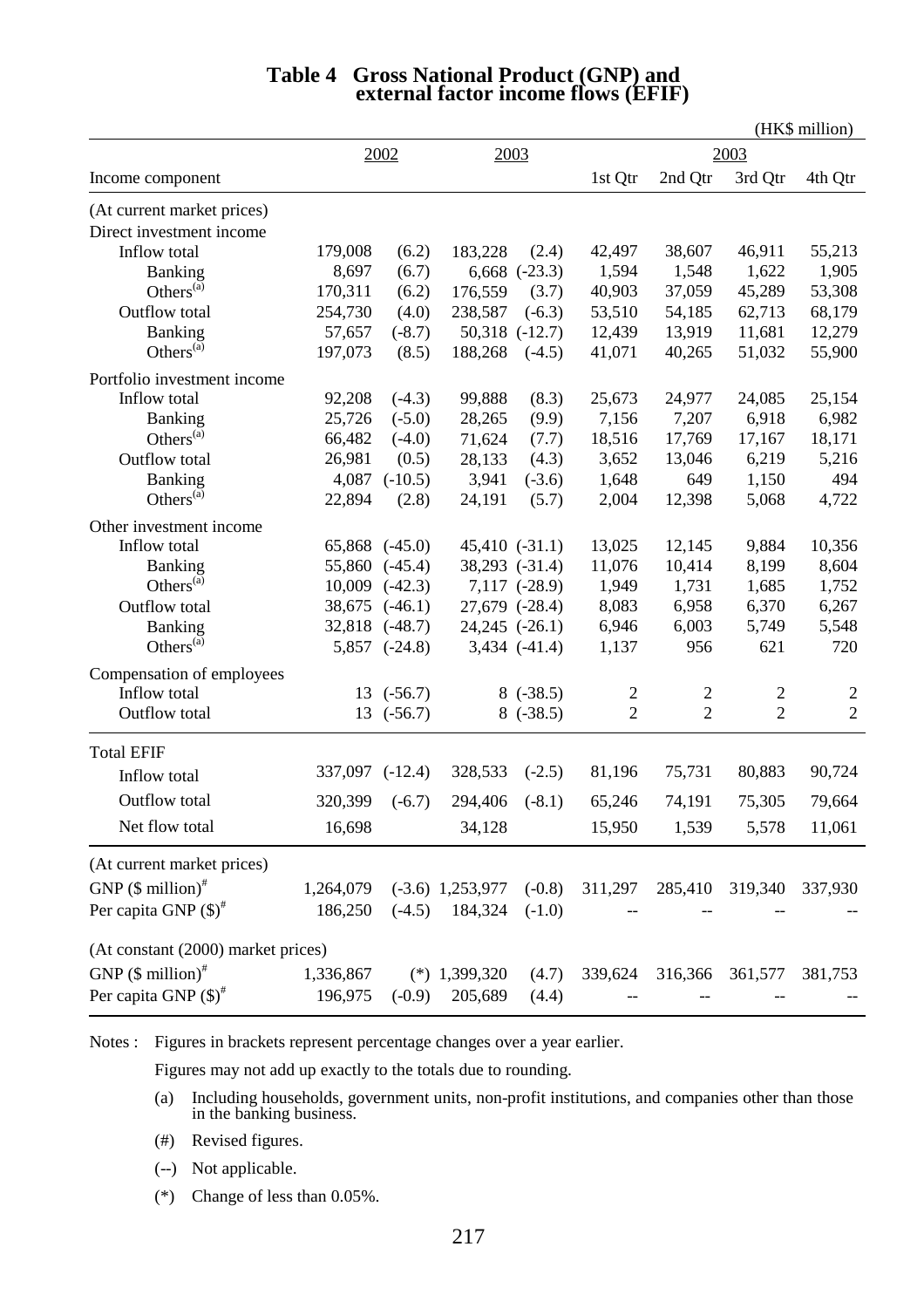# Table 4 Gross National Product (GNP) and external factor income flows (EFIF)

(HK$ million)

| Income component | 2002 | | 2003 | | 2003 1st Qtr | 2003 2nd Qtr | 2003 3rd Qtr | 2003 4th Qtr |
|---|---|---|---|---|---|---|---|---|
| (At current market prices) | | | | | | | | |
| Direct investment income | | | | | | | | |
| Inflow total | 179,008 | (6.2) | 183,228 | (2.4) | 42,497 | 38,607 | 46,911 | 55,213 |
| Banking | 8,697 | (6.7) | 6,668 | (-23.3) | 1,594 | 1,548 | 1,622 | 1,905 |
| Others[(a)] | 170,311 | (6.2) | 176,559 | (3.7) | 40,903 | 37,059 | 45,289 | 53,308 |
| Outflow total | 254,730 | (4.0) | 238,587 | (-6.3) | 53,510 | 54,185 | 62,713 | 68,179 |
| Banking | 57,657 | (-8.7) | 50,318 | (-12.7) | 12,439 | 13,919 | 11,681 | 12,279 |
| Others[(a)] | 197,073 | (8.5) | 188,268 | (-4.5) | 41,071 | 40,265 | 51,032 | 55,900 |
| Portfolio investment income | | | | | | | | |
| Inflow total | 92,208 | (-4.3) | 99,888 | (8.3) | 25,673 | 24,977 | 24,085 | 25,154 |
| Banking | 25,726 | (-5.0) | 28,265 | (9.9) | 7,156 | 7,207 | 6,918 | 6,982 |
| Others[(a)] | 66,482 | (-4.0) | 71,624 | (7.7) | 18,516 | 17,769 | 17,167 | 18,171 |
| Outflow total | 26,981 | (0.5) | 28,133 | (4.3) | 3,652 | 13,046 | 6,219 | 5,216 |
| Banking | 4,087 | (-10.5) | 3,941 | (-3.6) | 1,648 | 649 | 1,150 | 494 |
| Others[(a)] | 22,894 | (2.8) | 24,191 | (5.7) | 2,004 | 12,398 | 5,068 | 4,722 |
| Other investment income | | | | | | | | |
| Inflow total | 65,868 | (-45.0) | 45,410 | (-31.1) | 13,025 | 12,145 | 9,884 | 10,356 |
| Banking | 55,860 | (-45.4) | 38,293 | (-31.4) | 11,076 | 10,414 | 8,199 | 8,604 |
| Others[(a)] | 10,009 | (-42.3) | 7,117 | (-28.9) | 1,949 | 1,731 | 1,685 | 1,752 |
| Outflow total | 38,675 | (-46.1) | 27,679 | (-28.4) | 8,083 | 6,958 | 6,370 | 6,267 |
| Banking | 32,818 | (-48.7) | 24,245 | (-26.1) | 6,946 | 6,003 | 5,749 | 5,548 |
| Others[(a)] | 5,857 | (-24.8) | 3,434 | (-41.4) | 1,137 | 956 | 621 | 720 |
| Compensation of employees | | | | | | | | |
| Inflow total | 13 | (-56.7) | 8 | (-38.5) | 2 | 2 | 2 | 2 |
| Outflow total | 13 | (-56.7) | 8 | (-38.5) | 2 | 2 | 2 | 2 |
| Total EFIF | | | | | | | | |
| Inflow total | 337,097 | (-12.4) | 328,533 | (-2.5) | 81,196 | 75,731 | 80,883 | 90,724 |
| Outflow total | 320,399 | (-6.7) | 294,406 | (-8.1) | 65,246 | 74,191 | 75,305 | 79,664 |
| Net flow total | 16,698 | | 34,128 | | 15,950 | 1,539 | 5,578 | 11,061 |
| (At current market prices) | | | | | | | | |
| GNP ($ million)[#] | 1,264,079 | (-3.6) | 1,253,977 | (-0.8) | 311,297 | 285,410 | 319,340 | 337,930 |
| Per capita GNP ($)[#] | 186,250 | (-4.5) | 184,324 | (-1.0) | -- | -- | -- | -- |
| (At constant (2000) market prices) | | | | | | | | |
| GNP ($ million)[#] | 1,336,867 | (*) | 1,399,320 | (4.7) | 339,624 | 316,366 | 361,577 | 381,753 |
| Per capita GNP ($)[#] | 196,975 | (-0.9) | 205,689 | (4.4) | -- | -- | -- | -- |

Notes : Figures in brackets represent percentage changes over a year earlier.

Figures may not add up exactly to the totals due to rounding.

(a) Including households, government units, non-profit institutions, and companies other than those in the banking business.

(#) Revised figures.

(--) Not applicable.

(*) Change of less than 0.05%.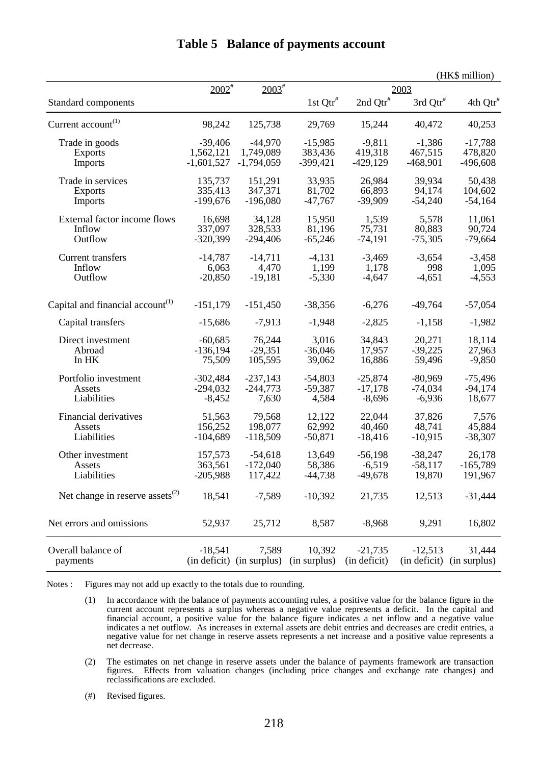# Table 5 Balance of payments account

(HK$ million)

| Standard components | 2002# | 2003# | 2003 1st Qtr# | 2003 2nd Qtr# | 2003 3rd Qtr# | 2003 4th Qtr# |
|---|---|---|---|---|---|---|
| Current account[(1)] | 98,242 | 125,738 | 29,769 | 15,244 | 40,472 | 40,253 |
| Trade in goods | -39,406 | -44,970 | -15,985 | -9,811 | -1,386 | -17,788 |
| Exports | 1,562,121 | 1,749,089 | 383,436 | 419,318 | 467,515 | 478,820 |
| Imports | -1,601,527 | -1,794,059 | -399,421 | -429,129 | -468,901 | -496,608 |
| Trade in services | 135,737 | 151,291 | 33,935 | 26,984 | 39,934 | 50,438 |
| Exports | 335,413 | 347,371 | 81,702 | 66,893 | 94,174 | 104,602 |
| Imports | -199,676 | -196,080 | -47,767 | -39,909 | -54,240 | -54,164 |
| External factor income flows | 16,698 | 34,128 | 15,950 | 1,539 | 5,578 | 11,061 |
| Inflow | 337,097 | 328,533 | 81,196 | 75,731 | 80,883 | 90,724 |
| Outflow | -320,399 | -294,406 | -65,246 | -74,191 | -75,305 | -79,664 |
| Current transfers | -14,787 | -14,711 | -4,131 | -3,469 | -3,654 | -3,458 |
| Inflow | 6,063 | 4,470 | 1,199 | 1,178 | 998 | 1,095 |
| Outflow | -20,850 | -19,181 | -5,330 | -4,647 | -4,651 | -4,553 |
| Capital and financial account[(1)] | -151,179 | -151,450 | -38,356 | -6,276 | -49,764 | -57,054 |
| Capital transfers | -15,686 | -7,913 | -1,948 | -2,825 | -1,158 | -1,982 |
| Direct investment | -60,685 | 76,244 | 3,016 | 34,843 | 20,271 | 18,114 |
| Abroad | -136,194 | -29,351 | -36,046 | 17,957 | -39,225 | 27,963 |
| In HK | 75,509 | 105,595 | 39,062 | 16,886 | 59,496 | -9,850 |
| Portfolio investment | -302,484 | -237,143 | -54,803 | -25,874 | -80,969 | -75,496 |
| Assets | -294,032 | -244,773 | -59,387 | -17,178 | -74,034 | -94,174 |
| Liabilities | -8,452 | 7,630 | 4,584 | -8,696 | -6,936 | 18,677 |
| Financial derivatives | 51,563 | 79,568 | 12,122 | 22,044 | 37,826 | 7,576 |
| Assets | 156,252 | 198,077 | 62,992 | 40,460 | 48,741 | 45,884 |
| Liabilities | -104,689 | -118,509 | -50,871 | -18,416 | -10,915 | -38,307 |
| Other investment | 157,573 | -54,618 | 13,649 | -56,198 | -38,247 | 26,178 |
| Assets | 363,561 | -172,040 | 58,386 | -6,519 | -58,117 | -165,789 |
| Liabilities | -205,988 | 117,422 | -44,738 | -49,678 | 19,870 | 191,967 |
| Net change in reserve assets[(2)] | 18,541 | -7,589 | -10,392 | 21,735 | 12,513 | -31,444 |
| Net errors and omissions | 52,937 | 25,712 | 8,587 | -8,968 | 9,291 | 16,802 |
| Overall balance of payments | -18,541 (in deficit) | 7,589 (in surplus) | 10,392 (in surplus) | -21,735 (in deficit) | -12,513 (in deficit) | 31,444 (in surplus) |

Notes : Figures may not add up exactly to the totals due to rounding.

(1) In accordance with the balance of payments accounting rules, a positive value for the balance figure in the current account represents a surplus whereas a negative value represents a deficit. In the capital and financial account, a positive value for the balance figure indicates a net inflow and a negative value indicates a net outflow. As increases in external assets are debit entries and decreases are credit entries, a negative value for net change in reserve assets represents a net increase and a positive value represents a net decrease.

(2) The estimates on net change in reserve assets under the balance of payments framework are transaction figures. Effects from valuation changes (including price changes and exchange rate changes) and reclassifications are excluded.

(#) Revised figures.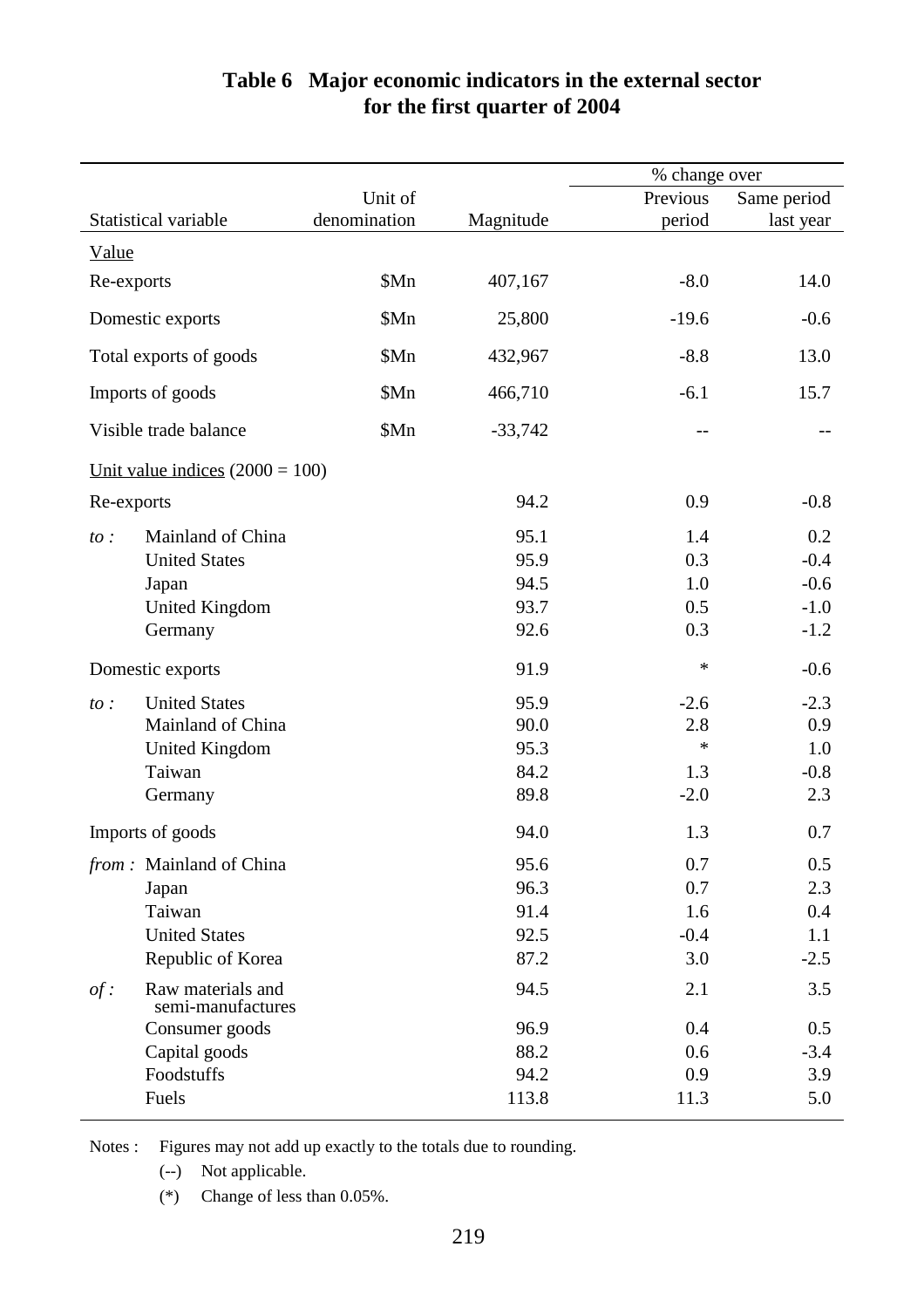## Table 6 Major economic indicators in the external sector for the first quarter of 2004

| Statistical variable | | Unit of denomination | Magnitude | % change over Previous period | % change over Same period last year |
|---|---|---|---|---|---|
| Value | | | | | |
| Re-exports | | $Mn | 407,167 | -8.0 | 14.0 |
| Domestic exports | | $Mn | 25,800 | -19.6 | -0.6 |
| Total exports of goods | | $Mn | 432,967 | -8.8 | 13.0 |
| Imports of goods | | $Mn | 466,710 | -6.1 | 15.7 |
| Visible trade balance | | $Mn | -33,742 | -- | -- |
| Unit value indices (2000 = 100) | | | | | |
| Re-exports | | | 94.2 | 0.9 | -0.8 |
| *to :* | Mainland of China | | 95.1 | 1.4 | 0.2 |
| | United States | | 95.9 | 0.3 | -0.4 |
| | Japan | | 94.5 | 1.0 | -0.6 |
| | United Kingdom | | 93.7 | 0.5 | -1.0 |
| | Germany | | 92.6 | 0.3 | -1.2 |
| Domestic exports | | | 91.9 | * | -0.6 |
| *to :* | United States | | 95.9 | -2.6 | -2.3 |
| | Mainland of China | | 90.0 | 2.8 | 0.9 |
| | United Kingdom | | 95.3 | * | 1.0 |
| | Taiwan | | 84.2 | 1.3 | -0.8 |
| | Germany | | 89.8 | -2.0 | 2.3 |
| Imports of goods | | | 94.0 | 1.3 | 0.7 |
| *from :* | Mainland of China | | 95.6 | 0.7 | 0.5 |
| | Japan | | 96.3 | 0.7 | 2.3 |
| | Taiwan | | 91.4 | 1.6 | 0.4 |
| | United States | | 92.5 | -0.4 | 1.1 |
| | Republic of Korea | | 87.2 | 3.0 | -2.5 |
| *of :* | Raw materials and semi-manufactures | | 94.5 | 2.1 | 3.5 |
| | Consumer goods | | 96.9 | 0.4 | 0.5 |
| | Capital goods | | 88.2 | 0.6 | -3.4 |
| | Foodstuffs | | 94.2 | 0.9 | 3.9 |
| | Fuels | | 113.8 | 11.3 | 5.0 |

Notes : Figures may not add up exactly to the totals due to rounding.

(--) Not applicable.

(*) Change of less than 0.05%.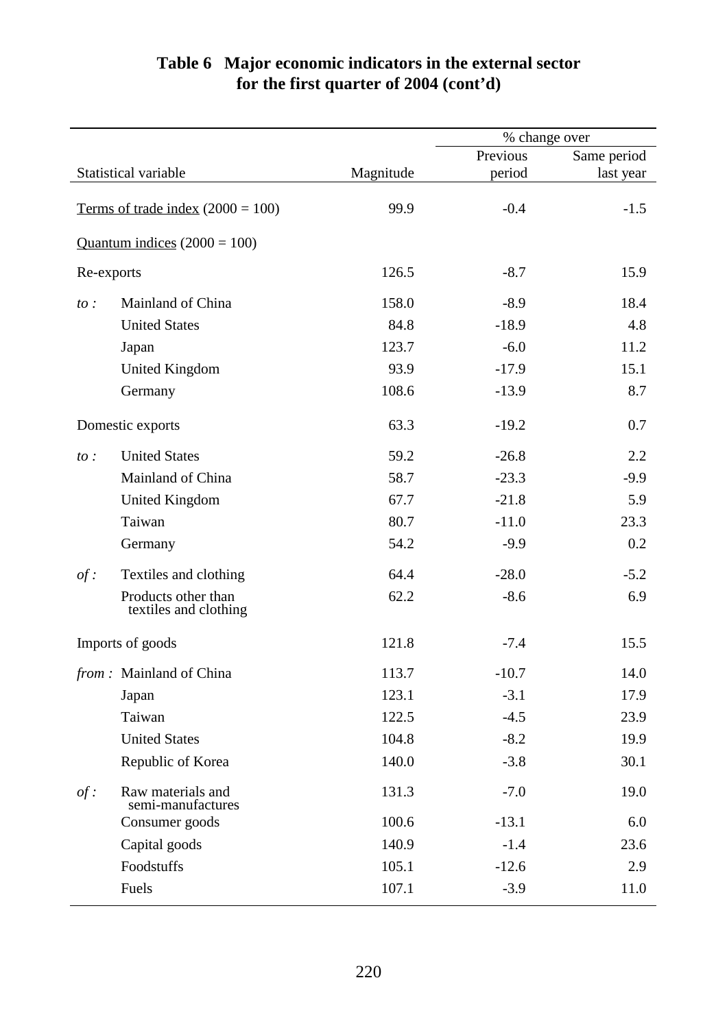## Table 6 Major economic indicators in the external sector for the first quarter of 2004 (cont'd)

| Statistical variable | | Magnitude | % change over Previous period | Same period last year |
|---|---|---|---|---|
| Terms of trade index (2000 = 100) | | 99.9 | -0.4 | -1.5 |
| Quantum indices (2000 = 100) | | | | |
| Re-exports | | 126.5 | -8.7 | 15.9 |
| *to :* | Mainland of China | 158.0 | -8.9 | 18.4 |
| | United States | 84.8 | -18.9 | 4.8 |
| | Japan | 123.7 | -6.0 | 11.2 |
| | United Kingdom | 93.9 | -17.9 | 15.1 |
| | Germany | 108.6 | -13.9 | 8.7 |
| Domestic exports | | 63.3 | -19.2 | 0.7 |
| *to :* | United States | 59.2 | -26.8 | 2.2 |
| | Mainland of China | 58.7 | -23.3 | -9.9 |
| | United Kingdom | 67.7 | -21.8 | 5.9 |
| | Taiwan | 80.7 | -11.0 | 23.3 |
| | Germany | 54.2 | -9.9 | 0.2 |
| *of :* | Textiles and clothing | 64.4 | -28.0 | -5.2 |
| | Products other than textiles and clothing | 62.2 | -8.6 | 6.9 |
| Imports of goods | | 121.8 | -7.4 | 15.5 |
| *from :* | Mainland of China | 113.7 | -10.7 | 14.0 |
| | Japan | 123.1 | -3.1 | 17.9 |
| | Taiwan | 122.5 | -4.5 | 23.9 |
| | United States | 104.8 | -8.2 | 19.9 |
| | Republic of Korea | 140.0 | -3.8 | 30.1 |
| *of :* | Raw materials and semi-manufactures | 131.3 | -7.0 | 19.0 |
| | Consumer goods | 100.6 | -13.1 | 6.0 |
| | Capital goods | 140.9 | -1.4 | 23.6 |
| | Foodstuffs | 105.1 | -12.6 | 2.9 |
| | Fuels | 107.1 | -3.9 | 11.0 |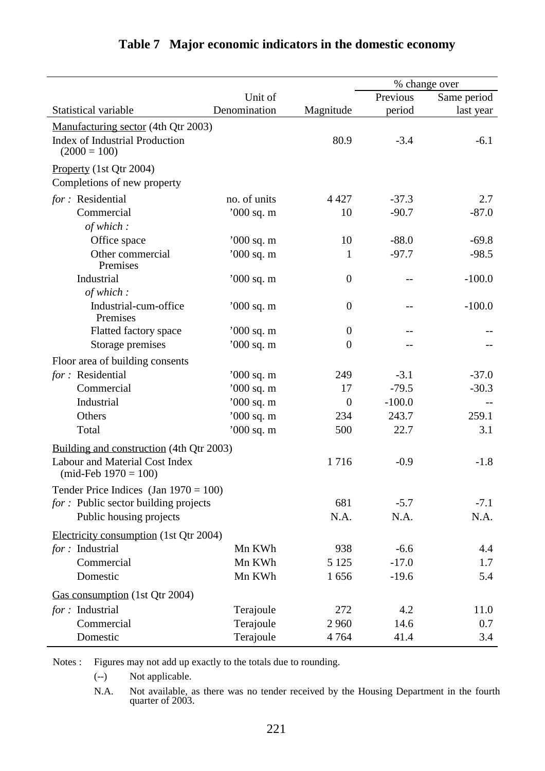## Table 7 Major economic indicators in the domestic economy

| Statistical variable | Unit of Denomination | Magnitude | % change over Previous period | % change over Same period last year |
|---|---|---|---|---|
| Manufacturing sector (4th Qtr 2003) | | | | |
| Index of Industrial Production (2000 = 100) | | 80.9 | -3.4 | -6.1 |
| Property (1st Qtr 2004) | | | | |
| Completions of new property | | | | |
| *for :* Residential | no. of units | 4 427 | -37.3 | 2.7 |
| Commercial | '000 sq. m | 10 | -90.7 | -87.0 |
| *of which :* | | | | |
| Office space | '000 sq. m | 10 | -88.0 | -69.8 |
| Other commercial Premises | '000 sq. m | 1 | -97.7 | -98.5 |
| Industrial | '000 sq. m | 0 | -- | -100.0 |
| *of which :* | | | | |
| Industrial-cum-office Premises | '000 sq. m | 0 | -- | -100.0 |
| Flatted factory space | '000 sq. m | 0 | -- | -- |
| Storage premises | '000 sq. m | 0 | -- | -- |
| Floor area of building consents | | | | |
| *for :* Residential | '000 sq. m | 249 | -3.1 | -37.0 |
| Commercial | '000 sq. m | 17 | -79.5 | -30.3 |
| Industrial | '000 sq. m | 0 | -100.0 | -- |
| Others | '000 sq. m | 234 | 243.7 | 259.1 |
| Total | '000 sq. m | 500 | 22.7 | 3.1 |
| Building and construction (4th Qtr 2003) | | | | |
| Labour and Material Cost Index (mid-Feb 1970 = 100) | | 1 716 | -0.9 | -1.8 |
| Tender Price Indices (Jan 1970 = 100) | | | | |
| *for :* Public sector building projects | | 681 | -5.7 | -7.1 |
| Public housing projects | | N.A. | N.A. | N.A. |
| Electricity consumption (1st Qtr 2004) | | | | |
| *for :* Industrial | Mn KWh | 938 | -6.6 | 4.4 |
| Commercial | Mn KWh | 5 125 | -17.0 | 1.7 |
| Domestic | Mn KWh | 1 656 | -19.6 | 5.4 |
| Gas consumption (1st Qtr 2004) | | | | |
| *for :* Industrial | Terajoule | 272 | 4.2 | 11.0 |
| Commercial | Terajoule | 2 960 | 14.6 | 0.7 |
| Domestic | Terajoule | 4 764 | 41.4 | 3.4 |

Notes : Figures may not add up exactly to the totals due to rounding.

(--) Not applicable.

N.A. Not available, as there was no tender received by the Housing Department in the fourth quarter of 2003.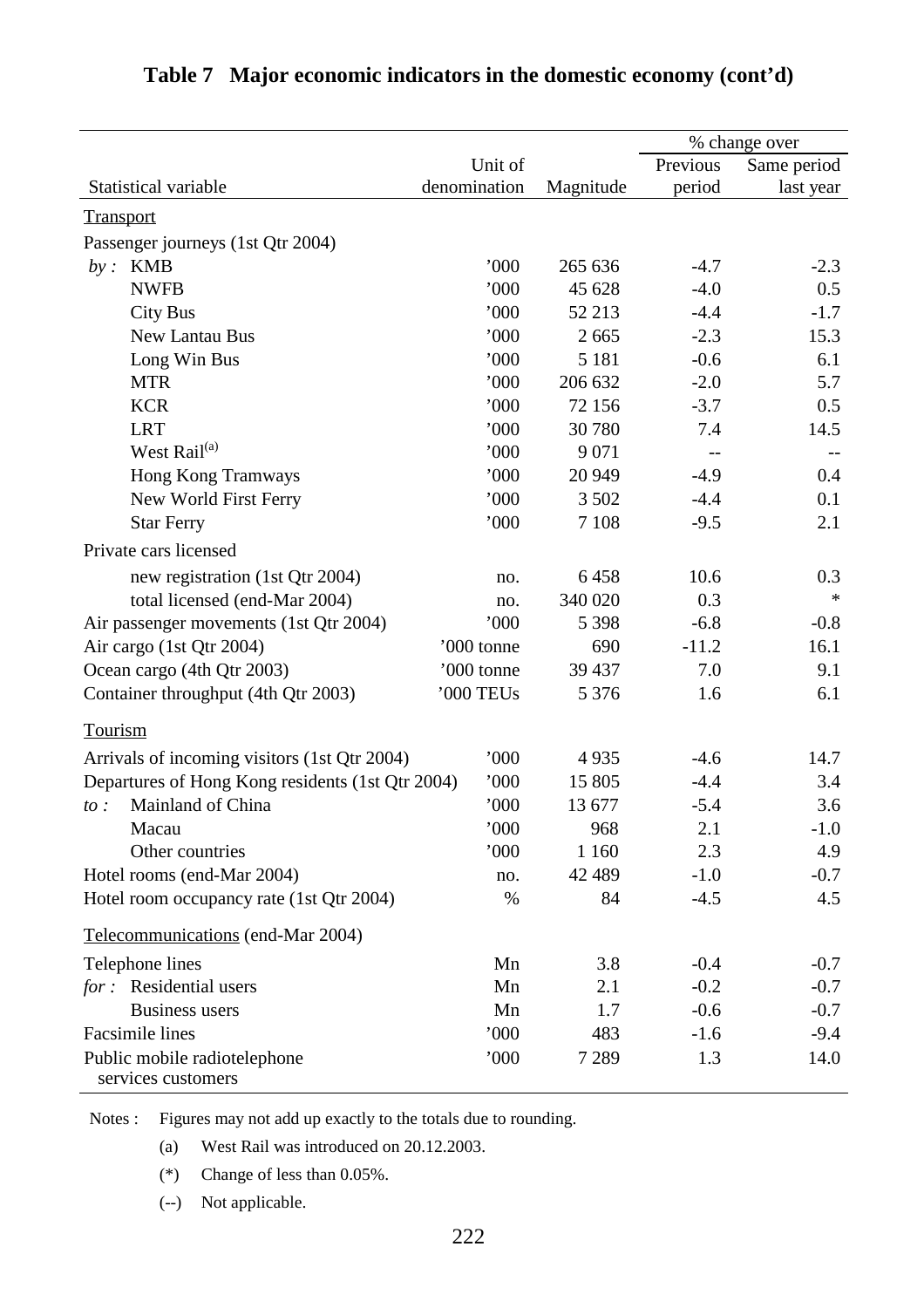# Table 7 Major economic indicators in the domestic economy (cont'd)

| Statistical variable | Unit of denomination | Magnitude | % change over Previous period | % change over Same period last year |
|---|---|---|---|---|
| **Transport** | | | | |
| Passenger journeys (1st Qtr 2004) | | | | |
| *by :* KMB | '000 | 265 636 | -4.7 | -2.3 |
| NWFB | '000 | 45 628 | -4.0 | 0.5 |
| City Bus | '000 | 52 213 | -4.4 | -1.7 |
| New Lantau Bus | '000 | 2 665 | -2.3 | 15.3 |
| Long Win Bus | '000 | 5 181 | -0.6 | 6.1 |
| MTR | '000 | 206 632 | -2.0 | 5.7 |
| KCR | '000 | 72 156 | -3.7 | 0.5 |
| LRT | '000 | 30 780 | 7.4 | 14.5 |
| West Rail[(a)] | '000 | 9 071 | -- | -- |
| Hong Kong Tramways | '000 | 20 949 | -4.9 | 0.4 |
| New World First Ferry | '000 | 3 502 | -4.4 | 0.1 |
| Star Ferry | '000 | 7 108 | -9.5 | 2.1 |
| Private cars licensed | | | | |
| new registration (1st Qtr 2004) | no. | 6 458 | 10.6 | 0.3 |
| total licensed (end-Mar 2004) | no. | 340 020 | 0.3 | * |
| Air passenger movements (1st Qtr 2004) | '000 | 5 398 | -6.8 | -0.8 |
| Air cargo (1st Qtr 2004) | '000 tonne | 690 | -11.2 | 16.1 |
| Ocean cargo (4th Qtr 2003) | '000 tonne | 39 437 | 7.0 | 9.1 |
| Container throughput (4th Qtr 2003) | '000 TEUs | 5 376 | 1.6 | 6.1 |
| **Tourism** | | | | |
| Arrivals of incoming visitors (1st Qtr 2004) | '000 | 4 935 | -4.6 | 14.7 |
| Departures of Hong Kong residents (1st Qtr 2004) | '000 | 15 805 | -4.4 | 3.4 |
| *to :* Mainland of China | '000 | 13 677 | -5.4 | 3.6 |
| Macau | '000 | 968 | 2.1 | -1.0 |
| Other countries | '000 | 1 160 | 2.3 | 4.9 |
| Hotel rooms (end-Mar 2004) | no. | 42 489 | -1.0 | -0.7 |
| Hotel room occupancy rate (1st Qtr 2004) | % | 84 | -4.5 | 4.5 |
| **Telecommunications** (end-Mar 2004) | | | | |
| Telephone lines | Mn | 3.8 | -0.4 | -0.7 |
| *for :* Residential users | Mn | 2.1 | -0.2 | -0.7 |
| Business users | Mn | 1.7 | -0.6 | -0.7 |
| Facsimile lines | '000 | 483 | -1.6 | -9.4 |
| Public mobile radiotelephone services customers | '000 | 7 289 | 1.3 | 14.0 |

Notes : Figures may not add up exactly to the totals due to rounding.

(a) West Rail was introduced on 20.12.2003.

(*) Change of less than 0.05%.

(--) Not applicable.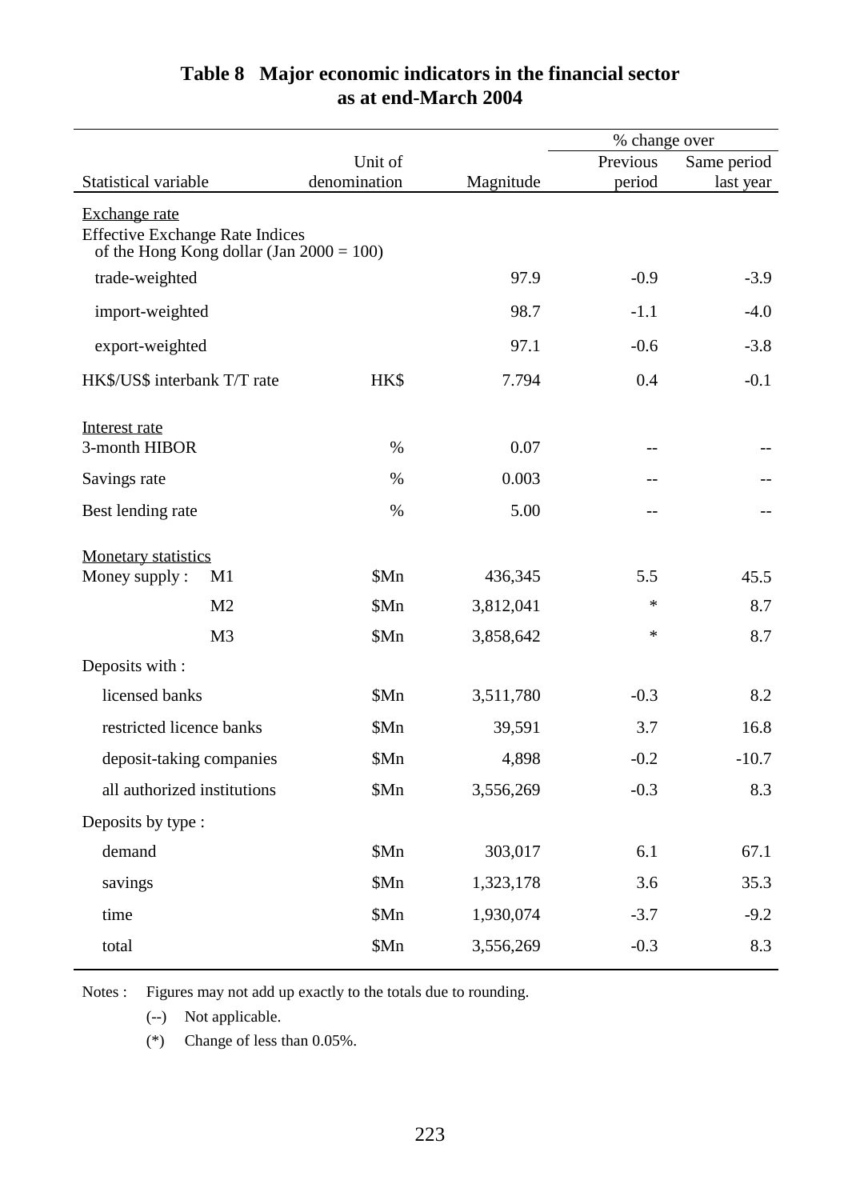## Table 8 Major economic indicators in the financial sector as at end-March 2004

| Statistical variable | Unit of denomination | Magnitude | % change over Previous period | % change over Same period last year |
|---|---|---|---|---|
| Exchange rate | | | | |
| Effective Exchange Rate Indices of the Hong Kong dollar (Jan 2000 = 100) | | | | |
| trade-weighted | | 97.9 | -0.9 | -3.9 |
| import-weighted | | 98.7 | -1.1 | -4.0 |
| export-weighted | | 97.1 | -0.6 | -3.8 |
| HK$/US$ interbank T/T rate | HK$ | 7.794 | 0.4 | -0.1 |
| Interest rate | | | | |
| 3-month HIBOR | % | 0.07 | -- | -- |
| Savings rate | % | 0.003 | -- | -- |
| Best lending rate | % | 5.00 | -- | -- |
| Monetary statistics | | | | |
| Money supply : M1 | $Mn | 436,345 | 5.5 | 45.5 |
| M2 | $Mn | 3,812,041 | * | 8.7 |
| M3 | $Mn | 3,858,642 | * | 8.7 |
| Deposits with : | | | | |
| licensed banks | $Mn | 3,511,780 | -0.3 | 8.2 |
| restricted licence banks | $Mn | 39,591 | 3.7 | 16.8 |
| deposit-taking companies | $Mn | 4,898 | -0.2 | -10.7 |
| all authorized institutions | $Mn | 3,556,269 | -0.3 | 8.3 |
| Deposits by type : | | | | |
| demand | $Mn | 303,017 | 6.1 | 67.1 |
| savings | $Mn | 1,323,178 | 3.6 | 35.3 |
| time | $Mn | 1,930,074 | -3.7 | -9.2 |
| total | $Mn | 3,556,269 | -0.3 | 8.3 |

Notes : Figures may not add up exactly to the totals due to rounding.

(--) Not applicable.

(*) Change of less than 0.05%.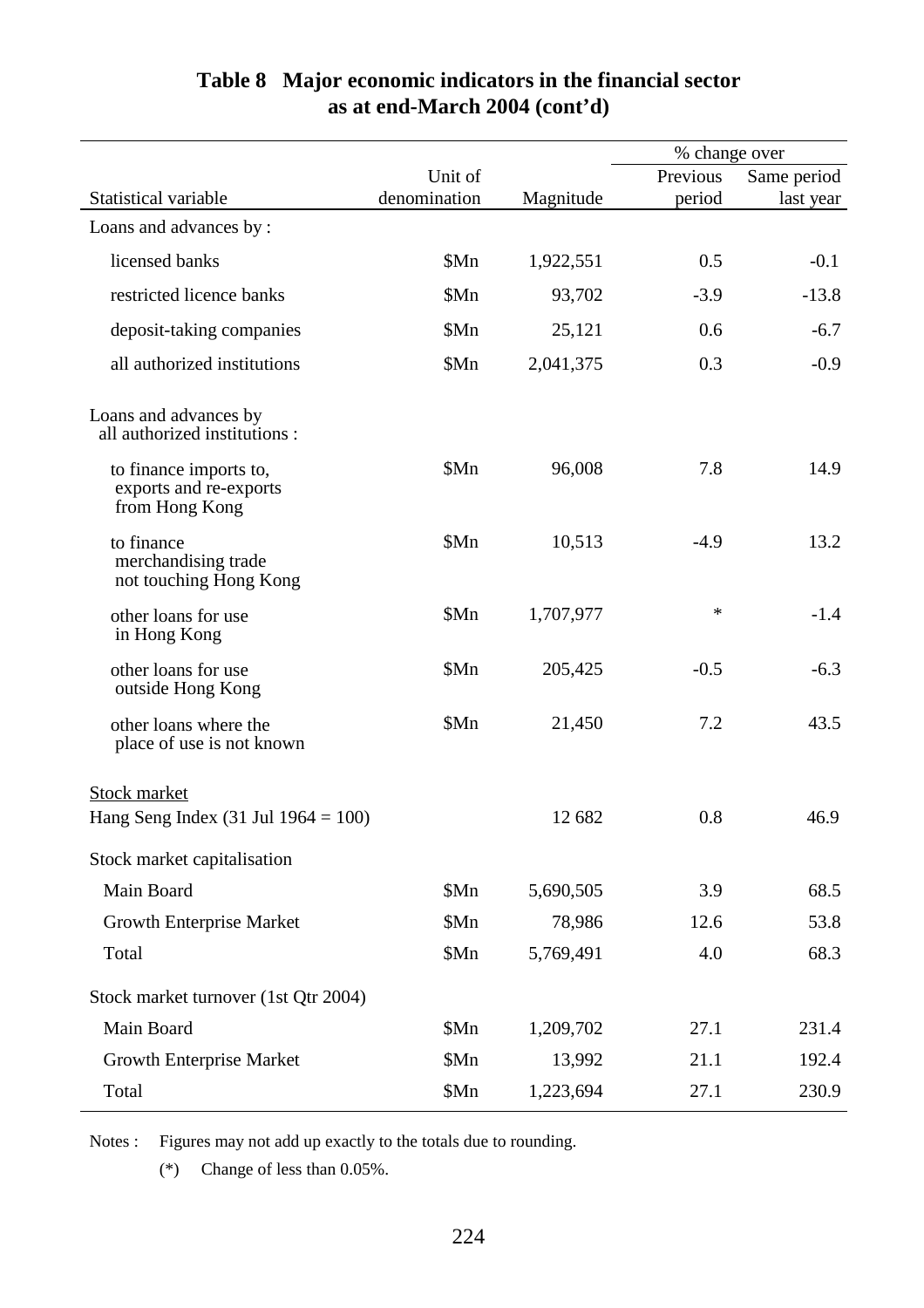# Table 8 Major economic indicators in the financial sector as at end-March 2004 (cont'd)

| Statistical variable | Unit of denomination | Magnitude | % change over Previous period | % change over Same period last year |
|---|---|---|---|---|
| Loans and advances by : | | | | |
| licensed banks | $Mn | 1,922,551 | 0.5 | -0.1 |
| restricted licence banks | $Mn | 93,702 | -3.9 | -13.8 |
| deposit-taking companies | $Mn | 25,121 | 0.6 | -6.7 |
| all authorized institutions | $Mn | 2,041,375 | 0.3 | -0.9 |
| Loans and advances by all authorized institutions : | | | | |
| to finance imports to, exports and re-exports from Hong Kong | $Mn | 96,008 | 7.8 | 14.9 |
| to finance merchandising trade not touching Hong Kong | $Mn | 10,513 | -4.9 | 13.2 |
| other loans for use in Hong Kong | $Mn | 1,707,977 | * | -1.4 |
| other loans for use outside Hong Kong | $Mn | 205,425 | -0.5 | -6.3 |
| other loans where the place of use is not known | $Mn | 21,450 | 7.2 | 43.5 |
| Stock market | | | | |
| Hang Seng Index (31 Jul 1964 = 100) | | 12 682 | 0.8 | 46.9 |
| Stock market capitalisation | | | | |
| Main Board | $Mn | 5,690,505 | 3.9 | 68.5 |
| Growth Enterprise Market | $Mn | 78,986 | 12.6 | 53.8 |
| Total | $Mn | 5,769,491 | 4.0 | 68.3 |
| Stock market turnover (1st Qtr 2004) | | | | |
| Main Board | $Mn | 1,209,702 | 27.1 | 231.4 |
| Growth Enterprise Market | $Mn | 13,992 | 21.1 | 192.4 |
| Total | $Mn | 1,223,694 | 27.1 | 230.9 |

Notes : Figures may not add up exactly to the totals due to rounding.

(*) Change of less than 0.05%.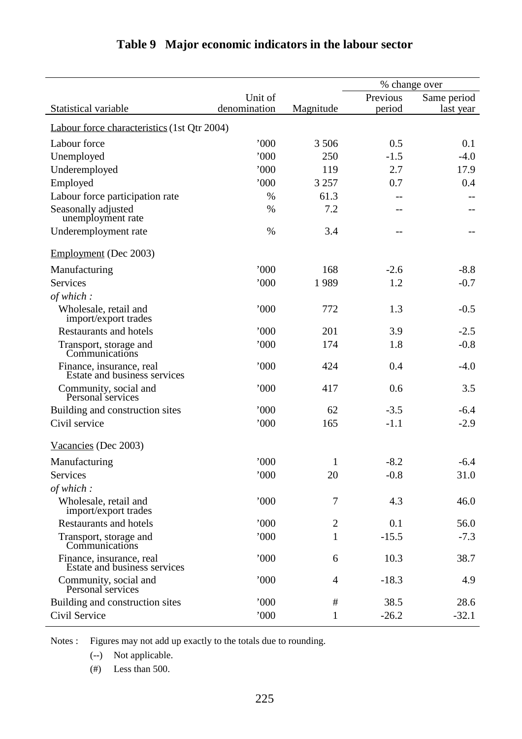# Table 9 Major economic indicators in the labour sector

| Statistical variable | Unit of denomination | Magnitude | % change over Previous period | Same period last year |
|---|---|---|---|---|
| Labour force characteristics (1st Qtr 2004) | | | | |
| Labour force | '000 | 3 506 | 0.5 | 0.1 |
| Unemployed | '000 | 250 | -1.5 | -4.0 |
| Underemployed | '000 | 119 | 2.7 | 17.9 |
| Employed | '000 | 3 257 | 0.7 | 0.4 |
| Labour force participation rate | % | 61.3 | -- | -- |
| Seasonally adjusted unemployment rate | % | 7.2 | -- | -- |
| Underemployment rate | % | 3.4 | -- | -- |
| Employment (Dec 2003) | | | | |
| Manufacturing | '000 | 168 | -2.6 | -8.8 |
| Services | '000 | 1 989 | 1.2 | -0.7 |
| *of which :* | | | | |
| Wholesale, retail and import/export trades | '000 | 772 | 1.3 | -0.5 |
| Restaurants and hotels | '000 | 201 | 3.9 | -2.5 |
| Transport, storage and Communications | '000 | 174 | 1.8 | -0.8 |
| Finance, insurance, real Estate and business services | '000 | 424 | 0.4 | -4.0 |
| Community, social and Personal services | '000 | 417 | 0.6 | 3.5 |
| Building and construction sites | '000 | 62 | -3.5 | -6.4 |
| Civil service | '000 | 165 | -1.1 | -2.9 |
| Vacancies (Dec 2003) | | | | |
| Manufacturing | '000 | 1 | -8.2 | -6.4 |
| Services | '000 | 20 | -0.8 | 31.0 |
| *of which :* | | | | |
| Wholesale, retail and import/export trades | '000 | 7 | 4.3 | 46.0 |
| Restaurants and hotels | '000 | 2 | 0.1 | 56.0 |
| Transport, storage and Communications | '000 | 1 | -15.5 | -7.3 |
| Finance, insurance, real Estate and business services | '000 | 6 | 10.3 | 38.7 |
| Community, social and Personal services | '000 | 4 | -18.3 | 4.9 |
| Building and construction sites | '000 | # | 38.5 | 28.6 |
| Civil Service | '000 | 1 | -26.2 | -32.1 |

Notes : Figures may not add up exactly to the totals due to rounding.

(--) Not applicable.

(#) Less than 500.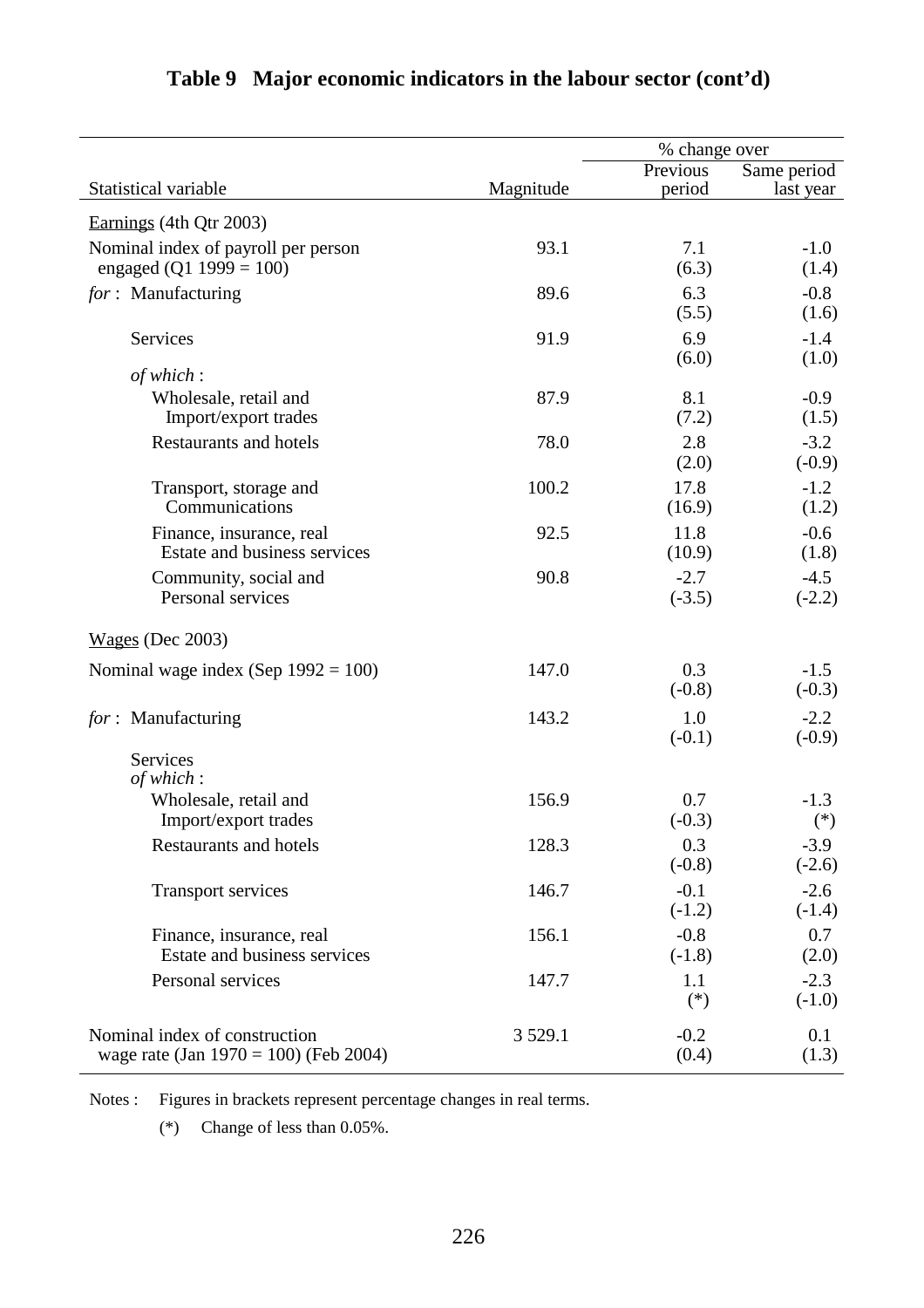# Table 9 Major economic indicators in the labour sector (cont'd)

| Statistical variable | Magnitude | % change over Previous period | % change over Same period last year |
|---|---|---|---|
| Earnings (4th Qtr 2003) | | | |
| Nominal index of payroll per person engaged (Q1 1999 = 100) | 93.1 | 7.1 (6.3) | -1.0 (1.4) |
| *for* : Manufacturing | 89.6 | 6.3 (5.5) | -0.8 (1.6) |
| Services | 91.9 | 6.9 (6.0) | -1.4 (1.0) |
| *of which* : | | | |
| Wholesale, retail and Import/export trades | 87.9 | 8.1 (7.2) | -0.9 (1.5) |
| Restaurants and hotels | 78.0 | 2.8 (2.0) | -3.2 (-0.9) |
| Transport, storage and Communications | 100.2 | 17.8 (16.9) | -1.2 (1.2) |
| Finance, insurance, real Estate and business services | 92.5 | 11.8 (10.9) | -0.6 (1.8) |
| Community, social and Personal services | 90.8 | -2.7 (-3.5) | -4.5 (-2.2) |
| Wages (Dec 2003) | | | |
| Nominal wage index (Sep 1992 = 100) | 147.0 | 0.3 (-0.8) | -1.5 (-0.3) |
| *for* : Manufacturing | 143.2 | 1.0 (-0.1) | -2.2 (-0.9) |
| Services *of which* : | | | |
| Wholesale, retail and Import/export trades | 156.9 | 0.7 (-0.3) | -1.3 (*) |
| Restaurants and hotels | 128.3 | 0.3 (-0.8) | -3.9 (-2.6) |
| Transport services | 146.7 | -0.1 (-1.2) | -2.6 (-1.4) |
| Finance, insurance, real Estate and business services | 156.1 | -0.8 (-1.8) | 0.7 (2.0) |
| Personal services | 147.7 | 1.1 (*) | -2.3 (-1.0) |
| Nominal index of construction wage rate (Jan 1970 = 100) (Feb 2004) | 3 529.1 | -0.2 (0.4) | 0.1 (1.3) |

Notes : Figures in brackets represent percentage changes in real terms.

(*) Change of less than 0.05%.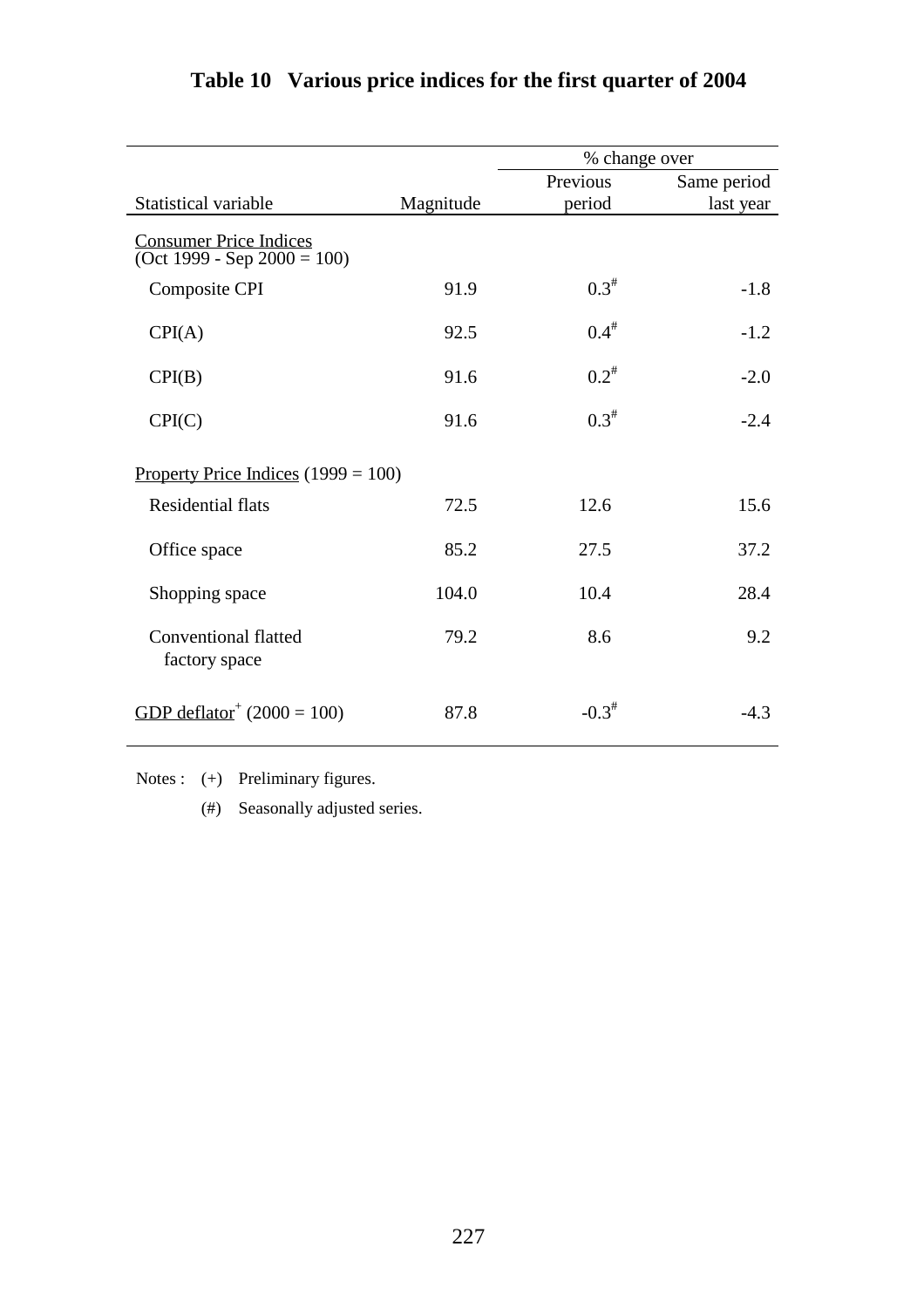# Table 10 Various price indices for the first quarter of 2004

| Statistical variable | Magnitude | % change over Previous period | % change over Same period last year |
|---|---|---|---|
| Consumer Price Indices (Oct 1999 - Sep 2000 = 100) | | | |
| Composite CPI | 91.9 | 0.3# | -1.8 |
| CPI(A) | 92.5 | 0.4# | -1.2 |
| CPI(B) | 91.6 | 0.2# | -2.0 |
| CPI(C) | 91.6 | 0.3# | -2.4 |
| Property Price Indices (1999 = 100) | | | |
| Residential flats | 72.5 | 12.6 | 15.6 |
| Office space | 85.2 | 27.5 | 37.2 |
| Shopping space | 104.0 | 10.4 | 28.4 |
| Conventional flatted factory space | 79.2 | 8.6 | 9.2 |
| GDP deflator+ (2000 = 100) | 87.8 | -0.3# | -4.3 |

Notes : (+) Preliminary figures.

(#) Seasonally adjusted series.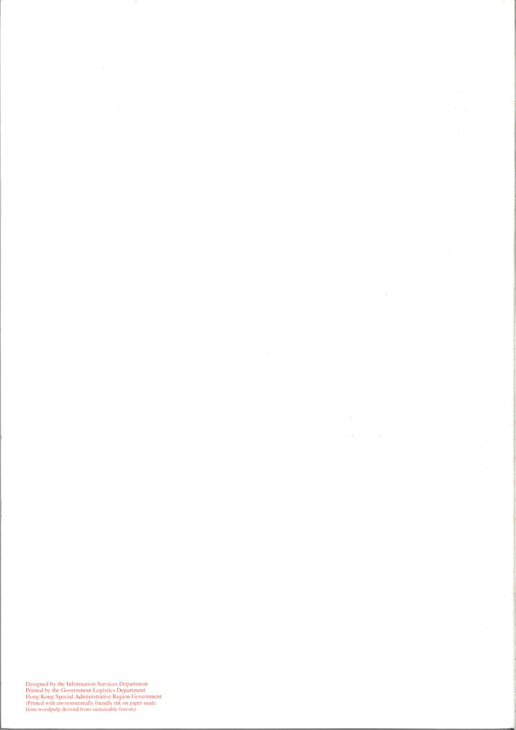Designed by the Information Services Department
Printed by the Government Logistics Department
Hong Kong Special Administrative Region Government
(Printed with environmentally friendly ink on paper made from woodpulp derived from sustainable forests)